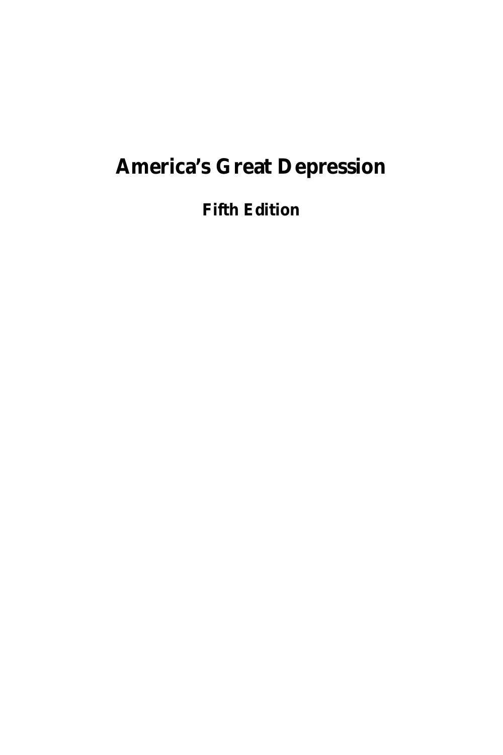# America's Great Depression

## Fifth Edition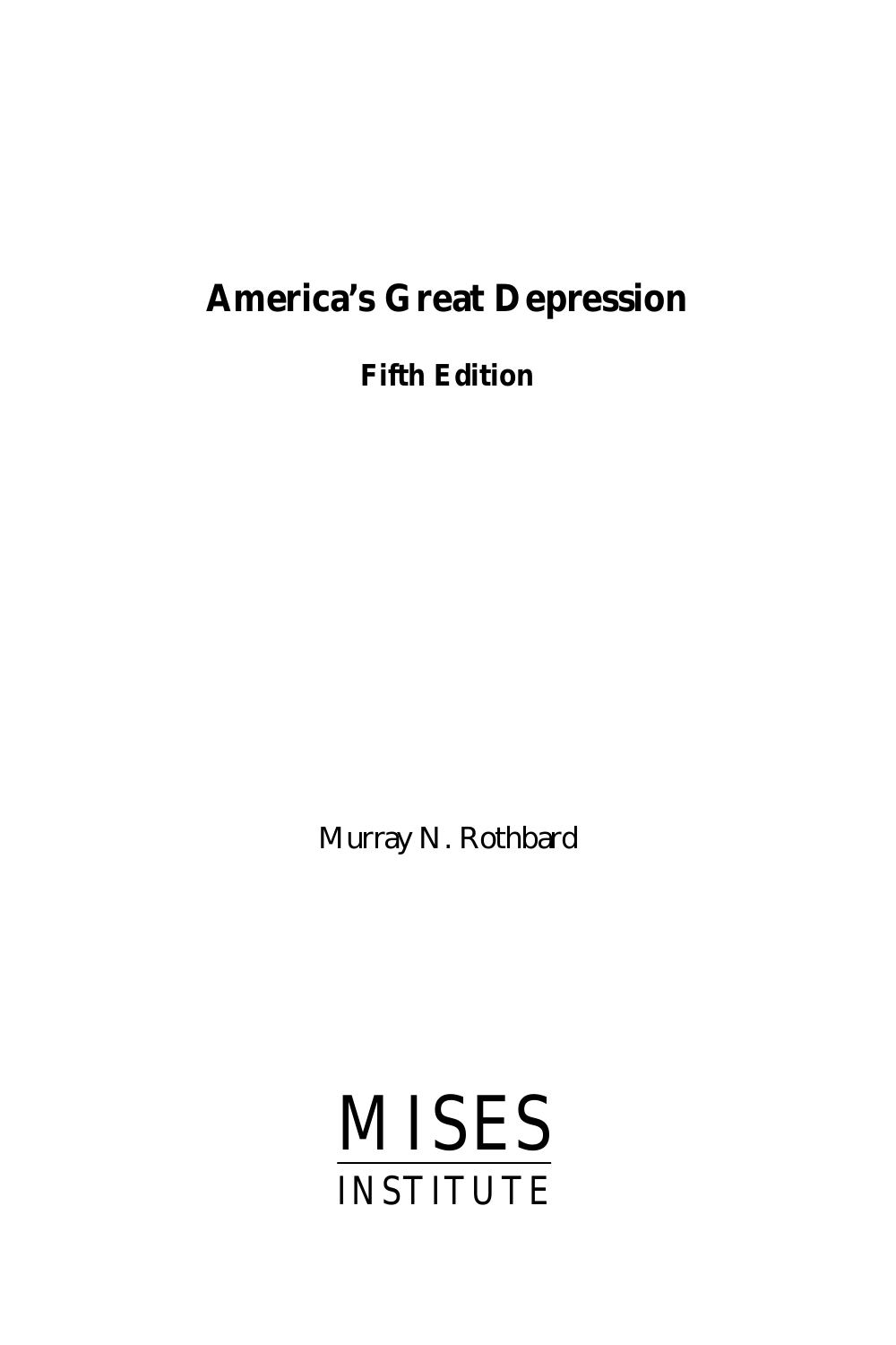# America's Great Depression

**Fifth Edition**

Murray N. Rothbard

MISES INSTITUTE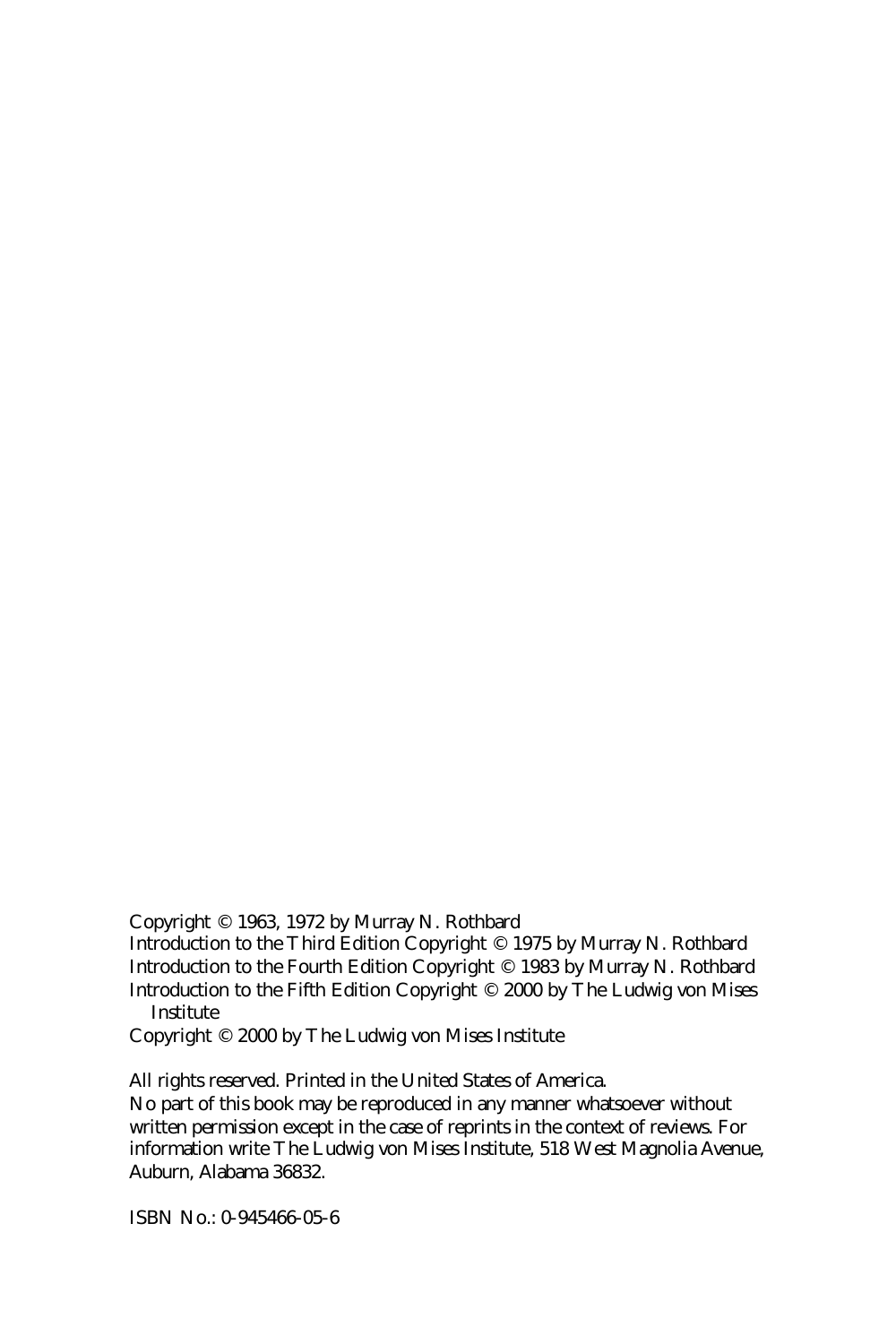Copyright © 1963, 1972 by Murray N. Rothbard
Introduction to the Third Edition Copyright © 1975 by Murray N. Rothbard
Introduction to the Fourth Edition Copyright © 1983 by Murray N. Rothbard
Introduction to the Fifth Edition Copyright © 2000 by The Ludwig von Mises Institute
Copyright © 2000 by The Ludwig von Mises Institute

All rights reserved. Printed in the United States of America.
No part of this book may be reproduced in any manner whatsoever without written permission except in the case of reprints in the context of reviews. For information write The Ludwig von Mises Institute, 518 West Magnolia Avenue, Auburn, Alabama 36832.

ISBN No.: 0-945466-05-6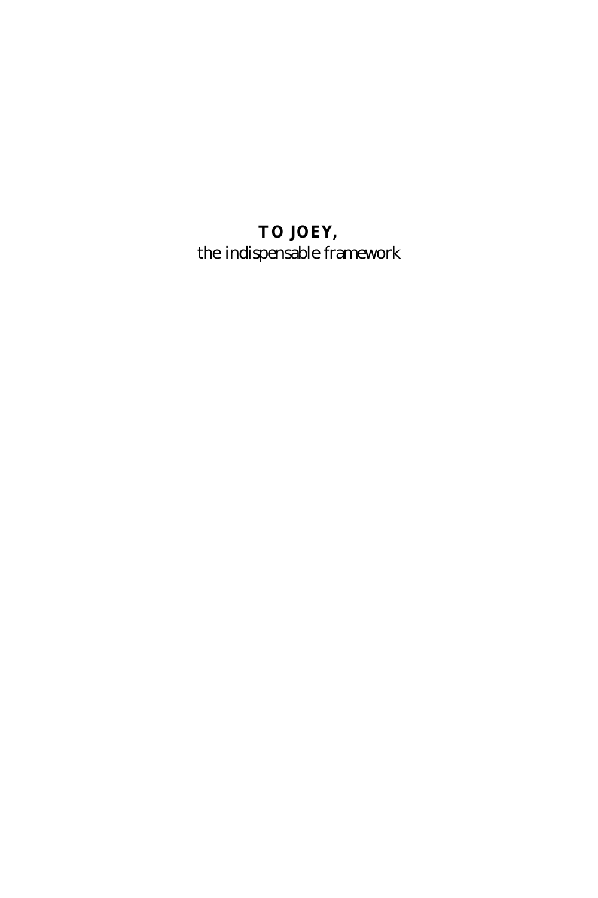**TO JOEY,**
the indispensable framework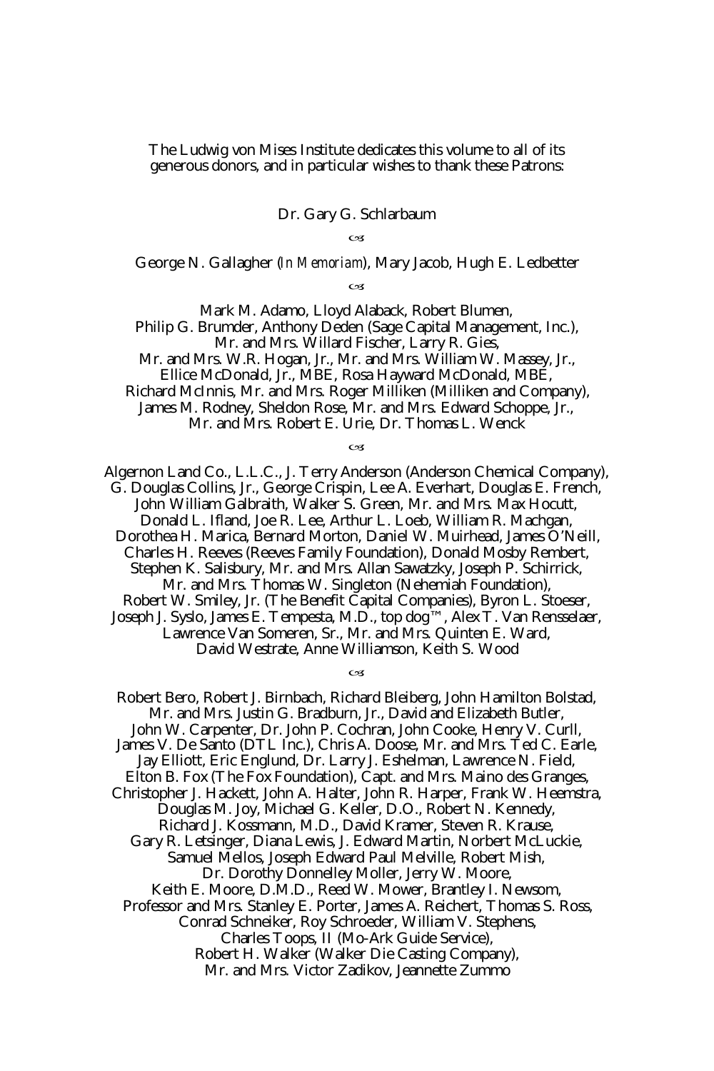The Ludwig von Mises Institute dedicates this volume to all of its generous donors, and in particular wishes to thank these Patrons:

Dr. Gary G. Schlarbaum

☙

George N. Gallagher (*In Memoriam*), Mary Jacob, Hugh E. Ledbetter

☙

Mark M. Adamo, Lloyd Alaback, Robert Blumen,
Philip G. Brumder, Anthony Deden (Sage Capital Management, Inc.),
Mr. and Mrs. Willard Fischer, Larry R. Gies,
Mr. and Mrs. W.R. Hogan, Jr., Mr. and Mrs. William W. Massey, Jr.,
Ellice McDonald, Jr., MBE, Rosa Hayward McDonald, MBE,
Richard McInnis, Mr. and Mrs. Roger Milliken (Milliken and Company),
James M. Rodney, Sheldon Rose, Mr. and Mrs. Edward Schoppe, Jr.,
Mr. and Mrs. Robert E. Urie, Dr. Thomas L. Wenck

☙

Algernon Land Co., L.L.C., J. Terry Anderson (Anderson Chemical Company),
G. Douglas Collins, Jr., George Crispin, Lee A. Everhart, Douglas E. French,
John William Galbraith, Walker S. Green, Mr. and Mrs. Max Hocutt,
Donald L. Ifland, Joe R. Lee, Arthur L. Loeb, William R. Machgan,
Dorothea H. Marica, Bernard Morton, Daniel W. Muirhead, James O'Neill,
Charles H. Reeves (Reeves Family Foundation), Donald Mosby Rembert,
Stephen K. Salisbury, Mr. and Mrs. Allan Sawatzky, Joseph P. Schirrick,
Mr. and Mrs. Thomas W. Singleton (Nehemiah Foundation),
Robert W. Smiley, Jr. (The Benefit Capital Companies), Byron L. Stoeser,
Joseph J. Syslo, James E. Tempesta, M.D., top dog™, Alex T. Van Rensselaer,
Lawrence Van Someren, Sr., Mr. and Mrs. Quinten E. Ward,
David Westrate, Anne Williamson, Keith S. Wood

☙

Robert Bero, Robert J. Birnbach, Richard Bleiberg, John Hamilton Bolstad,
Mr. and Mrs. Justin G. Bradburn, Jr., David and Elizabeth Butler,
John W. Carpenter, Dr. John P. Cochran, John Cooke, Henry V. Curll,
James V. De Santo (DTL Inc.), Chris A. Doose, Mr. and Mrs. Ted C. Earle,
Jay Elliott, Eric Englund, Dr. Larry J. Eshelman, Lawrence N. Field,
Elton B. Fox (The Fox Foundation), Capt. and Mrs. Maino des Granges,
Christopher J. Hackett, John A. Halter, John R. Harper, Frank W. Heemstra,
Douglas M. Joy, Michael G. Keller, D.O., Robert N. Kennedy,
Richard J. Kossmann, M.D., David Kramer, Steven R. Krause,
Gary R. Letsinger, Diana Lewis, J. Edward Martin, Norbert McLuckie,
Samuel Mellos, Joseph Edward Paul Melville, Robert Mish,
Dr. Dorothy Donnelley Moller, Jerry W. Moore,
Keith E. Moore, D.M.D., Reed W. Mower, Brantley I. Newsom,
Professor and Mrs. Stanley E. Porter, James A. Reichert, Thomas S. Ross,
Conrad Schneiker, Roy Schroeder, William V. Stephens,
Charles Toops, II (Mo-Ark Guide Service),
Robert H. Walker (Walker Die Casting Company),
Mr. and Mrs. Victor Zadikov, Jeannette Zummo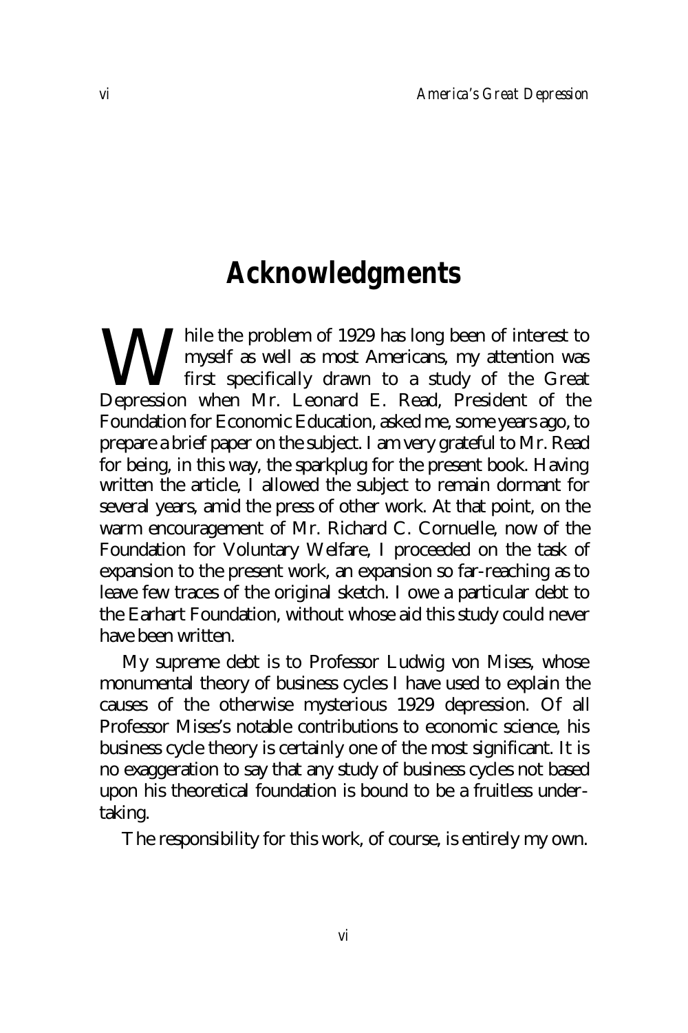# Acknowledgments

While the problem of 1929 has long been of interest to myself as well as most Americans, my attention was first specifically drawn to a study of the Great Depression when Mr. Leonard E. Read, President of the Foundation for Economic Education, asked me, some years ago, to prepare a brief paper on the subject. I am very grateful to Mr. Read for being, in this way, the sparkplug for the present book. Having written the article, I allowed the subject to remain dormant for several years, amid the press of other work. At that point, on the warm encouragement of Mr. Richard C. Cornuelle, now of the Foundation for Voluntary Welfare, I proceeded on the task of expansion to the present work, an expansion so far-reaching as to leave few traces of the original sketch. I owe a particular debt to the Earhart Foundation, without whose aid this study could never have been written.

My supreme debt is to Professor Ludwig von Mises, whose monumental theory of business cycles I have used to explain the causes of the otherwise mysterious 1929 depression. Of all Professor Mises's notable contributions to economic science, his business cycle theory is certainly one of the most significant. It is no exaggeration to say that any study of business cycles not based upon his theoretical foundation is bound to be a fruitless undertaking.

The responsibility for this work, of course, is entirely my own.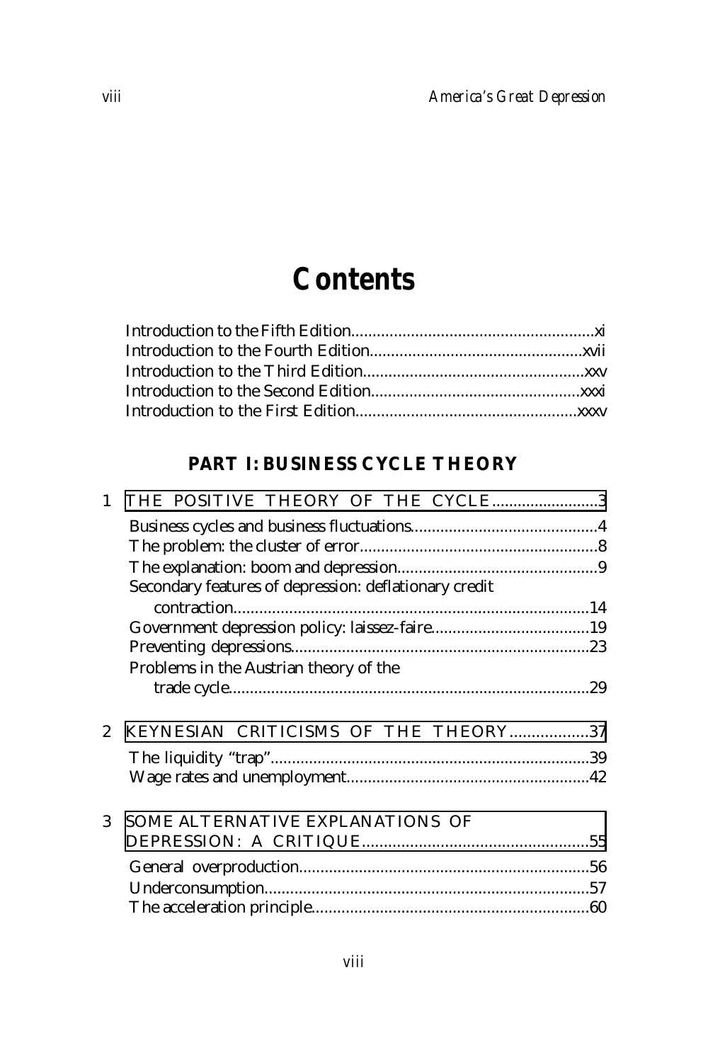# Contents

Introduction to the Fifth Edition........................................................xi
Introduction to the Fourth Edition..................................................xvii
Introduction to the Third Edition....................................................xxv
Introduction to the Second Edition.................................................xxxi
Introduction to the First Edition....................................................xxxv

## PART I: BUSINESS CYCLE THEORY

1 THE POSITIVE THEORY OF THE CYCLE.........................3

Business cycles and business fluctuations............................................4
The problem: the cluster of error........................................................8
The explanation: boom and depression...............................................9
Secondary features of depression: deflationary credit contraction...................................................................................14
Government depression policy: laissez-faire.....................................19
Preventing depressions......................................................................23
Problems in the Austrian theory of the trade cycle.....................................................................................29

2 KEYNESIAN CRITICISMS OF THE THEORY..................37

The liquidity "trap"...........................................................................39
Wage rates and unemployment.........................................................42

3 SOME ALTERNATIVE EXPLANATIONS OF DEPRESSION: A CRITIQUE...................................................55

General overproduction....................................................................56
Underconsumption............................................................................57
The acceleration principle.................................................................60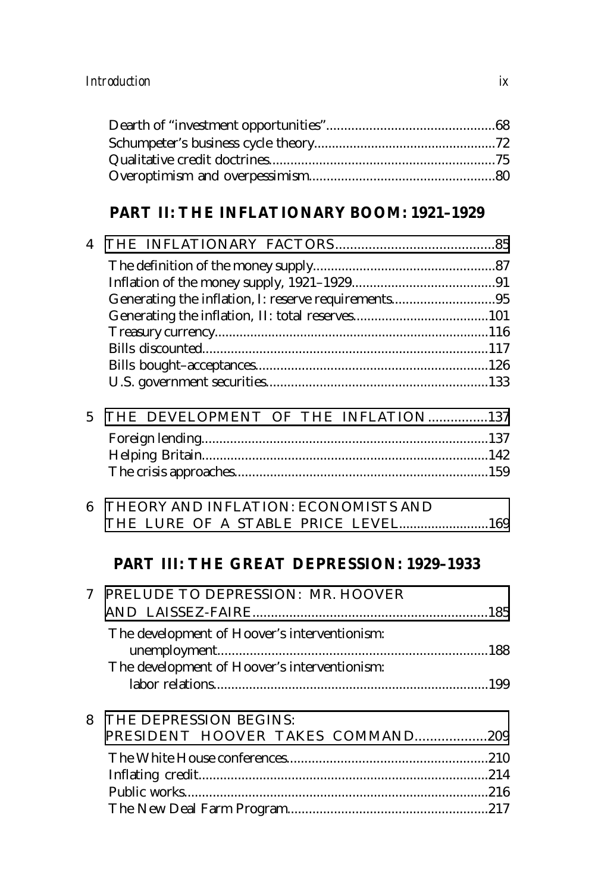Dearth of "investment opportunities"...............................................68
Schumpeter's business cycle theory..................................................72
Qualitative credit doctrines..............................................................75
Overoptimism and overpessimism...................................................80

## PART II: THE INFLATIONARY BOOM: 1921–1929

4 THE INFLATIONARY FACTORS...........................................85

The definition of the money supply...................................................87
Inflation of the money supply, 1921–1929........................................91
Generating the inflation, I: reserve requirements............................95
Generating the inflation, II: total reserves......................................101
Treasury currency............................................................................116
Bills discounted...............................................................................117
Bills bought–acceptances................................................................126
U.S. government securities.............................................................133

5 THE DEVELOPMENT OF THE INFLATION ................137

Foreign lending...............................................................................137
Helping Britain...............................................................................142
The crisis approaches......................................................................159

6 THEORY AND INFLATION: ECONOMISTS AND THE LURE OF A STABLE PRICE LEVEL.........................169

## PART III: THE GREAT DEPRESSION: 1929–1933

7 PRELUDE TO DEPRESSION: MR. HOOVER AND LAISSEZ-FAIRE................................................................185

The development of Hoover's interventionism: unemployment.........................................................................188
The development of Hoover's interventionism: labor relations............................................................................199

8 THE DEPRESSION BEGINS: PRESIDENT HOOVER TAKES COMMAND...................209

The White House conferences.......................................................210
Inflating credit................................................................................214
Public works...................................................................................216
The New Deal Farm Program.......................................................217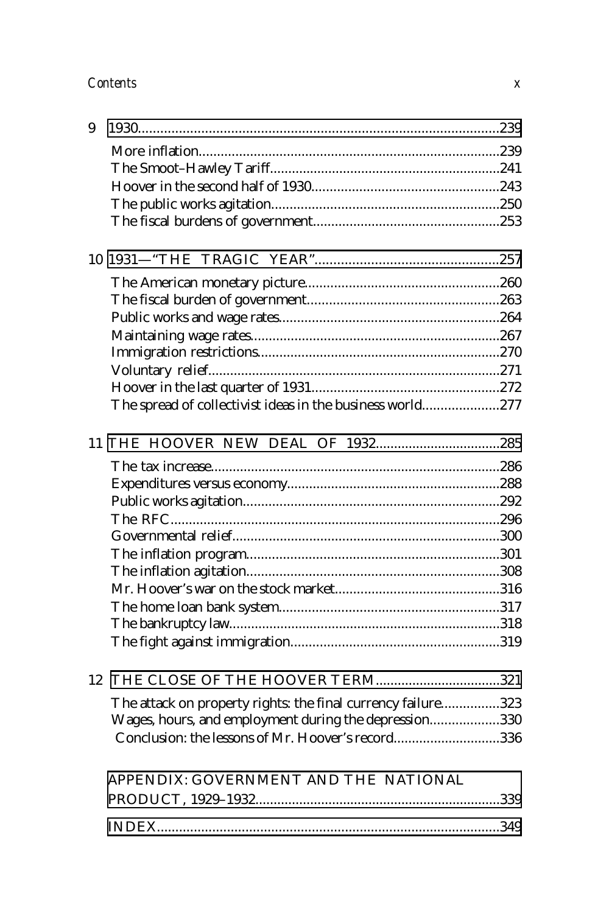9 1930 ........ 239

- More inflation ........ 239
- The Smoot–Hawley Tariff ........ 241
- Hoover in the second half of 1930 ........ 243
- The public works agitation ........ 250
- The fiscal burdens of government ........ 253

10 1931—"THE TRAGIC YEAR" ........ 257

- The American monetary picture ........ 260
- The fiscal burden of government ........ 263
- Public works and wage rates ........ 264
- Maintaining wage rates ........ 267
- Immigration restrictions ........ 270
- Voluntary relief ........ 271
- Hoover in the last quarter of 1931 ........ 272
- The spread of collectivist ideas in the business world ........ 277

11 THE HOOVER NEW DEAL OF 1932 ........ 285

- The tax increase ........ 286
- Expenditures versus economy ........ 288
- Public works agitation ........ 292
- The RFC ........ 296
- Governmental relief ........ 300
- The inflation program ........ 301
- The inflation agitation ........ 308
- Mr. Hoover's war on the stock market ........ 316
- The home loan bank system ........ 317
- The bankruptcy law ........ 318
- The fight against immigration ........ 319

12 THE CLOSE OF THE HOOVER TERM ........ 321

- The attack on property rights: the final currency failure ........ 323
- Wages, hours, and employment during the depression ........ 330
- Conclusion: the lessons of Mr. Hoover's record ........ 336

APPENDIX: GOVERNMENT AND THE NATIONAL PRODUCT, 1929–1932 ........ 339

INDEX ........ 349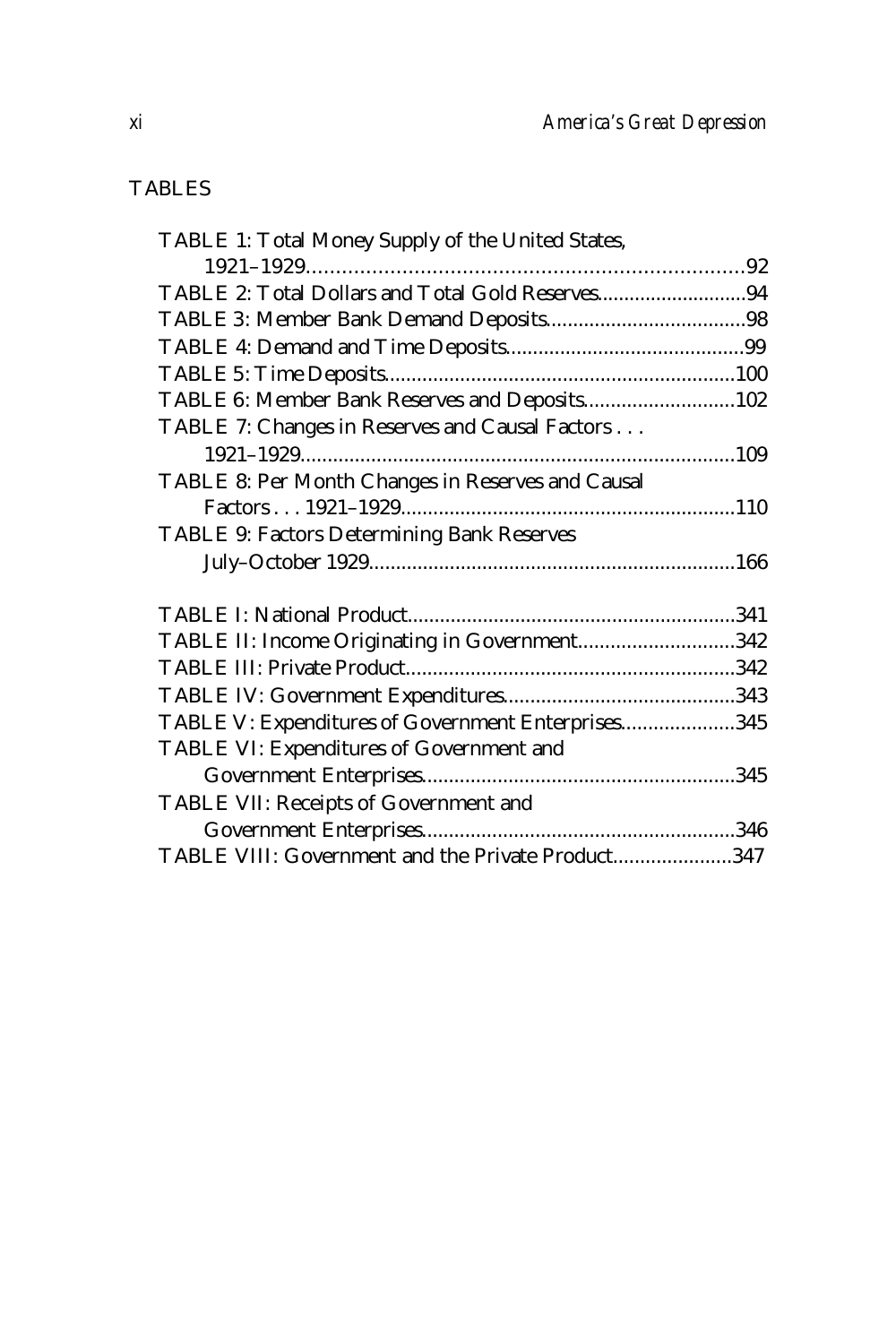## TABLES

TABLE 1: Total Money Supply of the United States, 1921–1929....................92
TABLE 2: Total Dollars and Total Gold Reserves....................94
TABLE 3: Member Bank Demand Deposits....................98
TABLE 4: Demand and Time Deposits....................99
TABLE 5: Time Deposits....................100
TABLE 6: Member Bank Reserves and Deposits....................102
TABLE 7: Changes in Reserves and Causal Factors . . . 1921–1929....................109
TABLE 8: Per Month Changes in Reserves and Causal Factors . . . 1921–1929....................110
TABLE 9: Factors Determining Bank Reserves July–October 1929....................166

TABLE I: National Product....................341
TABLE II: Income Originating in Government....................342
TABLE III: Private Product....................342
TABLE IV: Government Expenditures....................343
TABLE V: Expenditures of Government Enterprises....................345
TABLE VI: Expenditures of Government and Government Enterprises....................345
TABLE VII: Receipts of Government and Government Enterprises....................346
TABLE VIII: Government and the Private Product....................347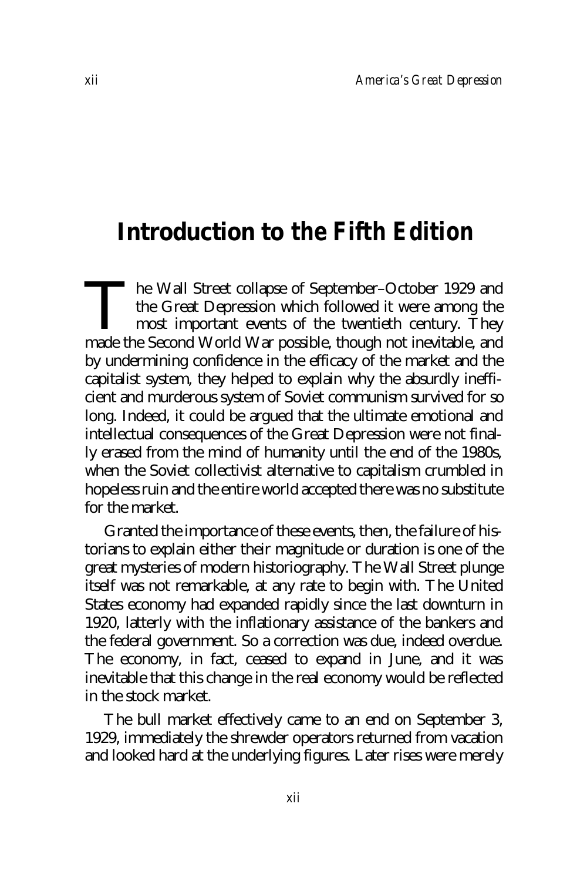# Introduction to the Fifth Edition

The Wall Street collapse of September–October 1929 and the Great Depression which followed it were among the most important events of the twentieth century. They made the Second World War possible, though not inevitable, and by undermining confidence in the efficacy of the market and the capitalist system, they helped to explain why the absurdly inefficient and murderous system of Soviet communism survived for so long. Indeed, it could be argued that the ultimate emotional and intellectual consequences of the Great Depression were not finally erased from the mind of humanity until the end of the 1980s, when the Soviet collectivist alternative to capitalism crumbled in hopeless ruin and the entire world accepted there was no substitute for the market.

Granted the importance of these events, then, the failure of historians to explain either their magnitude or duration is one of the great mysteries of modern historiography. The Wall Street plunge itself was not remarkable, at any rate to begin with. The United States economy had expanded rapidly since the last downturn in 1920, latterly with the inflationary assistance of the bankers and the federal government. So a correction was due, indeed overdue. The economy, in fact, ceased to expand in June, and it was inevitable that this change in the real economy would be reflected in the stock market.

The bull market effectively came to an end on September 3, 1929, immediately the shrewder operators returned from vacation and looked hard at the underlying figures. Later rises were merely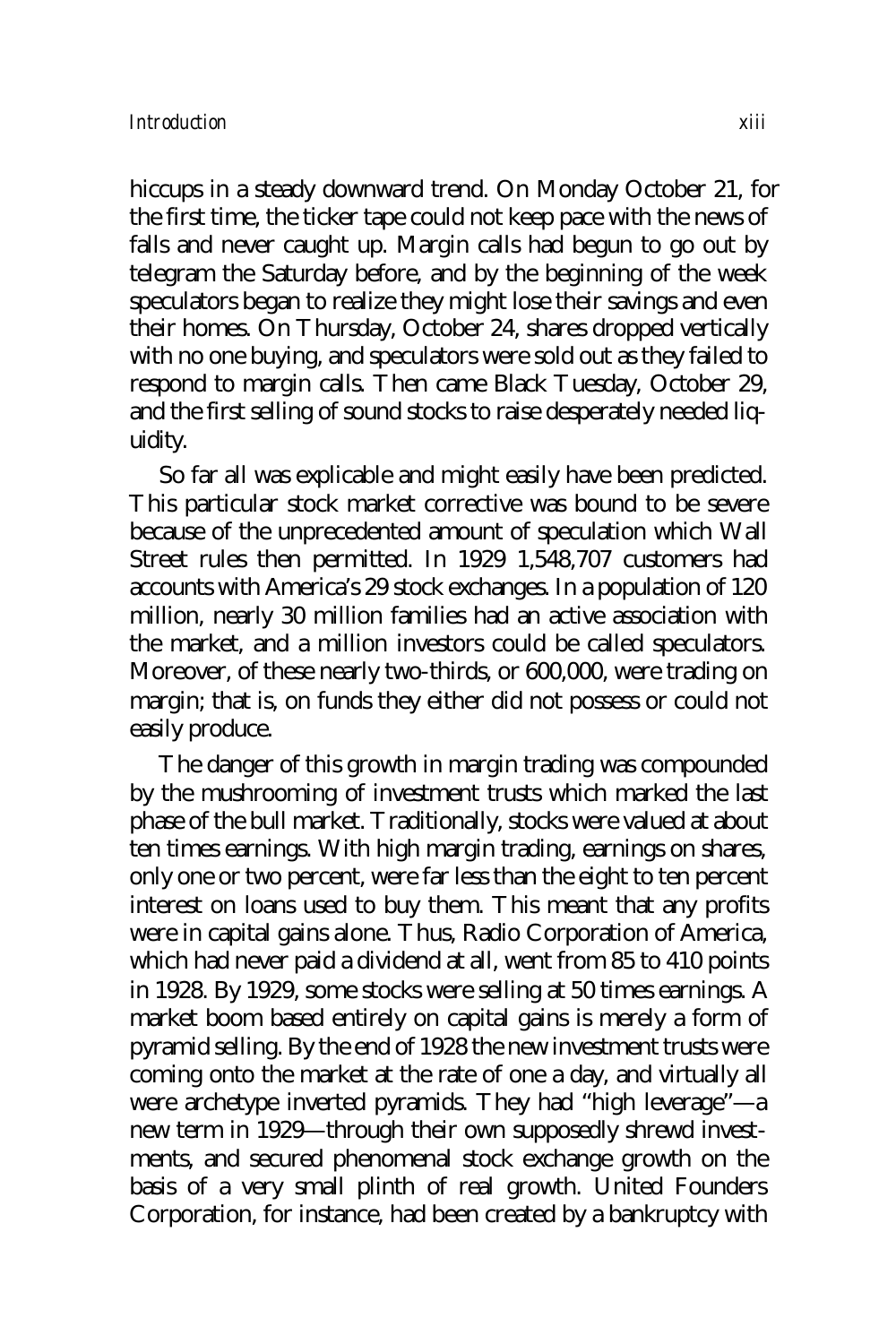hiccups in a steady downward trend. On Monday October 21, for the first time, the ticker tape could not keep pace with the news of falls and never caught up. Margin calls had begun to go out by telegram the Saturday before, and by the beginning of the week speculators began to realize they might lose their savings and even their homes. On Thursday, October 24, shares dropped vertically with no one buying, and speculators were sold out as they failed to respond to margin calls. Then came Black Tuesday, October 29, and the first selling of sound stocks to raise desperately needed liquidity.

So far all was explicable and might easily have been predicted. This particular stock market corrective was bound to be severe because of the unprecedented amount of speculation which Wall Street rules then permitted. In 1929 1,548,707 customers had accounts with America's 29 stock exchanges. In a population of 120 million, nearly 30 million families had an active association with the market, and a million investors could be called speculators. Moreover, of these nearly two-thirds, or 600,000, were trading on margin; that is, on funds they either did not possess or could not easily produce.

The danger of this growth in margin trading was compounded by the mushrooming of investment trusts which marked the last phase of the bull market. Traditionally, stocks were valued at about ten times earnings. With high margin trading, earnings on shares, only one or two percent, were far less than the eight to ten percent interest on loans used to buy them. This meant that any profits were in capital gains alone. Thus, Radio Corporation of America, which had never paid a dividend at all, went from 85 to 410 points in 1928. By 1929, some stocks were selling at 50 times earnings. A market boom based entirely on capital gains is merely a form of pyramid selling. By the end of 1928 the new investment trusts were coming onto the market at the rate of one a day, and virtually all were archetype inverted pyramids. They had "high leverage"—a new term in 1929—through their own supposedly shrewd investments, and secured phenomenal stock exchange growth on the basis of a very small plinth of real growth. United Founders Corporation, for instance, had been created by a bankruptcy with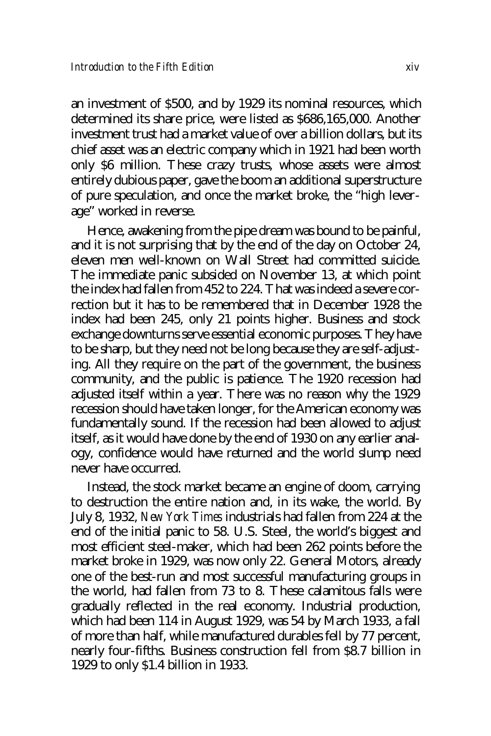an investment of $500, and by 1929 its nominal resources, which determined its share price, were listed as $686,165,000. Another investment trust had a market value of over a billion dollars, but its chief asset was an electric company which in 1921 had been worth only $6 million. These crazy trusts, whose assets were almost entirely dubious paper, gave the boom an additional superstructure of pure speculation, and once the market broke, the "high leverage" worked in reverse.

Hence, awakening from the pipe dream was bound to be painful, and it is not surprising that by the end of the day on October 24, eleven men well-known on Wall Street had committed suicide. The immediate panic subsided on November 13, at which point the index had fallen from 452 to 224. That was indeed a severe correction but it has to be remembered that in December 1928 the index had been 245, only 21 points higher. Business and stock exchange downturns serve essential economic purposes. They have to be sharp, but they need not be long because they are self-adjusting. All they require on the part of the government, the business community, and the public is patience. The 1920 recession had adjusted itself within a year. There was no reason why the 1929 recession should have taken longer, for the American economy was fundamentally sound. If the recession had been allowed to adjust itself, as it would have done by the end of 1930 on any earlier analogy, confidence would have returned and the world slump need never have occurred.

Instead, the stock market became an engine of doom, carrying to destruction the entire nation and, in its wake, the world. By July 8, 1932, *New York Times* industrials had fallen from 224 at the end of the initial panic to 58. U.S. Steel, the world's biggest and most efficient steel-maker, which had been 262 points before the market broke in 1929, was now only 22. General Motors, already one of the best-run and most successful manufacturing groups in the world, had fallen from 73 to 8. These calamitous falls were gradually reflected in the real economy. Industrial production, which had been 114 in August 1929, was 54 by March 1933, a fall of more than half, while manufactured durables fell by 77 percent, nearly four-fifths. Business construction fell from $8.7 billion in 1929 to only $1.4 billion in 1933.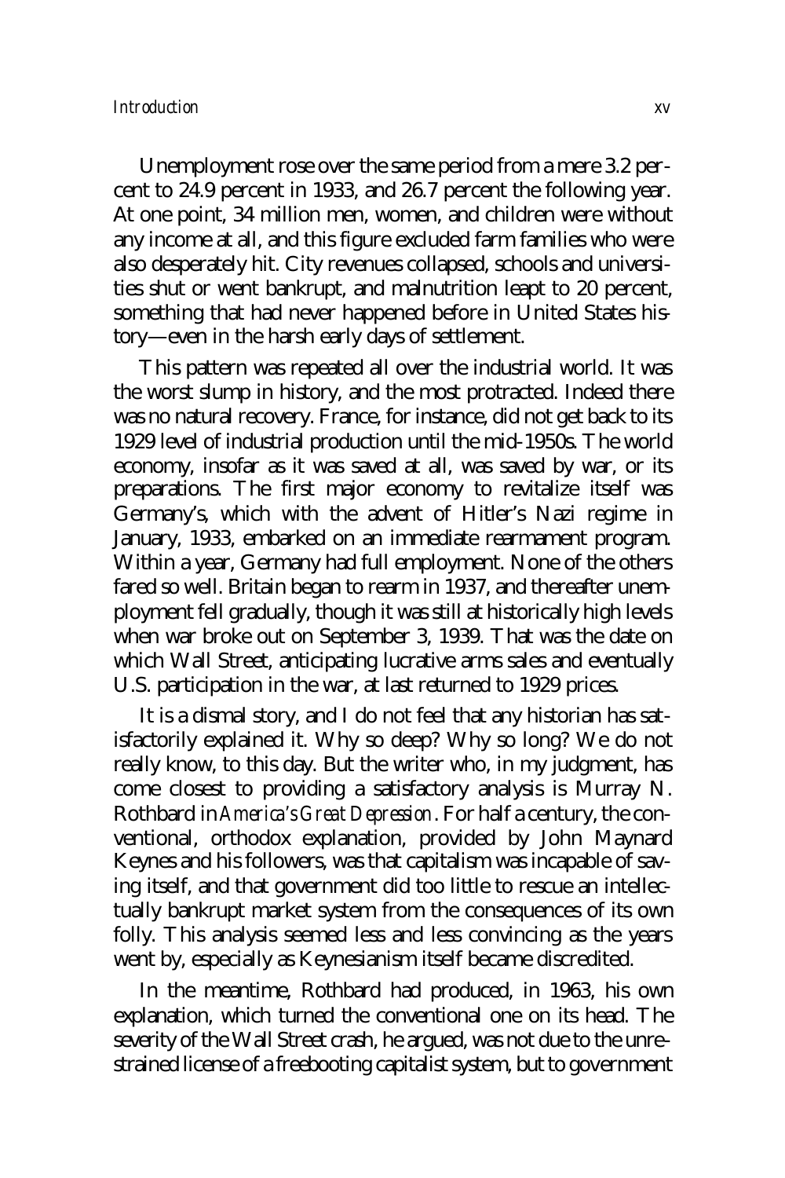Unemployment rose over the same period from a mere 3.2 percent to 24.9 percent in 1933, and 26.7 percent the following year. At one point, 34 million men, women, and children were without any income at all, and this figure excluded farm families who were also desperately hit. City revenues collapsed, schools and universities shut or went bankrupt, and malnutrition leapt to 20 percent, something that had never happened before in United States history—even in the harsh early days of settlement.

This pattern was repeated all over the industrial world. It was the worst slump in history, and the most protracted. Indeed there was no natural recovery. France, for instance, did not get back to its 1929 level of industrial production until the mid-1950s. The world economy, insofar as it was saved at all, was saved by war, or its preparations. The first major economy to revitalize itself was Germany's, which with the advent of Hitler's Nazi regime in January, 1933, embarked on an immediate rearmament program. Within a year, Germany had full employment. None of the others fared so well. Britain began to rearm in 1937, and thereafter unemployment fell gradually, though it was still at historically high levels when war broke out on September 3, 1939. That was the date on which Wall Street, anticipating lucrative arms sales and eventually U.S. participation in the war, at last returned to 1929 prices.

It is a dismal story, and I do not feel that any historian has satisfactorily explained it. Why so deep? Why so long? We do not really know, to this day. But the writer who, in my judgment, has come closest to providing a satisfactory analysis is Murray N. Rothbard in *America's Great Depression*. For half a century, the conventional, orthodox explanation, provided by John Maynard Keynes and his followers, was that capitalism was incapable of saving itself, and that government did too little to rescue an intellectually bankrupt market system from the consequences of its own folly. This analysis seemed less and less convincing as the years went by, especially as Keynesianism itself became discredited.

In the meantime, Rothbard had produced, in 1963, his own explanation, which turned the conventional one on its head. The severity of the Wall Street crash, he argued, was not due to the unrestrained license of a freebooting capitalist system, but to government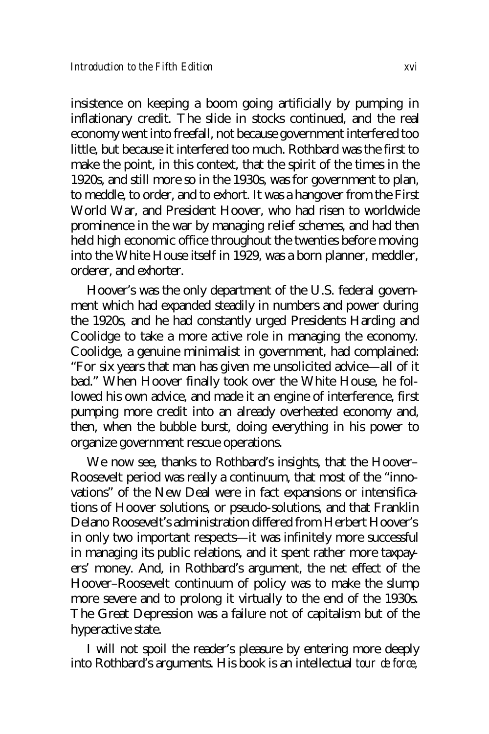insistence on keeping a boom going artificially by pumping in inflationary credit. The slide in stocks continued, and the real economy went into freefall, not because government interfered too little, but because it interfered too much. Rothbard was the first to make the point, in this context, that the spirit of the times in the 1920s, and still more so in the 1930s, was for government to plan, to meddle, to order, and to exhort. It was a hangover from the First World War, and President Hoover, who had risen to worldwide prominence in the war by managing relief schemes, and had then held high economic office throughout the twenties before moving into the White House itself in 1929, was a born planner, meddler, orderer, and exhorter.

Hoover's was the only department of the U.S. federal government which had expanded steadily in numbers and power during the 1920s, and he had constantly urged Presidents Harding and Coolidge to take a more active role in managing the economy. Coolidge, a genuine minimalist in government, had complained: "For six years that man has given me unsolicited advice—all of it bad." When Hoover finally took over the White House, he followed his own advice, and made it an engine of interference, first pumping more credit into an already overheated economy and, then, when the bubble burst, doing everything in his power to organize government rescue operations.

We now see, thanks to Rothbard's insights, that the Hoover–Roosevelt period was really a continuum, that most of the "innovations" of the New Deal were in fact expansions or intensifications of Hoover solutions, or pseudo-solutions, and that Franklin Delano Roosevelt's administration differed from Herbert Hoover's in only two important respects—it was infinitely more successful in managing its public relations, and it spent rather more taxpayers' money. And, in Rothbard's argument, the net effect of the Hoover–Roosevelt continuum of policy was to make the slump more severe and to prolong it virtually to the end of the 1930s. The Great Depression was a failure not of capitalism but of the hyperactive state.

I will not spoil the reader's pleasure by entering more deeply into Rothbard's arguments. His book is an intellectual *tour de force,*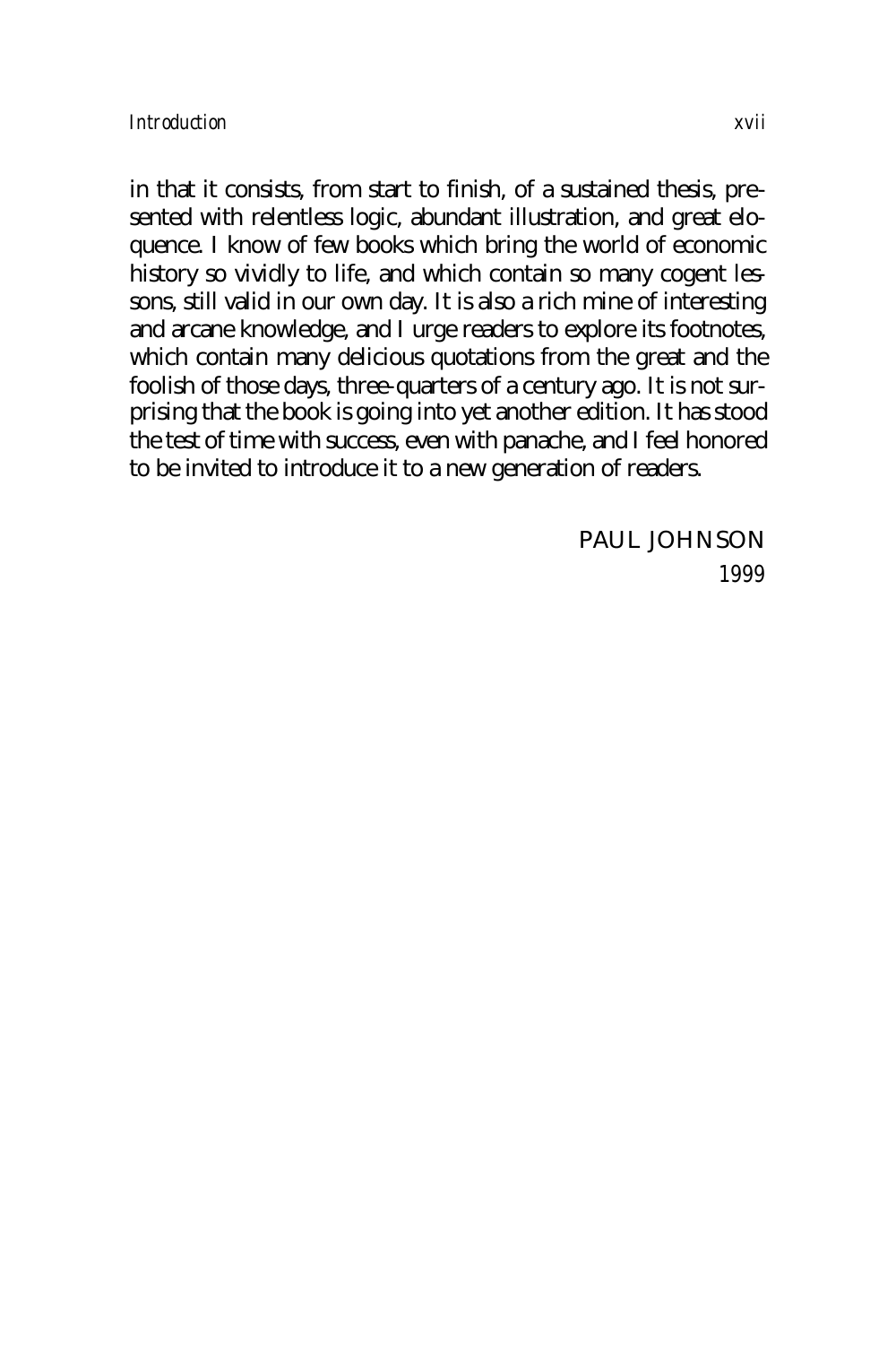in that it consists, from start to finish, of a sustained thesis, presented with relentless logic, abundant illustration, and great eloquence. I know of few books which bring the world of economic history so vividly to life, and which contain so many cogent lessons, still valid in our own day. It is also a rich mine of interesting and arcane knowledge, and I urge readers to explore its footnotes, which contain many delicious quotations from the great and the foolish of those days, three-quarters of a century ago. It is not surprising that the book is going into yet another edition. It has stood the test of time with success, even with panache, and I feel honored to be invited to introduce it to a new generation of readers.

PAUL JOHNSON
*1999*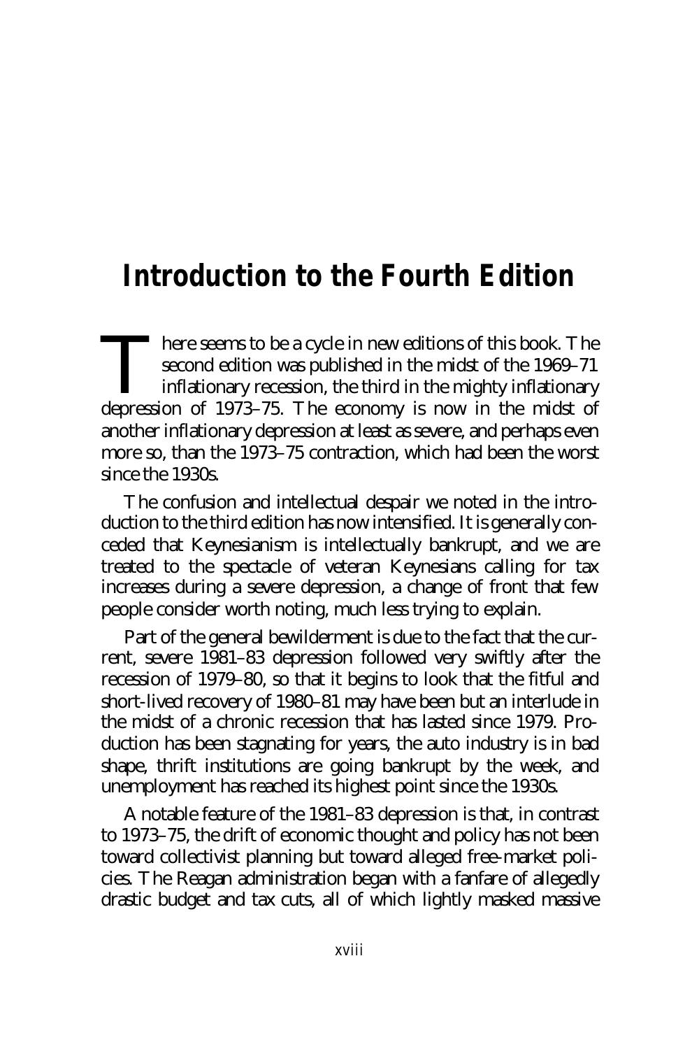# Introduction to the Fourth Edition

There seems to be a cycle in new editions of this book. The second edition was published in the midst of the 1969–71 inflationary recession, the third in the mighty inflationary depression of 1973–75. The economy is now in the midst of another inflationary depression at least as severe, and perhaps even more so, than the 1973–75 contraction, which had been the worst since the 1930s.

The confusion and intellectual despair we noted in the introduction to the third edition has now intensified. It is generally conceded that Keynesianism is intellectually bankrupt, and we are treated to the spectacle of veteran Keynesians calling for tax increases during a severe depression, a change of front that few people consider worth noting, much less trying to explain.

Part of the general bewilderment is due to the fact that the current, severe 1981–83 depression followed very swiftly after the recession of 1979–80, so that it begins to look that the fitful and short-lived recovery of 1980–81 may have been but an interlude in the midst of a chronic recession that has lasted since 1979. Production has been stagnating for years, the auto industry is in bad shape, thrift institutions are going bankrupt by the week, and unemployment has reached its highest point since the 1930s.

A notable feature of the 1981–83 depression is that, in contrast to 1973–75, the drift of economic thought and policy has not been toward collectivist planning but toward alleged free-market policies. The Reagan administration began with a fanfare of allegedly drastic budget and tax cuts, all of which lightly masked massive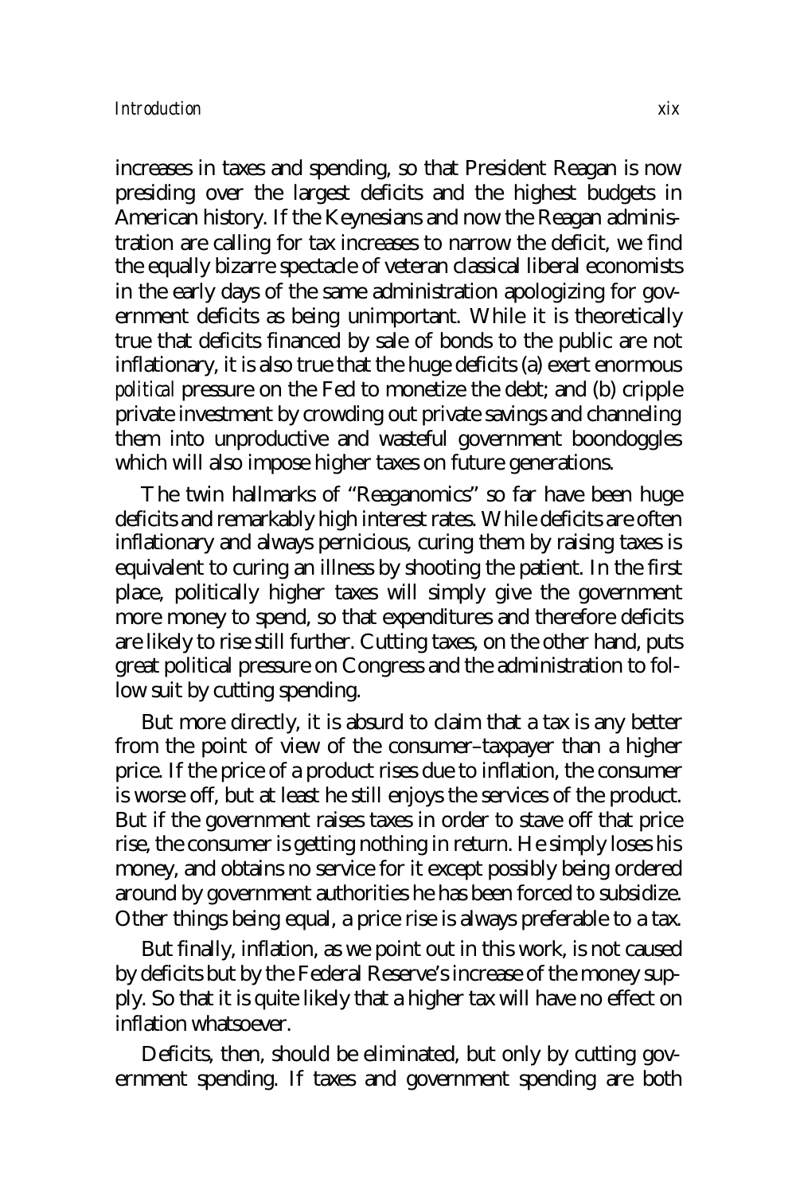increases in taxes and spending, so that President Reagan is now presiding over the largest deficits and the highest budgets in American history. If the Keynesians and now the Reagan administration are calling for tax increases to narrow the deficit, we find the equally bizarre spectacle of veteran classical liberal economists in the early days of the same administration apologizing for government deficits as being unimportant. While it is theoretically true that deficits financed by sale of bonds to the public are not inflationary, it is also true that the huge deficits (a) exert enormous *political* pressure on the Fed to monetize the debt; and (b) cripple private investment by crowding out private savings and channeling them into unproductive and wasteful government boondoggles which will also impose higher taxes on future generations.

The twin hallmarks of "Reaganomics" so far have been huge deficits and remarkably high interest rates. While deficits are often inflationary and always pernicious, curing them by raising taxes is equivalent to curing an illness by shooting the patient. In the first place, politically higher taxes will simply give the government more money to spend, so that expenditures and therefore deficits are likely to rise still further. Cutting taxes, on the other hand, puts great political pressure on Congress and the administration to follow suit by cutting spending.

But more directly, it is absurd to claim that a tax is any better from the point of view of the consumer–taxpayer than a higher price. If the price of a product rises due to inflation, the consumer is worse off, but at least he still enjoys the services of the product. But if the government raises taxes in order to stave off that price rise, the consumer is getting nothing in return. He simply loses his money, and obtains no service for it except possibly being ordered around by government authorities he has been forced to subsidize. Other things being equal, a price rise is always preferable to a tax.

But finally, inflation, as we point out in this work, is not caused by deficits but by the Federal Reserve's increase of the money supply. So that it is quite likely that a higher tax will have no effect on inflation whatsoever.

Deficits, then, should be eliminated, but only by cutting government spending. If taxes and government spending are both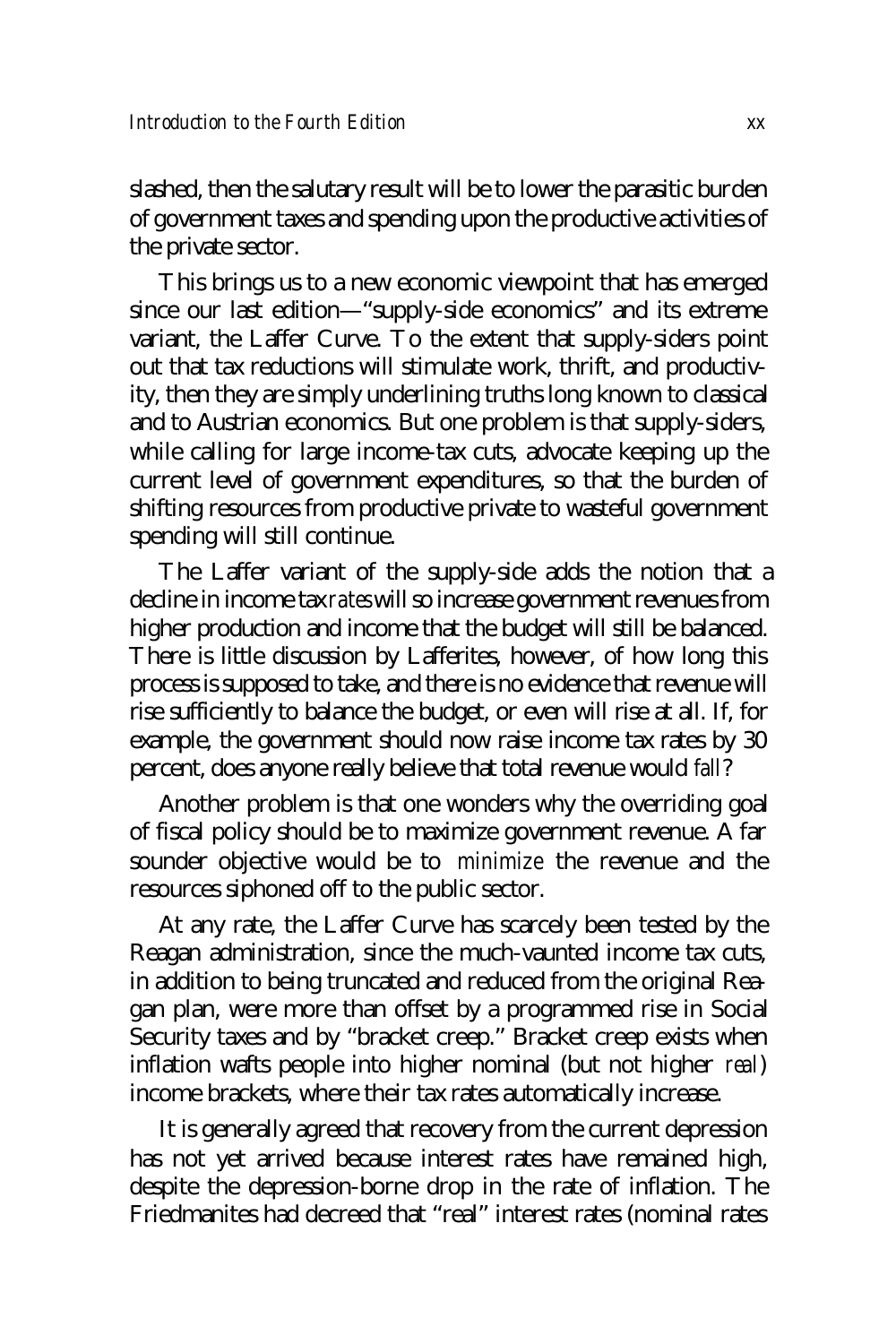slashed, then the salutary result will be to lower the parasitic burden of government taxes and spending upon the productive activities of the private sector.

This brings us to a new economic viewpoint that has emerged since our last edition—"supply-side economics" and its extreme variant, the Laffer Curve. To the extent that supply-siders point out that tax reductions will stimulate work, thrift, and productivity, then they are simply underlining truths long known to classical and to Austrian economics. But one problem is that supply-siders, while calling for large income-tax cuts, advocate keeping up the current level of government expenditures, so that the burden of shifting resources from productive private to wasteful government spending will still continue.

The Laffer variant of the supply-side adds the notion that a decline in income tax *rates* will so increase government revenues from higher production and income that the budget will still be balanced. There is little discussion by Lafferites, however, of how long this process is supposed to take, and there is no evidence that revenue will rise sufficiently to balance the budget, or even will rise at all. If, for example, the government should now raise income tax rates by 30 percent, does anyone really believe that total revenue would *fall*?

Another problem is that one wonders why the overriding goal of fiscal policy should be to maximize government revenue. A far sounder objective would be to *minimize* the revenue and the resources siphoned off to the public sector.

At any rate, the Laffer Curve has scarcely been tested by the Reagan administration, since the much-vaunted income tax cuts, in addition to being truncated and reduced from the original Reagan plan, were more than offset by a programmed rise in Social Security taxes and by "bracket creep." Bracket creep exists when inflation wafts people into higher nominal (but not higher *real*) income brackets, where their tax rates automatically increase.

It is generally agreed that recovery from the current depression has not yet arrived because interest rates have remained high, despite the depression-borne drop in the rate of inflation. The Friedmanites had decreed that "real" interest rates (nominal rates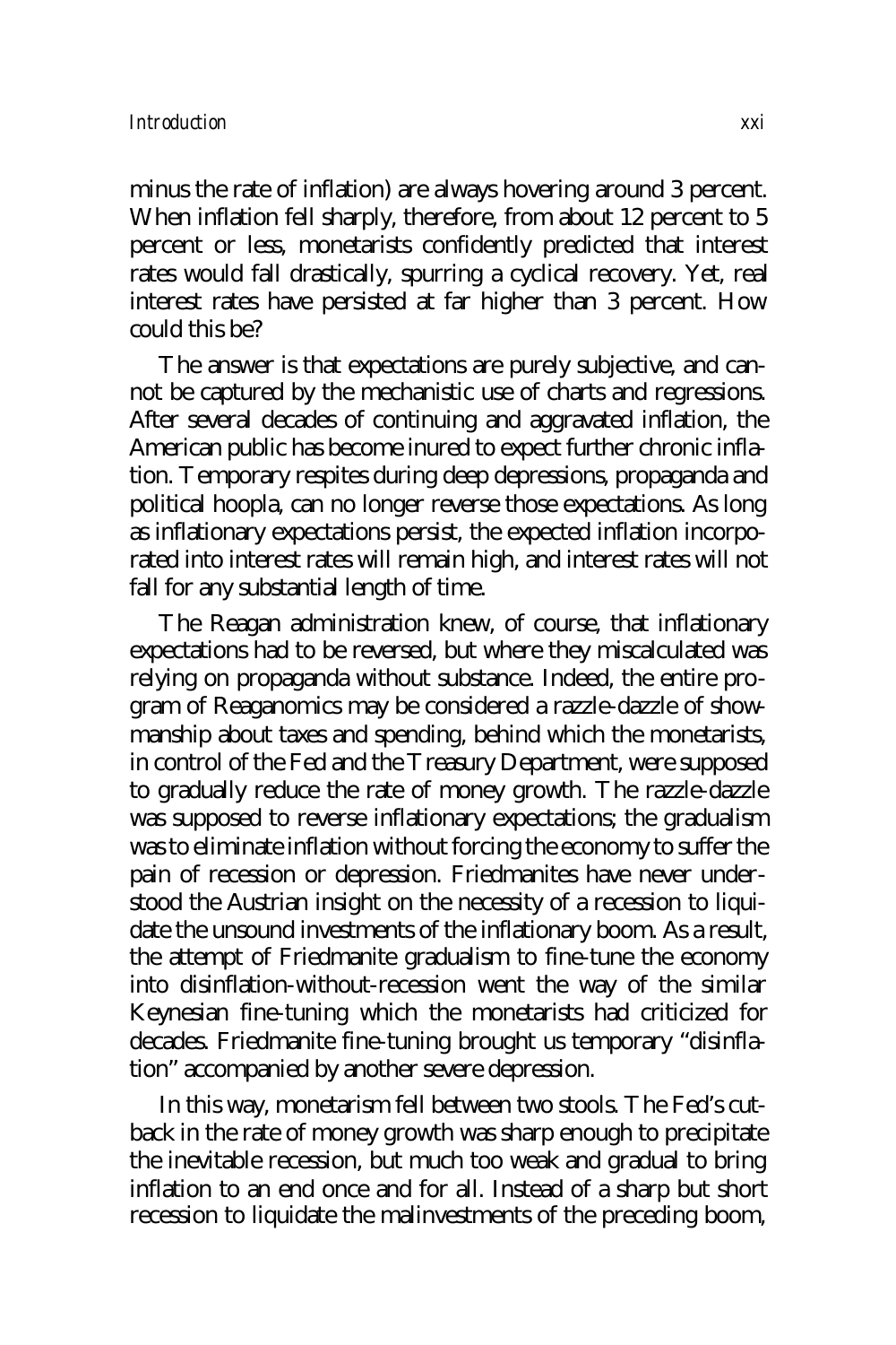minus the rate of inflation) are always hovering around 3 percent. When inflation fell sharply, therefore, from about 12 percent to 5 percent or less, monetarists confidently predicted that interest rates would fall drastically, spurring a cyclical recovery. Yet, real interest rates have persisted at far higher than 3 percent. How could this be?

The answer is that expectations are purely subjective, and cannot be captured by the mechanistic use of charts and regressions. After several decades of continuing and aggravated inflation, the American public has become inured to expect further chronic inflation. Temporary respites during deep depressions, propaganda and political hoopla, can no longer reverse those expectations. As long as inflationary expectations persist, the expected inflation incorporated into interest rates will remain high, and interest rates will not fall for any substantial length of time.

The Reagan administration knew, of course, that inflationary expectations had to be reversed, but where they miscalculated was relying on propaganda without substance. Indeed, the entire program of Reaganomics may be considered a razzle-dazzle of showmanship about taxes and spending, behind which the monetarists, in control of the Fed and the Treasury Department, were supposed to gradually reduce the rate of money growth. The razzle-dazzle was supposed to reverse inflationary expectations; the gradualism was to eliminate inflation without forcing the economy to suffer the pain of recession or depression. Friedmanites have never understood the Austrian insight on the necessity of a recession to liquidate the unsound investments of the inflationary boom. As a result, the attempt of Friedmanite gradualism to fine-tune the economy into disinflation-without-recession went the way of the similar Keynesian fine-tuning which the monetarists had criticized for decades. Friedmanite fine-tuning brought us temporary "disinflation" accompanied by another severe depression.

In this way, monetarism fell between two stools. The Fed's cutback in the rate of money growth was sharp enough to precipitate the inevitable recession, but much too weak and gradual to bring inflation to an end once and for all. Instead of a sharp but short recession to liquidate the malinvestments of the preceding boom,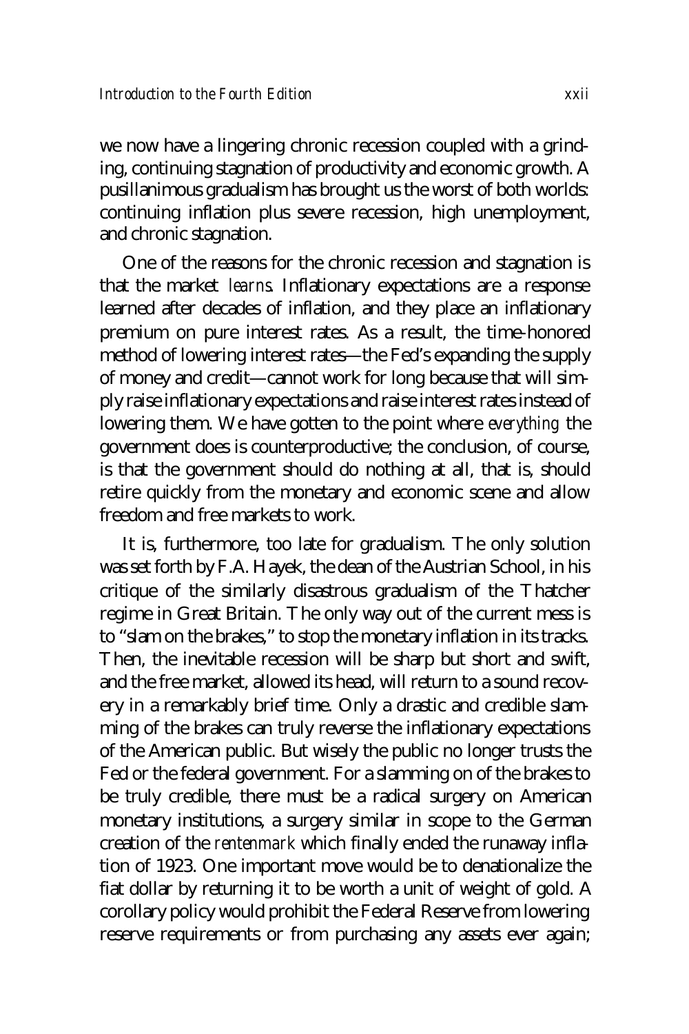we now have a lingering chronic recession coupled with a grinding, continuing stagnation of productivity and economic growth. A pusillanimous gradualism has brought us the worst of both worlds: continuing inflation plus severe recession, high unemployment, and chronic stagnation.

One of the reasons for the chronic recession and stagnation is that the market *learns*. Inflationary expectations are a response learned after decades of inflation, and they place an inflationary premium on pure interest rates. As a result, the time-honored method of lowering interest rates—the Fed's expanding the supply of money and credit—cannot work for long because that will simply raise inflationary expectations and raise interest rates instead of lowering them. We have gotten to the point where *everything* the government does is counterproductive; the conclusion, of course, is that the government should do nothing at all, that is, should retire quickly from the monetary and economic scene and allow freedom and free markets to work.

It is, furthermore, too late for gradualism. The only solution was set forth by F.A. Hayek, the dean of the Austrian School, in his critique of the similarly disastrous gradualism of the Thatcher regime in Great Britain. The only way out of the current mess is to "slam on the brakes," to stop the monetary inflation in its tracks. Then, the inevitable recession will be sharp but short and swift, and the free market, allowed its head, will return to a sound recovery in a remarkably brief time. Only a drastic and credible slamming of the brakes can truly reverse the inflationary expectations of the American public. But wisely the public no longer trusts the Fed or the federal government. For a slamming on of the brakes to be truly credible, there must be a radical surgery on American monetary institutions, a surgery similar in scope to the German creation of the *rentenmark* which finally ended the runaway inflation of 1923. One important move would be to denationalize the fiat dollar by returning it to be worth a unit of weight of gold. A corollary policy would prohibit the Federal Reserve from lowering reserve requirements or from purchasing any assets ever again;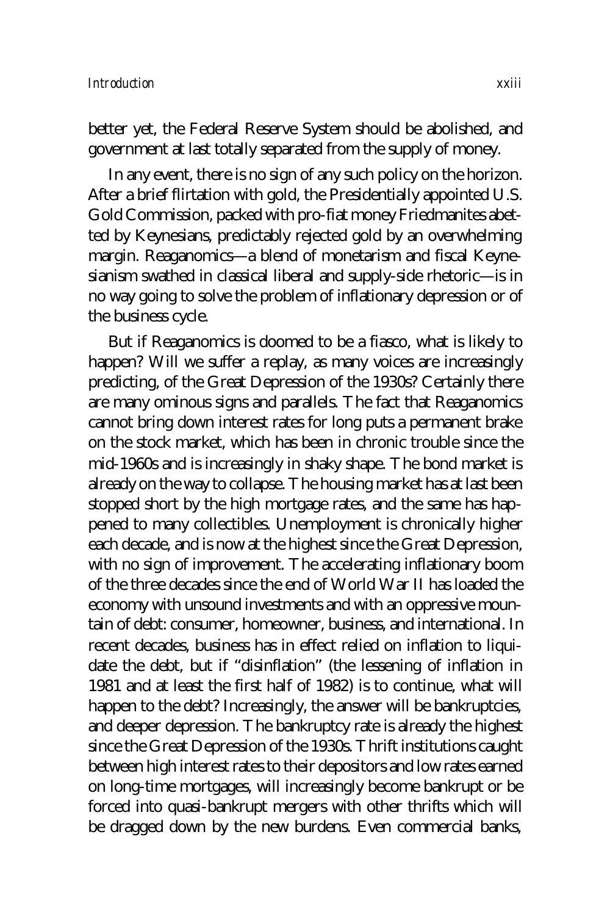better yet, the Federal Reserve System should be abolished, and government at last totally separated from the supply of money.

In any event, there is no sign of any such policy on the horizon. After a brief flirtation with gold, the Presidentially appointed U.S. Gold Commission, packed with pro-fiat money Friedmanites abetted by Keynesians, predictably rejected gold by an overwhelming margin. Reaganomics—a blend of monetarism and fiscal Keynesianism swathed in classical liberal and supply-side rhetoric—is in no way going to solve the problem of inflationary depression or of the business cycle.

But if Reaganomics is doomed to be a fiasco, what is likely to happen? Will we suffer a replay, as many voices are increasingly predicting, of the Great Depression of the 1930s? Certainly there are many ominous signs and parallels. The fact that Reaganomics cannot bring down interest rates for long puts a permanent brake on the stock market, which has been in chronic trouble since the mid-1960s and is increasingly in shaky shape. The bond market is already on the way to collapse. The housing market has at last been stopped short by the high mortgage rates, and the same has happened to many collectibles. Unemployment is chronically higher each decade, and is now at the highest since the Great Depression, with no sign of improvement. The accelerating inflationary boom of the three decades since the end of World War II has loaded the economy with unsound investments and with an oppressive mountain of debt: consumer, homeowner, business, and international. In recent decades, business has in effect relied on inflation to liquidate the debt, but if "disinflation" (the lessening of inflation in 1981 and at least the first half of 1982) is to continue, what will happen to the debt? Increasingly, the answer will be bankruptcies, and deeper depression. The bankruptcy rate is already the highest since the Great Depression of the 1930s. Thrift institutions caught between high interest rates to their depositors and low rates earned on long-time mortgages, will increasingly become bankrupt or be forced into quasi-bankrupt mergers with other thrifts which will be dragged down by the new burdens. Even commercial banks,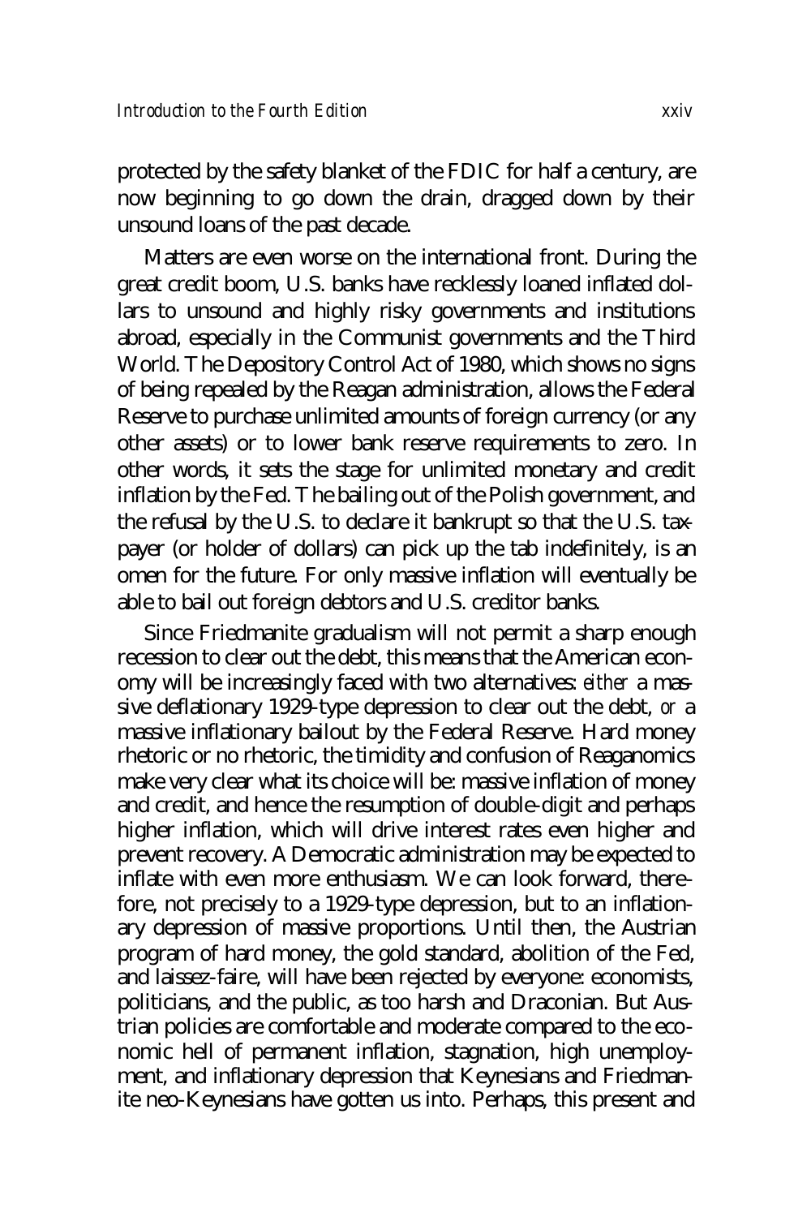protected by the safety blanket of the FDIC for half a century, are now beginning to go down the drain, dragged down by their unsound loans of the past decade.

Matters are even worse on the international front. During the great credit boom, U.S. banks have recklessly loaned inflated dollars to unsound and highly risky governments and institutions abroad, especially in the Communist governments and the Third World. The Depository Control Act of 1980, which shows no signs of being repealed by the Reagan administration, allows the Federal Reserve to purchase unlimited amounts of foreign currency (or any other assets) or to lower bank reserve requirements to zero. In other words, it sets the stage for unlimited monetary and credit inflation by the Fed. The bailing out of the Polish government, and the refusal by the U.S. to declare it bankrupt so that the U.S. taxpayer (or holder of dollars) can pick up the tab indefinitely, is an omen for the future. For only massive inflation will eventually be able to bail out foreign debtors and U.S. creditor banks.

Since Friedmanite gradualism will not permit a sharp enough recession to clear out the debt, this means that the American economy will be increasingly faced with two alternatives: *either* a massive deflationary 1929-type depression to clear out the debt, *or* a massive inflationary bailout by the Federal Reserve. Hard money rhetoric or no rhetoric, the timidity and confusion of Reaganomics make very clear what its choice will be: massive inflation of money and credit, and hence the resumption of double-digit and perhaps higher inflation, which will drive interest rates even higher and prevent recovery. A Democratic administration may be expected to inflate with even more enthusiasm. We can look forward, therefore, not precisely to a 1929-type depression, but to an inflationary depression of massive proportions. Until then, the Austrian program of hard money, the gold standard, abolition of the Fed, and laissez-faire, will have been rejected by everyone: economists, politicians, and the public, as too harsh and Draconian. But Austrian policies are comfortable and moderate compared to the economic hell of permanent inflation, stagnation, high unemployment, and inflationary depression that Keynesians and Friedmanite neo-Keynesians have gotten us into. Perhaps, this present and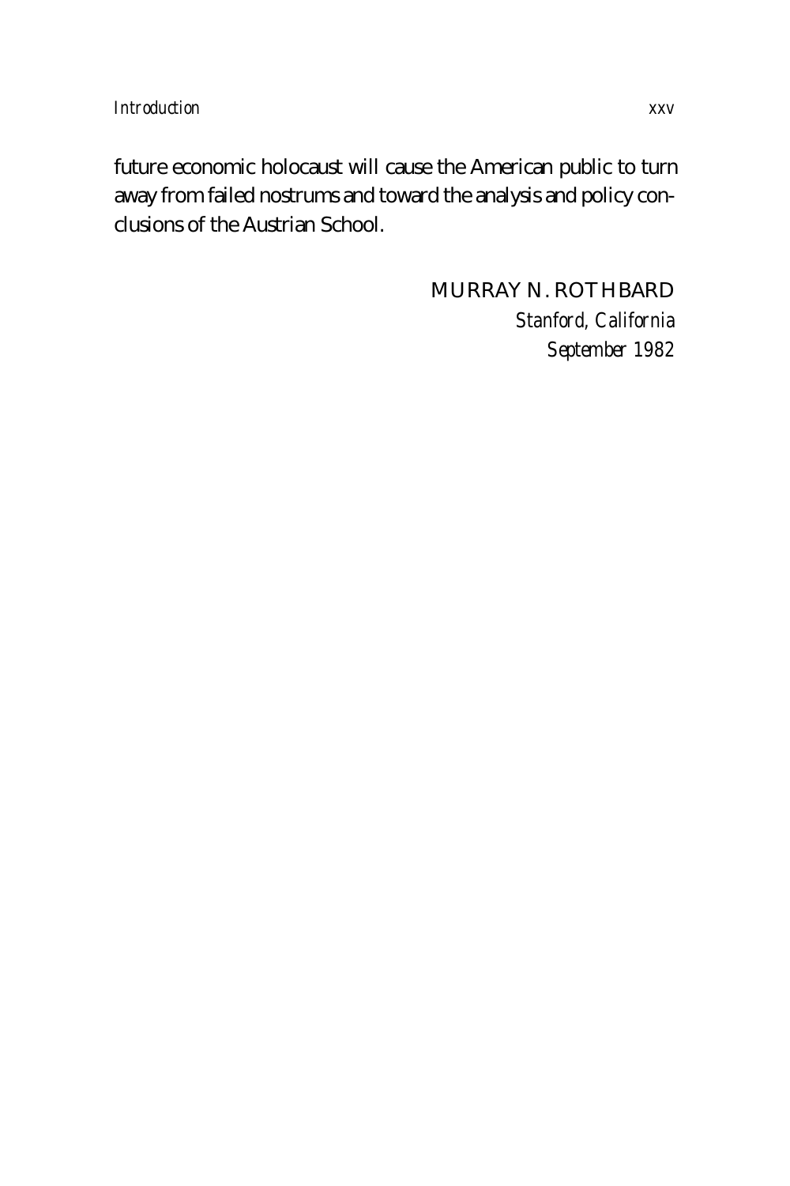future economic holocaust will cause the American public to turn away from failed nostrums and toward the analysis and policy conclusions of the Austrian School.

MURRAY N. ROTHBARD
*Stanford, California*
*September 1982*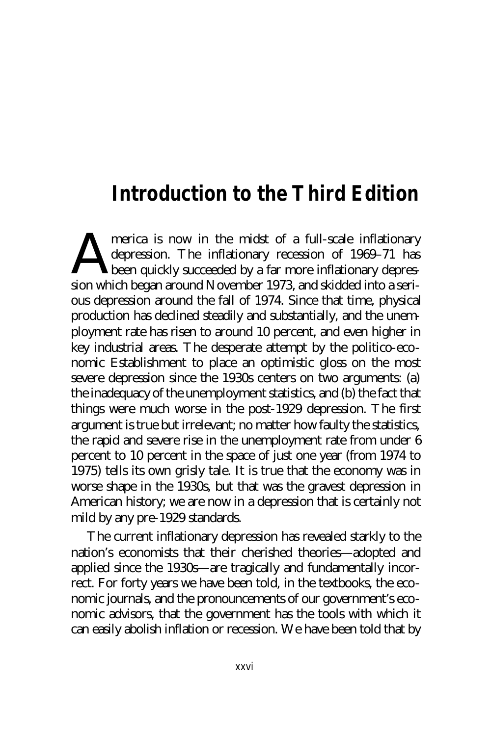# Introduction to the Third Edition

America is now in the midst of a full-scale inflationary depression. The inflationary recession of 1969–71 has been quickly succeeded by a far more inflationary depression which began around November 1973, and skidded into a serious depression around the fall of 1974. Since that time, physical production has declined steadily and substantially, and the unemployment rate has risen to around 10 percent, and even higher in key industrial areas. The desperate attempt by the politico-economic Establishment to place an optimistic gloss on the most severe depression since the 1930s centers on two arguments: (a) the inadequacy of the unemployment statistics, and (b) the fact that things were much worse in the post-1929 depression. The first argument is true but irrelevant; no matter how faulty the statistics, the rapid and severe rise in the unemployment rate from under 6 percent to 10 percent in the space of just one year (from 1974 to 1975) tells its own grisly tale. It is true that the economy was in worse shape in the 1930s, but that was the gravest depression in American history; we are now in a depression that is certainly not mild by any pre-1929 standards.

The current inflationary depression has revealed starkly to the nation's economists that their cherished theories—adopted and applied since the 1930s—are tragically and fundamentally incorrect. For forty years we have been told, in the textbooks, the economic journals, and the pronouncements of our government's economic advisors, that the government has the tools with which it can easily abolish inflation or recession. We have been told that by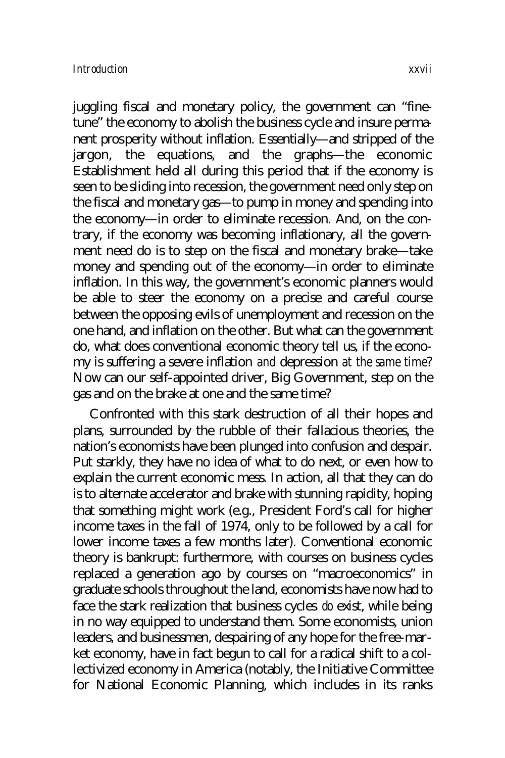juggling fiscal and monetary policy, the government can "fine-tune" the economy to abolish the business cycle and insure permanent prosperity without inflation. Essentially—and stripped of the jargon, the equations, and the graphs—the economic Establishment held all during this period that if the economy is seen to be sliding into recession, the government need only step on the fiscal and monetary gas—to pump in money and spending into the economy—in order to eliminate recession. And, on the contrary, if the economy was becoming inflationary, all the government need do is to step on the fiscal and monetary brake—take money and spending out of the economy—in order to eliminate inflation. In this way, the government's economic planners would be able to steer the economy on a precise and careful course between the opposing evils of unemployment and recession on the one hand, and inflation on the other. But what can the government do, what does conventional economic theory tell us, if the economy is suffering a severe inflation *and* depression *at the same time*? Now can our self-appointed driver, Big Government, step on the gas and on the brake at one and the same time?

Confronted with this stark destruction of all their hopes and plans, surrounded by the rubble of their fallacious theories, the nation's economists have been plunged into confusion and despair. Put starkly, they have no idea of what to do next, or even how to explain the current economic mess. In action, all that they can do is to alternate accelerator and brake with stunning rapidity, hoping that something might work (e.g., President Ford's call for higher income taxes in the fall of 1974, only to be followed by a call for lower income taxes a few months later). Conventional economic theory is bankrupt: furthermore, with courses on business cycles replaced a generation ago by courses on "macroeconomics" in graduate schools throughout the land, economists have now had to face the stark realization that business cycles *do* exist, while being in no way equipped to understand them. Some economists, union leaders, and businessmen, despairing of any hope for the free-market economy, have in fact begun to call for a radical shift to a collectivized economy in America (notably, the Initiative Committee for National Economic Planning, which includes in its ranks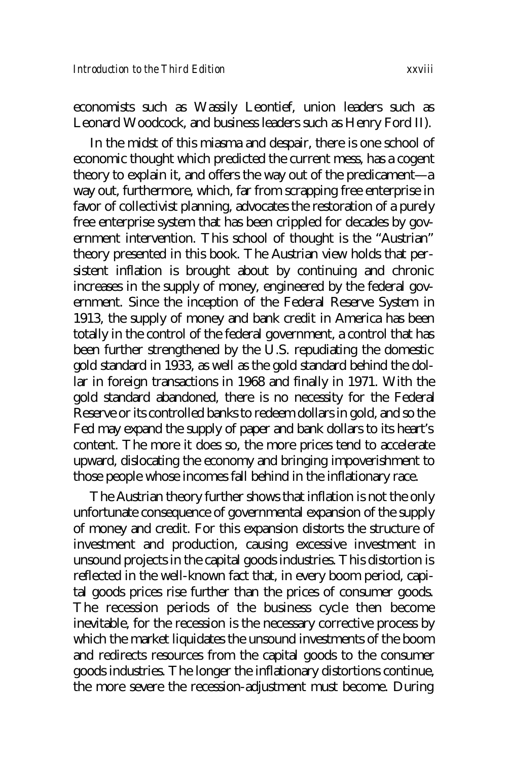economists such as Wassily Leontief, union leaders such as Leonard Woodcock, and business leaders such as Henry Ford II).

In the midst of this miasma and despair, there is one school of economic thought which predicted the current mess, has a cogent theory to explain it, and offers the way out of the predicament—a way out, furthermore, which, far from scrapping free enterprise in favor of collectivist planning, advocates the restoration of a purely free enterprise system that has been crippled for decades by government intervention. This school of thought is the "Austrian" theory presented in this book. The Austrian view holds that persistent inflation is brought about by continuing and chronic increases in the supply of money, engineered by the federal government. Since the inception of the Federal Reserve System in 1913, the supply of money and bank credit in America has been totally in the control of the federal government, a control that has been further strengthened by the U.S. repudiating the domestic gold standard in 1933, as well as the gold standard behind the dollar in foreign transactions in 1968 and finally in 1971. With the gold standard abandoned, there is no necessity for the Federal Reserve or its controlled banks to redeem dollars in gold, and so the Fed may expand the supply of paper and bank dollars to its heart's content. The more it does so, the more prices tend to accelerate upward, dislocating the economy and bringing impoverishment to those people whose incomes fall behind in the inflationary race.

The Austrian theory further shows that inflation is not the only unfortunate consequence of governmental expansion of the supply of money and credit. For this expansion distorts the structure of investment and production, causing excessive investment in unsound projects in the capital goods industries. This distortion is reflected in the well-known fact that, in every boom period, capital goods prices rise further than the prices of consumer goods. The recession periods of the business cycle then become inevitable, for the recession is the necessary corrective process by which the market liquidates the unsound investments of the boom and redirects resources from the capital goods to the consumer goods industries. The longer the inflationary distortions continue, the more severe the recession-adjustment must become. During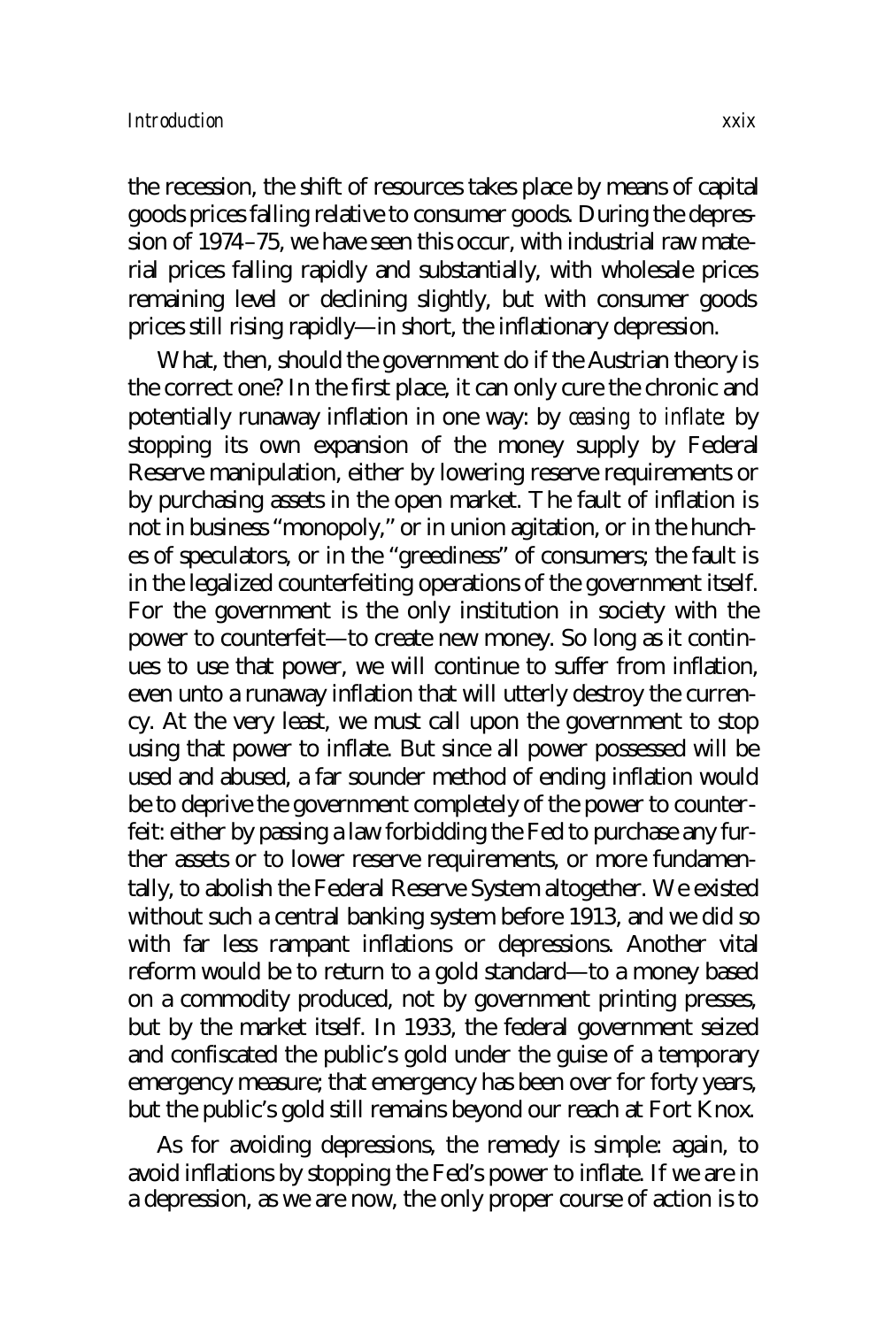the recession, the shift of resources takes place by means of capital goods prices falling relative to consumer goods. During the depression of 1974–75, we have seen this occur, with industrial raw material prices falling rapidly and substantially, with wholesale prices remaining level or declining slightly, but with consumer goods prices still rising rapidly—in short, the inflationary depression.

What, then, should the government do if the Austrian theory is the correct one? In the first place, it can only cure the chronic and potentially runaway inflation in one way: by *ceasing to inflate*: by stopping its own expansion of the money supply by Federal Reserve manipulation, either by lowering reserve requirements or by purchasing assets in the open market. The fault of inflation is not in business "monopoly," or in union agitation, or in the hunches of speculators, or in the "greediness" of consumers; the fault is in the legalized counterfeiting operations of the government itself. For the government is the only institution in society with the power to counterfeit—to create new money. So long as it continues to use that power, we will continue to suffer from inflation, even unto a runaway inflation that will utterly destroy the currency. At the very least, we must call upon the government to stop using that power to inflate. But since all power possessed will be used and abused, a far sounder method of ending inflation would be to deprive the government completely of the power to counterfeit: either by passing a law forbidding the Fed to purchase any further assets or to lower reserve requirements, or more fundamentally, to abolish the Federal Reserve System altogether. We existed without such a central banking system before 1913, and we did so with far less rampant inflations or depressions. Another vital reform would be return to a gold standard—to a money based on a commodity produced, not by government printing presses, but by the market itself. In 1933, the federal government seized and confiscated the public's gold under the guise of a temporary emergency measure; that emergency has been over for forty years, but the public's gold still remains beyond our reach at Fort Knox.

As for avoiding depressions, the remedy is simple: again, to avoid inflations by stopping the Fed's power to inflate. If we are in a depression, as we are now, the only proper course of action is to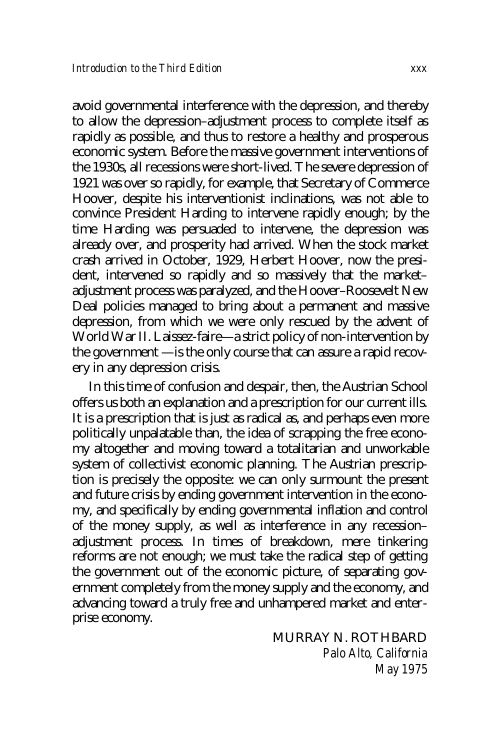avoid governmental interference with the depression, and thereby to allow the depression–adjustment process to complete itself as rapidly as possible, and thus to restore a healthy and prosperous economic system. Before the massive government interventions of the 1930s, all recessions were short-lived. The severe depression of 1921 was over so rapidly, for example, that Secretary of Commerce Hoover, despite his interventionist inclinations, was not able to convince President Harding to intervene rapidly enough; by the time Harding was persuaded to intervene, the depression was already over, and prosperity had arrived. When the stock market crash arrived in October, 1929, Herbert Hoover, now the president, intervened so rapidly and so massively that the market–adjustment process was paralyzed, and the Hoover–Roosevelt New Deal policies managed to bring about a permanent and massive depression, from which we were only rescued by the advent of World War II. Laissez-faire—a strict policy of non-intervention by the government —is the only course that can assure a rapid recovery in any depression crisis.

In this time of confusion and despair, then, the Austrian School offers us both an explanation and a prescription for our current ills. It is a prescription that is just as radical as, and perhaps even more politically unpalatable than, the idea of scrapping the free economy altogether and moving toward a totalitarian and unworkable system of collectivist economic planning. The Austrian prescription is precisely the opposite: we can only surmount the present and future crisis by ending government intervention in the economy, and specifically by ending governmental inflation and control of the money supply, as well as interference in any recession–adjustment process. In times of breakdown, mere tinkering reforms are not enough; we must take the radical step of getting the government out of the economic picture, of separating government completely from the money supply and the economy, and advancing toward a truly free and unhampered market and enterprise economy.

MURRAY N. ROTHBARD
*Palo Alto, California*
*May 1975*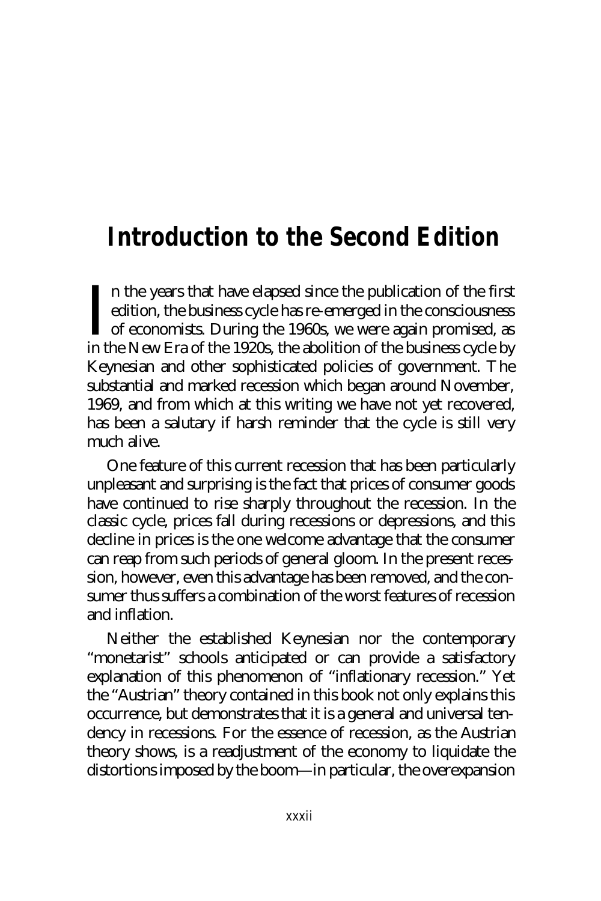# Introduction to the Second Edition

In the years that have elapsed since the publication of the first edition, the business cycle has re-emerged in the consciousness of economists. During the 1960s, we were again promised, as in the New Era of the 1920s, the abolition of the business cycle by Keynesian and other sophisticated policies of government. The substantial and marked recession which began around November, 1969, and from which at this writing we have not yet recovered, has been a salutary if harsh reminder that the cycle is still very much alive.

One feature of this current recession that has been particularly unpleasant and surprising is the fact that prices of consumer goods have continued to rise sharply throughout the recession. In the classic cycle, prices fall during recessions or depressions, and this decline in prices is the one welcome advantage that the consumer can reap from such periods of general gloom. In the present recession, however, even this advantage has been removed, and the consumer thus suffers a combination of the worst features of recession and inflation.

Neither the established Keynesian nor the contemporary "monetarist" schools anticipated or can provide a satisfactory explanation of this phenomenon of "inflationary recession." Yet the "Austrian" theory contained in this book not only explains this occurrence, but demonstrates that it is a general and universal tendency in recessions. For the essence of recession, as the Austrian theory shows, is a readjustment of the economy to liquidate the distortions imposed by the boom—in particular, the overexpansion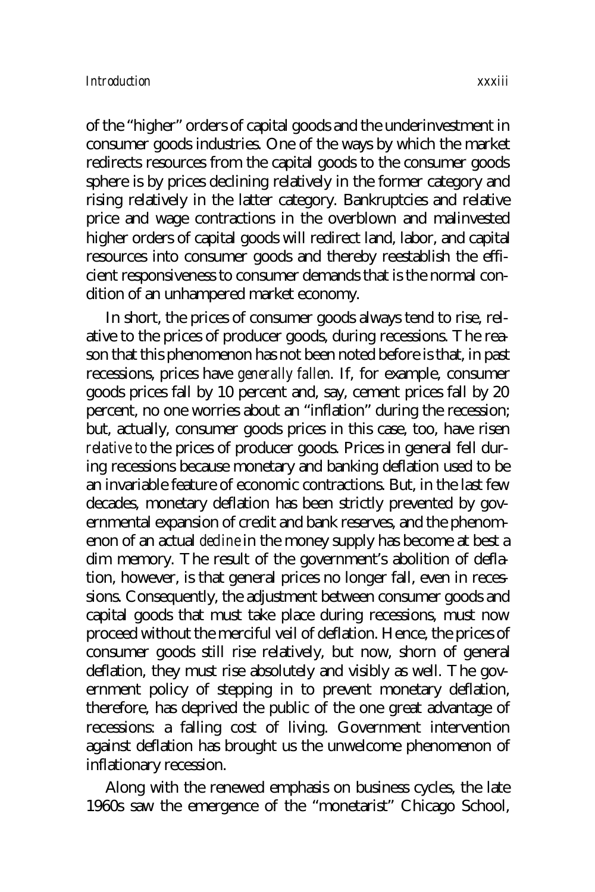of the "higher" orders of capital goods and the underinvestment in consumer goods industries. One of the ways by which the market redirects resources from the capital goods to the consumer goods sphere is by prices declining relatively in the former category and rising relatively in the latter category. Bankruptcies and relative price and wage contractions in the overblown and malinvested higher orders of capital goods will redirect land, labor, and capital resources into consumer goods and thereby reestablish the efficient responsiveness to consumer demands that is the normal condition of an unhampered market economy.

In short, the prices of consumer goods always tend to rise, relative to the prices of producer goods, during recessions. The reason that this phenomenon has not been noted before is that, in past recessions, prices have *generally fallen*. If, for example, consumer goods prices fall by 10 percent and, say, cement prices fall by 20 percent, no one worries about an "inflation" during the recession; but, actually, consumer goods prices in this case, too, have risen *relative to* the prices of producer goods. Prices in general fell during recessions because monetary and banking deflation used to be an invariable feature of economic contractions. But, in the last few decades, monetary deflation has been strictly prevented by governmental expansion of credit and bank reserves, and the phenomenon of an actual *decline* in the money supply has become at best a dim memory. The result of the government's abolition of deflation, however, is that general prices no longer fall, even in recessions. Consequently, the adjustment between consumer goods and capital goods that must take place during recessions, must now proceed without the merciful veil of deflation. Hence, the prices of consumer goods still rise relatively, but now, shorn of general deflation, they must rise absolutely and visibly as well. The government policy of stepping in to prevent monetary deflation, therefore, has deprived the public of the one great advantage of recessions: a falling cost of living. Government intervention against deflation has brought us the unwelcome phenomenon of inflationary recession.

Along with the renewed emphasis on business cycles, the late 1960s saw the emergence of the "monetarist" Chicago School,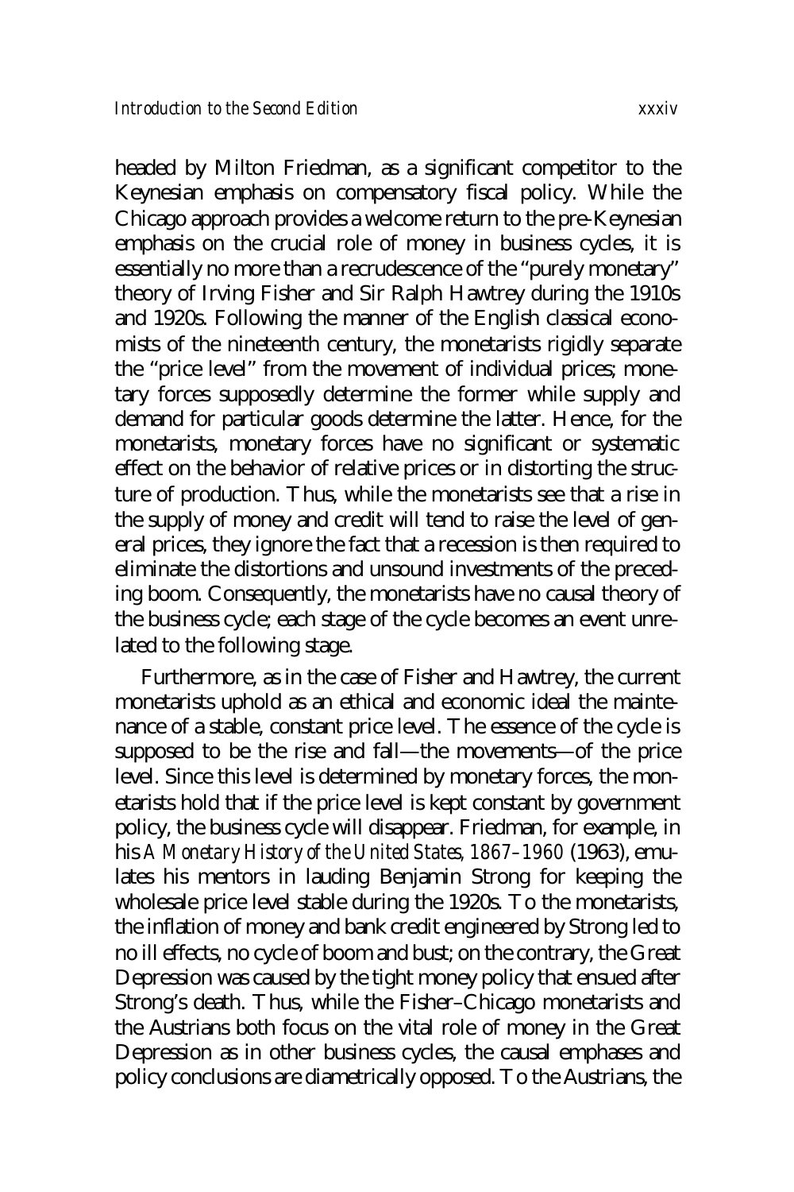headed by Milton Friedman, as a significant competitor to the Keynesian emphasis on compensatory fiscal policy. While the Chicago approach provides a welcome return to the pre-Keynesian emphasis on the crucial role of money in business cycles, it is essentially no more than a recrudescence of the "purely monetary" theory of Irving Fisher and Sir Ralph Hawtrey during the 1910s and 1920s. Following the manner of the English classical economists of the nineteenth century, the monetarists rigidly separate the "price level" from the movement of individual prices; monetary forces supposedly determine the former while supply and demand for particular goods determine the latter. Hence, for the monetarists, monetary forces have no significant or systematic effect on the behavior of relative prices or in distorting the structure of production. Thus, while the monetarists see that a rise in the supply of money and credit will tend to raise the level of general prices, they ignore the fact that a recession is then required to eliminate the distortions and unsound investments of the preceding boom. Consequently, the monetarists have no causal theory of the business cycle; each stage of the cycle becomes an event unrelated to the following stage.

Furthermore, as in the case of Fisher and Hawtrey, the current monetarists uphold as an ethical and economic ideal the maintenance of a stable, constant price level. The essence of the cycle is supposed to be the rise and fall—the movements—of the price level. Since this level is determined by monetary forces, the monetarists hold that if the price level is kept constant by government policy, the business cycle will disappear. Friedman, for example, in his *A Monetary History of the United States, 1867–1960* (1963), emulates his mentors in lauding Benjamin Strong for keeping the wholesale price level stable during the 1920s. To the monetarists, the inflation of money and bank credit engineered by Strong led to no ill effects, no cycle of boom and bust; on the contrary, the Great Depression was caused by the tight money policy that ensued after Strong's death. Thus, while the Fisher–Chicago monetarists and the Austrians both focus on the vital role of money in the Great Depression as in other business cycles, the causal emphases and policy conclusions are diametrically opposed. To the Austrians, the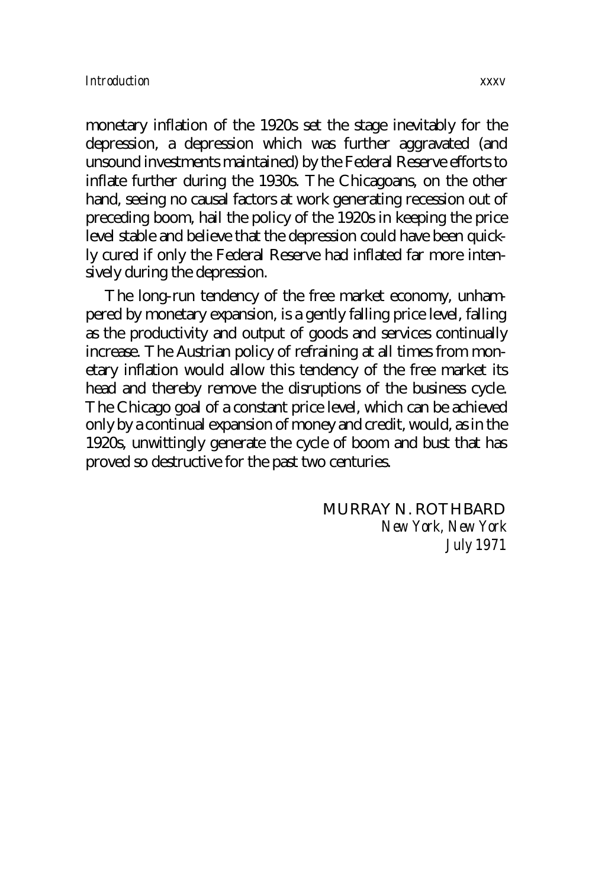monetary inflation of the 1920s set the stage inevitably for the depression, a depression which was further aggravated (and unsound investments maintained) by the Federal Reserve efforts to inflate further during the 1930s. The Chicagoans, on the other hand, seeing no causal factors at work generating recession out of preceding boom, hail the policy of the 1920s in keeping the price level stable and believe that the depression could have been quickly cured if only the Federal Reserve had inflated far more intensively during the depression.

The long-run tendency of the free market economy, unhampered by monetary expansion, is a gently falling price level, falling as the productivity and output of goods and services continually increase. The Austrian policy of refraining at all times from monetary inflation would allow this tendency of the free market its head and thereby remove the disruptions of the business cycle. The Chicago goal of a constant price level, which can be achieved only by a continual expansion of money and credit, would, as in the 1920s, unwittingly generate the cycle of boom and bust that has proved so destructive for the past two centuries.

MURRAY N. ROTHBARD
*New York, New York*
*July 1971*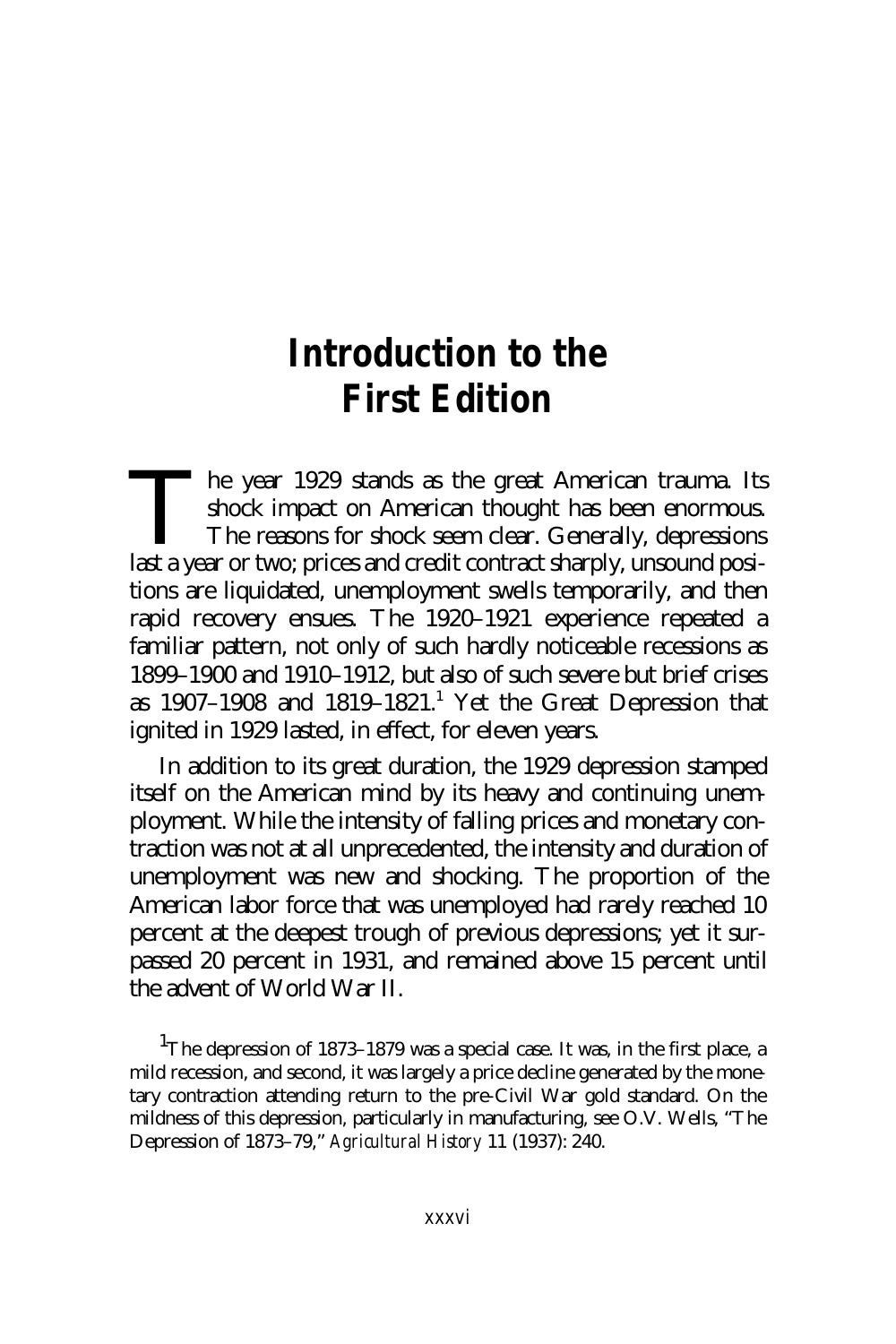# Introduction to the First Edition

The year 1929 stands as the great American trauma. Its shock impact on American thought has been enormous. The reasons for shock seem clear. Generally, depressions last a year or two; prices and credit contract sharply, unsound positions are liquidated, unemployment swells temporarily, and then rapid recovery ensues. The 1920–1921 experience repeated a familiar pattern, not only of such hardly noticeable recessions as 1899–1900 and 1910–1912, but also of such severe but brief crises as 1907–1908 and 1819–1821.[1] Yet the Great Depression that ignited in 1929 lasted, in effect, for eleven years.

In addition to its great duration, the 1929 depression stamped itself on the American mind by its heavy and continuing unemployment. While the intensity of falling prices and monetary contraction was not at all unprecedented, the intensity and duration of unemployment was new and shocking. The proportion of the American labor force that was unemployed had rarely reached 10 percent at the deepest trough of previous depressions; yet it surpassed 20 percent in 1931, and remained above 15 percent until the advent of World War II.

[1] The depression of 1873–1879 was a special case. It was, in the first place, a mild recession, and second, it was largely a price decline generated by the monetary contraction attending return to the pre-Civil War gold standard. On the mildness of this depression, particularly in manufacturing, see O.V. Wells, "The Depression of 1873–79," *Agricultural History* 11 (1937): 240.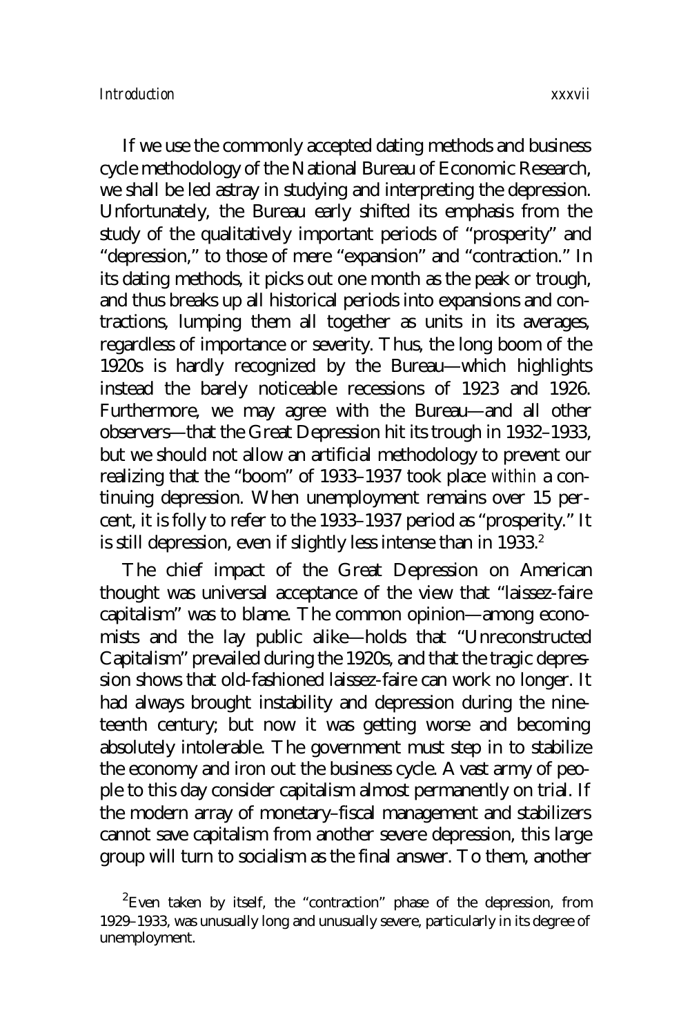If we use the commonly accepted dating methods and business cycle methodology of the National Bureau of Economic Research, we shall be led astray in studying and interpreting the depression. Unfortunately, the Bureau early shifted its emphasis from the study of the qualitatively important periods of "prosperity" and "depression," to those of mere "expansion" and "contraction." In its dating methods, it picks out one month as the peak or trough, and thus breaks up all historical periods into expansions and contractions, lumping them all together as units in its averages, regardless of importance or severity. Thus, the long boom of the 1920s is hardly recognized by the Bureau—which highlights instead the barely noticeable recessions of 1923 and 1926. Furthermore, we may agree with the Bureau—and all other observers—that the Great Depression hit its trough in 1932–1933, but we should not allow an artificial methodology to prevent our realizing that the "boom" of 1933–1937 took place *within* a continuing depression. When unemployment remains over 15 percent, it is folly to refer to the 1933–1937 period as "prosperity." It is still depression, even if slightly less intense than in 1933.[2]

The chief impact of the Great Depression on American thought was universal acceptance of the view that "laissez-faire capitalism" was to blame. The common opinion—among economists and the lay public alike—holds that "Unreconstructed Capitalism" prevailed during the 1920s, and that the tragic depression shows that old-fashioned laissez-faire can work no longer. It had always brought instability and depression during the nineteenth century; but now it was getting worse and becoming absolutely intolerable. The government must step in to stabilize the economy and iron out the business cycle. A vast army of people to this day consider capitalism almost permanently on trial. If the modern array of monetary–fiscal management and stabilizers cannot save capitalism from another severe depression, this large group will turn to socialism as the final answer. To them, another

[2]Even taken by itself, the "contraction" phase of the depression, from 1929–1933, was unusually long and unusually severe, particularly in its degree of unemployment.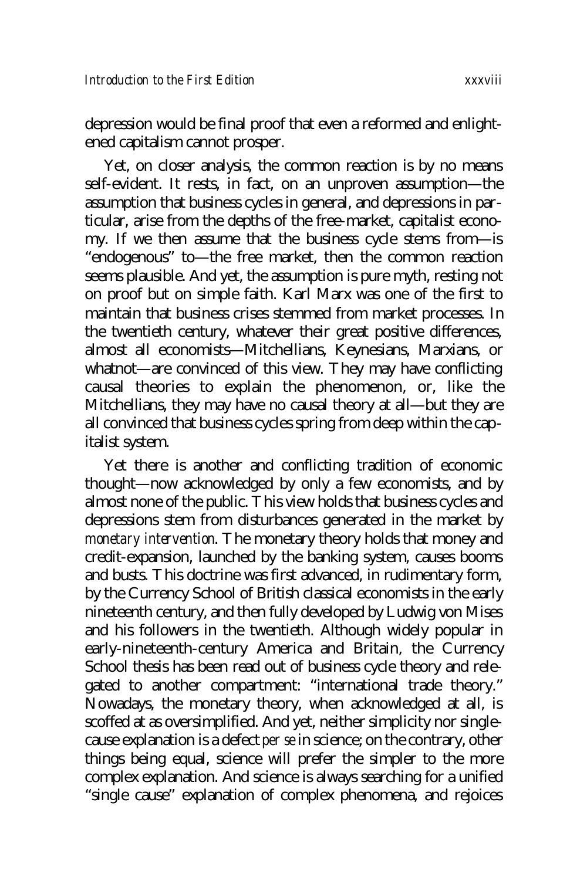depression would be final proof that even a reformed and enlightened capitalism cannot prosper.

Yet, on closer analysis, the common reaction is by no means self-evident. It rests, in fact, on an unproven assumption—the assumption that business cycles in general, and depressions in particular, arise from the depths of the free-market, capitalist economy. If we then assume that the business cycle stems from—is "endogenous" to—the free market, then the common reaction seems plausible. And yet, the assumption is pure myth, resting not on proof but on simple faith. Karl Marx was one of the first to maintain that business crises stemmed from market processes. In the twentieth century, whatever their great positive differences, almost all economists—Mitchellians, Keynesians, Marxians, or whatnot—are convinced of this view. They may have conflicting causal theories to explain the phenomenon, or, like the Mitchellians, they may have no causal theory at all—but they are all convinced that business cycles spring from deep within the capitalist system.

Yet there is another and conflicting tradition of economic thought—now acknowledged by only a few economists, and by almost none of the public. This view holds that business cycles and depressions stem from disturbances generated in the market by *monetary intervention*. The monetary theory holds that money and credit-expansion, launched by the banking system, causes booms and busts. This doctrine was first advanced, in rudimentary form, by the Currency School of British classical economists in the early nineteenth century, and then fully developed by Ludwig von Mises and his followers in the twentieth. Although widely popular in early-nineteenth-century America and Britain, the Currency School thesis has been read out of business cycle theory and relegated to another compartment: "international trade theory." Nowadays, the monetary theory, when acknowledged at all, is scoffed at as oversimplified. And yet, neither simplicity nor single-cause explanation is a defect *per se* in science; on the contrary, other things being equal, science will prefer the simpler to the more complex explanation. And science is always searching for a unified "single cause" explanation of complex phenomena, and rejoices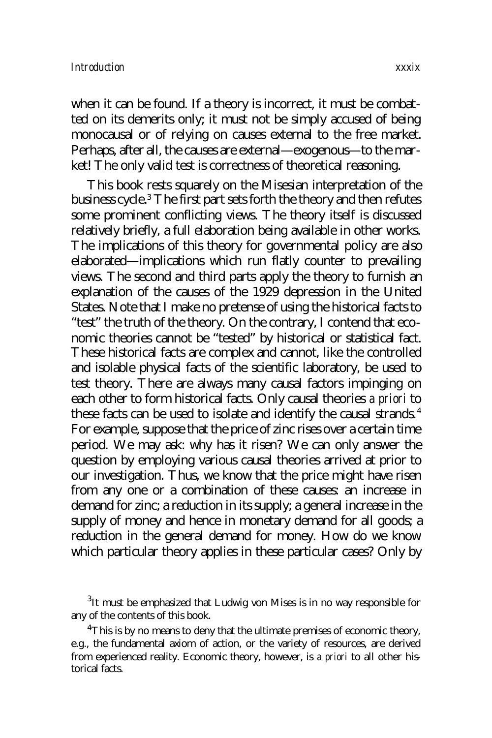when it can be found. If a theory is incorrect, it must be combatted on its demerits only; it must not be simply accused of being monocausal or of relying on causes external to the free market. Perhaps, after all, the causes are external—exogenous—to the market! The only valid test is correctness of theoretical reasoning.

This book rests squarely on the Misesian interpretation of the business cycle.[3] The first part sets forth the theory and then refutes some prominent conflicting views. The theory itself is discussed relatively briefly, a full elaboration being available in other works. The implications of this theory for governmental policy are also elaborated—implications which run flatly counter to prevailing views. The second and third parts apply the theory to furnish an explanation of the causes of the 1929 depression in the United States. Note that I make no pretense of using the historical facts to "test" the truth of the theory. On the contrary, I contend that economic theories cannot be "tested" by historical or statistical fact. These historical facts are complex and cannot, like the controlled and isolable physical facts of the scientific laboratory, be used to test theory. There are always many causal factors impinging on each other to form historical facts. Only causal theories *a priori* to these facts can be used to isolate and identify the causal strands.[4] For example, suppose that the price of zinc rises over a certain time period. We may ask: why has it risen? We can only answer the question by employing various causal theories arrived at prior to our investigation. Thus, we know that the price might have risen from any one or a combination of these causes: an increase in demand for zinc; a reduction in its supply; a general increase in the supply of money and hence in monetary demand for all goods; a reduction in the general demand for money. How do we know which particular theory applies in these particular cases? Only by

[3] It must be emphasized that Ludwig von Mises is in no way responsible for any of the contents of this book.

[4] This is by no means to deny that the ultimate premises of economic theory, e.g., the fundamental axiom of action, or the variety of resources, are derived from experienced reality. Economic theory, however, is *a priori* to all other historical facts.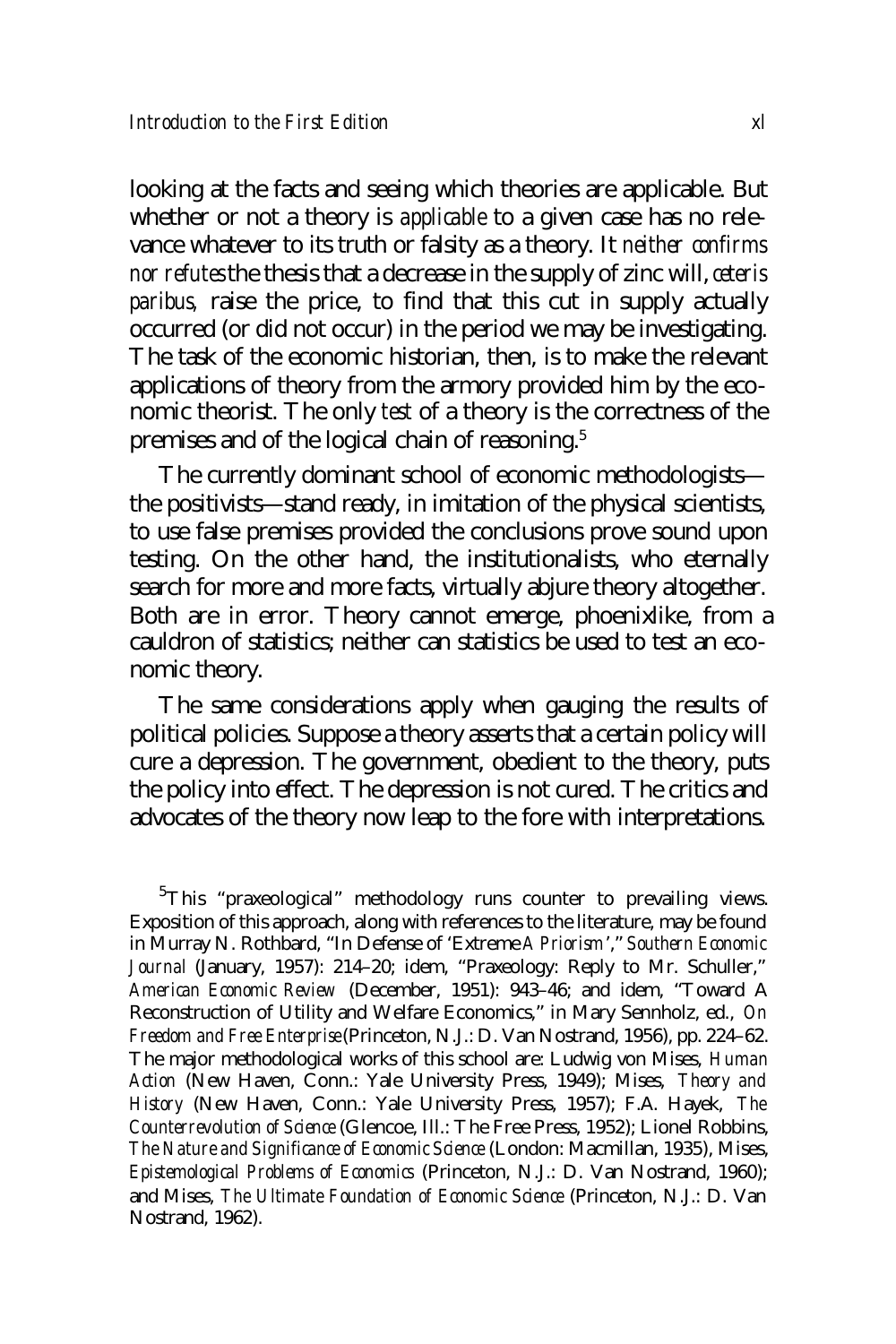looking at the facts and seeing which theories are applicable. But whether or not a theory is *applicable* to a given case has no relevance whatever to its truth or falsity as a theory. It *neither confirms nor refutes* the thesis that a decrease in the supply of zinc will, *ceteris paribus,* raise the price, to find that this cut in supply actually occurred (or did not occur) in the period we may be investigating. The task of the economic historian, then, is to make the relevant applications of theory from the armory provided him by the economic theorist. The only *test* of a theory is the correctness of the premises and of the logical chain of reasoning.[5]

The currently dominant school of economic methodologists—the positivists—stand ready, in imitation of the physical scientists, to use false premises provided the conclusions prove sound upon testing. On the other hand, the institutionalists, who eternally search for more and more facts, virtually abjure theory altogether. Both are in error. Theory cannot emerge, phoenixlike, from a cauldron of statistics; neither can statistics be used to test an economic theory.

The same considerations apply when gauging the results of political policies. Suppose a theory asserts that a certain policy will cure a depression. The government, obedient to the theory, puts the policy into effect. The depression is not cured. The critics and advocates of the theory now leap to the fore with interpretations.

[5]This "praxeological" methodology runs counter to prevailing views. Exposition of this approach, along with references to the literature, may be found in Murray N. Rothbard, "In Defense of 'Extreme *A Priorism*'," *Southern Economic Journal* (January, 1957): 214–20; idem, "Praxeology: Reply to Mr. Schuller," *American Economic Review* (December, 1951): 943–46; and idem, "Toward A Reconstruction of Utility and Welfare Economics," in Mary Sennholz, ed., *On Freedom and Free Enterprise* (Princeton, N.J.: D. Van Nostrand, 1956), pp. 224–62. The major methodological works of this school are: Ludwig von Mises, *Human Action* (New Haven, Conn.: Yale University Press, 1949); Mises, *Theory and History* (New Haven, Conn.: Yale University Press, 1957); F.A. Hayek, *The Counterrevolution of Science* (Glencoe, Ill.: The Free Press, 1952); Lionel Robbins, *The Nature and Significance of Economic Science* (London: Macmillan, 1935), Mises, *Epistemological Problems of Economics* (Princeton, N.J.: D. Van Nostrand, 1960); and Mises, *The Ultimate Foundation of Economic Science* (Princeton, N.J.: D. Van Nostrand, 1962).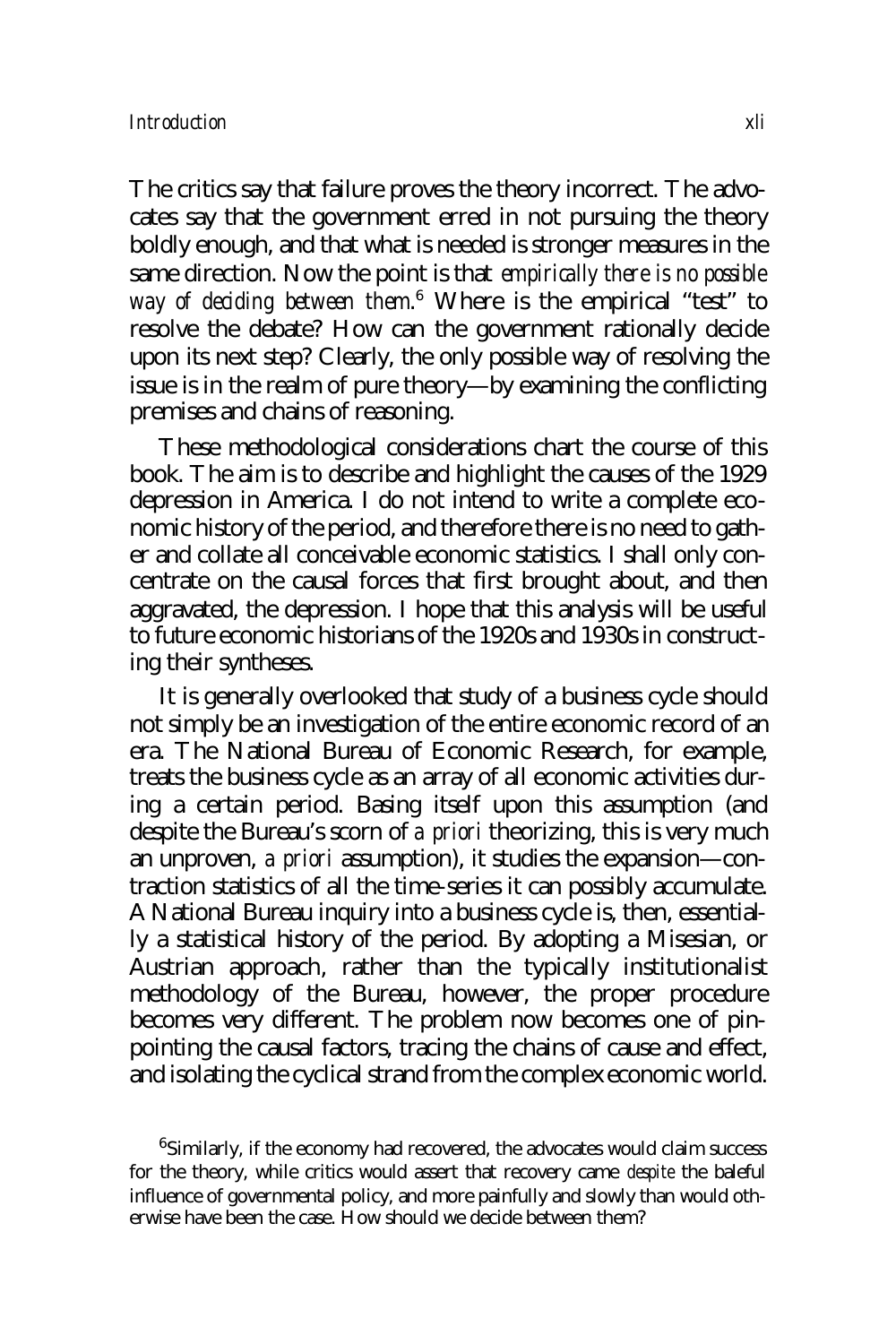The critics say that failure proves the theory incorrect. The advocates say that the government erred in not pursuing the theory boldly enough, and that what is needed is stronger measures in the same direction. Now the point is that *empirically there is no possible way of deciding between them*.[6] Where is the empirical "test" to resolve the debate? How can the government rationally decide upon its next step? Clearly, the only possible way of resolving the issue is in the realm of pure theory—by examining the conflicting premises and chains of reasoning.

These methodological considerations chart the course of this book. The aim is to describe and highlight the causes of the 1929 depression in America. I do not intend to write a complete economic history of the period, and therefore there is no need to gather and collate all conceivable economic statistics. I shall only concentrate on the causal forces that first brought about, and then aggravated, the depression. I hope that this analysis will be useful to future economic historians of the 1920s and 1930s in constructing their syntheses.

It is generally overlooked that study of a business cycle should not simply be an investigation of the entire economic record of an era. The National Bureau of Economic Research, for example, treats the business cycle as an array of all economic activities during a certain period. Basing itself upon this assumption (and despite the Bureau's scorn of *a priori* theorizing, this is very much an unproven, *a priori* assumption), it studies the expansion—contraction statistics of all the time-series it can possibly accumulate. A National Bureau inquiry into a business cycle is, then, essentially a statistical history of the period. By adopting a Misesian, or Austrian approach, rather than the typically institutionalist methodology of the Bureau, however, the proper procedure becomes very different. The problem now becomes one of pinpointing the causal factors, tracing the chains of cause and effect, and isolating the cyclical strand from the complex economic world.

[6]Similarly, if the economy had recovered, the advocates would claim success for the theory, while critics would assert that recovery came *despite* the baleful influence of governmental policy, and more painfully and slowly than would otherwise have been the case. How should we decide between them?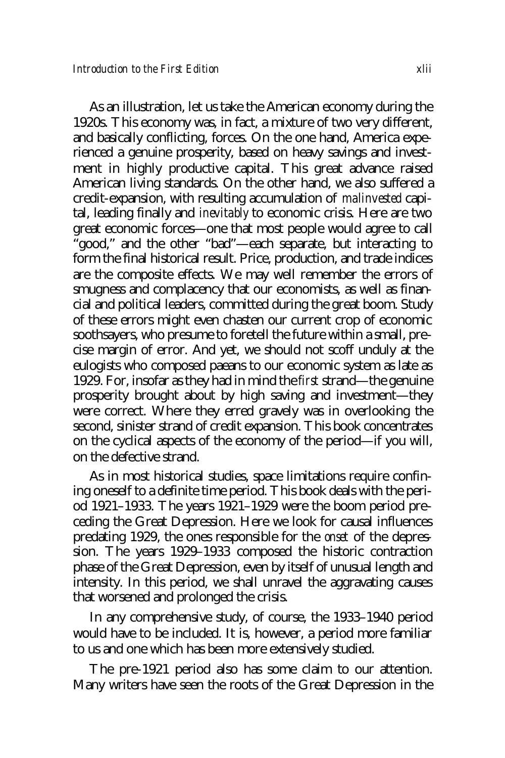As an illustration, let us take the American economy during the 1920s. This economy was, in fact, a mixture of two very different, and basically conflicting, forces. On the one hand, America experienced a genuine prosperity, based on heavy savings and investment in highly productive capital. This great advance raised American living standards. On the other hand, we also suffered a credit-expansion, with resulting accumulation of *malinvested* capital, leading finally and *inevitably* to economic crisis. Here are two great economic forces—one that most people would agree to call "good," and the other "bad"—each separate, but interacting to form the final historical result. Price, production, and trade indices are the composite effects. We may well remember the errors of smugness and complacency that our economists, as well as financial and political leaders, committed during the great boom. Study of these errors might even chasten our current crop of economic soothsayers, who presume to foretell the future within a small, precise margin of error. And yet, we should not scoff unduly at the eulogists who composed paeans to our economic system as late as 1929. For, insofar as they had in mind the *first* strand—the genuine prosperity brought about by high saving and investment—they were correct. Where they erred gravely was in overlooking the second, sinister strand of credit expansion. This book concentrates on the cyclical aspects of the economy of the period—if you will, on the defective strand.

As in most historical studies, space limitations require confining oneself to a definite time period. This book deals with the period 1921–1933. The years 1921–1929 were the boom period preceding the Great Depression. Here we look for causal influences predating 1929, the ones responsible for the *onset* of the depression. The years 1929–1933 composed the historic contraction phase of the Great Depression, even by itself of unusual length and intensity. In this period, we shall unravel the aggravating causes that worsened and prolonged the crisis.

In any comprehensive study, of course, the 1933–1940 period would have to be included. It is, however, a period more familiar to us and one which has been more extensively studied.

The pre-1921 period also has some claim to our attention. Many writers have seen the roots of the Great Depression in the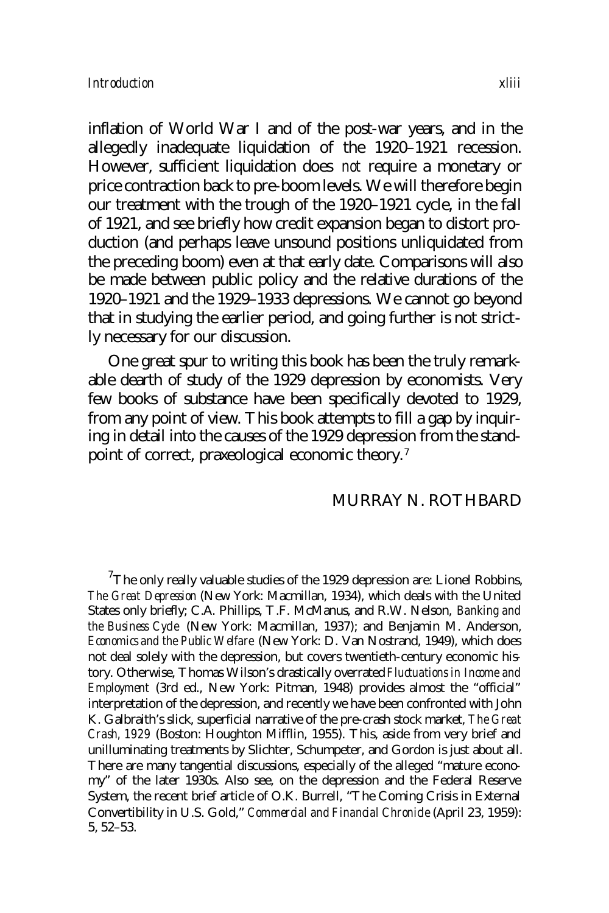inflation of World War I and of the post-war years, and in the allegedly inadequate liquidation of the 1920–1921 recession. However, sufficient liquidation does *not* require a monetary or price contraction back to pre-boom levels. We will therefore begin our treatment with the trough of the 1920–1921 cycle, in the fall of 1921, and see briefly how credit expansion began to distort production (and perhaps leave unsound positions unliquidated from the preceding boom) even at that early date. Comparisons will also be made between public policy and the relative durations of the 1920–1921 and the 1929–1933 depressions. We cannot go beyond that in studying the earlier period, and going further is not strictly necessary for our discussion.

One great spur to writing this book has been the truly remarkable dearth of study of the 1929 depression by economists. Very few books of substance have been specifically devoted to 1929, from any point of view. This book attempts to fill a gap by inquiring in detail into the causes of the 1929 depression from the standpoint of correct, praxeological economic theory.[7]

MURRAY N. ROTHBARD

[7]The only really valuable studies of the 1929 depression are: Lionel Robbins, *The Great Depression* (New York: Macmillan, 1934), which deals with the United States only briefly; C.A. Phillips, T.F. McManus, and R.W. Nelson, *Banking and the Business Cycle* (New York: Macmillan, 1937); and Benjamin M. Anderson, *Economics and the Public Welfare* (New York: D. Van Nostrand, 1949), which does not deal solely with the depression, but covers twentieth-century economic history. Otherwise, Thomas Wilson's drastically overrated *Fluctuations in Income and Employment* (3rd ed., New York: Pitman, 1948) provides almost the "official" interpretation of the depression, and recently we have been confronted with John K. Galbraith's slick, superficial narrative of the pre-crash stock market, *The Great Crash, 1929* (Boston: Houghton Mifflin, 1955). This, aside from very brief and unilluminating treatments by Slichter, Schumpeter, and Gordon is just about all. There are many tangential discussions, especially of the alleged "mature economy" of the later 1930s. Also see, on the depression and the Federal Reserve System, the recent brief article of O.K. Burrell, "The Coming Crisis in External Convertibility in U.S. Gold," *Commercial and Financial Chronicle* (April 23, 1959): 5, 52–53.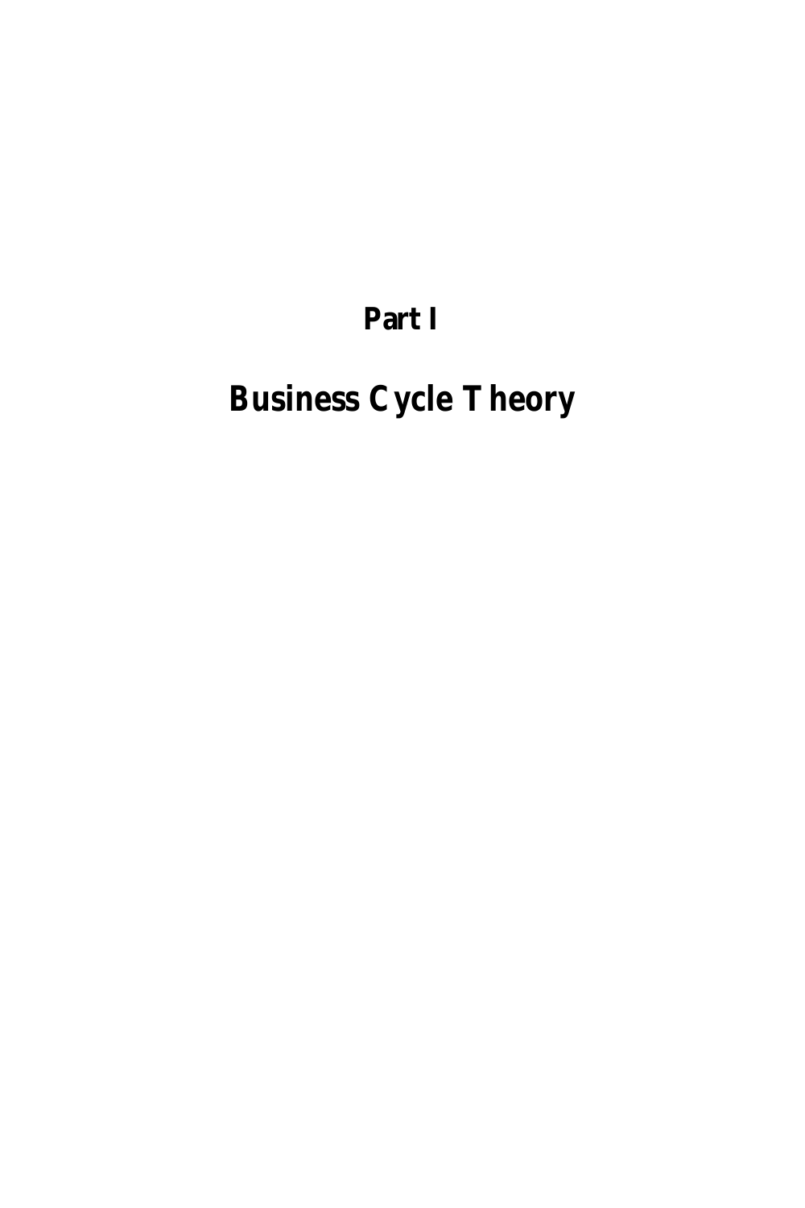# Part I

# Business Cycle Theory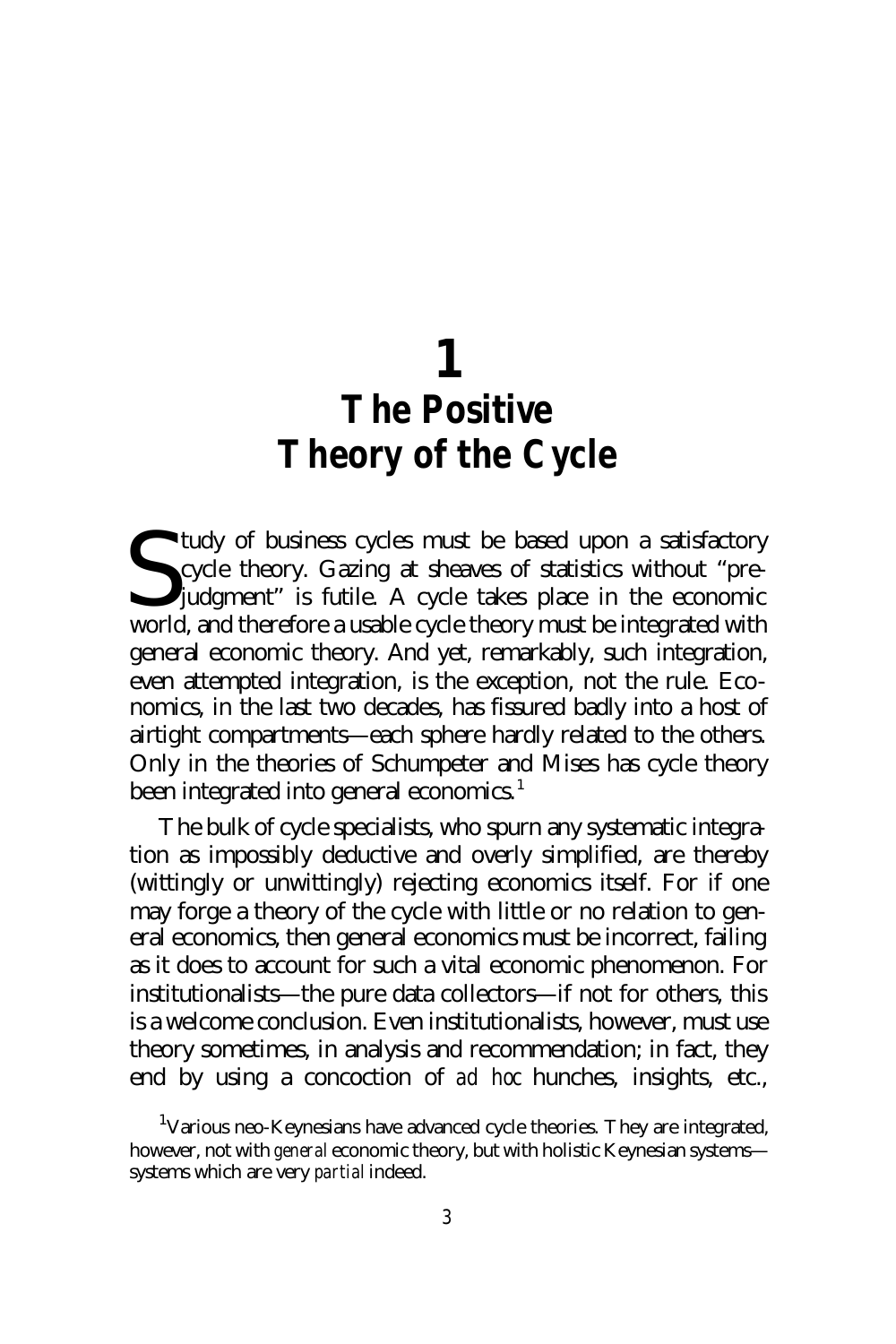# 1
# The Positive Theory of the Cycle

Study of business cycles must be based upon a satisfactory cycle theory. Gazing at sheaves of statistics without "prejudgment" is futile. A cycle takes place in the economic world, and therefore a usable cycle theory must be integrated with general economic theory. And yet, remarkably, such integration, even attempted integration, is the exception, not the rule. Economics, in the last two decades, has fissured badly into a host of airtight compartments—each sphere hardly related to the others. Only in the theories of Schumpeter and Mises has cycle theory been integrated into general economics.[1]

The bulk of cycle specialists, who spurn any systematic integration as impossibly deductive and overly simplified, are thereby (wittingly or unwittingly) rejecting economics itself. For if one may forge a theory of the cycle with little or no relation to general economics, then general economics must be incorrect, failing as it does to account for such a vital economic phenomenon. For institutionalists—the pure data collectors—if not for others, this is a welcome conclusion. Even institutionalists, however, must use theory sometimes, in analysis and recommendation; in fact, they end by using a concoction of *ad hoc* hunches, insights, etc.,

[1] Various neo-Keynesians have advanced cycle theories. They are integrated, however, not with *general* economic theory, but with holistic Keynesian systems—systems which are very *partial* indeed.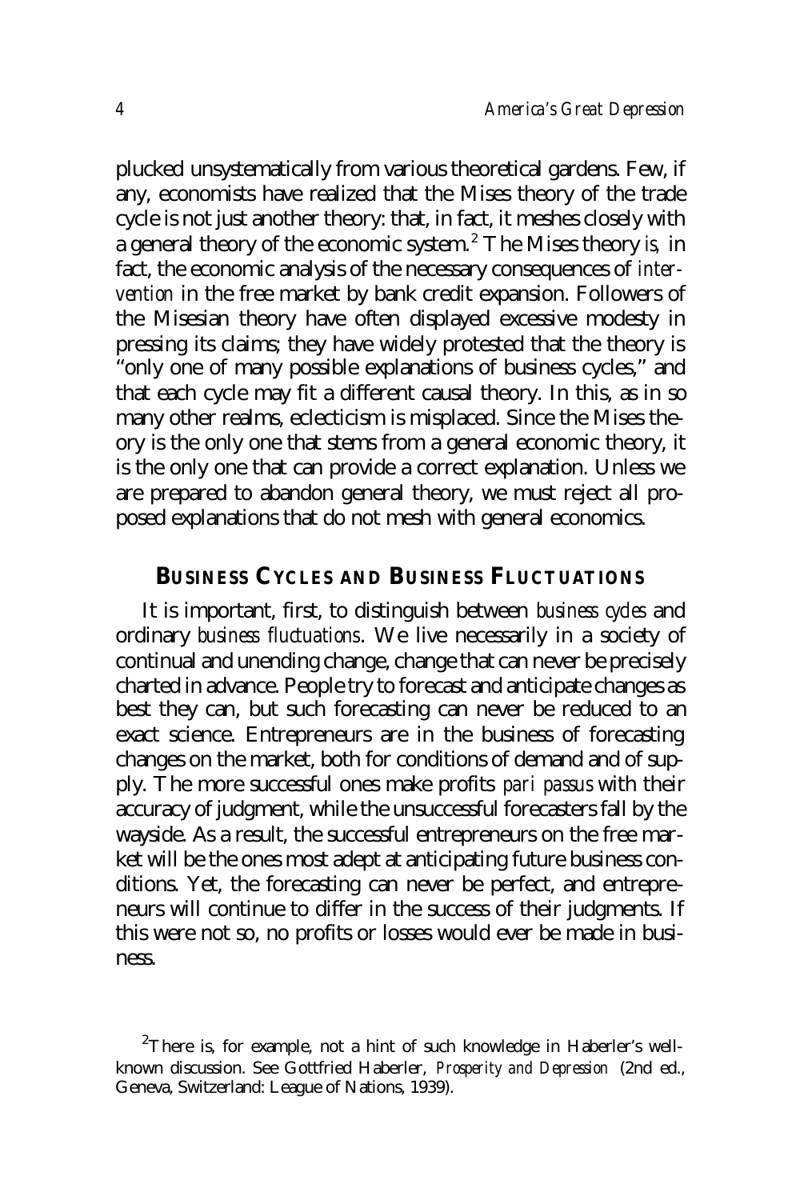plucked unsystematically from various theoretical gardens. Few, if any, economists have realized that the Mises theory of the trade cycle is not just another theory: that, in fact, it meshes closely with a general theory of the economic system.[2] The Mises theory *is*, in fact, the economic analysis of the necessary consequences of *intervention* in the free market by bank credit expansion. Followers of the Misesian theory have often displayed excessive modesty in pressing its claims; they have widely protested that the theory is "only one of many possible explanations of business cycles," and that each cycle may fit a different causal theory. In this, as in so many other realms, eclecticism is misplaced. Since the Mises theory is the only one that stems from a general economic theory, it is the only one that can provide a correct explanation. Unless we are prepared to abandon general theory, we must reject all proposed explanations that do not mesh with general economics.

## Business Cycles and Business Fluctuations

It is important, first, to distinguish between *business cycles* and ordinary *business fluctuations*. We live necessarily in a society of continual and unending change, change that can never be precisely charted in advance. People try to forecast and anticipate changes as best they can, but such forecasting can never be reduced to an exact science. Entrepreneurs are in the business of forecasting changes on the market, both for conditions of demand and of supply. The more successful ones make profits *pari passus* with their accuracy of judgment, while the unsuccessful forecasters fall by the wayside. As a result, the successful entrepreneurs on the free market will be the ones most adept at anticipating future business conditions. Yet, the forecasting can never be perfect, and entrepreneurs will continue to differ in the success of their judgments. If this were not so, no profits or losses would ever be made in business.

[2] There is, for example, not a hint of such knowledge in Haberler's well-known discussion. See Gottfried Haberler, *Prosperity and Depression* (2nd ed., Geneva, Switzerland: League of Nations, 1939).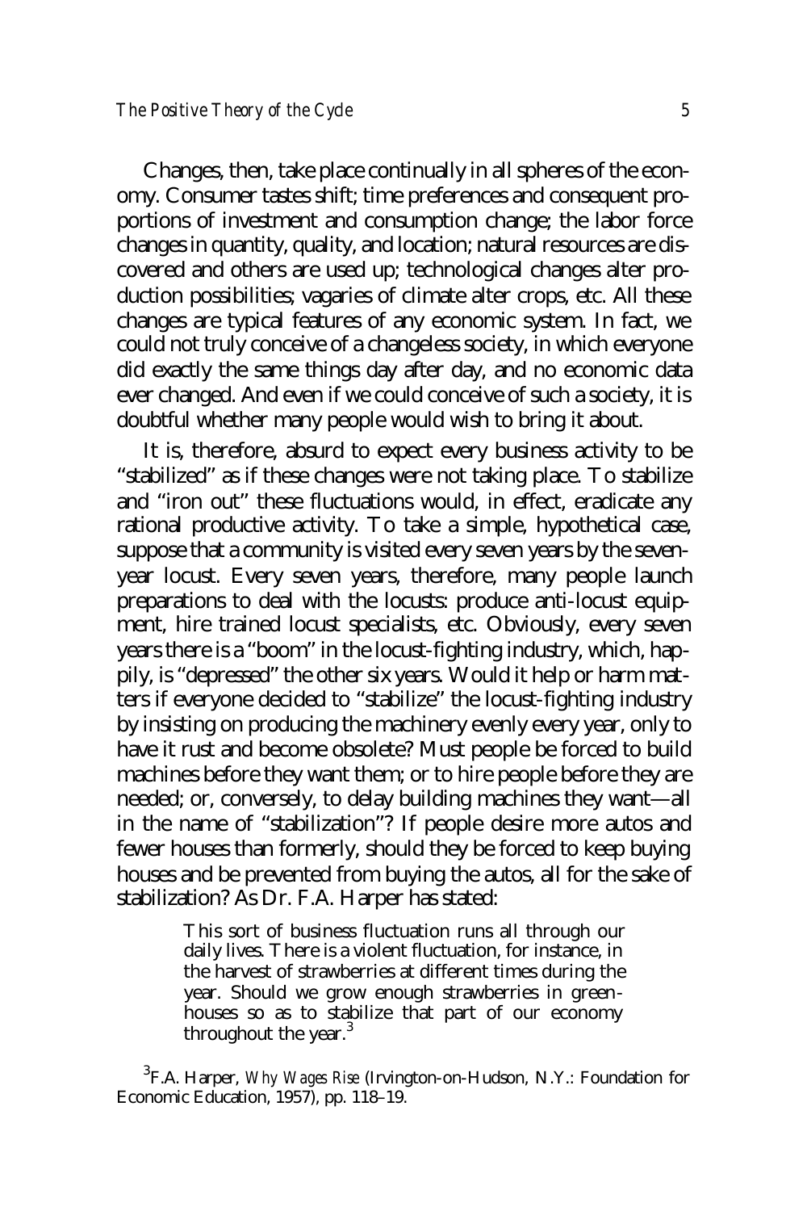Changes, then, take place continually in all spheres of the economy. Consumer tastes shift; time preferences and consequent proportions of investment and consumption change; the labor force changes in quantity, quality, and location; natural resources are discovered and others are used up; technological changes alter production possibilities; vagaries of climate alter crops, etc. All these changes are typical features of any economic system. In fact, we could not truly conceive of a changeless society, in which everyone did exactly the same things day after day, and no economic data ever changed. And even if we could conceive of such a society, it is doubtful whether many people would wish to bring it about.

It is, therefore, absurd to expect every business activity to be "stabilized" as if these changes were not taking place. To stabilize and "iron out" these fluctuations would, in effect, eradicate any rational productive activity. To take a simple, hypothetical case, suppose that a community is visited every seven years by the seven-year locust. Every seven years, therefore, many people launch preparations to deal with the locusts: produce anti-locust equipment, hire trained locust specialists, etc. Obviously, every seven years there is a "boom" in the locust-fighting industry, which, happily, is "depressed" the other six years. Would it help or harm matters if everyone decided to "stabilize" the locust-fighting industry by insisting on producing the machinery evenly every year, only to have it rust and become obsolete? Must people be forced to build machines before they want them; or to hire people before they are needed; or, conversely, to delay building machines they want—all in the name of "stabilization"? If people desire more autos and fewer houses than formerly, should they be forced to keep buying houses and be prevented from buying the autos, all for the sake of stabilization? As Dr. F.A. Harper has stated:

> This sort of business fluctuation runs all through our daily lives. There is a violent fluctuation, for instance, in the harvest of strawberries at different times during the year. Should we grow enough strawberries in greenhouses so as to stabilize that part of our economy throughout the year.[3]

[3] F.A. Harper, *Why Wages Rise* (Irvington-on-Hudson, N.Y.: Foundation for Economic Education, 1957), pp. 118–19.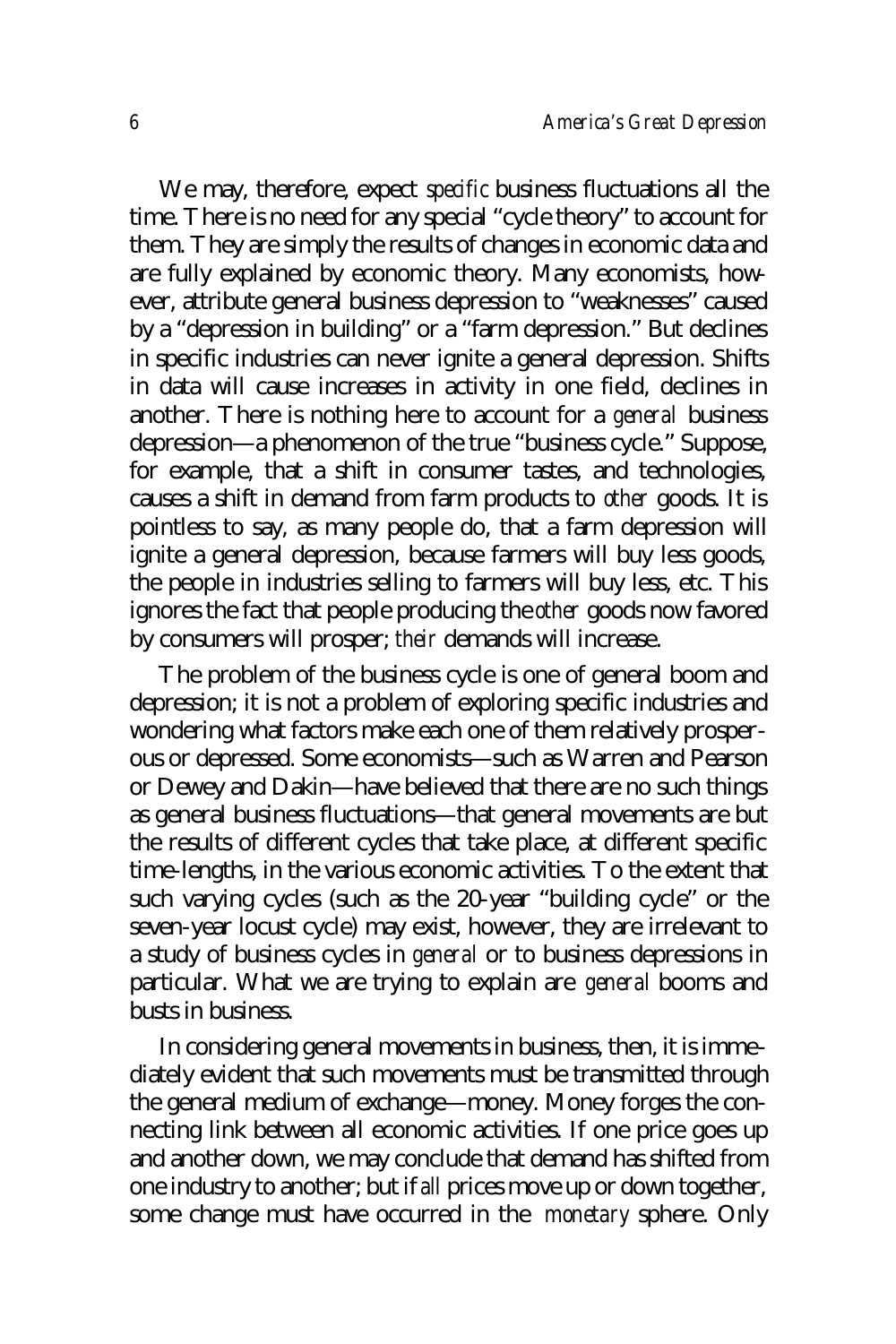We may, therefore, expect *specific* business fluctuations all the time. There is no need for any special "cycle theory" to account for them. They are simply the results of changes in economic data and are fully explained by economic theory. Many economists, however, attribute general business depression to "weaknesses" caused by a "depression in building" or a "farm depression." But declines in specific industries can never ignite a general depression. Shifts in data will cause increases in activity in one field, declines in another. There is nothing here to account for a *general* business depression—a phenomenon of the true "business cycle." Suppose, for example, that a shift in consumer tastes, and technologies, causes a shift in demand from farm products to *other* goods. It is pointless to say, as many people do, that a farm depression will ignite a general depression, because farmers will buy less goods, the people in industries selling to farmers will buy less, etc. This ignores the fact that people producing the *other* goods now favored by consumers will prosper; *their* demands will increase.

The problem of the business cycle is one of general boom and depression; it is not a problem of exploring specific industries and wondering what factors make each one of them relatively prosperous or depressed. Some economists—such as Warren and Pearson or Dewey and Dakin—have believed that there are no such things as general business fluctuations—that general movements are but the results of different cycles that take place, at different specific time-lengths, in the various economic activities. To the extent that such varying cycles (such as the 20-year "building cycle" or the seven-year locust cycle) may exist, however, they are irrelevant to a study of business cycles in *general* or to business depressions in particular. What we are trying to explain are *general* booms and busts in business.

In considering general movements in business, then, it is immediately evident that such movements must be transmitted through the general medium of exchange—money. Money forges the connecting link between all economic activities. If one price goes up and another down, we may conclude that demand has shifted from one industry to another; but if *all* prices move up or down together, some change must have occurred in the *monetary* sphere. Only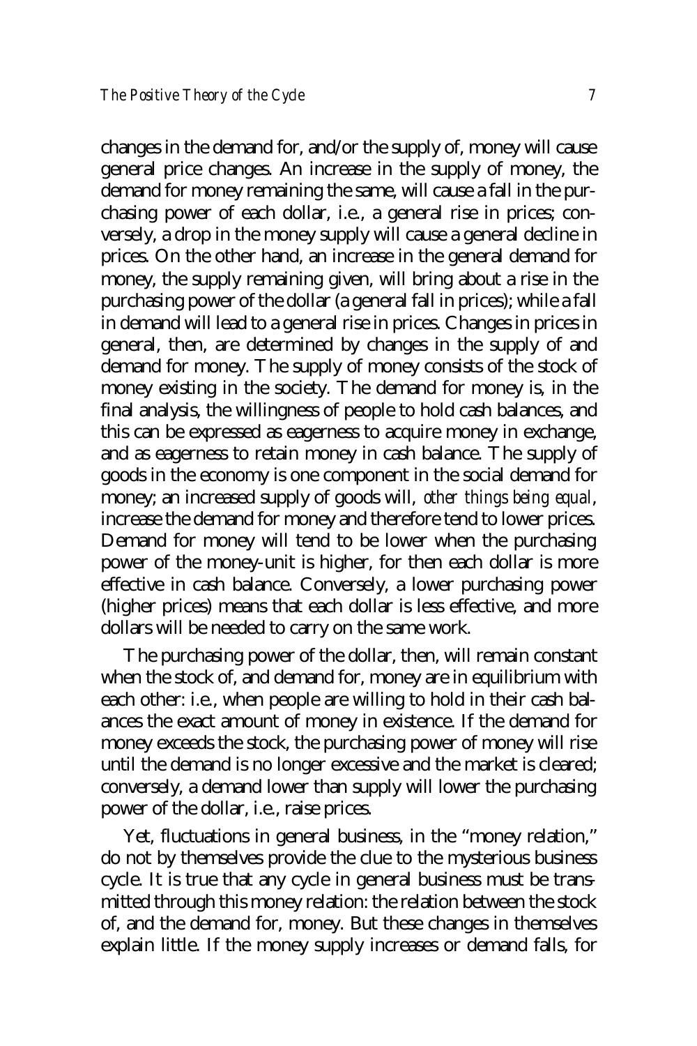changes in the demand for, and/or the supply of, money will cause general price changes. An increase in the supply of money, the demand for money remaining the same, will cause a fall in the purchasing power of each dollar, i.e., a general rise in prices; conversely, a drop in the money supply will cause a general decline in prices. On the other hand, an increase in the general demand for money, the supply remaining given, will bring about a rise in the purchasing power of the dollar (a general fall in prices); while a fall in demand will lead to a general rise in prices. Changes in prices in general, then, are determined by changes in the supply of and demand for money. The supply of money consists of the stock of money existing in the society. The demand for money is, in the final analysis, the willingness of people to hold cash balances, and this can be expressed as eagerness to acquire money in exchange, and as eagerness to retain money in cash balance. The supply of goods in the economy is one component in the social demand for money; an increased supply of goods will, *other things being equal*, increase the demand for money and therefore tend to lower prices. Demand for money will tend to be lower when the purchasing power of the money-unit is higher, for then each dollar is more effective in cash balance. Conversely, a lower purchasing power (higher prices) means that each dollar is less effective, and more dollars will be needed to carry on the same work.

The purchasing power of the dollar, then, will remain constant when the stock of, and demand for, money are in equilibrium with each other: i.e., when people are willing to hold in their cash balances the exact amount of money in existence. If the demand for money exceeds the stock, the purchasing power of money will rise until the demand is no longer excessive and the market is cleared; conversely, a demand lower than supply will lower the purchasing power of the dollar, i.e., raise prices.

Yet, fluctuations in general business, in the "money relation," do not by themselves provide the clue to the mysterious business cycle. It is true that any cycle in general business must be transmitted through this money relation: the relation between the stock of, and the demand for, money. But these changes in themselves explain little. If the money supply increases or demand falls, for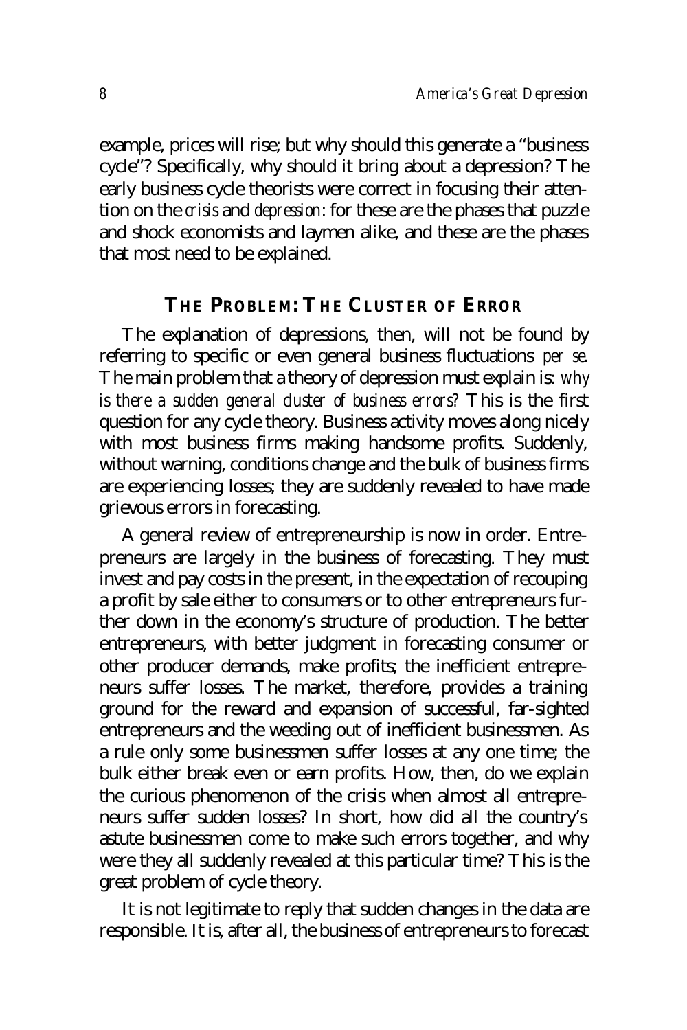example, prices will rise; but why should this generate a "business cycle"? Specifically, why should it bring about a depression? The early business cycle theorists were correct in focusing their attention on the *crisis* and *depression*: for these are the phases that puzzle and shock economists and laymen alike, and these are the phases that most need to be explained.

## The Problem: The Cluster of Error

The explanation of depressions, then, will not be found by referring to specific or even general business fluctuations *per se*. The main problem that a theory of depression must explain is: *why is there a sudden general cluster of business errors?* This is the first question for any cycle theory. Business activity moves along nicely with most business firms making handsome profits. Suddenly, without warning, conditions change and the bulk of business firms are experiencing losses; they are suddenly revealed to have made grievous errors in forecasting.

A general review of entrepreneurship is now in order. Entrepreneurs are largely in the business of forecasting. They must invest and pay costs in the present, in the expectation of recouping a profit by sale either to consumers or to other entrepreneurs further down in the economy's structure of production. The better entrepreneurs, with better judgment in forecasting consumer or other producer demands, make profits; the inefficient entrepreneurs suffer losses. The market, therefore, provides a training ground for the reward and expansion of successful, far-sighted entrepreneurs and the weeding out of inefficient businessmen. As a rule only some businessmen suffer losses at any one time; the bulk either break even or earn profits. How, then, do we explain the curious phenomenon of the crisis when almost all entrepreneurs suffer sudden losses? In short, how did all the country's astute businessmen come to make such errors together, and why were they all suddenly revealed at this particular time? This is the great problem of cycle theory.

It is not legitimate to reply that sudden changes in the data are responsible. It is, after all, the business of entrepreneurs to forecast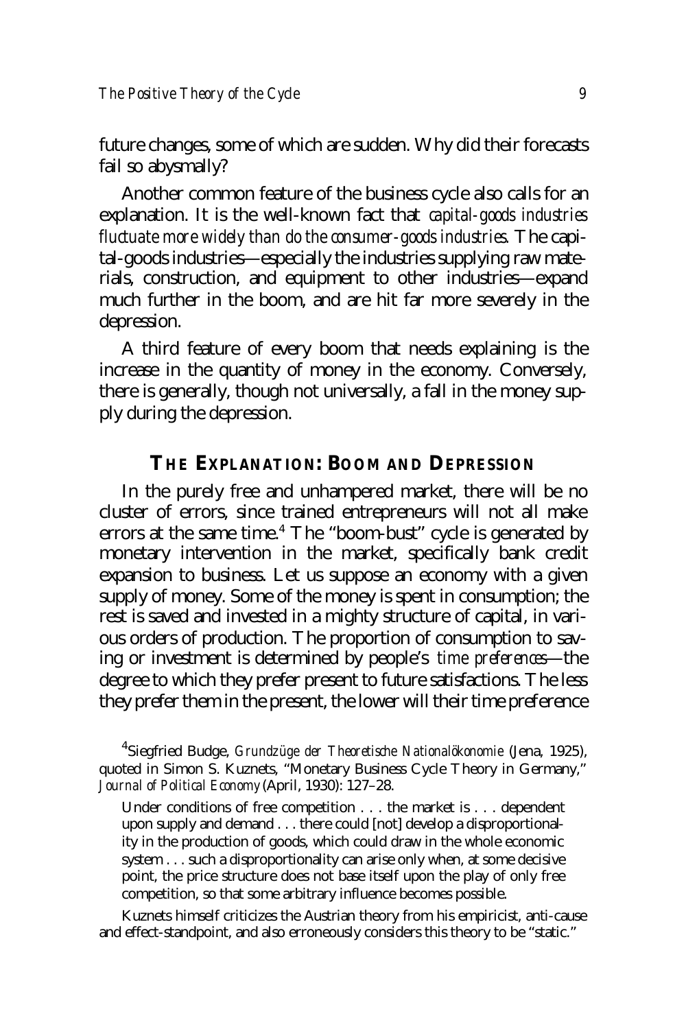future changes, some of which are sudden. Why did their forecasts fail so abysmally?

Another common feature of the business cycle also calls for an explanation. It is the well-known fact that *capital-goods industries fluctuate more widely than do the consumer-goods industries*. The capital-goods industries—especially the industries supplying raw materials, construction, and equipment to other industries—expand much further in the boom, and are hit far more severely in the depression.

A third feature of every boom that needs explaining is the increase in the quantity of money in the economy. Conversely, there is generally, though not universally, a fall in the money supply during the depression.

## THE EXPLANATION: BOOM AND DEPRESSION

In the purely free and unhampered market, there will be no cluster of errors, since trained entrepreneurs will not all make errors at the same time.[4] The "boom-bust" cycle is generated by monetary intervention in the market, specifically bank credit expansion to business. Let us suppose an economy with a given supply of money. Some of the money is spent in consumption; the rest is saved and invested in a mighty structure of capital, in various orders of production. The proportion of consumption to saving or investment is determined by people's *time preferences*—the degree to which they prefer present to future satisfactions. The less they prefer them in the present, the lower will their time preference

---

[4]Siegfried Budge, *Grundzüge der Theoretische Nationalökonomie* (Jena, 1925), quoted in Simon S. Kuznets, "Monetary Business Cycle Theory in Germany," *Journal of Political Economy* (April, 1930): 127–28.

> Under conditions of free competition . . . the market is . . . dependent upon supply and demand . . . there could [not] develop a disproportionality in the production of goods, which could draw in the whole economic system . . . such a disproportionality can arise only when, at some decisive point, the price structure does not base itself upon the play of only free competition, so that some arbitrary influence becomes possible.

Kuznets himself criticizes the Austrian theory from his empiricist, anti-cause and effect-standpoint, and also erroneously considers this theory to be "static."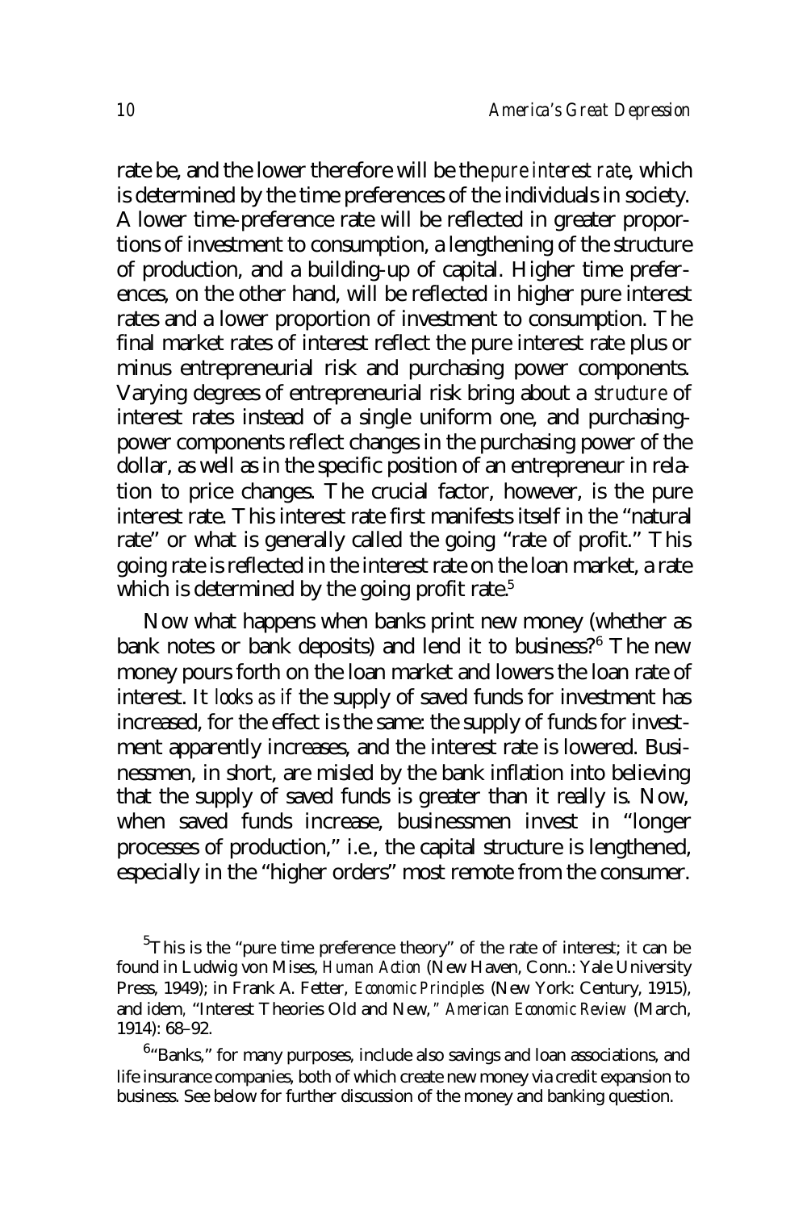rate be, and the lower therefore will be the *pure interest rate*, which is determined by the time preferences of the individuals in society. A lower time-preference rate will be reflected in greater proportions of investment to consumption, a lengthening of the structure of production, and a building-up of capital. Higher time preferences, on the other hand, will be reflected in higher pure interest rates and a lower proportion of investment to consumption. The final market rates of interest reflect the pure interest rate plus or minus entrepreneurial risk and purchasing power components. Varying degrees of entrepreneurial risk bring about a *structure* of interest rates instead of a single uniform one, and purchasing-power components reflect changes in the purchasing power of the dollar, as well as in the specific position of an entrepreneur in relation to price changes. The crucial factor, however, is the pure interest rate. This interest rate first manifests itself in the "natural rate" or what is generally called the going "rate of profit." This going rate is reflected in the interest rate on the loan market, a rate which is determined by the going profit rate.[5]

Now what happens when banks print new money (whether as bank notes or bank deposits) and lend it to business?[6] The new money pours forth on the loan market and lowers the loan rate of interest. It *looks as if* the supply of saved funds for investment has increased, for the effect is the same: the supply of funds for investment apparently increases, and the interest rate is lowered. Businessmen, in short, are misled by the bank inflation into believing that the supply of saved funds is greater than it really is. Now, when saved funds increase, businessmen invest in "longer processes of production," i.e., the capital structure is lengthened, especially in the "higher orders" most remote from the consumer.

[5] This is the "pure time preference theory" of the rate of interest; it can be found in Ludwig von Mises, *Human Action* (New Haven, Conn.: Yale University Press, 1949); in Frank A. Fetter, *Economic Principles* (New York: Century, 1915), and idem, "Interest Theories Old and New," *American Economic Review* (March, 1914): 68–92.

[6] "Banks," for many purposes, include also savings and loan associations, and life insurance companies, both of which create new money via credit expansion to business. See below for further discussion of the money and banking question.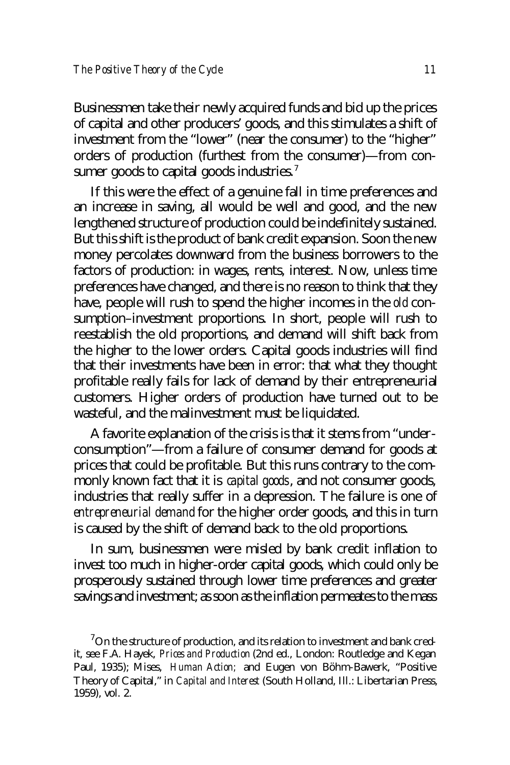Businessmen take their newly acquired funds and bid up the prices of capital and other producers' goods, and this stimulates a shift of investment from the "lower" (near the consumer) to the "higher" orders of production (furthest from the consumer)—from consumer goods to capital goods industries.[7]

If this were the effect of a genuine fall in time preferences and an increase in saving, all would be well and good, and the new lengthened structure of production could be indefinitely sustained. But this shift is the product of bank credit expansion. Soon the new money percolates downward from the business borrowers to the factors of production: in wages, rents, interest. Now, unless time preferences have changed, and there is no reason to think that they have, people will rush to spend the higher incomes in the *old* consumption–investment proportions. In short, people will rush to reestablish the old proportions, and demand will shift back from the higher to the lower orders. Capital goods industries will find that their investments have been in error: that what they thought profitable really fails for lack of demand by their entrepreneurial customers. Higher orders of production have turned out to be wasteful, and the malinvestment must be liquidated.

A favorite explanation of the crisis is that it stems from "underconsumption"—from a failure of consumer demand for goods at prices that could be profitable. But this runs contrary to the commonly known fact that it is *capital goods*, and not consumer goods, industries that really suffer in a depression. The failure is one of *entrepreneurial demand* for the higher order goods, and this in turn is caused by the shift of demand back to the old proportions.

In sum, businessmen were misled by bank credit inflation to invest too much in higher-order capital goods, which could only be prosperously sustained through lower time preferences and greater savings and investment; as soon as the inflation permeates to the mass

[7]On the structure of production, and its relation to investment and bank credit, see F.A. Hayek, *Prices and Production* (2nd ed., London: Routledge and Kegan Paul, 1935); Mises, *Human Action;* and Eugen von Böhm-Bawerk, "Positive Theory of Capital," in *Capital and Interest* (South Holland, Ill.: Libertarian Press, 1959), vol. 2.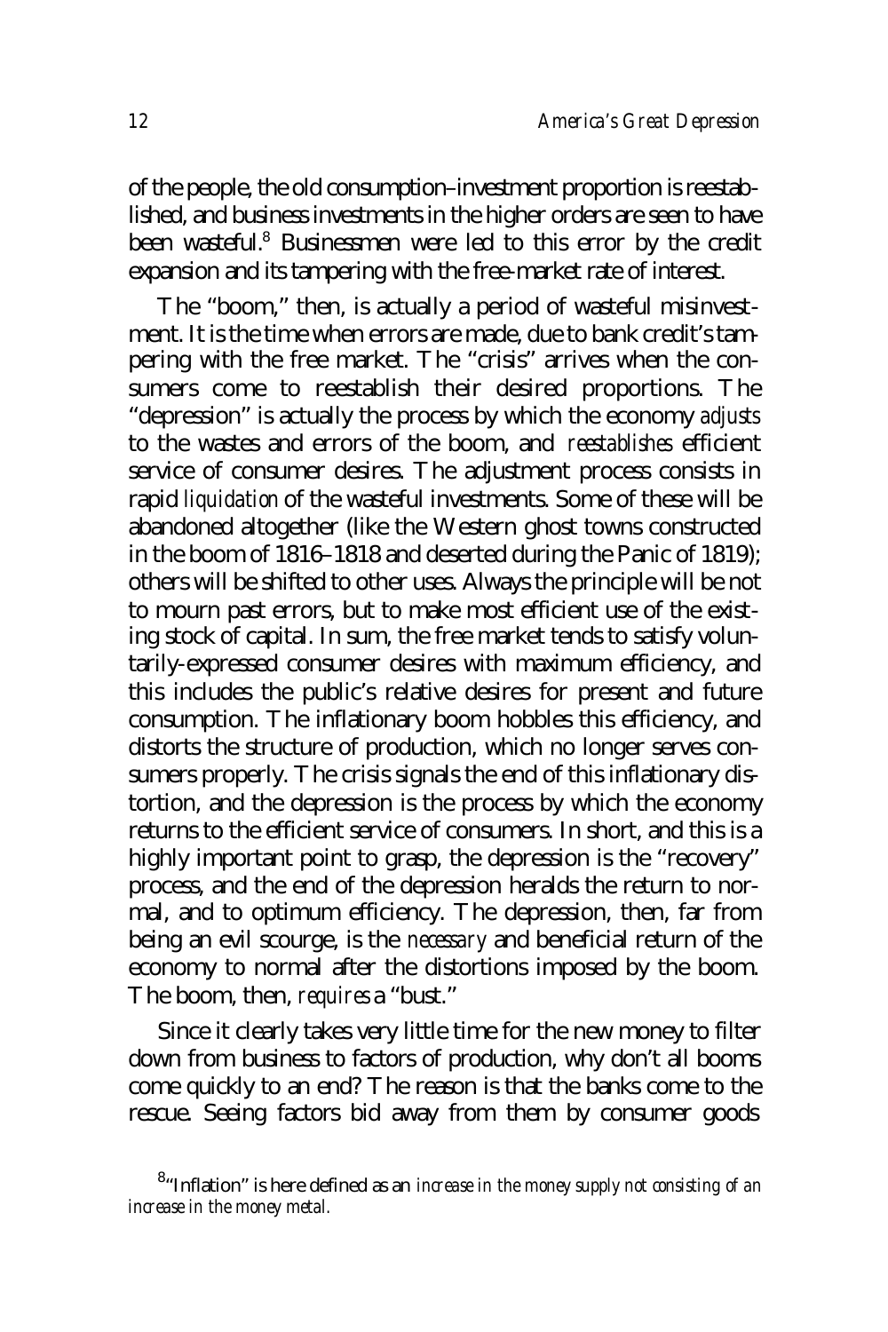of the people, the old consumption–investment proportion is reestablished, and business investments in the higher orders are seen to have been wasteful.[8] Businessmen were led to this error by the credit expansion and its tampering with the free-market rate of interest.

The "boom," then, is actually a period of wasteful misinvestment. It is the time when errors are made, due to bank credit's tampering with the free market. The "crisis" arrives when the consumers come to reestablish their desired proportions. The "depression" is actually the process by which the economy *adjusts* to the wastes and errors of the boom, and *reestablishes* efficient service of consumer desires. The adjustment process consists in rapid *liquidation* of the wasteful investments. Some of these will be abandoned altogether (like the Western ghost towns constructed in the boom of 1816–1818 and deserted during the Panic of 1819); others will be shifted to other uses. Always the principle will be not to mourn past errors, but to make most efficient use of the existing stock of capital. In sum, the free market tends to satisfy voluntarily-expressed consumer desires with maximum efficiency, and this includes the public's relative desires for present and future consumption. The inflationary boom hobbles this efficiency, and distorts the structure of production, which no longer serves consumers properly. The crisis signals the end of this inflationary distortion, and the depression is the process by which the economy returns to the efficient service of consumers. In short, and this is a highly important point to grasp, the depression is the "recovery" process, and the end of the depression heralds the return to normal, and to optimum efficiency. The depression, then, far from being an evil scourge, is the *necessary* and beneficial return of the economy to normal after the distortions imposed by the boom. The boom, then, *requires* a "bust."

Since it clearly takes very little time for the new money to filter down from business to factors of production, why don't all booms come quickly to an end? The reason is that the banks come to the rescue. Seeing factors bid away from them by consumer goods

[8]"Inflation" is here defined as an *increase in the money supply not consisting of an increase in the money metal.*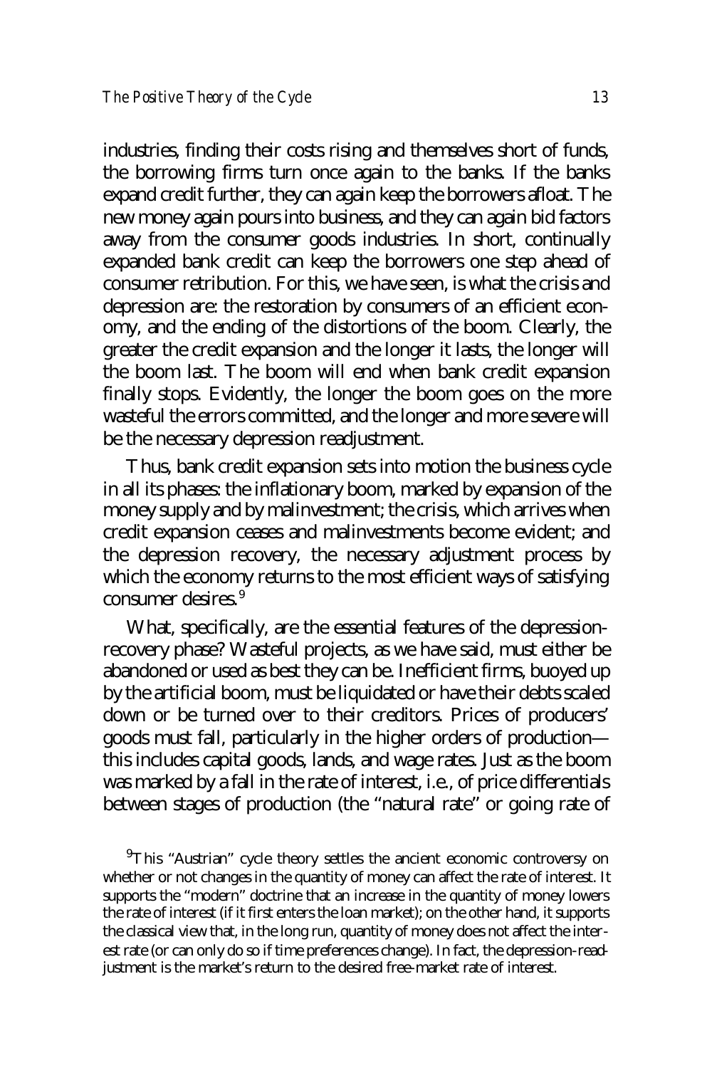industries, finding their costs rising and themselves short of funds, the borrowing firms turn once again to the banks. If the banks expand credit further, they can again keep the borrowers afloat. The new money again pours into business, and they can again bid factors away from the consumer goods industries. In short, continually expanded bank credit can keep the borrowers one step ahead of consumer retribution. For this, we have seen, is what the crisis and depression are: the restoration by consumers of an efficient economy, and the ending of the distortions of the boom. Clearly, the greater the credit expansion and the longer it lasts, the longer will the boom last. The boom will end when bank credit expansion finally stops. Evidently, the longer the boom goes on the more wasteful the errors committed, and the longer and more severe will be the necessary depression readjustment.

Thus, bank credit expansion sets into motion the business cycle in all its phases: the inflationary boom, marked by expansion of the money supply and by malinvestment; the crisis, which arrives when credit expansion ceases and malinvestments become evident; and the depression recovery, the necessary adjustment process by which the economy returns to the most efficient ways of satisfying consumer desires.[9]

What, specifically, are the essential features of the depression-recovery phase? Wasteful projects, as we have said, must either be abandoned or used as best they can be. Inefficient firms, buoyed up by the artificial boom, must be liquidated or have their debts scaled down or be turned over to their creditors. Prices of producers' goods must fall, particularly in the higher orders of production—this includes capital goods, lands, and wage rates. Just as the boom was marked by a fall in the rate of interest, i.e., of price differentials between stages of production (the "natural rate" or going rate of

[9]This "Austrian" cycle theory settles the ancient economic controversy on whether or not changes in the quantity of money can affect the rate of interest. It supports the "modern" doctrine that an increase in the quantity of money lowers the rate of interest (if it first enters the loan market); on the other hand, it supports the classical view that, in the long run, quantity of money does not affect the interest rate (or can only do so if time preferences change). In fact, the depression-readjustment is the market's return to the desired free-market rate of interest.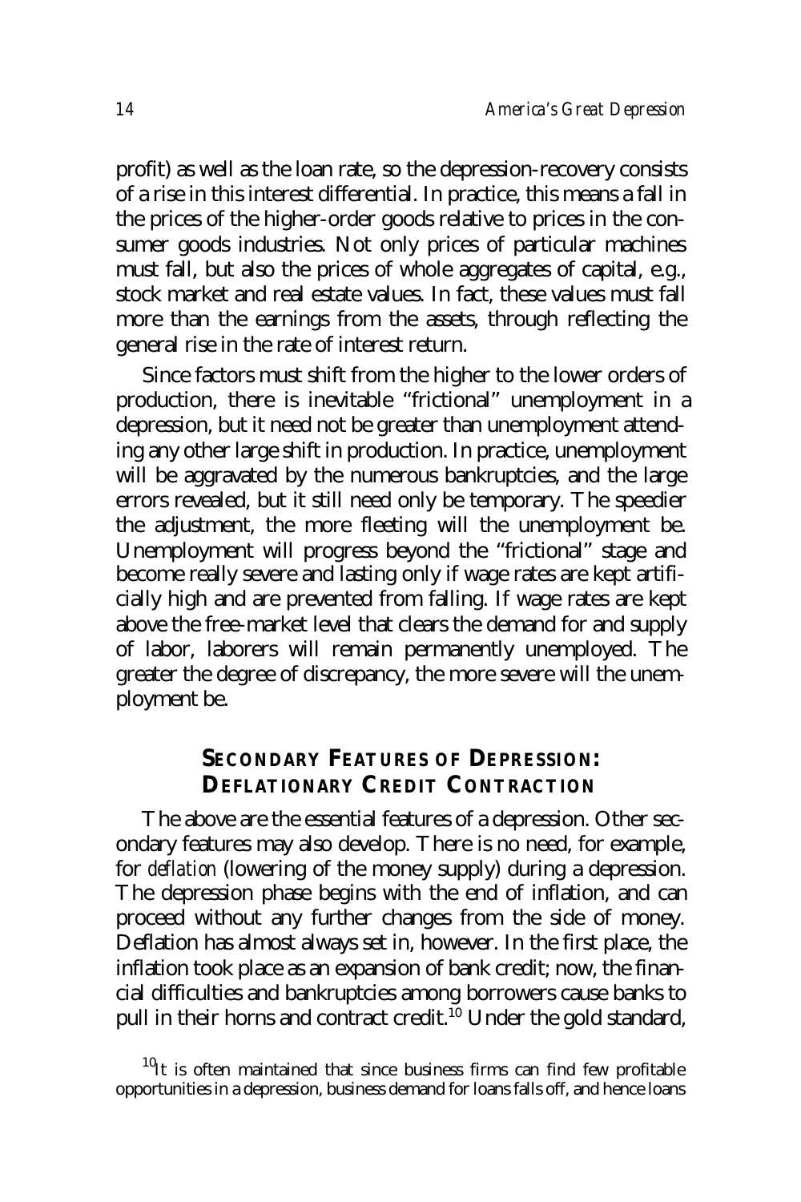profit) as well as the loan rate, so the depression-recovery consists of a rise in this interest differential. In practice, this means a fall in the prices of the higher-order goods relative to prices in the consumer goods industries. Not only prices of particular machines must fall, but also the prices of whole aggregates of capital, e.g., stock market and real estate values. In fact, these values must fall more than the earnings from the assets, through reflecting the general rise in the rate of interest return.

Since factors must shift from the higher to the lower orders of production, there is inevitable "frictional" unemployment in a depression, but it need not be greater than unemployment attending any other large shift in production. In practice, unemployment will be aggravated by the numerous bankruptcies, and the large errors revealed, but it still need only be temporary. The speedier the adjustment, the more fleeting will the unemployment be. Unemployment will progress beyond the "frictional" stage and become really severe and lasting only if wage rates are kept artificially high and are prevented from falling. If wage rates are kept above the free-market level that clears the demand for and supply of labor, laborers will remain permanently unemployed. The greater the degree of discrepancy, the more severe will the unemployment be.

## SECONDARY FEATURES OF DEPRESSION: DEFLATIONARY CREDIT CONTRACTION

The above are the essential features of a depression. Other secondary features may also develop. There is no need, for example, for *deflation* (lowering of the money supply) during a depression. The depression phase begins with the end of inflation, and can proceed without any further changes from the side of money. Deflation has almost always set in, however. In the first place, the inflation took place as an expansion of bank credit; now, the financial difficulties and bankruptcies among borrowers cause banks to pull in their horns and contract credit.[10] Under the gold standard,

[10]It is often maintained that since business firms can find few profitable opportunities in a depression, business demand for loans falls off, and hence loans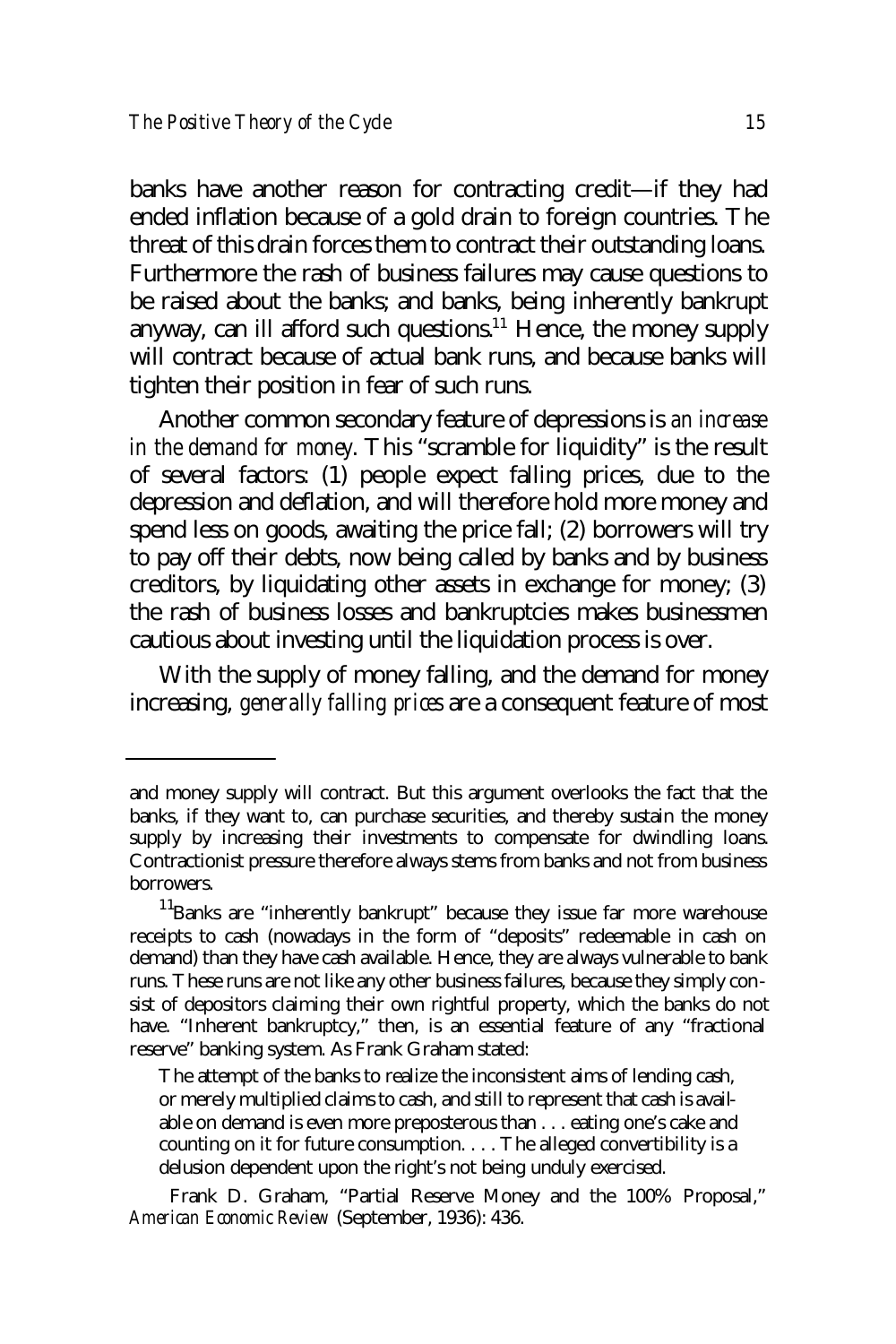banks have another reason for contracting credit—if they had ended inflation because of a gold drain to foreign countries. The threat of this drain forces them to contract their outstanding loans. Furthermore the rash of business failures may cause questions to be raised about the banks; and banks, being inherently bankrupt anyway, can ill afford such questions.[11] Hence, the money supply will contract because of actual bank runs, and because banks will tighten their position in fear of such runs.

Another common secondary feature of depressions is *an increase in the demand for money*. This "scramble for liquidity" is the result of several factors: (1) people expect falling prices, due to the depression and deflation, and will therefore hold more money and spend less on goods, awaiting the price fall; (2) borrowers will try to pay off their debts, now being called by banks and by business creditors, by liquidating other assets in exchange for money; (3) the rash of business losses and bankruptcies makes businessmen cautious about investing until the liquidation process is over.

With the supply of money falling, and the demand for money increasing, *generally falling prices* are a consequent feature of most

---

and money supply will contract. But this argument overlooks the fact that the banks, if they want to, can purchase securities, and thereby sustain the money supply by increasing their investments to compensate for dwindling loans. Contractionist pressure therefore always stems from banks and not from business borrowers.

[11]Banks are "inherently bankrupt" because they issue far more warehouse receipts to cash (nowadays in the form of "deposits" redeemable in cash on demand) than they have cash available. Hence, they are always vulnerable to bank runs. These runs are not like any other business failures, because they simply consist of depositors claiming their own rightful property, which the banks do not have. "Inherent bankruptcy," then, is an essential feature of any "fractional reserve" banking system. As Frank Graham stated:

> The attempt of the banks to realize the inconsistent aims of lending cash, or merely multiplied claims to cash, and still to represent that cash is available on demand is even more preposterous than . . . eating one's cake and counting on it for future consumption. . . . The alleged convertibility is a delusion dependent upon the right's not being unduly exercised.

Frank D. Graham, "Partial Reserve Money and the 100% Proposal," *American Economic Review* (September, 1936): 436.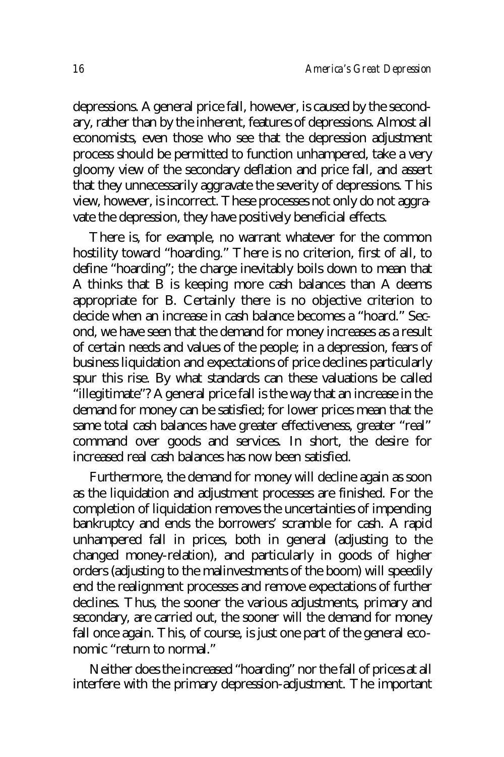depressions. A general price fall, however, is caused by the secondary, rather than by the inherent, features of depressions. Almost all economists, even those who see that the depression adjustment process should be permitted to function unhampered, take a very gloomy view of the secondary deflation and price fall, and assert that they unnecessarily aggravate the severity of depressions. This view, however, is incorrect. These processes not only do not aggravate the depression, they have positively beneficial effects.

There is, for example, no warrant whatever for the common hostility toward "hoarding." There is no criterion, first of all, to define "hoarding"; the charge inevitably boils down to mean that A thinks that B is keeping more cash balances than A deems appropriate for B. Certainly there is no objective criterion to decide when an increase in cash balance becomes a "hoard." Second, we have seen that the demand for money increases as a result of certain needs and values of the people; in a depression, fears of business liquidation and expectations of price declines particularly spur this rise. By what standards can these valuations be called "illegitimate"? A general price fall is the way that an increase in the demand for money can be satisfied; for lower prices mean that the same total cash balances have greater effectiveness, greater "real" command over goods and services. In short, the desire for increased real cash balances has now been satisfied.

Furthermore, the demand for money will decline again as soon as the liquidation and adjustment processes are finished. For the completion of liquidation removes the uncertainties of impending bankruptcy and ends the borrowers' scramble for cash. A rapid unhampered fall in prices, both in general (adjusting to the changed money-relation), and particularly in goods of higher orders (adjusting to the malinvestments of the boom) will speedily end the realignment processes and remove expectations of further declines. Thus, the sooner the various adjustments, primary and secondary, are carried out, the sooner will the demand for money fall once again. This, of course, is just one part of the general economic "return to normal."

Neither does the increased "hoarding" nor the fall of prices at all interfere with the primary depression-adjustment. The important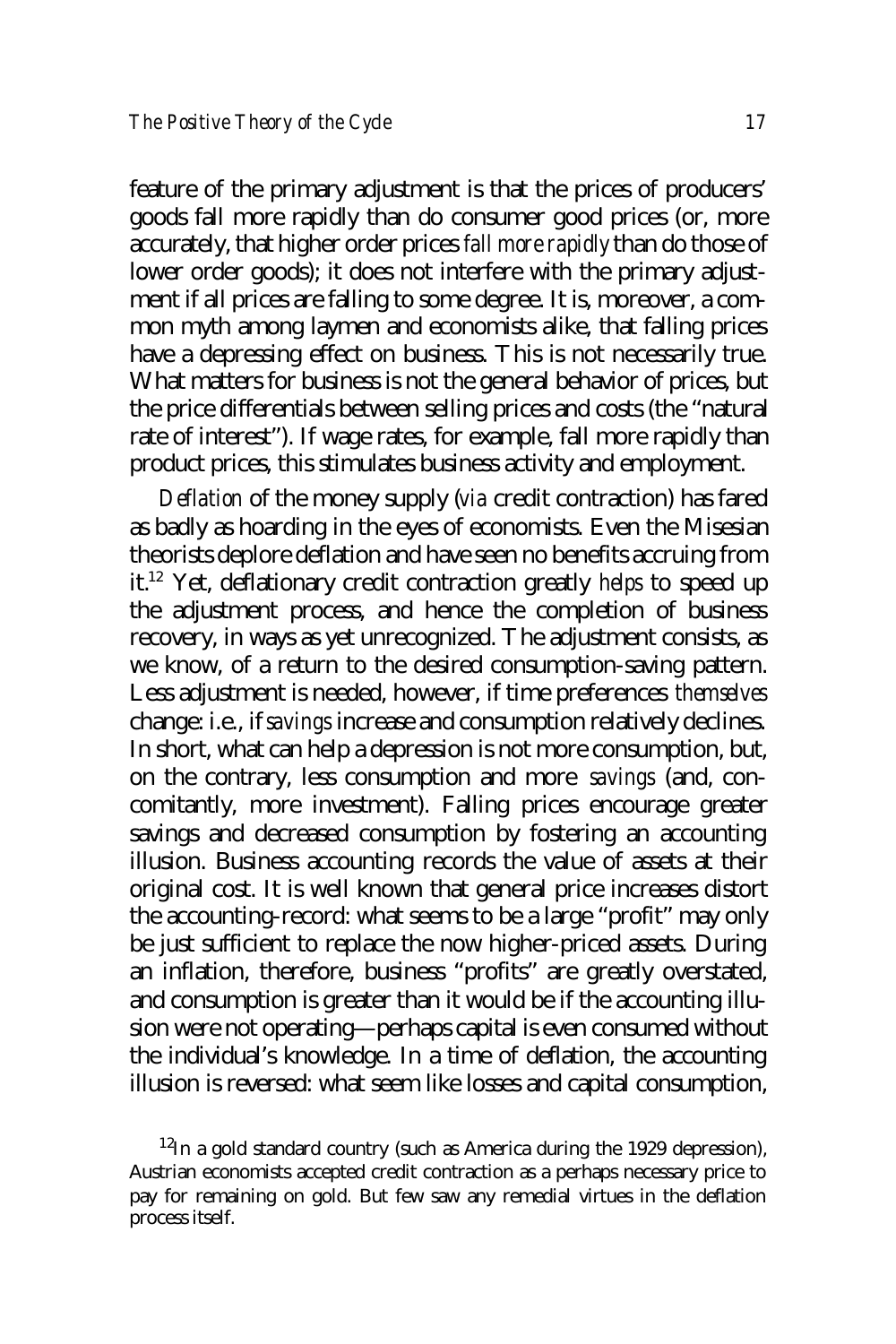feature of the primary adjustment is that the prices of producers' goods fall more rapidly than do consumer good prices (or, more accurately, that higher order prices *fall more rapidly* than do those of lower order goods); it does not interfere with the primary adjustment if all prices are falling to some degree. It is, moreover, a common myth among laymen and economists alike, that falling prices have a depressing effect on business. This is not necessarily true. What matters for business is not the general behavior of prices, but the price differentials between selling prices and costs (the "natural rate of interest"). If wage rates, for example, fall more rapidly than product prices, this stimulates business activity and employment.

*Deflation* of the money supply (*via* credit contraction) has fared as badly as hoarding in the eyes of economists. Even the Misesian theorists deplore deflation and have seen no benefits accruing from it.[12] Yet, deflationary credit contraction greatly *helps* to speed up the adjustment process, and hence the completion of business recovery, in ways as yet unrecognized. The adjustment consists, as we know, of a return to the desired consumption-saving pattern. Less adjustment is needed, however, if time preferences *themselves* change: i.e., if *savings* increase and consumption relatively declines. In short, what can help a depression is not more consumption, but, on the contrary, less consumption and more *savings* (and, concomitantly, more investment). Falling prices encourage greater savings and decreased consumption by fostering an accounting illusion. Business accounting records the value of assets at their original cost. It is well known that general price increases distort the accounting-record: what seems to be a large "profit" may only be just sufficient to replace the now higher-priced assets. During an inflation, therefore, business "profits" are greatly overstated, and consumption is greater than it would be if the accounting illusion were not operating—perhaps capital is even consumed without the individual's knowledge. In a time of deflation, the accounting illusion is reversed: what seem like losses and capital consumption,

[12] In a gold standard country (such as America during the 1929 depression), Austrian economists accepted credit contraction as a perhaps necessary price to pay for remaining on gold. But few saw any remedial virtues in the deflation process itself.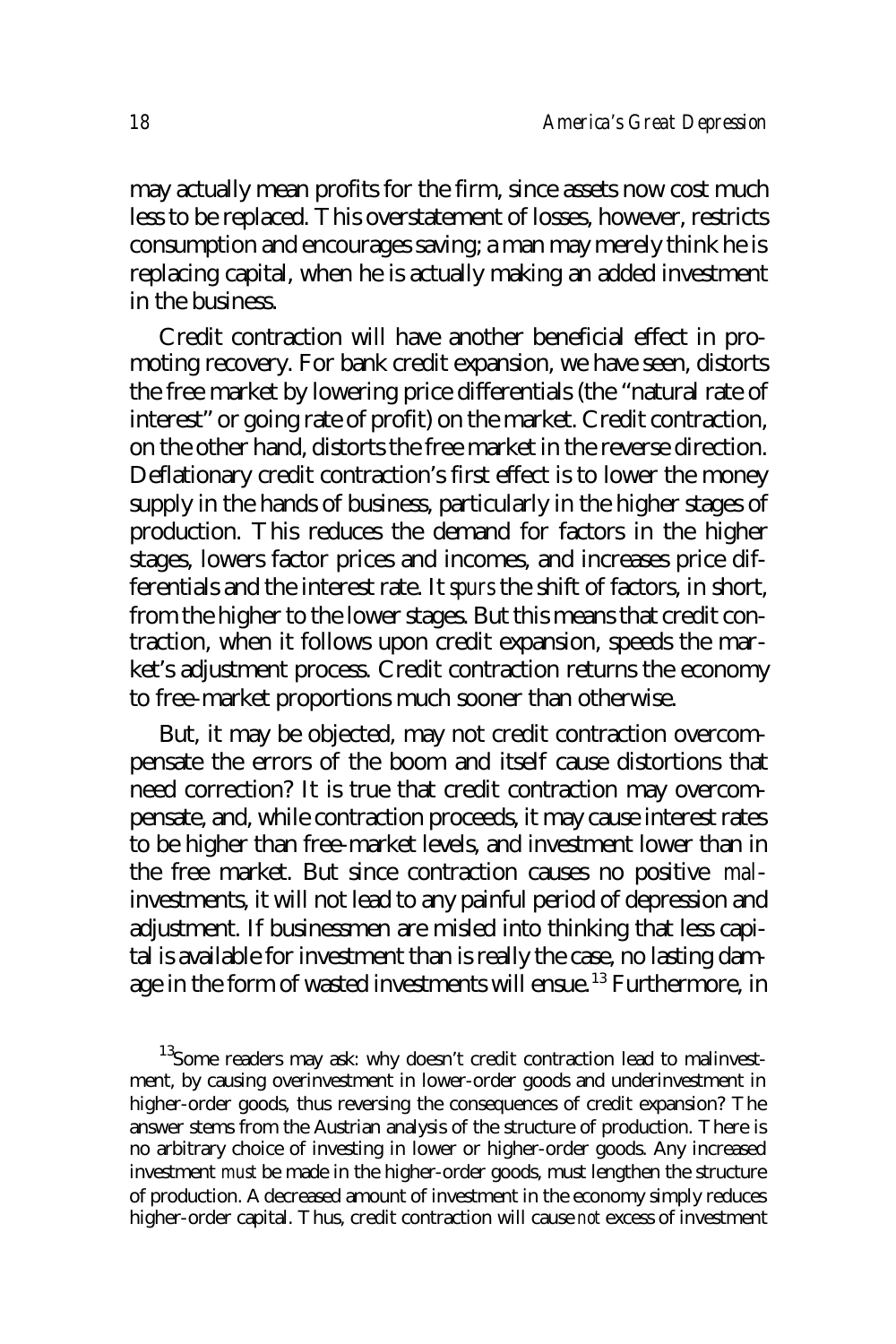may actually mean profits for the firm, since assets now cost much less to be replaced. This overstatement of losses, however, restricts consumption and encourages saving; a man may merely think he is replacing capital, when he is actually making an added investment in the business.

Credit contraction will have another beneficial effect in promoting recovery. For bank credit expansion, we have seen, distorts the free market by lowering price differentials (the "natural rate of interest" or going rate of profit) on the market. Credit contraction, on the other hand, distorts the free market in the reverse direction. Deflationary credit contraction's first effect is to lower the money supply in the hands of business, particularly in the higher stages of production. This reduces the demand for factors in the higher stages, lowers factor prices and incomes, and increases price differentials and the interest rate. It *spurs* the shift of factors, in short, from the higher to the lower stages. But this means that credit contraction, when it follows upon credit expansion, speeds the market's adjustment process. Credit contraction returns the economy to free-market proportions much sooner than otherwise.

But, it may be objected, may not credit contraction overcompensate the errors of the boom and itself cause distortions that need correction? It is true that credit contraction may overcompensate, and, while contraction proceeds, it may cause interest rates to be higher than free-market levels, and investment lower than in the free market. But since contraction causes no positive *mal*-investments, it will not lead to any painful period of depression and adjustment. If businessmen are misled into thinking that less capital is available for investment than is really the case, no lasting damage in the form of wasted investments will ensue.[13] Furthermore, in

[13] Some readers may ask: why doesn't credit contraction lead to malinvestment, by causing overinvestment in lower-order goods and underinvestment in higher-order goods, thus reversing the consequences of credit expansion? The answer stems from the Austrian analysis of the structure of production. There is no arbitrary choice of investing in lower or higher-order goods. Any increased investment *must* be made in the higher-order goods, must lengthen the structure of production. A decreased amount of investment in the economy simply reduces higher-order capital. Thus, credit contraction will cause *not* excess of investment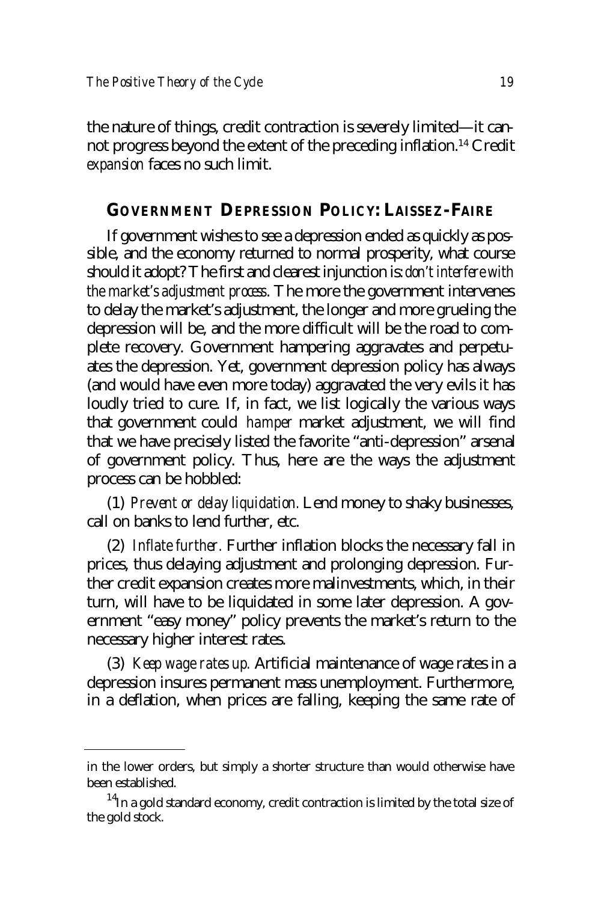the nature of things, credit contraction is severely limited—it cannot progress beyond the extent of the preceding inflation.[14] Credit *expansion* faces no such limit.

## GOVERNMENT DEPRESSION POLICY: LAISSEZ-FAIRE

If government wishes to see a depression ended as quickly as possible, and the economy returned to normal prosperity, what course should it adopt? The first and clearest injunction is: *don't interfere with the market's adjustment process*. The more the government intervenes to delay the market's adjustment, the longer and more grueling the depression will be, and the more difficult will be the road to complete recovery. Government hampering aggravates and perpetuates the depression. Yet, government depression policy has always (and would have even more today) aggravated the very evils it has loudly tried to cure. If, in fact, we list logically the various ways that government could *hamper* market adjustment, we will find that we have precisely listed the favorite "anti-depression" arsenal of government policy. Thus, here are the ways the adjustment process can be hobbled:

(1) *Prevent or delay liquidation.* Lend money to shaky businesses, call on banks to lend further, etc.

(2) *Inflate further.* Further inflation blocks the necessary fall in prices, thus delaying adjustment and prolonging depression. Further credit expansion creates more malinvestments, which, in their turn, will have to be liquidated in some later depression. A government "easy money" policy prevents the market's return to the necessary higher interest rates.

(3) *Keep wage rates up.* Artificial maintenance of wage rates in a depression insures permanent mass unemployment. Furthermore, in a deflation, when prices are falling, keeping the same rate of

---

in the lower orders, but simply a shorter structure than would otherwise have been established.

[14] In a gold standard economy, credit contraction is limited by the total size of the gold stock.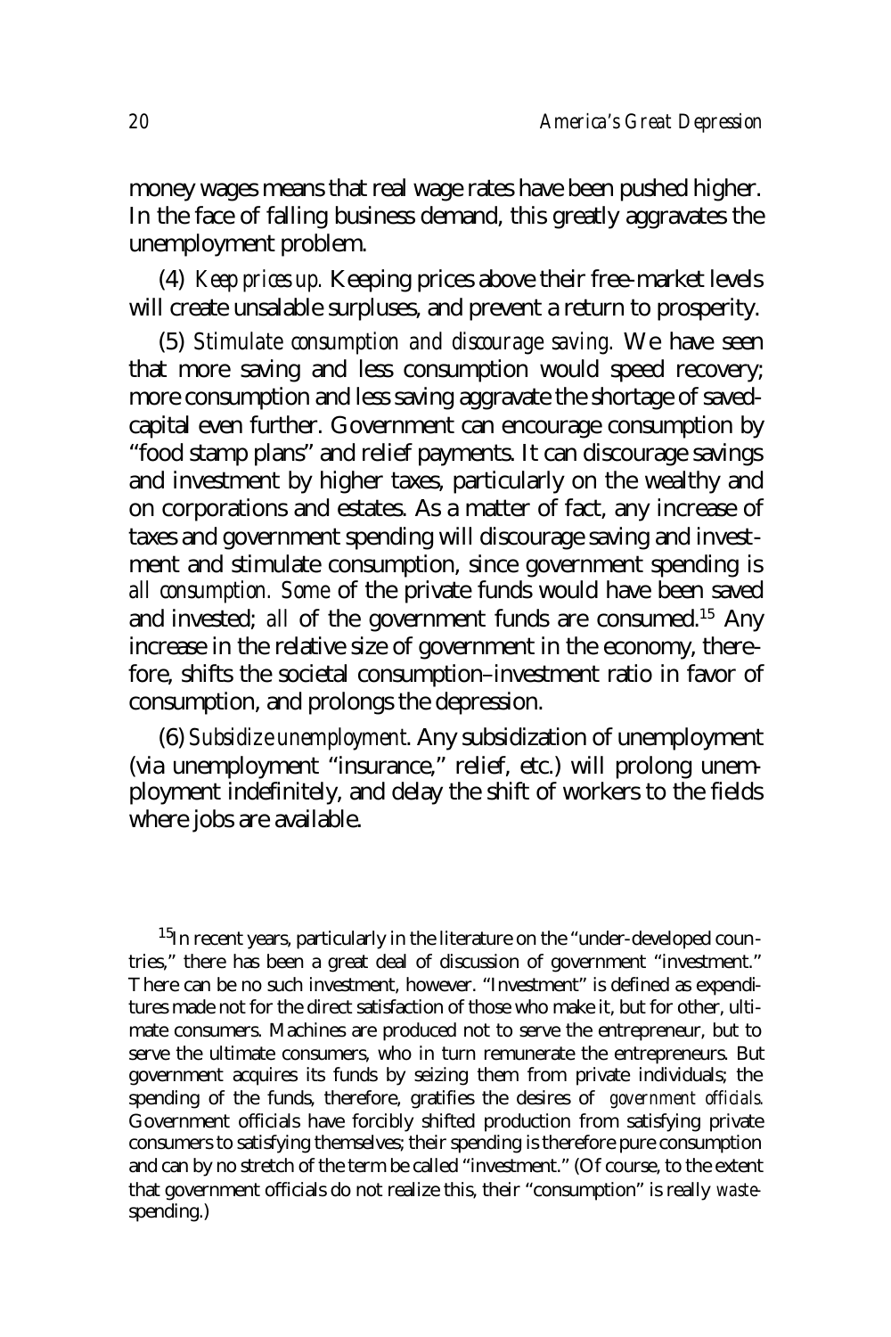money wages means that real wage rates have been pushed higher. In the face of falling business demand, this greatly aggravates the unemployment problem.

(4) *Keep prices up.* Keeping prices above their free-market levels will create unsalable surpluses, and prevent a return to prosperity.

(5) *Stimulate consumption and discourage saving.* We have seen that more saving and less consumption would speed recovery; more consumption and less saving aggravate the shortage of saved-capital even further. Government can encourage consumption by "food stamp plans" and relief payments. It can discourage savings and investment by higher taxes, particularly on the wealthy and on corporations and estates. As a matter of fact, any increase of taxes and government spending will discourage saving and investment and stimulate consumption, since government spending is *all consumption. Some* of the private funds would have been saved and invested; *all* of the government funds are consumed.[15] Any increase in the relative size of government in the economy, therefore, shifts the societal consumption–investment ratio in favor of consumption, and prolongs the depression.

(6) *Subsidize unemployment*. Any subsidization of unemployment (via unemployment "insurance," relief, etc.) will prolong unemployment indefinitely, and delay the shift of workers to the fields where jobs are available.

[15]In recent years, particularly in the literature on the "under-developed countries," there has been a great deal of discussion of government "investment." There can be no such investment, however. "Investment" is defined as expenditures made not for the direct satisfaction of those who make it, but for other, ultimate consumers. Machines are produced not to serve the entrepreneur, but to serve the ultimate consumers, who in turn remunerate the entrepreneurs. But government acquires its funds by seizing them from private individuals; the spending of the funds, therefore, gratifies the desires of *government officials.* Government officials have forcibly shifted production from satisfying private consumers to satisfying themselves; their spending is therefore pure consumption and can by no stretch of the term be called "investment." (Of course, to the extent that government officials do not realize this, their "consumption" is really *waste*-spending.)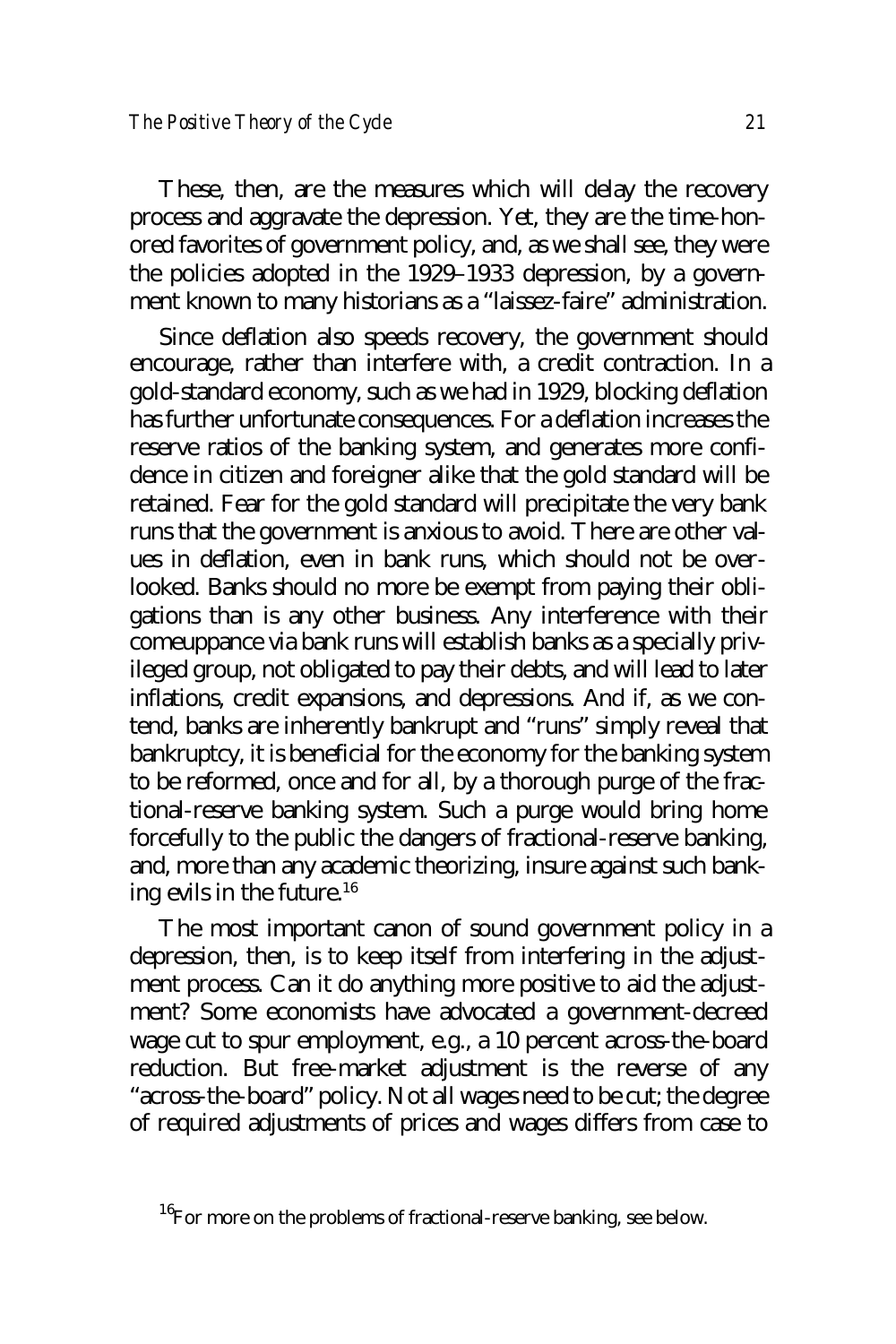These, then, are the measures which will delay the recovery process and aggravate the depression. Yet, they are the time-honored favorites of government policy, and, as we shall see, they were the policies adopted in the 1929–1933 depression, by a government known to many historians as a "laissez-faire" administration.

Since deflation also speeds recovery, the government should encourage, rather than interfere with, a credit contraction. In a gold-standard economy, such as we had in 1929, blocking deflation has further unfortunate consequences. For a deflation increases the reserve ratios of the banking system, and generates more confidence in citizen and foreigner alike that the gold standard will be retained. Fear for the gold standard will precipitate the very bank runs that the government is anxious to avoid. There are other values in deflation, even in bank runs, which should not be overlooked. Banks should no more be exempt from paying their obligations than is any other business. Any interference with their comeuppance via bank runs will establish banks as a specially privileged group, not obligated to pay their debts, and will lead to later inflations, credit expansions, and depressions. And if, as we contend, banks are inherently bankrupt and "runs" simply reveal that bankruptcy, it is beneficial for the economy for the banking system to be reformed, once and for all, by a thorough purge of the fractional-reserve banking system. Such a purge would bring home forcefully to the public the dangers of fractional-reserve banking, and, more than any academic theorizing, insure against such banking evils in the future.[16]

The most important canon of sound government policy in a depression, then, is to keep itself from interfering in the adjustment process. Can it do anything more positive to aid the adjustment? Some economists have advocated a government-decreed wage cut to spur employment, e.g., a 10 percent across-the-board reduction. But free-market adjustment is the reverse of any "across-the-board" policy. Not all wages need to be cut; the degree of required adjustments of prices and wages differs from case to

[16] For more on the problems of fractional-reserve banking, see below.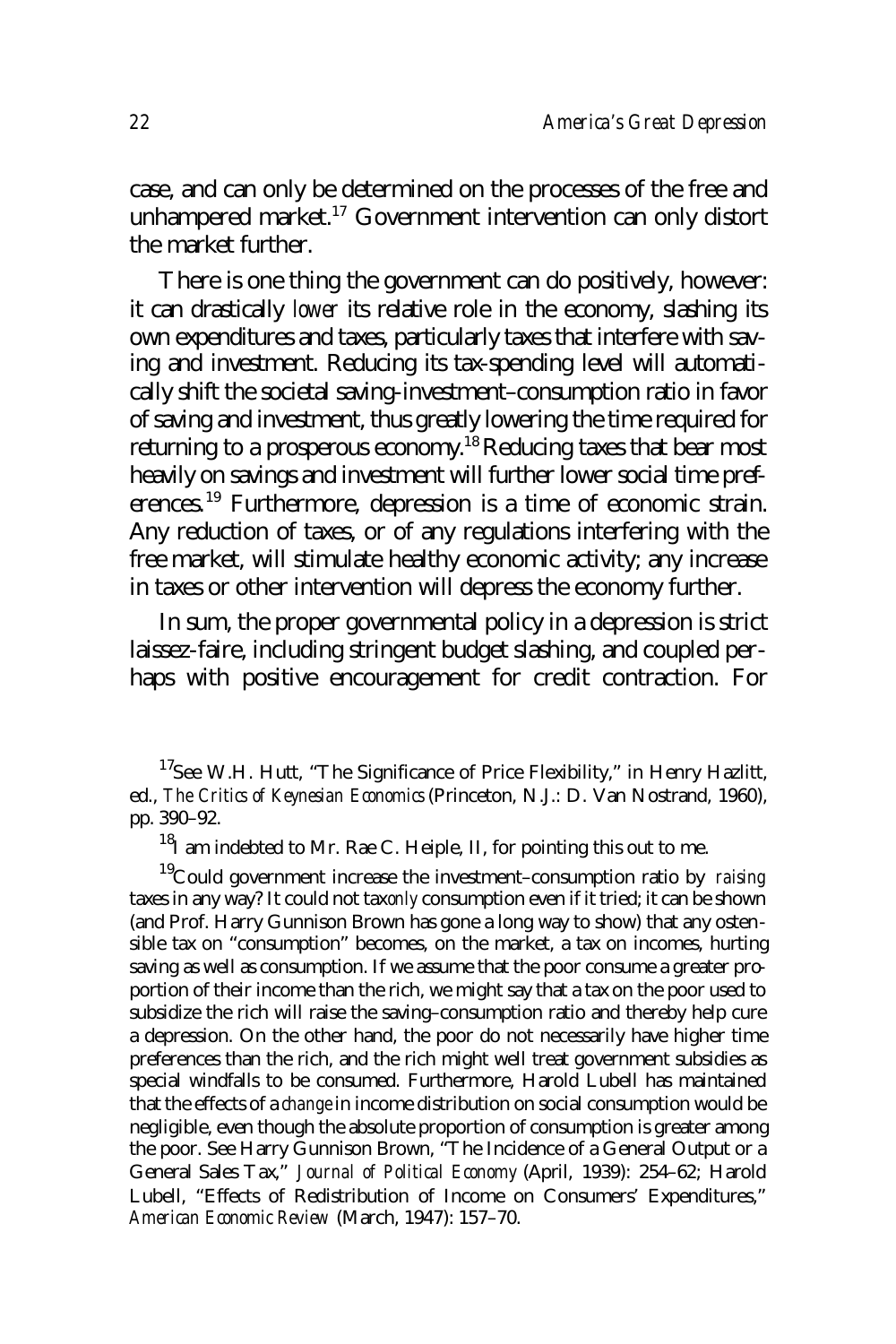case, and can only be determined on the processes of the free and unhampered market.[17] Government intervention can only distort the market further.

There is one thing the government can do positively, however: it can drastically *lower* its relative role in the economy, slashing its own expenditures and taxes, particularly taxes that interfere with saving and investment. Reducing its tax-spending level will automatically shift the societal saving-investment–consumption ratio in favor of saving and investment, thus greatly lowering the time required for returning to a prosperous economy.[18] Reducing taxes that bear most heavily on savings and investment will further lower social time preferences.[19] Furthermore, depression is a time of economic strain. Any reduction of taxes, or of any regulations interfering with the free market, will stimulate healthy economic activity; any increase in taxes or other intervention will depress the economy further.

In sum, the proper governmental policy in a depression is strict laissez-faire, including stringent budget slashing, and coupled perhaps with positive encouragement for credit contraction. For

[17]See W.H. Hutt, "The Significance of Price Flexibility," in Henry Hazlitt, ed., *The Critics of Keynesian Economics* (Princeton, N.J.: D. Van Nostrand, 1960), pp. 390–92.

[18]I am indebted to Mr. Rae C. Heiple, II, for pointing this out to me.

[19]Could government increase the investment–consumption ratio by *raising* taxes in any way? It could not tax *only* consumption even if it tried; it can be shown (and Prof. Harry Gunnison Brown has gone a long way to show) that any ostensible tax on "consumption" becomes, on the market, a tax on incomes, hurting saving as well as consumption. If we assume that the poor consume a greater proportion of their income than the rich, we might say that a tax on the poor used to subsidize the rich will raise the saving–consumption ratio and thereby help cure a depression. On the other hand, the poor do not necessarily have higher time preferences than the rich, and the rich might well treat government subsidies as special windfalls to be consumed. Furthermore, Harold Lubell has maintained that the effects of a *change* in income distribution on social consumption would be negligible, even though the absolute proportion of consumption is greater among the poor. See Harry Gunnison Brown, "The Incidence of a General Output or a General Sales Tax," *Journal of Political Economy* (April, 1939): 254–62; Harold Lubell, "Effects of Redistribution of Income on Consumers' Expenditures," *American Economic Review* (March, 1947): 157–70.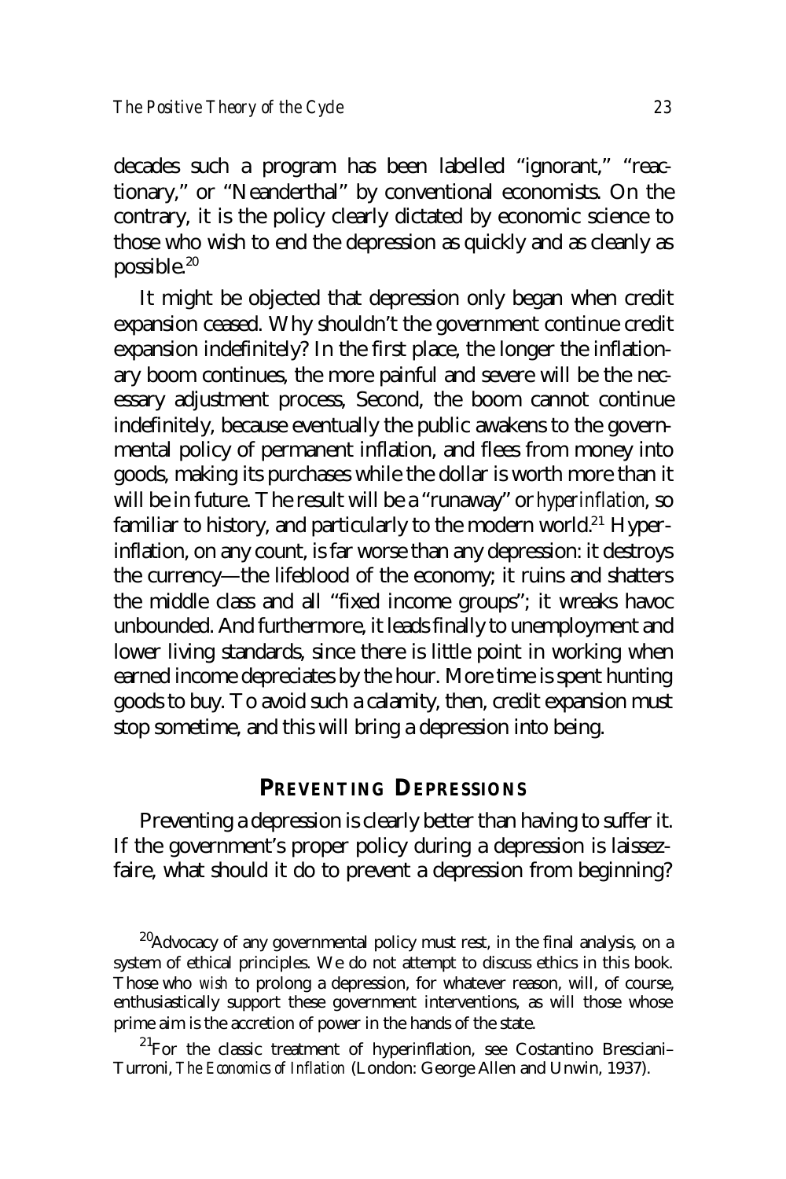decades such a program has been labelled "ignorant," "reactionary," or "Neanderthal" by conventional economists. On the contrary, it is the policy clearly dictated by economic science to those who wish to end the depression as quickly and as cleanly as possible.[20]

It might be objected that depression only began when credit expansion ceased. Why shouldn't the government continue credit expansion indefinitely? In the first place, the longer the inflationary boom continues, the more painful and severe will be the necessary adjustment process, Second, the boom cannot continue indefinitely, because eventually the public awakens to the governmental policy of permanent inflation, and flees from money into goods, making its purchases while the dollar is worth more than it will be in future. The result will be a "runaway" or *hyperinflation*, so familiar to history, and particularly to the modern world.[21] Hyperinflation, on any count, is far worse than any depression: it destroys the currency—the lifeblood of the economy; it ruins and shatters the middle class and all "fixed income groups"; it wreaks havoc unbounded. And furthermore, it leads finally to unemployment and lower living standards, since there is little point in working when earned income depreciates by the hour. More time is spent hunting goods to buy. To avoid such a calamity, then, credit expansion must stop sometime, and this will bring a depression into being.

## Preventing Depressions

Preventing a depression is clearly better than having to suffer it. If the government's proper policy during a depression is laissez-faire, what should it do to prevent a depression from beginning?

[20]Advocacy of any governmental policy must rest, in the final analysis, on a system of ethical principles. We do not attempt to discuss ethics in this book. Those who *wish* to prolong a depression, for whatever reason, will, of course, enthusiastically support these government interventions, as will those whose prime aim is the accretion of power in the hands of the state.

[21]For the classic treatment of hyperinflation, see Costantino Bresciani–Turroni, *The Economics of Inflation* (London: George Allen and Unwin, 1937).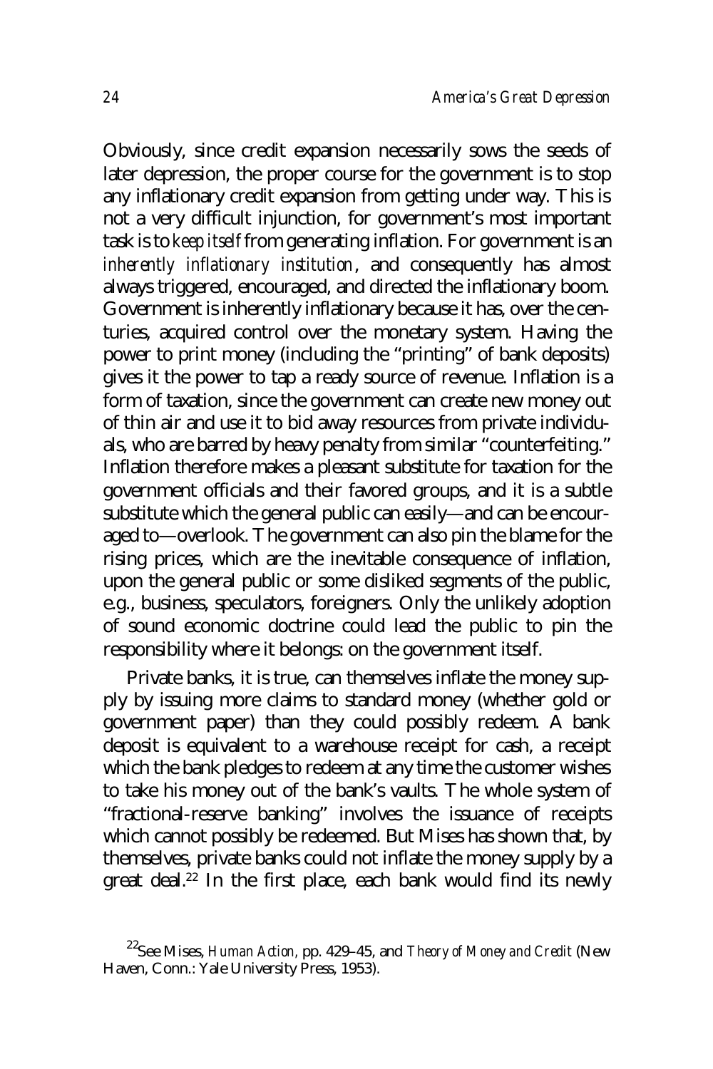Obviously, since credit expansion necessarily sows the seeds of later depression, the proper course for the government is to stop any inflationary credit expansion from getting under way. This is not a very difficult injunction, for government's most important task is to *keep itself* from generating inflation. For government is an *inherently inflationary institution*, and consequently has almost always triggered, encouraged, and directed the inflationary boom. Government is inherently inflationary because it has, over the centuries, acquired control over the monetary system. Having the power to print money (including the "printing" of bank deposits) gives it the power to tap a ready source of revenue. Inflation is a form of taxation, since the government can create new money out of thin air and use it to bid away resources from private individuals, who are barred by heavy penalty from similar "counterfeiting." Inflation therefore makes a pleasant substitute for taxation for the government officials and their favored groups, and it is a subtle substitute which the general public can easily—and can be encouraged to—overlook. The government can also pin the blame for the rising prices, which are the inevitable consequence of inflation, upon the general public or some disliked segments of the public, e.g., business, speculators, foreigners. Only the unlikely adoption of sound economic doctrine could lead the public to pin the responsibility where it belongs: on the government itself.

Private banks, it is true, can themselves inflate the money supply by issuing more claims to standard money (whether gold or government paper) than they could possibly redeem. A bank deposit is equivalent to a warehouse receipt for cash, a receipt which the bank pledges to redeem at any time the customer wishes to take his money out of the bank's vaults. The whole system of "fractional-reserve banking" involves the issuance of receipts which cannot possibly be redeemed. But Mises has shown that, by themselves, private banks could not inflate the money supply by a great deal.[22] In the first place, each bank would find its newly

[22] See Mises, *Human Action*, pp. 429–45, and *Theory of Money and Credit* (New Haven, Conn.: Yale University Press, 1953).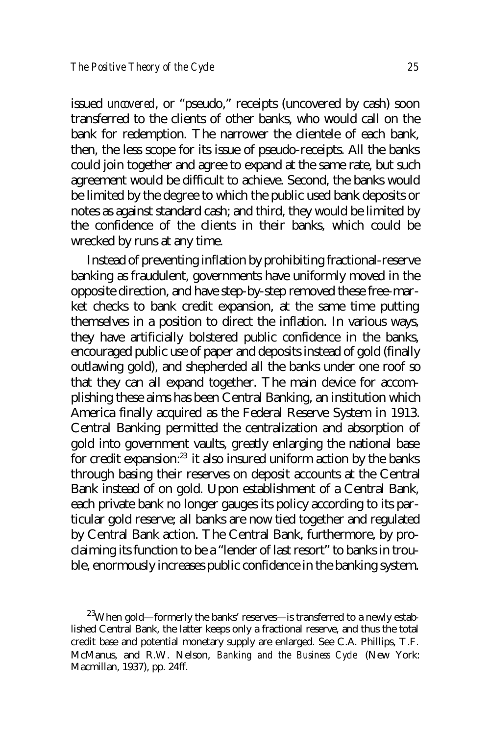issued *uncovered*, or "pseudo," receipts (uncovered by cash) soon transferred to the clients of other banks, who would call on the bank for redemption. The narrower the clientele of each bank, then, the less scope for its issue of pseudo-receipts. All the banks could join together and agree to expand at the same rate, but such agreement would be difficult to achieve. Second, the banks would be limited by the degree to which the public used bank deposits or notes as against standard cash; and third, they would be limited by the confidence of the clients in their banks, which could be wrecked by runs at any time.

Instead of preventing inflation by prohibiting fractional-reserve banking as fraudulent, governments have uniformly moved in the opposite direction, and have step-by-step removed these free-market checks to bank credit expansion, at the same time putting themselves in a position to direct the inflation. In various ways, they have artificially bolstered public confidence in the banks, encouraged public use of paper and deposits instead of gold (finally outlawing gold), and shepherded all the banks under one roof so that they can all expand together. The main device for accomplishing these aims has been Central Banking, an institution which America finally acquired as the Federal Reserve System in 1913. Central Banking permitted the centralization and absorption of gold into government vaults, greatly enlarging the national base for credit expansion:[23] it also insured uniform action by the banks through basing their reserves on deposit accounts at the Central Bank instead of on gold. Upon establishment of a Central Bank, each private bank no longer gauges its policy according to its particular gold reserve; all banks are now tied together and regulated by Central Bank action. The Central Bank, furthermore, by proclaiming its function to be a "lender of last resort" to banks in trouble, enormously increases public confidence in the banking system.

[23] When gold—formerly the banks' reserves—is transferred to a newly established Central Bank, the latter keeps only a fractional reserve, and thus the total credit base and potential monetary supply are enlarged. See C.A. Phillips, T.F. McManus, and R.W. Nelson, *Banking and the Business Cycle* (New York: Macmillan, 1937), pp. 24ff.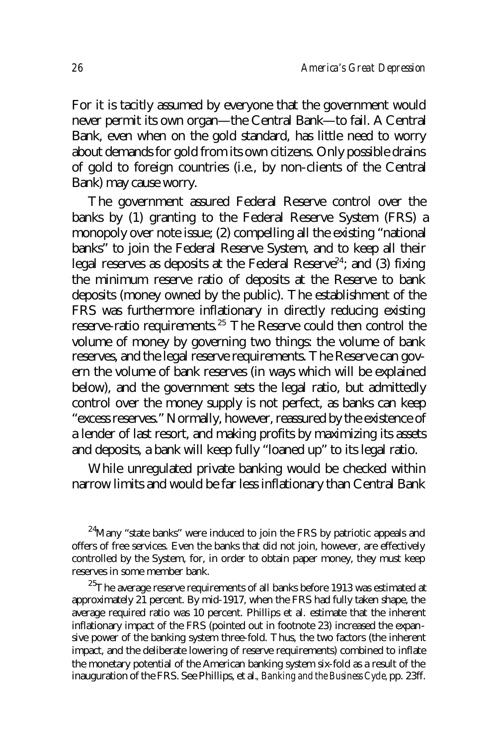For it is tacitly assumed by everyone that the government would never permit its own organ—the Central Bank—to fail. A Central Bank, even when on the gold standard, has little need to worry about demands for gold from its own citizens. Only possible drains of gold to foreign countries (i.e., by non-clients of the Central Bank) may cause worry.

The government assured Federal Reserve control over the banks by (1) granting to the Federal Reserve System (FRS) a monopoly over note issue; (2) compelling all the existing "national banks" to join the Federal Reserve System, and to keep all their legal reserves as deposits at the Federal Reserve[24]; and (3) fixing the minimum reserve ratio of deposits at the Reserve to bank deposits (money owned by the public). The establishment of the FRS was furthermore inflationary in directly reducing existing reserve-ratio requirements.[25] The Reserve could then control the volume of money by governing two things: the volume of bank reserves, and the legal reserve requirements. The Reserve can govern the volume of bank reserves (in ways which will be explained below), and the government sets the legal ratio, but admittedly control over the money supply is not perfect, as banks can keep "excess reserves." Normally, however, reassured by the existence of a lender of last resort, and making profits by maximizing its assets and deposits, a bank will keep fully "loaned up" to its legal ratio.

While unregulated private banking would be checked within narrow limits and would be far less inflationary than Central Bank

---

[24]Many "state banks" were induced to join the FRS by patriotic appeals and offers of free services. Even the banks that did not join, however, are effectively controlled by the System, for, in order to obtain paper money, they must keep reserves in some member bank.

[25]The average reserve requirements of all banks before 1913 was estimated at approximately 21 percent. By mid-1917, when the FRS had fully taken shape, the average required ratio was 10 percent. Phillips et al. estimate that the inherent inflationary impact of the FRS (pointed out in footnote 23) increased the expansive power of the banking system three-fold. Thus, the two factors (the inherent impact, and the deliberate lowering of reserve requirements) combined to inflate the monetary potential of the American banking system six-fold as a result of the inauguration of the FRS. See Phillips, et al., *Banking and the Business Cycle*, pp. 23ff.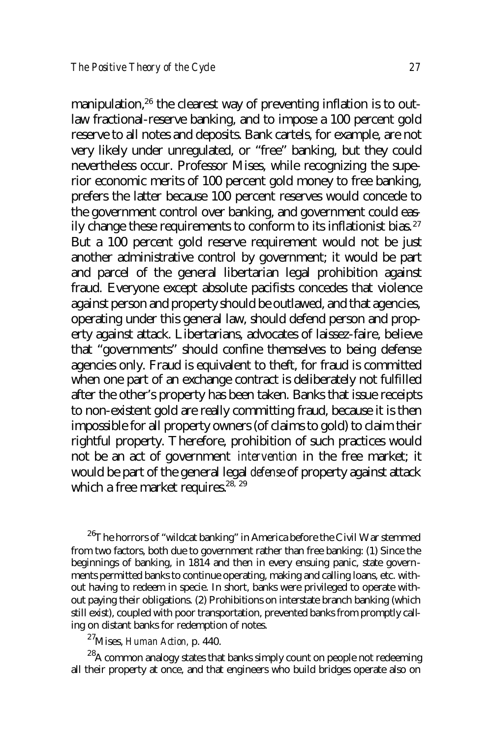manipulation,[26] the clearest way of preventing inflation is to outlaw fractional-reserve banking, and to impose a 100 percent gold reserve to all notes and deposits. Bank cartels, for example, are not very likely under unregulated, or "free" banking, but they could nevertheless occur. Professor Mises, while recognizing the superior economic merits of 100 percent gold money to free banking, prefers the latter because 100 percent reserves would concede to the government control over banking, and government could easily change these requirements to conform to its inflationist bias.[27] But a 100 percent gold reserve requirement would not be just another administrative control by government; it would be part and parcel of the general libertarian legal prohibition against fraud. Everyone except absolute pacifists concedes that violence against person and property should be outlawed, and that agencies, operating under this general law, should defend person and property against attack. Libertarians, advocates of laissez-faire, believe that "governments" should confine themselves to being defense agencies only. Fraud is equivalent to theft, for fraud is committed when one part of an exchange contract is deliberately not fulfilled after the other's property has been taken. Banks that issue receipts to non-existent gold are really committing fraud, because it is then impossible for all property owners (of claims to gold) to claim their rightful property. Therefore, prohibition of such practices would not be an act of government *intervention* in the free market; it would be part of the general legal *defense* of property against attack which a free market requires.[28, 29]

[26]The horrors of "wildcat banking" in America before the Civil War stemmed from two factors, both due to government rather than free banking: (1) Since the beginnings of banking, in 1814 and then in every ensuing panic, state governments permitted banks to continue operating, making and calling loans, etc. without having to redeem in specie. In short, banks were privileged to operate without paying their obligations. (2) Prohibitions on interstate branch banking (which still exist), coupled with poor transportation, prevented banks from promptly calling on distant banks for redemption of notes.

[27]Mises, *Human Action*, p. 440.

[28]A common analogy states that banks simply count on people not redeeming all their property at once, and that engineers who build bridges operate also on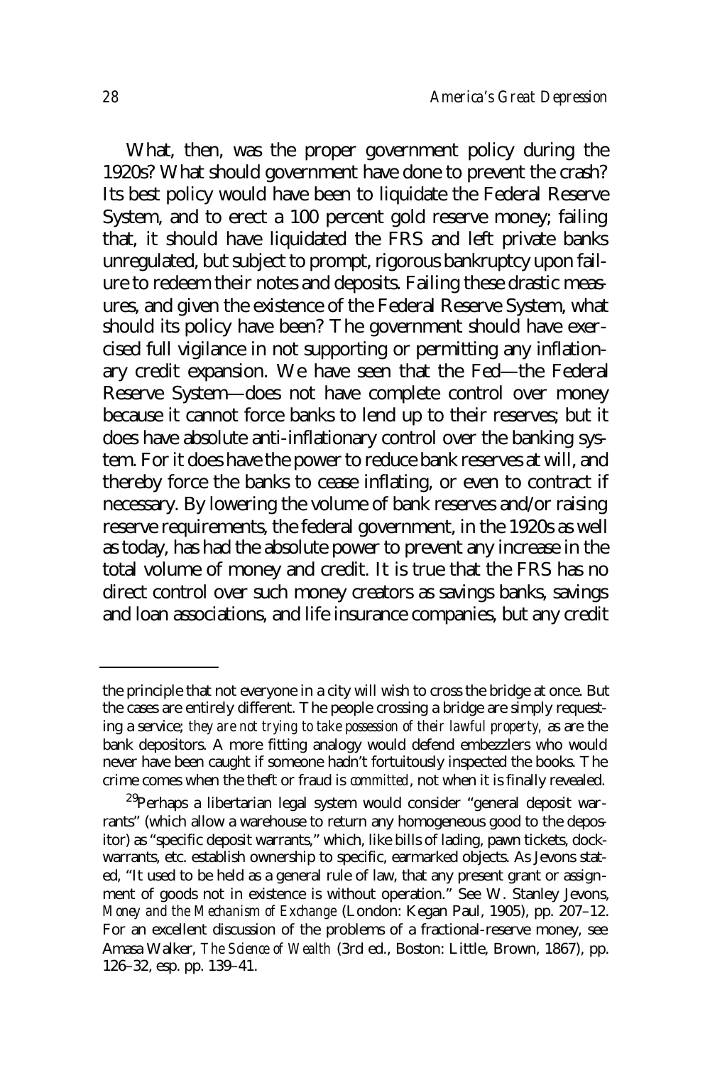What, then, was the proper government policy during the 1920s? What should government have done to prevent the crash? Its best policy would have been to liquidate the Federal Reserve System, and to erect a 100 percent gold reserve money; failing that, it should have liquidated the FRS and left private banks unregulated, but subject to prompt, rigorous bankruptcy upon failure to redeem their notes and deposits. Failing these drastic measures, and given the existence of the Federal Reserve System, what should its policy have been? The government should have exercised full vigilance in not supporting or permitting any inflationary credit expansion. We have seen that the Fed—the Federal Reserve System—does not have complete control over money because it cannot force banks to lend up to their reserves; but it does have absolute anti-inflationary control over the banking system. For it does have the power to reduce bank reserves at will, and thereby force the banks to cease inflating, or even to contract if necessary. By lowering the volume of bank reserves and/or raising reserve requirements, the federal government, in the 1920s as well as today, has had the absolute power to prevent any increase in the total volume of money and credit. It is true that the FRS has no direct control over such money creators as savings banks, savings and loan associations, and life insurance companies, but any credit

---

the principle that not everyone in a city will wish to cross the bridge at once. But the cases are entirely different. The people crossing a bridge are simply requesting a service; *they are not trying to take possession of their lawful property,* as are the bank depositors. A more fitting analogy would defend embezzlers who would never have been caught if someone hadn't fortuitously inspected the books. The crime comes when the theft or fraud is *committed*, not when it is finally revealed.

[29]Perhaps a libertarian legal system would consider "general deposit warrants" (which allow a warehouse to return any homogeneous good to the depositor) as "specific deposit warrants," which, like bills of lading, pawn tickets, dock-warrants, etc. establish ownership to specific, earmarked objects. As Jevons stated, "It used to be held as a general rule of law, that any present grant or assignment of goods not in existence is without operation." See W. Stanley Jevons, *Money and the Mechanism of Exchange* (London: Kegan Paul, 1905), pp. 207–12. For an excellent discussion of the problems of a fractional-reserve money, see Amasa Walker, *The Science of Wealth* (3rd ed., Boston: Little, Brown, 1867), pp. 126–32, esp. pp. 139–41.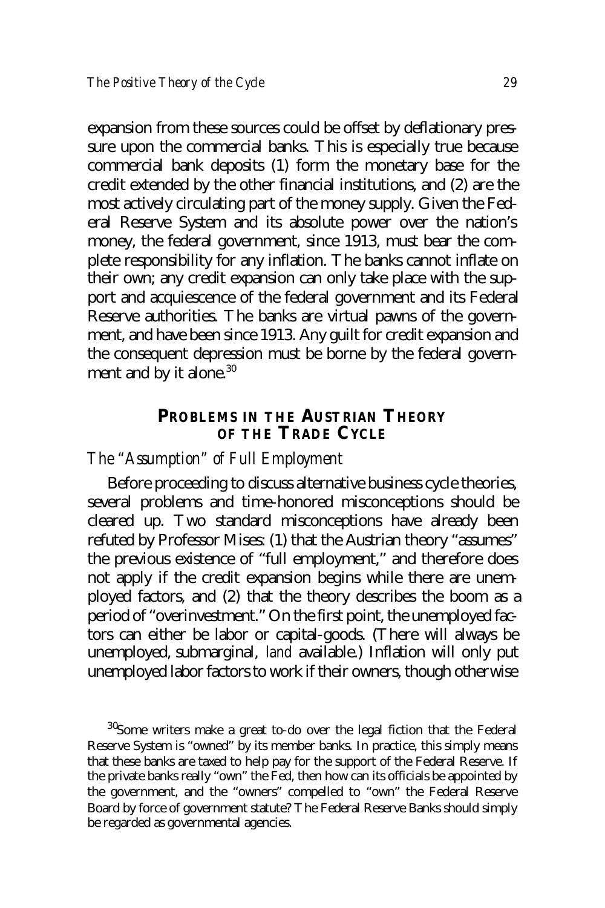expansion from these sources could be offset by deflationary pressure upon the commercial banks. This is especially true because commercial bank deposits (1) form the monetary base for the credit extended by the other financial institutions, and (2) are the most actively circulating part of the money supply. Given the Federal Reserve System and its absolute power over the nation's money, the federal government, since 1913, must bear the complete responsibility for any inflation. The banks cannot inflate on their own; any credit expansion can only take place with the support and acquiescence of the federal government and its Federal Reserve authorities. The banks are virtual pawns of the government, and have been since 1913. Any guilt for credit expansion and the consequent depression must be borne by the federal government and by it alone.[30]

## PROBLEMS IN THE AUSTRIAN THEORY OF THE TRADE CYCLE

### *The "Assumption" of Full Employment*

Before proceeding to discuss alternative business cycle theories, several problems and time-honored misconceptions should be cleared up. Two standard misconceptions have already been refuted by Professor Mises: (1) that the Austrian theory "assumes" the previous existence of "full employment," and therefore does not apply if the credit expansion begins while there are unemployed factors, and (2) that the theory describes the boom as a period of "overinvestment." On the first point, the unemployed factors can either be labor or capital-goods. (There will always be unemployed, submarginal, *land* available.) Inflation will only put unemployed labor factors to work if their owners, though otherwise

[30]Some writers make a great to-do over the legal fiction that the Federal Reserve System is "owned" by its member banks. In practice, this simply means that these banks are taxed to help pay for the support of the Federal Reserve. If the private banks really "own" the Fed, then how can its officials be appointed by the government, and the "owners" compelled to "own" the Federal Reserve Board by force of government statute? The Federal Reserve Banks should simply be regarded as governmental agencies.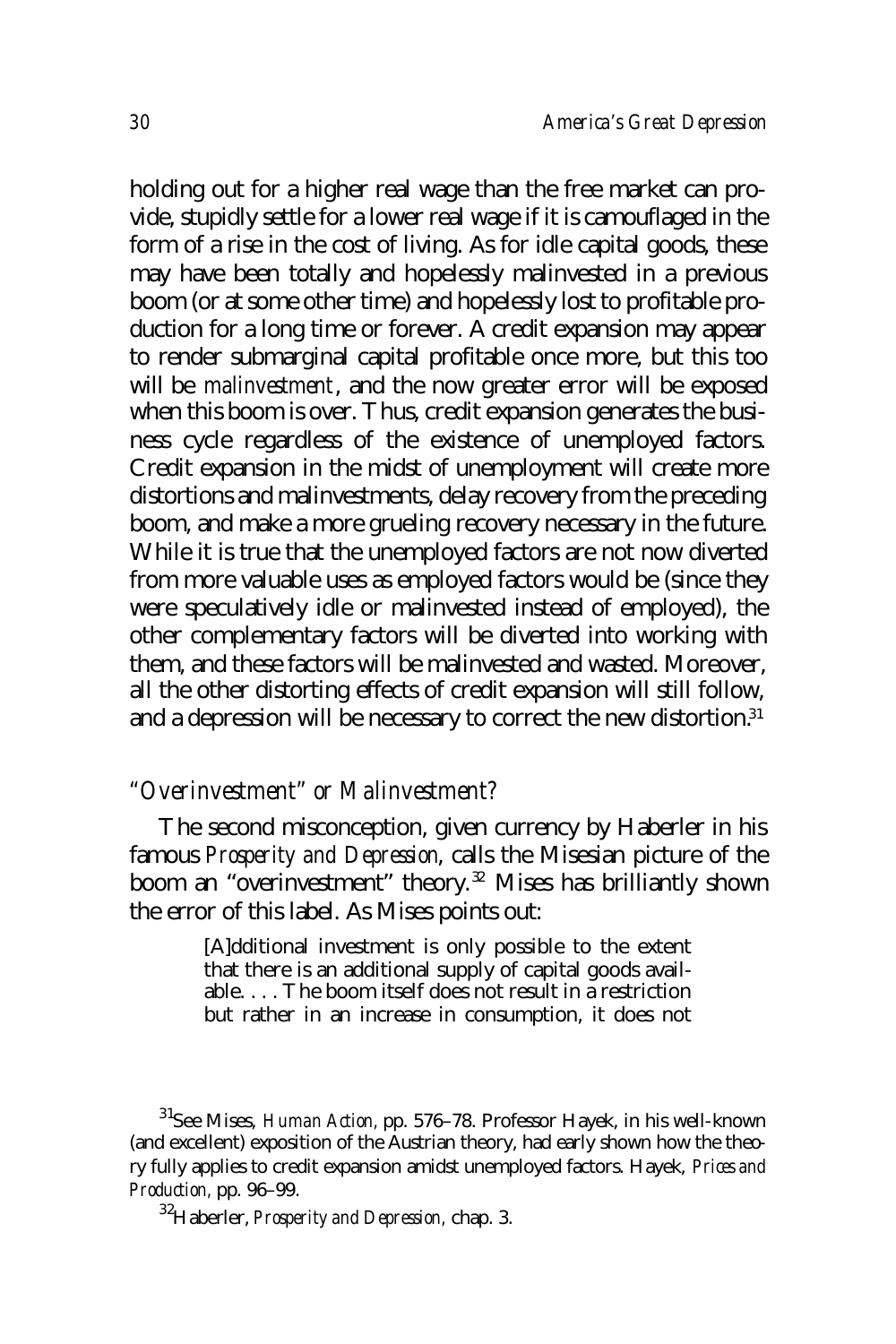holding out for a higher real wage than the free market can provide, stupidly settle for a lower real wage if it is camouflaged in the form of a rise in the cost of living. As for idle capital goods, these may have been totally and hopelessly malinvested in a previous boom (or at some other time) and hopelessly lost to profitable production for a long time or forever. A credit expansion may appear to render submarginal capital profitable once more, but this too will be *malinvestment*, and the now greater error will be exposed when this boom is over. Thus, credit expansion generates the business cycle regardless of the existence of unemployed factors. Credit expansion in the midst of unemployment will create more distortions and malinvestments, delay recovery from the preceding boom, and make a more grueling recovery necessary in the future. While it is true that the unemployed factors are not now diverted from more valuable uses as employed factors would be (since they were speculatively idle or malinvested instead of employed), the other complementary factors will be diverted into working with them, and these factors will be malinvested and wasted. Moreover, all the other distorting effects of credit expansion will still follow, and a depression will be necessary to correct the new distortion.[31]

### "Overinvestment" or Malinvestment?

The second misconception, given currency by Haberler in his famous *Prosperity and Depression*, calls the Misesian picture of the boom an "overinvestment" theory.[32] Mises has brilliantly shown the error of this label. As Mises points out:

> [A]dditional investment is only possible to the extent that there is an additional supply of capital goods available. . . . The boom itself does not result in a restriction but rather in an increase in consumption, it does not

[31] See Mises, *Human Action*, pp. 576–78. Professor Hayek, in his well-known (and excellent) exposition of the Austrian theory, had early shown how the theory fully applies to credit expansion amidst unemployed factors. Hayek, *Prices and Production*, pp. 96–99.

[32] Haberler, *Prosperity and Depression*, chap. 3.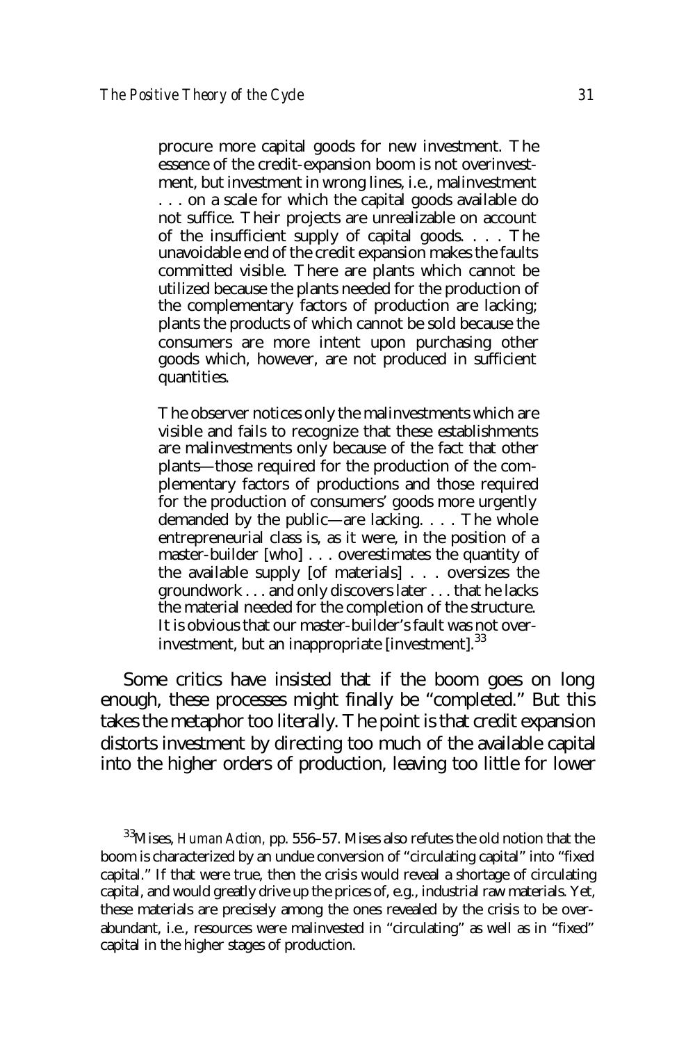> procure more capital goods for new investment. The essence of the credit-expansion boom is not overinvestment, but investment in wrong lines, i.e., malinvestment . . . on a scale for which the capital goods available do not suffice. Their projects are unrealizable on account of the insufficient supply of capital goods. . . . The unavoidable end of the credit expansion makes the faults committed visible. There are plants which cannot be utilized because the plants needed for the production of the complementary factors of production are lacking; plants the products of which cannot be sold because the consumers are more intent upon purchasing other goods which, however, are not produced in sufficient quantities.
>
> The observer notices only the malinvestments which are visible and fails to recognize that these establishments are malinvestments only because of the fact that other plants—those required for the production of the complementary factors of productions and those required for the production of consumers' goods more urgently demanded by the public—are lacking. . . . The whole entrepreneurial class is, as it were, in the position of a master-builder [who] . . . overestimates the quantity of the available supply [of materials] . . . oversizes the groundwork . . . and only discovers later . . . that he lacks the material needed for the completion of the structure. It is obvious that our master-builder's fault was not over-investment, but an inappropriate [investment].[33]

Some critics have insisted that if the boom goes on long enough, these processes might finally be "completed." But this takes the metaphor too literally. The point is that credit expansion distorts investment by directing too much of the available capital into the higher orders of production, leaving too little for lower

[33] Mises, *Human Action*, pp. 556–57. Mises also refutes the old notion that the boom is characterized by an undue conversion of "circulating capital" into "fixed capital." If that were true, then the crisis would reveal a shortage of circulating capital, and would greatly drive up the prices of, e.g., industrial raw materials. Yet, these materials are precisely among the ones revealed by the crisis to be over-abundant, i.e., resources were malinvested in "circulating" as well as in "fixed" capital in the higher stages of production.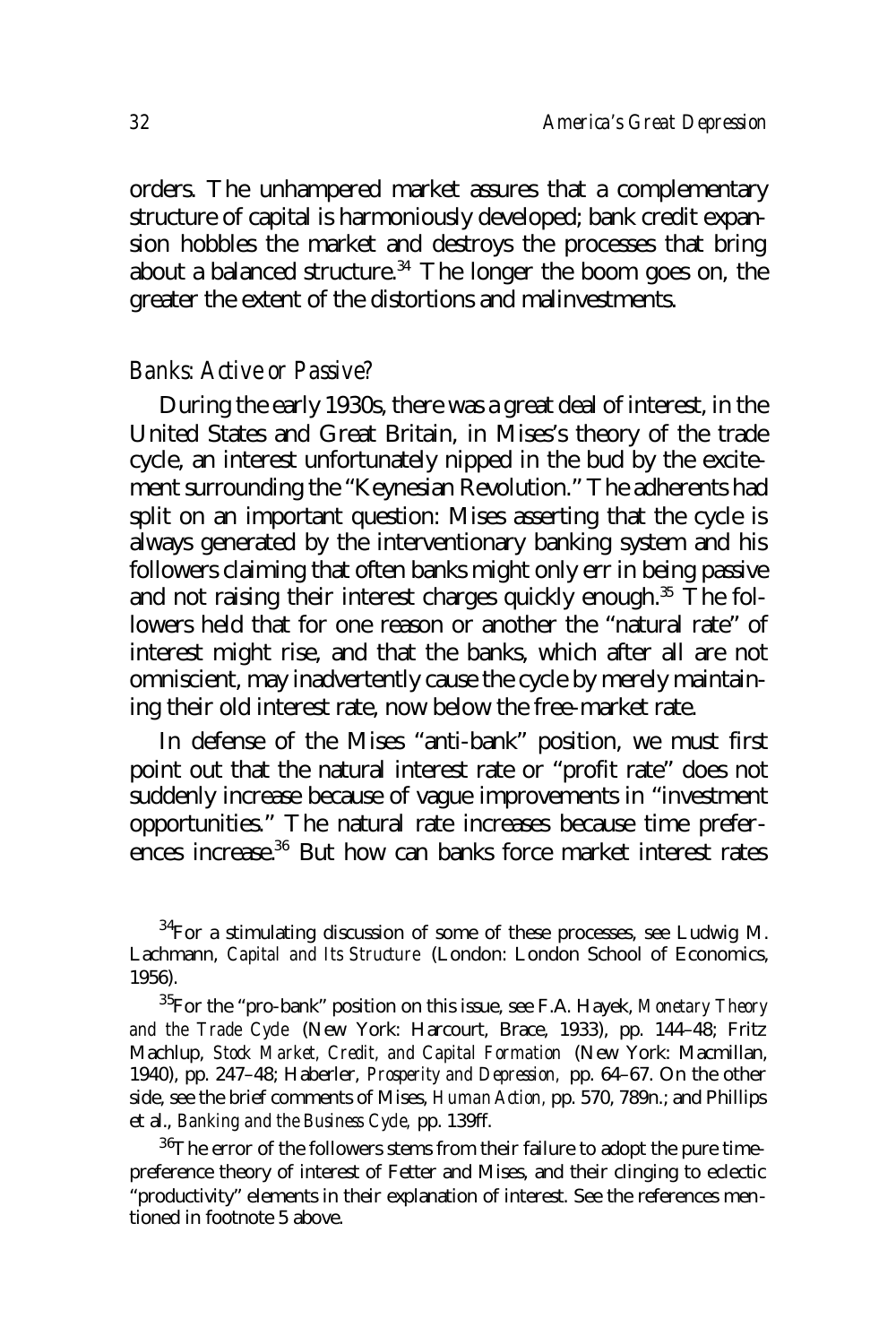orders. The unhampered market assures that a complementary structure of capital is harmoniously developed; bank credit expansion hobbles the market and destroys the processes that bring about a balanced structure.[34] The longer the boom goes on, the greater the extent of the distortions and malinvestments.

### *Banks: Active or Passive?*

During the early 1930s, there was a great deal of interest, in the United States and Great Britain, in Mises's theory of the trade cycle, an interest unfortunately nipped in the bud by the excitement surrounding the "Keynesian Revolution." The adherents had split on an important question: Mises asserting that the cycle is always generated by the interventionary banking system and his followers claiming that often banks might only err in being passive and not raising their interest charges quickly enough.[35] The followers held that for one reason or another the "natural rate" of interest might rise, and that the banks, which after all are not omniscient, may inadvertently cause the cycle by merely maintaining their old interest rate, now below the free-market rate.

In defense of the Mises "anti-bank" position, we must first point out that the natural interest rate or "profit rate" does not suddenly increase because of vague improvements in "investment opportunities." The natural rate increases because time preferences increase.[36] But how can banks force market interest rates

[34]For a stimulating discussion of some of these processes, see Ludwig M. Lachmann, *Capital and Its Structure* (London: London School of Economics, 1956).

[35]For the "pro-bank" position on this issue, see F.A. Hayek, *Monetary Theory and the Trade Cycle* (New York: Harcourt, Brace, 1933), pp. 144–48; Fritz Machlup, *Stock Market, Credit, and Capital Formation* (New York: Macmillan, 1940), pp. 247–48; Haberler, *Prosperity and Depression,* pp. 64–67. On the other side, see the brief comments of Mises, *Human Action*, pp. 570, 789n.; and Phillips et al., *Banking and the Business Cycle,* pp. 139ff.

[36]The error of the followers stems from their failure to adopt the pure time-preference theory of interest of Fetter and Mises, and their clinging to eclectic "productivity" elements in their explanation of interest. See the references mentioned in footnote 5 above.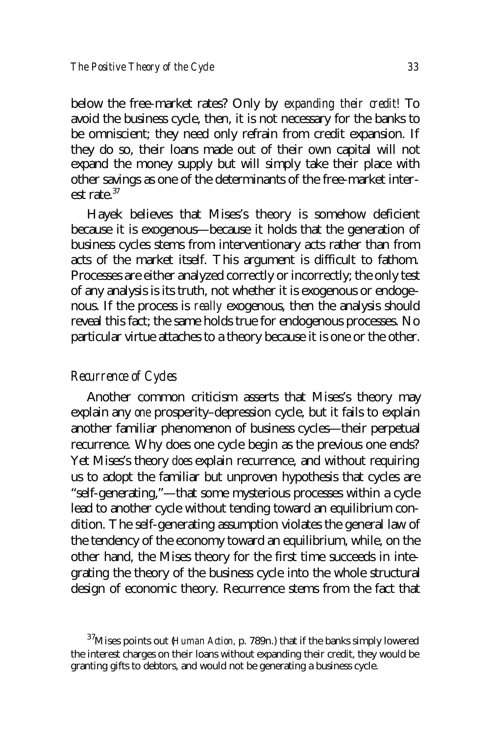below the free-market rates? Only by *expanding their credit!* To avoid the business cycle, then, it is not necessary for the banks to be omniscient; they need only refrain from credit expansion. If they do so, their loans made out of their own capital will not expand the money supply but will simply take their place with other savings as one of the determinants of the free-market interest rate.[37]

Hayek believes that Mises's theory is somehow deficient because it is exogenous—because it holds that the generation of business cycles stems from interventionary acts rather than from acts of the market itself. This argument is difficult to fathom. Processes are either analyzed correctly or incorrectly; the only test of any analysis is its truth, not whether it is exogenous or endogenous. If the process is *really* exogenous, then the analysis should reveal this fact; the same holds true for endogenous processes. No particular virtue attaches to a theory because it is one or the other.

### *Recurrence of Cycles*

Another common criticism asserts that Mises's theory may explain any *one* prosperity–depression cycle, but it fails to explain another familiar phenomenon of business cycles—their perpetual recurrence. Why does one cycle begin as the previous one ends? Yet Mises's theory *does* explain recurrence, and without requiring us to adopt the familiar but unproven hypothesis that cycles are "self-generating,"—that some mysterious processes within a cycle lead to another cycle without tending toward an equilibrium condition. The self-generating assumption violates the general law of the tendency of the economy toward an equilibrium, while, on the other hand, the Mises theory for the first time succeeds in integrating the theory of the business cycle into the whole structural design of economic theory. Recurrence stems from the fact that

---

[37]Mises points out (*Human Action*, p. 789n.) that if the banks simply lowered the interest charges on their loans without expanding their credit, they would be granting gifts to debtors, and would not be generating a business cycle.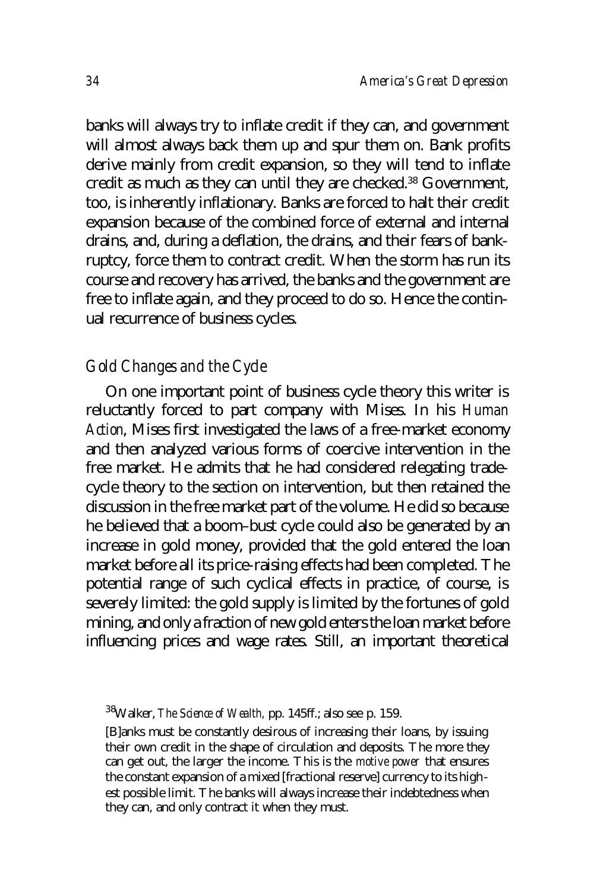banks will always try to inflate credit if they can, and government will almost always back them up and spur them on. Bank profits derive mainly from credit expansion, so they will tend to inflate credit as much as they can until they are checked.[38] Government, too, is inherently inflationary. Banks are forced to halt their credit expansion because of the combined force of external and internal drains, and, during a deflation, the drains, and their fears of bankruptcy, force them to contract credit. When the storm has run its course and recovery has arrived, the banks and the government are free to inflate again, and they proceed to do so. Hence the continual recurrence of business cycles.

### *Gold Changes and the Cycle*

On one important point of business cycle theory this writer is reluctantly forced to part company with Mises. In his *Human Action*, Mises first investigated the laws of a free-market economy and then analyzed various forms of coercive intervention in the free market. He admits that he had considered relegating trade-cycle theory to the section on intervention, but then retained the discussion in the free market part of the volume. He did so because he believed that a boom–bust cycle could also be generated by an increase in gold money, provided that the gold entered the loan market before all its price-raising effects had been completed. The potential range of such cyclical effects in practice, of course, is severely limited: the gold supply is limited by the fortunes of gold mining, and only a fraction of new gold enters the loan market before influencing prices and wage rates. Still, an important theoretical

---

[38] Walker, *The Science of Wealth,* pp. 145ff.; also see p. 159.

> [B]anks must be constantly desirous of increasing their loans, by issuing their own credit in the shape of circulation and deposits. The more they can get out, the larger the income. This is the *motive power* that ensures the constant expansion of a mixed [fractional reserve] currency to its highest possible limit. The banks will always increase their indebtedness when they can, and only contract it when they must.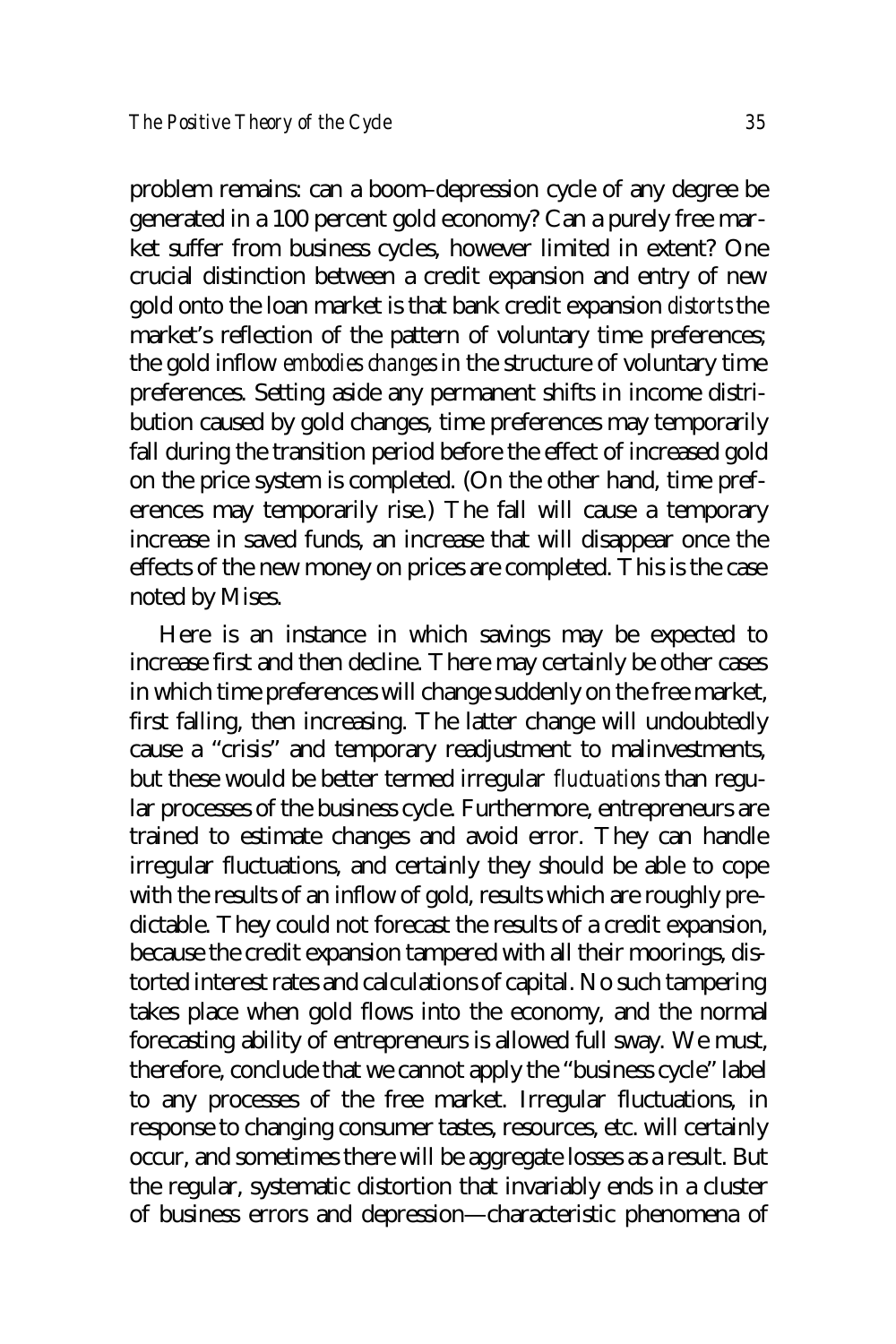problem remains: can a boom–depression cycle of any degree be generated in a 100 percent gold economy? Can a purely free market suffer from business cycles, however limited in extent? One crucial distinction between a credit expansion and entry of new gold onto the loan market is that bank credit expansion *distorts* the market's reflection of the pattern of voluntary time preferences; the gold inflow *embodies changes* in the structure of voluntary time preferences. Setting aside any permanent shifts in income distribution caused by gold changes, time preferences may temporarily fall during the transition period before the effect of increased gold on the price system is completed. (On the other hand, time preferences may temporarily rise.) The fall will cause a temporary increase in saved funds, an increase that will disappear once the effects of the new money on prices are completed. This is the case noted by Mises.

Here is an instance in which savings may be expected to increase first and then decline. There may certainly be other cases in which time preferences will change suddenly on the free market, first falling, then increasing. The latter change will undoubtedly cause a "crisis" and temporary readjustment to malinvestments, but these would be better termed irregular *fluctuations* than regular processes of the business cycle. Furthermore, entrepreneurs are trained to estimate changes and avoid error. They can handle irregular fluctuations, and certainly they should be able to cope with the results of an inflow of gold, results which are roughly predictable. They could not forecast the results of a credit expansion, because the credit expansion tampered with all their moorings, distorted interest rates and calculations of capital. No such tampering takes place when gold flows into the economy, and the normal forecasting ability of entrepreneurs is allowed full sway. We must, therefore, conclude that we cannot apply the "business cycle" label to any processes of the free market. Irregular fluctuations, in response to changing consumer tastes, resources, etc. will certainly occur, and sometimes there will be aggregate losses as a result. But the regular, systematic distortion that invariably ends in a cluster of business errors and depression—characteristic phenomena of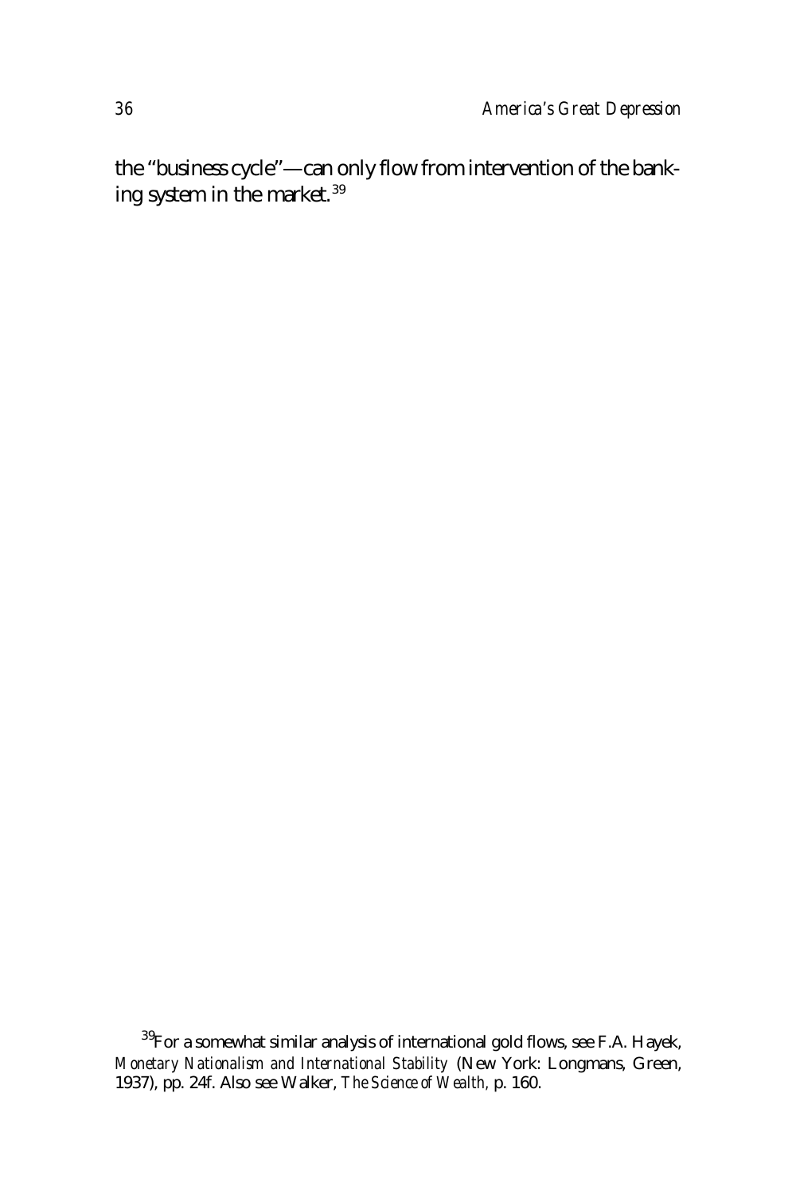the "business cycle"—can only flow from intervention of the banking system in the market.[39]

[39]For a somewhat similar analysis of international gold flows, see F.A. Hayek, *Monetary Nationalism and International Stability* (New York: Longmans, Green, 1937), pp. 24f. Also see Walker, *The Science of Wealth,* p. 160.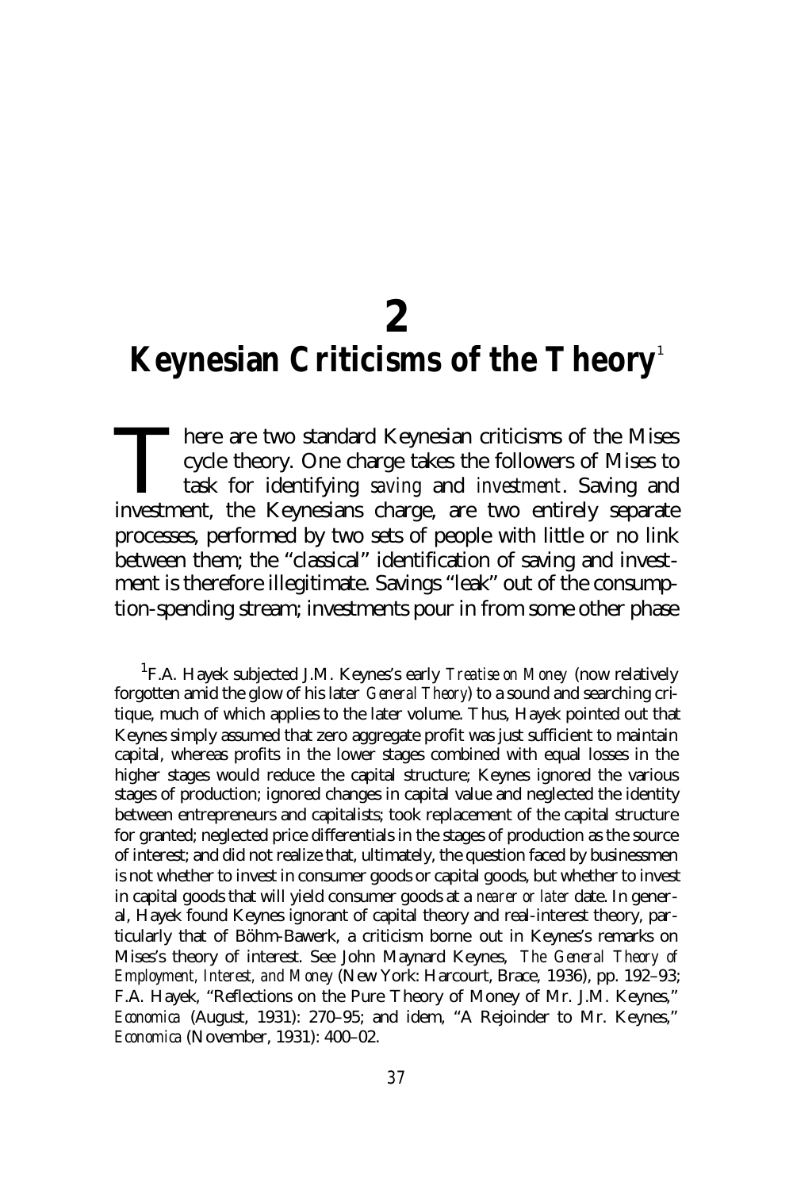# 2

# Keynesian Criticisms of the Theory[1]

There are two standard Keynesian criticisms of the Mises cycle theory. One charge takes the followers of Mises to task for identifying *saving* and *investment*. Saving and investment, the Keynesians charge, are two entirely separate processes, performed by two sets of people with little or no link between them; the "classical" identification of saving and investment is therefore illegitimate. Savings "leak" out of the consumption-spending stream; investments pour in from some other phase

[1]F.A. Hayek subjected J.M. Keynes's early *Treatise on Money* (now relatively forgotten amid the glow of his later *General Theory*) to a sound and searching critique, much of which applies to the later volume. Thus, Hayek pointed out that Keynes simply assumed that zero aggregate profit was just sufficient to maintain capital, whereas profits in the lower stages combined with equal losses in the higher stages would reduce the capital structure; Keynes ignored the various stages of production; ignored changes in capital value and neglected the identity between entrepreneurs and capitalists; took replacement of the capital structure for granted; neglected price differentials in the stages of production as the source of interest; and did not realize that, ultimately, the question faced by businessmen is not whether to invest in consumer goods or capital goods, but whether to invest in capital goods that will yield consumer goods at a *nearer or later* date. In general, Hayek found Keynes ignorant of capital theory and real-interest theory, particularly that of Böhm-Bawerk, a criticism borne out in Keynes's remarks on Mises's theory of interest. See John Maynard Keynes, *The General Theory of Employment, Interest, and Money* (New York: Harcourt, Brace, 1936), pp. 192–93; F.A. Hayek, "Reflections on the Pure Theory of Money of Mr. J.M. Keynes," *Economica* (August, 1931): 270–95; and idem, "A Rejoinder to Mr. Keynes," *Economica* (November, 1931): 400–02.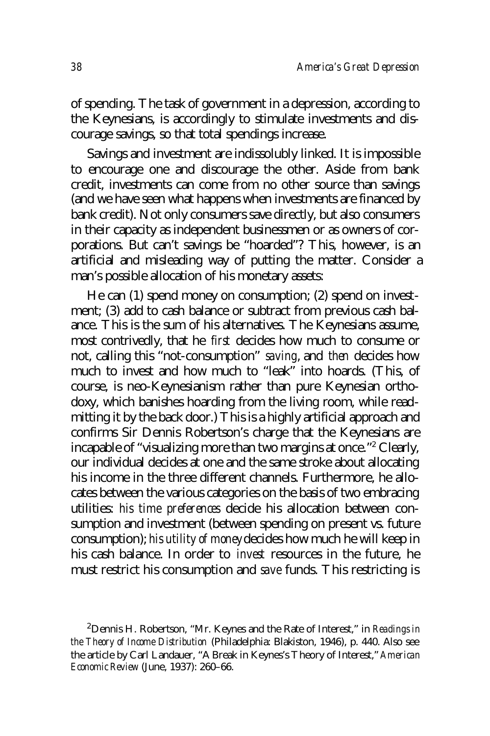of spending. The task of government in a depression, according to the Keynesians, is accordingly to stimulate investments and discourage savings, so that total spendings increase.

Savings and investment are indissolubly linked. It is impossible to encourage one and discourage the other. Aside from bank credit, investments can come from no other source than savings (and we have seen what happens when investments are financed by bank credit). Not only consumers save directly, but also consumers in their capacity as independent businessmen or as owners of corporations. But can't savings be "hoarded"? This, however, is an artificial and misleading way of putting the matter. Consider a man's possible allocation of his monetary assets:

He can (1) spend money on consumption; (2) spend on investment; (3) add to cash balance or subtract from previous cash balance. This is the sum of his alternatives. The Keynesians assume, most contrivedly, that he *first* decides how much to consume or not, calling this "not-consumption" *saving*, and *then* decides how much to invest and how much to "leak" into hoards. (This, of course, is neo-Keynesianism rather than pure Keynesian orthodoxy, which banishes hoarding from the living room, while readmitting it by the back door.) This is a highly artificial approach and confirms Sir Dennis Robertson's charge that the Keynesians are incapable of "visualizing more than two margins at once."[2] Clearly, our individual decides at one and the same stroke about allocating his income in the three different channels. Furthermore, he allocates between the various categories on the basis of two embracing utilities: *his time preferences* decide his allocation between consumption and investment (between spending on present vs. future consumption); *his utility of money* decides how much he will keep in his cash balance. In order to *invest* resources in the future, he must restrict his consumption and *save* funds. This restricting is

[2] Dennis H. Robertson, "Mr. Keynes and the Rate of Interest," in *Readings in the Theory of Income Distribution* (Philadelphia: Blakiston, 1946), p. 440. Also see the article by Carl Landauer, "A Break in Keynes's Theory of Interest," *American Economic Review* (June, 1937): 260–66.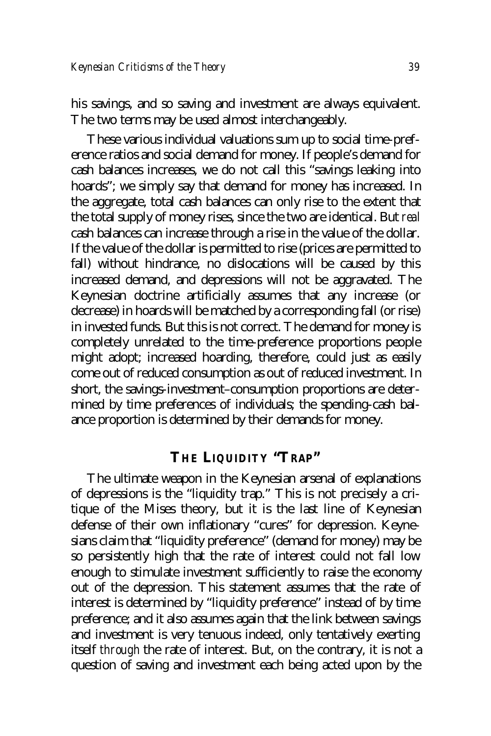his savings, and so saving and investment are always equivalent. The two terms may be used almost interchangeably.

These various individual valuations sum up to social time-preference ratios and social demand for money. If people's demand for cash balances increases, we do not call this "savings leaking into hoards"; we simply say that demand for money has increased. In the aggregate, total cash balances can only rise to the extent that the total supply of money rises, since the two are identical. But *real* cash balances can increase through a rise in the value of the dollar. If the value of the dollar is permitted to rise (prices are permitted to fall) without hindrance, no dislocations will be caused by this increased demand, and depressions will not be aggravated. The Keynesian doctrine artificially assumes that any increase (or decrease) in hoards will be matched by a corresponding fall (or rise) in invested funds. But this is not correct. The demand for money is completely unrelated to the time-preference proportions people might adopt; increased hoarding, therefore, could just as easily come out of reduced consumption as out of reduced investment. In short, the savings-investment–consumption proportions are determined by time preferences of individuals; the spending-cash balance proportion is determined by their demands for money.

## The Liquidity "Trap"

The ultimate weapon in the Keynesian arsenal of explanations of depressions is the "liquidity trap." This is not precisely a critique of the Mises theory, but it is the last line of Keynesian defense of their own inflationary "cures" for depression. Keynesians claim that "liquidity preference" (demand for money) may be so persistently high that the rate of interest could not fall low enough to stimulate investment sufficiently to raise the economy out of the depression. This statement assumes that the rate of interest is determined by "liquidity preference" instead of by time preference; and it also assumes again that the link between savings and investment is very tenuous indeed, only tentatively exerting itself *through* the rate of interest. But, on the contrary, it is not a question of saving and investment each being acted upon by the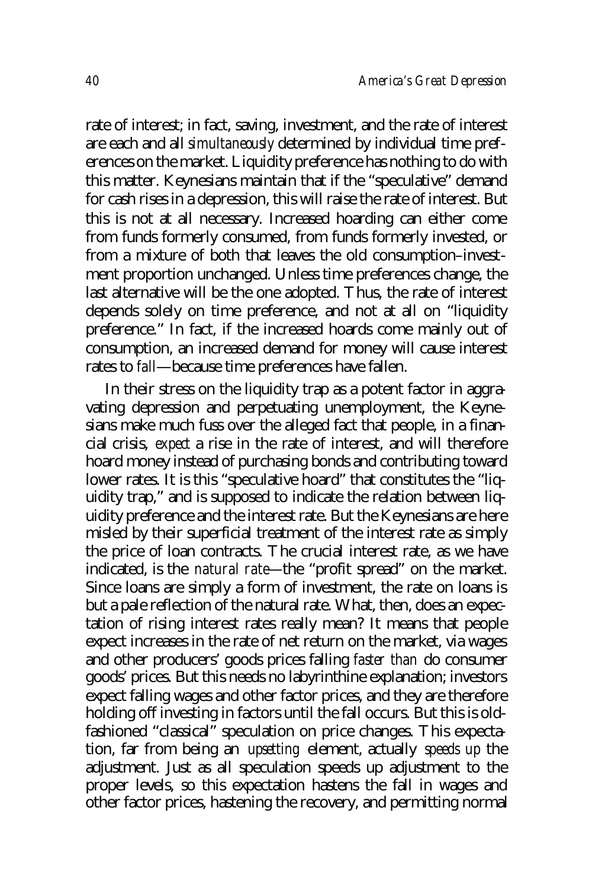rate of interest; in fact, saving, investment, and the rate of interest are each and all *simultaneously* determined by individual time preferences on the market. Liquidity preference has nothing to do with this matter. Keynesians maintain that if the "speculative" demand for cash rises in a depression, this will raise the rate of interest. But this is not at all necessary. Increased hoarding can either come from funds formerly consumed, from funds formerly invested, or from a mixture of both that leaves the old consumption–investment proportion unchanged. Unless time preferences change, the last alternative will be the one adopted. Thus, the rate of interest depends solely on time preference, and not at all on "liquidity preference." In fact, if the increased hoards come mainly out of consumption, an increased demand for money will cause interest rates to *fall*—because time preferences have fallen.

In their stress on the liquidity trap as a potent factor in aggravating depression and perpetuating unemployment, the Keynesians make much fuss over the alleged fact that people, in a financial crisis, *expect* a rise in the rate of interest, and will therefore hoard money instead of purchasing bonds and contributing toward lower rates. It is this "speculative hoard" that constitutes the "liquidity trap," and is supposed to indicate the relation between liquidity preference and the interest rate. But the Keynesians are here misled by their superficial treatment of the interest rate as simply the price of loan contracts. The crucial interest rate, as we have indicated, is the *natural rate*—the "profit spread" on the market. Since loans are simply a form of investment, the rate on loans is but a pale reflection of the natural rate. What, then, does an expectation of rising interest rates really mean? It means that people expect increases in the rate of net return on the market, via wages and other producers' goods prices falling *faster than* do consumer goods' prices. But this needs no labyrinthine explanation; investors expect falling wages and other factor prices, and they are therefore holding off investing in factors until the fall occurs. But this is old-fashioned "classical" speculation on price changes. This expectation, far from being an *upsetting* element, actually *speeds up* the adjustment. Just as all speculation speeds up adjustment to the proper levels, so this expectation hastens the fall in wages and other factor prices, hastening the recovery, and permitting normal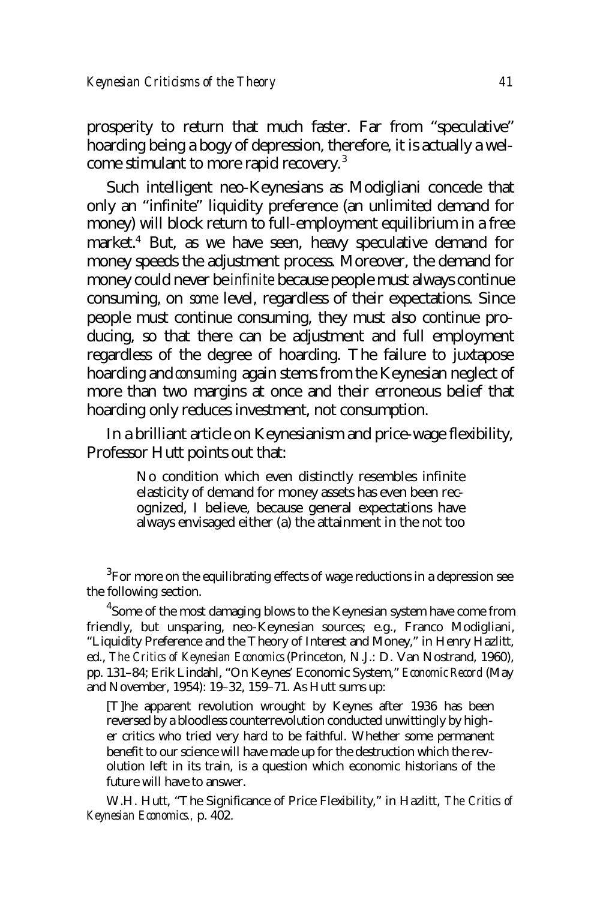prosperity to return that much faster. Far from "speculative" hoarding being a bogy of depression, therefore, it is actually a welcome stimulant to more rapid recovery.[3]

Such intelligent neo-Keynesians as Modigliani concede that only an "infinite" liquidity preference (an unlimited demand for money) will block return to full-employment equilibrium in a free market.[4] But, as we have seen, heavy speculative demand for money speeds the adjustment process. Moreover, the demand for money could never be *infinite* because people must always continue consuming, on *some* level, regardless of their expectations. Since people must continue consuming, they must also continue producing, so that there can be adjustment and full employment regardless of the degree of hoarding. The failure to juxtapose hoarding and *consuming* again stems from the Keynesian neglect of more than two margins at once and their erroneous belief that hoarding only reduces investment, not consumption.

In a brilliant article on Keynesianism and price-wage flexibility, Professor Hutt points out that:

> No condition which even distinctly resembles infinite elasticity of demand for money assets has even been recognized, I believe, because general expectations have always envisaged either (a) the attainment in the not too

---

[3]For more on the equilibrating effects of wage reductions in a depression see the following section.

[4]Some of the most damaging blows to the Keynesian system have come from friendly, but unsparing, neo-Keynesian sources; e.g., Franco Modigliani, "Liquidity Preference and the Theory of Interest and Money," in Henry Hazlitt, ed., *The Critics of Keynesian Economics* (Princeton, N.J.: D. Van Nostrand, 1960), pp. 131–84; Erik Lindahl, "On Keynes' Economic System," *Economic Record* (May and November, 1954): 19–32, 159–71. As Hutt sums up:

> [T]he apparent revolution wrought by Keynes after 1936 has been reversed by a bloodless counterrevolution conducted unwittingly by higher critics who tried very hard to be faithful. Whether some permanent benefit to our science will have made up for the destruction which the revolution left in its train, is a question which economic historians of the future will have to answer.

W.H. Hutt, "The Significance of Price Flexibility," in Hazlitt, *The Critics of Keynesian Economics*, p. 402.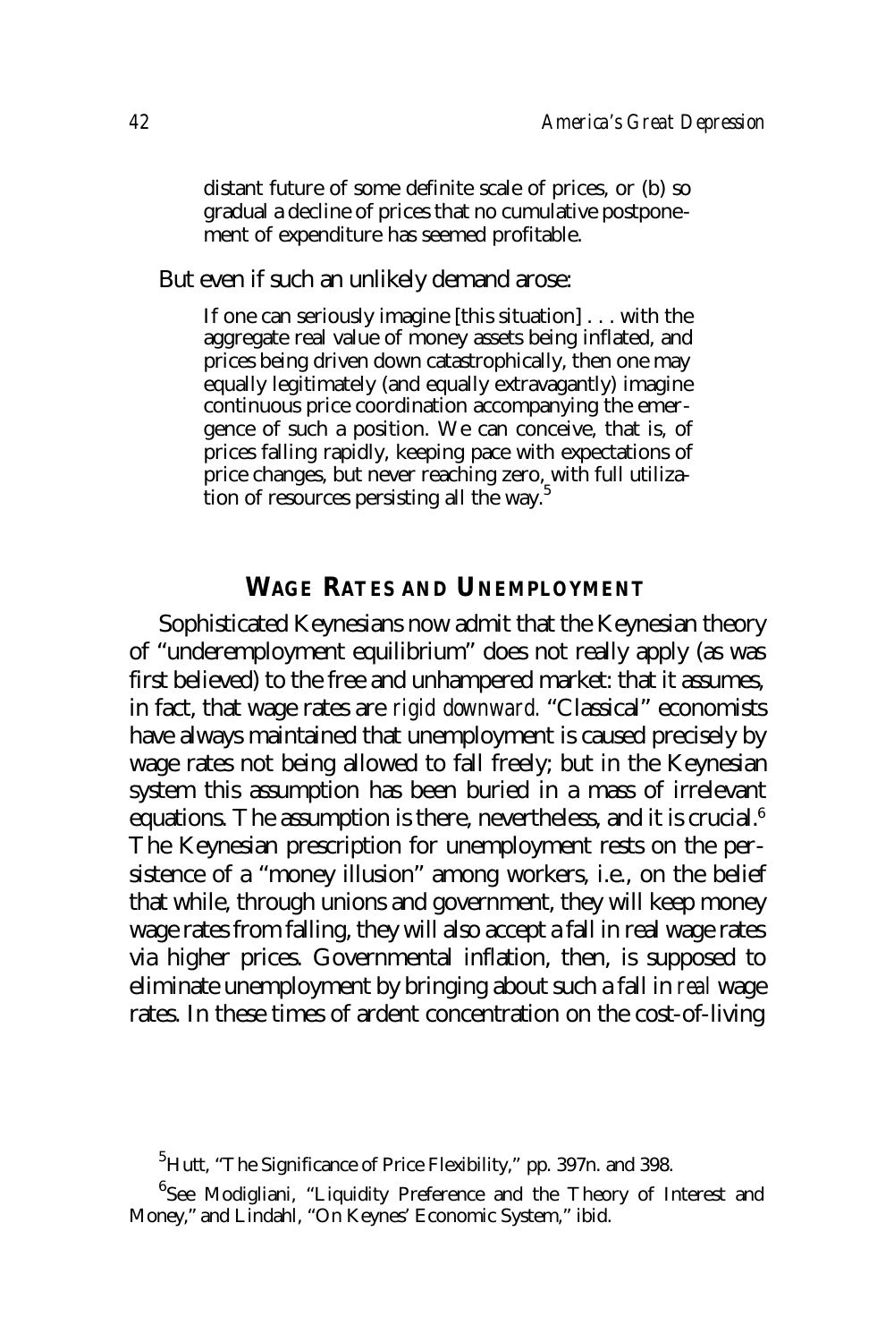> distant future of some definite scale of prices, or (b) so gradual a decline of prices that no cumulative postponement of expenditure has seemed profitable.

But even if such an unlikely demand arose:

> If one can seriously imagine [this situation] . . . with the aggregate real value of money assets being inflated, and prices being driven down catastrophically, then one may equally legitimately (and equally extravagantly) imagine continuous price coordination accompanying the emergence of such a position. We can conceive, that is, of prices falling rapidly, keeping pace with expectations of price changes, but never reaching zero, with full utilization of resources persisting all the way.[5]

## WAGE RATES AND UNEMPLOYMENT

Sophisticated Keynesians now admit that the Keynesian theory of "underemployment equilibrium" does not really apply (as was first believed) to the free and unhampered market: that it assumes, in fact, that wage rates are *rigid downward.* "Classical" economists have always maintained that unemployment is caused precisely by wage rates not being allowed to fall freely; but in the Keynesian system this assumption has been buried in a mass of irrelevant equations. The assumption is there, nevertheless, and it is crucial.[6] The Keynesian prescription for unemployment rests on the persistence of a "money illusion" among workers, i.e., on the belief that while, through unions and government, they will keep money wage rates from falling, they will also accept a fall in real wage rates via higher prices. Governmental inflation, then, is supposed to eliminate unemployment by bringing about such a fall in *real* wage rates. In these times of ardent concentration on the cost-of-living

[5] Hutt, "The Significance of Price Flexibility," pp. 397n. and 398.

[6] See Modigliani, "Liquidity Preference and the Theory of Interest and Money," and Lindahl, "On Keynes' Economic System," ibid.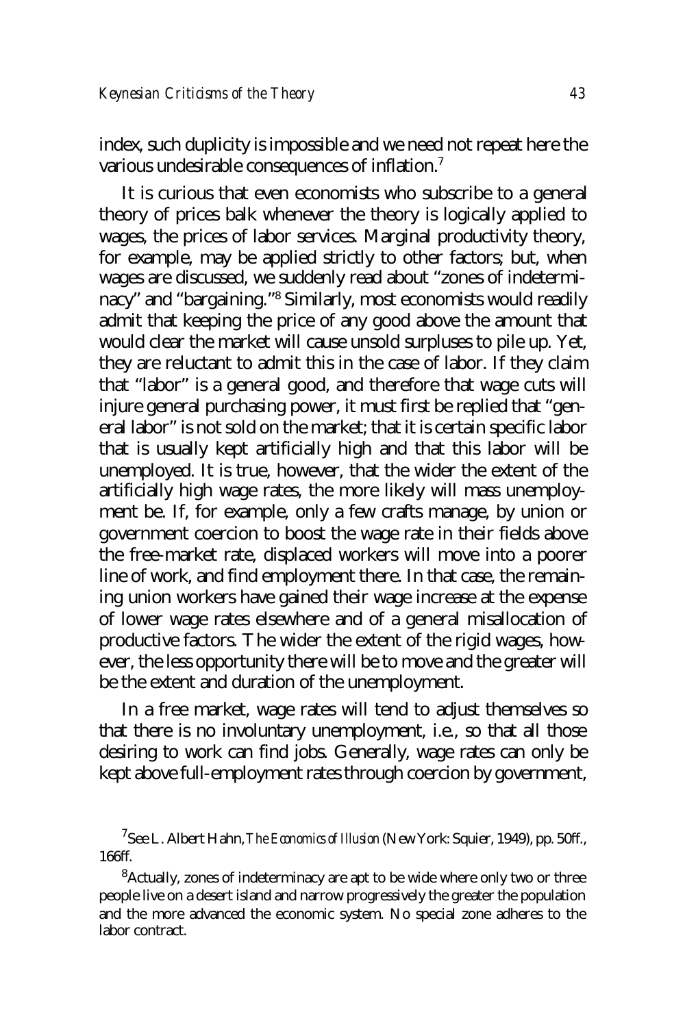index, such duplicity is impossible and we need not repeat here the various undesirable consequences of inflation.[7]

It is curious that even economists who subscribe to a general theory of prices balk whenever the theory is logically applied to wages, the prices of labor services. Marginal productivity theory, for example, may be applied strictly to other factors; but, when wages are discussed, we suddenly read about "zones of indeterminacy" and "bargaining."[8] Similarly, most economists would readily admit that keeping the price of any good above the amount that would clear the market will cause unsold surpluses to pile up. Yet, they are reluctant to admit this in the case of labor. If they claim that "labor" is a general good, and therefore that wage cuts will injure general purchasing power, it must first be replied that "general labor" is not sold on the market; that it is certain specific labor that is usually kept artificially high and that this labor will be unemployed. It is true, however, that the wider the extent of the artificially high wage rates, the more likely will mass unemployment be. If, for example, only a few crafts manage, by union or government coercion to boost the wage rate in their fields above the free-market rate, displaced workers will move into a poorer line of work, and find employment there. In that case, the remaining union workers have gained their wage increase at the expense of lower wage rates elsewhere and of a general misallocation of productive factors. The wider the extent of the rigid wages, however, the less opportunity there will be to move and the greater will be the extent and duration of the unemployment.

In a free market, wage rates will tend to adjust themselves so that there is no involuntary unemployment, i.e., so that all those desiring to work can find jobs. Generally, wage rates can only be kept above full-employment rates through coercion by government,

---

[7] See L. Albert Hahn, *The Economics of Illusion* (New York: Squier, 1949), pp. 50ff., 166ff.

[8] Actually, zones of indeterminacy are apt to be wide where only two or three people live on a desert island and narrow progressively the greater the population and the more advanced the economic system. No special zone adheres to the labor contract.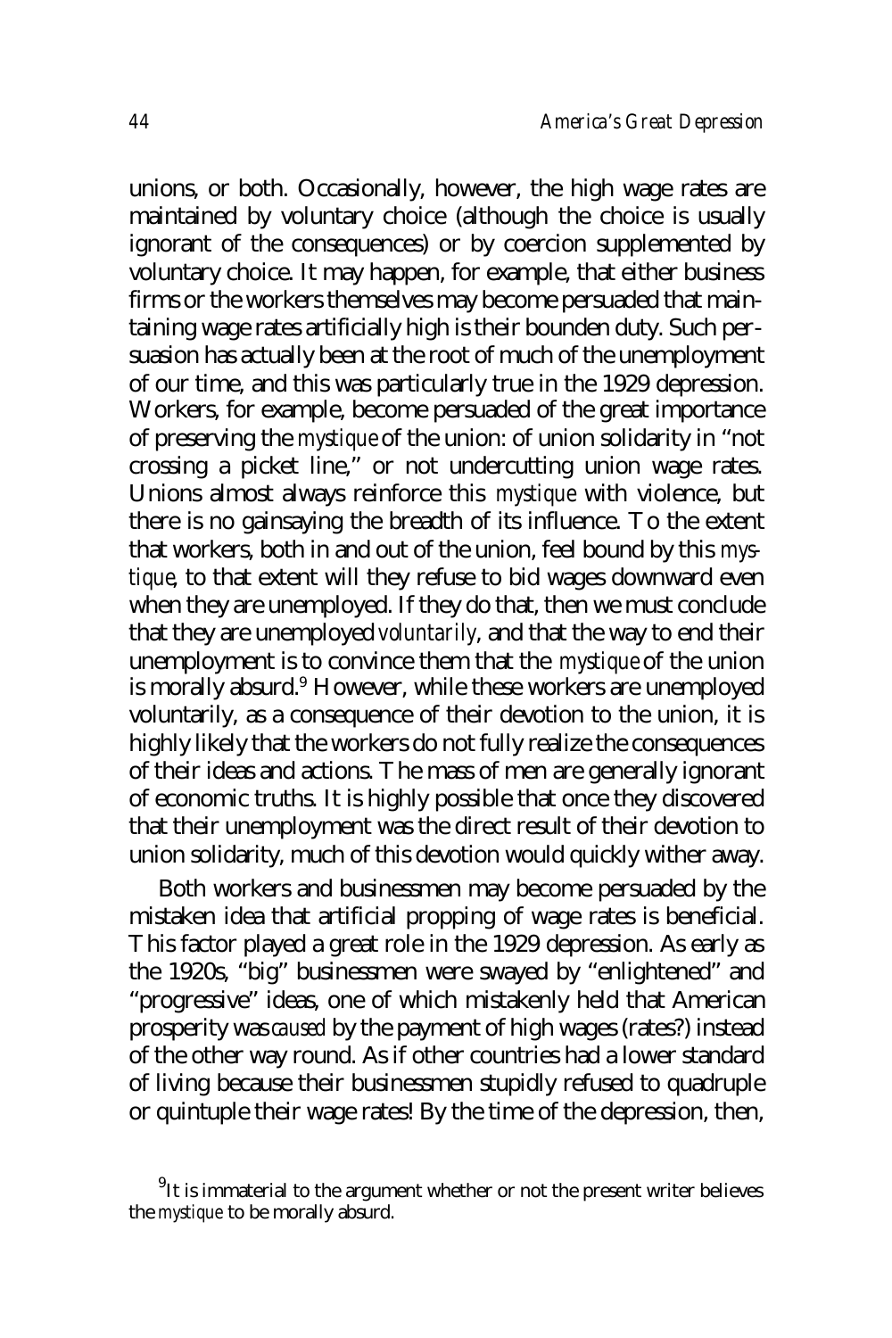unions, or both. Occasionally, however, the high wage rates are maintained by voluntary choice (although the choice is usually ignorant of the consequences) or by coercion supplemented by voluntary choice. It may happen, for example, that either business firms or the workers themselves may become persuaded that maintaining wage rates artificially high is their bounden duty. Such persuasion has actually been at the root of much of the unemployment of our time, and this was particularly true in the 1929 depression. Workers, for example, become persuaded of the great importance of preserving the *mystique* of the union: of union solidarity in "not crossing a picket line," or not undercutting union wage rates. Unions almost always reinforce this *mystique* with violence, but there is no gainsaying the breadth of its influence. To the extent that workers, both in and out of the union, feel bound by this *mystique*, to that extent will they refuse to bid wages downward even when they are unemployed. If they do that, then we must conclude that they are unemployed *voluntarily*, and that the way to end their unemployment is to convince them that the *mystique* of the union is morally absurd.[9] However, while these workers are unemployed voluntarily, as a consequence of their devotion to the union, it is highly likely that the workers do not fully realize the consequences of their ideas and actions. The mass of men are generally ignorant of economic truths. It is highly possible that once they discovered that their unemployment was the direct result of their devotion to union solidarity, much of this devotion would quickly wither away.

Both workers and businessmen may become persuaded by the mistaken idea that artificial propping of wage rates is beneficial. This factor played a great role in the 1929 depression. As early as the 1920s, "big" businessmen were swayed by "enlightened" and "progressive" ideas, one of which mistakenly held that American prosperity was *caused* by the payment of high wages (rates?) instead of the other way round. As if other countries had a lower standard of living because their businessmen stupidly refused to quadruple or quintuple their wage rates! By the time of the depression, then,

[9]It is immaterial to the argument whether or not the present writer believes the *mystique* to be morally absurd.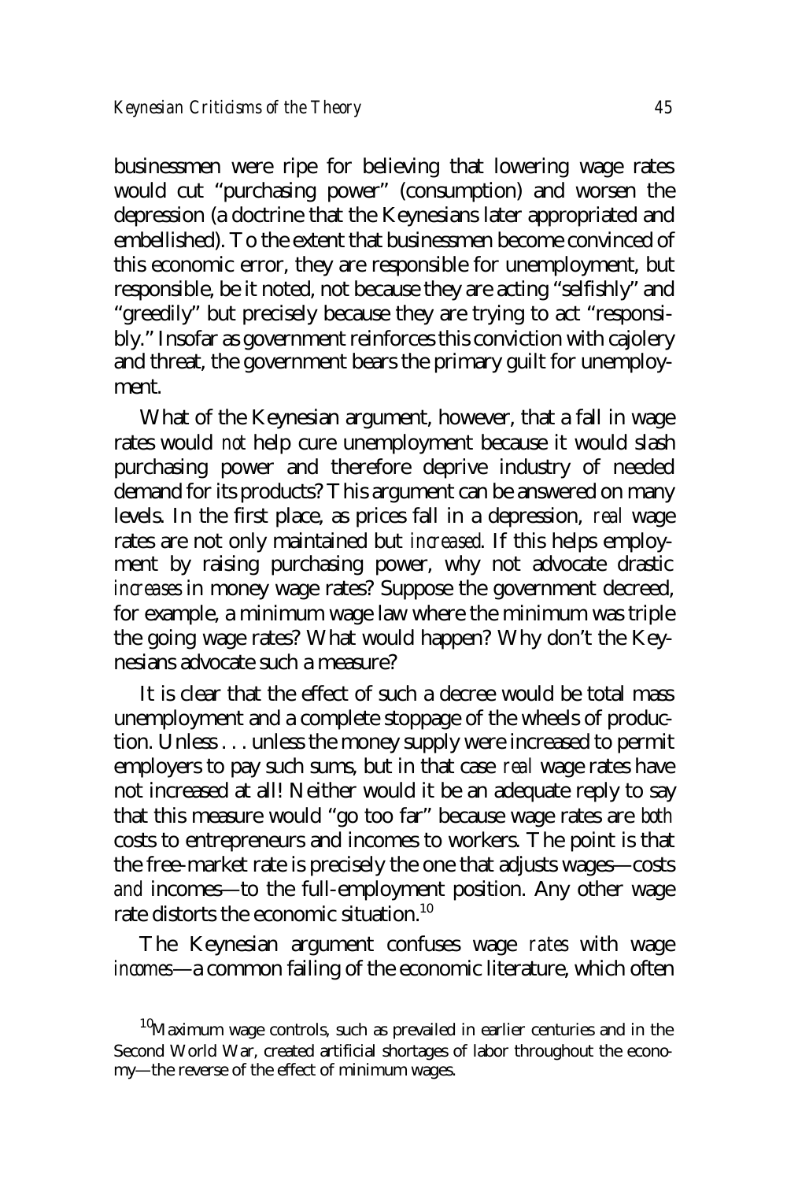businessmen were ripe for believing that lowering wage rates would cut "purchasing power" (consumption) and worsen the depression (a doctrine that the Keynesians later appropriated and embellished). To the extent that businessmen become convinced of this economic error, they are responsible for unemployment, but responsible, be it noted, not because they are acting "selfishly" and "greedily" but precisely because they are trying to act "responsibly." Insofar as government reinforces this conviction with cajolery and threat, the government bears the primary guilt for unemployment.

What of the Keynesian argument, however, that a fall in wage rates would *not* help cure unemployment because it would slash purchasing power and therefore deprive industry of needed demand for its products? This argument can be answered on many levels. In the first place, as prices fall in a depression, *real* wage rates are not only maintained but *increased*. If this helps employment by raising purchasing power, why not advocate drastic *increases* in money wage rates? Suppose the government decreed, for example, a minimum wage law where the minimum was triple the going wage rates? What would happen? Why don't the Keynesians advocate such a measure?

It is clear that the effect of such a decree would be total mass unemployment and a complete stoppage of the wheels of production. Unless . . . unless the money supply were increased to permit employers to pay such sums, but in that case *real* wage rates have not increased at all! Neither would it be an adequate reply to say that this measure would "go too far" because wage rates are *both* costs to entrepreneurs and incomes to workers. The point is that the free-market rate is precisely the one that adjusts wages—costs *and* incomes—to the full-employment position. Any other wage rate distorts the economic situation.[10]

The Keynesian argument confuses wage *rates* with wage *incomes*—a common failing of the economic literature, which often

[10]Maximum wage controls, such as prevailed in earlier centuries and in the Second World War, created artificial shortages of labor throughout the economy—the reverse of the effect of minimum wages.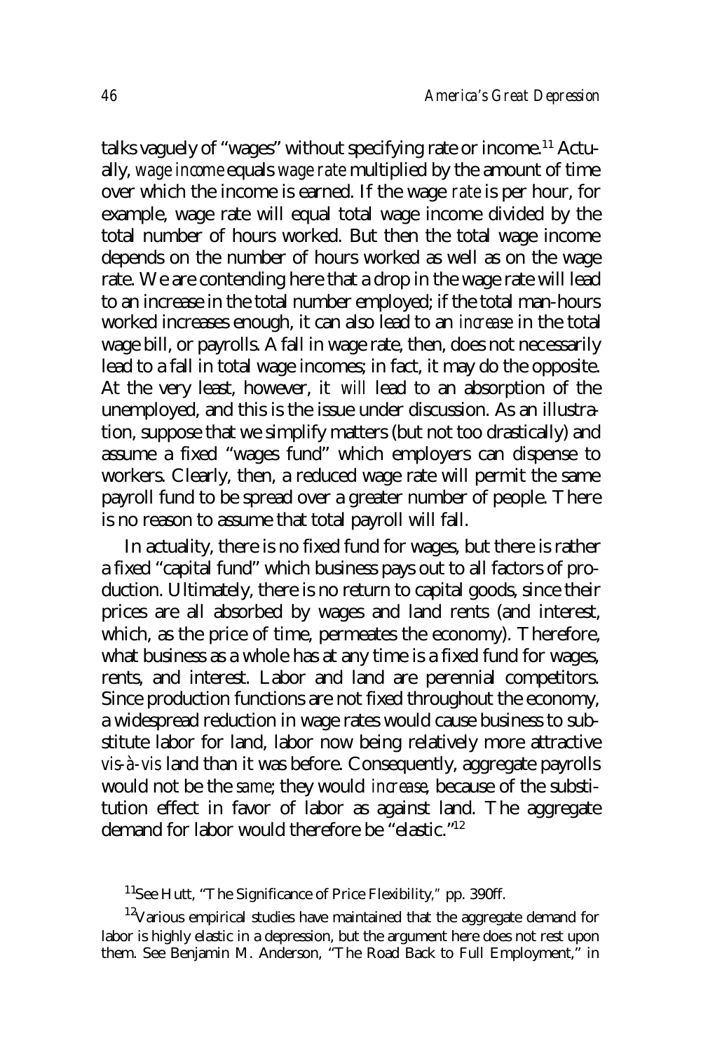talks vaguely of "wages" without specifying rate or income.[11] Actually, *wage income* equals *wage rate* multiplied by the amount of time over which the income is earned. If the wage *rate* is per hour, for example, wage rate will equal total wage income divided by the total number of hours worked. But then the total wage income depends on the number of hours worked as well as on the wage rate. We are contending here that a drop in the wage rate will lead to an increase in the total number employed; if the total man-hours worked increases enough, it can also lead to an *increase* in the total wage bill, or payrolls. A fall in wage rate, then, does not necessarily lead to a fall in total wage incomes; in fact, it may do the opposite. At the very least, however, it *will* lead to an absorption of the unemployed, and this is the issue under discussion. As an illustration, suppose that we simplify matters (but not too drastically) and assume a fixed "wages fund" which employers can dispense to workers. Clearly, then, a reduced wage rate will permit the same payroll fund to be spread over a greater number of people. There is no reason to assume that total payroll will fall.

In actuality, there is no fixed fund for wages, but there is rather a fixed "capital fund" which business pays out to all factors of production. Ultimately, there is no return to capital goods, since their prices are all absorbed by wages and land rents (and interest, which, as the price of time, permeates the economy). Therefore, what business as a whole has at any time is a fixed fund for wages, rents, and interest. Labor and land are perennial competitors. Since production functions are not fixed throughout the economy, a widespread reduction in wage rates would cause business to substitute labor for land, labor now being relatively more attractive *vis-à-vis* land than it was before. Consequently, aggregate payrolls would not be the *same*; they would *increase*, because of the substitution effect in favor of labor as against land. The aggregate demand for labor would therefore be "elastic."[12]

[11]See Hutt, "The Significance of Price Flexibility," pp. 390ff.

[12]Various empirical studies have maintained that the aggregate demand for labor is highly elastic in a depression, but the argument here does not rest upon them. See Benjamin M. Anderson, "The Road Back to Full Employment," in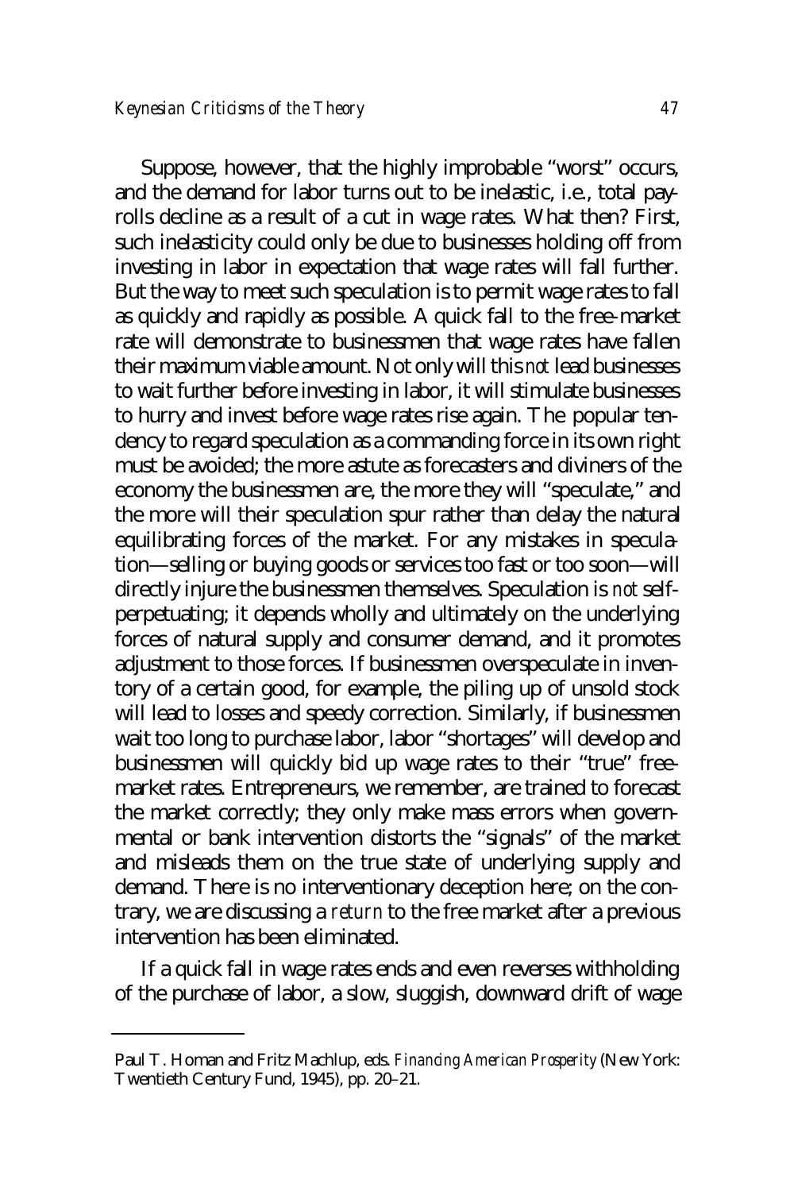Suppose, however, that the highly improbable "worst" occurs, and the demand for labor turns out to be inelastic, i.e., total payrolls decline as a result of a cut in wage rates. What then? First, such inelasticity could only be due to businesses holding off from investing in labor in expectation that wage rates will fall further. But the way to meet such speculation is to permit wage rates to fall as quickly and rapidly as possible. A quick fall to the free-market rate will demonstrate to businessmen that wage rates have fallen their maximum viable amount. Not only will this *not* lead businesses to wait further before investing in labor, it will stimulate businesses to hurry and invest before wage rates rise again. The popular tendency to regard speculation as a commanding force in its own right must be avoided; the more astute as forecasters and diviners of the economy the businessmen are, the more they will "speculate," and the more will their speculation spur rather than delay the natural equilibrating forces of the market. For any mistakes in speculation—selling or buying goods or services too fast or too soon—will directly injure the businessmen themselves. Speculation is *not* self-perpetuating; it depends wholly and ultimately on the underlying forces of natural supply and consumer demand, and it promotes adjustment to those forces. If businessmen overspeculate in inventory of a certain good, for example, the piling up of unsold stock will lead to losses and speedy correction. Similarly, if businessmen wait too long to purchase labor, labor "shortages" will develop and businessmen will quickly bid up wage rates to their "true" free-market rates. Entrepreneurs, we remember, are trained to forecast the market correctly; they only make mass errors when governmental or bank intervention distorts the "signals" of the market and misleads them on the true state of underlying supply and demand. There is no interventionary deception here; on the contrary, we are discussing a *return* to the free market after a previous intervention has been eliminated.

If a quick fall in wage rates ends and even reverses withholding of the purchase of labor, a slow, sluggish, downward drift of wage

---

Paul T. Homan and Fritz Machlup, eds. *Financing American Prosperity* (New York: Twentieth Century Fund, 1945), pp. 20–21.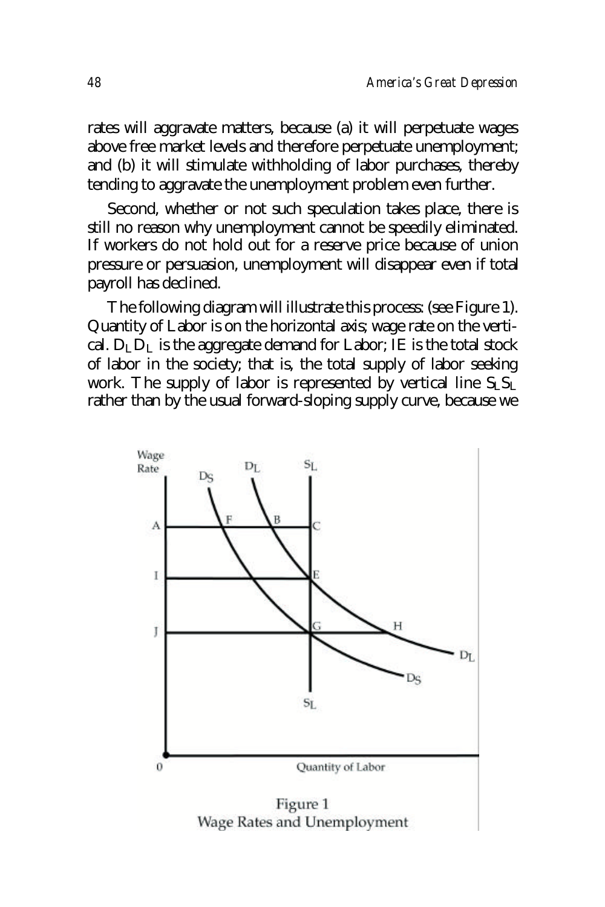rates will aggravate matters, because (a) it will perpetuate wages above free market levels and therefore perpetuate unemployment; and (b) it will stimulate withholding of labor purchases, thereby tending to aggravate the unemployment problem even further.

Second, whether or not such speculation takes place, there is still no reason why unemployment cannot be speedily eliminated. If workers do not hold out for a reserve price because of union pressure or persuasion, unemployment will disappear even if total payroll has declined.

The following diagram will illustrate this process: (see Figure 1). Quantity of Labor is on the horizontal axis; wage rate on the vertical. $D_L D_L$ is the aggregate demand for Labor; IE is the total stock of labor in the society; that is, the total supply of labor seeking work. The supply of labor is represented by vertical line $S_L S_L$ rather than by the usual forward-sloping supply curve, because we

Figure 1
Wage Rates and Unemployment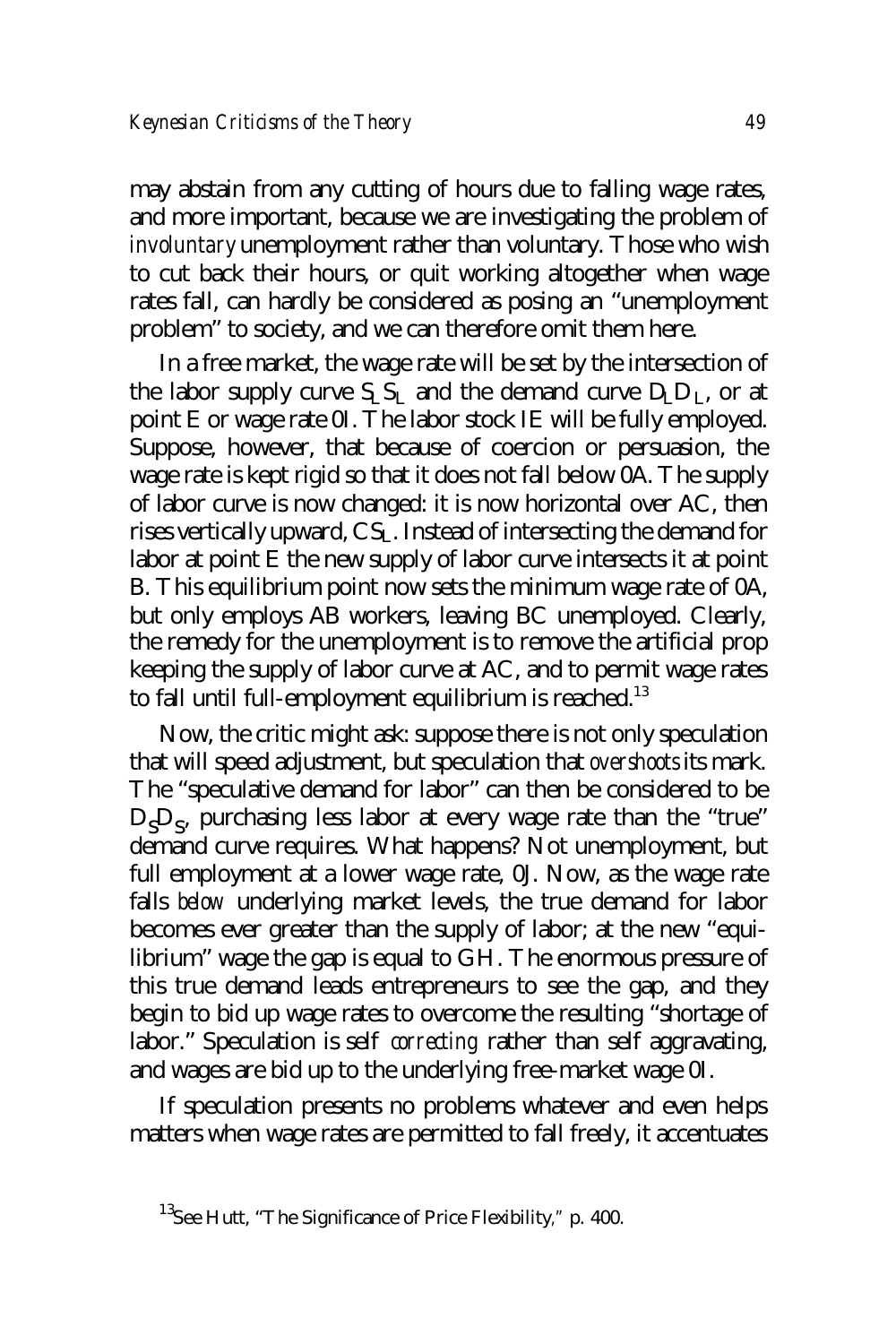may abstain from any cutting of hours due to falling wage rates, and more important, because we are investigating the problem of *involuntary* unemployment rather than voluntary. Those who wish to cut back their hours, or quit working altogether when wage rates fall, can hardly be considered as posing an "unemployment problem" to society, and we can therefore omit them here.

In a free market, the wage rate will be set by the intersection of the labor supply curve $S_L S_L$ and the demand curve $D_L D_L$, or at point E or wage rate 0I. The labor stock IE will be fully employed. Suppose, however, that because of coercion or persuasion, the wage rate is kept rigid so that it does not fall below 0A. The supply of labor curve is now changed: it is now horizontal over AC, then rises vertically upward, $CS_L$. Instead of intersecting the demand for labor at point E the new supply of labor curve intersects it at point B. This equilibrium point now sets the minimum wage rate of 0A, but only employs AB workers, leaving BC unemployed. Clearly, the remedy for the unemployment is to remove the artificial prop keeping the supply of labor curve at AC, and to permit wage rates to fall until full-employment equilibrium is reached.[13]

Now, the critic might ask: suppose there is not only speculation that will speed adjustment, but speculation that *overshoots* its mark. The "speculative demand for labor" can then be considered to be $D_S D_S$, purchasing less labor at every wage rate than the "true" demand curve requires. What happens? Not unemployment, but full employment at a lower wage rate, 0J. Now, as the wage rate falls *below* underlying market levels, the true demand for labor becomes ever greater than the supply of labor; at the new "equilibrium" wage the gap is equal to GH. The enormous pressure of this true demand leads entrepreneurs to see the gap, and they begin to bid up wage rates to overcome the resulting "shortage of labor." Speculation is self *correcting* rather than self aggravating, and wages are bid up to the underlying free-market wage 0I.

If speculation presents no problems whatever and even helps matters when wage rates are permitted to fall freely, it accentuates

[13] See Hutt, "The Significance of Price Flexibility," p. 400.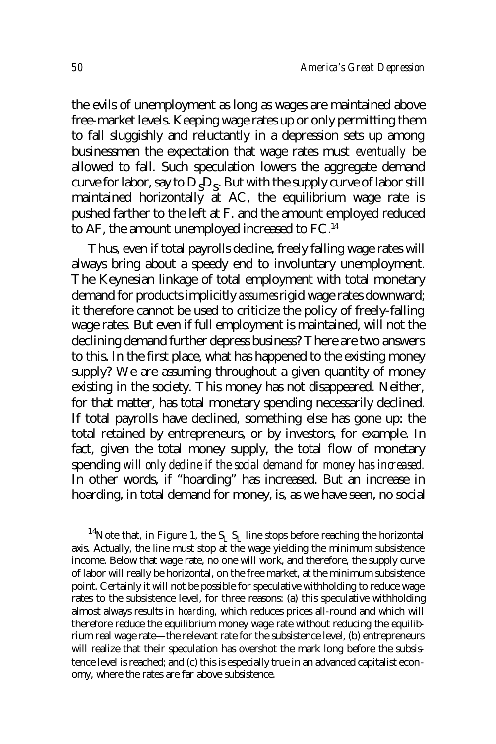the evils of unemployment as long as wages are maintained above free-market levels. Keeping wage rates up or only permitting them to fall sluggishly and reluctantly in a depression sets up among businessmen the expectation that wage rates must *eventually* be allowed to fall. Such speculation lowers the aggregate demand curve for labor, say to $D_S D_S$. But with the supply curve of labor still maintained horizontally at AC, the equilibrium wage rate is pushed farther to the left at F. and the amount employed reduced to AF, the amount unemployed increased to FC.[14]

Thus, even if total payrolls decline, freely falling wage rates will always bring about a speedy end to involuntary unemployment. The Keynesian linkage of total employment with total monetary demand for products implicitly *assumes* rigid wage rates downward; it therefore cannot be used to criticize the policy of freely-falling wage rates. But even if full employment is maintained, will not the declining demand further depress business? There are two answers to this. In the first place, what has happened to the existing money supply? We are assuming throughout a given quantity of money existing in the society. This money has not disappeared. Neither, for that matter, has total monetary spending necessarily declined. If total payrolls have declined, something else has gone up: the total retained by entrepreneurs, or by investors, for example. In fact, given the total money supply, the total flow of monetary spending *will only decline if the social demand for money has increased.* In other words, if "hoarding" has increased. But an increase in hoarding, in total demand for money, is, as we have seen, no social

[14]Note that, in Figure 1, the $S_L S_L$ line stops before reaching the horizontal axis. Actually, the line must stop at the wage yielding the minimum subsistence income. Below that wage rate, no one will work, and therefore, the supply curve of labor will really be horizontal, on the free market, at the minimum subsistence point. Certainly it will not be possible for speculative withholding to reduce wage rates to the subsistence level, for three reasons: (a) this speculative withholding almost always results in *hoarding*, which reduces prices all-round and which will therefore reduce the equilibrium money wage rate without reducing the equilibrium real wage rate—the relevant rate for the subsistence level, (b) entrepreneurs will realize that their speculation has overshot the mark long before the subsistence level is reached; and (c) this is especially true in an advanced capitalist economy, where the rates are far above subsistence.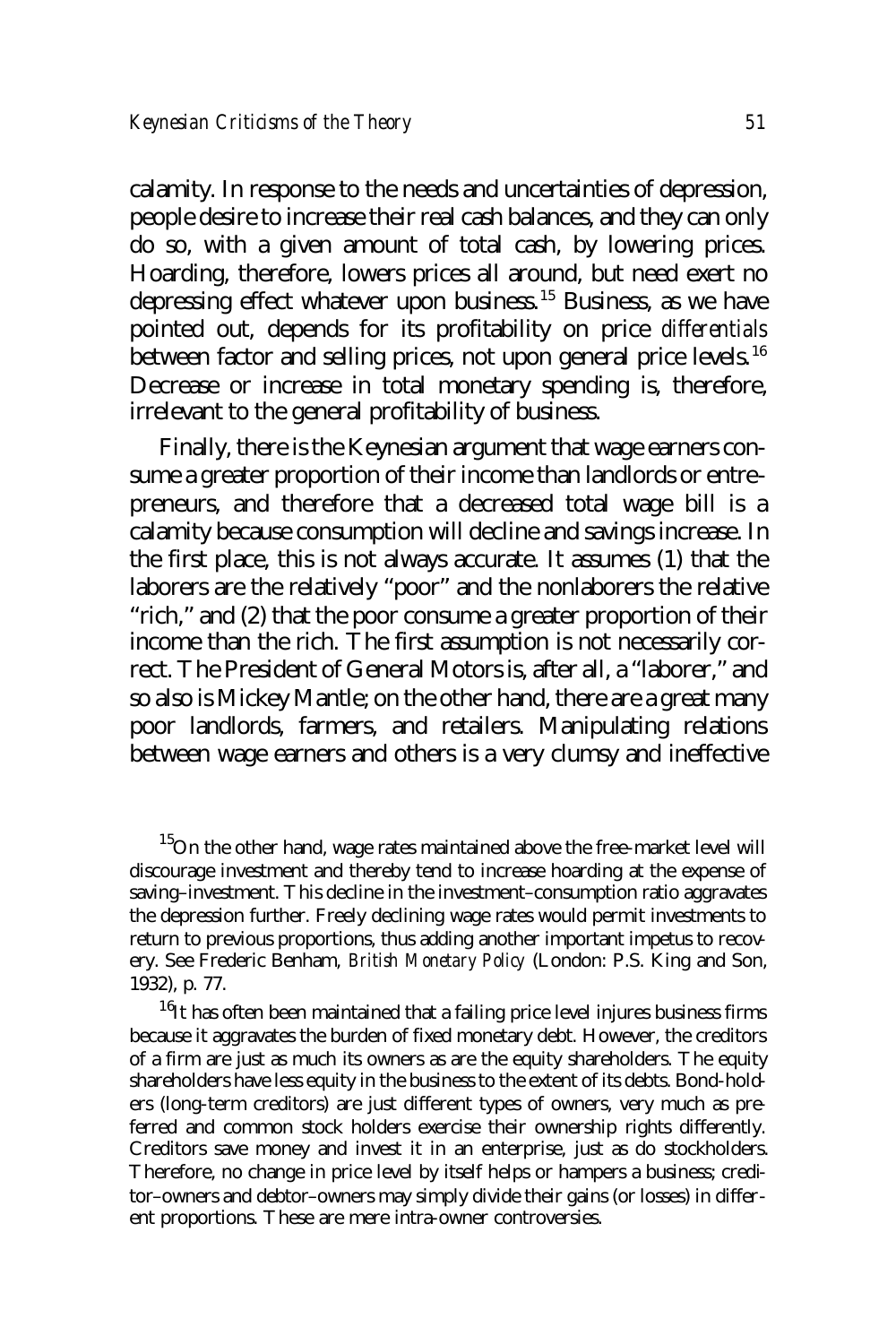calamity. In response to the needs and uncertainties of depression, people desire to increase their real cash balances, and they can only do so, with a given amount of total cash, by lowering prices. Hoarding, therefore, lowers prices all around, but need exert no depressing effect whatever upon business.[15] Business, as we have pointed out, depends for its profitability on price *differentials* between factor and selling prices, not upon general price levels.[16] Decrease or increase in total monetary spending is, therefore, irrelevant to the general profitability of business.

Finally, there is the Keynesian argument that wage earners consume a greater proportion of their income than landlords or entrepreneurs, and therefore that a decreased total wage bill is a calamity because consumption will decline and savings increase. In the first place, this is not always accurate. It assumes (1) that the laborers are the relatively "poor" and the nonlaborers the relative "rich," and (2) that the poor consume a greater proportion of their income than the rich. The first assumption is not necessarily correct. The President of General Motors is, after all, a "laborer," and so also is Mickey Mantle; on the other hand, there are a great many poor landlords, farmers, and retailers. Manipulating relations between wage earners and others is a very clumsy and ineffective

[15] On the other hand, wage rates maintained above the free-market level will discourage investment and thereby tend to increase hoarding at the expense of saving–investment. This decline in the investment–consumption ratio aggravates the depression further. Freely declining wage rates would permit investments to return to previous proportions, thus adding another important impetus to recovery. See Frederic Benham, *British Monetary Policy* (London: P.S. King and Son, 1932), p. 77.

[16] It has often been maintained that a failing price level injures business firms because it aggravates the burden of fixed monetary debt. However, the creditors of a firm are just as much its owners as are the equity shareholders. The equity shareholders have less equity in the business to the extent of its debts. Bond-holders (long-term creditors) are just different types of owners, very much as preferred and common stock holders exercise their ownership rights differently. Creditors save money and invest it in an enterprise, just as do stockholders. Therefore, no change in price level by itself helps or hampers a business; creditor–owners and debtor–owners may simply divide their gains (or losses) in different proportions. These are mere intra-owner controversies.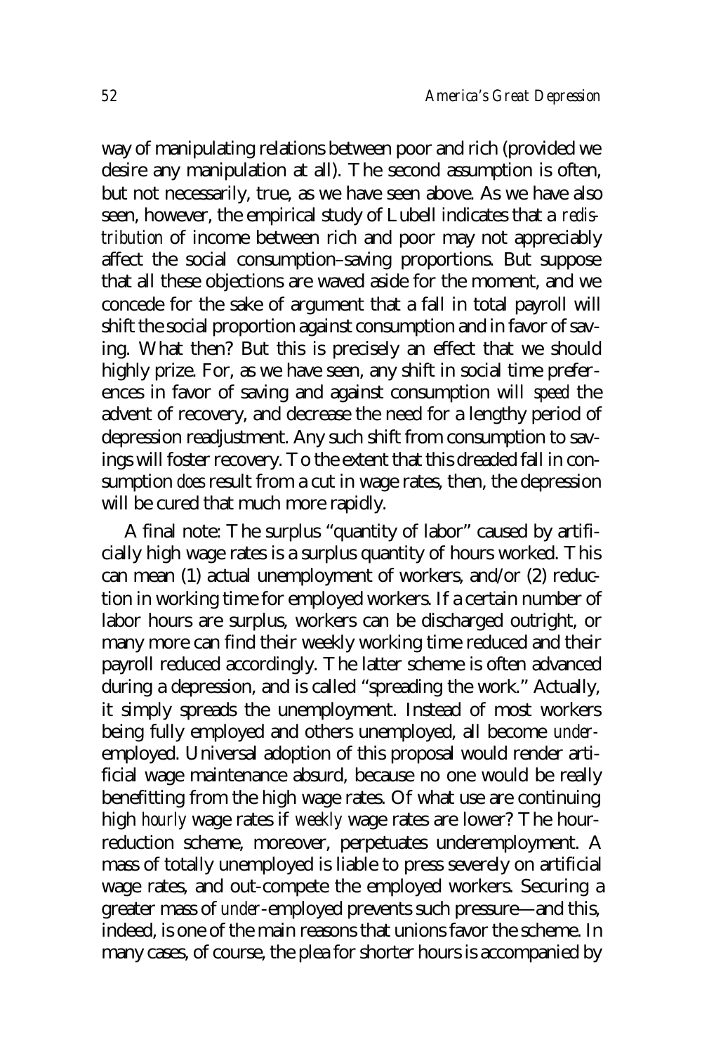way of manipulating relations between poor and rich (provided we desire any manipulation at all). The second assumption is often, but not necessarily, true, as we have seen above. As we have also seen, however, the empirical study of Lubell indicates that a *redistribution* of income between rich and poor may not appreciably affect the social consumption–saving proportions. But suppose that all these objections are waved aside for the moment, and we concede for the sake of argument that a fall in total payroll will shift the social proportion against consumption and in favor of saving. What then? But this is precisely an effect that we should highly prize. For, as we have seen, any shift in social time preferences in favor of saving and against consumption will *speed* the advent of recovery, and decrease the need for a lengthy period of depression readjustment. Any such shift from consumption to savings will foster recovery. To the extent that this dreaded fall in consumption *does* result from a cut in wage rates, then, the depression will be cured that much more rapidly.

A final note: The surplus "quantity of labor" caused by artificially high wage rates is a surplus quantity of hours worked. This can mean (1) actual unemployment of workers, and/or (2) reduction in working time for employed workers. If a certain number of labor hours are surplus, workers can be discharged outright, or many more can find their weekly working time reduced and their payroll reduced accordingly. The latter scheme is often advanced during a depression, and is called "spreading the work." Actually, it simply spreads the unemployment. Instead of most workers being fully employed and others unemployed, all become *under*-employed. Universal adoption of this proposal would render artificial wage maintenance absurd, because no one would be really benefitting from the high wage rates. Of what use are continuing high *hourly* wage rates if *weekly* wage rates are lower? The hour-reduction scheme, moreover, perpetuates underemployment. A mass of totally unemployed is liable to press severely on artificial wage rates, and out-compete the employed workers. Securing a greater mass of *under*-employed prevents such pressure—and this, indeed, is one of the main reasons that unions favor the scheme. In many cases, of course, the plea for shorter hours is accompanied by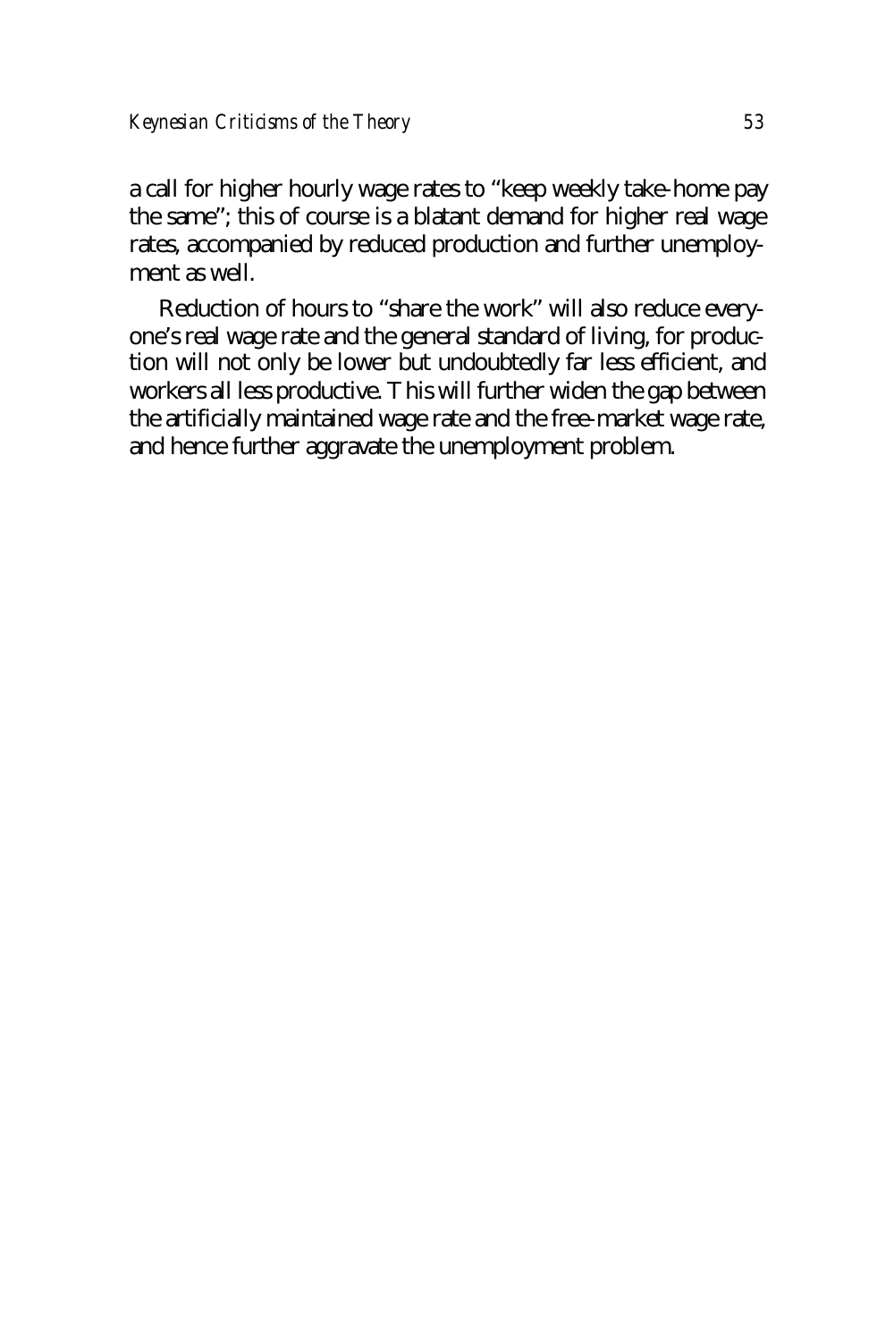a call for higher hourly wage rates to "keep weekly take-home pay the same"; this of course is a blatant demand for higher real wage rates, accompanied by reduced production and further unemployment as well.

Reduction of hours to "share the work" will also reduce everyone's real wage rate and the general standard of living, for production will not only be lower but undoubtedly far less efficient, and workers all less productive. This will further widen the gap between the artificially maintained wage rate and the free-market wage rate, and hence further aggravate the unemployment problem.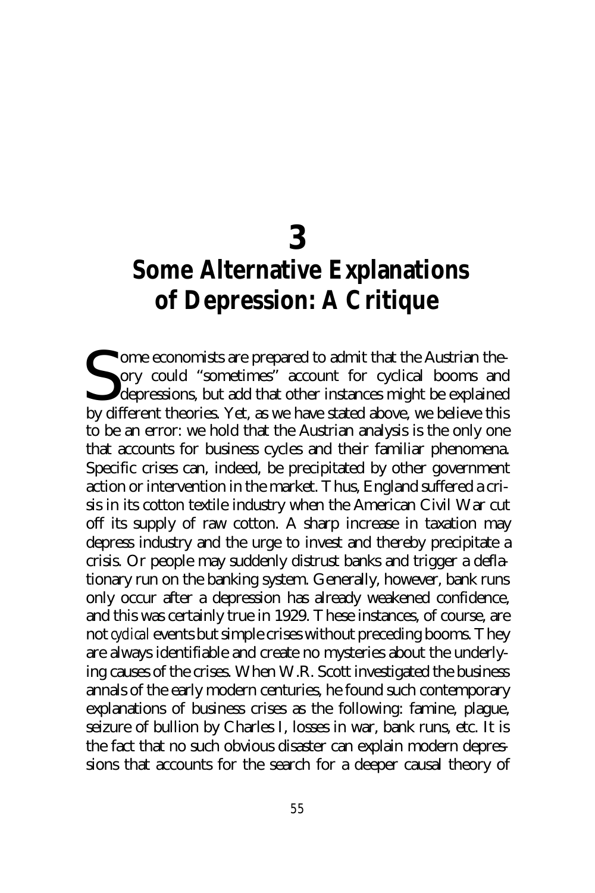# 3
# Some Alternative Explanations of Depression: A Critique

Some economists are prepared to admit that the Austrian theory could "sometimes" account for cyclical booms and depressions, but add that other instances might be explained by different theories. Yet, as we have stated above, we believe this to be an error: we hold that the Austrian analysis is the only one that accounts for business cycles and their familiar phenomena. Specific crises can, indeed, be precipitated by other government action or intervention in the market. Thus, England suffered a crisis in its cotton textile industry when the American Civil War cut off its supply of raw cotton. A sharp increase in taxation may depress industry and the urge to invest and thereby precipitate a crisis. Or people may suddenly distrust banks and trigger a deflationary run on the banking system. Generally, however, bank runs only occur after a depression has already weakened confidence, and this was certainly true in 1929. These instances, of course, are not *cyclical* events but simple crises without preceding booms. They are always identifiable and create no mysteries about the underlying causes of the crises. When W.R. Scott investigated the business annals of the early modern centuries, he found such contemporary explanations of business crises as the following: famine, plague, seizure of bullion by Charles I, losses in war, bank runs, etc. It is the fact that no such obvious disaster can explain modern depressions that accounts for the search for a deeper causal theory of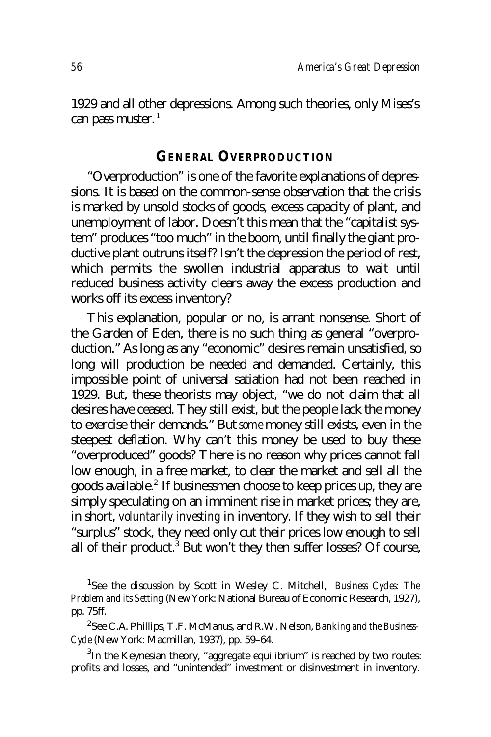1929 and all other depressions. Among such theories, only Mises's can pass muster.[1]

## General Overproduction

"Overproduction" is one of the favorite explanations of depressions. It is based on the common-sense observation that the crisis is marked by unsold stocks of goods, excess capacity of plant, and unemployment of labor. Doesn't this mean that the "capitalist system" produces "too much" in the boom, until finally the giant productive plant outruns itself? Isn't the depression the period of rest, which permits the swollen industrial apparatus to wait until reduced business activity clears away the excess production and works off its excess inventory?

This explanation, popular or no, is arrant nonsense. Short of the Garden of Eden, there is no such thing as general "overproduction." As long as any "economic" desires remain unsatisfied, so long will production be needed and demanded. Certainly, this impossible point of universal satiation had not been reached in 1929. But, these theorists may object, "we do not claim that all desires have ceased. They still exist, but the people lack the money to exercise their demands." But *some* money still exists, even in the steepest deflation. Why can't this money be used to buy these "overproduced" goods? There is no reason why prices cannot fall low enough, in a free market, to clear the market and sell all the goods available.[2] If businessmen choose to keep prices up, they are simply speculating on an imminent rise in market prices; they are, in short, *voluntarily investing* in inventory. If they wish to sell their "surplus" stock, they need only cut their prices low enough to sell all of their product.[3] But won't they then suffer losses? Of course,

[1]See the discussion by Scott in Wesley C. Mitchell, *Business Cycles: The Problem and its Setting* (New York: National Bureau of Economic Research, 1927), pp. 75ff.

[2]See C.A. Phillips, T.F. McManus, and R.W. Nelson, *Banking and the Business-Cycle* (New York: Macmillan, 1937), pp. 59–64.

[3]In the Keynesian theory, "aggregate equilibrium" is reached by two routes: profits and losses, and "unintended" investment or disinvestment in inventory.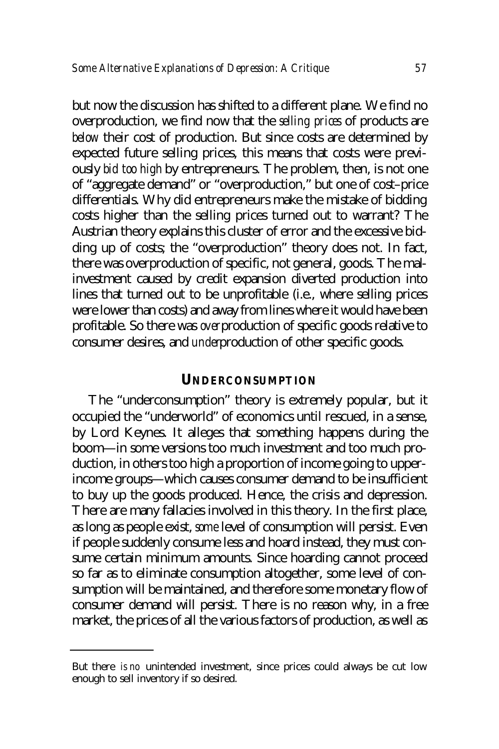but now the discussion has shifted to a different plane. We find no overproduction, we find now that the *selling prices* of products are *below* their cost of production. But since costs are determined by expected future selling prices, this means that costs were previously *bid too high* by entrepreneurs. The problem, then, is not one of "aggregate demand" or "overproduction," but one of cost–price differentials. Why did entrepreneurs make the mistake of bidding costs higher than the selling prices turned out to warrant? The Austrian theory explains this cluster of error and the excessive bidding up of costs; the "overproduction" theory does not. In fact, there was overproduction of specific, not general, goods. The malinvestment caused by credit expansion diverted production into lines that turned out to be unprofitable (i.e., where selling prices were lower than costs) and away from lines where it would have been profitable. So there was *over*production of specific goods relative to consumer desires, and *under*production of other specific goods.

## UNDERCONSUMPTION

The "underconsumption" theory is extremely popular, but it occupied the "underworld" of economics until rescued, in a sense, by Lord Keynes. It alleges that something happens during the boom—in some versions too much investment and too much production, in others too high a proportion of income going to upper-income groups—which causes consumer demand to be insufficient to buy up the goods produced. Hence, the crisis and depression. There are many fallacies involved in this theory. In the first place, as long as people exist, *some* level of consumption will persist. Even if people suddenly consume less and hoard instead, they must consume certain minimum amounts. Since hoarding cannot proceed so far as to eliminate consumption altogether, some level of consumption will be maintained, and therefore some monetary flow of consumer demand will persist. There is no reason why, in a free market, the prices of all the various factors of production, as well as

---

But there *is no* unintended investment, since prices could always be cut low enough to sell inventory if so desired.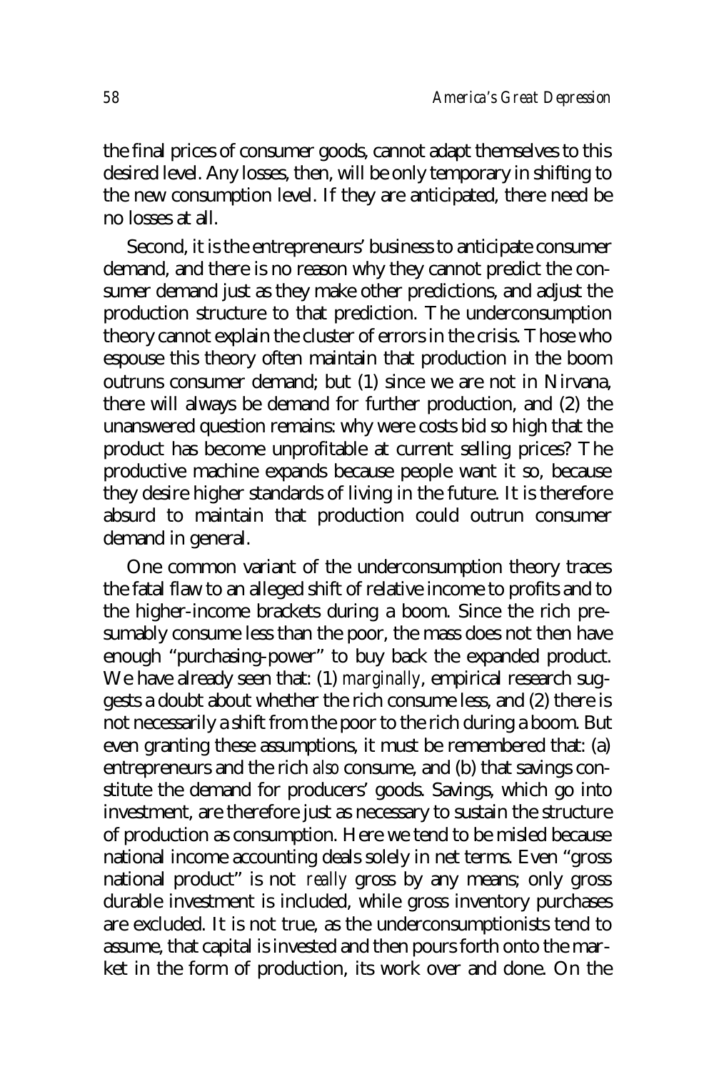the final prices of consumer goods, cannot adapt themselves to this desired level. Any losses, then, will be only temporary in shifting to the new consumption level. If they are anticipated, there need be no losses at all.

Second, it is the entrepreneurs' business to anticipate consumer demand, and there is no reason why they cannot predict the consumer demand just as they make other predictions, and adjust the production structure to that prediction. The underconsumption theory cannot explain the cluster of errors in the crisis. Those who espouse this theory often maintain that production in the boom outruns consumer demand; but (1) since we are not in Nirvana, there will always be demand for further production, and (2) the unanswered question remains: why were costs bid so high that the product has become unprofitable at current selling prices? The productive machine expands because people want it so, because they desire higher standards of living in the future. It is therefore absurd to maintain that production could outrun consumer demand in general.

One common variant of the underconsumption theory traces the fatal flaw to an alleged shift of relative income to profits and to the higher-income brackets during a boom. Since the rich presumably consume less than the poor, the mass does not then have enough "purchasing-power" to buy back the expanded product. We have already seen that: (1) *marginally*, empirical research suggests a doubt about whether the rich consume less, and (2) there is not necessarily a shift from the poor to the rich during a boom. But even granting these assumptions, it must be remembered that: (a) entrepreneurs and the rich *also* consume, and (b) that savings constitute the demand for producers' goods. Savings, which go into investment, are therefore just as necessary to sustain the structure of production as consumption. Here we tend to be misled because national income accounting deals solely in net terms. Even "gross national product" is not *really* gross by any means; only gross durable investment is included, while gross inventory purchases are excluded. It is not true, as the underconsumptionists tend to assume, that capital is invested and then pours forth onto the market in the form of production, its work over and done. On the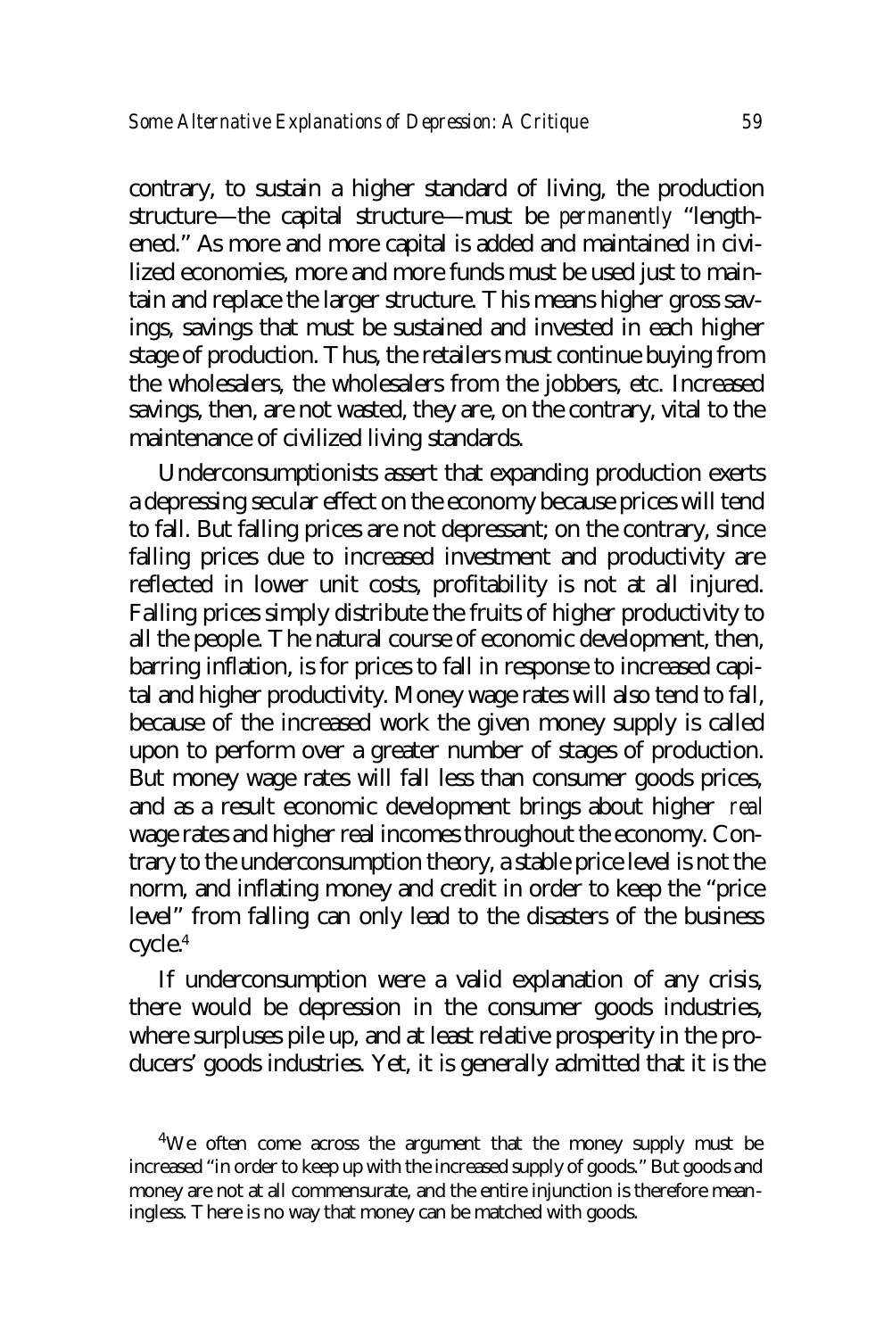contrary, to sustain a higher standard of living, the production structure—the capital structure—must be *permanently* "lengthened." As more and more capital is added and maintained in civilized economies, more and more funds must be used just to maintain and replace the larger structure. This means higher gross savings, savings that must be sustained and invested in each higher stage of production. Thus, the retailers must continue buying from the wholesalers, the wholesalers from the jobbers, etc. Increased savings, then, are not wasted, they are, on the contrary, vital to the maintenance of civilized living standards.

Underconsumptionists assert that expanding production exerts a depressing secular effect on the economy because prices will tend to fall. But falling prices are not depressant; on the contrary, since falling prices due to increased investment and productivity are reflected in lower unit costs, profitability is not at all injured. Falling prices simply distribute the fruits of higher productivity to all the people. The natural course of economic development, then, barring inflation, is for prices to fall in response to increased capital and higher productivity. Money wage rates will also tend to fall, because of the increased work the given money supply is called upon to perform over a greater number of stages of production. But money wage rates will fall less than consumer goods prices, and as a result economic development brings about higher *real* wage rates and higher real incomes throughout the economy. Contrary to the underconsumption theory, a stable price level is not the norm, and inflating money and credit in order to keep the "price level" from falling can only lead to the disasters of the business cycle.[4]

If underconsumption were a valid explanation of any crisis, there would be depression in the consumer goods industries, where surpluses pile up, and at least relative prosperity in the producers' goods industries. Yet, it is generally admitted that it is the

[4]We often come across the argument that the money supply must be increased "in order to keep up with the increased supply of goods." But goods and money are not at all commensurate, and the entire injunction is therefore meaningless. There is no way that money can be matched with goods.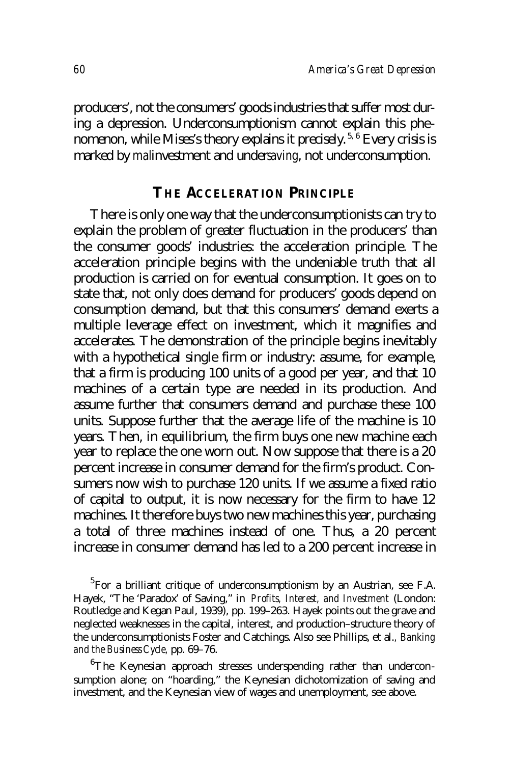producers', not the consumers' goods industries that suffer most during a depression. Underconsumptionism cannot explain this phenomenon, while Mises's theory explains it precisely.[5, 6] Every crisis is marked by *mal*investment and under*saving*, not underconsumption.

## The Acceleration Principle

There is only one way that the underconsumptionists can try to explain the problem of greater fluctuation in the producers' than the consumer goods' industries: the acceleration principle. The acceleration principle begins with the undeniable truth that all production is carried on for eventual consumption. It goes on to state that, not only does demand for producers' goods depend on consumption demand, but that this consumers' demand exerts a multiple leverage effect on investment, which it magnifies and accelerates. The demonstration of the principle begins inevitably with a hypothetical single firm or industry: assume, for example, that a firm is producing 100 units of a good per year, and that 10 machines of a certain type are needed in its production. And assume further that consumers demand and purchase these 100 units. Suppose further that the average life of the machine is 10 years. Then, in equilibrium, the firm buys one new machine each year to replace the one worn out. Now suppose that there is a 20 percent increase in consumer demand for the firm's product. Consumers now wish to purchase 120 units. If we assume a fixed ratio of capital to output, it is now necessary for the firm to have 12 machines. It therefore buys two new machines this year, purchasing a total of three machines instead of one. Thus, a 20 percent increase in consumer demand has led to a 200 percent increase in

[5]For a brilliant critique of underconsumptionism by an Austrian, see F.A. Hayek, "The 'Paradox' of Saving," in *Profits, Interest, and Investment* (London: Routledge and Kegan Paul, 1939), pp. 199–263. Hayek points out the grave and neglected weaknesses in the capital, interest, and production–structure theory of the underconsumptionists Foster and Catchings. Also see Phillips, et al., *Banking and the Business Cycle*, pp. 69–76.

[6]The Keynesian approach stresses underspending rather than underconsumption alone; on "hoarding," the Keynesian dichotomization of saving and investment, and the Keynesian view of wages and unemployment, see above.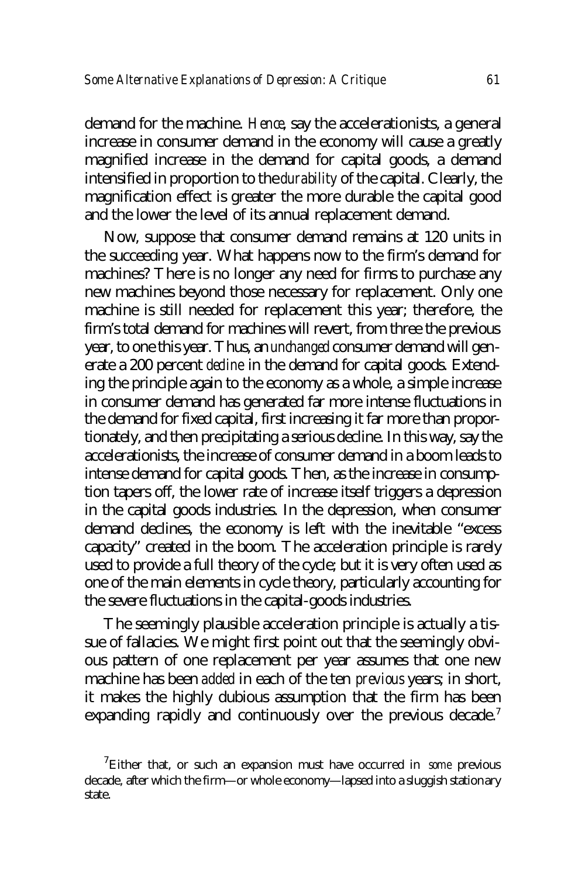demand for the machine. *Hence*, say the accelerationists, a general increase in consumer demand in the economy will cause a greatly magnified increase in the demand for capital goods, a demand intensified in proportion to the *durability* of the capital. Clearly, the magnification effect is greater the more durable the capital good and the lower the level of its annual replacement demand.

Now, suppose that consumer demand remains at 120 units in the succeeding year. What happens now to the firm's demand for machines? There is no longer any need for firms to purchase any new machines beyond those necessary for replacement. Only one machine is still needed for replacement this year; therefore, the firm's total demand for machines will revert, from three the previous year, to one this year. Thus, an *unchanged* consumer demand will generate a 200 percent *decline* in the demand for capital goods. Extending the principle again to the economy as a whole, a simple increase in consumer demand has generated far more intense fluctuations in the demand for fixed capital, first increasing it far more than proportionately, and then precipitating a serious decline. In this way, say the accelerationists, the increase of consumer demand in a boom leads to intense demand for capital goods. Then, as the increase in consumption tapers off, the lower rate of increase itself triggers a depression in the capital goods industries. In the depression, when consumer demand declines, the economy is left with the inevitable "excess capacity" created in the boom. The acceleration principle is rarely used to provide a full theory of the cycle; but it is very often used as one of the main elements in cycle theory, particularly accounting for the severe fluctuations in the capital-goods industries.

The seemingly plausible acceleration principle is actually a tissue of fallacies. We might first point out that the seemingly obvious pattern of one replacement per year assumes that one new machine has been *added* in each of the ten *previous* years; in short, it makes the highly dubious assumption that the firm has been expanding rapidly and continuously over the previous decade.[7]

[7]Either that, or such an expansion must have occurred in *some* previous decade, after which the firm—or whole economy—lapsed into a sluggish stationary state.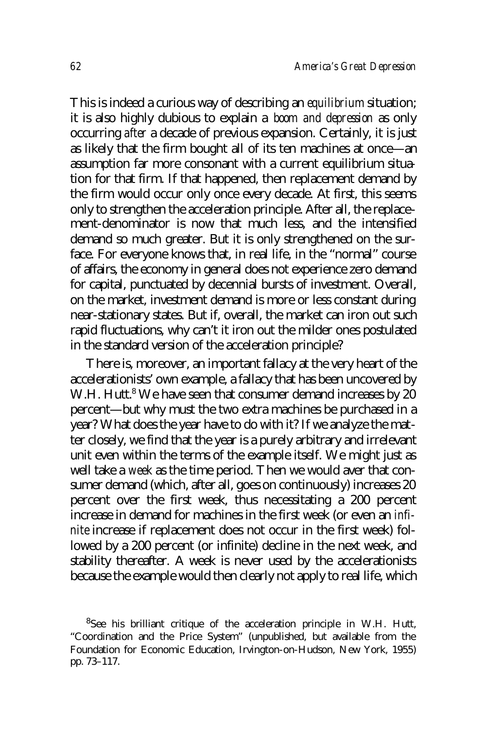This is indeed a curious way of describing an *equilibrium* situation; it is also highly dubious to explain a *boom and depression* as only occurring *after* a decade of previous expansion. Certainly, it is just as likely that the firm bought all of its ten machines at once—an assumption far more consonant with a current equilibrium situation for that firm. If that happened, then replacement demand by the firm would occur only once every decade. At first, this seems only to strengthen the acceleration principle. After all, the replacement-denominator is now that much less, and the intensified demand so much greater. But it is only strengthened on the surface. For everyone knows that, in real life, in the "normal" course of affairs, the economy in general does not experience zero demand for capital, punctuated by decennial bursts of investment. Overall, on the market, investment demand is more or less constant during near-stationary states. But if, overall, the market can iron out such rapid fluctuations, why can't it iron out the milder ones postulated in the standard version of the acceleration principle?

There is, moreover, an important fallacy at the very heart of the accelerationists' own example, a fallacy that has been uncovered by W.H. Hutt.[8] We have seen that consumer demand increases by 20 percent—but why must the two extra machines be purchased in a year? What does the year have to do with it? If we analyze the matter closely, we find that the year is a purely arbitrary and irrelevant unit even within the terms of the example itself. We might just as well take a *week* as the time period. Then we would aver that consumer demand (which, after all, goes on continuously) increases 20 percent over the first week, thus necessitating a 200 percent increase in demand for machines in the first week (or even an *infinite* increase if replacement does not occur in the first week) followed by a 200 percent (or infinite) decline in the next week, and stability thereafter. A week is never used by the accelerationists because the example would then clearly not apply to real life, which

[8]See his brilliant critique of the acceleration principle in W.H. Hutt, "Coordination and the Price System" (unpublished, but available from the Foundation for Economic Education, Irvington-on-Hudson, New York, 1955) pp. 73–117.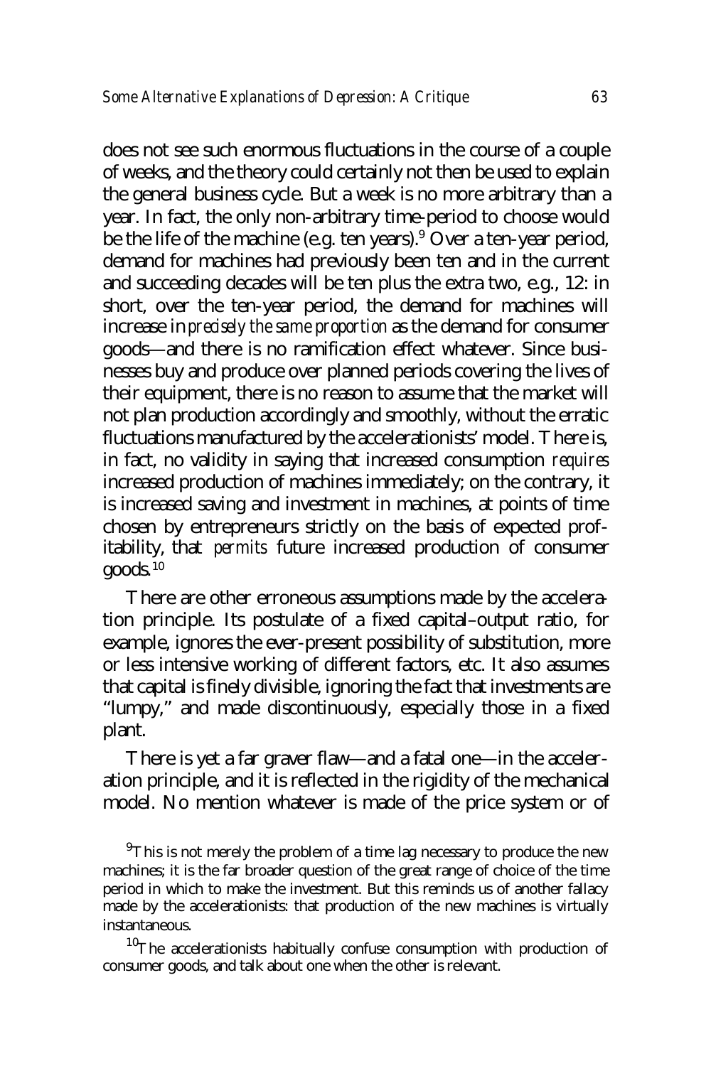does not see such enormous fluctuations in the course of a couple of weeks, and the theory could certainly not then be used to explain the general business cycle. But a week is no more arbitrary than a year. In fact, the only non-arbitrary time-period to choose would be the life of the machine (e.g. ten years).[9] Over a ten-year period, demand for machines had previously been ten and in the current and succeeding decades will be ten plus the extra two, e.g., 12: in short, over the ten-year period, the demand for machines will increase in *precisely the same proportion* as the demand for consumer goods—and there is no ramification effect whatever. Since businesses buy and produce over planned periods covering the lives of their equipment, there is no reason to assume that the market will not plan production accordingly and smoothly, without the erratic fluctuations manufactured by the accelerationists' model. There is, in fact, no validity in saying that increased consumption *requires* increased production of machines immediately; on the contrary, it is increased saving and investment in machines, at points of time chosen by entrepreneurs strictly on the basis of expected profitability, that *permits* future increased production of consumer goods.[10]

There are other erroneous assumptions made by the acceleration principle. Its postulate of a fixed capital–output ratio, for example, ignores the ever-present possibility of substitution, more or less intensive working of different factors, etc. It also assumes that capital is finely divisible, ignoring the fact that investments are "lumpy," and made discontinuously, especially those in a fixed plant.

There is yet a far graver flaw—and a fatal one—in the acceleration principle, and it is reflected in the rigidity of the mechanical model. No mention whatever is made of the price system or of

[9]This is not merely the problem of a time lag necessary to produce the new machines; it is the far broader question of the great range of choice of the time period in which to make the investment. But this reminds us of another fallacy made by the accelerationists: that production of the new machines is virtually instantaneous.

[10]The accelerationists habitually confuse consumption with production of consumer goods, and talk about one when the other is relevant.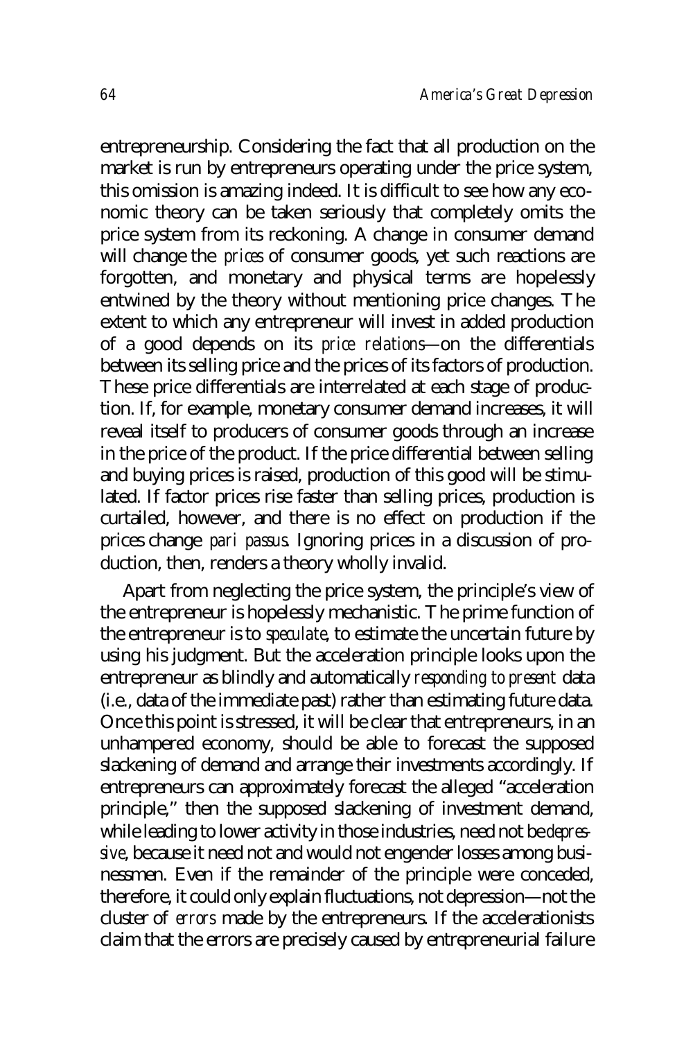entrepreneurship. Considering the fact that all production on the market is run by entrepreneurs operating under the price system, this omission is amazing indeed. It is difficult to see how any economic theory can be taken seriously that completely omits the price system from its reckoning. A change in consumer demand will change the *prices* of consumer goods, yet such reactions are forgotten, and monetary and physical terms are hopelessly entwined by the theory without mentioning price changes. The extent to which any entrepreneur will invest in added production of a good depends on its *price relations*—on the differentials between its selling price and the prices of its factors of production. These price differentials are interrelated at each stage of production. If, for example, monetary consumer demand increases, it will reveal itself to producers of consumer goods through an increase in the price of the product. If the price differential between selling and buying prices is raised, production of this good will be stimulated. If factor prices rise faster than selling prices, production is curtailed, however, and there is no effect on production if the prices change *pari passus*. Ignoring prices in a discussion of production, then, renders a theory wholly invalid.

Apart from neglecting the price system, the principle's view of the entrepreneur is hopelessly mechanistic. The prime function of the entrepreneur is to *speculate*, to estimate the uncertain future by using his judgment. But the acceleration principle looks upon the entrepreneur as blindly and automatically *responding to present* data (i.e., data of the immediate past) rather than estimating future data. Once this point is stressed, it will be clear that entrepreneurs, in an unhampered economy, should be able to forecast the supposed slackening of demand and arrange their investments accordingly. If entrepreneurs can approximately forecast the alleged "acceleration principle," then the supposed slackening of investment demand, while leading to lower activity in those industries, need not be *depressive*, because it need not and would not engender losses among businessmen. Even if the remainder of the principle were conceded, therefore, it could only explain fluctuations, not depression—not the cluster of *errors* made by the entrepreneurs. If the accelerationists claim that the errors are precisely caused by entrepreneurial failure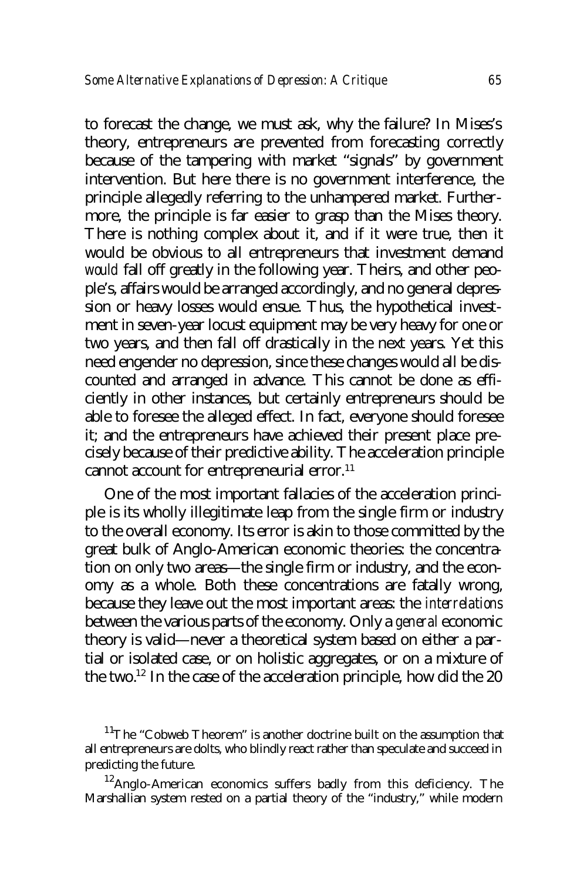to forecast the change, we must ask, why the failure? In Mises's theory, entrepreneurs are prevented from forecasting correctly because of the tampering with market "signals" by government intervention. But here there is no government interference, the principle allegedly referring to the unhampered market. Furthermore, the principle is far easier to grasp than the Mises theory. There is nothing complex about it, and if it were true, then it would be obvious to all entrepreneurs that investment demand *would* fall off greatly in the following year. Theirs, and other people's, affairs would be arranged accordingly, and no general depression or heavy losses would ensue. Thus, the hypothetical investment in seven-year locust equipment may be very heavy for one or two years, and then fall off drastically in the next years. Yet this need engender no depression, since these changes would all be discounted and arranged in advance. This cannot be done as efficiently in other instances, but certainly entrepreneurs should be able to foresee the alleged effect. In fact, everyone should foresee it; and the entrepreneurs have achieved their present place precisely because of their predictive ability. The acceleration principle cannot account for entrepreneurial error.[11]

One of the most important fallacies of the acceleration principle is its wholly illegitimate leap from the single firm or industry to the overall economy. Its error is akin to those committed by the great bulk of Anglo-American economic theories: the concentration on only two areas—the single firm or industry, and the economy as a whole. Both these concentrations are fatally wrong, because they leave out the most important areas: the *interrelations* between the various parts of the economy. Only a *general* economic theory is valid—never a theoretical system based on either a partial or isolated case, or on holistic aggregates, or on a mixture of the two.[12] In the case of the acceleration principle, how did the 20

[11]The "Cobweb Theorem" is another doctrine built on the assumption that all entrepreneurs are dolts, who blindly react rather than speculate and succeed in predicting the future.

[12]Anglo-American economics suffers badly from this deficiency. The Marshallian system rested on a partial theory of the "industry," while modern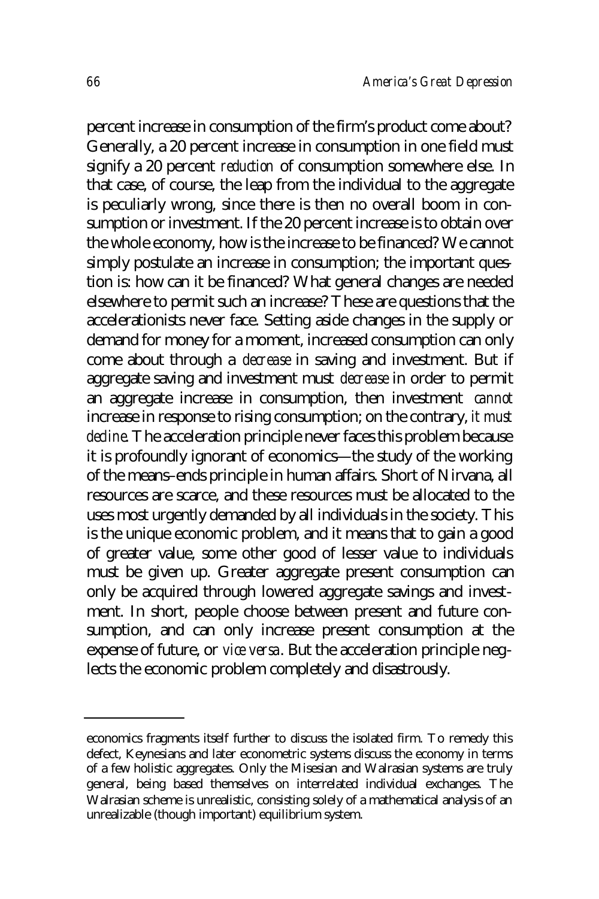percent increase in consumption of the firm's product come about? Generally, a 20 percent increase in consumption in one field must signify a 20 percent *reduction* of consumption somewhere else. In that case, of course, the leap from the individual to the aggregate is peculiarly wrong, since there is then no overall boom in consumption or investment. If the 20 percent increase is to obtain over the whole economy, how is the increase to be financed? We cannot simply postulate an increase in consumption; the important question is: how can it be financed? What general changes are needed elsewhere to permit such an increase? These are questions that the accelerationists never face. Setting aside changes in the supply or demand for money for a moment, increased consumption can only come about through a *decrease* in saving and investment. But if aggregate saving and investment must *decrease* in order to permit an aggregate increase in consumption, then investment *cannot* increase in response to rising consumption; on the contrary, *it must decline*. The acceleration principle never faces this problem because it is profoundly ignorant of economics—the study of the working of the means–ends principle in human affairs. Short of Nirvana, all resources are scarce, and these resources must be allocated to the uses most urgently demanded by all individuals in the society. This is the unique economic problem, and it means that to gain a good of greater value, some other good of lesser value to individuals must be given up. Greater aggregate present consumption can only be acquired through lowered aggregate savings and investment. In short, people choose between present and future consumption, and can only increase present consumption at the expense of future, or *vice versa*. But the acceleration principle neglects the economic problem completely and disastrously.

---

economics fragments itself further to discuss the isolated firm. To remedy this defect, Keynesians and later econometric systems discuss the economy in terms of a few holistic aggregates. Only the Misesian and Walrasian systems are truly general, being based themselves on interrelated individual exchanges. The Walrasian scheme is unrealistic, consisting solely of a mathematical analysis of an unrealizable (though important) equilibrium system.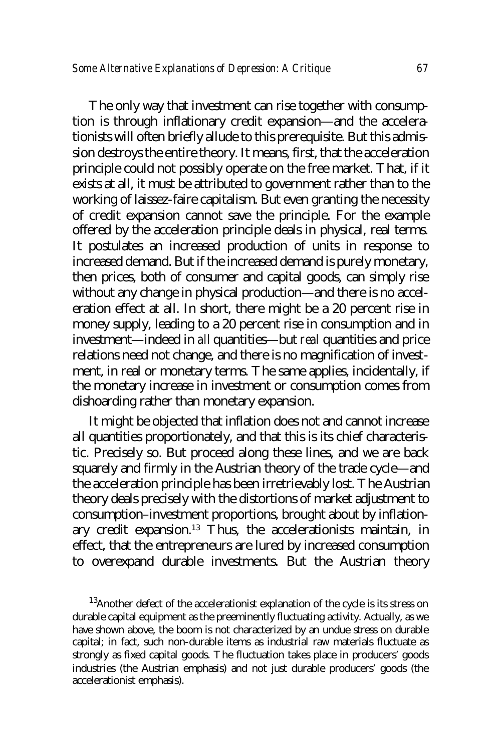The only way that investment can rise together with consumption is through inflationary credit expansion—and the accelerationists will often briefly allude to this prerequisite. But this admission destroys the entire theory. It means, first, that the acceleration principle could not possibly operate on the free market. That, if it exists at all, it must be attributed to government rather than to the working of laissez-faire capitalism. But even granting the necessity of credit expansion cannot save the principle. For the example offered by the acceleration principle deals in physical, real terms. It postulates an increased production of units in response to increased demand. But if the increased demand is purely monetary, then prices, both of consumer and capital goods, can simply rise without any change in physical production—and there is no acceleration effect at all. In short, there might be a 20 percent rise in money supply, leading to a 20 percent rise in consumption and in investment—indeed in *all* quantities—but *real* quantities and price relations need not change, and there is no magnification of investment, in real or monetary terms. The same applies, incidentally, if the monetary increase in investment or consumption comes from dishoarding rather than monetary expansion.

It might be objected that inflation does not and cannot increase all quantities proportionately, and that this is its chief characteristic. Precisely so. But proceed along these lines, and we are back squarely and firmly in the Austrian theory of the trade cycle—and the acceleration principle has been irretrievably lost. The Austrian theory deals precisely with the distortions of market adjustment to consumption–investment proportions, brought about by inflationary credit expansion.[13] Thus, the accelerationists maintain, in effect, that the entrepreneurs are lured by increased consumption to overexpand durable investments. But the Austrian theory

[13]Another defect of the accelerationist explanation of the cycle is its stress on durable capital equipment as the preeminently fluctuating activity. Actually, as we have shown above, the boom is not characterized by an undue stress on durable capital; in fact, such non-durable items as industrial raw materials fluctuate as strongly as fixed capital goods. The fluctuation takes place in producers' goods industries (the Austrian emphasis) and not just durable producers' goods (the accelerationist emphasis).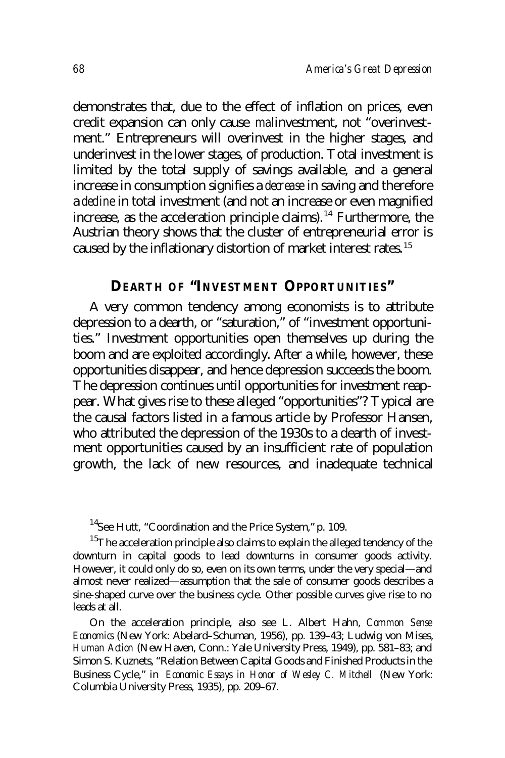demonstrates that, due to the effect of inflation on prices, even credit expansion can only cause *mal*investment, not "overinvestment." Entrepreneurs will overinvest in the higher stages, and underinvest in the lower stages, of production. Total investment is limited by the total supply of savings available, and a general increase in consumption signifies a *decrease* in saving and therefore a *decline* in total investment (and not an increase or even magnified increase, as the acceleration principle claims).[14] Furthermore, the Austrian theory shows that the cluster of entrepreneurial error is caused by the inflationary distortion of market interest rates.[15]

## DEARTH OF "INVESTMENT OPPORTUNITIES"

A very common tendency among economists is to attribute depression to a dearth, or "saturation," of "investment opportunities." Investment opportunities open themselves up during the boom and are exploited accordingly. After a while, however, these opportunities disappear, and hence depression succeeds the boom. The depression continues until opportunities for investment reappear. What gives rise to these alleged "opportunities"? Typical are the causal factors listed in a famous article by Professor Hansen, who attributed the depression of the 1930s to a dearth of investment opportunities caused by an insufficient rate of population growth, the lack of new resources, and inadequate technical

---

[14]See Hutt, "Coordination and the Price System," p. 109.

[15]The acceleration principle also claims to explain the alleged tendency of the downturn in capital goods to lead downturns in consumer goods activity. However, it could only do so, even on its own terms, under the very special—and almost never realized—assumption that the sale of consumer goods describes a sine-shaped curve over the business cycle. Other possible curves give rise to no leads at all.

On the acceleration principle, also see L. Albert Hahn, *Common Sense Economics* (New York: Abelard–Schuman, 1956), pp. 139–43; Ludwig von Mises, *Human Action* (New Haven, Conn.: Yale University Press, 1949), pp. 581–83; and Simon S. Kuznets, "Relation Between Capital Goods and Finished Products in the Business Cycle," in *Economic Essays in Honor of Wesley C. Mitchell* (New York: Columbia University Press, 1935), pp. 209–67.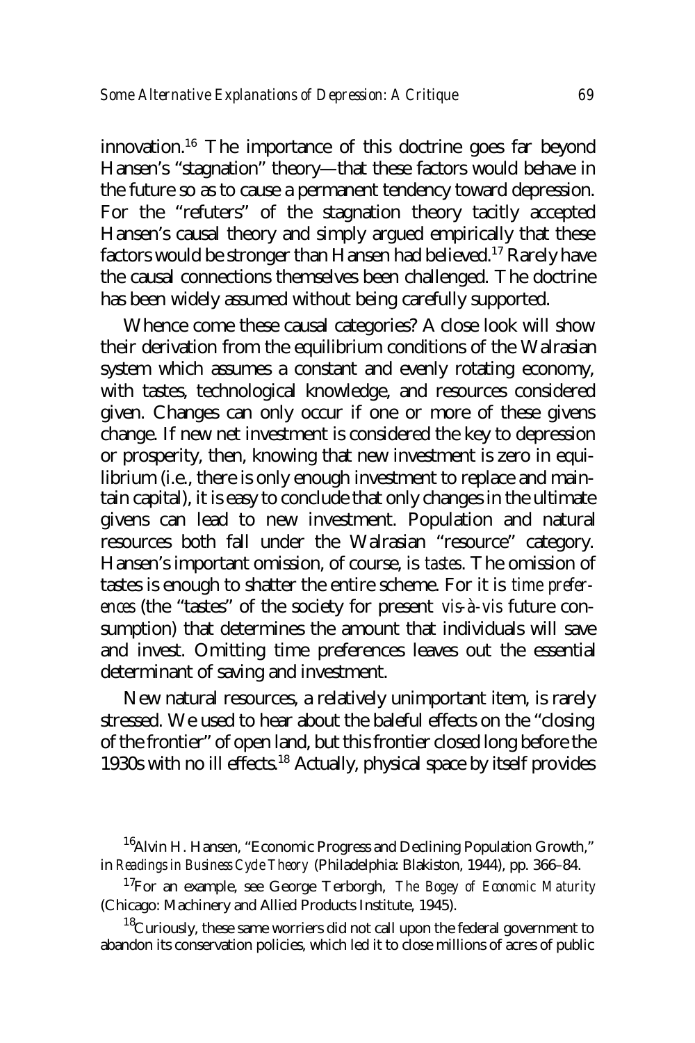innovation.[16] The importance of this doctrine goes far beyond Hansen's "stagnation" theory—that these factors would behave in the future so as to cause a permanent tendency toward depression. For the "refuters" of the stagnation theory tacitly accepted Hansen's causal theory and simply argued empirically that these factors would be stronger than Hansen had believed.[17] Rarely have the causal connections themselves been challenged. The doctrine has been widely assumed without being carefully supported.

Whence come these causal categories? A close look will show their derivation from the equilibrium conditions of the Walrasian system which assumes a constant and evenly rotating economy, with tastes, technological knowledge, and resources considered given. Changes can only occur if one or more of these givens change. If new net investment is considered the key to depression or prosperity, then, knowing that new investment is zero in equilibrium (i.e., there is only enough investment to replace and maintain capital), it is easy to conclude that only changes in the ultimate givens can lead to new investment. Population and natural resources both fall under the Walrasian "resource" category. Hansen's important omission, of course, is *tastes*. The omission of tastes is enough to shatter the entire scheme. For it is *time preferences* (the "tastes" of the society for present *vis-à-vis* future consumption) that determines the amount that individuals will save and invest. Omitting time preferences leaves out the essential determinant of saving and investment.

New natural resources, a relatively unimportant item, is rarely stressed. We used to hear about the baleful effects on the "closing of the frontier" of open land, but this frontier closed long before the 1930s with no ill effects.[18] Actually, physical space by itself provides

---

[16] Alvin H. Hansen, "Economic Progress and Declining Population Growth," in *Readings in Business Cycle Theory* (Philadelphia: Blakiston, 1944), pp. 366–84.

[17] For an example, see George Terborgh, *The Bogey of Economic Maturity* (Chicago: Machinery and Allied Products Institute, 1945).

[18] Curiously, these same worriers did not call upon the federal government to abandon its conservation policies, which led it to close millions of acres of public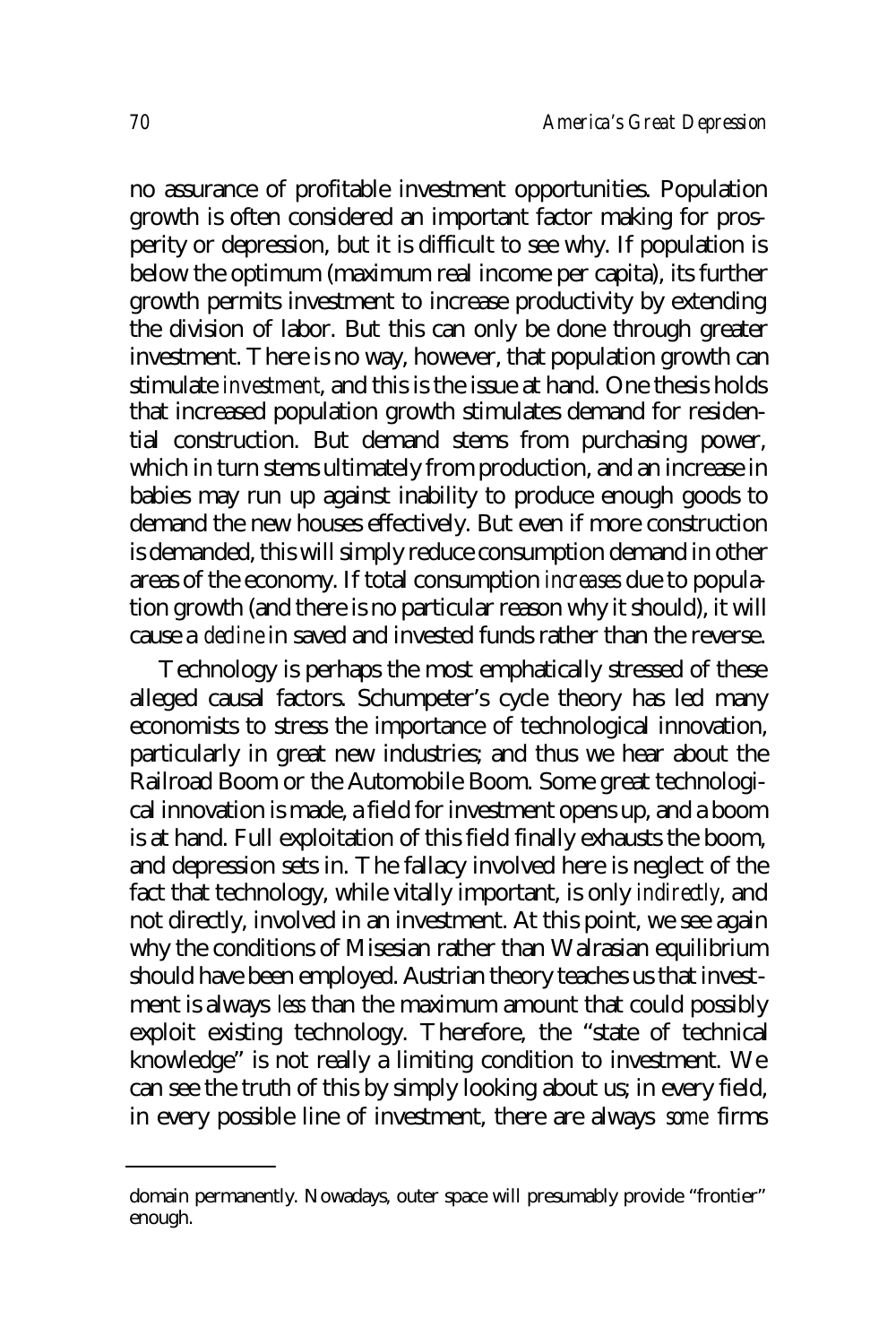no assurance of profitable investment opportunities. Population growth is often considered an important factor making for prosperity or depression, but it is difficult to see why. If population is below the optimum (maximum real income per capita), its further growth permits investment to increase productivity by extending the division of labor. But this can only be done through greater investment. There is no way, however, that population growth can stimulate *investment*, and this is the issue at hand. One thesis holds that increased population growth stimulates demand for residential construction. But demand stems from purchasing power, which in turn stems ultimately from production, and an increase in babies may run up against inability to produce enough goods to demand the new houses effectively. But even if more construction is demanded, this will simply reduce consumption demand in other areas of the economy. If total consumption *increases* due to population growth (and there is no particular reason why it should), it will cause a *decline* in saved and invested funds rather than the reverse.

Technology is perhaps the most emphatically stressed of these alleged causal factors. Schumpeter's cycle theory has led many economists to stress the importance of technological innovation, particularly in great new industries; and thus we hear about the Railroad Boom or the Automobile Boom. Some great technological innovation is made, a field for investment opens up, and a boom is at hand. Full exploitation of this field finally exhausts the boom, and depression sets in. The fallacy involved here is neglect of the fact that technology, while vitally important, is only *indirectly*, and not directly, involved in an investment. At this point, we see again why the conditions of Misesian rather than Walrasian equilibrium should have been employed. Austrian theory teaches us that investment is always *less* than the maximum amount that could possibly exploit existing technology. Therefore, the "state of technical knowledge" is not really a limiting condition to investment. We can see the truth of this by simply looking about us; in every field, in every possible line of investment, there are always *some* firms

---

domain permanently. Nowadays, outer space will presumably provide "frontier" enough.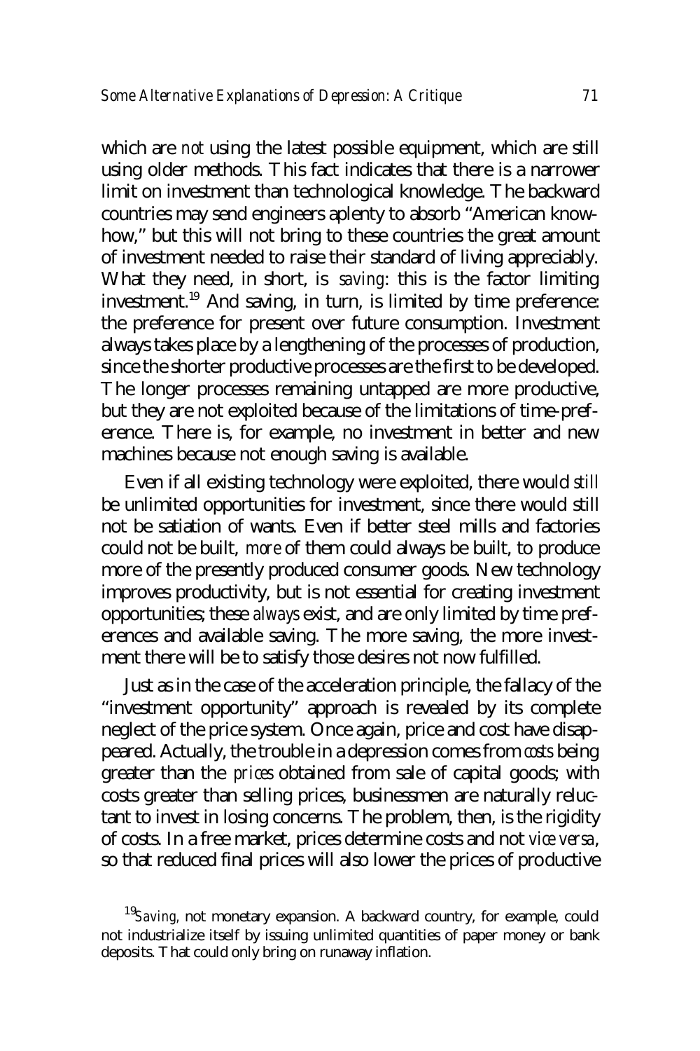which are *not* using the latest possible equipment, which are still using older methods. This fact indicates that there is a narrower limit on investment than technological knowledge. The backward countries may send engineers aplenty to absorb "American know-how," but this will not bring to these countries the great amount of investment needed to raise their standard of living appreciably. What they need, in short, is *saving*: this is the factor limiting investment.[19] And saving, in turn, is limited by time preference: the preference for present over future consumption. Investment always takes place by a lengthening of the processes of production, since the shorter productive processes are the first to be developed. The longer processes remaining untapped are more productive, but they are not exploited because of the limitations of time-preference. There is, for example, no investment in better and new machines because not enough saving is available.

Even if all existing technology were exploited, there would *still* be unlimited opportunities for investment, since there would still not be satiation of wants. Even if better steel mills and factories could not be built, *more* of them could always be built, to produce more of the presently produced consumer goods. New technology improves productivity, but is not essential for creating investment opportunities; these *always* exist, and are only limited by time preferences and available saving. The more saving, the more investment there will be to satisfy those desires not now fulfilled.

Just as in the case of the acceleration principle, the fallacy of the "investment opportunity" approach is revealed by its complete neglect of the price system. Once again, price and cost have disappeared. Actually, the trouble in a depression comes from *costs* being greater than the *prices* obtained from sale of capital goods; with costs greater than selling prices, businessmen are naturally reluctant to invest in losing concerns. The problem, then, is the rigidity of costs. In a free market, prices determine costs and not *vice versa*, so that reduced final prices will also lower the prices of productive

---

[19] *Saving*, not monetary expansion. A backward country, for example, could not industrialize itself by issuing unlimited quantities of paper money or bank deposits. That could only bring on runaway inflation.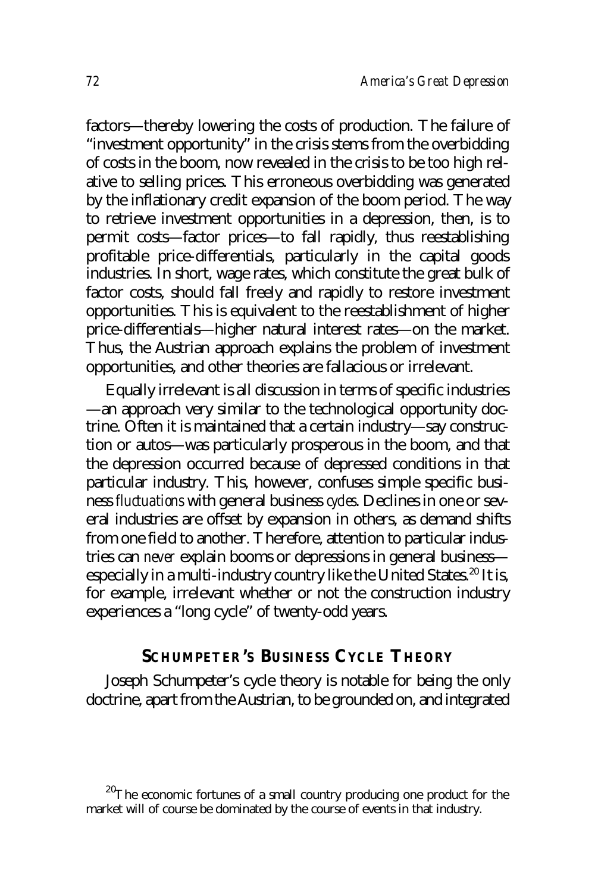factors—thereby lowering the costs of production. The failure of "investment opportunity" in the crisis stems from the overbidding of costs in the boom, now revealed in the crisis to be too high relative to selling prices. This erroneous overbidding was generated by the inflationary credit expansion of the boom period. The way to retrieve investment opportunities in a depression, then, is to permit costs—factor prices—to fall rapidly, thus reestablishing profitable price-differentials, particularly in the capital goods industries. In short, wage rates, which constitute the great bulk of factor costs, should fall freely and rapidly to restore investment opportunities. This is equivalent to the reestablishment of higher price-differentials—higher natural interest rates—on the market. Thus, the Austrian approach explains the problem of investment opportunities, and other theories are fallacious or irrelevant.

Equally irrelevant is all discussion in terms of specific industries—an approach very similar to the technological opportunity doctrine. Often it is maintained that a certain industry—say construction or autos—was particularly prosperous in the boom, and that the depression occurred because of depressed conditions in that particular industry. This, however, confuses simple specific business *fluctuations* with general business *cycles*. Declines in one or several industries are offset by expansion in others, as demand shifts from one field to another. Therefore, attention to particular industries can *never* explain booms or depressions in general business—especially in a multi-industry country like the United States.[20] It is, for example, irrelevant whether or not the construction industry experiences a "long cycle" of twenty-odd years.

## SCHUMPETER'S BUSINESS CYCLE THEORY

Joseph Schumpeter's cycle theory is notable for being the only doctrine, apart from the Austrian, to be grounded on, and integrated

[20] The economic fortunes of a small country producing one product for the market will of course be dominated by the course of events in that industry.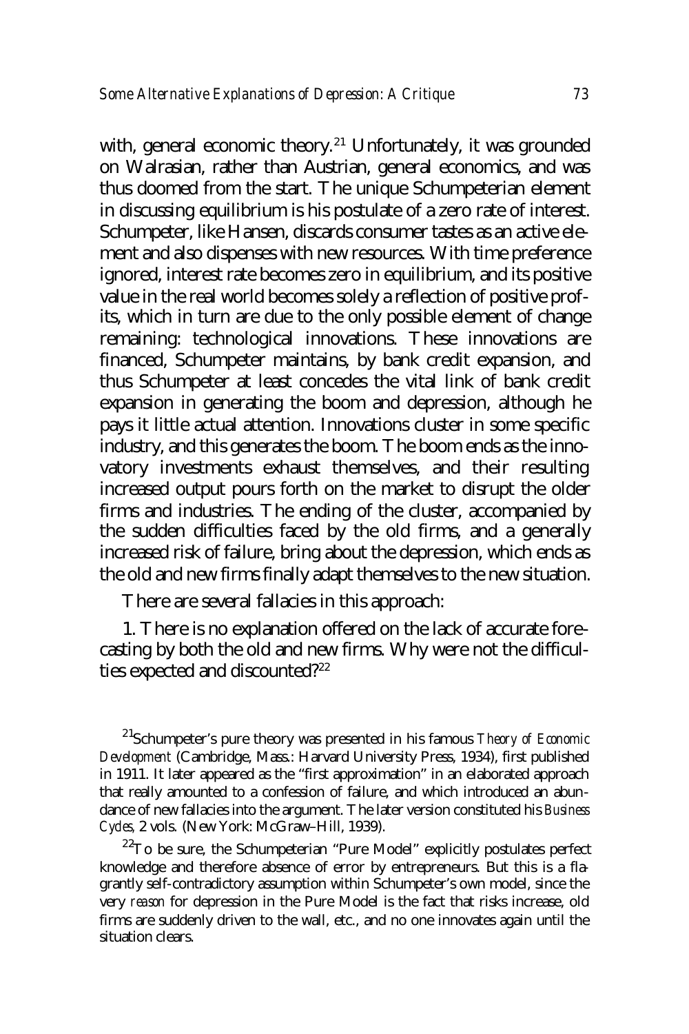with, general economic theory.[21] Unfortunately, it was grounded on Walrasian, rather than Austrian, general economics, and was thus doomed from the start. The unique Schumpeterian element in discussing equilibrium is his postulate of a zero rate of interest. Schumpeter, like Hansen, discards consumer tastes as an active element and also dispenses with new resources. With time preference ignored, interest rate becomes zero in equilibrium, and its positive value in the real world becomes solely a reflection of positive profits, which in turn are due to the only possible element of change remaining: technological innovations. These innovations are financed, Schumpeter maintains, by bank credit expansion, and thus Schumpeter at least concedes the vital link of bank credit expansion in generating the boom and depression, although he pays it little actual attention. Innovations cluster in some specific industry, and this generates the boom. The boom ends as the innovatory investments exhaust themselves, and their resulting increased output pours forth on the market to disrupt the older firms and industries. The ending of the cluster, accompanied by the sudden difficulties faced by the old firms, and a generally increased risk of failure, bring about the depression, which ends as the old and new firms finally adapt themselves to the new situation.

There are several fallacies in this approach:

1. There is no explanation offered on the lack of accurate forecasting by both the old and new firms. Why were not the difficulties expected and discounted?[22]

[21]Schumpeter's pure theory was presented in his famous *Theory of Economic Development* (Cambridge, Mass.: Harvard University Press, 1934), first published in 1911. It later appeared as the "first approximation" in an elaborated approach that really amounted to a confession of failure, and which introduced an abundance of new fallacies into the argument. The later version constituted his *Business Cycles*, 2 vols. (New York: McGraw–Hill, 1939).

[22]To be sure, the Schumpeterian "Pure Model" explicitly postulates perfect knowledge and therefore absence of error by entrepreneurs. But this is a flagrantly self-contradictory assumption within Schumpeter's own model, since the very *reason* for depression in the Pure Model is the fact that risks increase, old firms are suddenly driven to the wall, etc., and no one innovates again until the situation clears.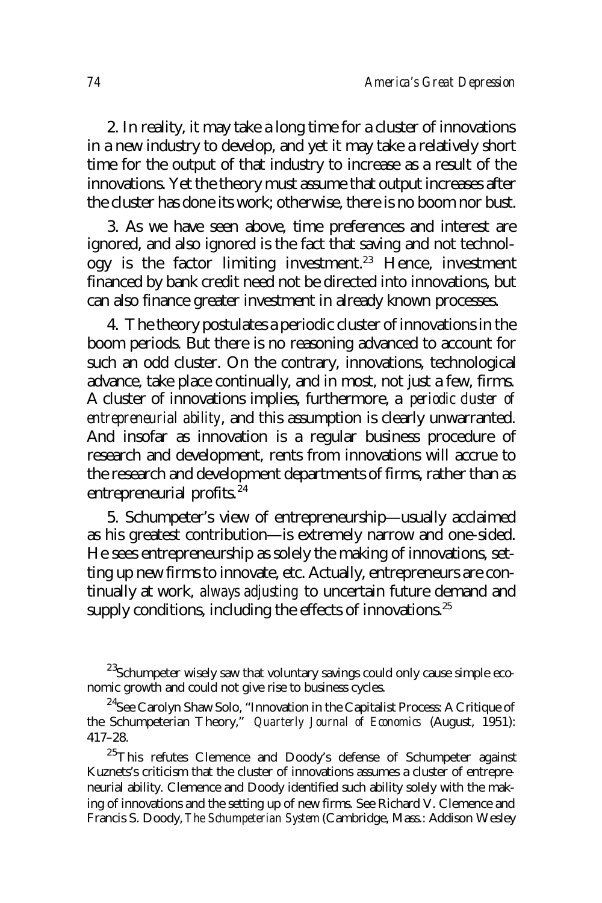2. In reality, it may take a long time for a cluster of innovations in a new industry to develop, and yet it may take a relatively short time for the output of that industry to increase as a result of the innovations. Yet the theory must assume that output increases after the cluster has done its work; otherwise, there is no boom nor bust.

3. As we have seen above, time preferences and interest are ignored, and also ignored is the fact that saving and not technology is the factor limiting investment.[23] Hence, investment financed by bank credit need not be directed into innovations, but can also finance greater investment in already known processes.

4. The theory postulates a periodic cluster of innovations in the boom periods. But there is no reasoning advanced to account for such an odd cluster. On the contrary, innovations, technological advance, take place continually, and in most, not just a few, firms. A cluster of innovations implies, furthermore, a *periodic cluster of entrepreneurial ability*, and this assumption is clearly unwarranted. And insofar as innovation is a regular business procedure of research and development, rents from innovations will accrue to the research and development departments of firms, rather than as entrepreneurial profits.[24]

5. Schumpeter's view of entrepreneurship—usually acclaimed as his greatest contribution—is extremely narrow and one-sided. He sees entrepreneurship as solely the making of innovations, setting up new firms to innovate, etc. Actually, entrepreneurs are continually at work, *always adjusting* to uncertain future demand and supply conditions, including the effects of innovations.[25]

[23]Schumpeter wisely saw that voluntary savings could only cause simple economic growth and could not give rise to business cycles.

[24]See Carolyn Shaw Solo, "Innovation in the Capitalist Process: A Critique of the Schumpeterian Theory," *Quarterly Journal of Economics* (August, 1951): 417–28.

[25]This refutes Clemence and Doody's defense of Schumpeter against Kuznets's criticism that the cluster of innovations assumes a cluster of entrepreneurial ability. Clemence and Doody identified such ability solely with the making of innovations and the setting up of new firms. See Richard V. Clemence and Francis S. Doody, *The Schumpeterian System* (Cambridge, Mass.: Addison Wesley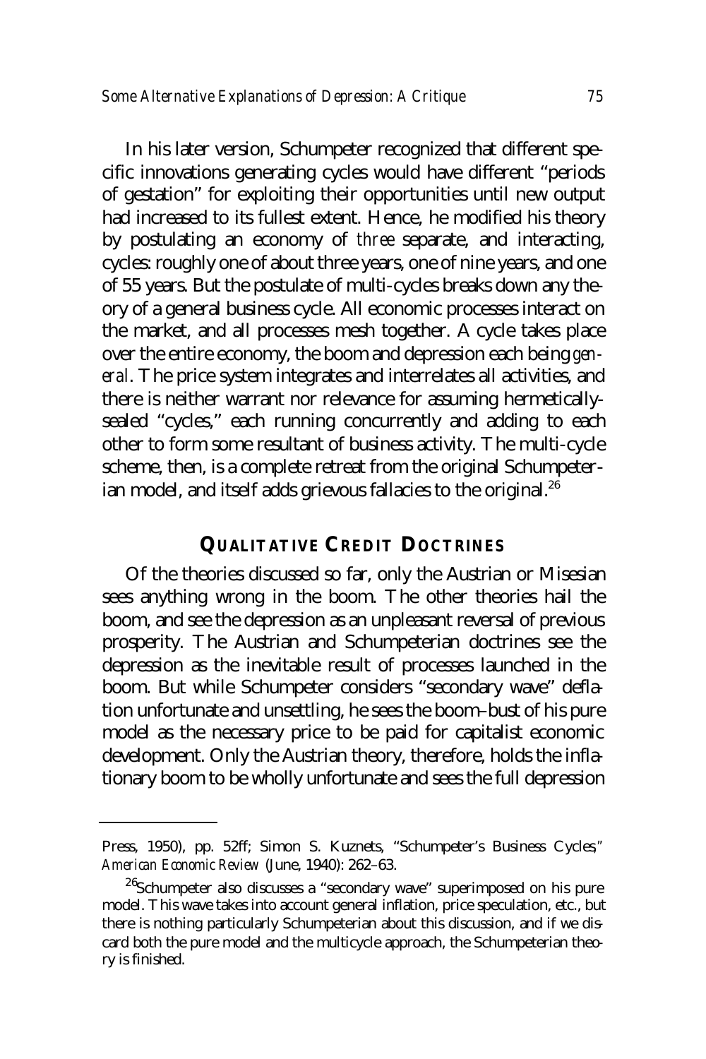In his later version, Schumpeter recognized that different specific innovations generating cycles would have different "periods of gestation" for exploiting their opportunities until new output had increased to its fullest extent. Hence, he modified his theory by postulating an economy of *three* separate, and interacting, cycles: roughly one of about three years, one of nine years, and one of 55 years. But the postulate of multi-cycles breaks down any theory of a general business cycle. All economic processes interact on the market, and all processes mesh together. A cycle takes place over the entire economy, the boom and depression each being *general*. The price system integrates and interrelates all activities, and there is neither warrant nor relevance for assuming hermetically-sealed "cycles," each running concurrently and adding to each other to form some resultant of business activity. The multi-cycle scheme, then, is a complete retreat from the original Schumpeterian model, and itself adds grievous fallacies to the original.[26]

## QUALITATIVE CREDIT DOCTRINES

Of the theories discussed so far, only the Austrian or Misesian sees anything wrong in the boom. The other theories hail the boom, and see the depression as an unpleasant reversal of previous prosperity. The Austrian and Schumpeterian doctrines see the depression as the inevitable result of processes launched in the boom. But while Schumpeter considers "secondary wave" deflation unfortunate and unsettling, he sees the boom–bust of his pure model as the necessary price to be paid for capitalist economic development. Only the Austrian theory, therefore, holds the inflationary boom to be wholly unfortunate and sees the full depression

---

Press, 1950), pp. 52ff; Simon S. Kuznets, "Schumpeter's Business Cycles," *American Economic Review* (June, 1940): 262–63.

[26]Schumpeter also discusses a "secondary wave" superimposed on his pure model. This wave takes into account general inflation, price speculation, etc., but there is nothing particularly Schumpeterian about this discussion, and if we discard both the pure model and the multicycle approach, the Schumpeterian theory is finished.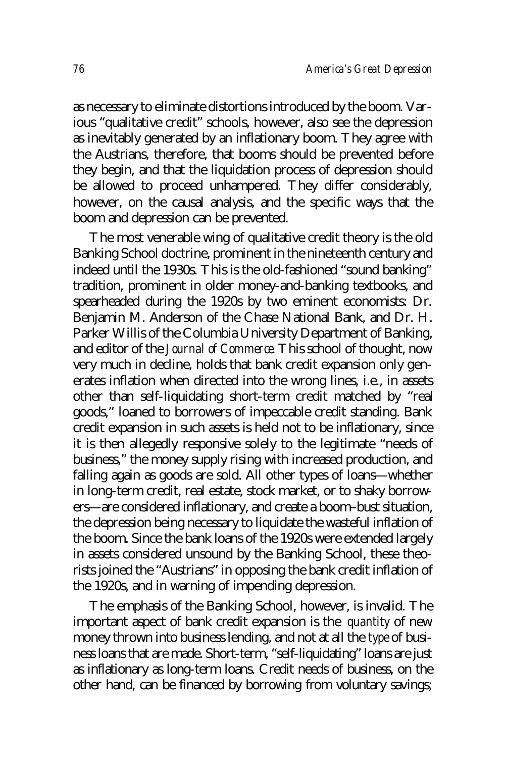as necessary to eliminate distortions introduced by the boom. Various "qualitative credit" schools, however, also see the depression as inevitably generated by an inflationary boom. They agree with the Austrians, therefore, that booms should be prevented before they begin, and that the liquidation process of depression should be allowed to proceed unhampered. They differ considerably, however, on the causal analysis, and the specific ways that the boom and depression can be prevented.

The most venerable wing of qualitative credit theory is the old Banking School doctrine, prominent in the nineteenth century and indeed until the 1930s. This is the old-fashioned "sound banking" tradition, prominent in older money-and-banking textbooks, and spearheaded during the 1920s by two eminent economists: Dr. Benjamin M. Anderson of the Chase National Bank, and Dr. H. Parker Willis of the Columbia University Department of Banking, and editor of the *Journal of Commerce*. This school of thought, now very much in decline, holds that bank credit expansion only generates inflation when directed into the wrong lines, i.e., in assets other than self-liquidating short-term credit matched by "real goods," loaned to borrowers of impeccable credit standing. Bank credit expansion in such assets is held not to be inflationary, since it is then allegedly responsive solely to the legitimate "needs of business," the money supply rising with increased production, and falling again as goods are sold. All other types of loans—whether in long-term credit, real estate, stock market, or to shaky borrowers—are considered inflationary, and create a boom–bust situation, the depression being necessary to liquidate the wasteful inflation of the boom. Since the bank loans of the 1920s were extended largely in assets considered unsound by the Banking School, these theorists joined the "Austrians" in opposing the bank credit inflation of the 1920s, and in warning of impending depression.

The emphasis of the Banking School, however, is invalid. The important aspect of bank credit expansion is the *quantity* of new money thrown into business lending, and not at all the *type* of business loans that are made. Short-term, "self-liquidating" loans are just as inflationary as long-term loans. Credit needs of business, on the other hand, can be financed by borrowing from voluntary savings;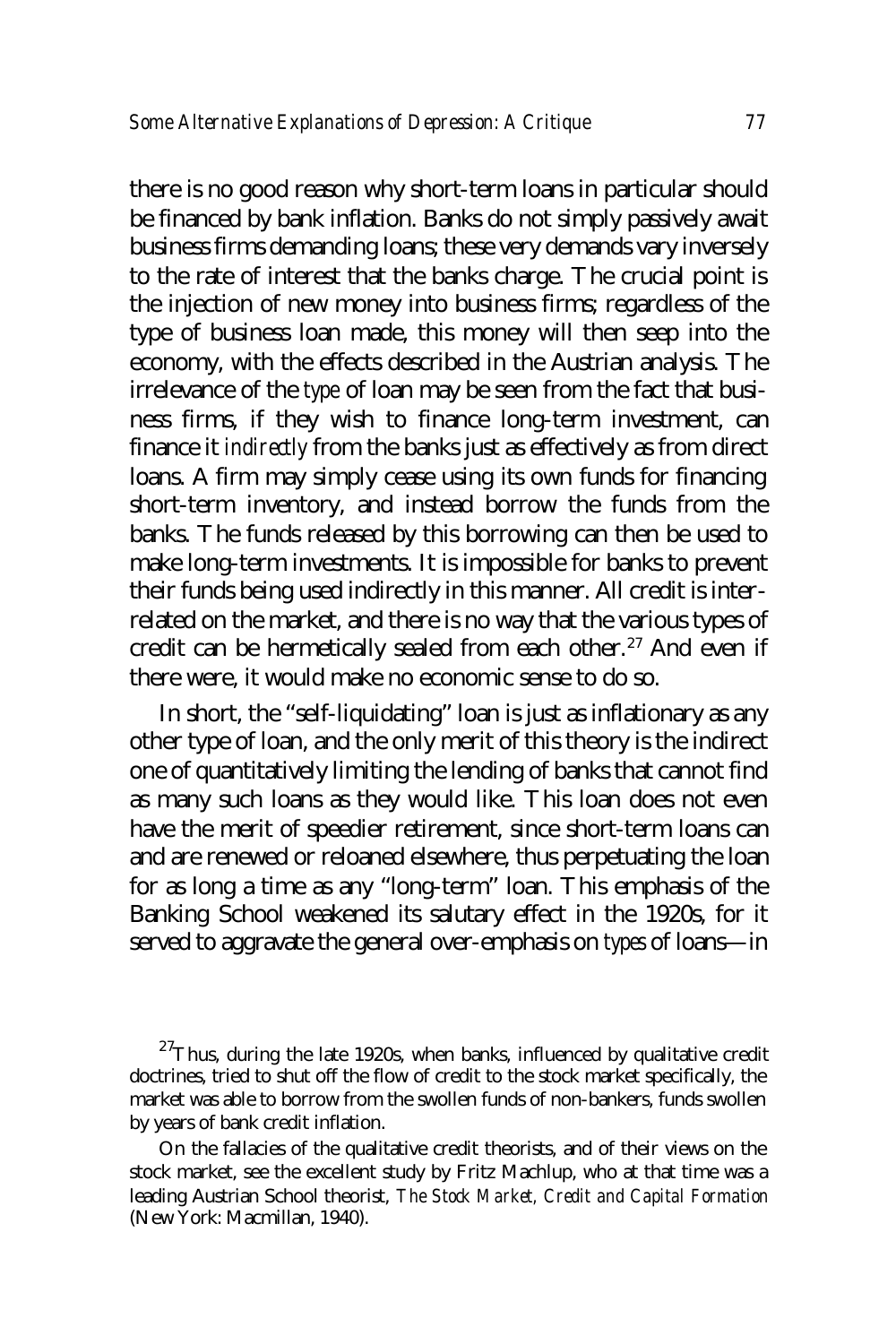there is no good reason why short-term loans in particular should be financed by bank inflation. Banks do not simply passively await business firms demanding loans; these very demands vary inversely to the rate of interest that the banks charge. The crucial point is the injection of new money into business firms; regardless of the type of business loan made, this money will then seep into the economy, with the effects described in the Austrian analysis. The irrelevance of the *type* of loan may be seen from the fact that business firms, if they wish to finance long-term investment, can finance it *indirectly* from the banks just as effectively as from direct loans. A firm may simply cease using its own funds for financing short-term inventory, and instead borrow the funds from the banks. The funds released by this borrowing can then be used to make long-term investments. It is impossible for banks to prevent their funds being used indirectly in this manner. All credit is interrelated on the market, and there is no way that the various types of credit can be hermetically sealed from each other.[27] And even if there were, it would make no economic sense to do so.

In short, the "self-liquidating" loan is just as inflationary as any other type of loan, and the only merit of this theory is the indirect one of quantitatively limiting the lending of banks that cannot find as many such loans as they would like. This loan does not even have the merit of speedier retirement, since short-term loans can and are renewed or reloaned elsewhere, thus perpetuating the loan for as long a time as any "long-term" loan. This emphasis of the Banking School weakened its salutary effect in the 1920s, for it served to aggravate the general over-emphasis on *types* of loans—in

[27] Thus, during the late 1920s, when banks, influenced by qualitative credit doctrines, tried to shut off the flow of credit to the stock market specifically, the market was able to borrow from the swollen funds of non-bankers, funds swollen by years of bank credit inflation.

On the fallacies of the qualitative credit theorists, and of their views on the stock market, see the excellent study by Fritz Machlup, who at that time was a leading Austrian School theorist, *The Stock Market, Credit and Capital Formation* (New York: Macmillan, 1940).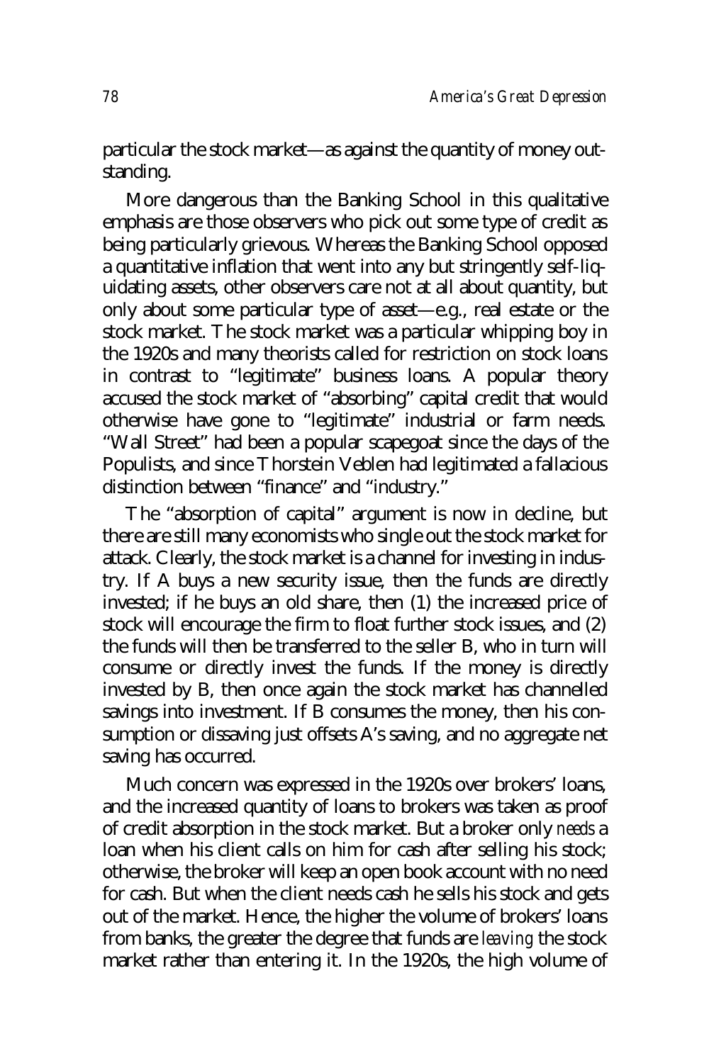particular the stock market—as against the quantity of money outstanding.

More dangerous than the Banking School in this qualitative emphasis are those observers who pick out some type of credit as being particularly grievous. Whereas the Banking School opposed a quantitative inflation that went into any but stringently self-liquidating assets, other observers care not at all about quantity, but only about some particular type of asset—e.g., real estate or the stock market. The stock market was a particular whipping boy in the 1920s and many theorists called for restriction on stock loans in contrast to "legitimate" business loans. A popular theory accused the stock market of "absorbing" capital credit that would otherwise have gone to "legitimate" industrial or farm needs. "Wall Street" had been a popular scapegoat since the days of the Populists, and since Thorstein Veblen had legitimated a fallacious distinction between "finance" and "industry."

The "absorption of capital" argument is now in decline, but there are still many economists who single out the stock market for attack. Clearly, the stock market is a channel for investing in industry. If A buys a new security issue, then the funds are directly invested; if he buys an old share, then (1) the increased price of stock will encourage the firm to float further stock issues, and (2) the funds will then be transferred to the seller B, who in turn will consume or directly invest the funds. If the money is directly invested by B, then once again the stock market has channelled savings into investment. If B consumes the money, then his consumption or dissaving just offsets A's saving, and no aggregate net saving has occurred.

Much concern was expressed in the 1920s over brokers' loans, and the increased quantity of loans to brokers was taken as proof of credit absorption in the stock market. But a broker only *needs* a loan when his client calls on him for cash after selling his stock; otherwise, the broker will keep an open book account with no need for cash. But when the client needs cash he sells his stock and gets out of the market. Hence, the higher the volume of brokers' loans from banks, the greater the degree that funds are *leaving* the stock market rather than entering it. In the 1920s, the high volume of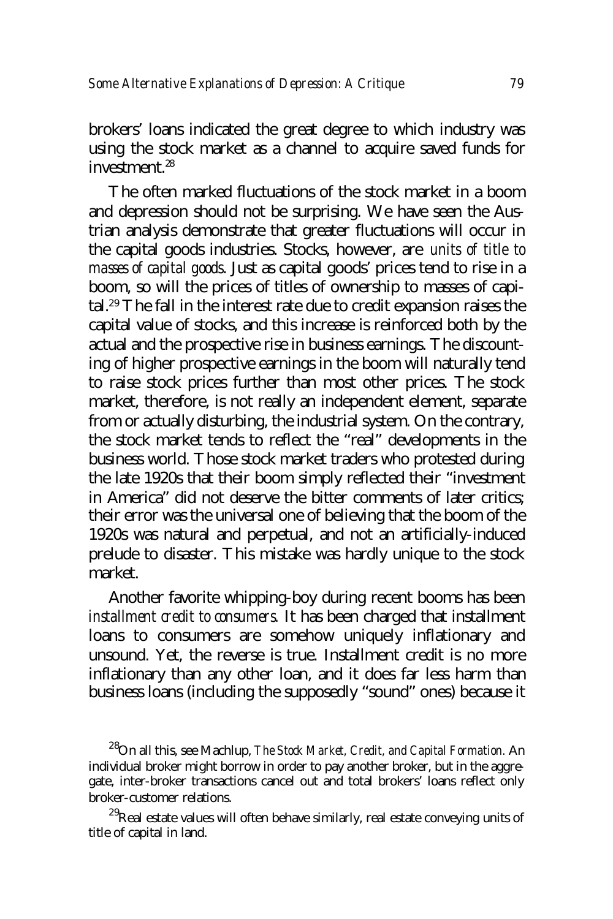brokers' loans indicated the great degree to which industry was using the stock market as a channel to acquire saved funds for investment.[28]

The often marked fluctuations of the stock market in a boom and depression should not be surprising. We have seen the Austrian analysis demonstrate that greater fluctuations will occur in the capital goods industries. Stocks, however, are *units of title to masses of capital goods*. Just as capital goods' prices tend to rise in a boom, so will the prices of titles of ownership to masses of capital.[29] The fall in the interest rate due to credit expansion raises the capital value of stocks, and this increase is reinforced both by the actual and the prospective rise in business earnings. The discounting of higher prospective earnings in the boom will naturally tend to raise stock prices further than most other prices. The stock market, therefore, is not really an independent element, separate from or actually disturbing, the industrial system. On the contrary, the stock market tends to reflect the "real" developments in the business world. Those stock market traders who protested during the late 1920s that their boom simply reflected their "investment in America" did not deserve the bitter comments of later critics; their error was the universal one of believing that the boom of the 1920s was natural and perpetual, and not an artificially-induced prelude to disaster. This mistake was hardly unique to the stock market.

Another favorite whipping-boy during recent booms has been *installment credit to consumers.* It has been charged that installment loans to consumers are somehow uniquely inflationary and unsound. Yet, the reverse is true. Installment credit is no more inflationary than any other loan, and it does far less harm than business loans (including the supposedly "sound" ones) because it

[28] On all this, see Machlup, *The Stock Market, Credit, and Capital Formation*. An individual broker might borrow in order to pay another broker, but in the aggregate, inter-broker transactions cancel out and total brokers' loans reflect only broker-customer relations.

[29] Real estate values will often behave similarly, real estate conveying units of title of capital in land.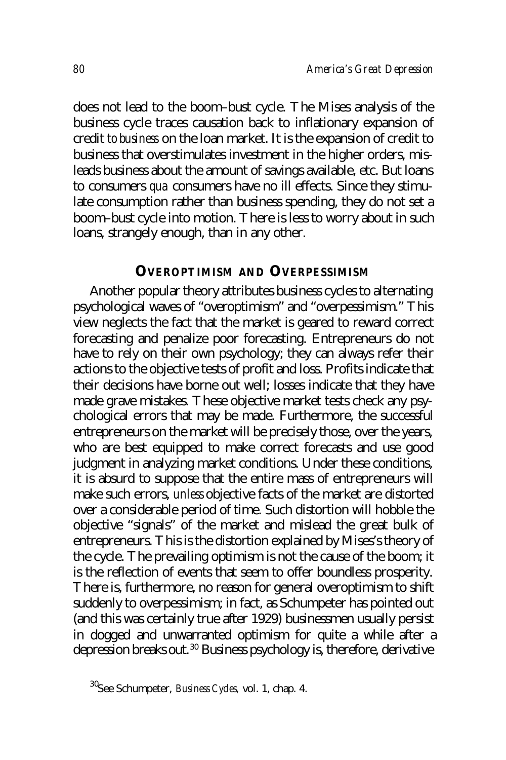does not lead to the boom–bust cycle. The Mises analysis of the business cycle traces causation back to inflationary expansion of credit *to business* on the loan market. It is the expansion of credit to business that overstimulates investment in the higher orders, misleads business about the amount of savings available, etc. But loans to consumers *qua* consumers have no ill effects. Since they stimulate consumption rather than business spending, they do not set a boom–bust cycle into motion. There is less to worry about in such loans, strangely enough, than in any other.

### OVEROPTIMISM AND OVERPESSIMISM

Another popular theory attributes business cycles to alternating psychological waves of "overoptimism" and "overpessimism." This view neglects the fact that the market is geared to reward correct forecasting and penalize poor forecasting. Entrepreneurs do not have to rely on their own psychology; they can always refer their actions to the objective tests of profit and loss. Profits indicate that their decisions have borne out well; losses indicate that they have made grave mistakes. These objective market tests check any psychological errors that may be made. Furthermore, the successful entrepreneurs on the market will be precisely those, over the years, who are best equipped to make correct forecasts and use good judgment in analyzing market conditions. Under these conditions, it is absurd to suppose that the entire mass of entrepreneurs will make such errors, *unless* objective facts of the market are distorted over a considerable period of time. Such distortion will hobble the objective "signals" of the market and mislead the great bulk of entrepreneurs. This is the distortion explained by Mises's theory of the cycle. The prevailing optimism is not the cause of the boom; it is the reflection of events that seem to offer boundless prosperity. There is, furthermore, no reason for general overoptimism to shift suddenly to overpessimism; in fact, as Schumpeter has pointed out (and this was certainly true after 1929) businessmen usually persist in dogged and unwarranted optimism for quite a while after a depression breaks out.[30] Business psychology is, therefore, derivative

[30]See Schumpeter, *Business Cycles,* vol. 1, chap. 4.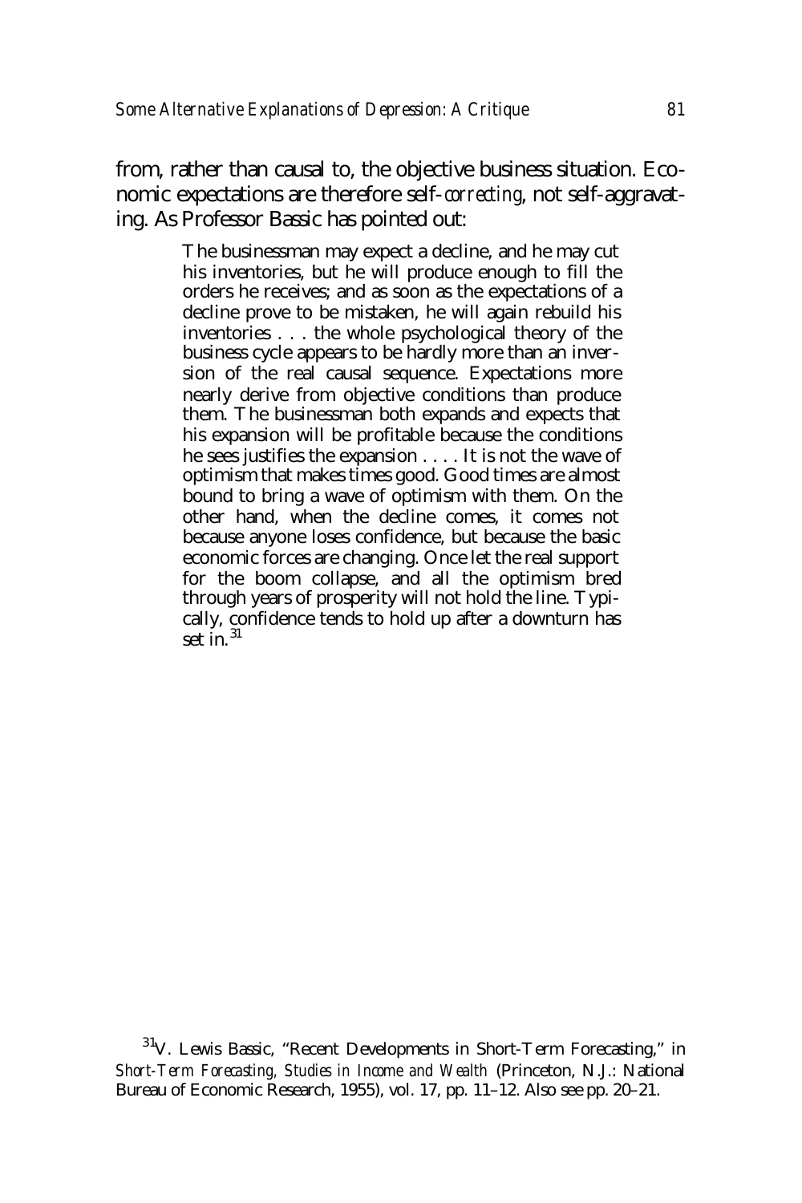from, rather than causal to, the objective business situation. Economic expectations are therefore self-*correcting*, not self-aggravating. As Professor Bassic has pointed out:

> The businessman may expect a decline, and he may cut his inventories, but he will produce enough to fill the orders he receives; and as soon as the expectations of a decline prove to be mistaken, he will again rebuild his inventories . . . the whole psychological theory of the business cycle appears to be hardly more than an inversion of the real causal sequence. Expectations more nearly derive from objective conditions than produce them. The businessman both expands and expects that his expansion will be profitable because the conditions he sees justifies the expansion . . . . It is not the wave of optimism that makes times good. Good times are almost bound to bring a wave of optimism with them. On the other hand, when the decline comes, it comes not because anyone loses confidence, but because the basic economic forces are changing. Once let the real support for the boom collapse, and all the optimism bred through years of prosperity will not hold the line. Typically, confidence tends to hold up after a downturn has set in.[31]

[31] V. Lewis Bassic, "Recent Developments in Short-Term Forecasting," in *Short-Term Forecasting, Studies in Income and Wealth* (Princeton, N.J.: National Bureau of Economic Research, 1955), vol. 17, pp. 11–12. Also see pp. 20–21.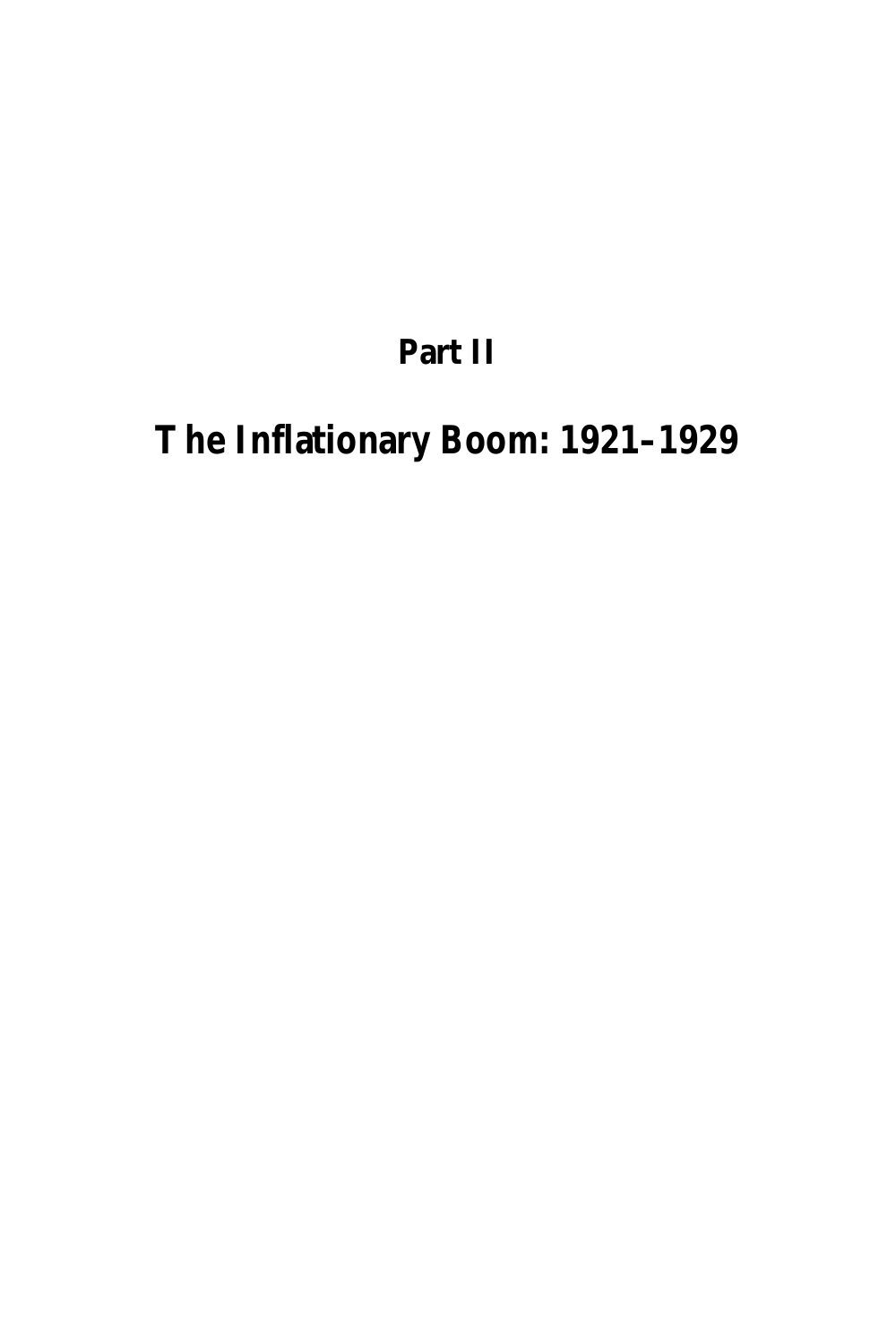# Part II

# The Inflationary Boom: 1921–1929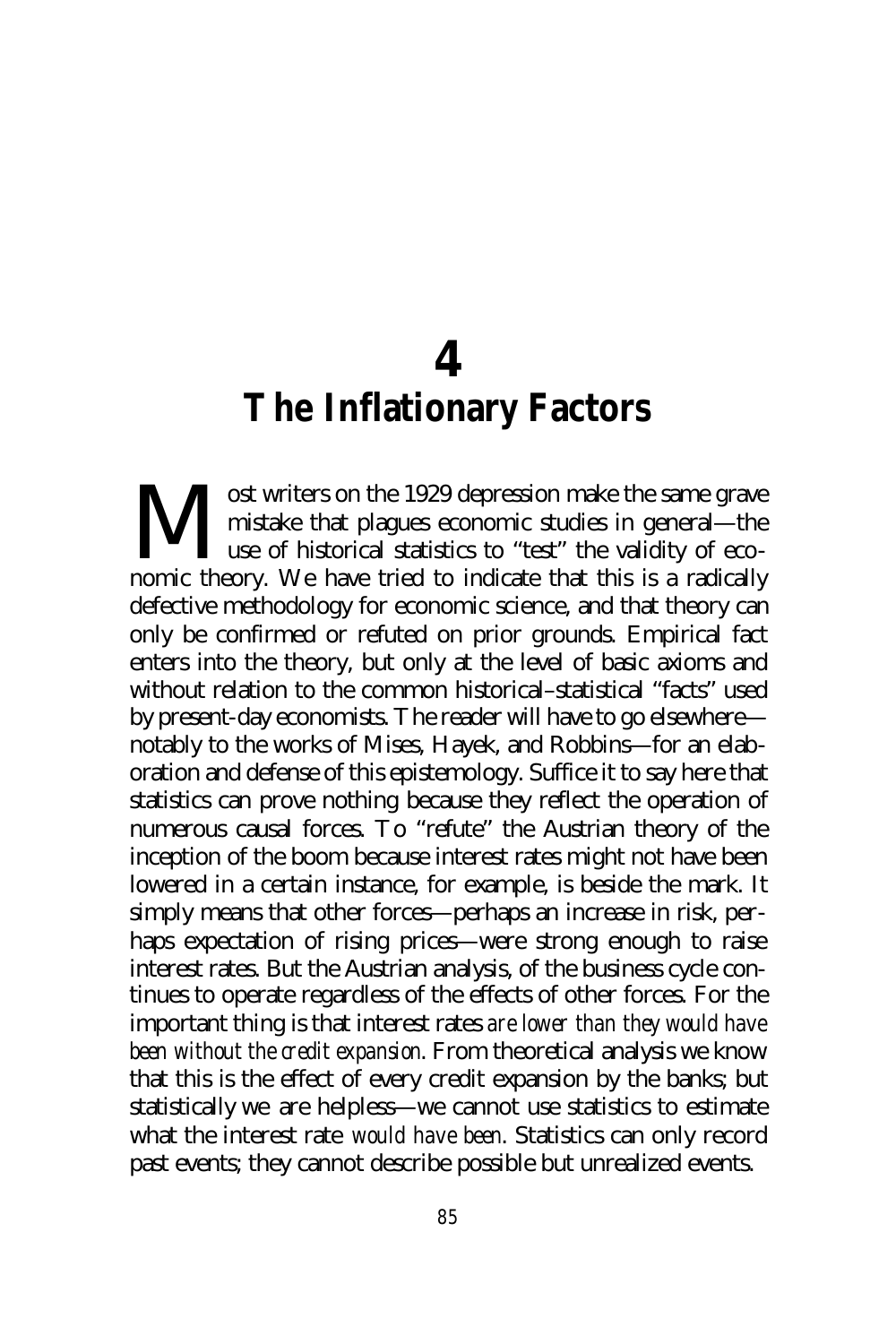# 4
# The Inflationary Factors

Most writers on the 1929 depression make the same grave mistake that plagues economic studies in general—the use of historical statistics to "test" the validity of economic theory. We have tried to indicate that this is a radically defective methodology for economic science, and that theory can only be confirmed or refuted on prior grounds. Empirical fact enters into the theory, but only at the level of basic axioms and without relation to the common historical–statistical "facts" used by present-day economists. The reader will have to go elsewhere—notably to the works of Mises, Hayek, and Robbins—for an elaboration and defense of this epistemology. Suffice it to say here that statistics can prove nothing because they reflect the operation of numerous causal forces. To "refute" the Austrian theory of the inception of the boom because interest rates might not have been lowered in a certain instance, for example, is beside the mark. It simply means that other forces—perhaps an increase in risk, perhaps expectation of rising prices—were strong enough to raise interest rates. But the Austrian analysis, of the business cycle continues to operate regardless of the effects of other forces. For the important thing is that interest rates *are lower than they would have been without the credit expansion*. From theoretical analysis we know that this is the effect of every credit expansion by the banks; but statistically we are helpless—we cannot use statistics to estimate what the interest rate *would have been*. Statistics can only record past events; they cannot describe possible but unrealized events.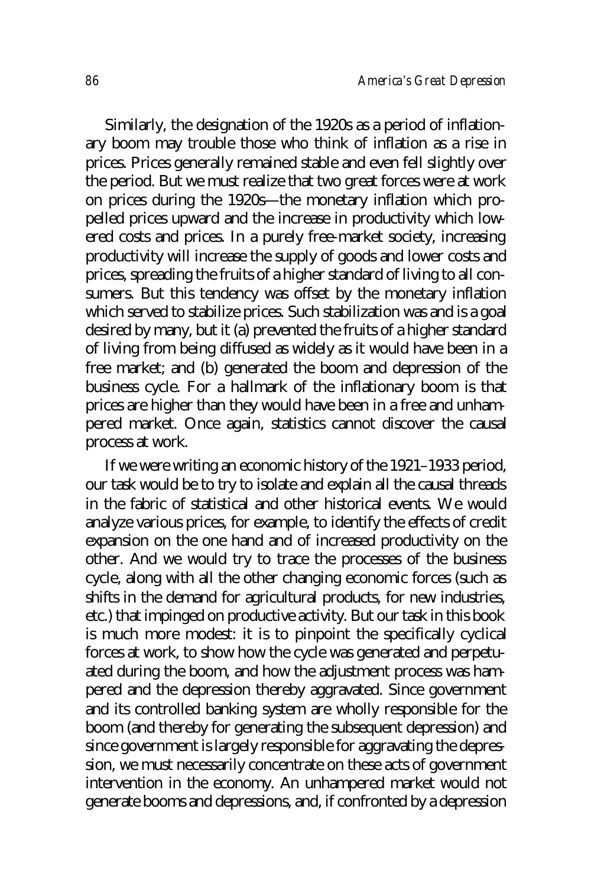Similarly, the designation of the 1920s as a period of inflationary boom may trouble those who think of inflation as a rise in prices. Prices generally remained stable and even fell slightly over the period. But we must realize that two great forces were at work on prices during the 1920s—the monetary inflation which propelled prices upward and the increase in productivity which lowered costs and prices. In a purely free-market society, increasing productivity will increase the supply of goods and lower costs and prices, spreading the fruits of a higher standard of living to all consumers. But this tendency was offset by the monetary inflation which served to stabilize prices. Such stabilization was and is a goal desired by many, but it (a) prevented the fruits of a higher standard of living from being diffused as widely as it would have been in a free market; and (b) generated the boom and depression of the business cycle. For a hallmark of the inflationary boom is that prices are higher than they would have been in a free and unhampered market. Once again, statistics cannot discover the causal process at work.

If we were writing an economic history of the 1921–1933 period, our task would be to try to isolate and explain all the causal threads in the fabric of statistical and other historical events. We would analyze various prices, for example, to identify the effects of credit expansion on the one hand and of increased productivity on the other. And we would try to trace the processes of the business cycle, along with all the other changing economic forces (such as shifts in the demand for agricultural products, for new industries, etc.) that impinged on productive activity. But our task in this book is much more modest: it is to pinpoint the specifically cyclical forces at work, to show how the cycle was generated and perpetuated during the boom, and how the adjustment process was hampered and the depression thereby aggravated. Since government and its controlled banking system are wholly responsible for the boom (and thereby for generating the subsequent depression) and since government is largely responsible for aggravating the depression, we must necessarily concentrate on these acts of government intervention in the economy. An unhampered market would not generate booms and depressions, and, if confronted by a depression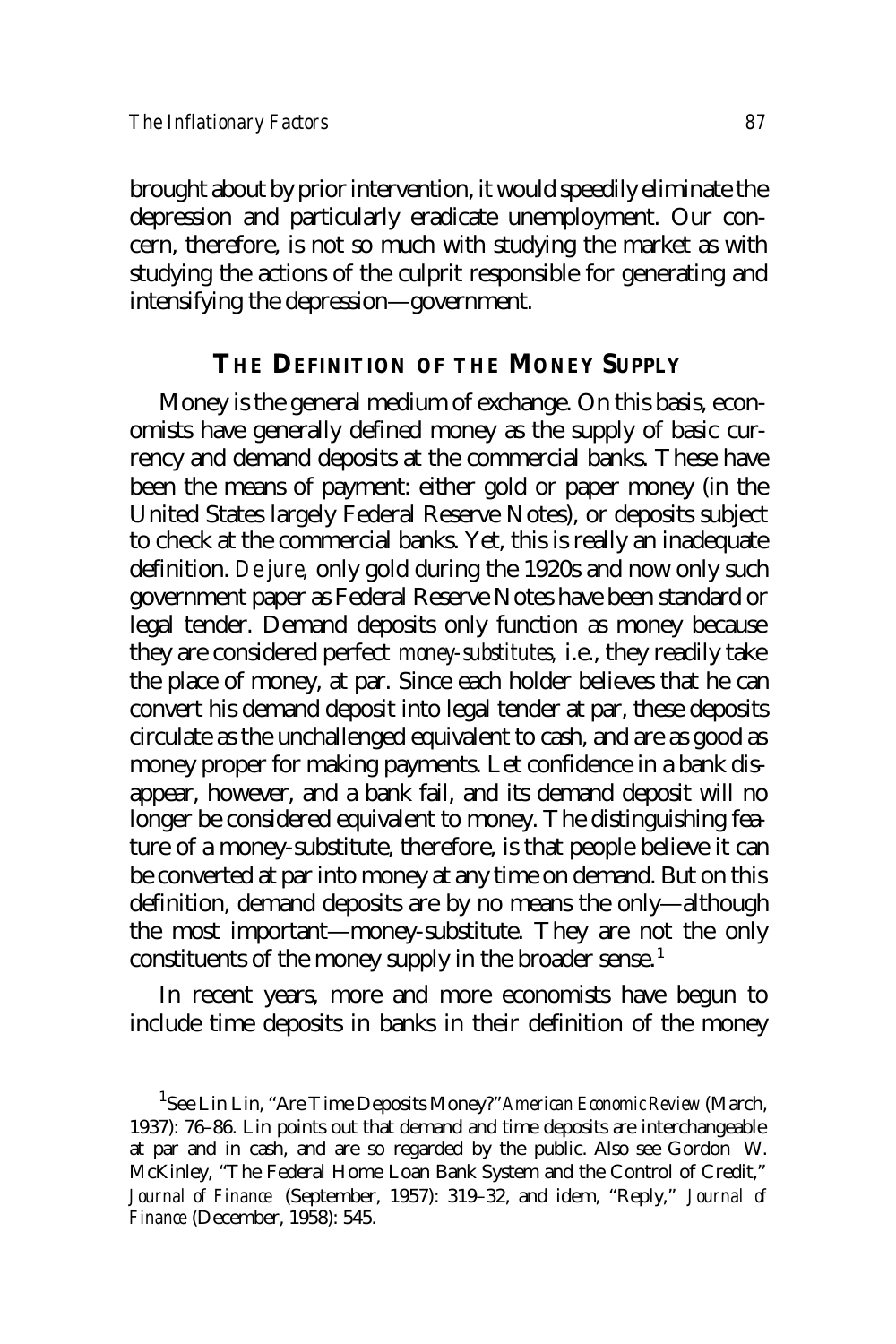brought about by prior intervention, it would speedily eliminate the depression and particularly eradicate unemployment. Our concern, therefore, is not so much with studying the market as with studying the actions of the culprit responsible for generating and intensifying the depression—government.

## THE DEFINITION OF THE MONEY SUPPLY

Money is the general medium of exchange. On this basis, economists have generally defined money as the supply of basic currency and demand deposits at the commercial banks. These have been the means of payment: either gold or paper money (in the United States largely Federal Reserve Notes), or deposits subject to check at the commercial banks. Yet, this is really an inadequate definition. *De jure,* only gold during the 1920s and now only such government paper as Federal Reserve Notes have been standard or legal tender. Demand deposits only function as money because they are considered perfect *money-substitutes,* i.e., they readily take the place of money, at par. Since each holder believes that he can convert his demand deposit into legal tender at par, these deposits circulate as the unchallenged equivalent to cash, and are as good as money proper for making payments. Let confidence in a bank disappear, however, and a bank fail, and its demand deposit will no longer be considered equivalent to money. The distinguishing feature of a money-substitute, therefore, is that people believe it can be converted at par into money at any time on demand. But on this definition, demand deposits are by no means the only—although the most important—money-substitute. They are not the only constituents of the money supply in the broader sense.[1]

In recent years, more and more economists have begun to include time deposits in banks in their definition of the money

[1] See Lin Lin, "Are Time Deposits Money?" *American Economic Review* (March, 1937): 76–86. Lin points out that demand and time deposits are interchangeable at par and in cash, and are so regarded by the public. Also see Gordon W. McKinley, "The Federal Home Loan Bank System and the Control of Credit," *Journal of Finance* (September, 1957): 319–32, and idem, "Reply," *Journal of Finance* (December, 1958): 545.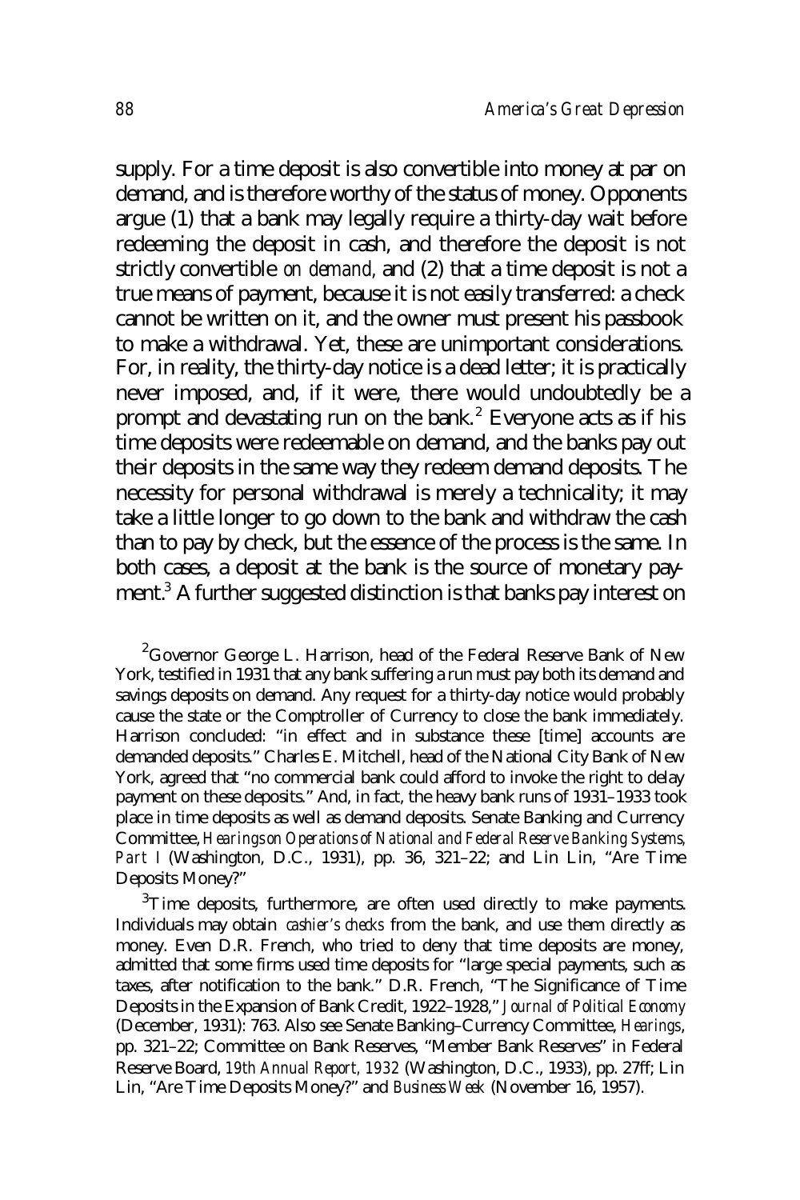supply. For a time deposit is also convertible into money at par on demand, and is therefore worthy of the status of money. Opponents argue (1) that a bank may legally require a thirty-day wait before redeeming the deposit in cash, and therefore the deposit is not strictly convertible *on demand*, and (2) that a time deposit is not a true means of payment, because it is not easily transferred: a check cannot be written on it, and the owner must present his passbook to make a withdrawal. Yet, these are unimportant considerations. For, in reality, the thirty-day notice is a dead letter; it is practically never imposed, and, if it were, there would undoubtedly be a prompt and devastating run on the bank.[2] Everyone acts as if his time deposits were redeemable on demand, and the banks pay out their deposits in the same way they redeem demand deposits. The necessity for personal withdrawal is merely a technicality; it may take a little longer to go down to the bank and withdraw the cash than to pay by check, but the essence of the process is the same. In both cases, a deposit at the bank is the source of monetary payment.[3] A further suggested distinction is that banks pay interest on

[2]Governor George L. Harrison, head of the Federal Reserve Bank of New York, testified in 1931 that any bank suffering a run must pay both its demand and savings deposits on demand. Any request for a thirty-day notice would probably cause the state or the Comptroller of Currency to close the bank immediately. Harrison concluded: "in effect and in substance these [time] accounts are demanded deposits." Charles E. Mitchell, head of the National City Bank of New York, agreed that "no commercial bank could afford to invoke the right to delay payment on these deposits." And, in fact, the heavy bank runs of 1931–1933 took place in time deposits as well as demand deposits. Senate Banking and Currency Committee, *Hearings on Operations of National and Federal Reserve Banking Systems, Part I* (Washington, D.C., 1931), pp. 36, 321–22; and Lin Lin, "Are Time Deposits Money?"

[3]Time deposits, furthermore, are often used directly to make payments. Individuals may obtain *cashier's checks* from the bank, and use them directly as money. Even D.R. French, who tried to deny that time deposits are money, admitted that some firms used time deposits for "large special payments, such as taxes, after notification to the bank." D.R. French, "The Significance of Time Deposits in the Expansion of Bank Credit, 1922–1928," *Journal of Political Economy* (December, 1931): 763. Also see Senate Banking–Currency Committee, *Hearings*, pp. 321–22; Committee on Bank Reserves, "Member Bank Reserves" in Federal Reserve Board, *19th Annual Report, 1932* (Washington, D.C., 1933), pp. 27ff; Lin Lin, "Are Time Deposits Money?" and *Business Week* (November 16, 1957).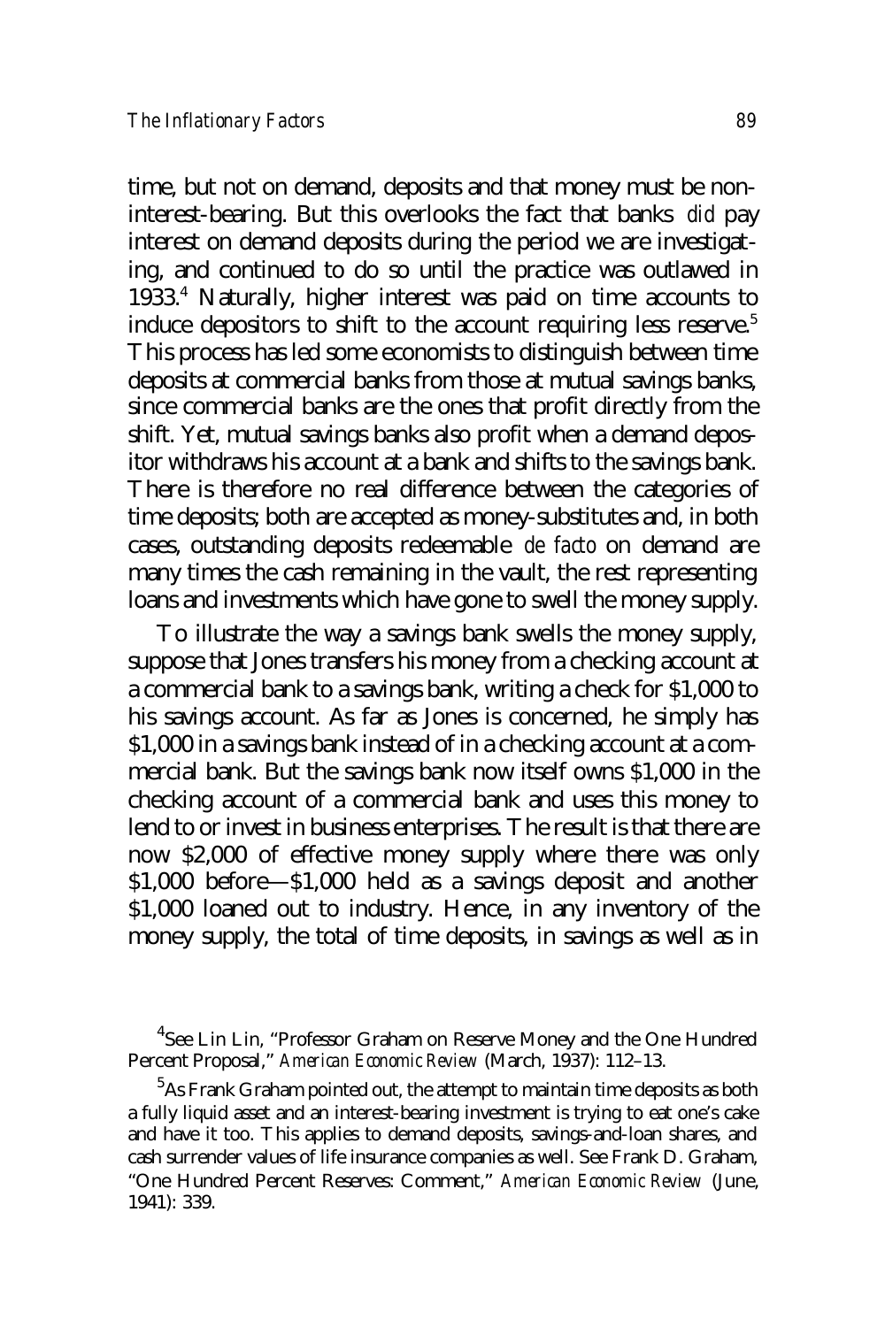time, but not on demand, deposits and that money must be non-interest-bearing. But this overlooks the fact that banks *did* pay interest on demand deposits during the period we are investigating, and continued to do so until the practice was outlawed in 1933.[4] Naturally, higher interest was paid on time accounts to induce depositors to shift to the account requiring less reserve.[5] This process has led some economists to distinguish between time deposits at commercial banks from those at mutual savings banks, since commercial banks are the ones that profit directly from the shift. Yet, mutual savings banks also profit when a demand depositor withdraws his account at a bank and shifts to the savings bank. There is therefore no real difference between the categories of time deposits; both are accepted as money-substitutes and, in both cases, outstanding deposits redeemable *de facto* on demand are many times the cash remaining in the vault, the rest representing loans and investments which have gone to swell the money supply.

To illustrate the way a savings bank swells the money supply, suppose that Jones transfers his money from a checking account at a commercial bank to a savings bank, writing a check for $1,000 to his savings account. As far as Jones is concerned, he simply has $1,000 in a savings bank instead of in a checking account at a commercial bank. But the savings bank now itself owns $1,000 in the checking account of a commercial bank and uses this money to lend to or invest in business enterprises. The result is that there are now $2,000 of effective money supply where there was only $1,000 before—$1,000 held as a savings deposit and another $1,000 loaned out to industry. Hence, in any inventory of the money supply, the total of time deposits, in savings as well as in

[4] See Lin Lin, "Professor Graham on Reserve Money and the One Hundred Percent Proposal," *American Economic Review* (March, 1937): 112–13.

[5] As Frank Graham pointed out, the attempt to maintain time deposits as both a fully liquid asset and an interest-bearing investment is trying to eat one's cake and have it too. This applies to demand deposits, savings-and-loan shares, and cash surrender values of life insurance companies as well. See Frank D. Graham, "One Hundred Percent Reserves: Comment," *American Economic Review* (June, 1941): 339.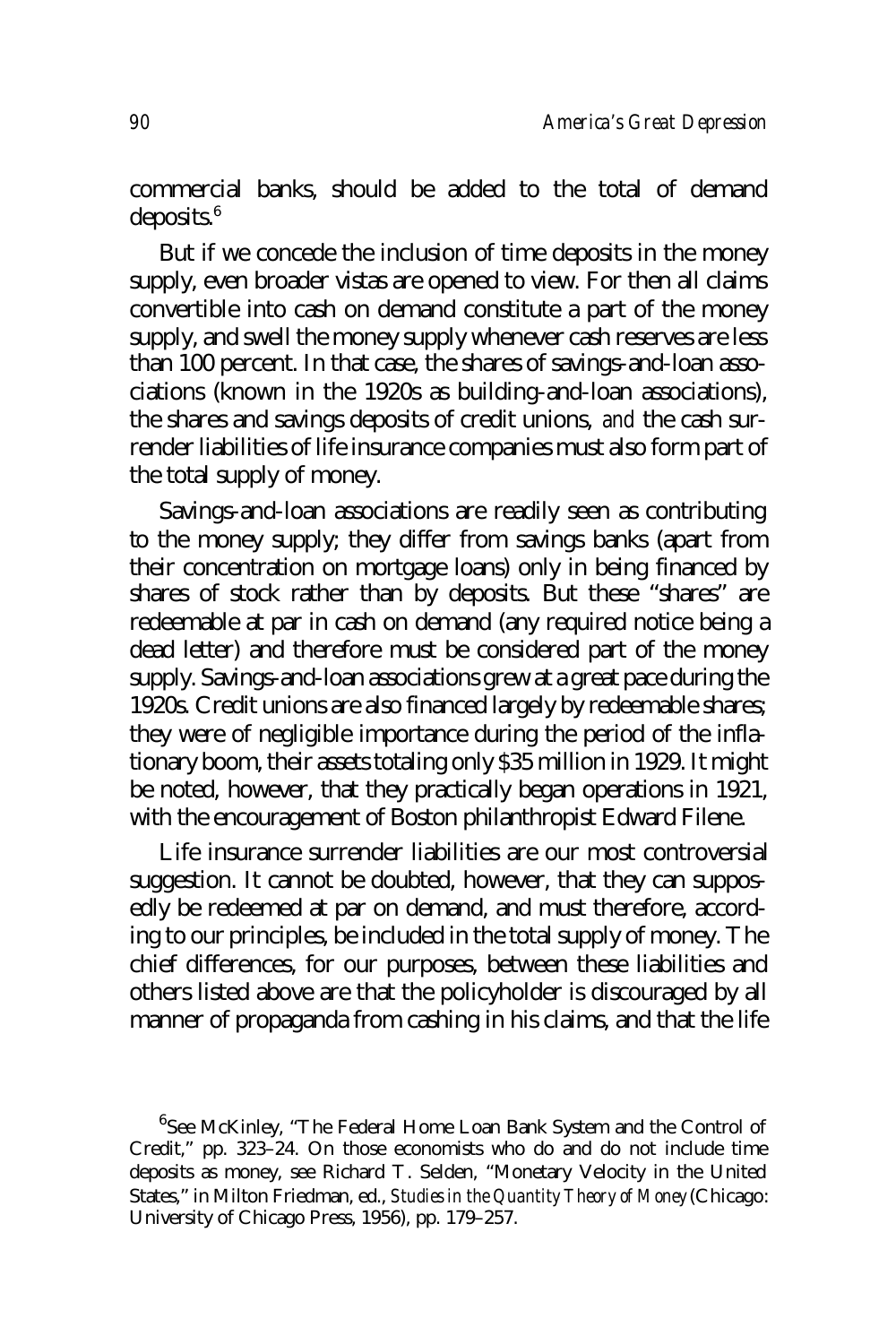commercial banks, should be added to the total of demand deposits.[6]

But if we concede the inclusion of time deposits in the money supply, even broader vistas are opened to view. For then all claims convertible into cash on demand constitute a part of the money supply, and swell the money supply whenever cash reserves are less than 100 percent. In that case, the shares of savings-and-loan associations (known in the 1920s as building-and-loan associations), the shares and savings deposits of credit unions, *and* the cash surrender liabilities of life insurance companies must also form part of the total supply of money.

Savings-and-loan associations are readily seen as contributing to the money supply; they differ from savings banks (apart from their concentration on mortgage loans) only in being financed by shares of stock rather than by deposits. But these "shares" are redeemable at par in cash on demand (any required notice being a dead letter) and therefore must be considered part of the money supply. Savings-and-loan associations grew at a great pace during the 1920s. Credit unions are also financed largely by redeemable shares; they were of negligible importance during the period of the inflationary boom, their assets totaling only $35 million in 1929. It might be noted, however, that they practically began operations in 1921, with the encouragement of Boston philanthropist Edward Filene.

Life insurance surrender liabilities are our most controversial suggestion. It cannot be doubted, however, that they can supposedly be redeemed at par on demand, and must therefore, according to our principles, be included in the total supply of money. The chief differences, for our purposes, between these liabilities and others listed above are that the policyholder is discouraged by all manner of propaganda from cashing in his claims, and that the life

[6]See McKinley, "The Federal Home Loan Bank System and the Control of Credit," pp. 323–24. On those economists who do and do not include time deposits as money, see Richard T. Selden, "Monetary Velocity in the United States," in Milton Friedman, ed., *Studies in the Quantity Theory of Money* (Chicago: University of Chicago Press, 1956), pp. 179–257.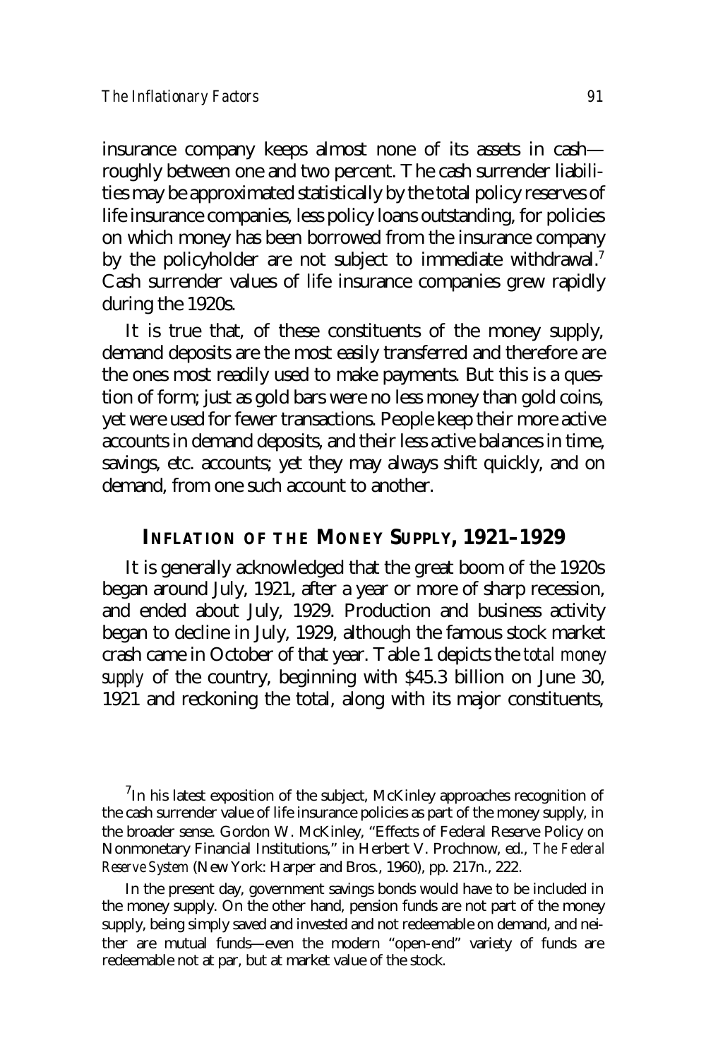insurance company keeps almost none of its assets in cash—roughly between one and two percent. The cash surrender liabilities may be approximated statistically by the total policy reserves of life insurance companies, less policy loans outstanding, for policies on which money has been borrowed from the insurance company by the policyholder are not subject to immediate withdrawal.[7] Cash surrender values of life insurance companies grew rapidly during the 1920s.

It is true that, of these constituents of the money supply, demand deposits are the most easily transferred and therefore are the ones most readily used to make payments. But this is a question of form; just as gold bars were no less money than gold coins, yet were used for fewer transactions. People keep their more active accounts in demand deposits, and their less active balances in time, savings, etc. accounts; yet they may always shift quickly, and on demand, from one such account to another.

## INFLATION OF THE MONEY SUPPLY, 1921–1929

It is generally acknowledged that the great boom of the 1920s began around July, 1921, after a year or more of sharp recession, and ended about July, 1929. Production and business activity began to decline in July, 1929, although the famous stock market crash came in October of that year. Table 1 depicts the *total money supply* of the country, beginning with $45.3 billion on June 30, 1921 and reckoning the total, along with its major constituents,

---

[7] In his latest exposition of the subject, McKinley approaches recognition of the cash surrender value of life insurance policies as part of the money supply, in the broader sense. Gordon W. McKinley, "Effects of Federal Reserve Policy on Nonmonetary Financial Institutions," in Herbert V. Prochnow, ed., *The Federal Reserve System* (New York: Harper and Bros., 1960), pp. 217n., 222.

In the present day, government savings bonds would have to be included in the money supply. On the other hand, pension funds are not part of the money supply, being simply saved and invested and not redeemable on demand, and neither are mutual funds—even the modern "open-end" variety of funds are redeemable not at par, but at market value of the stock.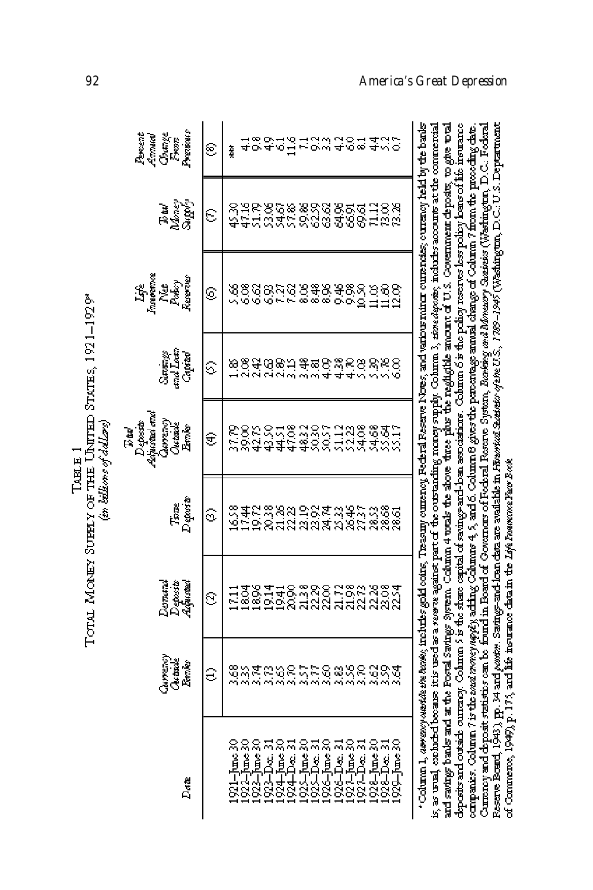TABLE 1
TOTAL MONEY SUPPLY OF THE UNITED STATES, 1921–1929*
*(in billions of dollars)*

| *Date* | *Currency Outside Banks* | *Demand Deposits Adjusted* | *Time Deposits* | *Total Deposits Adjusted and Currency Outside Banks* | *Savings and Loan Capital* | *Life Insurance Net Policy Reserves* | *Total Money Supply* | *Percent Annual Change From Previous* |
|---|---|---|---|---|---|---|---|---|
| | (1) | (2) | (3) | (4) | (5) | (6) | (7) | (8) |
| 1921–June 30 | 3.68 | 17.11 | 16.58 | 37.79 | 1.85 | 5.66 | 45.30 | *** |
| 1922–June 30 | 3.35 | 18.04 | 17.44 | 39.00 | 2.08 | 6.08 | 47.16 | 4.1 |
| 1923–June 30 | 3.74 | 18.96 | 19.72 | 42.75 | 2.42 | 6.62 | 51.70 | 9.8 |
| 1923–Dec. 31 | 3.73 | 19.14 | 20.38 | 43.50 | 2.63 | 6.93 | 53.06 | 4.9 |
| 1924–June 30 | 3.65 | 19.41 | 21.26 | 44.51 | 2.80 | 7.27 | 54.67 | 6.1 |
| 1924–Dec. 31 | 3.70 | 20.90 | 22.23 | 47.06 | 3.15 | 7.62 | 57.83 | 11.6 |
| 1925–June 30 | 3.57 | 21.38 | 23.19 | 48.32 | 3.48 | 8.06 | 59.86 | 7.1 |
| 1925–Dec. 31 | 3.77 | 22.29 | 23.92 | 50.30 | 3.81 | 8.48 | 62.59 | 9.2 |
| 1926–June 30 | 3.60 | 22.00 | 24.74 | 50.57 | 4.09 | 8.96 | 63.62 | 3.3 |
| 1926–Dec. 31 | 3.83 | 21.72 | 25.33 | 51.12 | 4.38 | 9.46 | 64.96 | 4.2 |
| 1927–June 30 | 3.56 | 21.98 | 26.46 | 52.23 | 4.70 | 9.98 | 66.91 | 6.0 |
| 1927–Dec. 31 | 3.70 | 22.73 | 27.37 | 54.08 | 5.03 | 10.50 | 69.61 | 8.1 |
| 1928–June 30 | 3.62 | 22.26 | 28.53 | 54.68 | 5.39 | 11.05 | 71.12 | 4.4 |
| 1928–Dec. 31 | 3.59 | 23.08 | 28.68 | 55.64 | 5.76 | 11.60 | 73.00 | 5.2 |
| 1929–June 30 | 3.64 | 22.54 | 28.61 | 55.17 | 6.00 | 12.09 | 73.26 | 0.7 |

*Column 1, *currency outside the banks*, includes gold coins, Treasury currency, Federal Reserve Notes, and various minor currencies; currency held by the banks is, as usual, excluded because it is used as a *reserve* against part of the outstanding money supply. Column 3, *time deposits*, includes accounts at the commercial and savings banks and at the Postal Savings System. Column 4 totals the above three plus the negligible amount of U.S. Government deposits, to give total deposits and outside currency. Column 5 is the share capital of savings-and-loan associations. Column 6 is the policy reserves *less* policy loans of life insurance companies. Column 7 is the *total money supply*, adding Columns 4, 5, and 6. Column 8 gives the percentage annual change of Column 7 from the preceding date. Currency and deposit statistics can be found in Board of Governors of Federal Reserve System, *Banking and Monetary Statistics* (Washington, D.C.: Federal Reserve Board, 1943), pp. 34 and *passim*. Savings-and-loan data are available in *Historical Statistics of the U.S., 1789–1945* (Washington, D.C.: U.S. Department of Commerce, 1949), p. 175, and life insurance data in the *Life Insurance Fact Book*.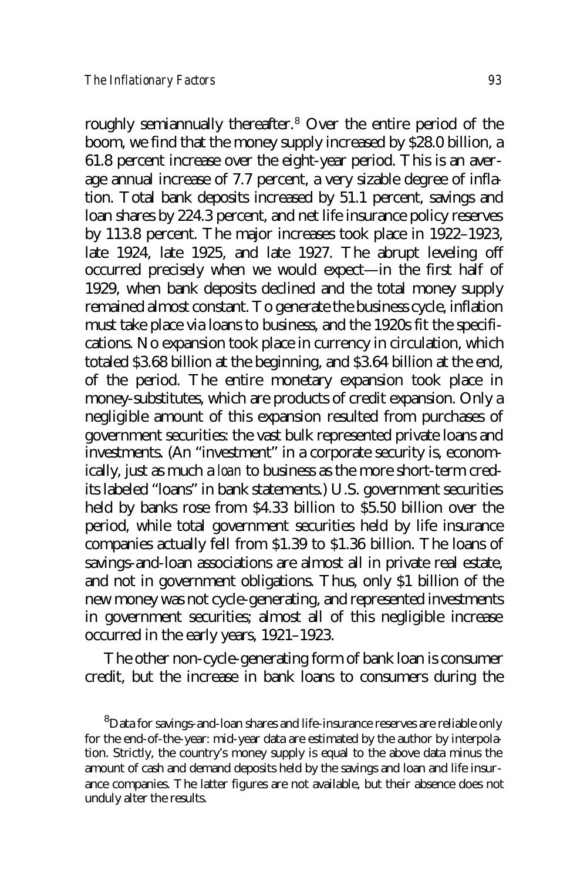roughly semiannually thereafter.[8] Over the entire period of the boom, we find that the money supply increased by $28.0 billion, a 61.8 percent increase over the eight-year period. This is an average annual increase of 7.7 percent, a very sizable degree of inflation. Total bank deposits increased by 51.1 percent, savings and loan shares by 224.3 percent, and net life insurance policy reserves by 113.8 percent. The major increases took place in 1922–1923, late 1924, late 1925, and late 1927. The abrupt leveling off occurred precisely when we would expect—in the first half of 1929, when bank deposits declined and the total money supply remained almost constant. To generate the business cycle, inflation must take place via loans to business, and the 1920s fit the specifications. No expansion took place in currency in circulation, which totaled $3.68 billion at the beginning, and $3.64 billion at the end, of the period. The entire monetary expansion took place in money-substitutes, which are products of credit expansion. Only a negligible amount of this expansion resulted from purchases of government securities: the vast bulk represented private loans and investments. (An "investment" in a corporate security is, economically, just as much a *loan* to business as the more short-term credits labeled "loans" in bank statements.) U.S. government securities held by banks rose from $4.33 billion to $5.50 billion over the period, while total government securities held by life insurance companies actually fell from $1.39 to $1.36 billion. The loans of savings-and-loan associations are almost all in private real estate, and not in government obligations. Thus, only $1 billion of the new money was not cycle-generating, and represented investments in government securities; almost all of this negligible increase occurred in the early years, 1921–1923.

The other non-cycle-generating form of bank loan is consumer credit, but the increase in bank loans to consumers during the

[8] Data for savings-and-loan shares and life-insurance reserves are reliable only for the end-of-the-year: mid-year data are estimated by the author by interpolation. Strictly, the country's money supply is equal to the above data minus the amount of cash and demand deposits held by the savings and loan and life insurance companies. The latter figures are not available, but their absence does not unduly alter the results.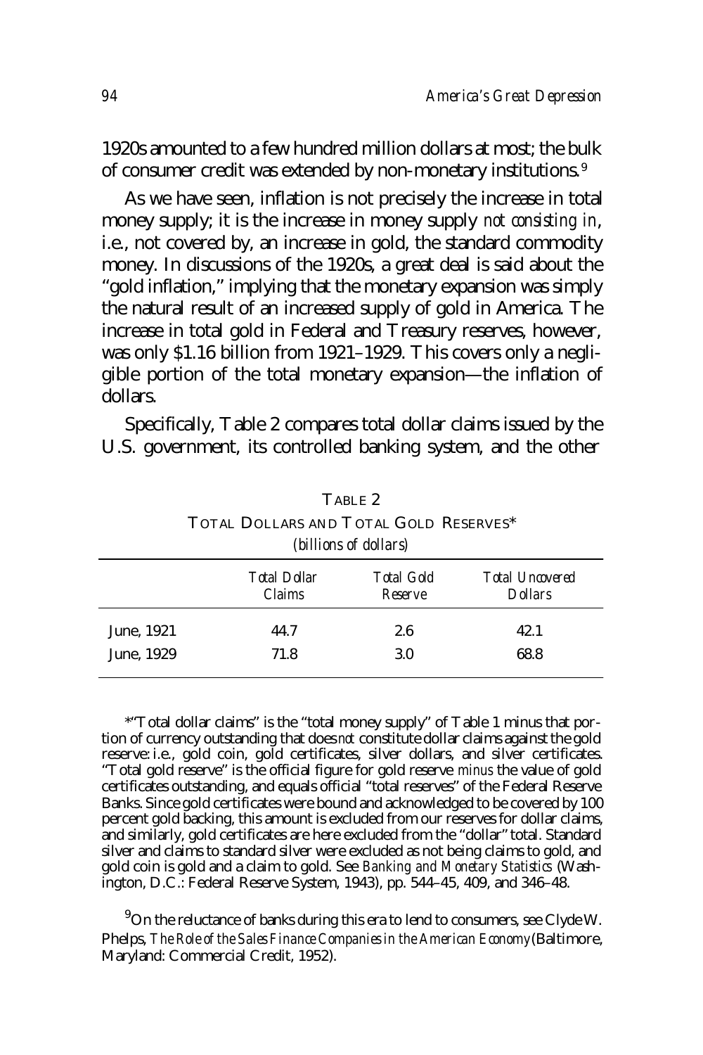1920s amounted to a few hundred million dollars at most; the bulk of consumer credit was extended by non-monetary institutions.[9]

As we have seen, inflation is not precisely the increase in total money supply; it is the increase in money supply *not consisting in*, i.e., not covered by, an increase in gold, the standard commodity money. In discussions of the 1920s, a great deal is said about the "gold inflation," implying that the monetary expansion was simply the natural result of an increased supply of gold in America. The increase in total gold in Federal and Treasury reserves, however, was only $1.16 billion from 1921–1929. This covers only a negligible portion of the total monetary expansion—the inflation of dollars.

Specifically, Table 2 compares total dollar claims issued by the U.S. government, its controlled banking system, and the other

TABLE 2
TOTAL DOLLARS AND TOTAL GOLD RESERVES*
*(billions of dollars)*

| | *Total Dollar Claims* | *Total Gold Reserve* | *Total Uncovered Dollars* |
|---|---|---|---|
| June, 1921 | 44.7 | 2.6 | 42.1 |
| June, 1929 | 71.8 | 3.0 | 68.8 |

*"Total dollar claims" is the "total money supply" of Table 1 minus that portion of currency outstanding that does *not* constitute dollar claims against the gold reserve: i.e., gold coin, gold certificates, silver dollars, and silver certificates. "Total gold reserve" is the official figure for gold reserve *minus* the value of gold certificates outstanding, and equals official "total reserves" of the Federal Reserve Banks. Since gold certificates were bound and acknowledged to be covered by 100 percent gold backing, this amount is excluded from our reserves for dollar claims, and similarly, gold certificates are here excluded from the "dollar" total. Standard silver and claims to standard silver were excluded as not being claims to gold, and gold coin is gold and a claim to gold. See *Banking and Monetary Statistics* (Washington, D.C.: Federal Reserve System, 1943), pp. 544–45, 409, and 346–48.

[9]On the reluctance of banks during this era to lend to consumers, see Clyde W. Phelps, *The Role of the Sales Finance Companies in the American Economy* (Baltimore, Maryland: Commercial Credit, 1952).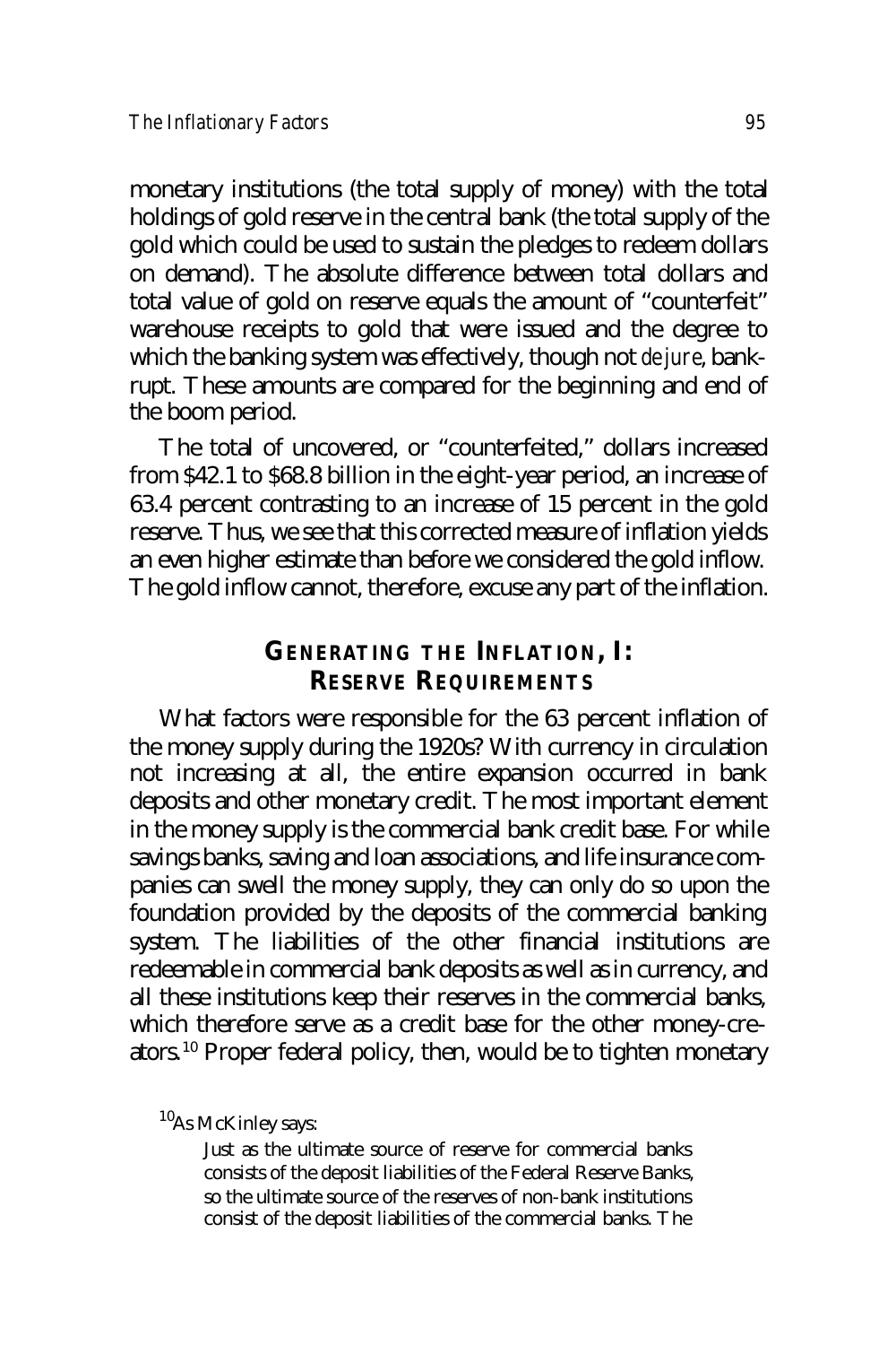monetary institutions (the total supply of money) with the total holdings of gold reserve in the central bank (the total supply of the gold which could be used to sustain the pledges to redeem dollars on demand). The absolute difference between total dollars and total value of gold on reserve equals the amount of "counterfeit" warehouse receipts to gold that were issued and the degree to which the banking system was effectively, though not *de jure*, bankrupt. These amounts are compared for the beginning and end of the boom period.

The total of uncovered, or "counterfeited," dollars increased from $42.1 to $68.8 billion in the eight-year period, an increase of 63.4 percent contrasting to an increase of 15 percent in the gold reserve. Thus, we see that this corrected measure of inflation yields an even higher estimate than before we considered the gold inflow. The gold inflow cannot, therefore, excuse any part of the inflation.

## GENERATING THE INFLATION, I: RESERVE REQUIREMENTS

What factors were responsible for the 63 percent inflation of the money supply during the 1920s? With currency in circulation not increasing at all, the entire expansion occurred in bank deposits and other monetary credit. The most important element in the money supply is the commercial bank credit base. For while savings banks, saving and loan associations, and life insurance companies can swell the money supply, they can only do so upon the foundation provided by the deposits of the commercial banking system. The liabilities of the other financial institutions are redeemable in commercial bank deposits as well as in currency, and all these institutions keep their reserves in the commercial banks, which therefore serve as a credit base for the other money-creators.[10] Proper federal policy, then, would be to tighten monetary

[10]As McKinley says:

> Just as the ultimate source of reserve for commercial banks consists of the deposit liabilities of the Federal Reserve Banks, so the ultimate source of the reserves of non-bank institutions consist of the deposit liabilities of the commercial banks. The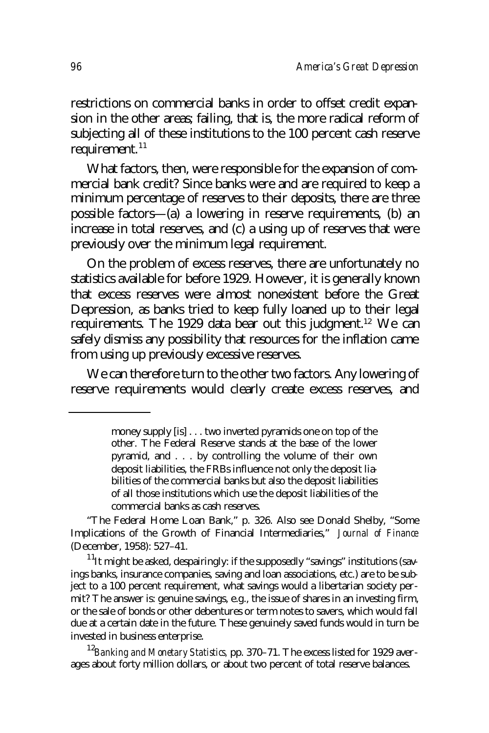restrictions on commercial banks in order to offset credit expansion in the other areas; failing, that is, the more radical reform of subjecting all of these institutions to the 100 percent cash reserve requirement.[11]

What factors, then, were responsible for the expansion of commercial bank credit? Since banks were and are required to keep a minimum percentage of reserves to their deposits, there are three possible factors—(a) a lowering in reserve requirements, (b) an increase in total reserves, and (c) a using up of reserves that were previously over the minimum legal requirement.

On the problem of excess reserves, there are unfortunately no statistics available for before 1929. However, it is generally known that excess reserves were almost nonexistent before the Great Depression, as banks tried to keep fully loaned up to their legal requirements. The 1929 data bear out this judgment.[12] We can safely dismiss any possibility that resources for the inflation came from using up previously excessive reserves.

We can therefore turn to the other two factors. Any lowering of reserve requirements would clearly create excess reserves, and

---

> money supply [is] . . . two inverted pyramids one on top of the other. The Federal Reserve stands at the base of the lower pyramid, and . . . by controlling the volume of their own deposit liabilities, the FRBs influence not only the deposit liabilities of the commercial banks but also the deposit liabilities of all those institutions which use the deposit liabilities of the commercial banks as cash reserves.

"The Federal Home Loan Bank," p. 326. Also see Donald Shelby, "Some Implications of the Growth of Financial Intermediaries," *Journal of Finance* (December, 1958): 527–41.

[11]It might be asked, despairingly: if the supposedly "savings" institutions (savings banks, insurance companies, saving and loan associations, etc.) are to be subject to a 100 percent requirement, what savings would a libertarian society permit? The answer is: genuine savings, e.g., the issue of shares in an investing firm, or the sale of bonds or other debentures or term notes to savers, which would fall due at a certain date in the future. These genuinely saved funds would in turn be invested in business enterprise.

[12]*Banking and Monetary Statistics,* pp. 370–71. The excess listed for 1929 averages about forty million dollars, or about two percent of total reserve balances.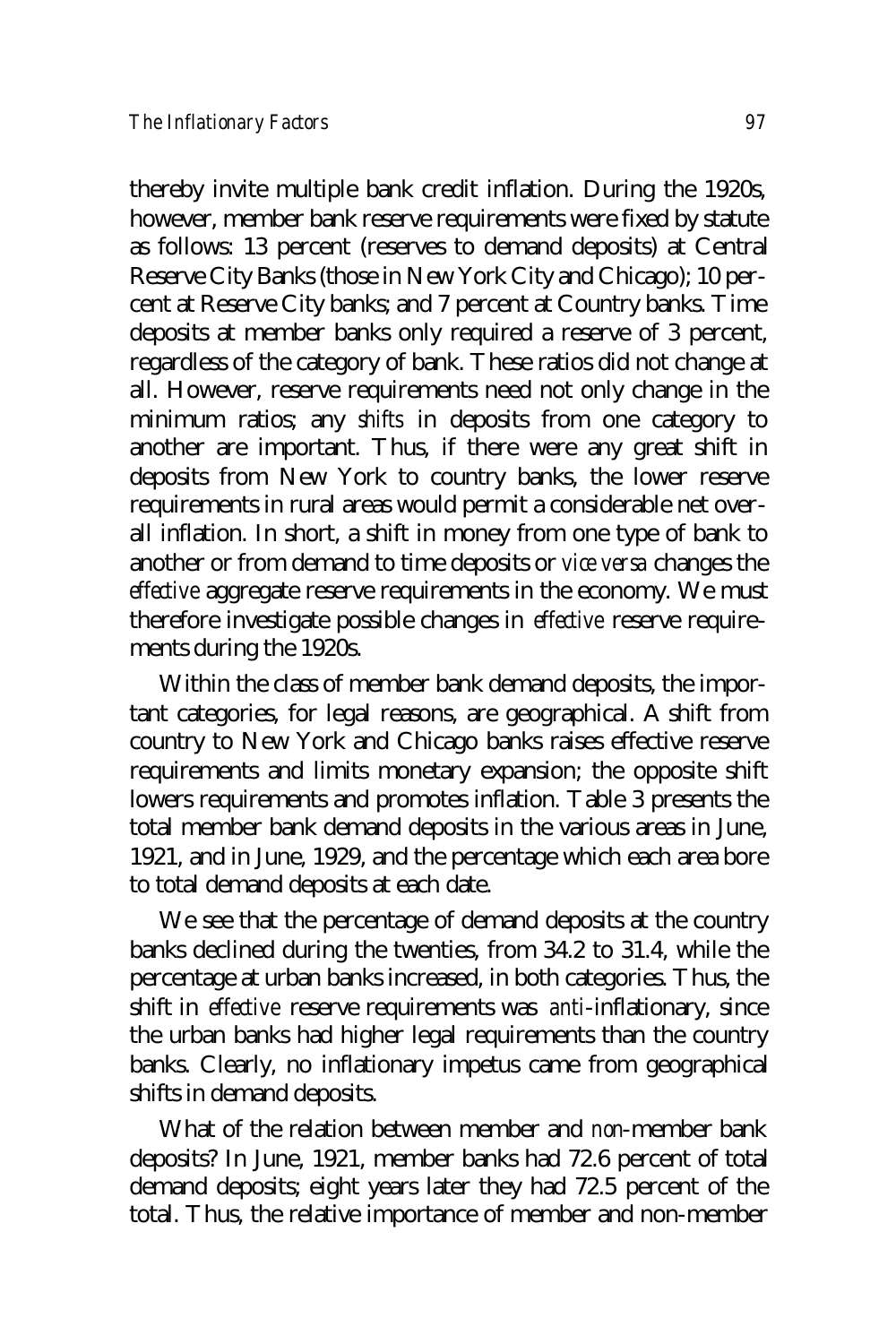thereby invite multiple bank credit inflation. During the 1920s, however, member bank reserve requirements were fixed by statute as follows: 13 percent (reserves to demand deposits) at Central Reserve City Banks (those in New York City and Chicago); 10 percent at Reserve City banks; and 7 percent at Country banks. Time deposits at member banks only required a reserve of 3 percent, regardless of the category of bank. These ratios did not change at all. However, reserve requirements need not only change in the minimum ratios; any *shifts* in deposits from one category to another are important. Thus, if there were any great shift in deposits from New York to country banks, the lower reserve requirements in rural areas would permit a considerable net overall inflation. In short, a shift in money from one type of bank to another or from demand to time deposits or *vice versa* changes the *effective* aggregate reserve requirements in the economy. We must therefore investigate possible changes in *effective* reserve requirements during the 1920s.

Within the class of member bank demand deposits, the important categories, for legal reasons, are geographical. A shift from country to New York and Chicago banks raises effective reserve requirements and limits monetary expansion; the opposite shift lowers requirements and promotes inflation. Table 3 presents the total member bank demand deposits in the various areas in June, 1921, and in June, 1929, and the percentage which each area bore to total demand deposits at each date.

We see that the percentage of demand deposits at the country banks declined during the twenties, from 34.2 to 31.4, while the percentage at urban banks increased, in both categories. Thus, the shift in *effective* reserve requirements was *anti*-inflationary, since the urban banks had higher legal requirements than the country banks. Clearly, no inflationary impetus came from geographical shifts in demand deposits.

What of the relation between member and *non*-member bank deposits? In June, 1921, member banks had 72.6 percent of total demand deposits; eight years later they had 72.5 percent of the total. Thus, the relative importance of member and non-member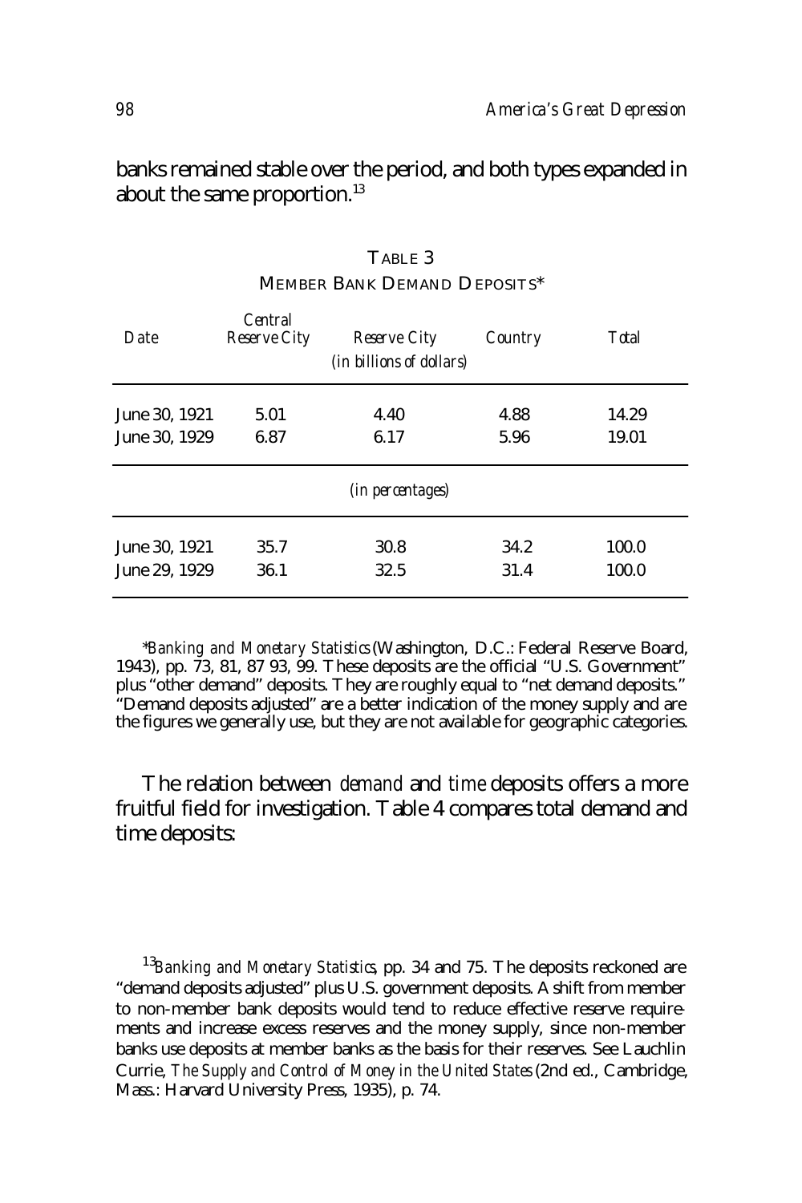banks remained stable over the period, and both types expanded in about the same proportion.[13]

TABLE 3
MEMBER BANK DEMAND DEPOSITS*

| *Date* | *Central Reserve City* | *Reserve City* | *Country* | *Total* |
|---|---|---|---|---|
| | | *(in billions of dollars)* | | |
| June 30, 1921 | 5.01 | 4.40 | 4.88 | 14.29 |
| June 30, 1929 | 6.87 | 6.17 | 5.96 | 19.01 |
| | | *(in percentages)* | | |
| June 30, 1921 | 35.7 | 30.8 | 34.2 | 100.0 |
| June 29, 1929 | 36.1 | 32.5 | 31.4 | 100.0 |

**Banking and Monetary Statistics* (Washington, D.C.: Federal Reserve Board, 1943), pp. 73, 81, 87 93, 99. These deposits are the official "U.S. Government" plus "other demand" deposits. They are roughly equal to "net demand deposits." "Demand deposits adjusted" are a better indication of the money supply and are the figures we generally use, but they are not available for geographic categories.

The relation between *demand* and *time* deposits offers a more fruitful field for investigation. Table 4 compares total demand and time deposits:

[13]*Banking and Monetary Statistics*, pp. 34 and 75. The deposits reckoned are "demand deposits adjusted" plus U.S. government deposits. A shift from member to non-member bank deposits would tend to reduce effective reserve requirements and increase excess reserves and the money supply, since non-member banks use deposits at member banks as the basis for their reserves. See Lauchlin Currie, *The Supply and Control of Money in the United States* (2nd ed., Cambridge, Mass.: Harvard University Press, 1935), p. 74.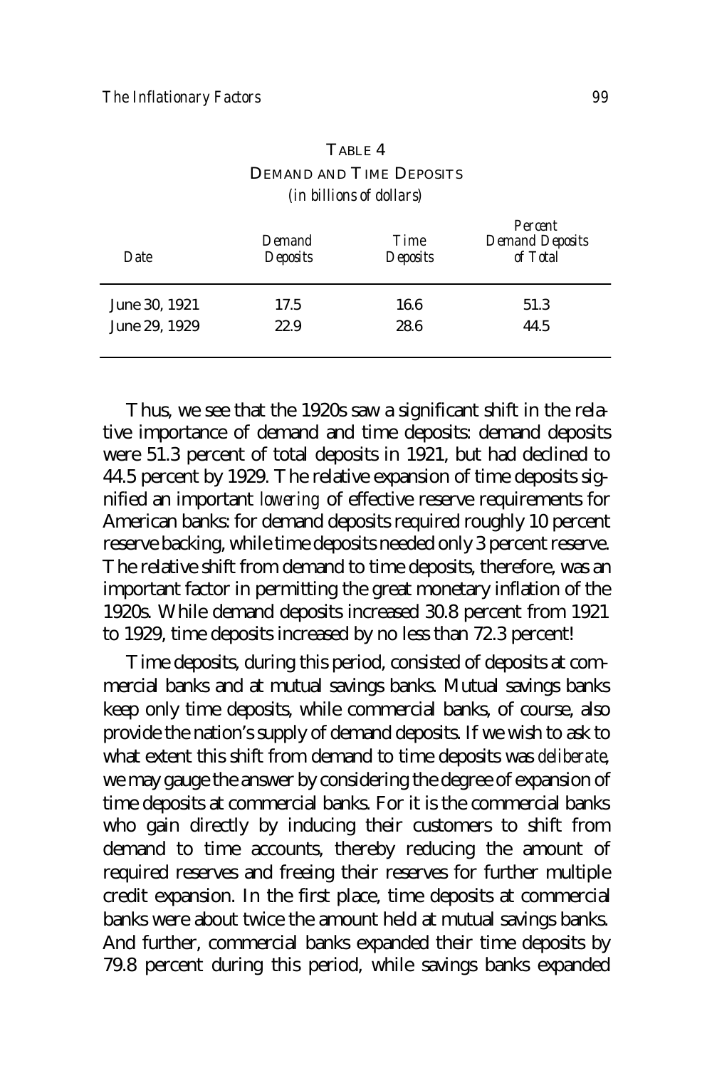TABLE 4
DEMAND AND TIME DEPOSITS
*(in billions of dollars)*

| *Date* | *Demand Deposits* | *Time Deposits* | *Percent Demand Deposits of Total* |
|---|---|---|---|
| June 30, 1921 | 17.5 | 16.6 | 51.3 |
| June 29, 1929 | 22.9 | 28.6 | 44.5 |

Thus, we see that the 1920s saw a significant shift in the relative importance of demand and time deposits: demand deposits were 51.3 percent of total deposits in 1921, but had declined to 44.5 percent by 1929. The relative expansion of time deposits signified an important *lowering* of effective reserve requirements for American banks: for demand deposits required roughly 10 percent reserve backing, while time deposits needed only 3 percent reserve. The relative shift from demand to time deposits, therefore, was an important factor in permitting the great monetary inflation of the 1920s. While demand deposits increased 30.8 percent from 1921 to 1929, time deposits increased by no less than 72.3 percent!

Time deposits, during this period, consisted of deposits at commercial banks and at mutual savings banks. Mutual savings banks keep only time deposits, while commercial banks, of course, also provide the nation's supply of demand deposits. If we wish to ask to what extent this shift from demand to time deposits was *deliberate*, we may gauge the answer by considering the degree of expansion of time deposits at commercial banks. For it is the commercial banks who gain directly by inducing their customers to shift from demand to time accounts, thereby reducing the amount of required reserves and freeing their reserves for further multiple credit expansion. In the first place, time deposits at commercial banks were about twice the amount held at mutual savings banks. And further, commercial banks expanded their time deposits by 79.8 percent during this period, while savings banks expanded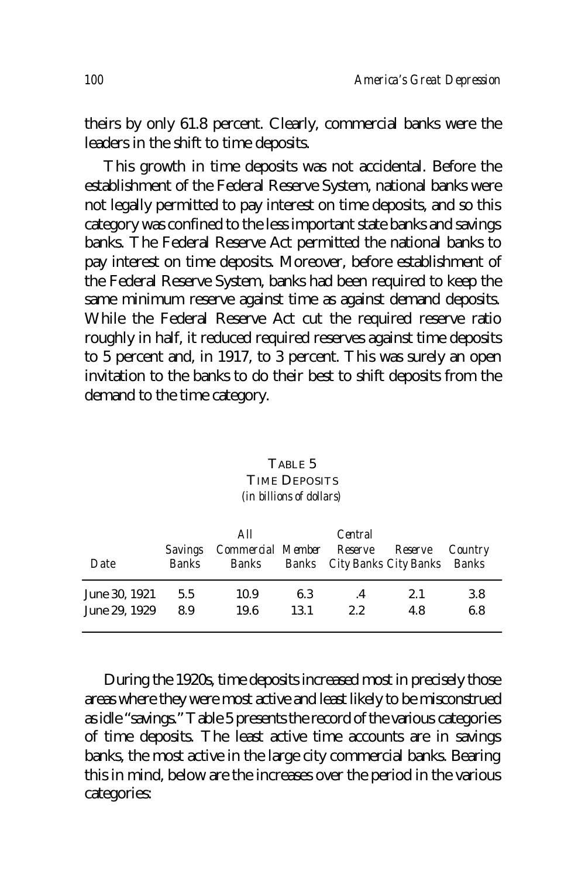theirs by only 61.8 percent. Clearly, commercial banks were the leaders in the shift to time deposits.

This growth in time deposits was not accidental. Before the establishment of the Federal Reserve System, national banks were not legally permitted to pay interest on time deposits, and so this category was confined to the less important state banks and savings banks. The Federal Reserve Act permitted the national banks to pay interest on time deposits. Moreover, before establishment of the Federal Reserve System, banks had been required to keep the same minimum reserve against time as against demand deposits. While the Federal Reserve Act cut the required reserve ratio roughly in half, it reduced required reserves against time deposits to 5 percent and, in 1917, to 3 percent. This was surely an open invitation to the banks to do their best to shift deposits from the demand to the time category.

TABLE 5
TIME DEPOSITS
*(in billions of dollars)*

| *Date* | *Savings Banks* | *All Commercial Banks* | *Member Banks* | *Central Reserve City Banks* | *Reserve City Banks* | *Country Banks* |
|---|---|---|---|---|---|---|
| June 30, 1921 | 5.5 | 10.9 | 6.3 | .4 | 2.1 | 3.8 |
| June 29, 1929 | 8.9 | 19.6 | 13.1 | 2.2 | 4.8 | 6.8 |

During the 1920s, time deposits increased most in precisely those areas where they were most active and least likely to be misconstrued as idle "savings." Table 5 presents the record of the various categories of time deposits. The least active time accounts are in savings banks, the most active in the large city commercial banks. Bearing this in mind, below are the increases over the period in the various categories: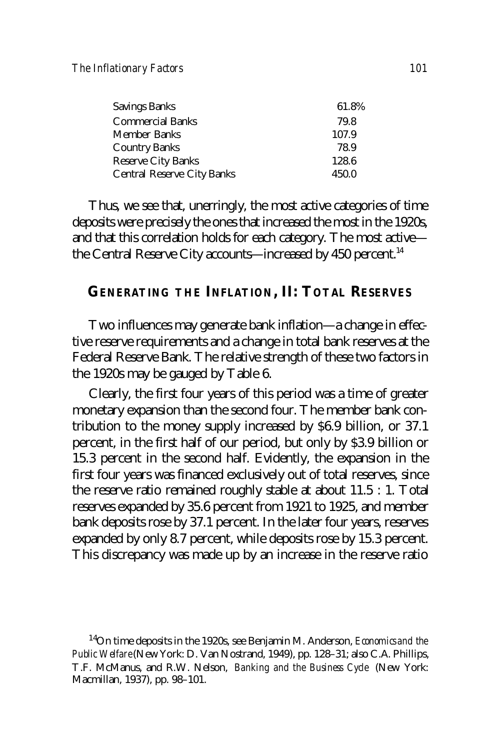| | |
|---|---|
| Savings Banks | 61.8% |
| Commercial Banks | 79.8 |
| Member Banks | 107.9 |
| Country Banks | 78.9 |
| Reserve City Banks | 128.6 |
| Central Reserve City Banks | 450.0 |

Thus, we see that, unerringly, the most active categories of time deposits were precisely the ones that increased the most in the 1920s, and that this correlation holds for each category. The most active—the Central Reserve City accounts—increased by 450 percent.[14]

## GENERATING THE INFLATION, II: TOTAL RESERVES

Two influences may generate bank inflation—a change in effective reserve requirements and a change in total bank reserves at the Federal Reserve Bank. The relative strength of these two factors in the 1920s may be gauged by Table 6.

Clearly, the first four years of this period was a time of greater monetary expansion than the second four. The member bank contribution to the money supply increased by $6.9 billion, or 37.1 percent, in the first half of our period, but only by $3.9 billion or 15.3 percent in the second half. Evidently, the expansion in the first four years was financed exclusively out of total reserves, since the reserve ratio remained roughly stable at about 11.5 : 1. Total reserves expanded by 35.6 percent from 1921 to 1925, and member bank deposits rose by 37.1 percent. In the later four years, reserves expanded by only 8.7 percent, while deposits rose by 15.3 percent. This discrepancy was made up by an increase in the reserve ratio

[14]On time deposits in the 1920s, see Benjamin M. Anderson, *Economics and the Public Welfare* (New York: D. Van Nostrand, 1949), pp. 128–31; also C.A. Phillips, T.F. McManus, and R.W. Nelson, *Banking and the Business Cycle* (New York: Macmillan, 1937), pp. 98–101.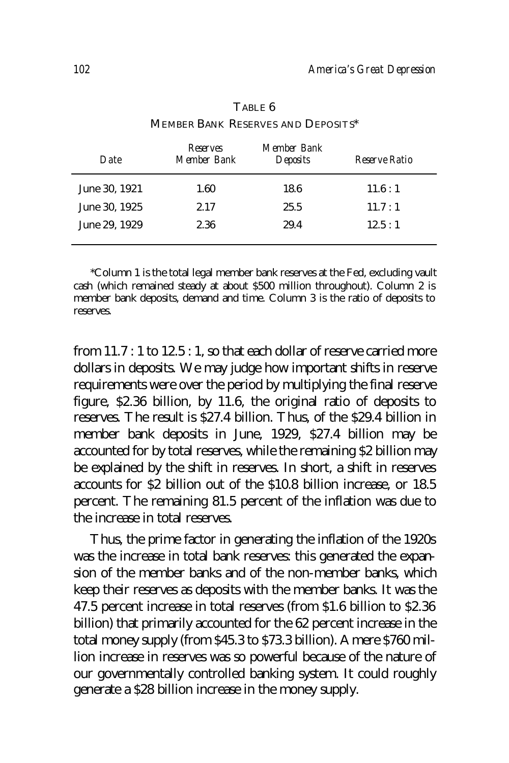TABLE 6
MEMBER BANK RESERVES AND DEPOSITS*

| *Date* | *Reserves Member Bank* | *Member Bank Deposits* | *Reserve Ratio* |
|---|---|---|---|
| June 30, 1921 | 1.60 | 18.6 | 11.6 : 1 |
| June 30, 1925 | 2.17 | 25.5 | 11.7 : 1 |
| June 29, 1929 | 2.36 | 29.4 | 12.5 : 1 |

*Column 1 is the total legal member bank reserves at the Fed, excluding vault cash (which remained steady at about $500 million throughout). Column 2 is member bank deposits, demand and time. Column 3 is the ratio of deposits to reserves.

from 11.7 : 1 to 12.5 : 1, so that each dollar of reserve carried more dollars in deposits. We may judge how important shifts in reserve requirements were over the period by multiplying the final reserve figure, $2.36 billion, by 11.6, the original ratio of deposits to reserves. The result is $27.4 billion. Thus, of the $29.4 billion in member bank deposits in June, 1929, $27.4 billion may be accounted for by total reserves, while the remaining $2 billion may be explained by the shift in reserves. In short, a shift in reserves accounts for $2 billion out of the $10.8 billion increase, or 18.5 percent. The remaining 81.5 percent of the inflation was due to the increase in total reserves.

Thus, the prime factor in generating the inflation of the 1920s was the increase in total bank reserves: this generated the expansion of the member banks and of the non-member banks, which keep their reserves as deposits with the member banks. It was the 47.5 percent increase in total reserves (from $1.6 billion to $2.36 billion) that primarily accounted for the 62 percent increase in the total money supply (from $45.3 to $73.3 billion). A mere $760 million increase in reserves was so powerful because of the nature of our governmentally controlled banking system. It could roughly generate a $28 billion increase in the money supply.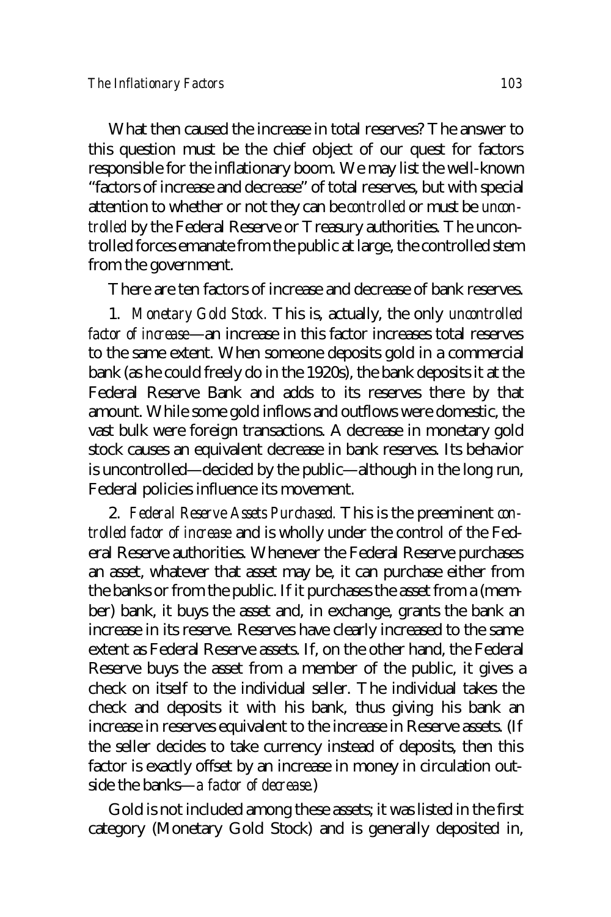What then caused the increase in total reserves? The answer to this question must be the chief object of our quest for factors responsible for the inflationary boom. We may list the well-known "factors of increase and decrease" of total reserves, but with special attention to whether or not they can be *controlled* or must be *uncontrolled* by the Federal Reserve or Treasury authorities. The uncontrolled forces emanate from the public at large, the controlled stem from the government.

There are ten factors of increase and decrease of bank reserves.

1. *Monetary Gold Stock.* This is, actually, the only *uncontrolled factor of increase*—an increase in this factor increases total reserves to the same extent. When someone deposits gold in a commercial bank (as he could freely do in the 1920s), the bank deposits it at the Federal Reserve Bank and adds to its reserves there by that amount. While some gold inflows and outflows were domestic, the vast bulk were foreign transactions. A decrease in monetary gold stock causes an equivalent decrease in bank reserves. Its behavior is uncontrolled—decided by the public—although in the long run, Federal policies influence its movement.

2. *Federal Reserve Assets Purchased.* This is the preeminent *controlled factor of increase* and is wholly under the control of the Federal Reserve authorities. Whenever the Federal Reserve purchases an asset, whatever that asset may be, it can purchase either from the banks or from the public. If it purchases the asset from a (member) bank, it buys the asset and, in exchange, grants the bank an increase in its reserve. Reserves have clearly increased to the same extent as Federal Reserve assets. If, on the other hand, the Federal Reserve buys the asset from a member of the public, it gives a check on itself to the individual seller. The individual takes the check and deposits it with his bank, thus giving his bank an increase in reserves equivalent to the increase in Reserve assets. (If the seller decides to take currency instead of deposits, then this factor is exactly offset by an increase in money in circulation outside the banks—*a factor of decrease.*)

Gold is not included among these assets; it was listed in the first category (Monetary Gold Stock) and is generally deposited in,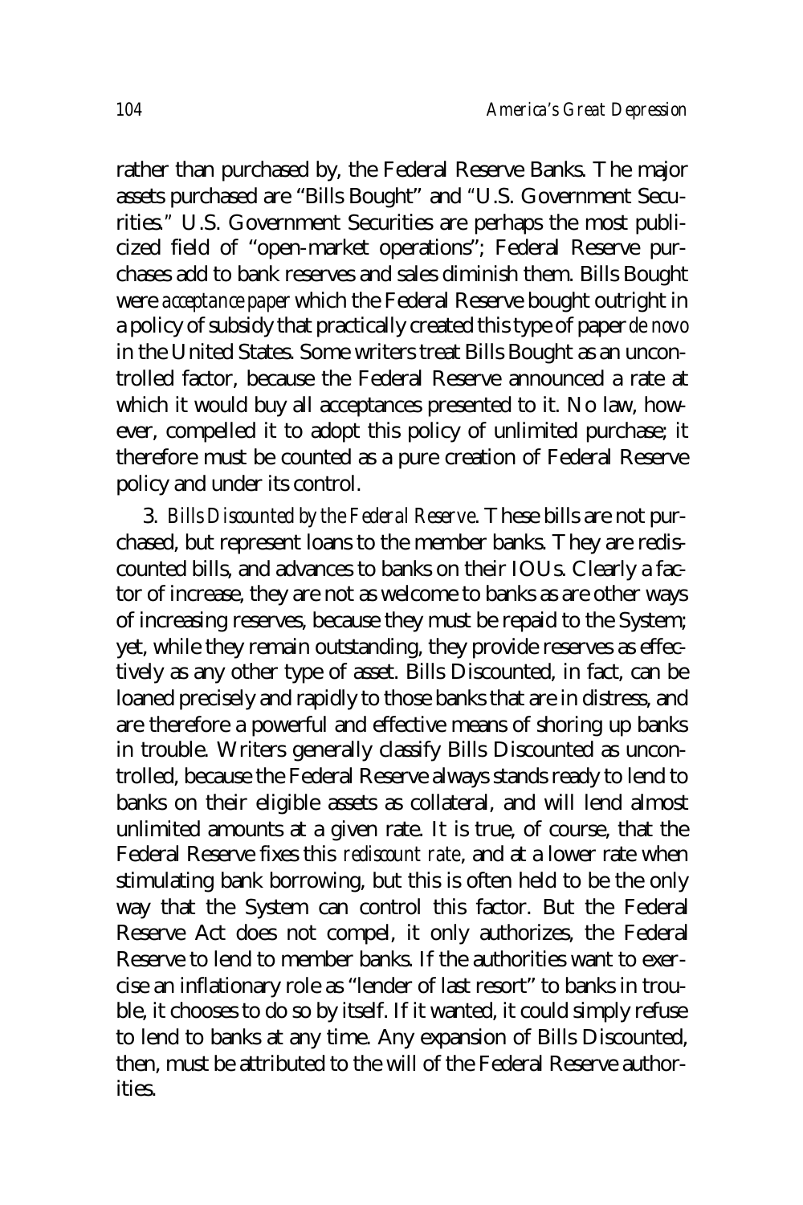rather than purchased by, the Federal Reserve Banks. The major assets purchased are "Bills Bought" and "U.S. Government Securities." U.S. Government Securities are perhaps the most publicized field of "open-market operations"; Federal Reserve purchases add to bank reserves and sales diminish them. Bills Bought were *acceptance paper* which the Federal Reserve bought outright in a policy of subsidy that practically created this type of paper *de novo* in the United States. Some writers treat Bills Bought as an uncontrolled factor, because the Federal Reserve announced a rate at which it would buy all acceptances presented to it. No law, however, compelled it to adopt this policy of unlimited purchase; it therefore must be counted as a pure creation of Federal Reserve policy and under its control.

3. *Bills Discounted by the Federal Reserve*. These bills are not purchased, but represent loans to the member banks. They are rediscounted bills, and advances to banks on their IOUs. Clearly a factor of increase, they are not as welcome to banks as are other ways of increasing reserves, because they must be repaid to the System; yet, while they remain outstanding, they provide reserves as effectively as any other type of asset. Bills Discounted, in fact, can be loaned precisely and rapidly to those banks that are in distress, and are therefore a powerful and effective means of shoring up banks in trouble. Writers generally classify Bills Discounted as uncontrolled, because the Federal Reserve always stands ready to lend to banks on their eligible assets as collateral, and will lend almost unlimited amounts at a given rate. It is true, of course, that the Federal Reserve fixes this *rediscount rate*, and at a lower rate when stimulating bank borrowing, but this is often held to be the only way that the System can control this factor. But the Federal Reserve Act does not compel, it only authorizes, the Federal Reserve to lend to member banks. If the authorities want to exercise an inflationary role as "lender of last resort" to banks in trouble, it chooses to do so by itself. If it wanted, it could simply refuse to lend to banks at any time. Any expansion of Bills Discounted, then, must be attributed to the will of the Federal Reserve authorities.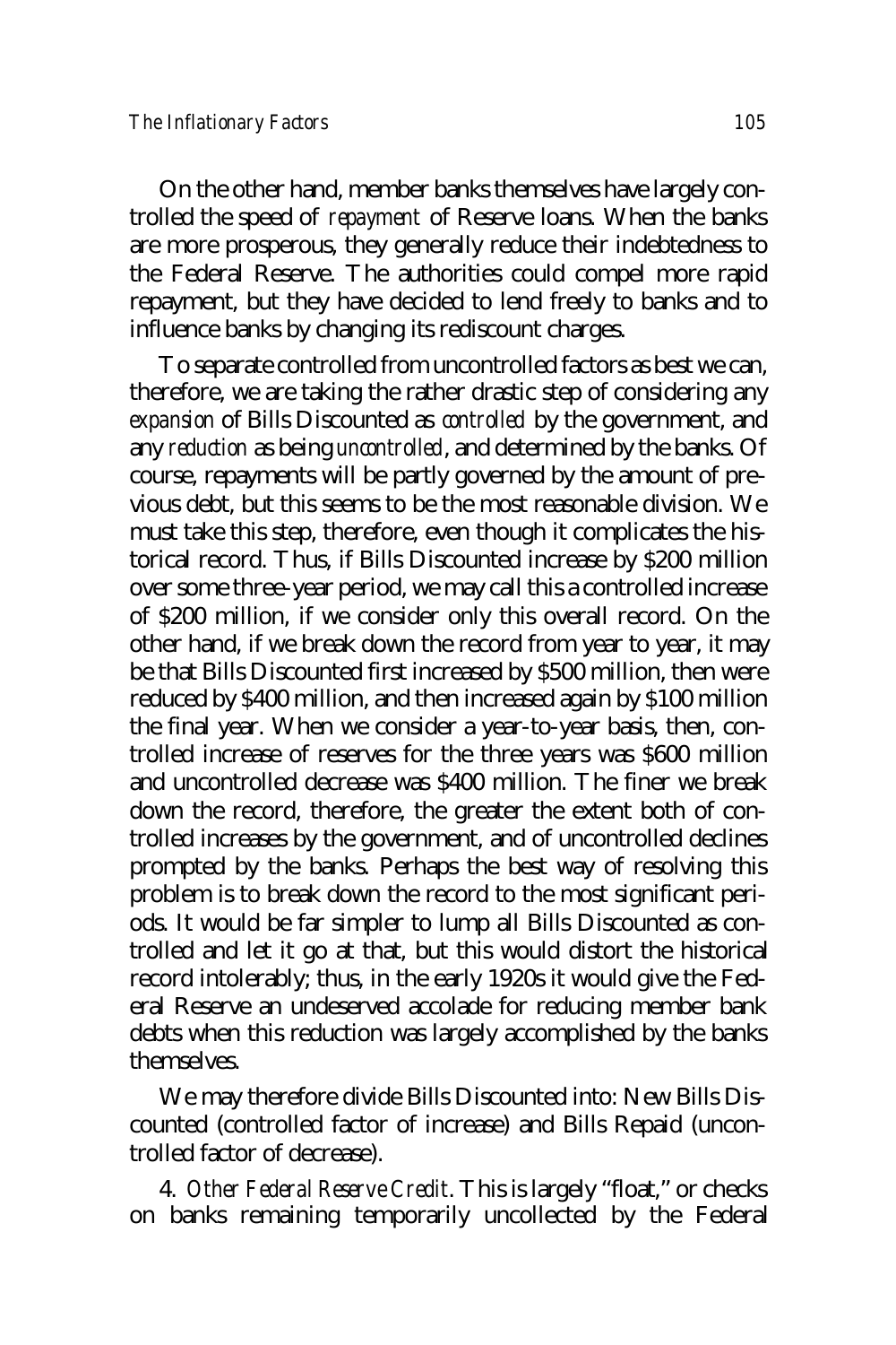On the other hand, member banks themselves have largely controlled the speed of *repayment* of Reserve loans. When the banks are more prosperous, they generally reduce their indebtedness to the Federal Reserve. The authorities could compel more rapid repayment, but they have decided to lend freely to banks and to influence banks by changing its rediscount charges.

To separate controlled from uncontrolled factors as best we can, therefore, we are taking the rather drastic step of considering any *expansion* of Bills Discounted as *controlled* by the government, and any *reduction* as being *uncontrolled*, and determined by the banks. Of course, repayments will be partly governed by the amount of previous debt, but this seems to be the most reasonable division. We must take this step, therefore, even though it complicates the historical record. Thus, if Bills Discounted increase by $200 million over some three-year period, we may call this a controlled increase of $200 million, if we consider only this overall record. On the other hand, if we break down the record from year to year, it may be that Bills Discounted first increased by $500 million, then were reduced by $400 million, and then increased again by $100 million the final year. When we consider a year-to-year basis, then, controlled increase of reserves for the three years was $600 million and uncontrolled decrease was $400 million. The finer we break down the record, therefore, the greater the extent both of controlled increases by the government, and of uncontrolled declines prompted by the banks. Perhaps the best way of resolving this problem is to break down the record to the most significant periods. It would be far simpler to lump all Bills Discounted as controlled and let it go at that, but this would distort the historical record intolerably; thus, in the early 1920s it would give the Federal Reserve an undeserved accolade for reducing member bank debts when this reduction was largely accomplished by the banks themselves.

We may therefore divide Bills Discounted into: New Bills Discounted (controlled factor of increase) and Bills Repaid (uncontrolled factor of decrease).

4. *Other Federal Reserve Credit*. This is largely "float," or checks on banks remaining temporarily uncollected by the Federal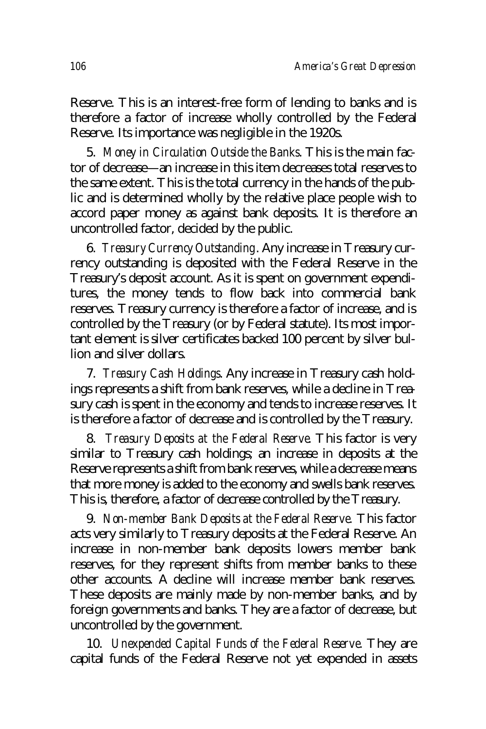Reserve. This is an interest-free form of lending to banks and is therefore a factor of increase wholly controlled by the Federal Reserve. Its importance was negligible in the 1920s.

5. *Money in Circulation Outside the Banks*. This is the main factor of decrease—an increase in this item decreases total reserves to the same extent. This is the total currency in the hands of the public and is determined wholly by the relative place people wish to accord paper money as against bank deposits. It is therefore an uncontrolled factor, decided by the public.

6. *Treasury Currency Outstanding*. Any increase in Treasury currency outstanding is deposited with the Federal Reserve in the Treasury's deposit account. As it is spent on government expenditures, the money tends to flow back into commercial bank reserves. Treasury currency is therefore a factor of increase, and is controlled by the Treasury (or by Federal statute). Its most important element is silver certificates backed 100 percent by silver bullion and silver dollars.

7. *Treasury Cash Holdings*. Any increase in Treasury cash holdings represents a shift from bank reserves, while a decline in Treasury cash is spent in the economy and tends to increase reserves. It is therefore a factor of decrease and is controlled by the Treasury.

8. *Treasury Deposits at the Federal Reserve*. This factor is very similar to Treasury cash holdings; an increase in deposits at the Reserve represents a shift from bank reserves, while a decrease means that more money is added to the economy and swells bank reserves. This is, therefore, a factor of decrease controlled by the Treasury.

9. *Non-member Bank Deposits at the Federal Reserve*. This factor acts very similarly to Treasury deposits at the Federal Reserve. An increase in non-member bank deposits lowers member bank reserves, for they represent shifts from member banks to these other accounts. A decline will increase member bank reserves. These deposits are mainly made by non-member banks, and by foreign governments and banks. They are a factor of decrease, but uncontrolled by the government.

10. *Unexpended Capital Funds of the Federal Reserve*. They are capital funds of the Federal Reserve not yet expended in assets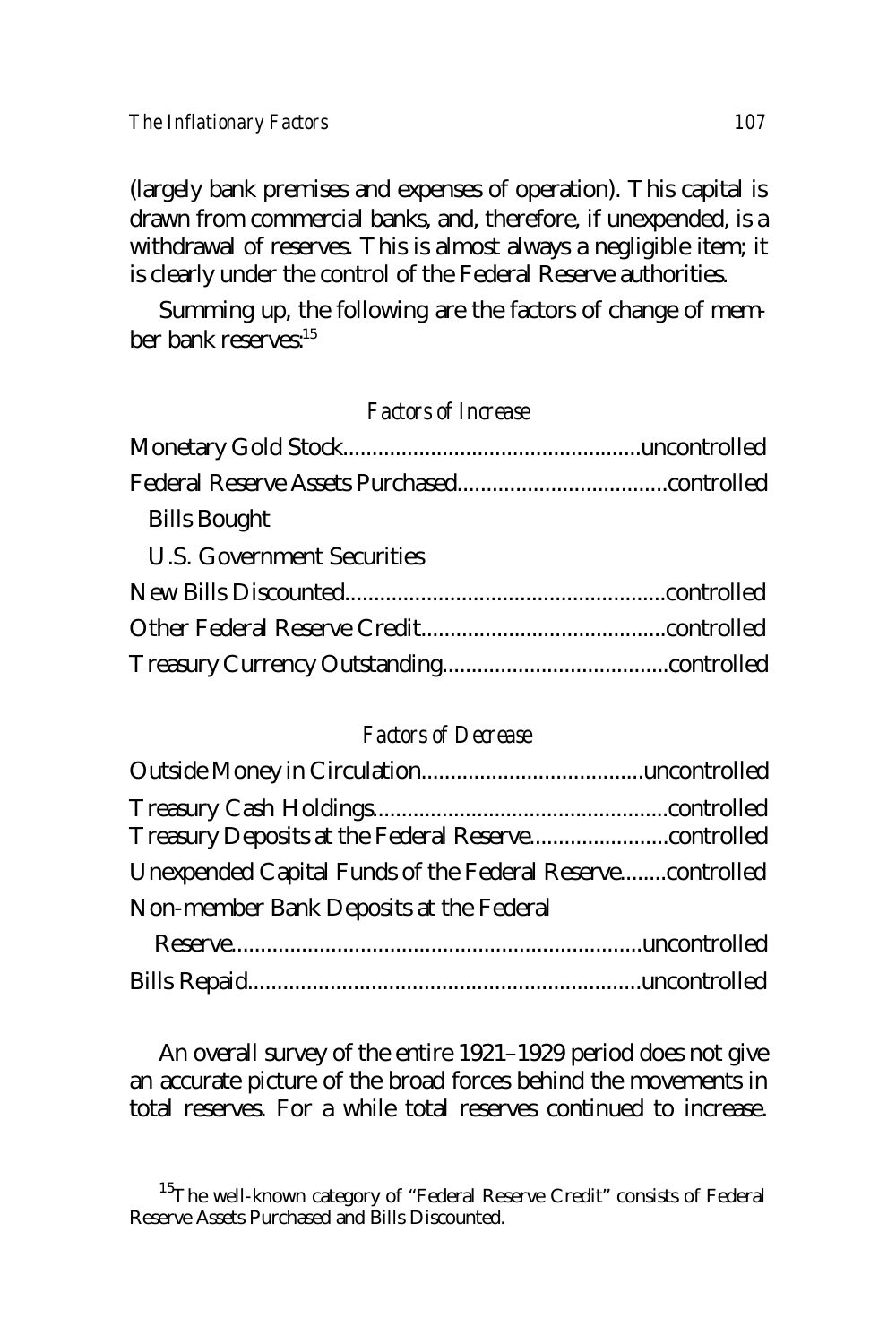(largely bank premises and expenses of operation). This capital is drawn from commercial banks, and, therefore, if unexpended, is a withdrawal of reserves. This is almost always a negligible item; it is clearly under the control of the Federal Reserve authorities.

Summing up, the following are the factors of change of member bank reserves:[15]

*Factors of Increase*

Monetary Gold Stock..................................................uncontrolled
Federal Reserve Assets Purchased...................................controlled
  Bills Bought
  U.S. Government Securities
New Bills Discounted......................................................controlled
Other Federal Reserve Credit.........................................controlled
Treasury Currency Outstanding......................................controlled

*Factors of Decrease*

Outside Money in Circulation.....................................uncontrolled
Treasury Cash Holdings.................................................controlled
Treasury Deposits at the Federal Reserve.......................controlled
Unexpended Capital Funds of the Federal Reserve........controlled
Non-member Bank Deposits at the Federal
  Reserve....................................................................uncontrolled
Bills Repaid.................................................................uncontrolled

An overall survey of the entire 1921–1929 period does not give an accurate picture of the broad forces behind the movements in total reserves. For a while total reserves continued to increase.

[15]The well-known category of "Federal Reserve Credit" consists of Federal Reserve Assets Purchased and Bills Discounted.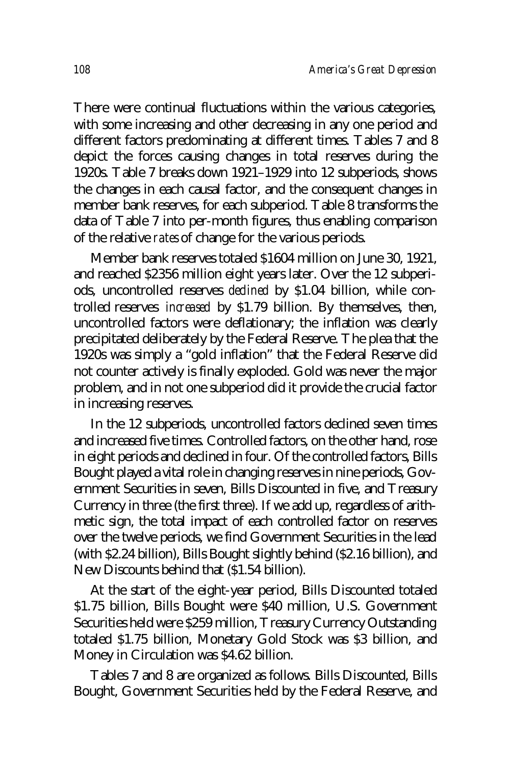There were continual fluctuations within the various categories, with some increasing and other decreasing in any one period and different factors predominating at different times. Tables 7 and 8 depict the forces causing changes in total reserves during the 1920s. Table 7 breaks down 1921–1929 into 12 subperiods, shows the changes in each causal factor, and the consequent changes in member bank reserves, for each subperiod. Table 8 transforms the data of Table 7 into per-month figures, thus enabling comparison of the relative *rates* of change for the various periods.

Member bank reserves totaled $1604 million on June 30, 1921, and reached $2356 million eight years later. Over the 12 subperiods, uncontrolled reserves *declined* by $1.04 billion, while controlled reserves *increased* by $1.79 billion. By themselves, then, uncontrolled factors were deflationary; the inflation was clearly precipitated deliberately by the Federal Reserve. The plea that the 1920s was simply a "gold inflation" that the Federal Reserve did not counter actively is finally exploded. Gold was never the major problem, and in not one subperiod did it provide the crucial factor in increasing reserves.

In the 12 subperiods, uncontrolled factors declined seven times and increased five times. Controlled factors, on the other hand, rose in eight periods and declined in four. Of the controlled factors, Bills Bought played a vital role in changing reserves in nine periods, Government Securities in seven, Bills Discounted in five, and Treasury Currency in three (the first three). If we add up, regardless of arithmetic sign, the total impact of each controlled factor on reserves over the twelve periods, we find Government Securities in the lead (with $2.24 billion), Bills Bought slightly behind ($2.16 billion), and New Discounts behind that ($1.54 billion).

At the start of the eight-year period, Bills Discounted totaled $1.75 billion, Bills Bought were $40 million, U.S. Government Securities held were $259 million, Treasury Currency Outstanding totaled $1.75 billion, Monetary Gold Stock was $3 billion, and Money in Circulation was $4.62 billion.

Tables 7 and 8 are organized as follows. Bills Discounted, Bills Bought, Government Securities held by the Federal Reserve, and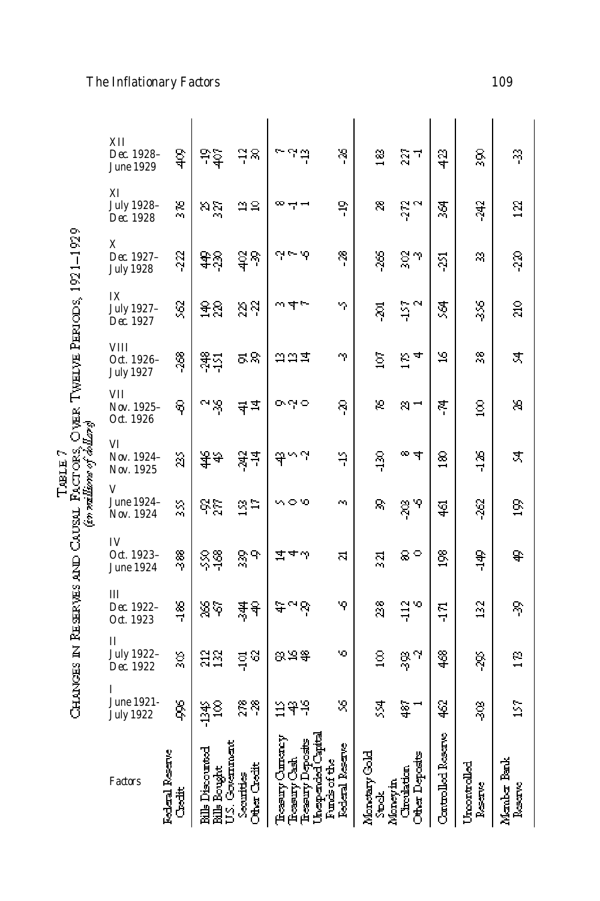**Table 7**

**Changes in Reserves and Causal Factors, Over Twelve Periods, 1921–1929**

*(in millions of dollars)*

| Factors | I June 1921–July 1922 | II July 1922–Dec. 1922 | III Dec. 1922–Oct. 1923 | IV Oct. 1923–June 1924 | V June 1924–Nov. 1924 | VI Nov. 1924–Nov. 1925 | VII Nov. 1925–Oct. 1926 | VIII Oct. 1926–July 1927 | IX July 1927–Dec. 1927 | X Dec. 1927–July 1928 | XI July 1928–Dec. 1928 | XII Dec. 1928–June 1929 |
|---|---|---|---|---|---|---|---|---|---|---|---|---|
| Federal Reserve Credit | -996 | 305 | -186 | -388 | 355 | 235 | -60 | -268 | 562 | -222 | 376 | 409 |
| Bills Discounted | -1245 | 212 | 266 | -550 | -92 | 446 | 2 | -248 | 140 | 449 | 25 | -19 |
| Bills Bought | 100 | 132 | -67 | -168 | 277 | 45 | -36 | -151 | 220 | -230 | 327 | 407 |
| U.S. Government Securities | 278 | -101 | -344 | 339 | 153 | -242 | 41 | 91 | 225 | -402 | 13 | -12 |
| Other Credit | -28 | 62 | -40 | -9 | 17 | -14 | 14 | 39 | -22 | -39 | 10 | 30 |
| Treasury Currency | 115 | 83 | 47 | 14 | 5 | 43 | 9 | 13 | 3 | -2 | 8 | 7 |
| Treasury Cash | -43 | 16 | 2 | 4 | 0 | 5 | -2 | 13 | 4 | 7 | -1 | -2 |
| Treasury Deposits | -16 | 48 | -29 | -3 | 6 | -2 | 0 | 14 | 7 | -5 | 1 | -13 |
| Unexpended Capital Funds of the Federal Reserve | 56 | 6 | -6 | 21 | 3 | -15 | -20 | -3 | -5 | -28 | -19 | -26 |
| Monetary Gold Stock | 554 | 100 | 238 | 321 | 39 | -130 | 76 | 107 | -201 | -265 | 28 | 183 |
| Money in Circulation | 487 | -393 | -112 | 80 | -203 | 8 | 23 | 175 | -157 | 302 | -272 | 227 |
| Other Deposits | 1 | -2 | 6 | 0 | -5 | 4 | 1 | 4 | 2 | -3 | 2 | -1 |
| Controlled Reserve | 462 | 468 | -171 | 198 | 461 | 180 | -74 | 16 | 564 | -251 | 364 | 423 |
| Uncontrolled Reserve | -303 | -295 | 132 | -149 | -262 | -126 | 100 | 38 | -356 | 33 | -242 | 390 |
| Member Bank Reserve | 157 | 173 | -39 | 49 | 199 | 54 | 26 | 54 | 210 | -220 | 122 | -33 |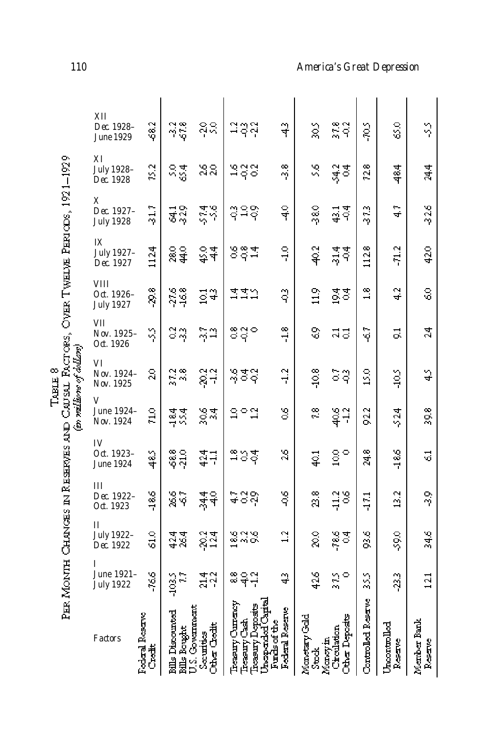TABLE 8
PER MONTH CHANGES IN RESERVES AND CAUSAL FACTORS, OVER TWELVE PERIODS, 1921–1929
*(in millions of dollars)*

| Factors | I June 1921–July 1922 | II July 1922–Dec. 1922 | III Dec. 1922–Oct. 1923 | IV Oct. 1923–June 1924 | V June 1924–Nov. 1924 | VI Nov. 1924–Nov. 1925 | VII Nov. 1925–Oct. 1926 | VIII Oct. 1926–July 1927 | IX July 1927–Dec. 1927 | X Dec. 1927–July 1928 | XI July 1928–Dec. 1928 | XII Dec. 1928–June 1929 |
|---|---|---|---|---|---|---|---|---|---|---|---|---|
| Federal Reserve Credit | -76.6 | 61.0 | -18.6 | -48.5 | 71.0 | 2.0 | -5.5 | -29.8 | 112.4 | -31.7 | 75.2 | -68.2 |
| Bills Discounted | -103.5 | 42.4 | 26.6 | -68.8 | -18.4 | 37.2 | 0.2 | -27.6 | 28.0 | 64.1 | 5.0 | -3.2 |
| Bills Bought | 7.7 | 26.4 | -6.7 | -21.0 | 55.4 | 3.8 | -3.3 | -16.8 | 44.0 | -32.9 | 65.4 | -67.8 |
| U.S. Government Securities | 21.4 | -20.2 | -34.4 | 42.4 | 30.6 | -20.2 | -3.7 | 10.1 | 45.0 | -57.4 | 2.6 | -2.0 |
| Other Credit | -2.2 | 12.4 | -4.0 | -1.1 | 3.4 | -1.2 | 1.3 | 4.3 | -4.4 | -5.6 | 2.0 | 5.0 |
| Treasury Currency | 8.8 | 18.6 | 4.7 | 1.8 | 1.0 | -3.6 | 0.8 | 1.4 | 0.6 | -0.3 | 1.6 | 1.2 |
| Treasury Cash | -4.0 | 3.2 | 0.2 | 0.5 | 0 | 0.4 | -0.2 | 1.4 | -0.8 | 1.0 | -0.2 | -0.3 |
| Treasury Deposits | -1.2 | 9.6 | -2.9 | -0.4 | 1.2 | -0.2 | 0 | 1.5 | 1.4 | -0.9 | 0.2 | -2.2 |
| Unexpended Capital Funds of the Federal Reserve | 4.3 | 1.2 | -0.6 | 2.6 | 0.6 | -1.2 | -1.8 | -0.3 | -1.0 | -4.0 | -3.8 | -4.3 |
| Monetary Gold Stock | 42.6 | 20.0 | 23.8 | 40.1 | 7.8 | -10.8 | 6.9 | 11.9 | -40.2 | -38.0 | 5.6 | 30.5 |
| Money in Circulation | 37.5 | -78.6 | -11.2 | 10.0 | -40.6 | 0.7 | 2.1 | 19.4 | -31.4 | 43.1 | -54.2 | 37.8 |
| Other Deposits | 0 | 0.4 | 0.6 | 0 | -1.2 | -0.3 | 0.1 | 0.4 | -0.4 | -0.4 | 0.4 | -0.2 |
| Controlled Reserve | 35.5 | 93.6 | -17.1 | 24.8 | 92.2 | 15.0 | -6.7 | 1.8 | 112.8 | -37.3 | 72.8 | -70.5 |
| Uncontrolled Reserve | -23.3 | -59.0 | 13.2 | -18.6 | -52.4 | -10.5 | 9.1 | 4.2 | -71.2 | 4.7 | -48.4 | 65.0 |
| Member Bank Reserve | 12.1 | 34.6 | -3.9 | 6.1 | 39.8 | 4.5 | 2.4 | 6.0 | 42.0 | -32.6 | 24.4 | -5.5 |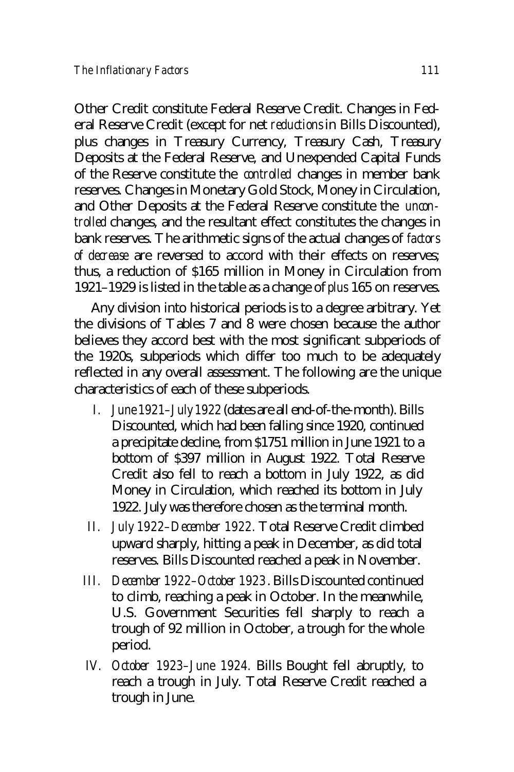Other Credit constitute Federal Reserve Credit. Changes in Federal Reserve Credit (except for net *reductions* in Bills Discounted), plus changes in Treasury Currency, Treasury Cash, Treasury Deposits at the Federal Reserve, and Unexpended Capital Funds of the Reserve constitute the *controlled* changes in member bank reserves. Changes in Monetary Gold Stock, Money in Circulation, and Other Deposits at the Federal Reserve constitute the *uncontrolled* changes, and the resultant effect constitutes the changes in bank reserves. The arithmetic signs of the actual changes of *factors of decrease* are reversed to accord with their effects on reserves; thus, a reduction of $165 million in Money in Circulation from 1921–1929 is listed in the table as a change of *plus* 165 on reserves.

Any division into historical periods is to a degree arbitrary. Yet the divisions of Tables 7 and 8 were chosen because the author believes they accord best with the most significant subperiods of the 1920s, subperiods which differ too much to be adequately reflected in any overall assessment. The following are the unique characteristics of each of these subperiods.

I. *June 1921–July 1922* (dates are all end-of-the-month). Bills Discounted, which had been falling since 1920, continued a precipitate decline, from $1751 million in June 1921 to a bottom of $397 million in August 1922. Total Reserve Credit also fell to reach a bottom in July 1922, as did Money in Circulation, which reached its bottom in July 1922. July was therefore chosen as the terminal month.

II. *July 1922–December 1922*. Total Reserve Credit climbed upward sharply, hitting a peak in December, as did total reserves. Bills Discounted reached a peak in November.

III. *December 1922–October 1923*. Bills Discounted continued to climb, reaching a peak in October. In the meanwhile, U.S. Government Securities fell sharply to reach a trough of 92 million in October, a trough for the whole period.

IV. *October 1923–June 1924*. Bills Bought fell abruptly, to reach a trough in July. Total Reserve Credit reached a trough in June.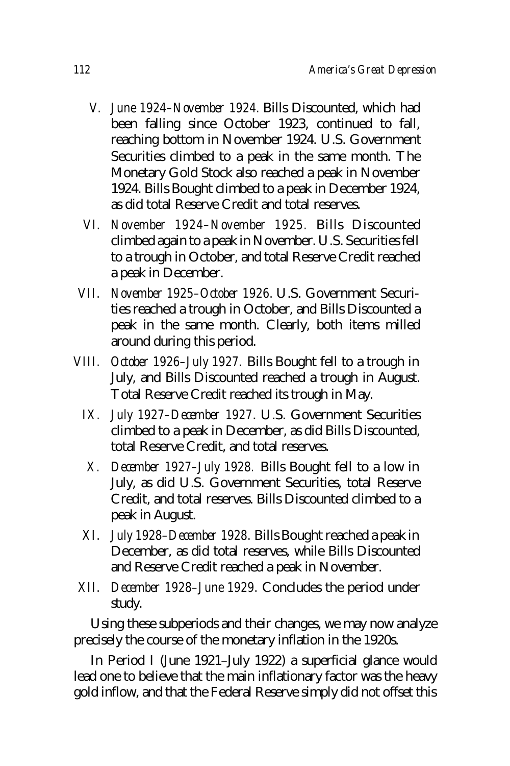V. *June 1924–November 1924.* Bills Discounted, which had been falling since October 1923, continued to fall, reaching bottom in November 1924. U.S. Government Securities climbed to a peak in the same month. The Monetary Gold Stock also reached a peak in November 1924. Bills Bought climbed to a peak in December 1924, as did total Reserve Credit and total reserves.

VI. *November 1924–November 1925.* Bills Discounted climbed again to a peak in November. U.S. Securities fell to a trough in October, and total Reserve Credit reached a peak in December.

VII. *November 1925–October 1926.* U.S. Government Securities reached a trough in October, and Bills Discounted a peak in the same month. Clearly, both items milled around during this period.

VIII. *October 1926–July 1927.* Bills Bought fell to a trough in July, and Bills Discounted reached a trough in August. Total Reserve Credit reached its trough in May.

IX. *July 1927–December 1927.* U.S. Government Securities climbed to a peak in December, as did Bills Discounted, total Reserve Credit, and total reserves.

X. *December 1927–July 1928.* Bills Bought fell to a low in July, as did U.S. Government Securities, total Reserve Credit, and total reserves. Bills Discounted climbed to a peak in August.

XI. *July 1928–December 1928.* Bills Bought reached a peak in December, as did total reserves, while Bills Discounted and Reserve Credit reached a peak in November.

XII. *December 1928–June 1929.* Concludes the period under study.

Using these subperiods and their changes, we may now analyze precisely the course of the monetary inflation in the 1920s.

In Period I (June 1921–July 1922) a superficial glance would lead one to believe that the main inflationary factor was the heavy gold inflow, and that the Federal Reserve simply did not offset this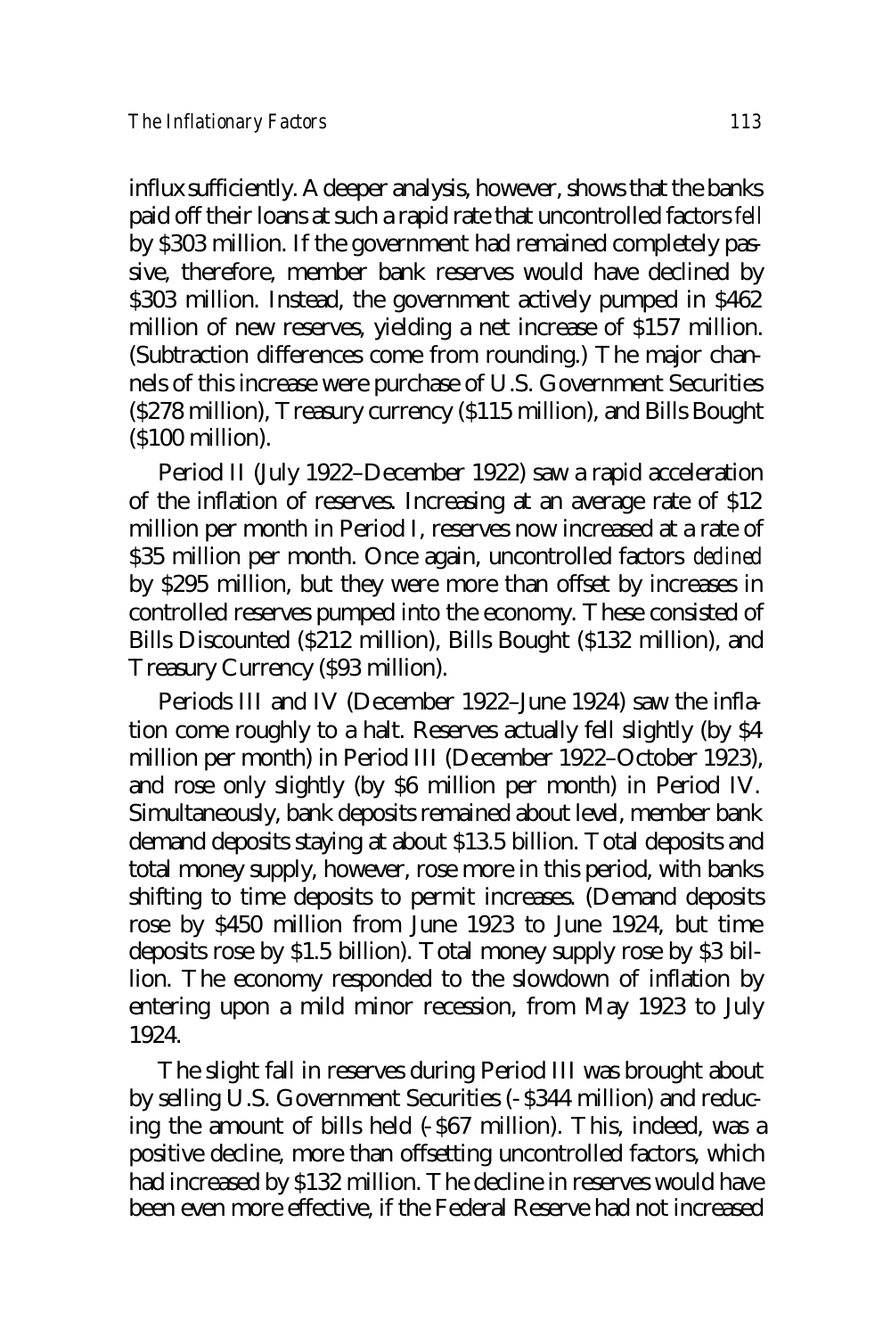influx sufficiently. A deeper analysis, however, shows that the banks paid off their loans at such a rapid rate that uncontrolled factors *fell* by $303 million. If the government had remained completely passive, therefore, member bank reserves would have declined by $303 million. Instead, the government actively pumped in $462 million of new reserves, yielding a net increase of $157 million. (Subtraction differences come from rounding.) The major channels of this increase were purchase of U.S. Government Securities ($278 million), Treasury currency ($115 million), and Bills Bought ($100 million).

Period II (July 1922–December 1922) saw a rapid acceleration of the inflation of reserves. Increasing at an average rate of $12 million per month in Period I, reserves now increased at a rate of $35 million per month. Once again, uncontrolled factors *declined* by $295 million, but they were more than offset by increases in controlled reserves pumped into the economy. These consisted of Bills Discounted ($212 million), Bills Bought ($132 million), and Treasury Currency ($93 million).

Periods III and IV (December 1922–June 1924) saw the inflation come roughly to a halt. Reserves actually fell slightly (by $4 million per month) in Period III (December 1922–October 1923), and rose only slightly (by $6 million per month) in Period IV. Simultaneously, bank deposits remained about level, member bank demand deposits staying at about $13.5 billion. Total deposits and total money supply, however, rose more in this period, with banks shifting to time deposits to permit increases. (Demand deposits rose by $450 million from June 1923 to June 1924, but time deposits rose by $1.5 billion). Total money supply rose by $3 billion. The economy responded to the slowdown of inflation by entering upon a mild minor recession, from May 1923 to July 1924.

The slight fall in reserves during Period III was brought about by selling U.S. Government Securities (-$344 million) and reducing the amount of bills held (-$67 million). This, indeed, was a positive decline, more than offsetting uncontrolled factors, which had increased by $132 million. The decline in reserves would have been even more effective, if the Federal Reserve had not increased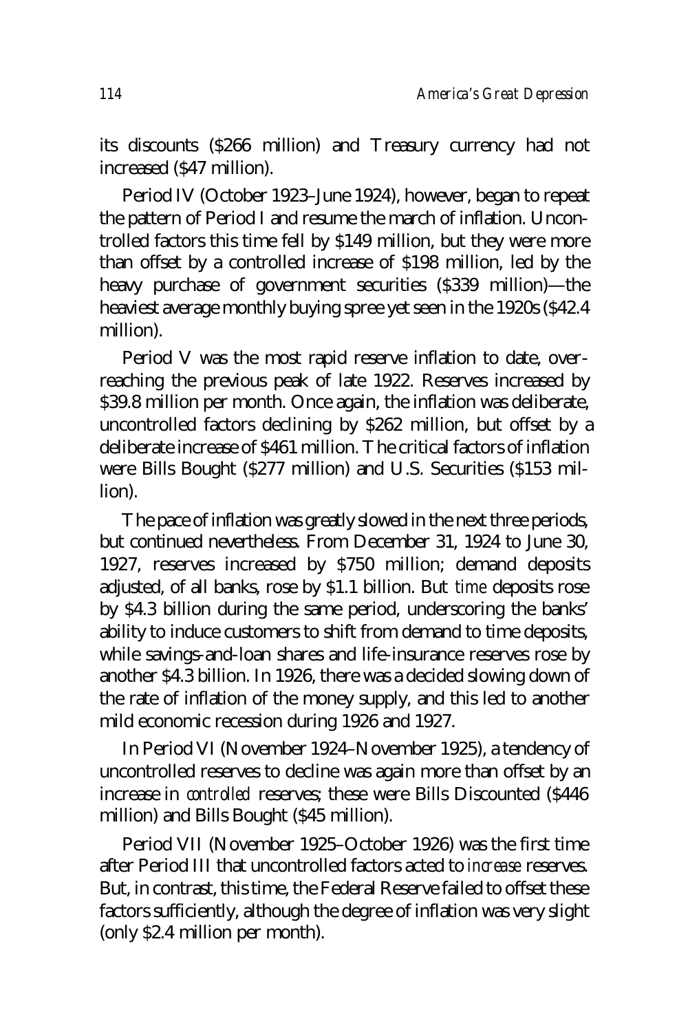its discounts ($266 million) and Treasury currency had not increased ($47 million).

Period IV (October 1923–June 1924), however, began to repeat the pattern of Period I and resume the march of inflation. Uncontrolled factors this time fell by $149 million, but they were more than offset by a controlled increase of $198 million, led by the heavy purchase of government securities ($339 million)—the heaviest average monthly buying spree yet seen in the 1920s ($42.4 million).

Period V was the most rapid reserve inflation to date, overreaching the previous peak of late 1922. Reserves increased by $39.8 million per month. Once again, the inflation was deliberate, uncontrolled factors declining by $262 million, but offset by a deliberate increase of $461 million. The critical factors of inflation were Bills Bought ($277 million) and U.S. Securities ($153 million).

The pace of inflation was greatly slowed in the next three periods, but continued nevertheless. From December 31, 1924 to June 30, 1927, reserves increased by $750 million; demand deposits adjusted, of all banks, rose by $1.1 billion. But *time* deposits rose by $4.3 billion during the same period, underscoring the banks' ability to induce customers to shift from demand to time deposits, while savings-and-loan shares and life-insurance reserves rose by another $4.3 billion. In 1926, there was a decided slowing down of the rate of inflation of the money supply, and this led to another mild economic recession during 1926 and 1927.

In Period VI (November 1924–November 1925), a tendency of uncontrolled reserves to decline was again more than offset by an increase in *controlled* reserves; these were Bills Discounted ($446 million) and Bills Bought ($45 million).

Period VII (November 1925–October 1926) was the first time after Period III that uncontrolled factors acted to *increase* reserves. But, in contrast, this time, the Federal Reserve failed to offset these factors sufficiently, although the degree of inflation was very slight (only $2.4 million per month).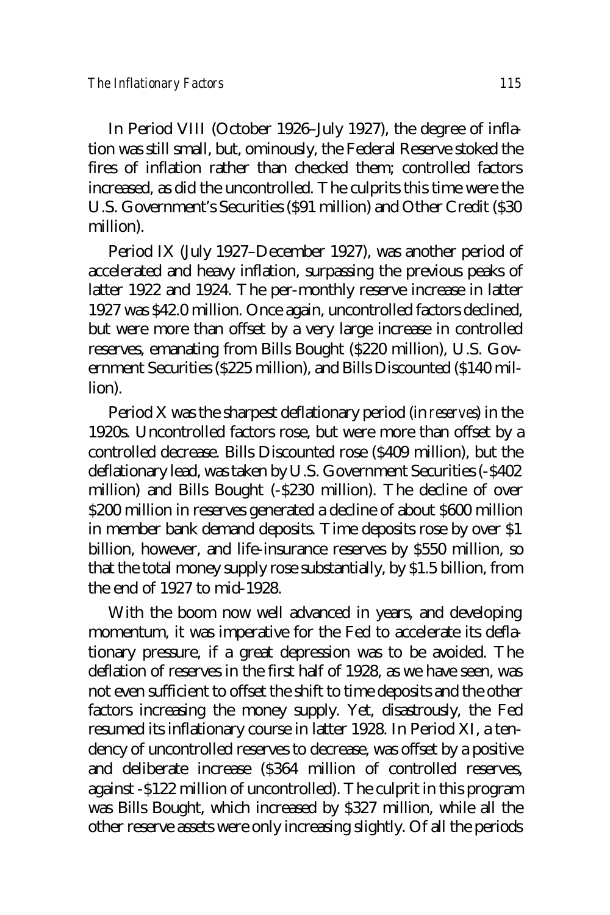In Period VIII (October 1926–July 1927), the degree of inflation was still small, but, ominously, the Federal Reserve stoked the fires of inflation rather than checked them; controlled factors increased, as did the uncontrolled. The culprits this time were the U.S. Government's Securities ($91 million) and Other Credit ($30 million).

Period IX (July 1927–December 1927), was another period of accelerated and heavy inflation, surpassing the previous peaks of latter 1922 and 1924. The per-monthly reserve increase in latter 1927 was $42.0 million. Once again, uncontrolled factors declined, but were more than offset by a very large increase in controlled reserves, emanating from Bills Bought ($220 million), U.S. Government Securities ($225 million), and Bills Discounted ($140 million).

Period X was the sharpest deflationary period (in *reserves*) in the 1920s. Uncontrolled factors rose, but were more than offset by a controlled decrease. Bills Discounted rose ($409 million), but the deflationary lead, was taken by U.S. Government Securities (-$402 million) and Bills Bought (-$230 million). The decline of over $200 million in reserves generated a decline of about $600 million in member bank demand deposits. Time deposits rose by over $1 billion, however, and life-insurance reserves by $550 million, so that the total money supply rose substantially, by $1.5 billion, from the end of 1927 to mid-1928.

With the boom now well advanced in years, and developing momentum, it was imperative for the Fed to accelerate its deflationary pressure, if a great depression was to be avoided. The deflation of reserves in the first half of 1928, as we have seen, was not even sufficient to offset the shift to time deposits and the other factors increasing the money supply. Yet, disastrously, the Fed resumed its inflationary course in latter 1928. In Period XI, a tendency of uncontrolled reserves to decrease, was offset by a positive and deliberate increase ($364 million of controlled reserves, against -$122 million of uncontrolled). The culprit in this program was Bills Bought, which increased by $327 million, while all the other reserve assets were only increasing slightly. Of all the periods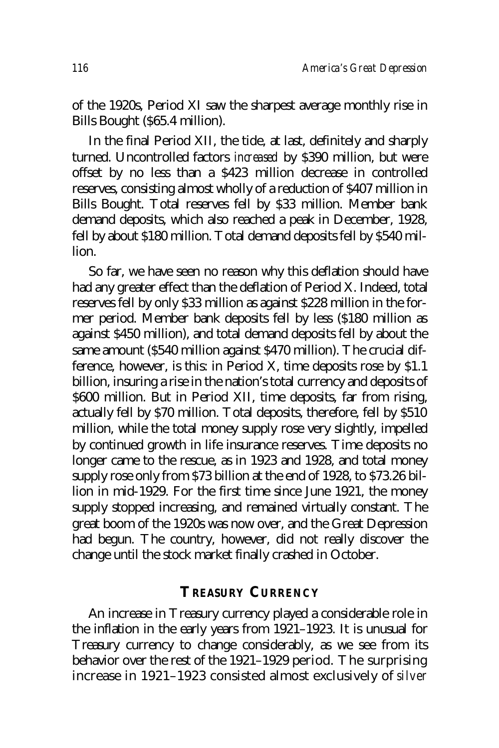of the 1920s, Period XI saw the sharpest average monthly rise in Bills Bought ($65.4 million).

In the final Period XII, the tide, at last, definitely and sharply turned. Uncontrolled factors *increased* by $390 million, but were offset by no less than a $423 million decrease in controlled reserves, consisting almost wholly of a reduction of $407 million in Bills Bought. Total reserves fell by $33 million. Member bank demand deposits, which also reached a peak in December, 1928, fell by about $180 million. Total demand deposits fell by $540 million.

So far, we have seen no reason why this deflation should have had any greater effect than the deflation of Period X. Indeed, total reserves fell by only $33 million as against $228 million in the former period. Member bank deposits fell by less ($180 million as against $450 million), and total demand deposits fell by about the same amount ($540 million against $470 million). The crucial difference, however, is this: in Period X, time deposits rose by $1.1 billion, insuring a rise in the nation's total currency and deposits of $600 million. But in Period XII, time deposits, far from rising, actually fell by $70 million. Total deposits, therefore, fell by $510 million, while the total money supply rose very slightly, impelled by continued growth in life insurance reserves. Time deposits no longer came to the rescue, as in 1923 and 1928, and total money supply rose only from $73 billion at the end of 1928, to $73.26 billion in mid-1929. For the first time since June 1921, the money supply stopped increasing, and remained virtually constant. The great boom of the 1920s was now over, and the Great Depression had begun. The country, however, did not really discover the change until the stock market finally crashed in October.

## Treasury Currency

An increase in Treasury currency played a considerable role in the inflation in the early years from 1921–1923. It is unusual for Treasury currency to change considerably, as we see from its behavior over the rest of the 1921–1929 period. The surprising increase in 1921–1923 consisted almost exclusively of *silver*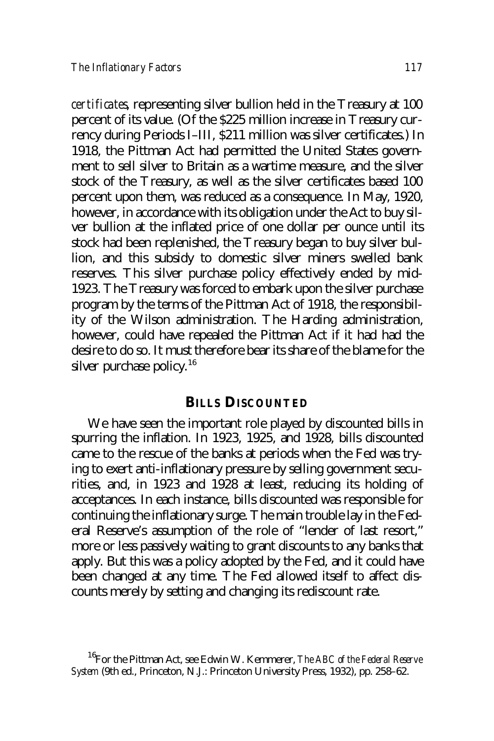*certificates*, representing silver bullion held in the Treasury at 100 percent of its value. (Of the $225 million increase in Treasury currency during Periods I–III, $211 million was silver certificates.) In 1918, the Pittman Act had permitted the United States government to sell silver to Britain as a wartime measure, and the silver stock of the Treasury, as well as the silver certificates based 100 percent upon them, was reduced as a consequence. In May, 1920, however, in accordance with its obligation under the Act to buy silver bullion at the inflated price of one dollar per ounce until its stock had been replenished, the Treasury began to buy silver bullion, and this subsidy to domestic silver miners swelled bank reserves. This silver purchase policy effectively ended by mid-1923. The Treasury was forced to embark upon the silver purchase program by the terms of the Pittman Act of 1918, the responsibility of the Wilson administration. The Harding administration, however, could have repealed the Pittman Act if it had had the desire to do so. It must therefore bear its share of the blame for the silver purchase policy.[16]

## BILLS DISCOUNTED

We have seen the important role played by discounted bills in spurring the inflation. In 1923, 1925, and 1928, bills discounted came to the rescue of the banks at periods when the Fed was trying to exert anti-inflationary pressure by selling government securities, and, in 1923 and 1928 at least, reducing its holding of acceptances. In each instance, bills discounted was responsible for continuing the inflationary surge. The main trouble lay in the Federal Reserve's assumption of the role of "lender of last resort," more or less passively waiting to grant discounts to any banks that apply. But this was a policy adopted by the Fed, and it could have been changed at any time. The Fed allowed itself to affect discounts merely by setting and changing its rediscount rate.

[16]For the Pittman Act, see Edwin W. Kemmerer, *The ABC of the Federal Reserve System* (9th ed., Princeton, N.J.: Princeton University Press, 1932), pp. 258–62.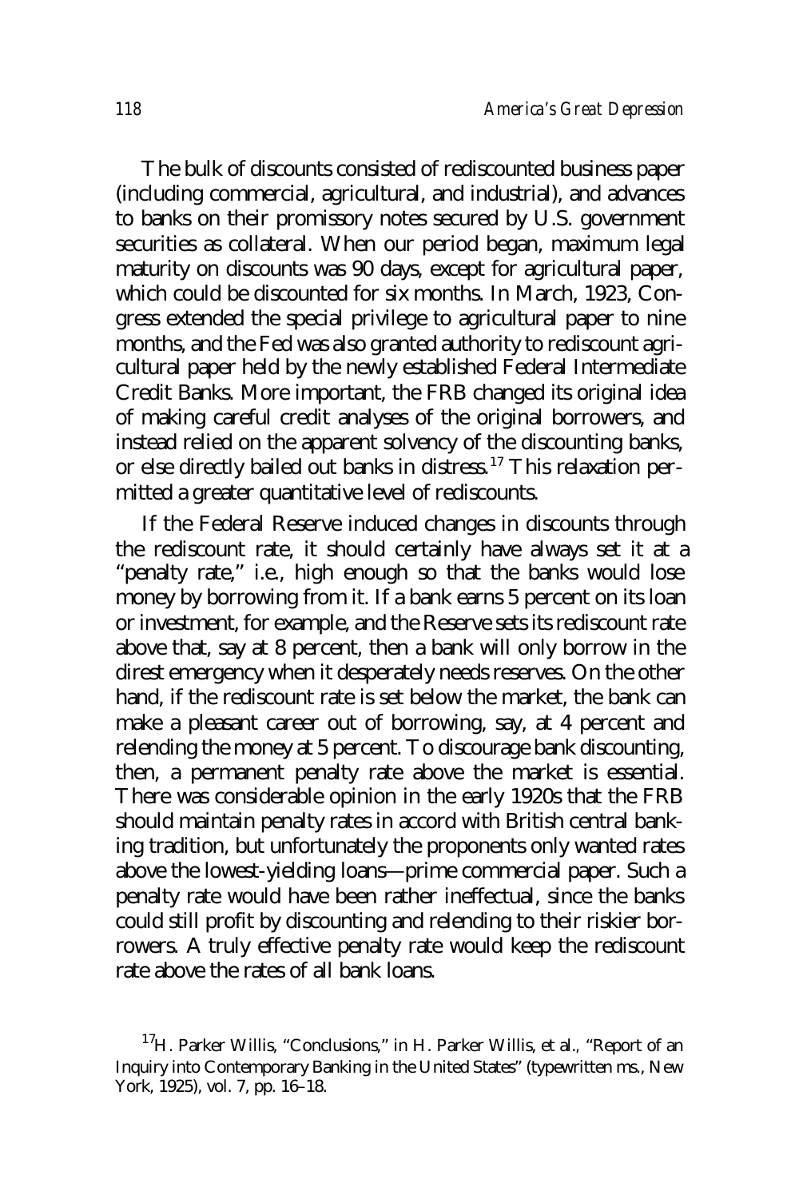The bulk of discounts consisted of rediscounted business paper (including commercial, agricultural, and industrial), and advances to banks on their promissory notes secured by U.S. government securities as collateral. When our period began, maximum legal maturity on discounts was 90 days, except for agricultural paper, which could be discounted for six months. In March, 1923, Congress extended the special privilege to agricultural paper to nine months, and the Fed was also granted authority to rediscount agricultural paper held by the newly established Federal Intermediate Credit Banks. More important, the FRB changed its original idea of making careful credit analyses of the original borrowers, and instead relied on the apparent solvency of the discounting banks, or else directly bailed out banks in distress.[17] This relaxation permitted a greater quantitative level of rediscounts.

If the Federal Reserve induced changes in discounts through the rediscount rate, it should certainly have always set it at a "penalty rate," i.e., high enough so that the banks would lose money by borrowing from it. If a bank earns 5 percent on its loan or investment, for example, and the Reserve sets its rediscount rate above that, say at 8 percent, then a bank will only borrow in the direst emergency when it desperately needs reserves. On the other hand, if the rediscount rate is set below the market, the bank can make a pleasant career out of borrowing, say, at 4 percent and relending the money at 5 percent. To discourage bank discounting, then, a permanent penalty rate above the market is essential. There was considerable opinion in the early 1920s that the FRB should maintain penalty rates in accord with British central banking tradition, but unfortunately the proponents only wanted rates above the lowest-yielding loans—prime commercial paper. Such a penalty rate would have been rather ineffectual, since the banks could still profit by discounting and relending to their riskier borrowers. A truly effective penalty rate would keep the rediscount rate above the rates of all bank loans.

[17]H. Parker Willis, "Conclusions," in H. Parker Willis, et al., "Report of an Inquiry into Contemporary Banking in the United States" (typewritten ms., New York, 1925), vol. 7, pp. 16–18.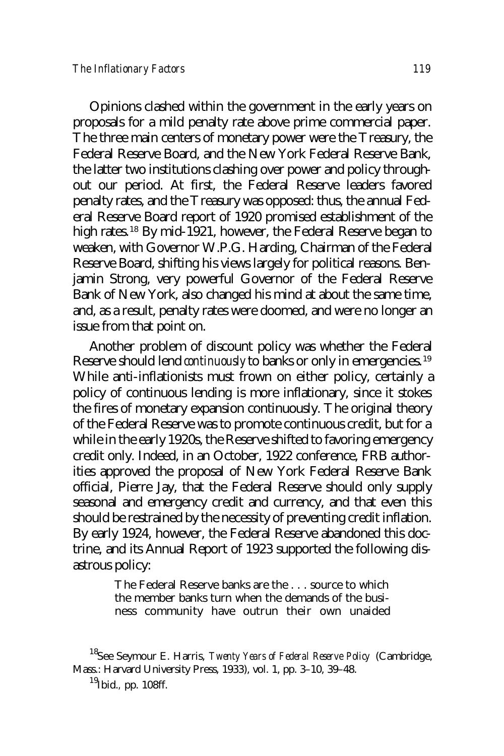Opinions clashed within the government in the early years on proposals for a mild penalty rate above prime commercial paper. The three main centers of monetary power were the Treasury, the Federal Reserve Board, and the New York Federal Reserve Bank, the latter two institutions clashing over power and policy throughout our period. At first, the Federal Reserve leaders favored penalty rates, and the Treasury was opposed: thus, the annual Federal Reserve Board report of 1920 promised establishment of the high rates.[18] By mid-1921, however, the Federal Reserve began to weaken, with Governor W.P.G. Harding, Chairman of the Federal Reserve Board, shifting his views largely for political reasons. Benjamin Strong, very powerful Governor of the Federal Reserve Bank of New York, also changed his mind at about the same time, and, as a result, penalty rates were doomed, and were no longer an issue from that point on.

Another problem of discount policy was whether the Federal Reserve should lend *continuously* to banks or only in emergencies.[19] While anti-inflationists must frown on either policy, certainly a policy of continuous lending is more inflationary, since it stokes the fires of monetary expansion continuously. The original theory of the Federal Reserve was to promote continuous credit, but for a while in the early 1920s, the Reserve shifted to favoring emergency credit only. Indeed, in an October, 1922 conference, FRB authorities approved the proposal of New York Federal Reserve Bank official, Pierre Jay, that the Federal Reserve should only supply seasonal and emergency credit and currency, and that even this should be restrained by the necessity of preventing credit inflation. By early 1924, however, the Federal Reserve abandoned this doctrine, and its Annual Report of 1923 supported the following disastrous policy:

> The Federal Reserve banks are the . . . source to which the member banks turn when the demands of the business community have outrun their own unaided

[18] See Seymour E. Harris, *Twenty Years of Federal Reserve Policy* (Cambridge, Mass.: Harvard University Press, 1933), vol. 1, pp. 3–10, 39–48.

[19] *Ibid.*, pp. 108ff.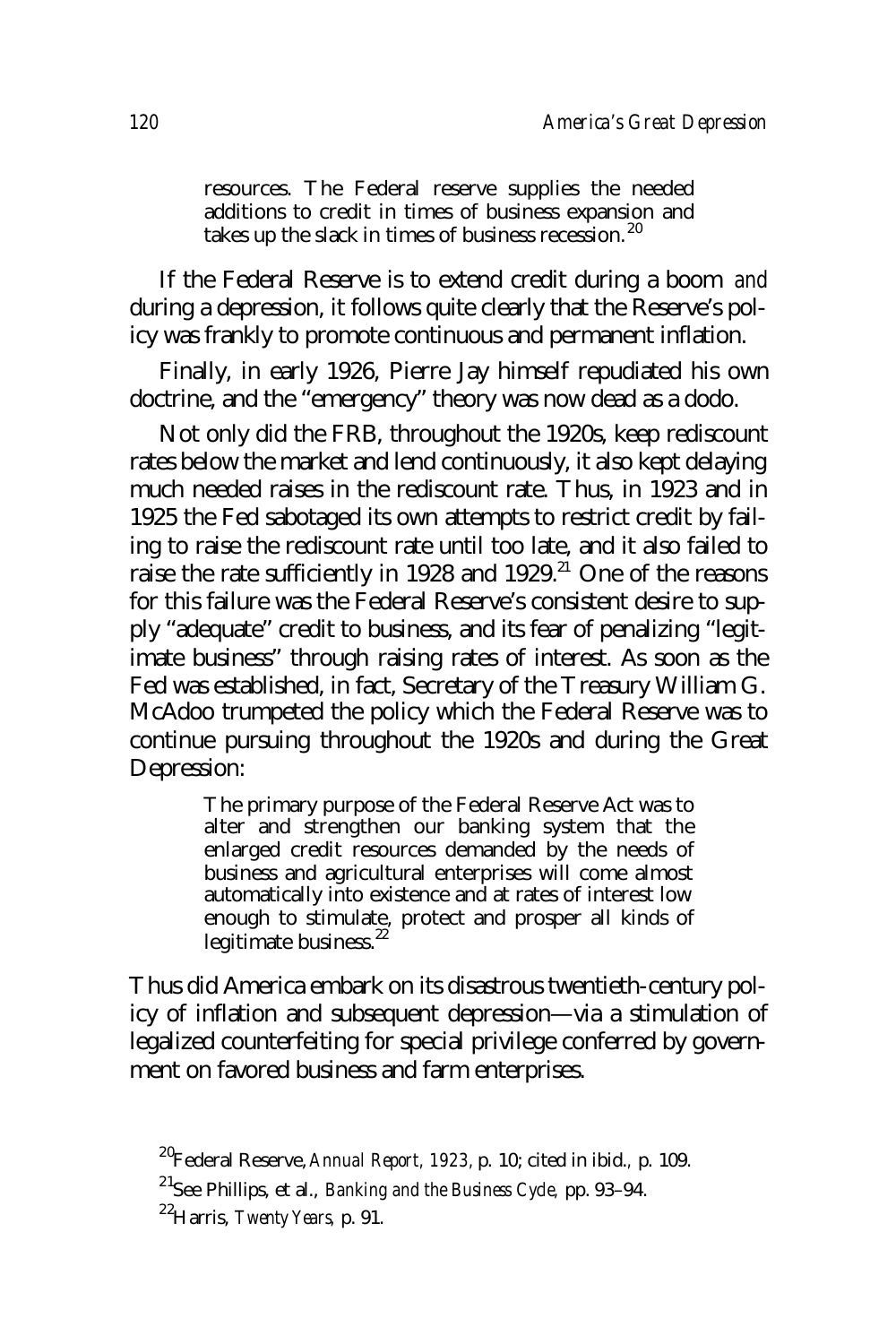> resources. The Federal reserve supplies the needed additions to credit in times of business expansion and takes up the slack in times of business recession.[20]

If the Federal Reserve is to extend credit during a boom *and* during a depression, it follows quite clearly that the Reserve's policy was frankly to promote continuous and permanent inflation.

Finally, in early 1926, Pierre Jay himself repudiated his own doctrine, and the "emergency" theory was now dead as a dodo.

Not only did the FRB, throughout the 1920s, keep rediscount rates below the market and lend continuously, it also kept delaying much needed raises in the rediscount rate. Thus, in 1923 and in 1925 the Fed sabotaged its own attempts to restrict credit by failing to raise the rediscount rate until too late, and it also failed to raise the rate sufficiently in 1928 and 1929.[21] One of the reasons for this failure was the Federal Reserve's consistent desire to supply "adequate" credit to business, and its fear of penalizing "legitimate business" through raising rates of interest. As soon as the Fed was established, in fact, Secretary of the Treasury William G. McAdoo trumpeted the policy which the Federal Reserve was to continue pursuing throughout the 1920s and during the Great Depression:

> The primary purpose of the Federal Reserve Act was to alter and strengthen our banking system that the enlarged credit resources demanded by the needs of business and agricultural enterprises will come almost automatically into existence and at rates of interest low enough to stimulate, protect and prosper all kinds of legitimate business.[22]

Thus did America embark on its disastrous twentieth-century policy of inflation and subsequent depression—via a stimulation of legalized counterfeiting for special privilege conferred by government on favored business and farm enterprises.

[20] Federal Reserve, *Annual Report, 1923*, p. 10; cited in ibid., p. 109.

[21] See Phillips, et al., *Banking and the Business Cycle*, pp. 93–94.

[22] Harris, *Twenty Years*, p. 91.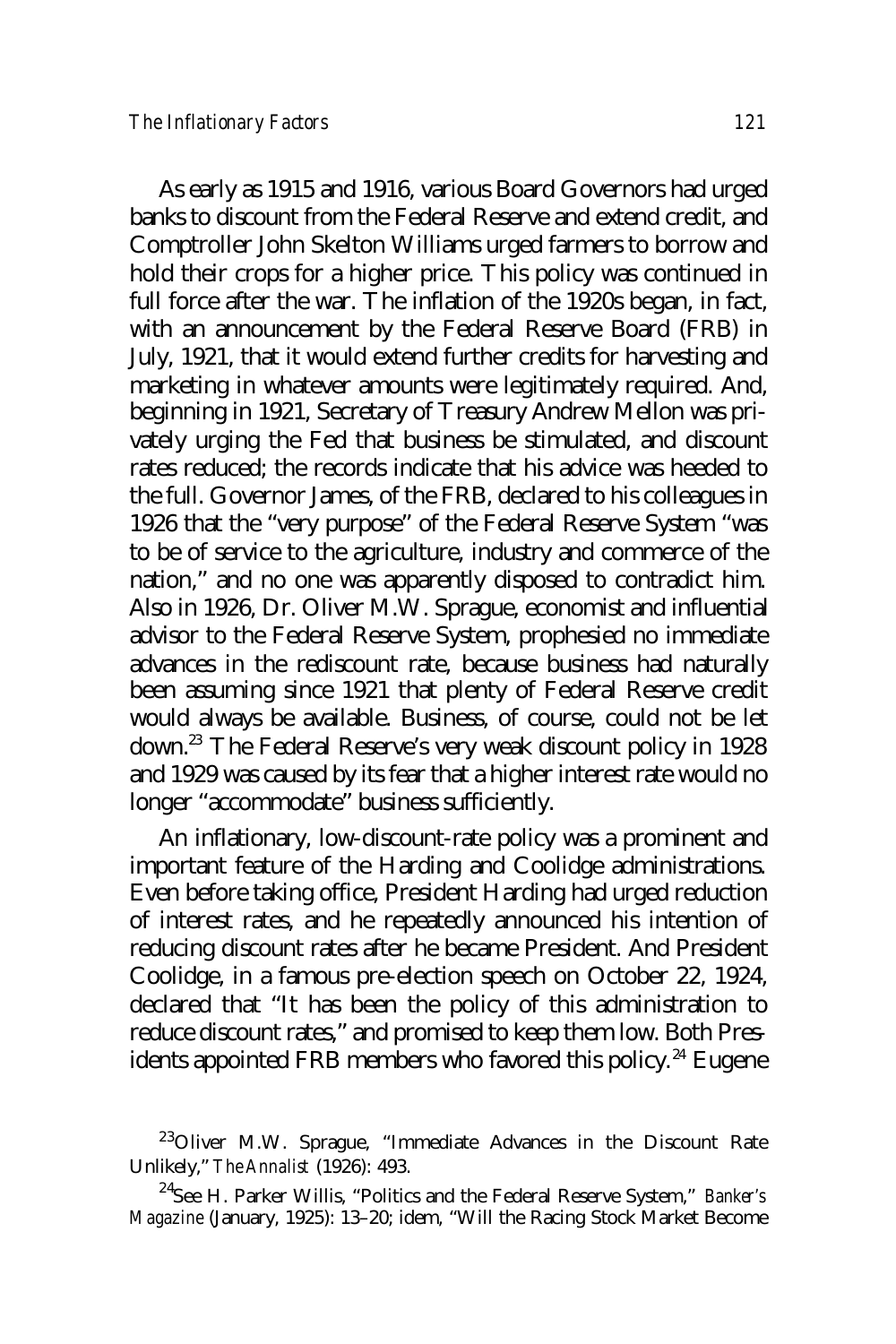As early as 1915 and 1916, various Board Governors had urged banks to discount from the Federal Reserve and extend credit, and Comptroller John Skelton Williams urged farmers to borrow and hold their crops for a higher price. This policy was continued in full force after the war. The inflation of the 1920s began, in fact, with an announcement by the Federal Reserve Board (FRB) in July, 1921, that it would extend further credits for harvesting and marketing in whatever amounts were legitimately required. And, beginning in 1921, Secretary of Treasury Andrew Mellon was privately urging the Fed that business be stimulated, and discount rates reduced; the records indicate that his advice was heeded to the full. Governor James, of the FRB, declared to his colleagues in 1926 that the "very purpose" of the Federal Reserve System "was to be of service to the agriculture, industry and commerce of the nation," and no one was apparently disposed to contradict him. Also in 1926, Dr. Oliver M.W. Sprague, economist and influential advisor to the Federal Reserve System, prophesied no immediate advances in the rediscount rate, because business had naturally been assuming since 1921 that plenty of Federal Reserve credit would always be available. Business, of course, could not be let down.[23] The Federal Reserve's very weak discount policy in 1928 and 1929 was caused by its fear that a higher interest rate would no longer "accommodate" business sufficiently.

An inflationary, low-discount-rate policy was a prominent and important feature of the Harding and Coolidge administrations. Even before taking office, President Harding had urged reduction of interest rates, and he repeatedly announced his intention of reducing discount rates after he became President. And President Coolidge, in a famous pre-election speech on October 22, 1924, declared that "It has been the policy of this administration to reduce discount rates," and promised to keep them low. Both Presidents appointed FRB members who favored this policy.[24] Eugene

[23] Oliver M.W. Sprague, "Immediate Advances in the Discount Rate Unlikely," *The Annalist* (1926): 493.

[24] See H. Parker Willis, "Politics and the Federal Reserve System," *Banker's Magazine* (January, 1925): 13–20; idem, "Will the Racing Stock Market Become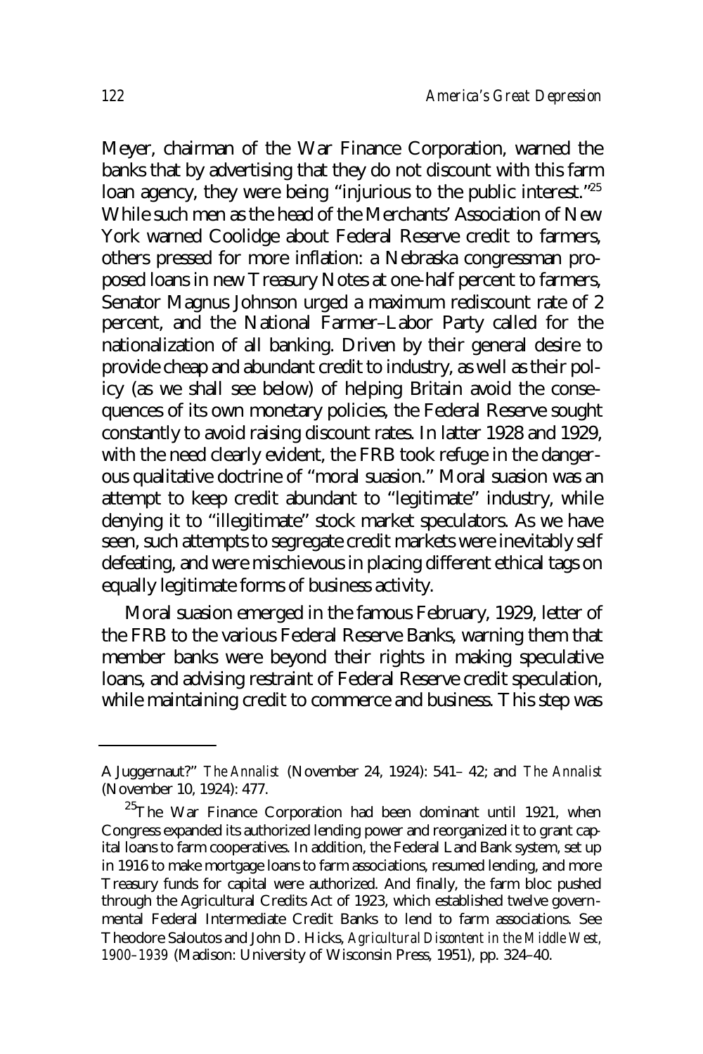Meyer, chairman of the War Finance Corporation, warned the banks that by advertising that they do not discount with this farm loan agency, they were being "injurious to the public interest."[25] While such men as the head of the Merchants' Association of New York warned Coolidge about Federal Reserve credit to farmers, others pressed for more inflation: a Nebraska congressman proposed loans in new Treasury Notes at one-half percent to farmers, Senator Magnus Johnson urged a maximum rediscount rate of 2 percent, and the National Farmer–Labor Party called for the nationalization of all banking. Driven by their general desire to provide cheap and abundant credit to industry, as well as their policy (as we shall see below) of helping Britain avoid the consequences of its own monetary policies, the Federal Reserve sought constantly to avoid raising discount rates. In latter 1928 and 1929, with the need clearly evident, the FRB took refuge in the dangerous qualitative doctrine of "moral suasion." Moral suasion was an attempt to keep credit abundant to "legitimate" industry, while denying it to "illegitimate" stock market speculators. As we have seen, such attempts to segregate credit markets were inevitably self defeating, and were mischievous in placing different ethical tags on equally legitimate forms of business activity.

Moral suasion emerged in the famous February, 1929, letter of the FRB to the various Federal Reserve Banks, warning them that member banks were beyond their rights in making speculative loans, and advising restraint of Federal Reserve credit speculation, while maintaining credit to commerce and business. This step was

---

A Juggernaut?" *The Annalist* (November 24, 1924): 541– 42; and *The Annalist* (November 10, 1924): 477.

[25]The War Finance Corporation had been dominant until 1921, when Congress expanded its authorized lending power and reorganized it to grant capital loans to farm cooperatives. In addition, the Federal Land Bank system, set up in 1916 to make mortgage loans to farm associations, resumed lending, and more Treasury funds for capital were authorized. And finally, the farm bloc pushed through the Agricultural Credits Act of 1923, which established twelve governmental Federal Intermediate Credit Banks to lend to farm associations. See Theodore Saloutos and John D. Hicks, *Agricultural Discontent in the Middle West, 1900–1939* (Madison: University of Wisconsin Press, 1951), pp. 324–40.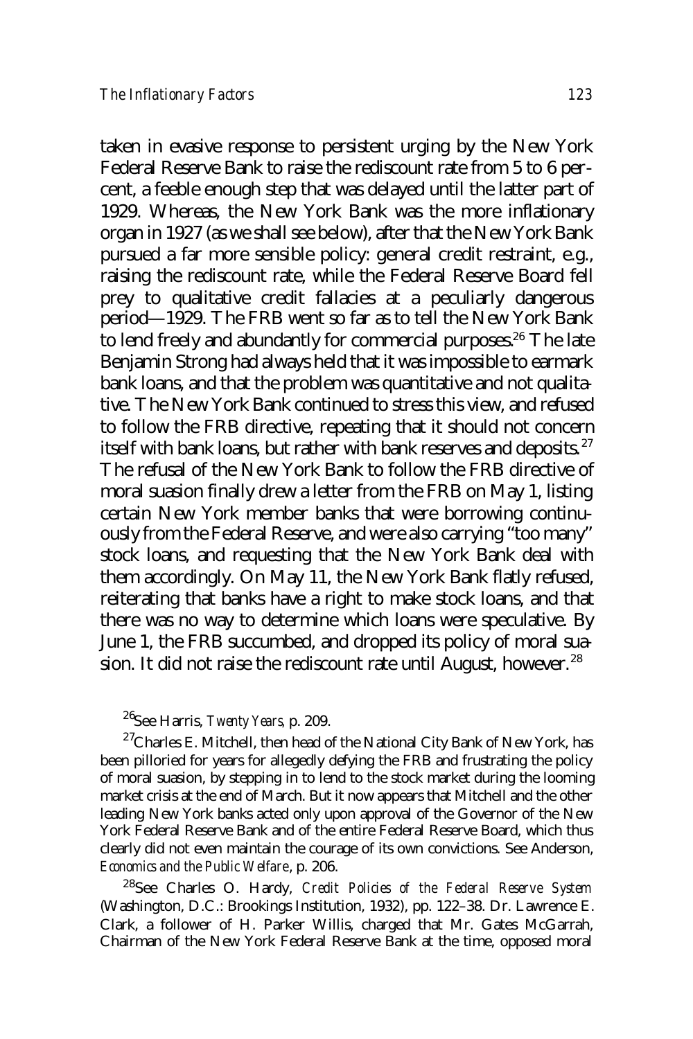taken in evasive response to persistent urging by the New York Federal Reserve Bank to raise the rediscount rate from 5 to 6 percent, a feeble enough step that was delayed until the latter part of 1929. Whereas, the New York Bank was the more inflationary organ in 1927 (as we shall see below), after that the New York Bank pursued a far more sensible policy: general credit restraint, e.g., raising the rediscount rate, while the Federal Reserve Board fell prey to qualitative credit fallacies at a peculiarly dangerous period—1929. The FRB went so far as to tell the New York Bank to lend freely and abundantly for commercial purposes.[26] The late Benjamin Strong had always held that it was impossible to earmark bank loans, and that the problem was quantitative and not qualitative. The New York Bank continued to stress this view, and refused to follow the FRB directive, repeating that it should not concern itself with bank loans, but rather with bank reserves and deposits.[27] The refusal of the New York Bank to follow the FRB directive of moral suasion finally drew a letter from the FRB on May 1, listing certain New York member banks that were borrowing continuously from the Federal Reserve, and were also carrying "too many" stock loans, and requesting that the New York Bank deal with them accordingly. On May 11, the New York Bank flatly refused, reiterating that banks have a right to make stock loans, and that there was no way to determine which loans were speculative. By June 1, the FRB succumbed, and dropped its policy of moral suasion. It did not raise the rediscount rate until August, however.[28]

[26]See Harris, *Twenty Years*, p. 209.

[27]Charles E. Mitchell, then head of the National City Bank of New York, has been pilloried for years for allegedly defying the FRB and frustrating the policy of moral suasion, by stepping in to lend to the stock market during the looming market crisis at the end of March. But it now appears that Mitchell and the other leading New York banks acted only upon approval of the Governor of the New York Federal Reserve Bank and of the entire Federal Reserve Board, which thus clearly did not even maintain the courage of its own convictions. See Anderson, *Economics and the Public Welfare*, p. 206.

[28]See Charles O. Hardy, *Credit Policies of the Federal Reserve System* (Washington, D.C.: Brookings Institution, 1932), pp. 122–38. Dr. Lawrence E. Clark, a follower of H. Parker Willis, charged that Mr. Gates McGarrah, Chairman of the New York Federal Reserve Bank at the time, opposed moral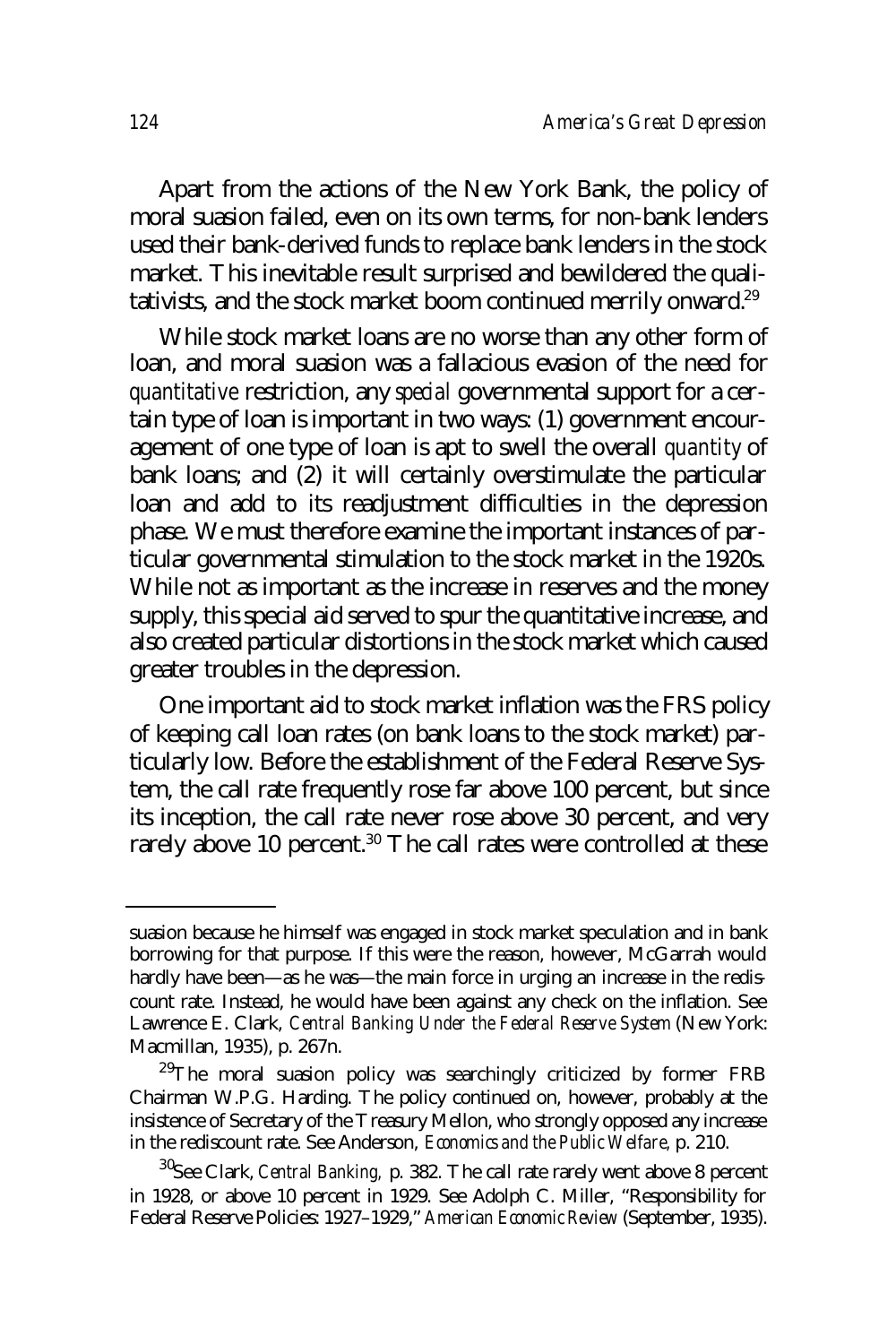Apart from the actions of the New York Bank, the policy of moral suasion failed, even on its own terms, for non-bank lenders used their bank-derived funds to replace bank lenders in the stock market. This inevitable result surprised and bewildered the qualitativists, and the stock market boom continued merrily onward.[29]

While stock market loans are no worse than any other form of loan, and moral suasion was a fallacious evasion of the need for *quantitative* restriction, any *special* governmental support for a certain type of loan is important in two ways: (1) government encouragement of one type of loan is apt to swell the overall *quantity* of bank loans; and (2) it will certainly overstimulate the particular loan and add to its readjustment difficulties in the depression phase. We must therefore examine the important instances of particular governmental stimulation to the stock market in the 1920s. While not as important as the increase in reserves and the money supply, this special aid served to spur the quantitative increase, and also created particular distortions in the stock market which caused greater troubles in the depression.

One important aid to stock market inflation was the FRS policy of keeping call loan rates (on bank loans to the stock market) particularly low. Before the establishment of the Federal Reserve System, the call rate frequently rose far above 100 percent, but since its inception, the call rate never rose above 30 percent, and very rarely above 10 percent.[30] The call rates were controlled at these

---

suasion because he himself was engaged in stock market speculation and in bank borrowing for that purpose. If this were the reason, however, McGarrah would hardly have been—as he was—the main force in urging an increase in the rediscount rate. Instead, he would have been against any check on the inflation. See Lawrence E. Clark, *Central Banking Under the Federal Reserve System* (New York: Macmillan, 1935), p. 267n.

[29] The moral suasion policy was searchingly criticized by former FRB Chairman W.P.G. Harding. The policy continued on, however, probably at the insistence of Secretary of the Treasury Mellon, who strongly opposed any increase in the rediscount rate. See Anderson, *Economics and the Public Welfare*, p. 210.

[30] See Clark, *Central Banking*, p. 382. The call rate rarely went above 8 percent in 1928, or above 10 percent in 1929. See Adolph C. Miller, "Responsibility for Federal Reserve Policies: 1927–1929," *American Economic Review* (September, 1935).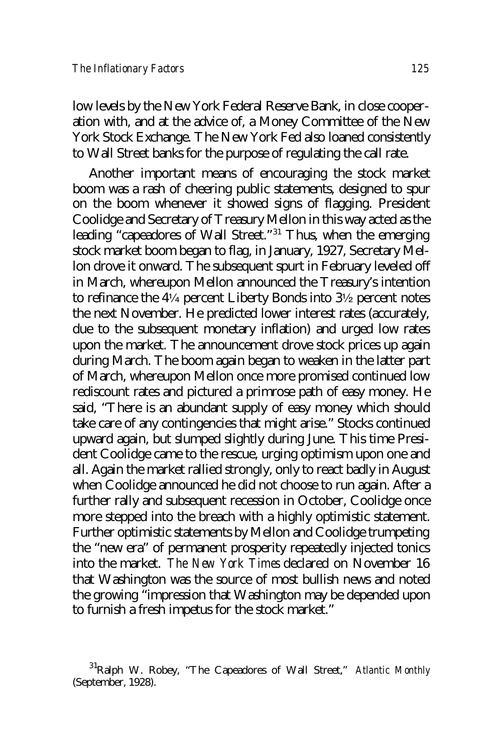low levels by the New York Federal Reserve Bank, in close cooperation with, and at the advice of, a Money Committee of the New York Stock Exchange. The New York Fed also loaned consistently to Wall Street banks for the purpose of regulating the call rate.

Another important means of encouraging the stock market boom was a rash of cheering public statements, designed to spur on the boom whenever it showed signs of flagging. President Coolidge and Secretary of Treasury Mellon in this way acted as the leading "capeadores of Wall Street."[31] Thus, when the emerging stock market boom began to flag, in January, 1927, Secretary Mellon drove it onward. The subsequent spurt in February leveled off in March, whereupon Mellon announced the Treasury's intention to refinance the 4¼ percent Liberty Bonds into 3½ percent notes the next November. He predicted lower interest rates (accurately, due to the subsequent monetary inflation) and urged low rates upon the market. The announcement drove stock prices up again during March. The boom again began to weaken in the latter part of March, whereupon Mellon once more promised continued low rediscount rates and pictured a primrose path of easy money. He said, "There is an abundant supply of easy money which should take care of any contingencies that might arise." Stocks continued upward again, but slumped slightly during June. This time President Coolidge came to the rescue, urging optimism upon one and all. Again the market rallied strongly, only to react badly in August when Coolidge announced he did not choose to run again. After a further rally and subsequent recession in October, Coolidge once more stepped into the breach with a highly optimistic statement. Further optimistic statements by Mellon and Coolidge trumpeting the "new era" of permanent prosperity repeatedly injected tonics into the market. *The New York Times* declared on November 16 that Washington was the source of most bullish news and noted the growing "impression that Washington may be depended upon to furnish a fresh impetus for the stock market."

[31]Ralph W. Robey, "The Capeadores of Wall Street," *Atlantic Monthly* (September, 1928).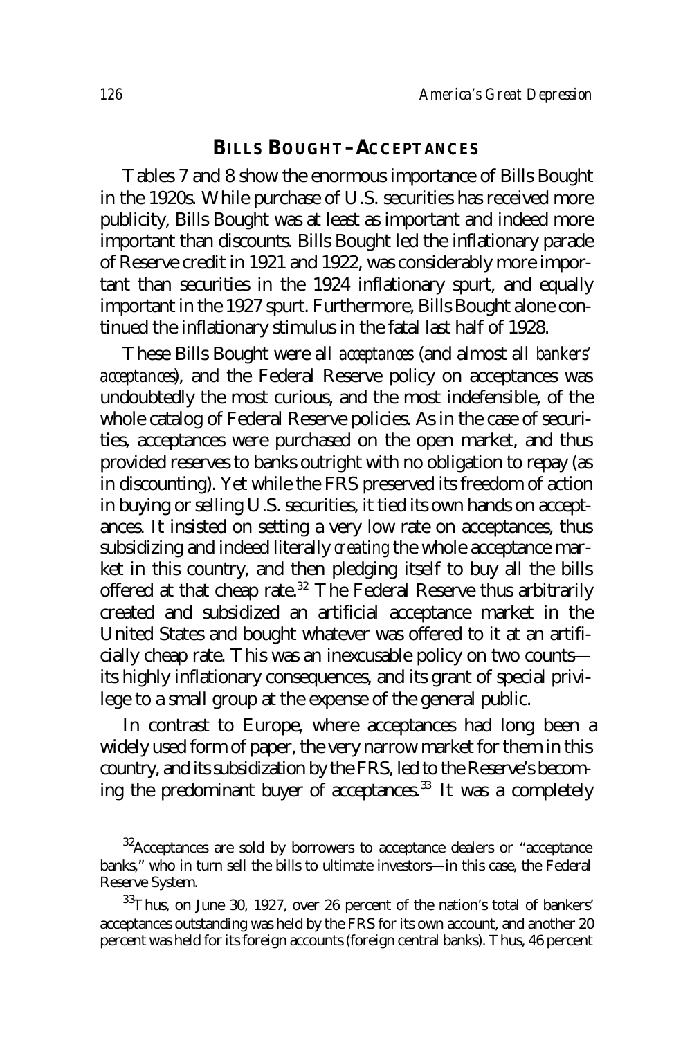## BILLS BOUGHT—ACCEPTANCES

Tables 7 and 8 show the enormous importance of Bills Bought in the 1920s. While purchase of U.S. securities has received more publicity, Bills Bought was at least as important and indeed more important than discounts. Bills Bought led the inflationary parade of Reserve credit in 1921 and 1922, was considerably more important than securities in the 1924 inflationary spurt, and equally important in the 1927 spurt. Furthermore, Bills Bought alone continued the inflationary stimulus in the fatal last half of 1928.

These Bills Bought were all *acceptances* (and almost all *bankers' acceptances*), and the Federal Reserve policy on acceptances was undoubtedly the most curious, and the most indefensible, of the whole catalog of Federal Reserve policies. As in the case of securities, acceptances were purchased on the open market, and thus provided reserves to banks outright with no obligation to repay (as in discounting). Yet while the FRS preserved its freedom of action in buying or selling U.S. securities, it tied its own hands on acceptances. It insisted on setting a very low rate on acceptances, thus subsidizing and indeed literally *creating* the whole acceptance market in this country, and then pledging itself to buy all the bills offered at that cheap rate.[32] The Federal Reserve thus arbitrarily created and subsidized an artificial acceptance market in the United States and bought whatever was offered to it at an artificially cheap rate. This was an inexcusable policy on two counts—its highly inflationary consequences, and its grant of special privilege to a small group at the expense of the general public.

In contrast to Europe, where acceptances had long been a widely used form of paper, the very narrow market for them in this country, and its subsidization by the FRS, led to the Reserve's becoming the predominant buyer of acceptances.[33] It was a completely

[32]Acceptances are sold by borrowers to acceptance dealers or "acceptance banks," who in turn sell the bills to ultimate investors—in this case, the Federal Reserve System.

[33]Thus, on June 30, 1927, over 26 percent of the nation's total of bankers' acceptances outstanding was held by the FRS for its own account, and another 20 percent was held for its foreign accounts (foreign central banks). Thus, 46 percent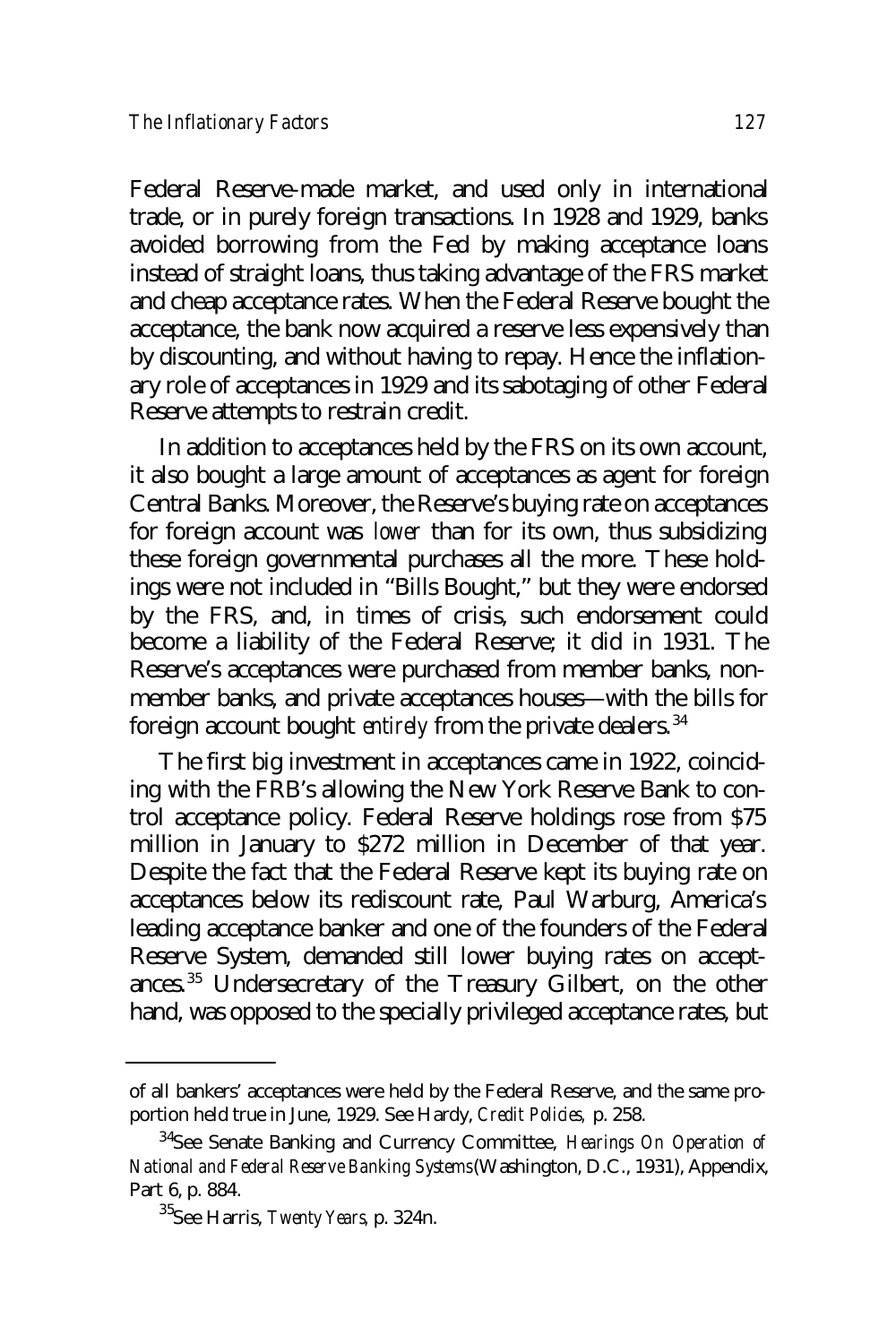Federal Reserve-made market, and used only in international trade, or in purely foreign transactions. In 1928 and 1929, banks avoided borrowing from the Fed by making acceptance loans instead of straight loans, thus taking advantage of the FRS market and cheap acceptance rates. When the Federal Reserve bought the acceptance, the bank now acquired a reserve less expensively than by discounting, and without having to repay. Hence the inflationary role of acceptances in 1929 and its sabotaging of other Federal Reserve attempts to restrain credit.

In addition to acceptances held by the FRS on its own account, it also bought a large amount of acceptances as agent for foreign Central Banks. Moreover, the Reserve's buying rate on acceptances for foreign account was *lower* than for its own, thus subsidizing these foreign governmental purchases all the more. These holdings were not included in "Bills Bought," but they were endorsed by the FRS, and, in times of crisis, such endorsement could become a liability of the Federal Reserve; it did in 1931. The Reserve's acceptances were purchased from member banks, nonmember banks, and private acceptances houses—with the bills for foreign account bought *entirely* from the private dealers.[34]

The first big investment in acceptances came in 1922, coinciding with the FRB's allowing the New York Reserve Bank to control acceptance policy. Federal Reserve holdings rose from $75 million in January to $272 million in December of that year. Despite the fact that the Federal Reserve kept its buying rate on acceptances below its rediscount rate, Paul Warburg, America's leading acceptance banker and one of the founders of the Federal Reserve System, demanded still lower buying rates on acceptances.[35] Undersecretary of the Treasury Gilbert, on the other hand, was opposed to the specially privileged acceptance rates, but

---

of all bankers' acceptances were held by the Federal Reserve, and the same proportion held true in June, 1929. See Hardy, *Credit Policies,* p. 258.

[34]See Senate Banking and Currency Committee, *Hearings On Operation of National and Federal Reserve Banking Systems* (Washington, D.C., 1931), Appendix, Part 6, p. 884.

[35]See Harris, *Twenty Years,* p. 324n.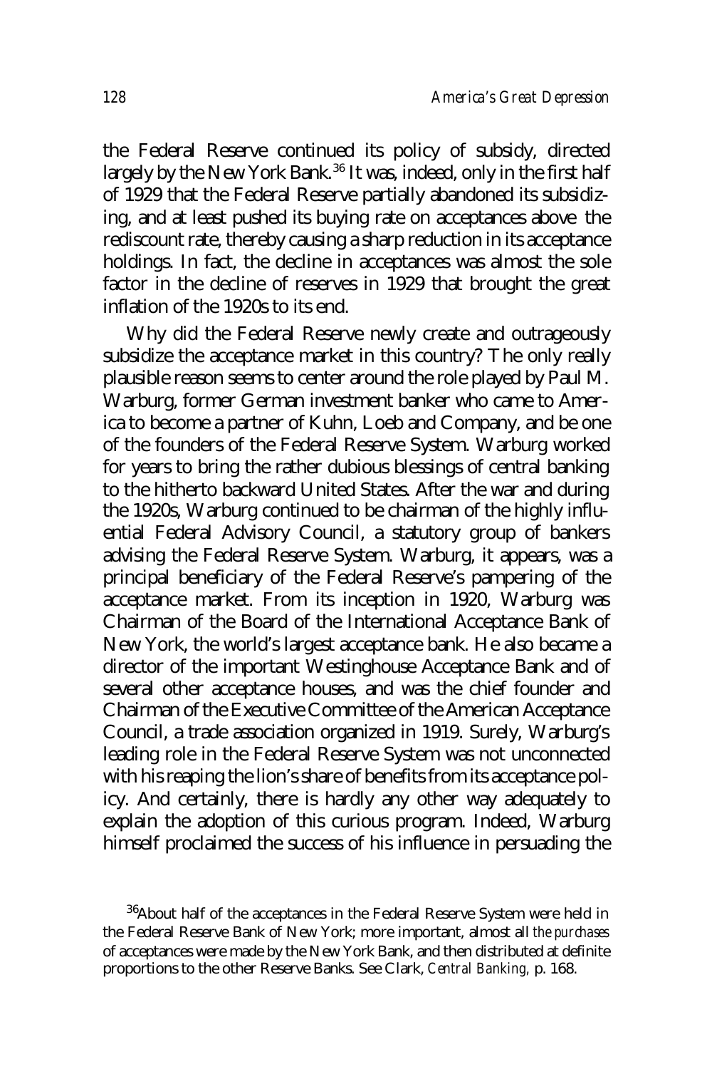the Federal Reserve continued its policy of subsidy, directed largely by the New York Bank.[36] It was, indeed, only in the first half of 1929 that the Federal Reserve partially abandoned its subsidizing, and at least pushed its buying rate on acceptances above the rediscount rate, thereby causing a sharp reduction in its acceptance holdings. In fact, the decline in acceptances was almost the sole factor in the decline of reserves in 1929 that brought the great inflation of the 1920s to its end.

Why did the Federal Reserve newly create and outrageously subsidize the acceptance market in this country? The only really plausible reason seems to center around the role played by Paul M. Warburg, former German investment banker who came to America to become a partner of Kuhn, Loeb and Company, and be one of the founders of the Federal Reserve System. Warburg worked for years to bring the rather dubious blessings of central banking to the hitherto backward United States. After the war and during the 1920s, Warburg continued to be chairman of the highly influential Federal Advisory Council, a statutory group of bankers advising the Federal Reserve System. Warburg, it appears, was a principal beneficiary of the Federal Reserve's pampering of the acceptance market. From its inception in 1920, Warburg was Chairman of the Board of the International Acceptance Bank of New York, the world's largest acceptance bank. He also became a director of the important Westinghouse Acceptance Bank and of several other acceptance houses, and was the chief founder and Chairman of the Executive Committee of the American Acceptance Council, a trade association organized in 1919. Surely, Warburg's leading role in the Federal Reserve System was not unconnected with his reaping the lion's share of benefits from its acceptance policy. And certainly, there is hardly any other way adequately to explain the adoption of this curious program. Indeed, Warburg himself proclaimed the success of his influence in persuading the

[36]About half of the acceptances in the Federal Reserve System were held in the Federal Reserve Bank of New York; more important, almost all *the purchases* of acceptances were made by the New York Bank, and then distributed at definite proportions to the other Reserve Banks. See Clark, *Central Banking*, p. 168.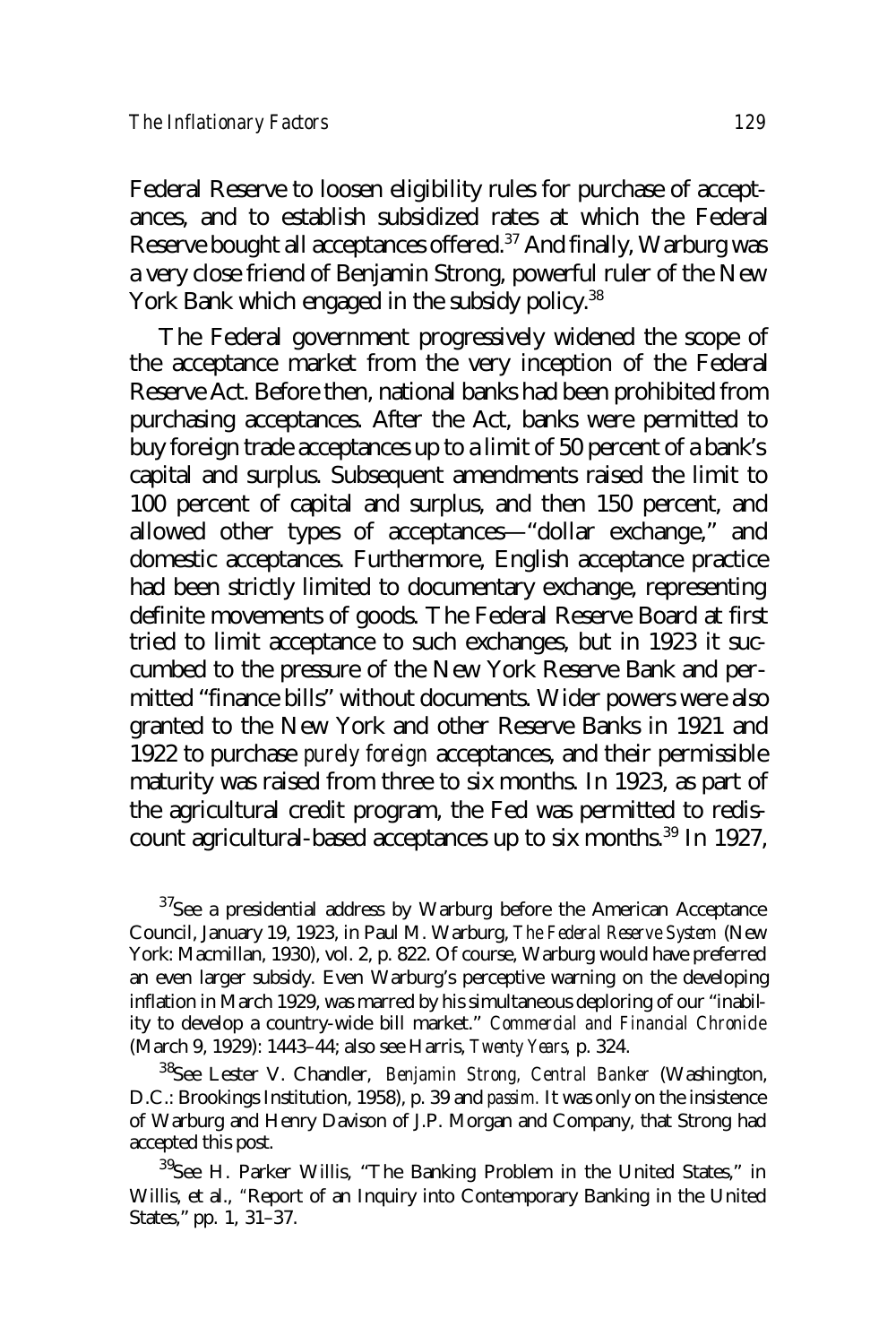Federal Reserve to loosen eligibility rules for purchase of acceptances, and to establish subsidized rates at which the Federal Reserve bought all acceptances offered.[37] And finally, Warburg was a very close friend of Benjamin Strong, powerful ruler of the New York Bank which engaged in the subsidy policy.[38]

The Federal government progressively widened the scope of the acceptance market from the very inception of the Federal Reserve Act. Before then, national banks had been prohibited from purchasing acceptances. After the Act, banks were permitted to buy foreign trade acceptances up to a limit of 50 percent of a bank's capital and surplus. Subsequent amendments raised the limit to 100 percent of capital and surplus, and then 150 percent, and allowed other types of acceptances—"dollar exchange," and domestic acceptances. Furthermore, English acceptance practice had been strictly limited to documentary exchange, representing definite movements of goods. The Federal Reserve Board at first tried to limit acceptance to such exchanges, but in 1923 it succumbed to the pressure of the New York Reserve Bank and permitted "finance bills" without documents. Wider powers were also granted to the New York and other Reserve Banks in 1921 and 1922 to purchase *purely foreign* acceptances, and their permissible maturity was raised from three to six months. In 1923, as part of the agricultural credit program, the Fed was permitted to rediscount agricultural-based acceptances up to six months.[39] In 1927,

[37]See a presidential address by Warburg before the American Acceptance Council, January 19, 1923, in Paul M. Warburg, *The Federal Reserve System* (New York: Macmillan, 1930), vol. 2, p. 822. Of course, Warburg would have preferred an even larger subsidy. Even Warburg's perceptive warning on the developing inflation in March 1929, was marred by his simultaneous deploring of our "inability to develop a country-wide bill market." *Commercial and Financial Chronicle* (March 9, 1929): 1443–44; also see Harris, *Twenty Years*, p. 324.

[38]See Lester V. Chandler, *Benjamin Strong, Central Banker* (Washington, D.C.: Brookings Institution, 1958), p. 39 and *passim*. It was only on the insistence of Warburg and Henry Davison of J.P. Morgan and Company, that Strong had accepted this post.

[39]See H. Parker Willis, "The Banking Problem in the United States," in Willis, et al., "Report of an Inquiry into Contemporary Banking in the United States," pp. 1, 31–37.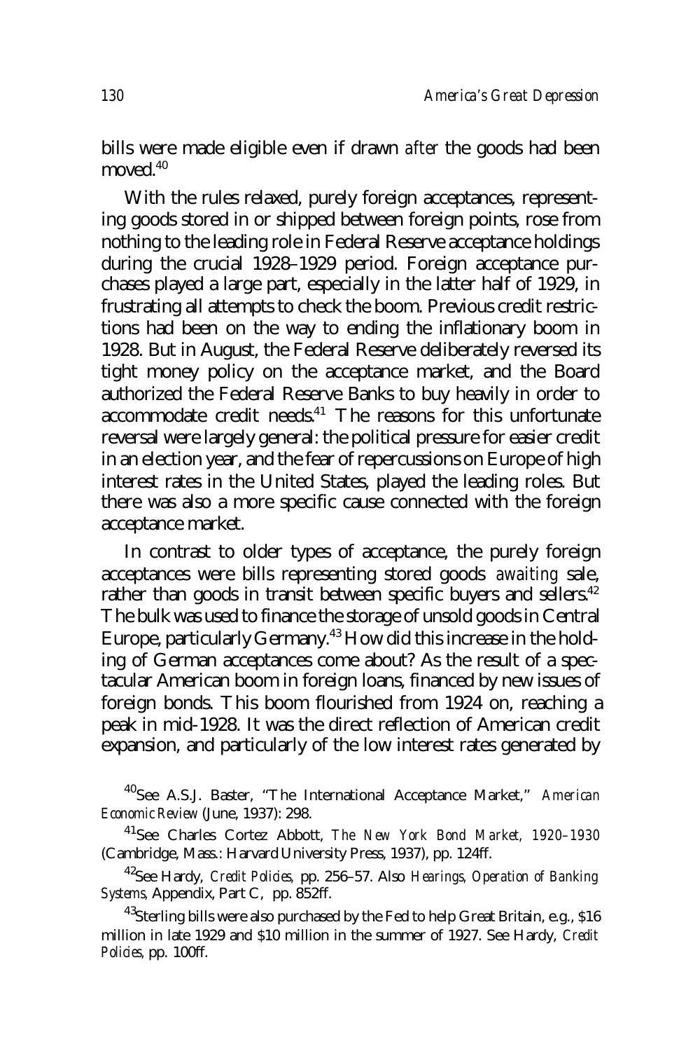bills were made eligible even if drawn *after* the goods had been moved.[40]

With the rules relaxed, purely foreign acceptances, representing goods stored in or shipped between foreign points, rose from nothing to the leading role in Federal Reserve acceptance holdings during the crucial 1928–1929 period. Foreign acceptance purchases played a large part, especially in the latter half of 1929, in frustrating all attempts to check the boom. Previous credit restrictions had been on the way to ending the inflationary boom in 1928. But in August, the Federal Reserve deliberately reversed its tight money policy on the acceptance market, and the Board authorized the Federal Reserve Banks to buy heavily in order to accommodate credit needs.[41] The reasons for this unfortunate reversal were largely general: the political pressure for easier credit in an election year, and the fear of repercussions on Europe of high interest rates in the United States, played the leading roles. But there was also a more specific cause connected with the foreign acceptance market.

In contrast to older types of acceptance, the purely foreign acceptances were bills representing stored goods *awaiting* sale, rather than goods in transit between specific buyers and sellers.[42] The bulk was used to finance the storage of unsold goods in Central Europe, particularly Germany.[43] How did this increase in the holding of German acceptances come about? As the result of a spectacular American boom in foreign loans, financed by new issues of foreign bonds. This boom flourished from 1924 on, reaching a peak in mid-1928. It was the direct reflection of American credit expansion, and particularly of the low interest rates generated by

[40]See A.S.J. Baster, "The International Acceptance Market," *American Economic Review* (June, 1937): 298.

[41]See Charles Cortez Abbott, *The New York Bond Market, 1920–1930* (Cambridge, Mass.: Harvard University Press, 1937), pp. 124ff.

[42]See Hardy, *Credit Policies,* pp. 256–57. Also *Hearings, Operation of Banking Systems,* Appendix, Part C, pp. 852ff.

[43]Sterling bills were also purchased by the Fed to help Great Britain, e.g., $16 million in late 1929 and $10 million in the summer of 1927. See Hardy, *Credit Policies,* pp. 100ff.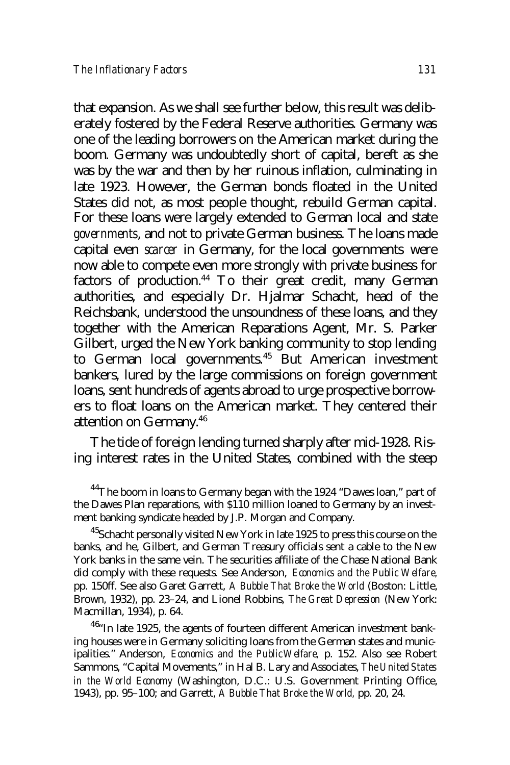that expansion. As we shall see further below, this result was deliberately fostered by the Federal Reserve authorities. Germany was one of the leading borrowers on the American market during the boom. Germany was undoubtedly short of capital, bereft as she was by the war and then by her ruinous inflation, culminating in late 1923. However, the German bonds floated in the United States did not, as most people thought, rebuild German capital. For these loans were largely extended to German local and state *governments*, and not to private German business. The loans made capital even *scarcer* in Germany, for the local governments were now able to compete even more strongly with private business for factors of production.[44] To their great credit, many German authorities, and especially Dr. Hjalmar Schacht, head of the Reichsbank, understood the unsoundness of these loans, and they together with the American Reparations Agent, Mr. S. Parker Gilbert, urged the New York banking community to stop lending to German local governments.[45] But American investment bankers, lured by the large commissions on foreign government loans, sent hundreds of agents abroad to urge prospective borrowers to float loans on the American market. They centered their attention on Germany.[46]

The tide of foreign lending turned sharply after mid-1928. Rising interest rates in the United States, combined with the steep

---

[44]The boom in loans to Germany began with the 1924 "Dawes loan," part of the Dawes Plan reparations, with $110 million loaned to Germany by an investment banking syndicate headed by J.P. Morgan and Company.

[45]Schacht personally visited New York in late 1925 to press this course on the banks, and he, Gilbert, and German Treasury officials sent a cable to the New York banks in the same vein. The securities affiliate of the Chase National Bank did comply with these requests. See Anderson, *Economics and the Public Welfare,* pp. 150ff. See also Garet Garrett, *A Bubble That Broke the World* (Boston: Little, Brown, 1932), pp. 23–24, and Lionel Robbins, *The Great Depression* (New York: Macmillan, 1934), p. 64.

[46]"In late 1925, the agents of fourteen different American investment banking houses were in Germany soliciting loans from the German states and municipalities." Anderson, *Economics and the Public Welfare,* p. 152. Also see Robert Sammons, "Capital Movements," in Hal B. Lary and Associates, *The United States in the World Economy* (Washington, D.C.: U.S. Government Printing Office, 1943), pp. 95–100; and Garrett, *A Bubble That Broke the World,* pp. 20, 24.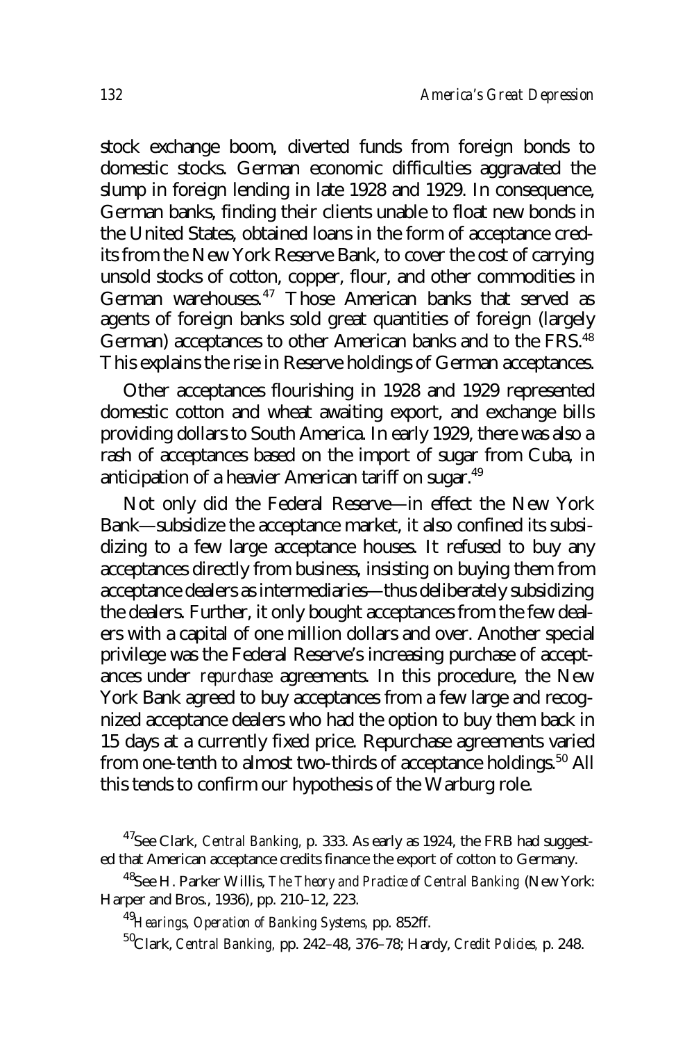stock exchange boom, diverted funds from foreign bonds to domestic stocks. German economic difficulties aggravated the slump in foreign lending in late 1928 and 1929. In consequence, German banks, finding their clients unable to float new bonds in the United States, obtained loans in the form of acceptance credits from the New York Reserve Bank, to cover the cost of carrying unsold stocks of cotton, copper, flour, and other commodities in German warehouses.[47] Those American banks that served as agents of foreign banks sold great quantities of foreign (largely German) acceptances to other American banks and to the FRS.[48] This explains the rise in Reserve holdings of German acceptances.

Other acceptances flourishing in 1928 and 1929 represented domestic cotton and wheat awaiting export, and exchange bills providing dollars to South America. In early 1929, there was also a rash of acceptances based on the import of sugar from Cuba, in anticipation of a heavier American tariff on sugar.[49]

Not only did the Federal Reserve—in effect the New York Bank—subsidize the acceptance market, it also confined its subsidizing to a few large acceptance houses. It refused to buy any acceptances directly from business, insisting on buying them from acceptance dealers as intermediaries—thus deliberately subsidizing the dealers. Further, it only bought acceptances from the few dealers with a capital of one million dollars and over. Another special privilege was the Federal Reserve's increasing purchase of acceptances under *repurchase* agreements. In this procedure, the New York Bank agreed to buy acceptances from a few large and recognized acceptance dealers who had the option to buy them back in 15 days at a currently fixed price. Repurchase agreements varied from one-tenth to almost two-thirds of acceptance holdings.[50] All this tends to confirm our hypothesis of the Warburg role.

---

[47]See Clark, *Central Banking*, p. 333. As early as 1924, the FRB had suggested that American acceptance credits finance the export of cotton to Germany.

[48]See H. Parker Willis, *The Theory and Practice of Central Banking* (New York: Harper and Bros., 1936), pp. 210–12, 223.

[49]*Hearings, Operation of Banking Systems*, pp. 852ff.

[50]Clark, *Central Banking*, pp. 242–48, 376–78; Hardy, *Credit Policies*, p. 248.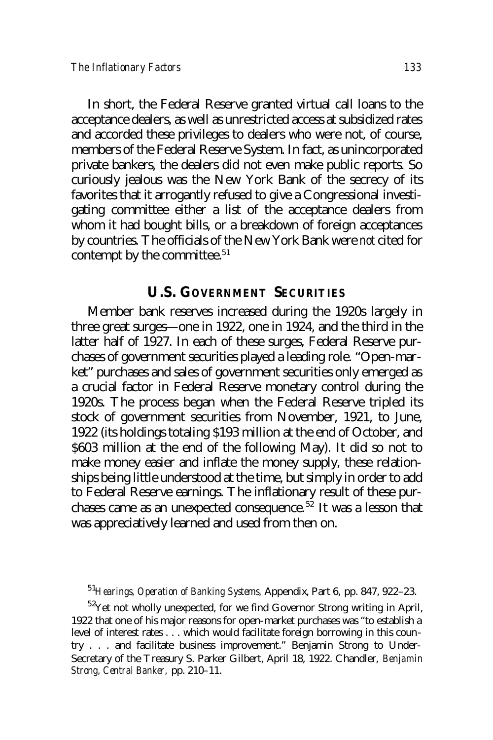In short, the Federal Reserve granted virtual call loans to the acceptance dealers, as well as unrestricted access at subsidized rates and accorded these privileges to dealers who were not, of course, members of the Federal Reserve System. In fact, as unincorporated private bankers, the dealers did not even make public reports. So curiously jealous was the New York Bank of the secrecy of its favorites that it arrogantly refused to give a Congressional investigating committee either a list of the acceptance dealers from whom it had bought bills, or a breakdown of foreign acceptances by countries. The officials of the New York Bank were *not* cited for contempt by the committee.[51]

## U.S. GOVERNMENT SECURITIES

Member bank reserves increased during the 1920s largely in three great surges—one in 1922, one in 1924, and the third in the latter half of 1927. In each of these surges, Federal Reserve purchases of government securities played a leading role. "Open-market" purchases and sales of government securities only emerged as a crucial factor in Federal Reserve monetary control during the 1920s. The process began when the Federal Reserve tripled its stock of government securities from November, 1921, to June, 1922 (its holdings totaling $193 million at the end of October, and $603 million at the end of the following May). It did so not to make money easier and inflate the money supply, these relationships being little understood at the time, but simply in order to add to Federal Reserve earnings. The inflationary result of these purchases came as an unexpected consequence.[52] It was a lesson that was appreciatively learned and used from then on.

[51]*Hearings, Operation of Banking Systems*, Appendix, Part 6, pp. 847, 922–23.

[52]Yet not wholly unexpected, for we find Governor Strong writing in April, 1922 that one of his major reasons for open-market purchases was "to establish a level of interest rates . . . which would facilitate foreign borrowing in this country . . . and facilitate business improvement." Benjamin Strong to Under-Secretary of the Treasury S. Parker Gilbert, April 18, 1922. Chandler, *Benjamin Strong, Central Banker*, pp. 210–11.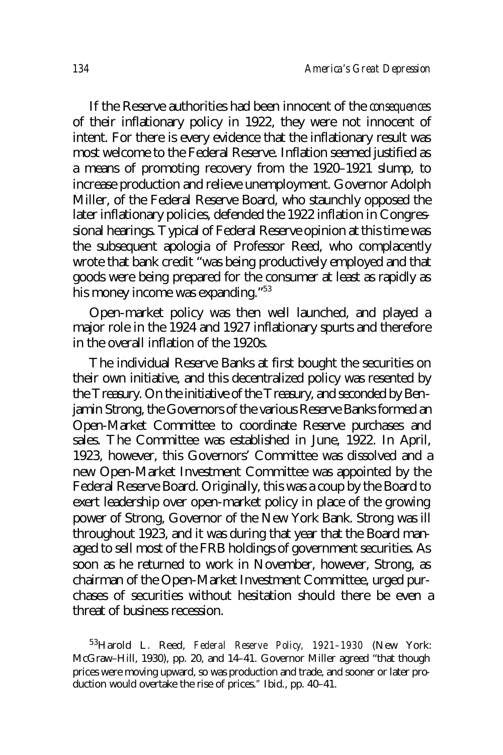If the Reserve authorities had been innocent of the *consequences* of their inflationary policy in 1922, they were not innocent of intent. For there is every evidence that the inflationary result was most welcome to the Federal Reserve. Inflation seemed justified as a means of promoting recovery from the 1920–1921 slump, to increase production and relieve unemployment. Governor Adolph Miller, of the Federal Reserve Board, who staunchly opposed the later inflationary policies, defended the 1922 inflation in Congressional hearings. Typical of Federal Reserve opinion at this time was the subsequent apologia of Professor Reed, who complacently wrote that bank credit "was being productively employed and that goods were being prepared for the consumer at least as rapidly as his money income was expanding."[53]

Open-market policy was then well launched, and played a major role in the 1924 and 1927 inflationary spurts and therefore in the overall inflation of the 1920s.

The individual Reserve Banks at first bought the securities on their own initiative, and this decentralized policy was resented by the Treasury. On the initiative of the Treasury, and seconded by Benjamin Strong, the Governors of the various Reserve Banks formed an Open-Market Committee to coordinate Reserve purchases and sales. The Committee was established in June, 1922. In April, 1923, however, this Governors' Committee was dissolved and a new Open-Market Investment Committee was appointed by the Federal Reserve Board. Originally, this was a coup by the Board to exert leadership over open-market policy in place of the growing power of Strong, Governor of the New York Bank. Strong was ill throughout 1923, and it was during that year that the Board managed to sell most of the FRB holdings of government securities. As soon as he returned to work in November, however, Strong, as chairman of the Open-Market Investment Committee, urged purchases of securities without hesitation should there be even a threat of business recession.

[53]Harold L. Reed, *Federal Reserve Policy, 1921–1930* (New York: McGraw–Hill, 1930), pp. 20, and 14–41. Governor Miller agreed "that though prices were moving upward, so was production and trade, and sooner or later production would overtake the rise of prices." Ibid., pp. 40–41.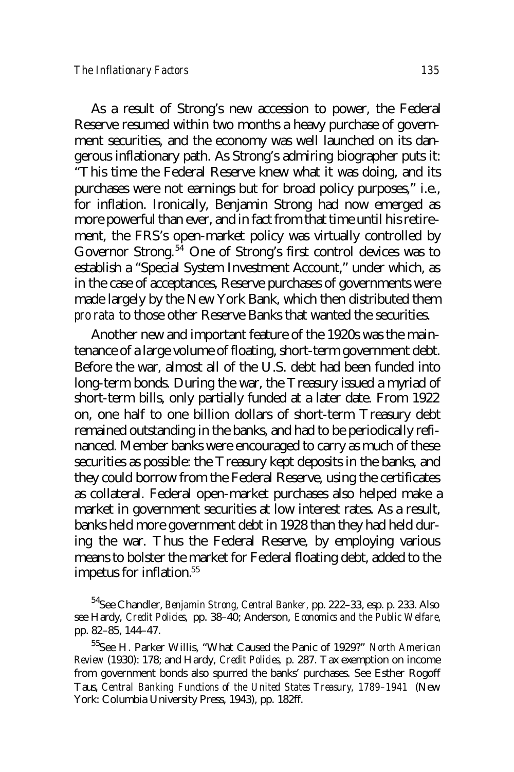As a result of Strong's new accession to power, the Federal Reserve resumed within two months a heavy purchase of government securities, and the economy was well launched on its dangerous inflationary path. As Strong's admiring biographer puts it: "This time the Federal Reserve knew what it was doing, and its purchases were not earnings but for broad policy purposes," i.e., for inflation. Ironically, Benjamin Strong had now emerged as more powerful than ever, and in fact from that time until his retirement, the FRS's open-market policy was virtually controlled by Governor Strong.[54] One of Strong's first control devices was to establish a "Special System Investment Account," under which, as in the case of acceptances, Reserve purchases of governments were made largely by the New York Bank, which then distributed them *pro rata* to those other Reserve Banks that wanted the securities.

Another new and important feature of the 1920s was the maintenance of a large volume of floating, short-term government debt. Before the war, almost all of the U.S. debt had been funded into long-term bonds. During the war, the Treasury issued a myriad of short-term bills, only partially funded at a later date. From 1922 on, one half to one billion dollars of short-term Treasury debt remained outstanding in the banks, and had to be periodically refinanced. Member banks were encouraged to carry as much of these securities as possible: the Treasury kept deposits in the banks, and they could borrow from the Federal Reserve, using the certificates as collateral. Federal open-market purchases also helped make a market in government securities at low interest rates. As a result, banks held more government debt in 1928 than they had held during the war. Thus the Federal Reserve, by employing various means to bolster the market for Federal floating debt, added to the impetus for inflation.[55]

[54]See Chandler, *Benjamin Strong, Central Banker*, pp. 222–33, esp. p. 233. Also see Hardy, *Credit Policies*, pp. 38–40; Anderson, *Economics and the Public Welfare*, pp. 82–85, 144–47.

[55]See H. Parker Willis, "What Caused the Panic of 1929?" *North American Review* (1930): 178; and Hardy, *Credit Policies*, p. 287. Tax exemption on income from government bonds also spurred the banks' purchases. See Esther Rogoff Taus, *Central Banking Functions of the United States Treasury, 1789–1941* (New York: Columbia University Press, 1943), pp. 182ff.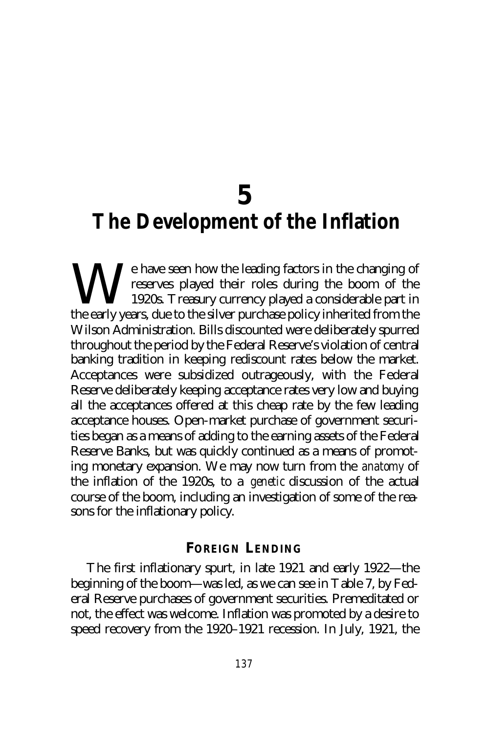# 5
# The Development of the Inflation

We have seen how the leading factors in the changing of reserves played their roles during the boom of the 1920s. Treasury currency played a considerable part in the early years, due to the silver purchase policy inherited from the Wilson Administration. Bills discounted were deliberately spurred throughout the period by the Federal Reserve's violation of central banking tradition in keeping rediscount rates below the market. Acceptances were subsidized outrageously, with the Federal Reserve deliberately keeping acceptance rates very low and buying all the acceptances offered at this cheap rate by the few leading acceptance houses. Open-market purchase of government securities began as a means of adding to the earning assets of the Federal Reserve Banks, but was quickly continued as a means of promoting monetary expansion. We may now turn from the *anatomy* of the inflation of the 1920s, to a *genetic* discussion of the actual course of the boom, including an investigation of some of the reasons for the inflationary policy.

## Foreign Lending

The first inflationary spurt, in late 1921 and early 1922—the beginning of the boom—was led, as we can see in Table 7, by Federal Reserve purchases of government securities. Premeditated or not, the effect was welcome. Inflation was promoted by a desire to speed recovery from the 1920–1921 recession. In July, 1921, the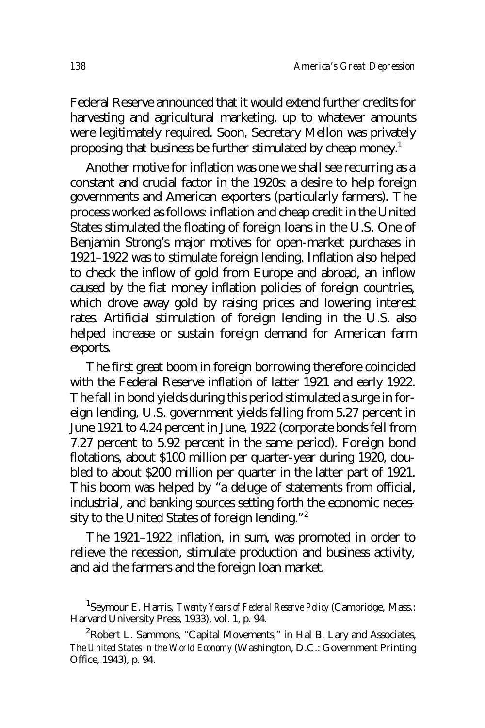Federal Reserve announced that it would extend further credits for harvesting and agricultural marketing, up to whatever amounts were legitimately required. Soon, Secretary Mellon was privately proposing that business be further stimulated by cheap money.[1]

Another motive for inflation was one we shall see recurring as a constant and crucial factor in the 1920s: a desire to help foreign governments and American exporters (particularly farmers). The process worked as follows: inflation and cheap credit in the United States stimulated the floating of foreign loans in the U.S. One of Benjamin Strong's major motives for open-market purchases in 1921–1922 was to stimulate foreign lending. Inflation also helped to check the inflow of gold from Europe and abroad, an inflow caused by the fiat money inflation policies of foreign countries, which drove away gold by raising prices and lowering interest rates. Artificial stimulation of foreign lending in the U.S. also helped increase or sustain foreign demand for American farm exports.

The first great boom in foreign borrowing therefore coincided with the Federal Reserve inflation of latter 1921 and early 1922. The fall in bond yields during this period stimulated a surge in foreign lending, U.S. government yields falling from 5.27 percent in June 1921 to 4.24 percent in June, 1922 (corporate bonds fell from 7.27 percent to 5.92 percent in the same period). Foreign bond flotations, about $100 million per quarter-year during 1920, doubled to about $200 million per quarter in the latter part of 1921. This boom was helped by "a deluge of statements from official, industrial, and banking sources setting forth the economic necessity to the United States of foreign lending."[2]

The 1921–1922 inflation, in sum, was promoted in order to relieve the recession, stimulate production and business activity, and aid the farmers and the foreign loan market.

[1] Seymour E. Harris, *Twenty Years of Federal Reserve Policy* (Cambridge, Mass.: Harvard University Press, 1933), vol. 1, p. 94.

[2] Robert L. Sammons, "Capital Movements," in Hal B. Lary and Associates, *The United States in the World Economy* (Washington, D.C.: Government Printing Office, 1943), p. 94.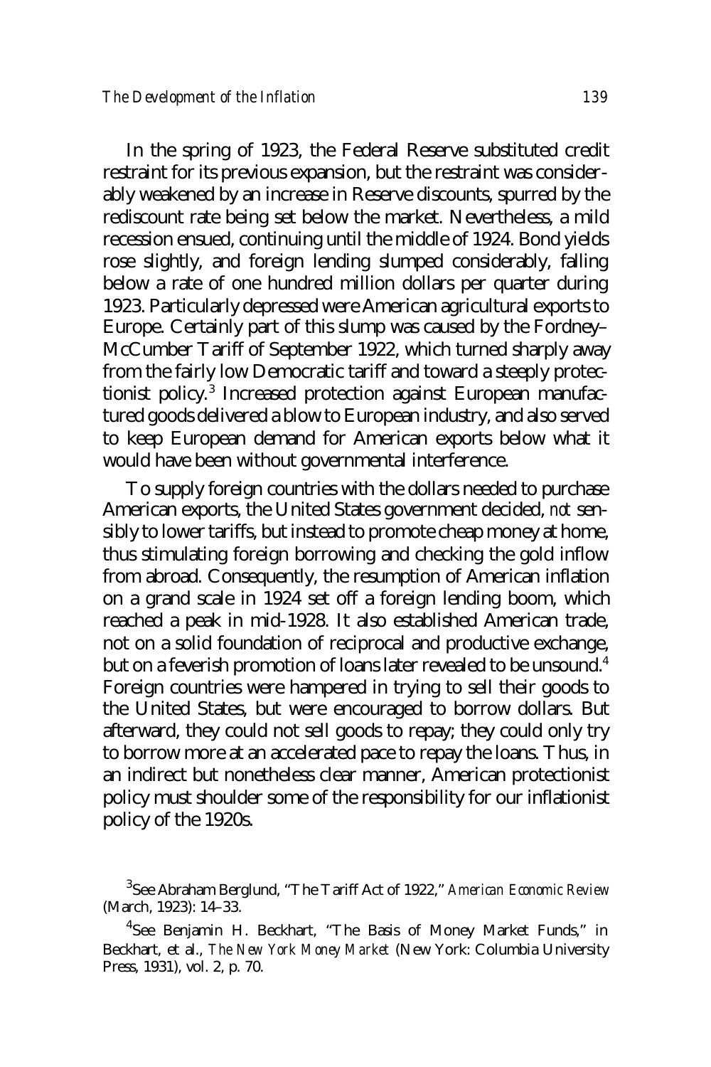In the spring of 1923, the Federal Reserve substituted credit restraint for its previous expansion, but the restraint was considerably weakened by an increase in Reserve discounts, spurred by the rediscount rate being set below the market. Nevertheless, a mild recession ensued, continuing until the middle of 1924. Bond yields rose slightly, and foreign lending slumped considerably, falling below a rate of one hundred million dollars per quarter during 1923. Particularly depressed were American agricultural exports to Europe. Certainly part of this slump was caused by the Fordney–McCumber Tariff of September 1922, which turned sharply away from the fairly low Democratic tariff and toward a steeply protectionist policy.[3] Increased protection against European manufactured goods delivered a blow to European industry, and also served to keep European demand for American exports below what it would have been without governmental interference.

To supply foreign countries with the dollars needed to purchase American exports, the United States government decided, *not* sensibly to lower tariffs, but instead to promote cheap money at home, thus stimulating foreign borrowing and checking the gold inflow from abroad. Consequently, the resumption of American inflation on a grand scale in 1924 set off a foreign lending boom, which reached a peak in mid-1928. It also established American trade, not on a solid foundation of reciprocal and productive exchange, but on a feverish promotion of loans later revealed to be unsound.[4] Foreign countries were hampered in trying to sell their goods to the United States, but were encouraged to borrow dollars. But afterward, they could not sell goods to repay; they could only try to borrow more at an accelerated pace to repay the loans. Thus, in an indirect but nonetheless clear manner, American protectionist policy must shoulder some of the responsibility for our inflationist policy of the 1920s.

---

[3] See Abraham Berglund, "The Tariff Act of 1922," *American Economic Review* (March, 1923): 14–33.

[4] See Benjamin H. Beckhart, "The Basis of Money Market Funds," in Beckhart, et al., *The New York Money Market* (New York: Columbia University Press, 1931), vol. 2, p. 70.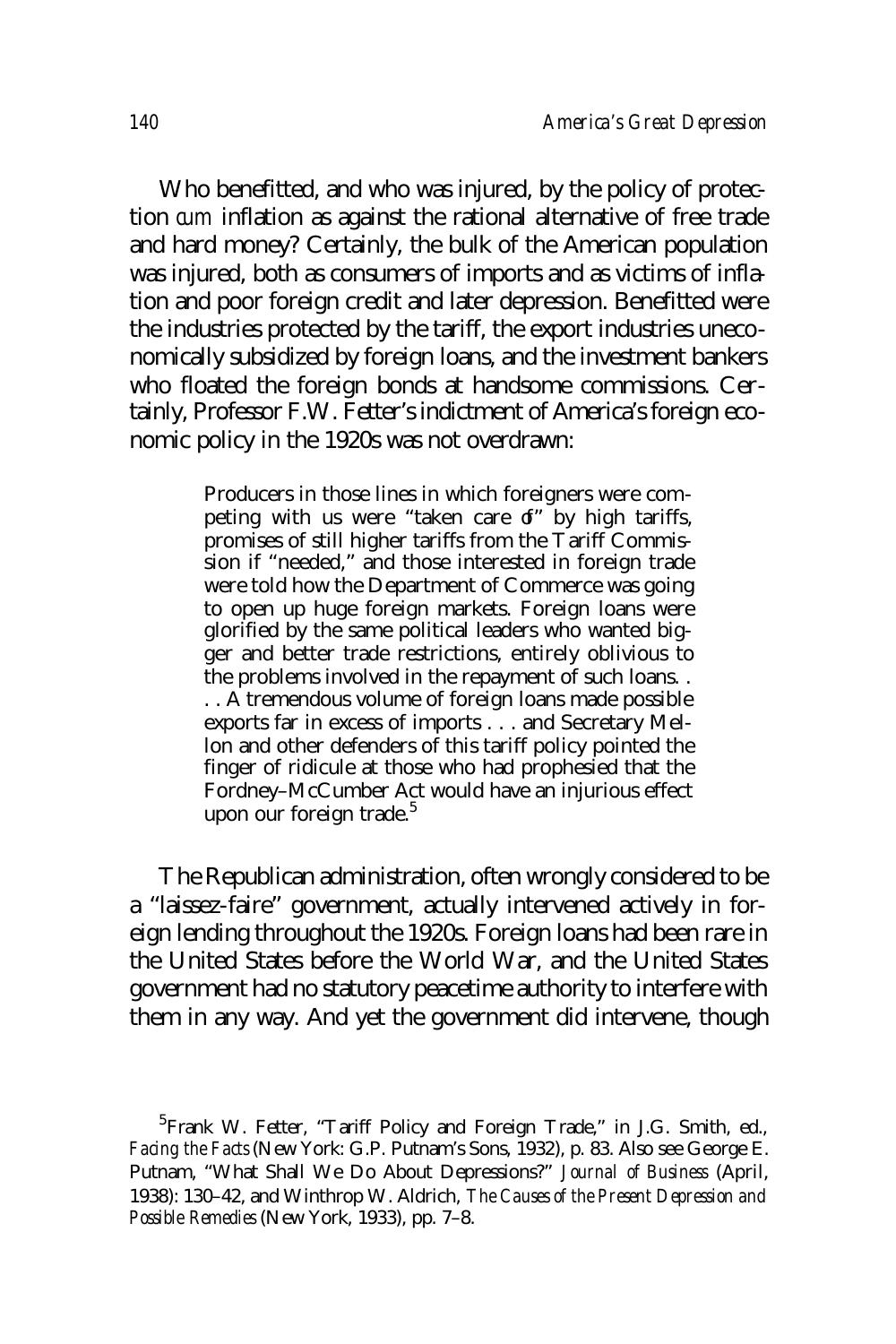Who benefitted, and who was injured, by the policy of protection *cum* inflation as against the rational alternative of free trade and hard money? Certainly, the bulk of the American population was injured, both as consumers of imports and as victims of inflation and poor foreign credit and later depression. Benefitted were the industries protected by the tariff, the export industries uneconomically subsidized by foreign loans, and the investment bankers who floated the foreign bonds at handsome commissions. Certainly, Professor F.W. Fetter's indictment of America's foreign economic policy in the 1920s was not overdrawn:

> Producers in those lines in which foreigners were competing with us were "taken care of" by high tariffs, promises of still higher tariffs from the Tariff Commission if "needed," and those interested in foreign trade were told how the Department of Commerce was going to open up huge foreign markets. Foreign loans were glorified by the same political leaders who wanted bigger and better trade restrictions, entirely oblivious to the problems involved in the repayment of such loans. . . . A tremendous volume of foreign loans made possible exports far in excess of imports . . . and Secretary Mellon and other defenders of this tariff policy pointed the finger of ridicule at those who had prophesied that the Fordney–McCumber Act would have an injurious effect upon our foreign trade.[5]

The Republican administration, often wrongly considered to be a "laissez-faire" government, actually intervened actively in foreign lending throughout the 1920s. Foreign loans had been rare in the United States before the World War, and the United States government had no statutory peacetime authority to interfere with them in any way. And yet the government did intervene, though

[5]Frank W. Fetter, "Tariff Policy and Foreign Trade," in J.G. Smith, ed., *Facing the Facts* (New York: G.P. Putnam's Sons, 1932), p. 83. Also see George E. Putnam, "What Shall We Do About Depressions?" *Journal of Business* (April, 1938): 130–42, and Winthrop W. Aldrich, *The Causes of the Present Depression and Possible Remedies* (New York, 1933), pp. 7–8.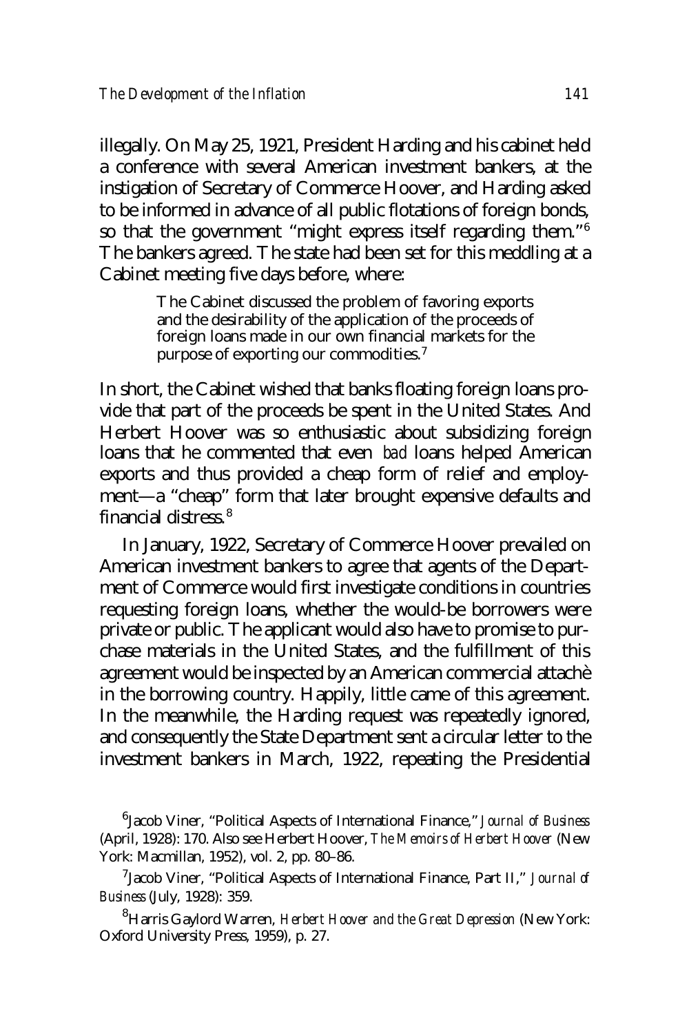illegally. On May 25, 1921, President Harding and his cabinet held a conference with several American investment bankers, at the instigation of Secretary of Commerce Hoover, and Harding asked to be informed in advance of all public flotations of foreign bonds, so that the government "might express itself regarding them."[6] The bankers agreed. The state had been set for this meddling at a Cabinet meeting five days before, where:

> The Cabinet discussed the problem of favoring exports and the desirability of the application of the proceeds of foreign loans made in our own financial markets for the purpose of exporting our commodities.[7]

In short, the Cabinet wished that banks floating foreign loans provide that part of the proceeds be spent in the United States. And Herbert Hoover was so enthusiastic about subsidizing foreign loans that he commented that even *bad* loans helped American exports and thus provided a cheap form of relief and employment—a "cheap" form that later brought expensive defaults and financial distress.[8]

In January, 1922, Secretary of Commerce Hoover prevailed on American investment bankers to agree that agents of the Department of Commerce would first investigate conditions in countries requesting foreign loans, whether the would-be borrowers were private or public. The applicant would also have to promise to purchase materials in the United States, and the fulfillment of this agreement would be inspected by an American commercial attachè in the borrowing country. Happily, little came of this agreement. In the meanwhile, the Harding request was repeatedly ignored, and consequently the State Department sent a circular letter to the investment bankers in March, 1922, repeating the Presidential

[6] Jacob Viner, "Political Aspects of International Finance," *Journal of Business* (April, 1928): 170. Also see Herbert Hoover, *The Memoirs of Herbert Hoover* (New York: Macmillan, 1952), vol. 2, pp. 80–86.

[7] Jacob Viner, "Political Aspects of International Finance, Part II," *Journal of Business* (July, 1928): 359.

[8] Harris Gaylord Warren, *Herbert Hoover and the Great Depression* (New York: Oxford University Press, 1959), p. 27.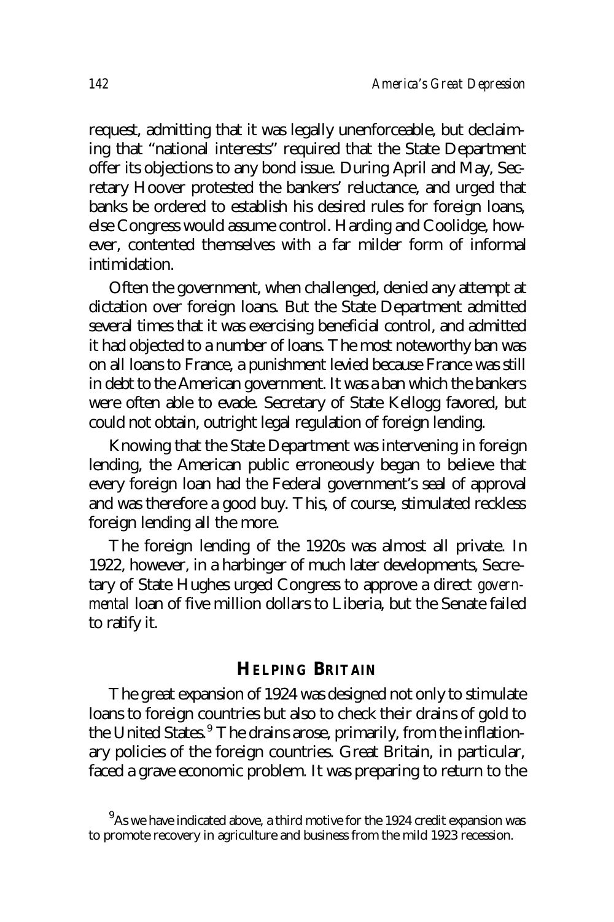request, admitting that it was legally unenforceable, but declaiming that "national interests" required that the State Department offer its objections to any bond issue. During April and May, Secretary Hoover protested the bankers' reluctance, and urged that banks be ordered to establish his desired rules for foreign loans, else Congress would assume control. Harding and Coolidge, however, contented themselves with a far milder form of informal intimidation.

Often the government, when challenged, denied any attempt at dictation over foreign loans. But the State Department admitted several times that it was exercising beneficial control, and admitted it had objected to a number of loans. The most noteworthy ban was on all loans to France, a punishment levied because France was still in debt to the American government. It was a ban which the bankers were often able to evade. Secretary of State Kellogg favored, but could not obtain, outright legal regulation of foreign lending.

Knowing that the State Department was intervening in foreign lending, the American public erroneously began to believe that every foreign loan had the Federal government's seal of approval and was therefore a good buy. This, of course, stimulated reckless foreign lending all the more.

The foreign lending of the 1920s was almost all private. In 1922, however, in a harbinger of much later developments, Secretary of State Hughes urged Congress to approve a direct *governmental* loan of five million dollars to Liberia, but the Senate failed to ratify it.

## HELPING BRITAIN

The great expansion of 1924 was designed not only to stimulate loans to foreign countries but also to check their drains of gold to the United States.[9] The drains arose, primarily, from the inflationary policies of the foreign countries. Great Britain, in particular, faced a grave economic problem. It was preparing to return to the

[9] As we have indicated above, a third motive for the 1924 credit expansion was to promote recovery in agriculture and business from the mild 1923 recession.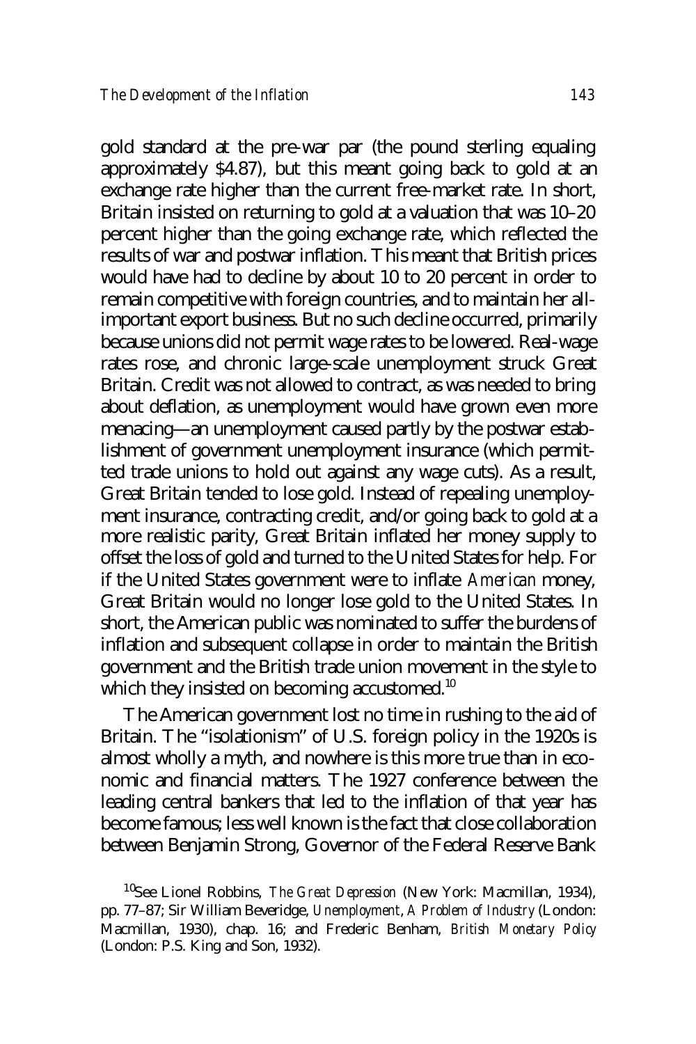gold standard at the pre-war par (the pound sterling equaling approximately $4.87), but this meant going back to gold at an exchange rate higher than the current free-market rate. In short, Britain insisted on returning to gold at a valuation that was 10–20 percent higher than the going exchange rate, which reflected the results of war and postwar inflation. This meant that British prices would have had to decline by about 10 to 20 percent in order to remain competitive with foreign countries, and to maintain her all-important export business. But no such decline occurred, primarily because unions did not permit wage rates to be lowered. Real-wage rates rose, and chronic large-scale unemployment struck Great Britain. Credit was not allowed to contract, as was needed to bring about deflation, as unemployment would have grown even more menacing—an unemployment caused partly by the postwar establishment of government unemployment insurance (which permitted trade unions to hold out against any wage cuts). As a result, Great Britain tended to lose gold. Instead of repealing unemployment insurance, contracting credit, and/or going back to gold at a more realistic parity, Great Britain inflated her money supply to offset the loss of gold and turned to the United States for help. For if the United States government were to inflate *American* money, Great Britain would no longer lose gold to the United States. In short, the American public was nominated to suffer the burdens of inflation and subsequent collapse in order to maintain the British government and the British trade union movement in the style to which they insisted on becoming accustomed.[10]

The American government lost no time in rushing to the aid of Britain. The "isolationism" of U.S. foreign policy in the 1920s is almost wholly a myth, and nowhere is this more true than in economic and financial matters. The 1927 conference between the leading central bankers that led to the inflation of that year has become famous; less well known is the fact that close collaboration between Benjamin Strong, Governor of the Federal Reserve Bank

[10]See Lionel Robbins, *The Great Depression* (New York: Macmillan, 1934), pp. 77–87; Sir William Beveridge, *Unemployment, A Problem of Industry* (London: Macmillan, 1930), chap. 16; and Frederic Benham, *British Monetary Policy* (London: P.S. King and Son, 1932).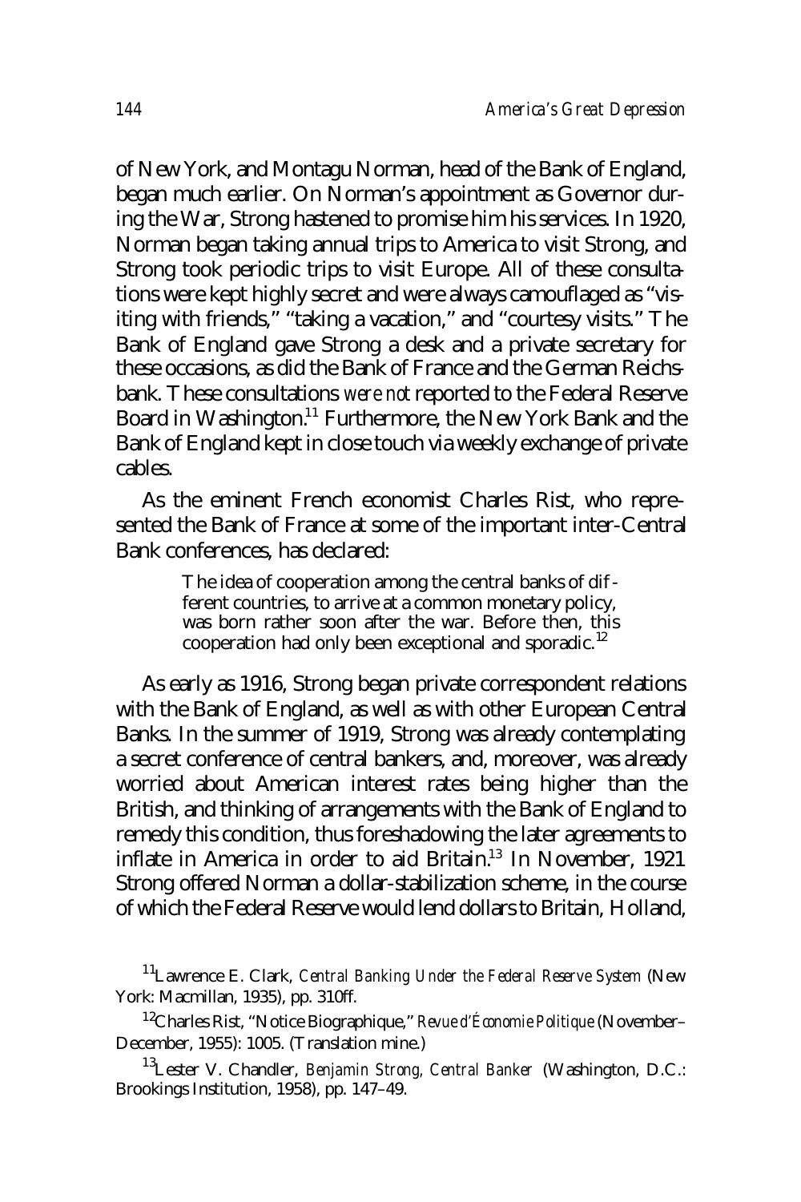of New York, and Montagu Norman, head of the Bank of England, began much earlier. On Norman's appointment as Governor during the War, Strong hastened to promise him his services. In 1920, Norman began taking annual trips to America to visit Strong, and Strong took periodic trips to visit Europe. All of these consultations were kept highly secret and were always camouflaged as "visiting with friends," "taking a vacation," and "courtesy visits." The Bank of England gave Strong a desk and a private secretary for these occasions, as did the Bank of France and the German Reichsbank. These consultations *were not* reported to the Federal Reserve Board in Washington.[11] Furthermore, the New York Bank and the Bank of England kept in close touch via weekly exchange of private cables.

As the eminent French economist Charles Rist, who represented the Bank of France at some of the important inter-Central Bank conferences, has declared:

> The idea of cooperation among the central banks of different countries, to arrive at a common monetary policy, was born rather soon after the war. Before then, this cooperation had only been exceptional and sporadic.[12]

As early as 1916, Strong began private correspondent relations with the Bank of England, as well as with other European Central Banks. In the summer of 1919, Strong was already contemplating a secret conference of central bankers, and, moreover, was already worried about American interest rates being higher than the British, and thinking of arrangements with the Bank of England to remedy this condition, thus foreshadowing the later agreements to inflate in America in order to aid Britain.[13] In November, 1921 Strong offered Norman a dollar-stabilization scheme, in the course of which the Federal Reserve would lend dollars to Britain, Holland,

[11] Lawrence E. Clark, *Central Banking Under the Federal Reserve System* (New York: Macmillan, 1935), pp. 310ff.

[12] Charles Rist, "Notice Biographique," *Revue d'Économie Politique* (November–December, 1955): 1005. (Translation mine.)

[13] Lester V. Chandler, *Benjamin Strong, Central Banker* (Washington, D.C.: Brookings Institution, 1958), pp. 147–49.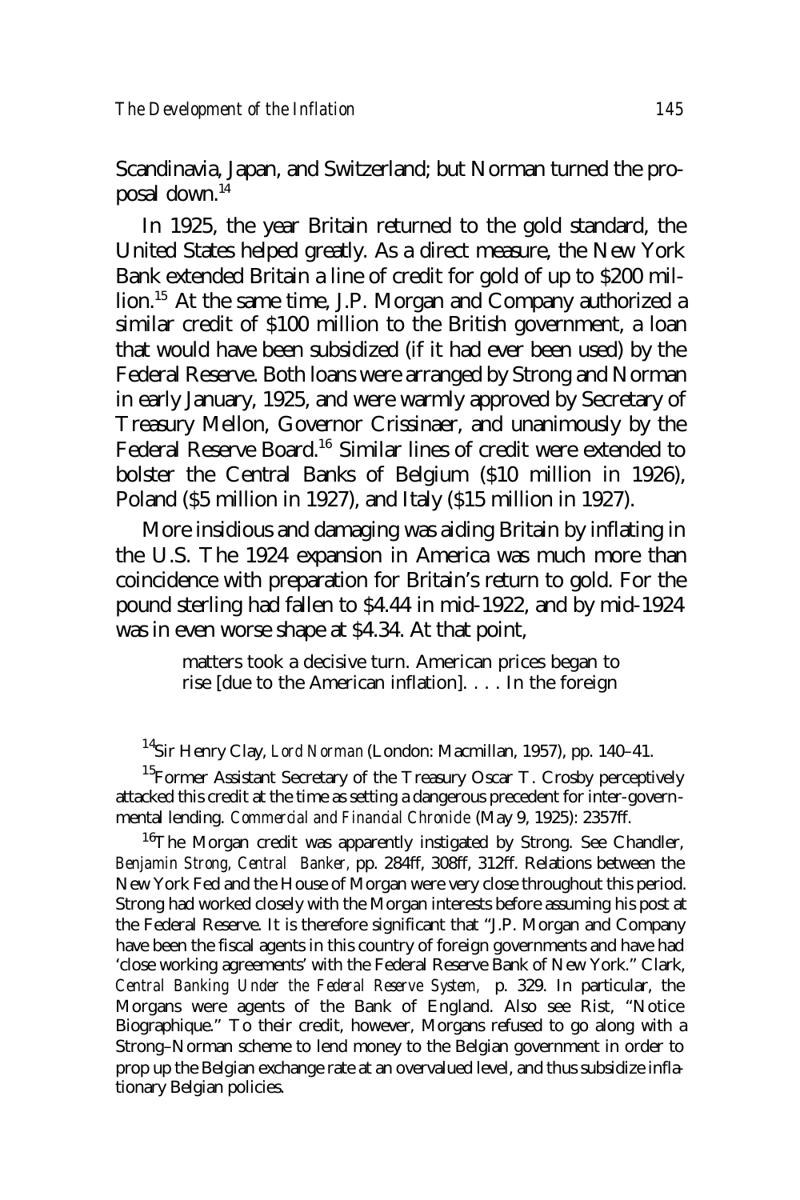Scandinavia, Japan, and Switzerland; but Norman turned the proposal down.[14]

In 1925, the year Britain returned to the gold standard, the United States helped greatly. As a direct measure, the New York Bank extended Britain a line of credit for gold of up to $200 million.[15] At the same time, J.P. Morgan and Company authorized a similar credit of $100 million to the British government, a loan that would have been subsidized (if it had ever been used) by the Federal Reserve. Both loans were arranged by Strong and Norman in early January, 1925, and were warmly approved by Secretary of Treasury Mellon, Governor Crissinaer, and unanimously by the Federal Reserve Board.[16] Similar lines of credit were extended to bolster the Central Banks of Belgium ($10 million in 1926), Poland ($5 million in 1927), and Italy ($15 million in 1927).

More insidious and damaging was aiding Britain by inflating in the U.S. The 1924 expansion in America was much more than coincidence with preparation for Britain's return to gold. For the pound sterling had fallen to $4.44 in mid-1922, and by mid-1924 was in even worse shape at $4.34. At that point,

> matters took a decisive turn. American prices began to rise [due to the American inflation]. . . . In the foreign

[14] Sir Henry Clay, *Lord Norman* (London: Macmillan, 1957), pp. 140–41.

[15] Former Assistant Secretary of the Treasury Oscar T. Crosby perceptively attacked this credit at the time as setting a dangerous precedent for inter-governmental lending. *Commercial and Financial Chronicle* (May 9, 1925): 2357ff.

[16] The Morgan credit was apparently instigated by Strong. See Chandler, *Benjamin Strong, Central Banker*, pp. 284ff, 308ff, 312ff. Relations between the New York Fed and the House of Morgan were very close throughout this period. Strong had worked closely with the Morgan interests before assuming his post at the Federal Reserve. It is therefore significant that "J.P. Morgan and Company have been the fiscal agents in this country of foreign governments and have had 'close working agreements' with the Federal Reserve Bank of New York." Clark, *Central Banking Under the Federal Reserve System,* p. 329. In particular, the Morgans were agents of the Bank of England. Also see Rist, "Notice Biographique." To their credit, however, Morgans refused to go along with a Strong–Norman scheme to lend money to the Belgian government in order to prop up the Belgian exchange rate at an overvalued level, and thus subsidize inflationary Belgian policies.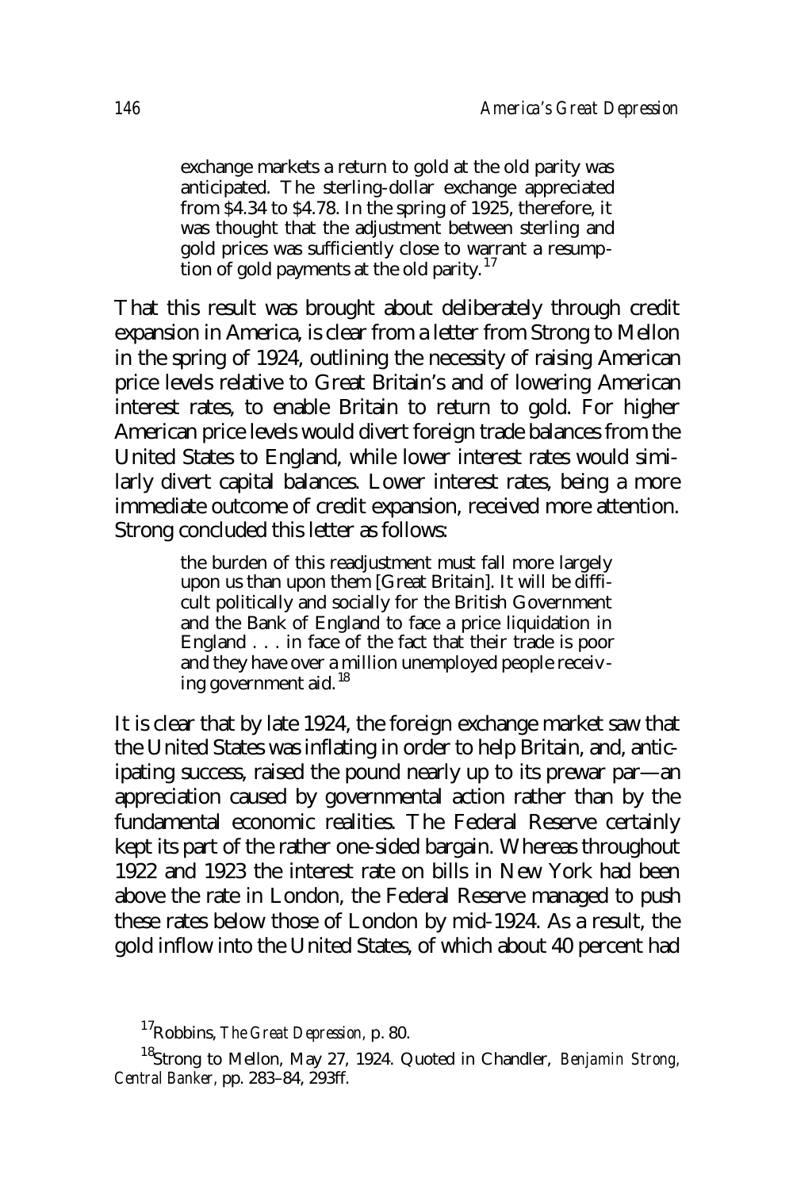> exchange markets a return to gold at the old parity was anticipated. The sterling-dollar exchange appreciated from $4.34 to $4.78. In the spring of 1925, therefore, it was thought that the adjustment between sterling and gold prices was sufficiently close to warrant a resumption of gold payments at the old parity.[17]

That this result was brought about deliberately through credit expansion in America, is clear from a letter from Strong to Mellon in the spring of 1924, outlining the necessity of raising American price levels relative to Great Britain's and of lowering American interest rates, to enable Britain to return to gold. For higher American price levels would divert foreign trade balances from the United States to England, while lower interest rates would similarly divert capital balances. Lower interest rates, being a more immediate outcome of credit expansion, received more attention. Strong concluded this letter as follows:

> the burden of this readjustment must fall more largely upon us than upon them [Great Britain]. It will be difficult politically and socially for the British Government and the Bank of England to face a price liquidation in England . . . in face of the fact that their trade is poor and they have over a million unemployed people receiving government aid.[18]

It is clear that by late 1924, the foreign exchange market saw that the United States was inflating in order to help Britain, and, anticipating success, raised the pound nearly up to its prewar par—an appreciation caused by governmental action rather than by the fundamental economic realities. The Federal Reserve certainly kept its part of the rather one-sided bargain. Whereas throughout 1922 and 1923 the interest rate on bills in New York had been above the rate in London, the Federal Reserve managed to push these rates below those of London by mid-1924. As a result, the gold inflow into the United States, of which about 40 percent had

[17] Robbins, *The Great Depression*, p. 80.

[18] Strong to Mellon, May 27, 1924. Quoted in Chandler, *Benjamin Strong, Central Banker*, pp. 283–84, 293ff.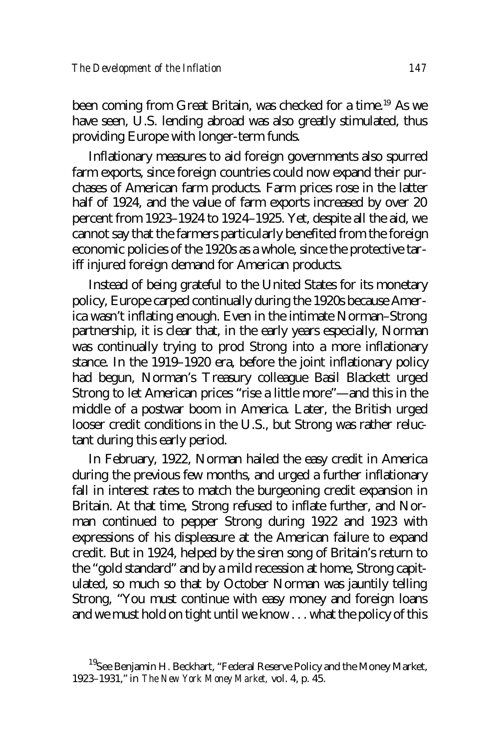been coming from Great Britain, was checked for a time.[19] As we have seen, U.S. lending abroad was also greatly stimulated, thus providing Europe with longer-term funds.

Inflationary measures to aid foreign governments also spurred farm exports, since foreign countries could now expand their purchases of American farm products. Farm prices rose in the latter half of 1924, and the value of farm exports increased by over 20 percent from 1923–1924 to 1924–1925. Yet, despite all the aid, we cannot say that the farmers particularly benefited from the foreign economic policies of the 1920s as a whole, since the protective tariff injured foreign demand for American products.

Instead of being grateful to the United States for its monetary policy, Europe carped continually during the 1920s because America wasn't inflating enough. Even in the intimate Norman–Strong partnership, it is clear that, in the early years especially, Norman was continually trying to prod Strong into a more inflationary stance. In the 1919–1920 era, before the joint inflationary policy had begun, Norman's Treasury colleague Basil Blackett urged Strong to let American prices "rise a little more"—and this in the middle of a postwar boom in America. Later, the British urged looser credit conditions in the U.S., but Strong was rather reluctant during this early period.

In February, 1922, Norman hailed the easy credit in America during the previous few months, and urged a further inflationary fall in interest rates to match the burgeoning credit expansion in Britain. At that time, Strong refused to inflate further, and Norman continued to pepper Strong during 1922 and 1923 with expressions of his displeasure at the American failure to expand credit. But in 1924, helped by the siren song of Britain's return to the "gold standard" and by a mild recession at home, Strong capitulated, so much so that by October Norman was jauntily telling Strong, "You must continue with easy money and foreign loans and we must hold on tight until we know . . . what the policy of this

[19] See Benjamin H. Beckhart, "Federal Reserve Policy and the Money Market, 1923–1931," in *The New York Money Market,* vol. 4, p. 45.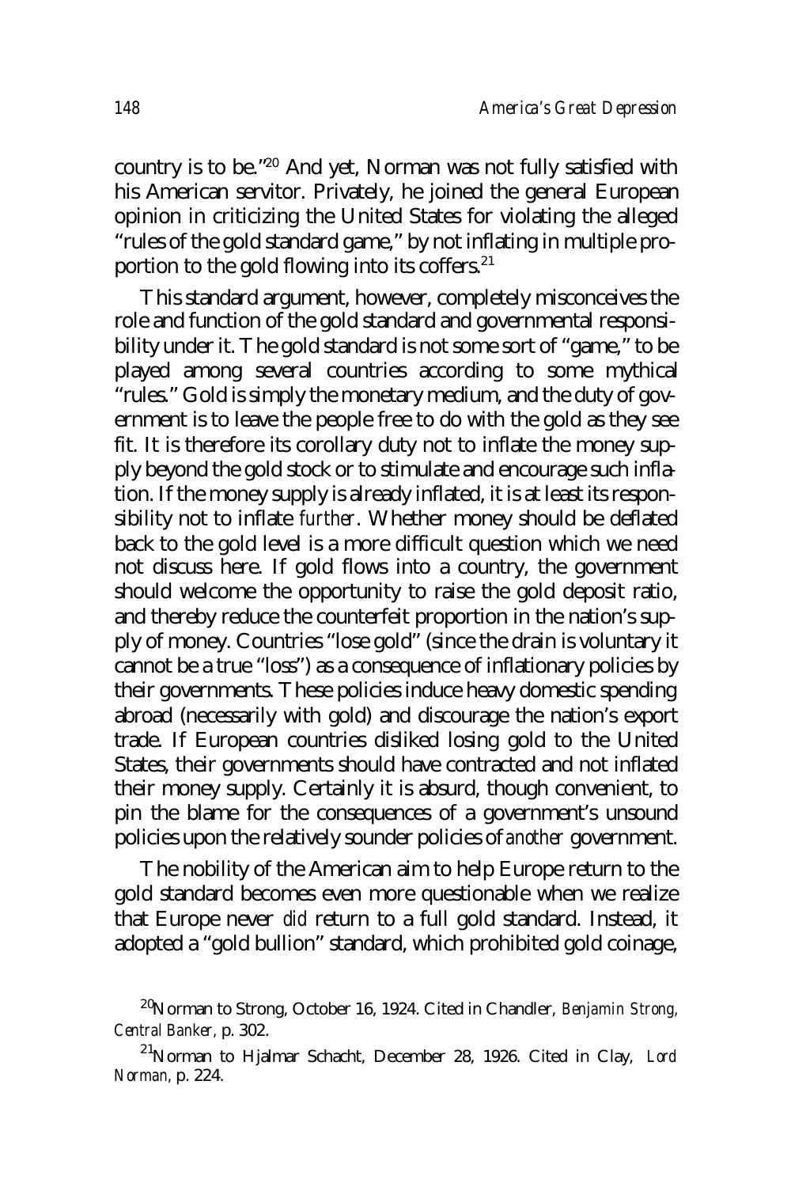country is to be."[20] And yet, Norman was not fully satisfied with his American servitor. Privately, he joined the general European opinion in criticizing the United States for violating the alleged "rules of the gold standard game," by not inflating in multiple proportion to the gold flowing into its coffers.[21]

This standard argument, however, completely misconceives the role and function of the gold standard and governmental responsibility under it. The gold standard is not some sort of "game," to be played among several countries according to some mythical "rules." Gold is simply the monetary medium, and the duty of government is to leave the people free to do with the gold as they see fit. It is therefore its corollary duty not to inflate the money supply beyond the gold stock or to stimulate and encourage such inflation. If the money supply is already inflated, it is at least its responsibility not to inflate *further*. Whether money should be deflated back to the gold level is a more difficult question which we need not discuss here. If gold flows into a country, the government should welcome the opportunity to raise the gold deposit ratio, and thereby reduce the counterfeit proportion in the nation's supply of money. Countries "lose gold" (since the drain is voluntary it cannot be a true "loss") as a consequence of inflationary policies by their governments. These policies induce heavy domestic spending abroad (necessarily with gold) and discourage the nation's export trade. If European countries disliked losing gold to the United States, their governments should have contracted and not inflated their money supply. Certainly it is absurd, though convenient, to pin the blame for the consequences of a government's unsound policies upon the relatively sounder policies of *another* government.

The nobility of the American aim to help Europe return to the gold standard becomes even more questionable when we realize that Europe never *did* return to a full gold standard. Instead, it adopted a "gold bullion" standard, which prohibited gold coinage,

[20] Norman to Strong, October 16, 1924. Cited in Chandler, *Benjamin Strong, Central Banker*, p. 302.

[21] Norman to Hjalmar Schacht, December 28, 1926. Cited in Clay, *Lord Norman*, p. 224.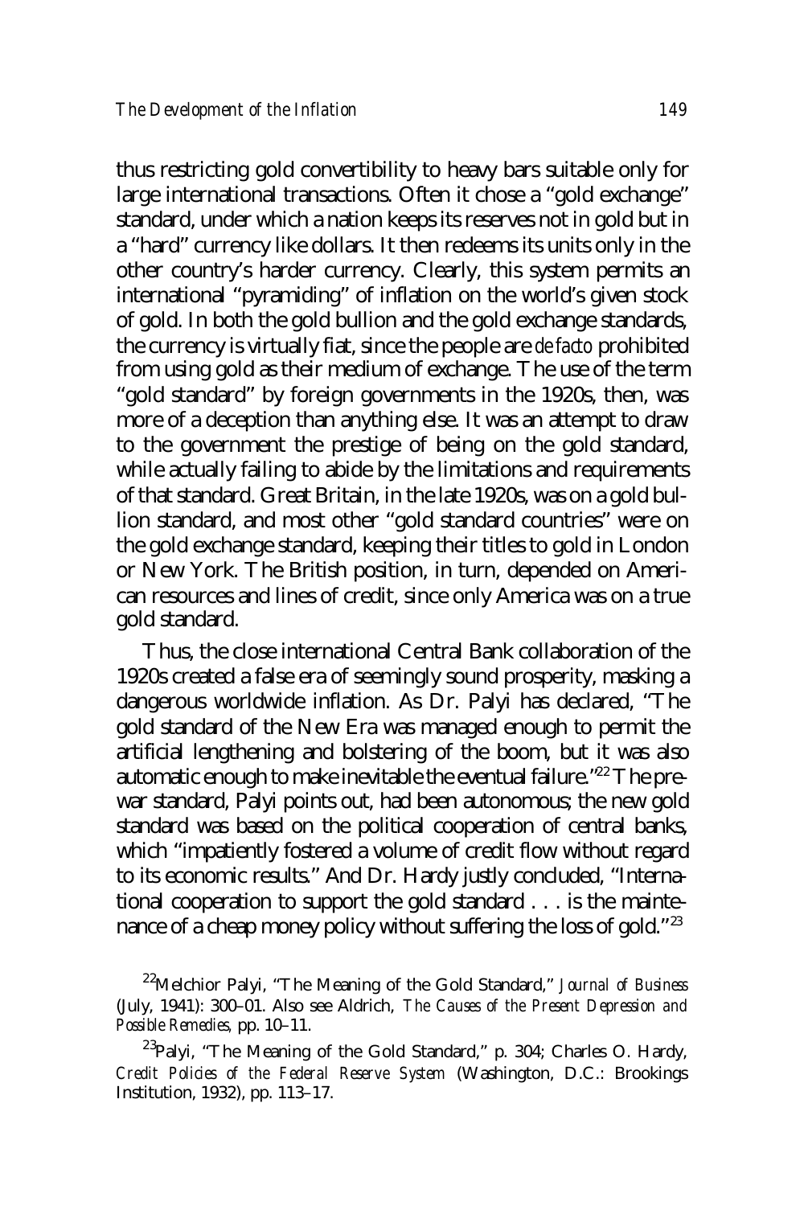thus restricting gold convertibility to heavy bars suitable only for large international transactions. Often it chose a "gold exchange" standard, under which a nation keeps its reserves not in gold but in a "hard" currency like dollars. It then redeems its units only in the other country's harder currency. Clearly, this system permits an international "pyramiding" of inflation on the world's given stock of gold. In both the gold bullion and the gold exchange standards, the currency is virtually fiat, since the people are *de facto* prohibited from using gold as their medium of exchange. The use of the term "gold standard" by foreign governments in the 1920s, then, was more of a deception than anything else. It was an attempt to draw to the government the prestige of being on the gold standard, while actually failing to abide by the limitations and requirements of that standard. Great Britain, in the late 1920s, was on a gold bullion standard, and most other "gold standard countries" were on the gold exchange standard, keeping their titles to gold in London or New York. The British position, in turn, depended on American resources and lines of credit, since only America was on a true gold standard.

Thus, the close international Central Bank collaboration of the 1920s created a false era of seemingly sound prosperity, masking a dangerous worldwide inflation. As Dr. Palyi has declared, "The gold standard of the New Era was managed enough to permit the artificial lengthening and bolstering of the boom, but it was also automatic enough to make inevitable the eventual failure."[22] The prewar standard, Palyi points out, had been autonomous; the new gold standard was based on the political cooperation of central banks, which "impatiently fostered a volume of credit flow without regard to its economic results." And Dr. Hardy justly concluded, "International cooperation to support the gold standard . . . is the maintenance of a cheap money policy without suffering the loss of gold."[23]

[22]Melchior Palyi, "The Meaning of the Gold Standard," *Journal of Business* (July, 1941): 300–01. Also see Aldrich, *The Causes of the Present Depression and Possible Remedies,* pp. 10–11.

[23]Palyi, "The Meaning of the Gold Standard," p. 304; Charles O. Hardy, *Credit Policies of the Federal Reserve System* (Washington, D.C.: Brookings Institution, 1932), pp. 113–17.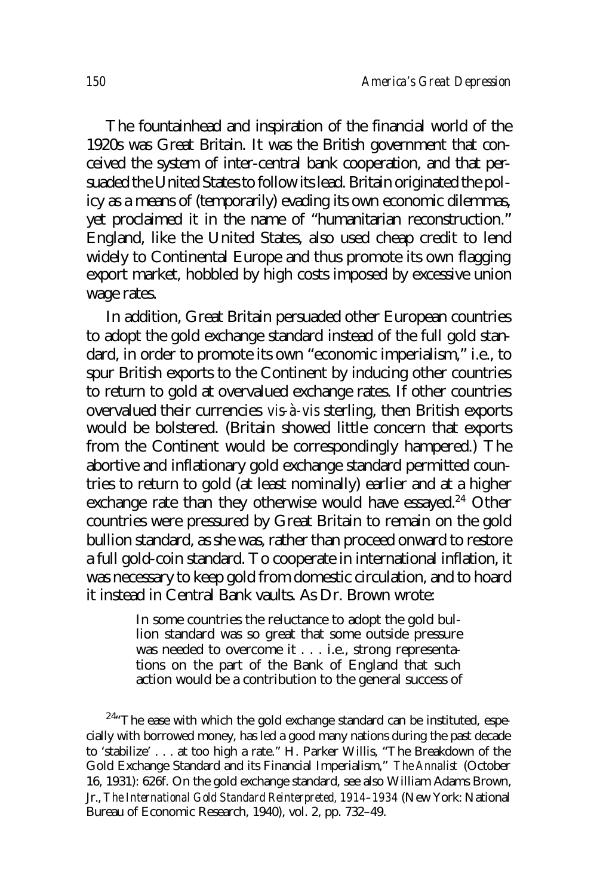The fountainhead and inspiration of the financial world of the 1920s was Great Britain. It was the British government that conceived the system of inter-central bank cooperation, and that persuaded the United States to follow its lead. Britain originated the policy as a means of (temporarily) evading its own economic dilemmas, yet proclaimed it in the name of "humanitarian reconstruction." England, like the United States, also used cheap credit to lend widely to Continental Europe and thus promote its own flagging export market, hobbled by high costs imposed by excessive union wage rates.

In addition, Great Britain persuaded other European countries to adopt the gold exchange standard instead of the full gold standard, in order to promote its own "economic imperialism," i.e., to spur British exports to the Continent by inducing other countries to return to gold at overvalued exchange rates. If other countries overvalued their currencies *vis-à-vis* sterling, then British exports would be bolstered. (Britain showed little concern that exports from the Continent would be correspondingly hampered.) The abortive and inflationary gold exchange standard permitted countries to return to gold (at least nominally) earlier and at a higher exchange rate than they otherwise would have essayed.[24] Other countries were pressured by Great Britain to remain on the gold bullion standard, as she was, rather than proceed onward to restore a full gold-coin standard. To cooperate in international inflation, it was necessary to keep gold from domestic circulation, and to hoard it instead in Central Bank vaults. As Dr. Brown wrote:

> In some countries the reluctance to adopt the gold bullion standard was so great that some outside pressure was needed to overcome it . . . i.e., strong representations on the part of the Bank of England that such action would be a contribution to the general success of

[24] "The ease with which the gold exchange standard can be instituted, especially with borrowed money, has led a good many nations during the past decade to 'stabilize' . . . at too high a rate." H. Parker Willis, "The Breakdown of the Gold Exchange Standard and its Financial Imperialism," *The Annalist* (October 16, 1931): 626f. On the gold exchange standard, see also William Adams Brown, Jr., *The International Gold Standard Reinterpreted, 1914–1934* (New York: National Bureau of Economic Research, 1940), vol. 2, pp. 732–49.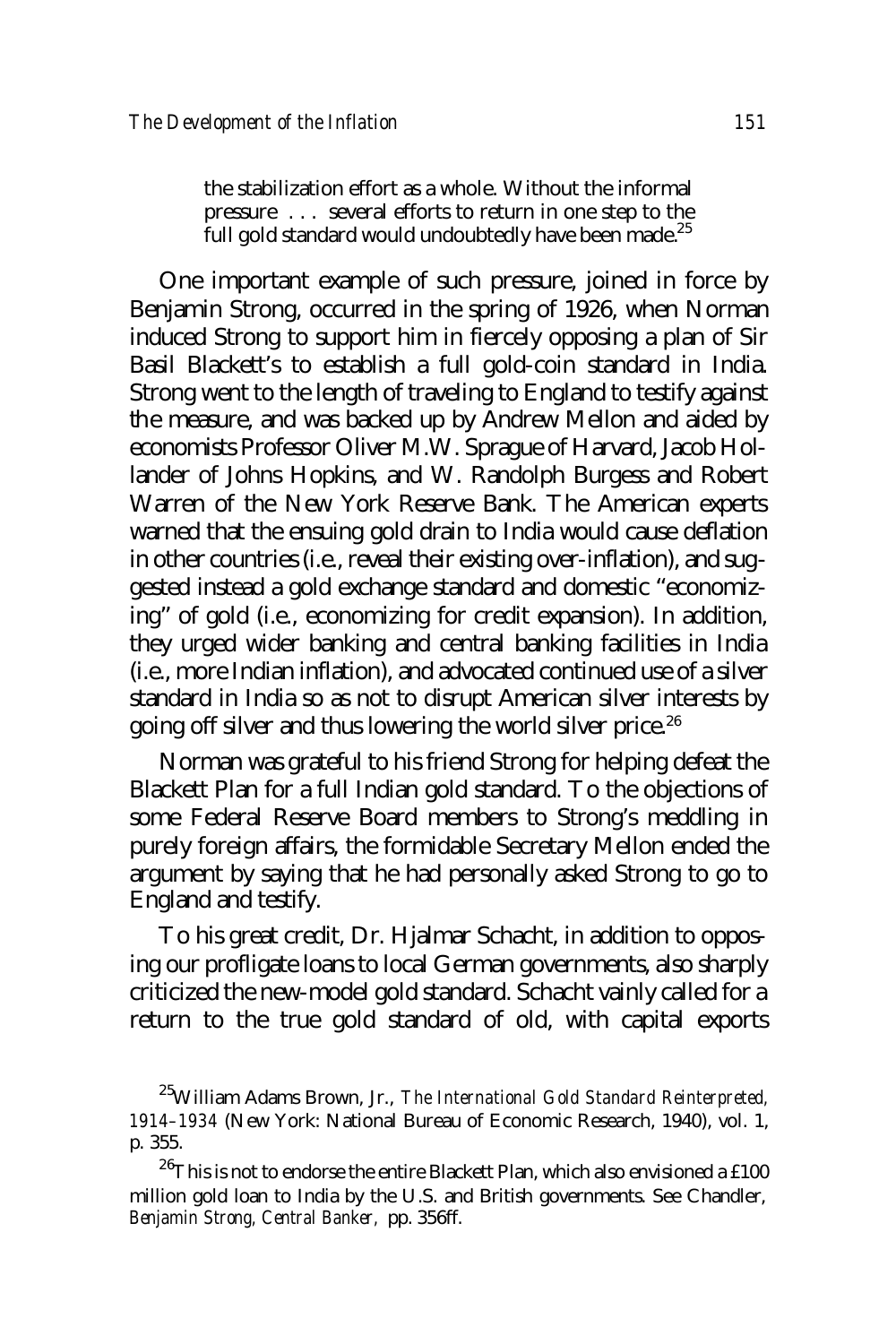> the stabilization effort as a whole. Without the informal pressure . . . several efforts to return in one step to the full gold standard would undoubtedly have been made.[25]

One important example of such pressure, joined in force by Benjamin Strong, occurred in the spring of 1926, when Norman induced Strong to support him in fiercely opposing a plan of Sir Basil Blackett's to establish a full gold-coin standard in India. Strong went to the length of traveling to England to testify against the measure, and was backed up by Andrew Mellon and aided by economists Professor Oliver M.W. Sprague of Harvard, Jacob Hollander of Johns Hopkins, and W. Randolph Burgess and Robert Warren of the New York Reserve Bank. The American experts warned that the ensuing gold drain to India would cause deflation in other countries (i.e., reveal their existing over-inflation), and suggested instead a gold exchange standard and domestic "economizing" of gold (i.e., economizing for credit expansion). In addition, they urged wider banking and central banking facilities in India (i.e., more Indian inflation), and advocated continued use of a silver standard in India so as not to disrupt American silver interests by going off silver and thus lowering the world silver price.[26]

Norman was grateful to his friend Strong for helping defeat the Blackett Plan for a full Indian gold standard. To the objections of some Federal Reserve Board members to Strong's meddling in purely foreign affairs, the formidable Secretary Mellon ended the argument by saying that he had personally asked Strong to go to England and testify.

To his great credit, Dr. Hjalmar Schacht, in addition to opposing our profligate loans to local German governments, also sharply criticized the new-model gold standard. Schacht vainly called for a return to the true gold standard of old, with capital exports

---

[25] William Adams Brown, Jr., *The International Gold Standard Reinterpreted, 1914–1934* (New York: National Bureau of Economic Research, 1940), vol. 1, p. 355.

[26] This is not to endorse the entire Blackett Plan, which also envisioned a £100 million gold loan to India by the U.S. and British governments. See Chandler, *Benjamin Strong, Central Banker*, pp. 356ff.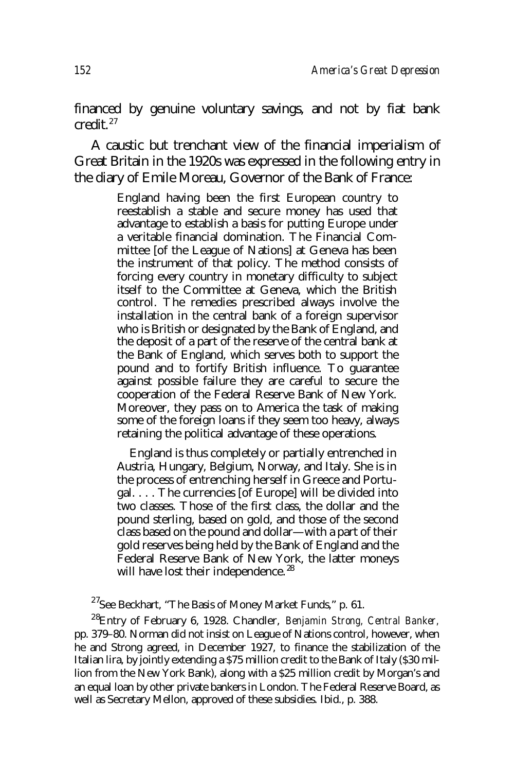financed by genuine voluntary savings, and not by fiat bank credit.[27]

A caustic but trenchant view of the financial imperialism of Great Britain in the 1920s was expressed in the following entry in the diary of Emile Moreau, Governor of the Bank of France:

> England having been the first European country to reestablish a stable and secure money has used that advantage to establish a basis for putting Europe under a veritable financial domination. The Financial Committee [of the League of Nations] at Geneva has been the instrument of that policy. The method consists of forcing every country in monetary difficulty to subject itself to the Committee at Geneva, which the British control. The remedies prescribed always involve the installation in the central bank of a foreign supervisor who is British or designated by the Bank of England, and the deposit of a part of the reserve of the central bank at the Bank of England, which serves both to support the pound and to fortify British influence. To guarantee against possible failure they are careful to secure the cooperation of the Federal Reserve Bank of New York. Moreover, they pass on to America the task of making some of the foreign loans if they seem too heavy, always retaining the political advantage of these operations.
>
> England is thus completely or partially entrenched in Austria, Hungary, Belgium, Norway, and Italy. She is in the process of entrenching herself in Greece and Portugal. . . . The currencies [of Europe] will be divided into two classes. Those of the first class, the dollar and the pound sterling, based on gold, and those of the second class based on the pound and dollar—with a part of their gold reserves being held by the Bank of England and the Federal Reserve Bank of New York, the latter moneys will have lost their independence.[28]

[27] See Beckhart, "The Basis of Money Market Funds," p. 61.

[28] Entry of February 6, 1928. Chandler, *Benjamin Strong, Central Banker*, pp. 379–80. Norman did not insist on League of Nations control, however, when he and Strong agreed, in December 1927, to finance the stabilization of the Italian lira, by jointly extending a $75 million credit to the Bank of Italy ($30 million from the New York Bank), along with a $25 million credit by Morgan's and an equal loan by other private bankers in London. The Federal Reserve Board, as well as Secretary Mellon, approved of these subsidies. Ibid., p. 388.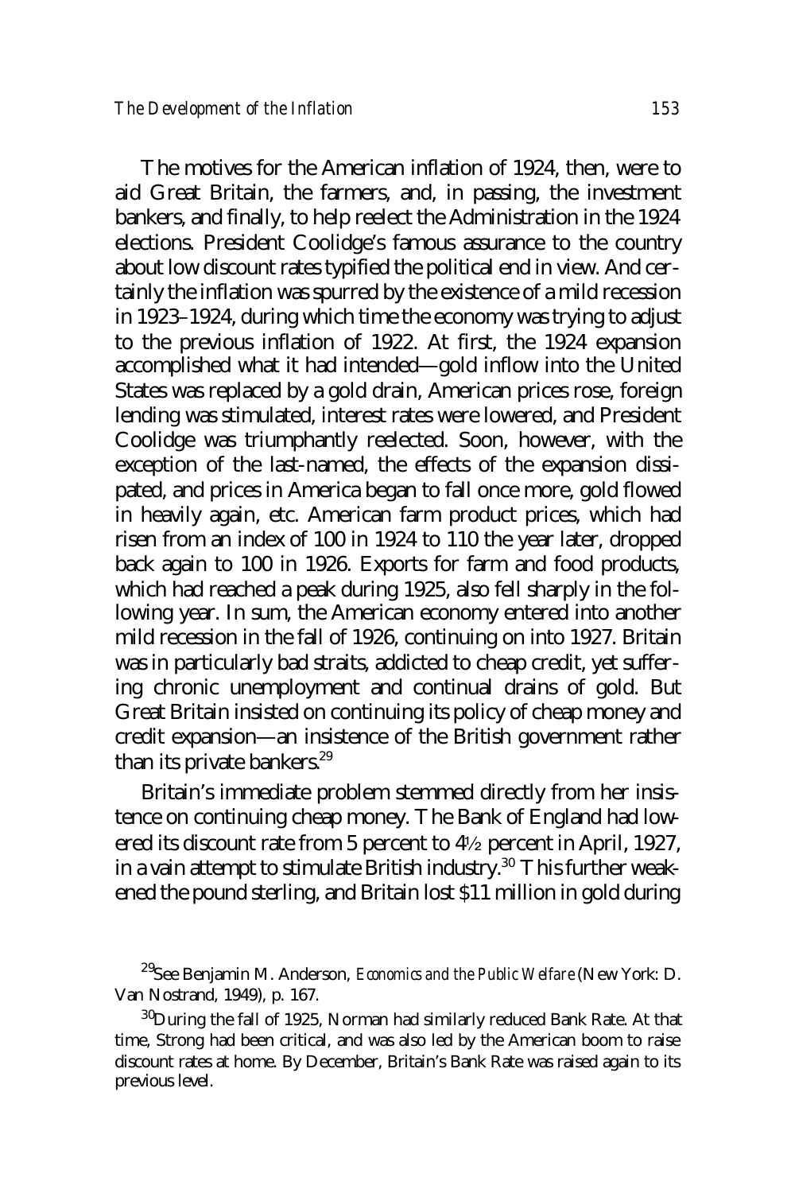The motives for the American inflation of 1924, then, were to aid Great Britain, the farmers, and, in passing, the investment bankers, and finally, to help reelect the Administration in the 1924 elections. President Coolidge's famous assurance to the country about low discount rates typified the political end in view. And certainly the inflation was spurred by the existence of a mild recession in 1923–1924, during which time the economy was trying to adjust to the previous inflation of 1922. At first, the 1924 expansion accomplished what it had intended—gold inflow into the United States was replaced by a gold drain, American prices rose, foreign lending was stimulated, interest rates were lowered, and President Coolidge was triumphantly reelected. Soon, however, with the exception of the last-named, the effects of the expansion dissipated, and prices in America began to fall once more, gold flowed in heavily again, etc. American farm product prices, which had risen from an index of 100 in 1924 to 110 the year later, dropped back again to 100 in 1926. Exports for farm and food products, which had reached a peak during 1925, also fell sharply in the following year. In sum, the American economy entered into another mild recession in the fall of 1926, continuing on into 1927. Britain was in particularly bad straits, addicted to cheap credit, yet suffering chronic unemployment and continual drains of gold. But Great Britain insisted on continuing its policy of cheap money and credit expansion—an insistence of the British government rather than its private bankers.[29]

Britain's immediate problem stemmed directly from her insistence on continuing cheap money. The Bank of England had lowered its discount rate from 5 percent to 4½ percent in April, 1927, in a vain attempt to stimulate British industry.[30] This further weakened the pound sterling, and Britain lost $11 million in gold during

---

[29] See Benjamin M. Anderson, *Economics and the Public Welfare* (New York: D. Van Nostrand, 1949), p. 167.

[30] During the fall of 1925, Norman had similarly reduced Bank Rate. At that time, Strong had been critical, and was also led by the American boom to raise discount rates at home. By December, Britain's Bank Rate was raised again to its previous level.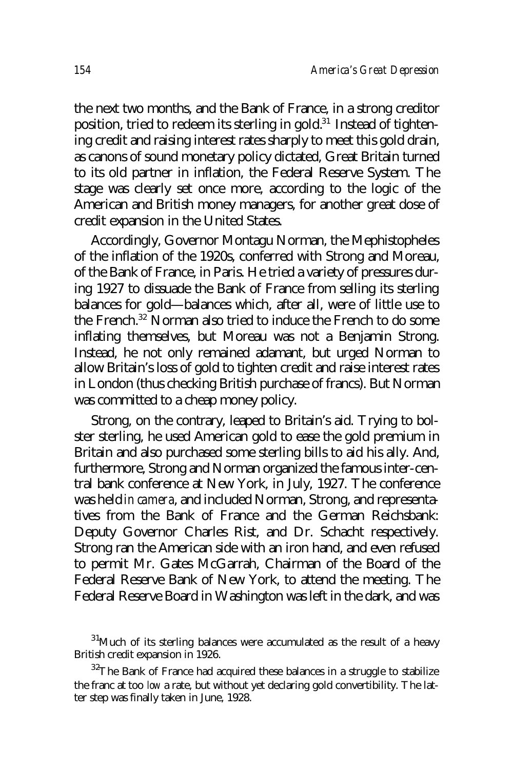the next two months, and the Bank of France, in a strong creditor position, tried to redeem its sterling in gold.[31] Instead of tightening credit and raising interest rates sharply to meet this gold drain, as canons of sound monetary policy dictated, Great Britain turned to its old partner in inflation, the Federal Reserve System. The stage was clearly set once more, according to the logic of the American and British money managers, for another great dose of credit expansion in the United States.

Accordingly, Governor Montagu Norman, the Mephistopheles of the inflation of the 1920s, conferred with Strong and Moreau, of the Bank of France, in Paris. He tried a variety of pressures during 1927 to dissuade the Bank of France from selling its sterling balances for gold—balances which, after all, were of little use to the French.[32] Norman also tried to induce the French to do some inflating themselves, but Moreau was not a Benjamin Strong. Instead, he not only remained adamant, but urged Norman to allow Britain's loss of gold to tighten credit and raise interest rates in London (thus checking British purchase of francs). But Norman was committed to a cheap money policy.

Strong, on the contrary, leaped to Britain's aid. Trying to bolster sterling, he used American gold to ease the gold premium in Britain and also purchased some sterling bills to aid his ally. And, furthermore, Strong and Norman organized the famous inter-central bank conference at New York, in July, 1927. The conference was held *in camera*, and included Norman, Strong, and representatives from the Bank of France and the German Reichsbank: Deputy Governor Charles Rist, and Dr. Schacht respectively. Strong ran the American side with an iron hand, and even refused to permit Mr. Gates McGarrah, Chairman of the Board of the Federal Reserve Bank of New York, to attend the meeting. The Federal Reserve Board in Washington was left in the dark, and was

[31]Much of its sterling balances were accumulated as the result of a heavy British credit expansion in 1926.

[32]The Bank of France had acquired these balances in a struggle to stabilize the franc at too *low* a rate, but without yet declaring gold convertibility. The latter step was finally taken in June, 1928.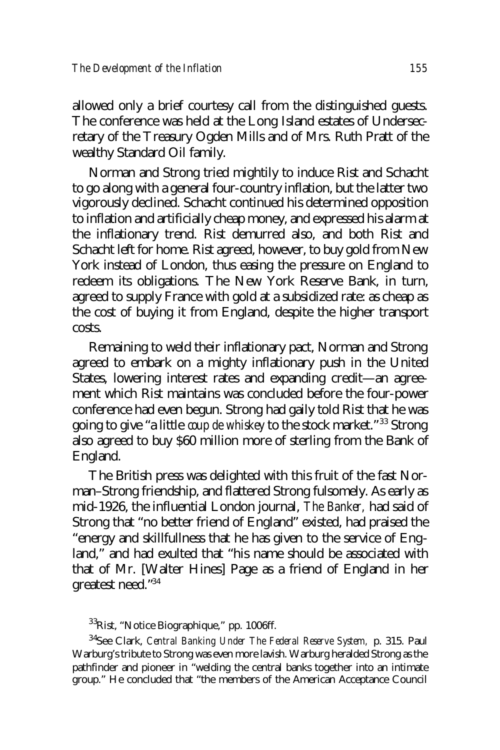allowed only a brief courtesy call from the distinguished guests. The conference was held at the Long Island estates of Undersecretary of the Treasury Ogden Mills and of Mrs. Ruth Pratt of the wealthy Standard Oil family.

Norman and Strong tried mightily to induce Rist and Schacht to go along with a general four-country inflation, but the latter two vigorously declined. Schacht continued his determined opposition to inflation and artificially cheap money, and expressed his alarm at the inflationary trend. Rist demurred also, and both Rist and Schacht left for home. Rist agreed, however, to buy gold from New York instead of London, thus easing the pressure on England to redeem its obligations. The New York Reserve Bank, in turn, agreed to supply France with gold at a subsidized rate: as cheap as the cost of buying it from England, despite the higher transport costs.

Remaining to weld their inflationary pact, Norman and Strong agreed to embark on a mighty inflationary push in the United States, lowering interest rates and expanding credit—an agreement which Rist maintains was concluded before the four-power conference had even begun. Strong had gaily told Rist that he was going to give "a little *coup de whiskey* to the stock market."[33] Strong also agreed to buy $60 million more of sterling from the Bank of England.

The British press was delighted with this fruit of the fast Norman–Strong friendship, and flattered Strong fulsomely. As early as mid-1926, the influential London journal, *The Banker,* had said of Strong that "no better friend of England" existed, had praised the "energy and skillfullness that he has given to the service of England," and had exulted that "his name should be associated with that of Mr. [Walter Hines] Page as a friend of England in her greatest need."[34]

[33] Rist, "Notice Biographique," pp. 1006ff.

[34] See Clark, *Central Banking Under The Federal Reserve System,* p. 315. Paul Warburg's tribute to Strong was even more lavish. Warburg heralded Strong as the pathfinder and pioneer in "welding the central banks together into an intimate group." He concluded that "the members of the American Acceptance Council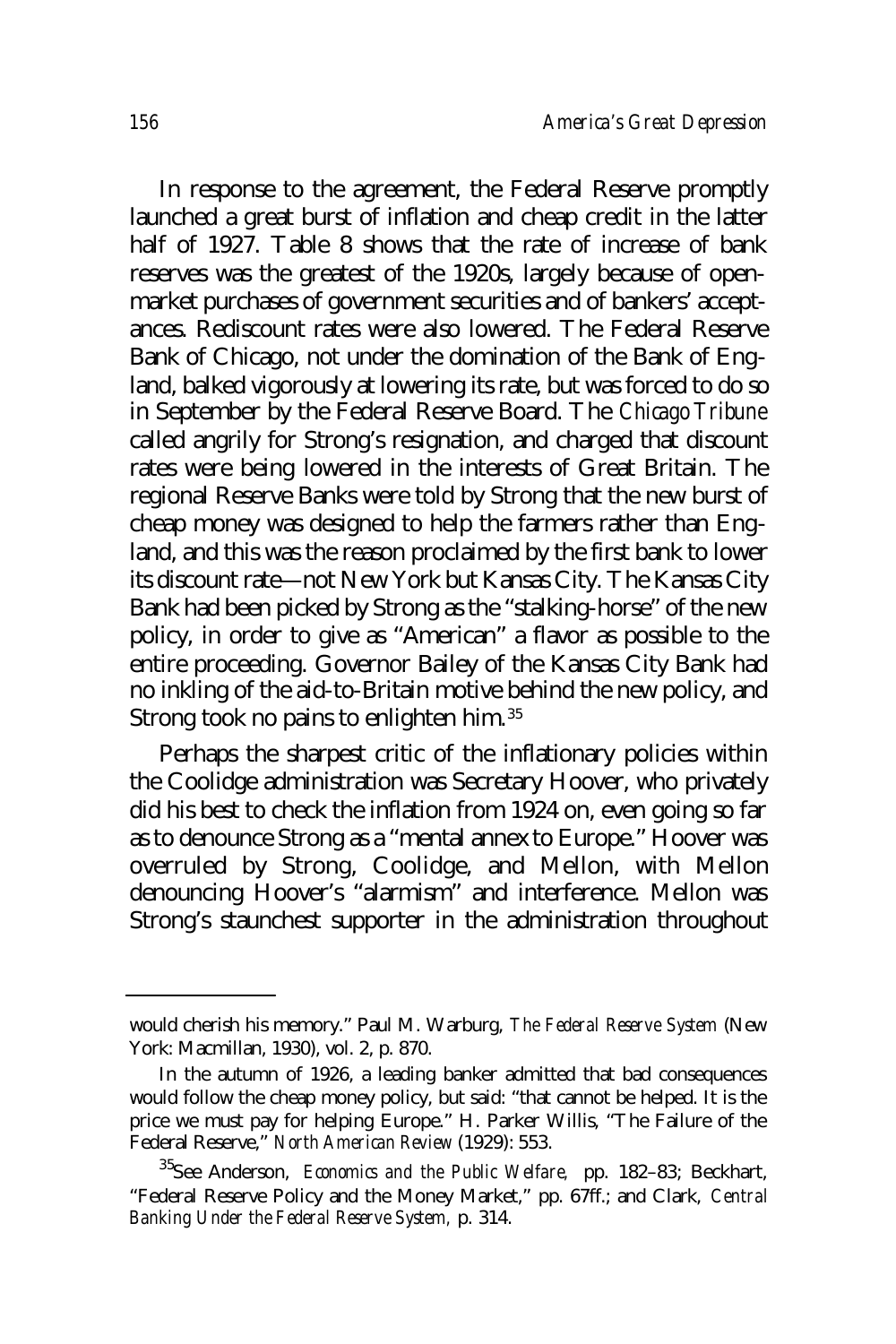In response to the agreement, the Federal Reserve promptly launched a great burst of inflation and cheap credit in the latter half of 1927. Table 8 shows that the rate of increase of bank reserves was the greatest of the 1920s, largely because of open-market purchases of government securities and of bankers' acceptances. Rediscount rates were also lowered. The Federal Reserve Bank of Chicago, not under the domination of the Bank of England, balked vigorously at lowering its rate, but was forced to do so in September by the Federal Reserve Board. The *Chicago Tribune* called angrily for Strong's resignation, and charged that discount rates were being lowered in the interests of Great Britain. The regional Reserve Banks were told by Strong that the new burst of cheap money was designed to help the farmers rather than England, and this was the reason proclaimed by the first bank to lower its discount rate—not New York but Kansas City. The Kansas City Bank had been picked by Strong as the "stalking-horse" of the new policy, in order to give as "American" a flavor as possible to the entire proceeding. Governor Bailey of the Kansas City Bank had no inkling of the aid-to-Britain motive behind the new policy, and Strong took no pains to enlighten him.[35]

Perhaps the sharpest critic of the inflationary policies within the Coolidge administration was Secretary Hoover, who privately did his best to check the inflation from 1924 on, even going so far as to denounce Strong as a "mental annex to Europe." Hoover was overruled by Strong, Coolidge, and Mellon, with Mellon denouncing Hoover's "alarmism" and interference. Mellon was Strong's staunchest supporter in the administration throughout

---

would cherish his memory." Paul M. Warburg, *The Federal Reserve System* (New York: Macmillan, 1930), vol. 2, p. 870.

In the autumn of 1926, a leading banker admitted that bad consequences would follow the cheap money policy, but said: "that cannot be helped. It is the price we must pay for helping Europe." H. Parker Willis, "The Failure of the Federal Reserve," *North American Review* (1929): 553.

[35]See Anderson, *Economics and the Public Welfare,* pp. 182–83; Beckhart, "Federal Reserve Policy and the Money Market," pp. 67ff.; and Clark, *Central Banking Under the Federal Reserve System,* p. 314.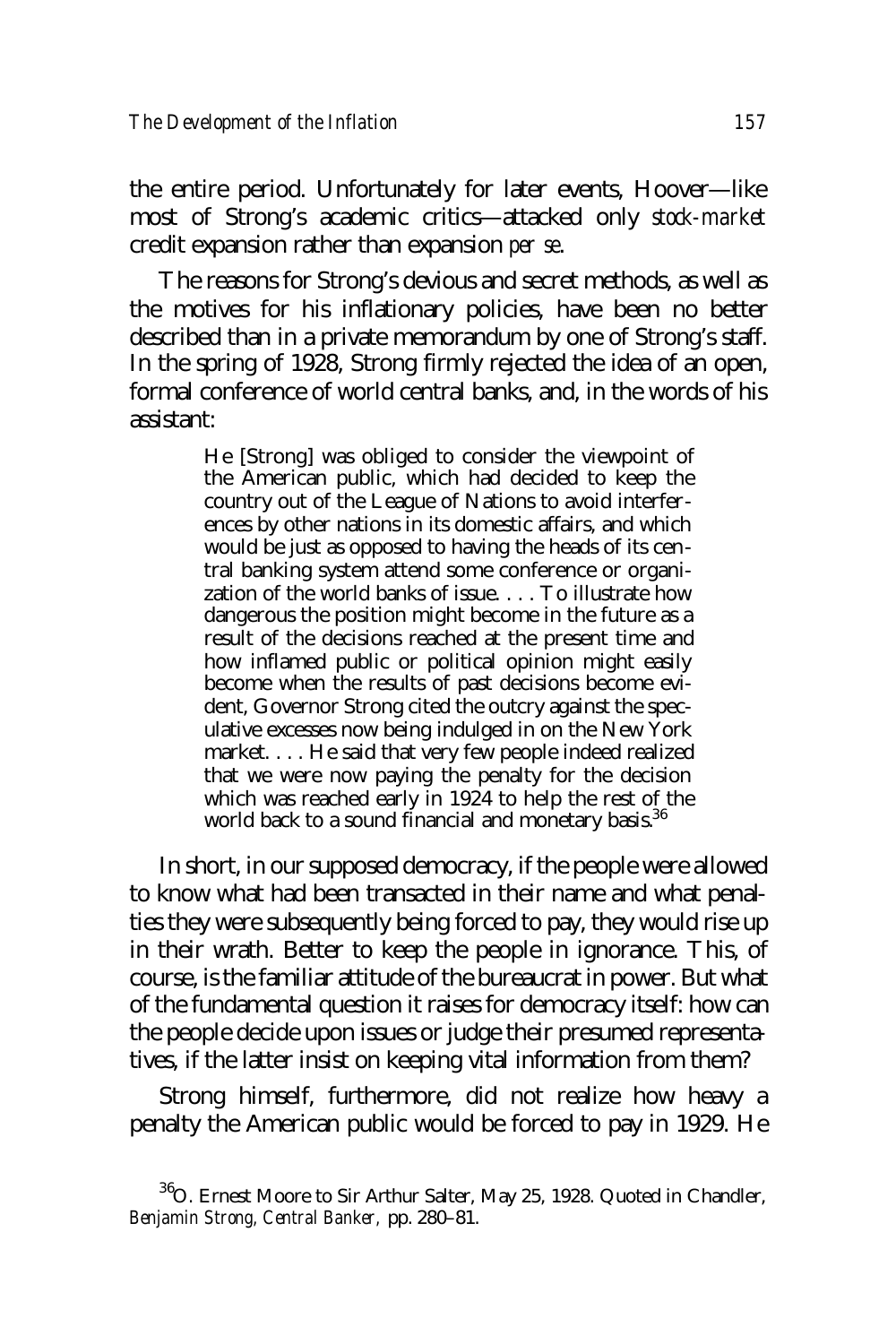the entire period. Unfortunately for later events, Hoover—like most of Strong's academic critics—attacked only *stock-market* credit expansion rather than expansion *per se*.

The reasons for Strong's devious and secret methods, as well as the motives for his inflationary policies, have been no better described than in a private memorandum by one of Strong's staff. In the spring of 1928, Strong firmly rejected the idea of an open, formal conference of world central banks, and, in the words of his assistant:

> He [Strong] was obliged to consider the viewpoint of the American public, which had decided to keep the country out of the League of Nations to avoid interferences by other nations in its domestic affairs, and which would be just as opposed to having the heads of its central banking system attend some conference or organization of the world banks of issue. . . . To illustrate how dangerous the position might become in the future as a result of the decisions reached at the present time and how inflamed public or political opinion might easily become when the results of past decisions become evident, Governor Strong cited the outcry against the speculative excesses now being indulged in on the New York market. . . . He said that very few people indeed realized that we were now paying the penalty for the decision which was reached early in 1924 to help the rest of the world back to a sound financial and monetary basis.[36]

In short, in our supposed democracy, if the people were allowed to know what had been transacted in their name and what penalties they were subsequently being forced to pay, they would rise up in their wrath. Better to keep the people in ignorance. This, of course, is the familiar attitude of the bureaucrat in power. But what of the fundamental question it raises for democracy itself: how can the people decide upon issues or judge their presumed representatives, if the latter insist on keeping vital information from them?

Strong himself, furthermore, did not realize how heavy a penalty the American public would be forced to pay in 1929. He

[36] O. Ernest Moore to Sir Arthur Salter, May 25, 1928. Quoted in Chandler, *Benjamin Strong, Central Banker*, pp. 280–81.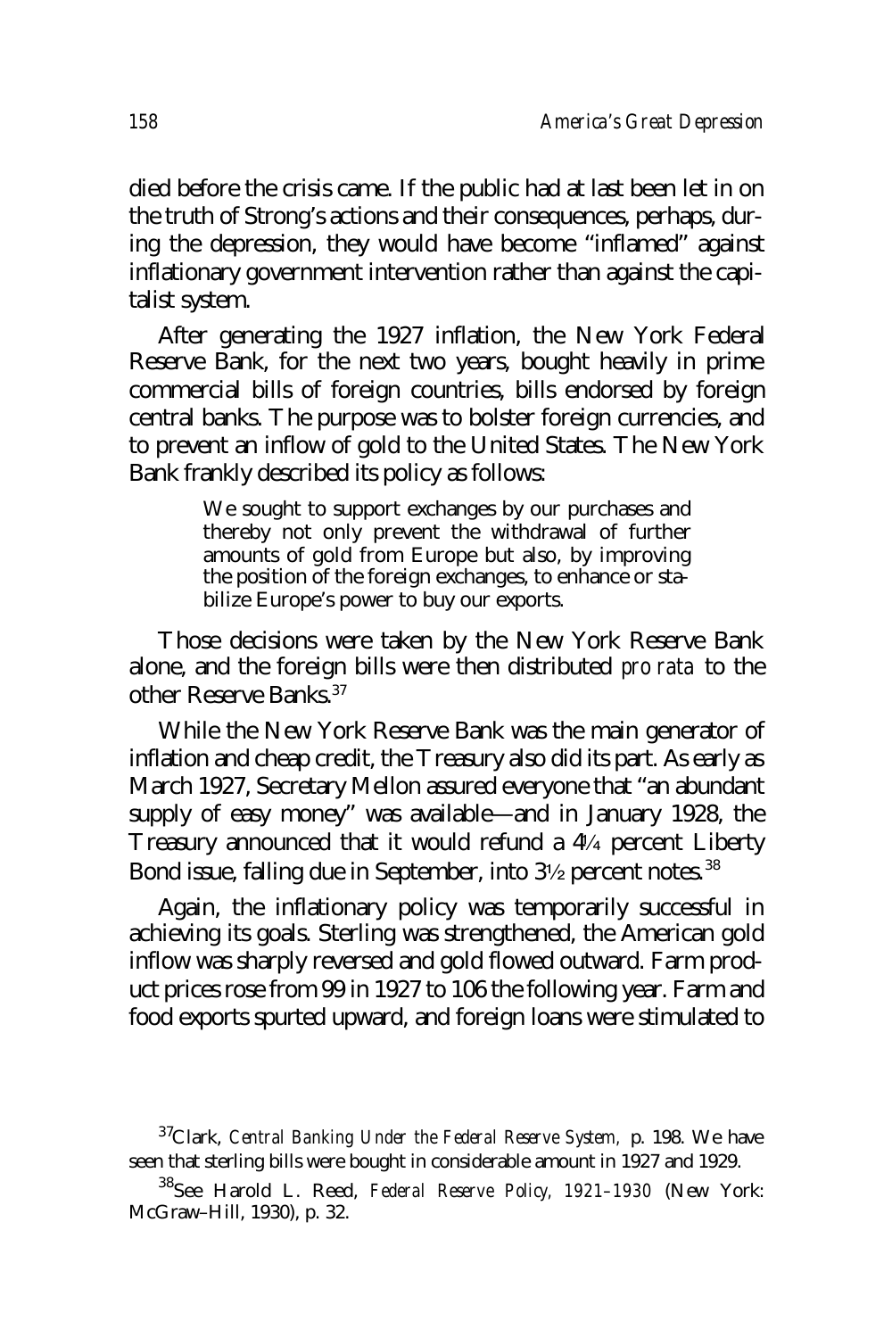died before the crisis came. If the public had at last been let in on the truth of Strong's actions and their consequences, perhaps, during the depression, they would have become "inflamed" against inflationary government intervention rather than against the capitalist system.

After generating the 1927 inflation, the New York Federal Reserve Bank, for the next two years, bought heavily in prime commercial bills of foreign countries, bills endorsed by foreign central banks. The purpose was to bolster foreign currencies, and to prevent an inflow of gold to the United States. The New York Bank frankly described its policy as follows:

> We sought to support exchanges by our purchases and thereby not only prevent the withdrawal of further amounts of gold from Europe but also, by improving the position of the foreign exchanges, to enhance or stabilize Europe's power to buy our exports.

Those decisions were taken by the New York Reserve Bank alone, and the foreign bills were then distributed *pro rata* to the other Reserve Banks.[37]

While the New York Reserve Bank was the main generator of inflation and cheap credit, the Treasury also did its part. As early as March 1927, Secretary Mellon assured everyone that "an abundant supply of easy money" was available—and in January 1928, the Treasury announced that it would refund a 4¼ percent Liberty Bond issue, falling due in September, into 3½ percent notes.[38]

Again, the inflationary policy was temporarily successful in achieving its goals. Sterling was strengthened, the American gold inflow was sharply reversed and gold flowed outward. Farm product prices rose from 99 in 1927 to 106 the following year. Farm and food exports spurted upward, and foreign loans were stimulated to

---

[37]Clark, *Central Banking Under the Federal Reserve System,* p. 198. We have seen that sterling bills were bought in considerable amount in 1927 and 1929.

[38]See Harold L. Reed, *Federal Reserve Policy, 1921–1930* (New York: McGraw–Hill, 1930), p. 32.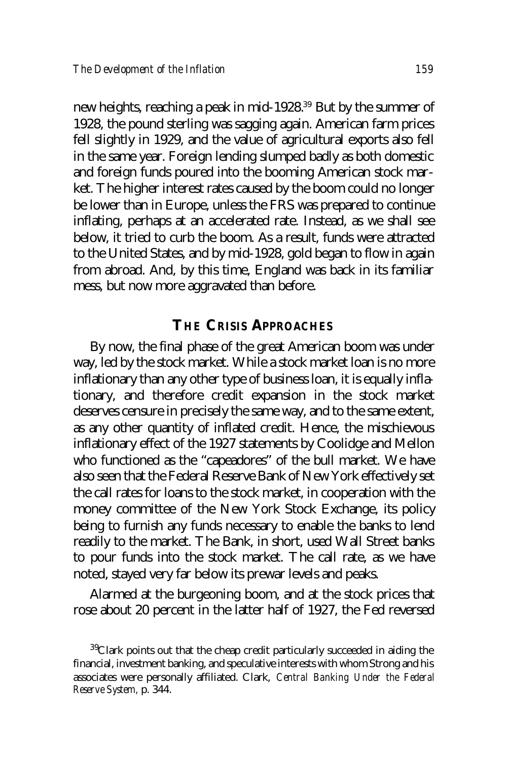new heights, reaching a peak in mid-1928.[39] But by the summer of 1928, the pound sterling was sagging again. American farm prices fell slightly in 1929, and the value of agricultural exports also fell in the same year. Foreign lending slumped badly as both domestic and foreign funds poured into the booming American stock market. The higher interest rates caused by the boom could no longer be lower than in Europe, unless the FRS was prepared to continue inflating, perhaps at an accelerated rate. Instead, as we shall see below, it tried to curb the boom. As a result, funds were attracted to the United States, and by mid-1928, gold began to flow in again from abroad. And, by this time, England was back in its familiar mess, but now more aggravated than before.

## THE CRISIS APPROACHES

By now, the final phase of the great American boom was under way, led by the stock market. While a stock market loan is no more inflationary than any other type of business loan, it is equally inflationary, and therefore credit expansion in the stock market deserves censure in precisely the same way, and to the same extent, as any other quantity of inflated credit. Hence, the mischievous inflationary effect of the 1927 statements by Coolidge and Mellon who functioned as the "capeadores" of the bull market. We have also seen that the Federal Reserve Bank of New York effectively set the call rates for loans to the stock market, in cooperation with the money committee of the New York Stock Exchange, its policy being to furnish any funds necessary to enable the banks to lend readily to the market. The Bank, in short, used Wall Street banks to pour funds into the stock market. The call rate, as we have noted, stayed very far below its prewar levels and peaks.

Alarmed at the burgeoning boom, and at the stock prices that rose about 20 percent in the latter half of 1927, the Fed reversed

[39]Clark points out that the cheap credit particularly succeeded in aiding the financial, investment banking, and speculative interests with whom Strong and his associates were personally affiliated. Clark, *Central Banking Under the Federal Reserve System*, p. 344.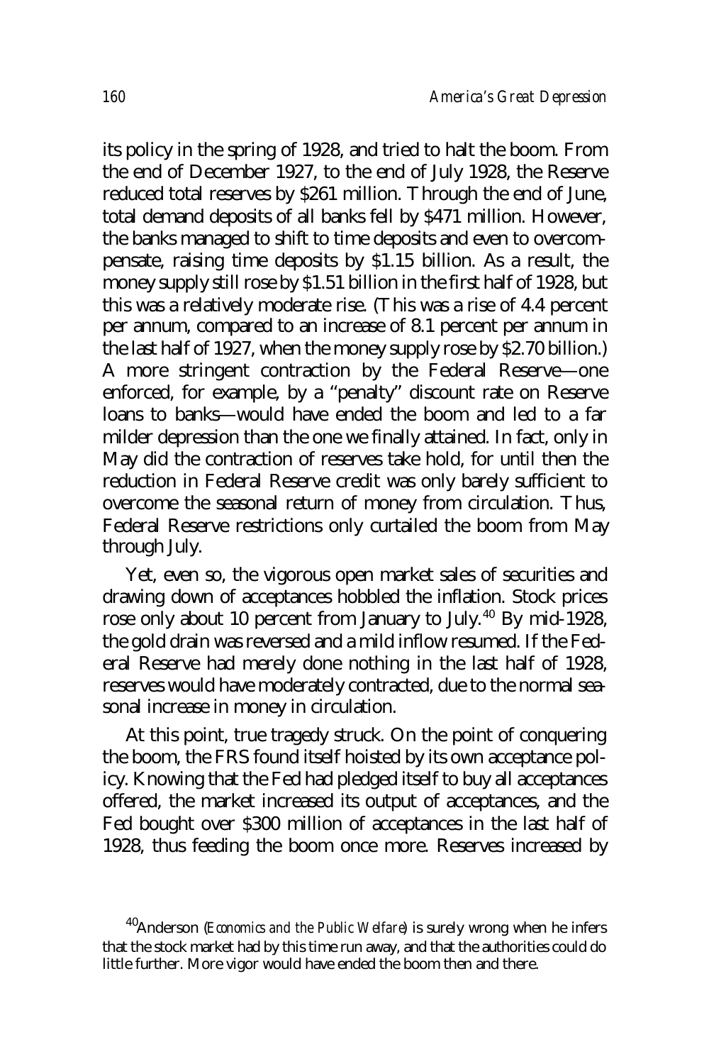its policy in the spring of 1928, and tried to halt the boom. From the end of December 1927, to the end of July 1928, the Reserve reduced total reserves by $261 million. Through the end of June, total demand deposits of all banks fell by $471 million. However, the banks managed to shift to time deposits and even to overcompensate, raising time deposits by $1.15 billion. As a result, the money supply still rose by $1.51 billion in the first half of 1928, but this was a relatively moderate rise. (This was a rise of 4.4 percent per annum, compared to an increase of 8.1 percent per annum in the last half of 1927, when the money supply rose by $2.70 billion.) A more stringent contraction by the Federal Reserve—one enforced, for example, by a "penalty" discount rate on Reserve loans to banks—would have ended the boom and led to a far milder depression than the one we finally attained. In fact, only in May did the contraction of reserves take hold, for until then the reduction in Federal Reserve credit was only barely sufficient to overcome the seasonal return of money from circulation. Thus, Federal Reserve restrictions only curtailed the boom from May through July.

Yet, even so, the vigorous open market sales of securities and drawing down of acceptances hobbled the inflation. Stock prices rose only about 10 percent from January to July.[40] By mid-1928, the gold drain was reversed and a mild inflow resumed. If the Federal Reserve had merely done nothing in the last half of 1928, reserves would have moderately contracted, due to the normal seasonal increase in money in circulation.

At this point, true tragedy struck. On the point of conquering the boom, the FRS found itself hoisted by its own acceptance policy. Knowing that the Fed had pledged itself to buy all acceptances offered, the market increased its output of acceptances, and the Fed bought over $300 million of acceptances in the last half of 1928, thus feeding the boom once more. Reserves increased by

[40] Anderson (*Economics and the Public Welfare*) is surely wrong when he infers that the stock market had by this time run away, and that the authorities could do little further. More vigor would have ended the boom then and there.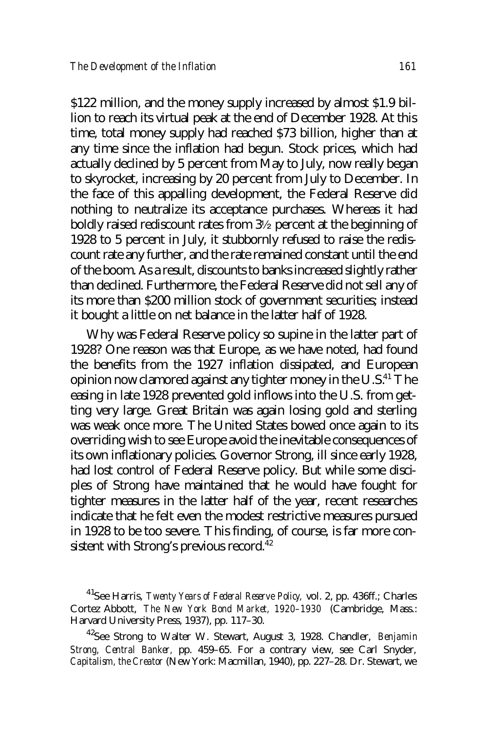$122 million, and the money supply increased by almost $1.9 billion to reach its virtual peak at the end of December 1928. At this time, total money supply had reached $73 billion, higher than at any time since the inflation had begun. Stock prices, which had actually declined by 5 percent from May to July, now really began to skyrocket, increasing by 20 percent from July to December. In the face of this appalling development, the Federal Reserve did nothing to neutralize its acceptance purchases. Whereas it had boldly raised rediscount rates from 3½ percent at the beginning of 1928 to 5 percent in July, it stubbornly refused to raise the rediscount rate any further, and the rate remained constant until the end of the boom. As a result, discounts to banks increased slightly rather than declined. Furthermore, the Federal Reserve did not sell any of its more than $200 million stock of government securities; instead it bought a little on net balance in the latter half of 1928.

Why was Federal Reserve policy so supine in the latter part of 1928? One reason was that Europe, as we have noted, had found the benefits from the 1927 inflation dissipated, and European opinion now clamored against any tighter money in the U.S.[41] The easing in late 1928 prevented gold inflows into the U.S. from getting very large. Great Britain was again losing gold and sterling was weak once more. The United States bowed once again to its overriding wish to see Europe avoid the inevitable consequences of its own inflationary policies. Governor Strong, ill since early 1928, had lost control of Federal Reserve policy. But while some disciples of Strong have maintained that he would have fought for tighter measures in the latter half of the year, recent researches indicate that he felt even the modest restrictive measures pursued in 1928 to be too severe. This finding, of course, is far more consistent with Strong's previous record.[42]

---

[41] See Harris, *Twenty Years of Federal Reserve Policy,* vol. 2, pp. 436ff.; Charles Cortez Abbott, *The New York Bond Market, 1920–1930* (Cambridge, Mass.: Harvard University Press, 1937), pp. 117–30.

[42] See Strong to Walter W. Stewart, August 3, 1928. Chandler, *Benjamin Strong, Central Banker,* pp. 459–65. For a contrary view, see Carl Snyder, *Capitalism, the Creator* (New York: Macmillan, 1940), pp. 227–28. Dr. Stewart, we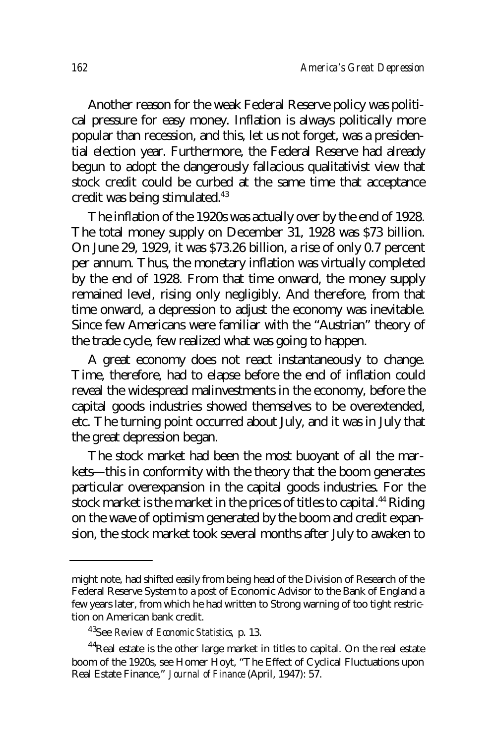Another reason for the weak Federal Reserve policy was political pressure for easy money. Inflation is always politically more popular than recession, and this, let us not forget, was a presidential election year. Furthermore, the Federal Reserve had already begun to adopt the dangerously fallacious qualitativist view that stock credit could be curbed at the same time that acceptance credit was being stimulated.[43]

The inflation of the 1920s was actually over by the end of 1928. The total money supply on December 31, 1928 was $73 billion. On June 29, 1929, it was $73.26 billion, a rise of only 0.7 percent per annum. Thus, the monetary inflation was virtually completed by the end of 1928. From that time onward, the money supply remained level, rising only negligibly. And therefore, from that time onward, a depression to adjust the economy was inevitable. Since few Americans were familiar with the "Austrian" theory of the trade cycle, few realized what was going to happen.

A great economy does not react instantaneously to change. Time, therefore, had to elapse before the end of inflation could reveal the widespread malinvestments in the economy, before the capital goods industries showed themselves to be overextended, etc. The turning point occurred about July, and it was in July that the great depression began.

The stock market had been the most buoyant of all the markets—this in conformity with the theory that the boom generates particular overexpansion in the capital goods industries. For the stock market is the market in the prices of titles to capital.[44] Riding on the wave of optimism generated by the boom and credit expansion, the stock market took several months after July to awaken to

---

might note, had shifted easily from being head of the Division of Research of the Federal Reserve System to a post of Economic Advisor to the Bank of England a few years later, from which he had written to Strong warning of too tight restriction on American bank credit.

[43]See *Review of Economic Statistics,* p. 13.

[44]Real estate is the other large market in titles to capital. On the real estate boom of the 1920s, see Homer Hoyt, "The Effect of Cyclical Fluctuations upon Real Estate Finance," *Journal of Finance* (April, 1947): 57.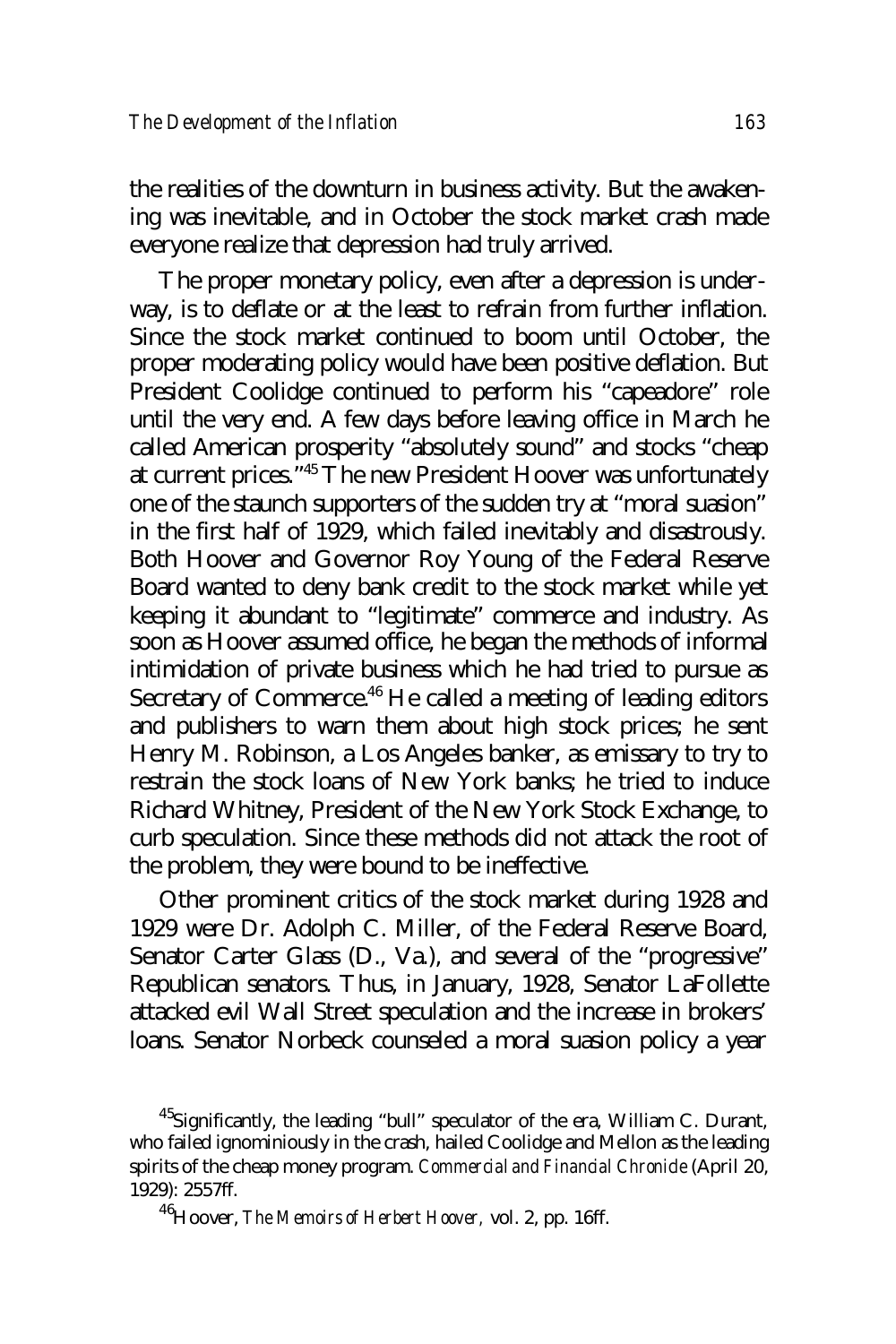the realities of the downturn in business activity. But the awakening was inevitable, and in October the stock market crash made everyone realize that depression had truly arrived.

The proper monetary policy, even after a depression is underway, is to deflate or at the least to refrain from further inflation. Since the stock market continued to boom until October, the proper moderating policy would have been positive deflation. But President Coolidge continued to perform his "capeadore" role until the very end. A few days before leaving office in March he called American prosperity "absolutely sound" and stocks "cheap at current prices."[45] The new President Hoover was unfortunately one of the staunch supporters of the sudden try at "moral suasion" in the first half of 1929, which failed inevitably and disastrously. Both Hoover and Governor Roy Young of the Federal Reserve Board wanted to deny bank credit to the stock market while yet keeping it abundant to "legitimate" commerce and industry. As soon as Hoover assumed office, he began the methods of informal intimidation of private business which he had tried to pursue as Secretary of Commerce.[46] He called a meeting of leading editors and publishers to warn them about high stock prices; he sent Henry M. Robinson, a Los Angeles banker, as emissary to try to restrain the stock loans of New York banks; he tried to induce Richard Whitney, President of the New York Stock Exchange, to curb speculation. Since these methods did not attack the root of the problem, they were bound to be ineffective.

Other prominent critics of the stock market during 1928 and 1929 were Dr. Adolph C. Miller, of the Federal Reserve Board, Senator Carter Glass (D., Va.), and several of the "progressive" Republican senators. Thus, in January, 1928, Senator LaFollette attacked evil Wall Street speculation and the increase in brokers' loans. Senator Norbeck counseled a moral suasion policy a year

[45] Significantly, the leading "bull" speculator of the era, William C. Durant, who failed ignominiously in the crash, hailed Coolidge and Mellon as the leading spirits of the cheap money program. *Commercial and Financial Chronicle* (April 20, 1929): 2557ff.

[46] Hoover, *The Memoirs of Herbert Hoover,* vol. 2, pp. 16ff.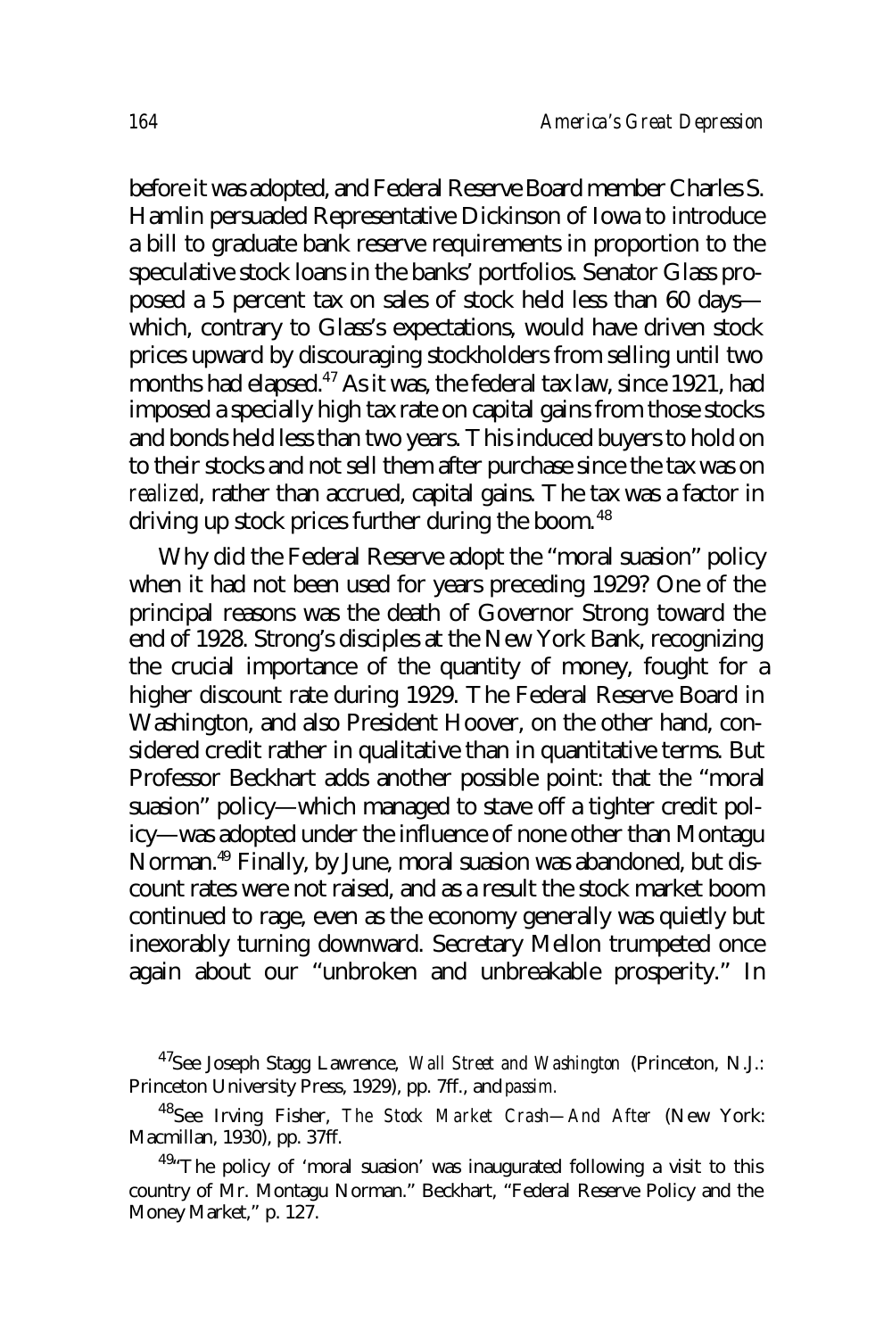before it was adopted, and Federal Reserve Board member Charles S. Hamlin persuaded Representative Dickinson of Iowa to introduce a bill to graduate bank reserve requirements in proportion to the speculative stock loans in the banks' portfolios. Senator Glass proposed a 5 percent tax on sales of stock held less than 60 days—which, contrary to Glass's expectations, would have driven stock prices upward by discouraging stockholders from selling until two months had elapsed.[47] As it was, the federal tax law, since 1921, had imposed a specially high tax rate on capital gains from those stocks and bonds held less than two years. This induced buyers to hold on to their stocks and not sell them after purchase since the tax was on *realized*, rather than accrued, capital gains. The tax was a factor in driving up stock prices further during the boom.[48]

Why did the Federal Reserve adopt the "moral suasion" policy when it had not been used for years preceding 1929? One of the principal reasons was the death of Governor Strong toward the end of 1928. Strong's disciples at the New York Bank, recognizing the crucial importance of the quantity of money, fought for a higher discount rate during 1929. The Federal Reserve Board in Washington, and also President Hoover, on the other hand, considered credit rather in qualitative than in quantitative terms. But Professor Beckhart adds another possible point: that the "moral suasion" policy—which managed to stave off a tighter credit policy—was adopted under the influence of none other than Montagu Norman.[49] Finally, by June, moral suasion was abandoned, but discount rates were not raised, and as a result the stock market boom continued to rage, even as the economy generally was quietly but inexorably turning downward. Secretary Mellon trumpeted once again about our "unbroken and unbreakable prosperity." In

---

[47]See Joseph Stagg Lawrence, *Wall Street and Washington* (Princeton, N.J.: Princeton University Press, 1929), pp. 7ff., and *passim.*

[48]See Irving Fisher, *The Stock Market Crash—And After* (New York: Macmillan, 1930), pp. 37ff.

[49]"The policy of 'moral suasion' was inaugurated following a visit to this country of Mr. Montagu Norman." Beckhart, "Federal Reserve Policy and the Money Market," p. 127.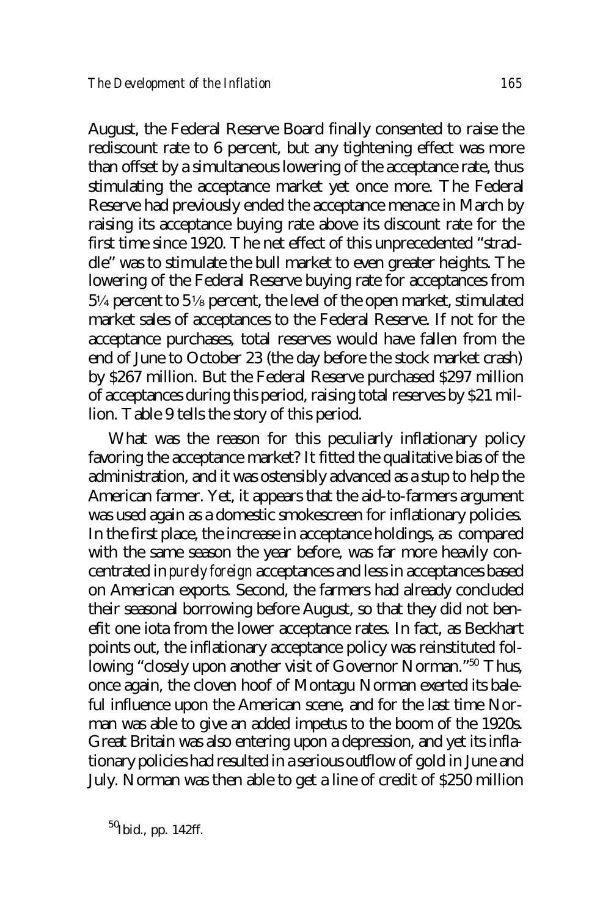August, the Federal Reserve Board finally consented to raise the rediscount rate to 6 percent, but any tightening effect was more than offset by a simultaneous lowering of the acceptance rate, thus stimulating the acceptance market yet once more. The Federal Reserve had previously ended the acceptance menace in March by raising its acceptance buying rate above its discount rate for the first time since 1920. The net effect of this unprecedented "straddle" was to stimulate the bull market to even greater heights. The lowering of the Federal Reserve buying rate for acceptances from 5¼ percent to 5⅛ percent, the level of the open market, stimulated market sales of acceptances to the Federal Reserve. If not for the acceptance purchases, total reserves would have fallen from the end of June to October 23 (the day before the stock market crash) by $267 million. But the Federal Reserve purchased $297 million of acceptances during this period, raising total reserves by $21 million. Table 9 tells the story of this period.

What was the reason for this peculiarly inflationary policy favoring the acceptance market? It fitted the qualitative bias of the administration, and it was ostensibly advanced as a stup to help the American farmer. Yet, it appears that the aid-to-farmers argument was used again as a domestic smokescreen for inflationary policies. In the first place, the increase in acceptance holdings, as compared with the same season the year before, was far more heavily concentrated in *purely foreign* acceptances and less in acceptances based on American exports. Second, the farmers had already concluded their seasonal borrowing before August, so that they did not benefit one iota from the lower acceptance rates. In fact, as Beckhart points out, the inflationary acceptance policy was reinstituted following "closely upon another visit of Governor Norman."[50] Thus, once again, the cloven hoof of Montagu Norman exerted its baleful influence upon the American scene, and for the last time Norman was able to give an added impetus to the boom of the 1920s. Great Britain was also entering upon a depression, and yet its inflationary policies had resulted in a serious outflow of gold in June and July. Norman was then able to get a line of credit of $250 million

[50] Ibid., pp. 142ff.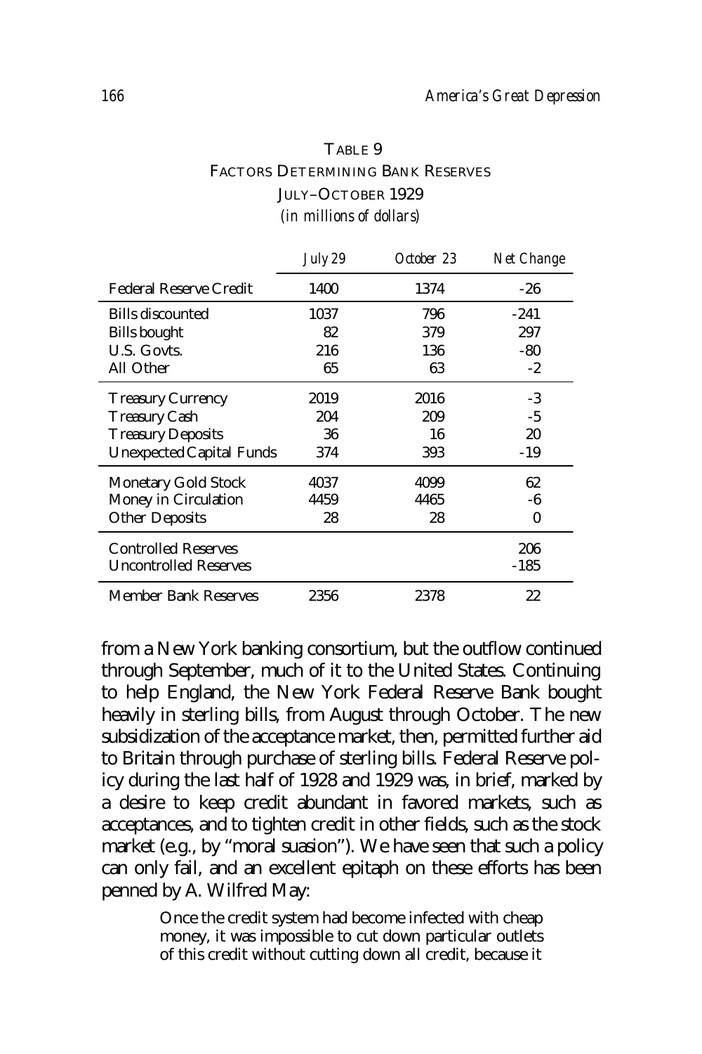TABLE 9
FACTORS DETERMINING BANK RESERVES
JULY–OCTOBER 1929
*(in millions of dollars)*

| | *July 29* | *October 23* | *Net Change* |
|---|---|---|---|
| Federal Reserve Credit | 1400 | 1374 | -26 |
| Bills discounted | 1037 | 796 | -241 |
| Bills bought | 82 | 379 | 297 |
| U.S. Govts. | 216 | 136 | -80 |
| All Other | 65 | 63 | -2 |
| Treasury Currency | 2019 | 2016 | -3 |
| Treasury Cash | 204 | 209 | -5 |
| Treasury Deposits | 36 | 16 | 20 |
| Unexpected Capital Funds | 374 | 393 | -19 |
| Monetary Gold Stock | 4037 | 4099 | 62 |
| Money in Circulation | 4459 | 4465 | -6 |
| Other Deposits | 28 | 28 | 0 |
| Controlled Reserves | | | 206 |
| Uncontrolled Reserves | | | -185 |
| Member Bank Reserves | 2356 | 2378 | 22 |

from a New York banking consortium, but the outflow continued through September, much of it to the United States. Continuing to help England, the New York Federal Reserve Bank bought heavily in sterling bills, from August through October. The new subsidization of the acceptance market, then, permitted further aid to Britain through purchase of sterling bills. Federal Reserve policy during the last half of 1928 and 1929 was, in brief, marked by a desire to keep credit abundant in favored markets, such as acceptances, and to tighten credit in other fields, such as the stock market (e.g., by "moral suasion"). We have seen that such a policy can only fail, and an excellent epitaph on these efforts has been penned by A. Wilfred May:

> Once the credit system had become infected with cheap money, it was impossible to cut down particular outlets of this credit without cutting down all credit, because it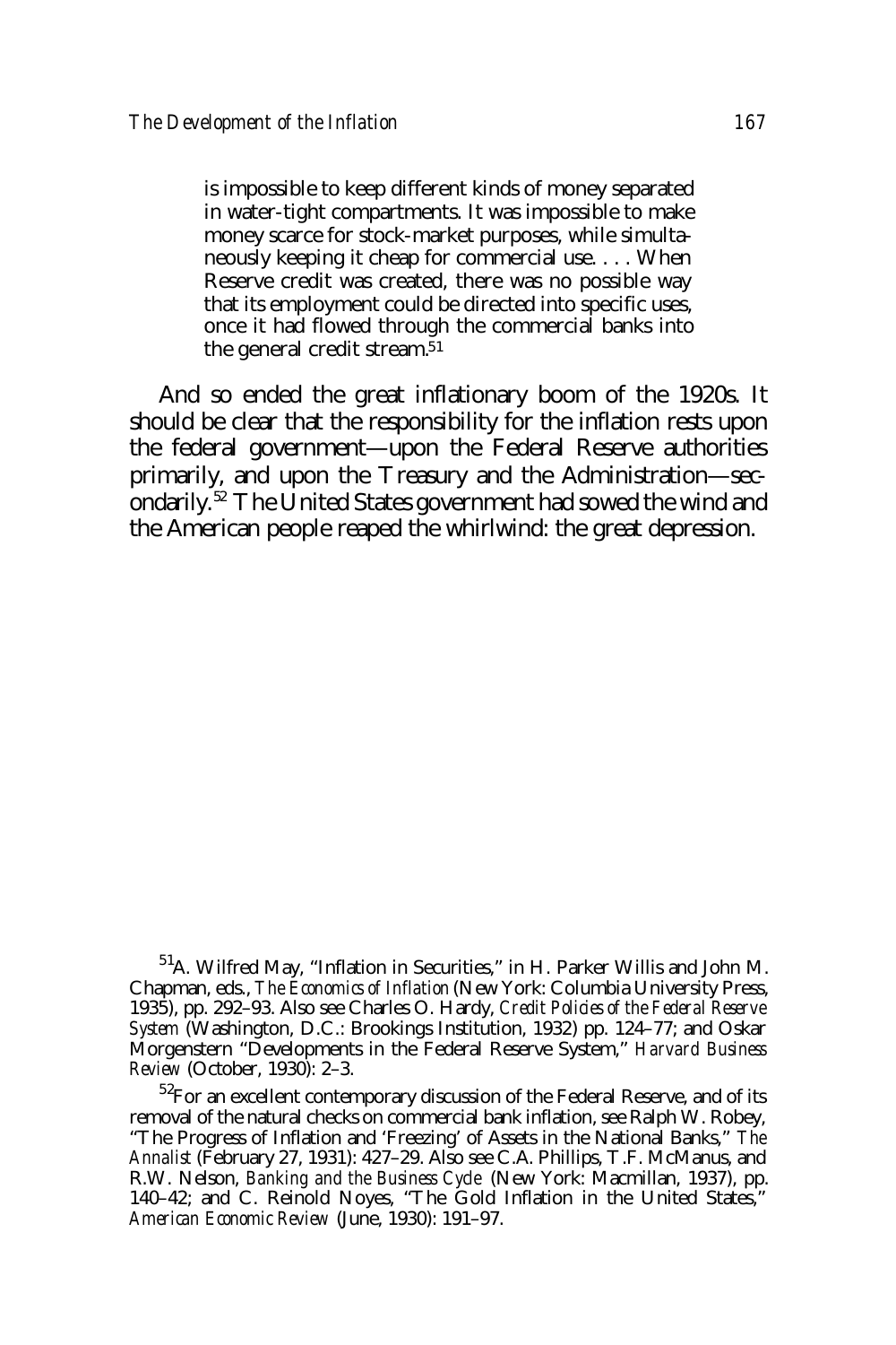> is impossible to keep different kinds of money separated in water-tight compartments. It was impossible to make money scarce for stock-market purposes, while simultaneously keeping it cheap for commercial use. . . . When Reserve credit was created, there was no possible way that its employment could be directed into specific uses, once it had flowed through the commercial banks into the general credit stream.[51]

And so ended the great inflationary boom of the 1920s. It should be clear that the responsibility for the inflation rests upon the federal government—upon the Federal Reserve authorities primarily, and upon the Treasury and the Administration—secondarily.[52] The United States government had sowed the wind and the American people reaped the whirlwind: the great depression.

---

[51]A. Wilfred May, "Inflation in Securities," in H. Parker Willis and John M. Chapman, eds., *The Economics of Inflation* (New York: Columbia University Press, 1935), pp. 292–93. Also see Charles O. Hardy, *Credit Policies of the Federal Reserve System* (Washington, D.C.: Brookings Institution, 1932) pp. 124–77; and Oskar Morgenstern "Developments in the Federal Reserve System," *Harvard Business Review* (October, 1930): 2–3.

[52]For an excellent contemporary discussion of the Federal Reserve, and of its removal of the natural checks on commercial bank inflation, see Ralph W. Robey, "The Progress of Inflation and 'Freezing' of Assets in the National Banks," *The Annalist* (February 27, 1931): 427–29. Also see C.A. Phillips, T.F. McManus, and R.W. Nelson, *Banking and the Business Cycle* (New York: Macmillan, 1937), pp. 140–42; and C. Reinold Noyes, "The Gold Inflation in the United States," *American Economic Review* (June, 1930): 191–97.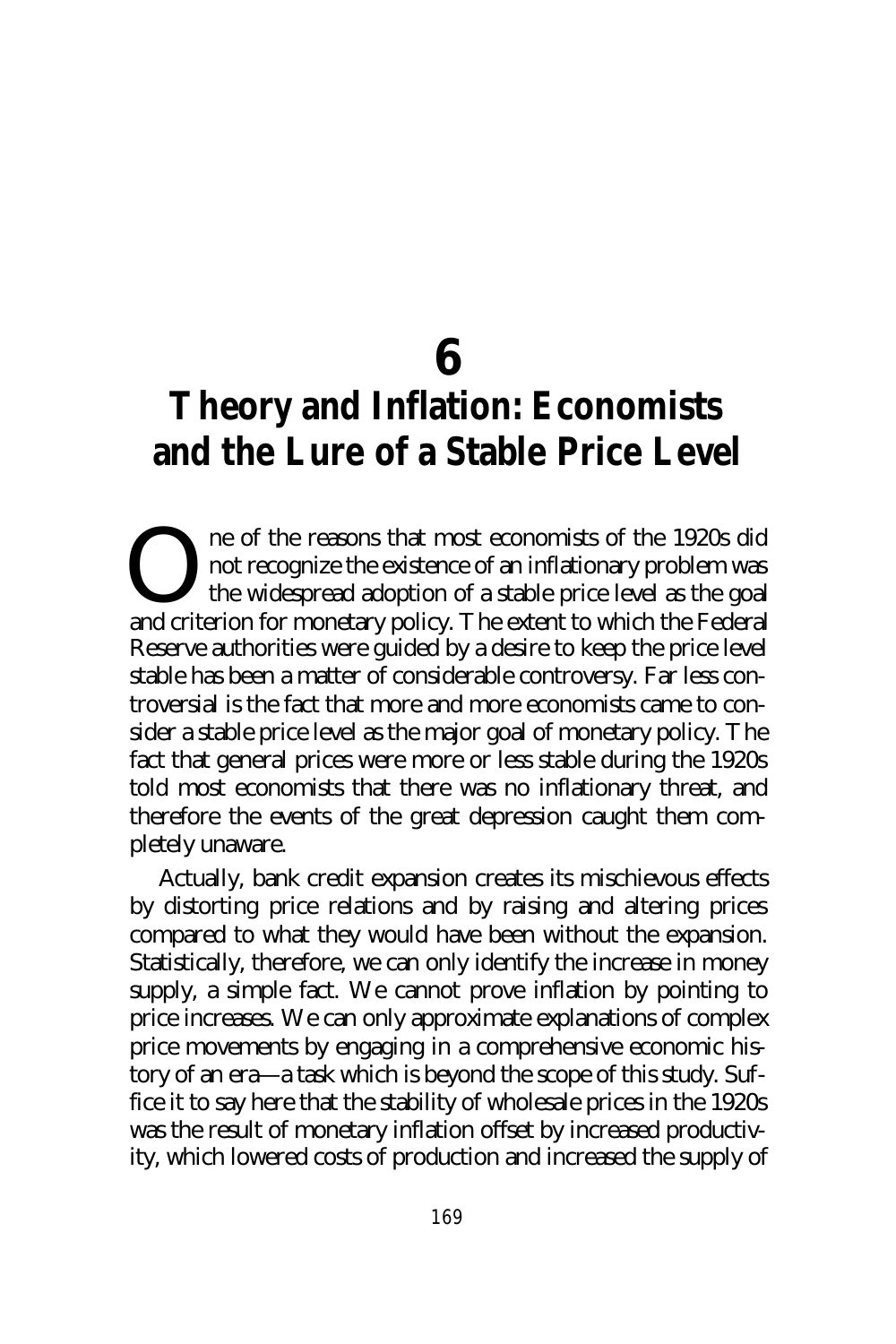# 6

# Theory and Inflation: Economists and the Lure of a Stable Price Level

One of the reasons that most economists of the 1920s did not recognize the existence of an inflationary problem was the widespread adoption of a stable price level as the goal and criterion for monetary policy. The extent to which the Federal Reserve authorities were guided by a desire to keep the price level stable has been a matter of considerable controversy. Far less controversial is the fact that more and more economists came to consider a stable price level as the major goal of monetary policy. The fact that general prices were more or less stable during the 1920s told most economists that there was no inflationary threat, and therefore the events of the great depression caught them completely unaware.

Actually, bank credit expansion creates its mischievous effects by distorting price relations and by raising and altering prices compared to what they would have been without the expansion. Statistically, therefore, we can only identify the increase in money supply, a simple fact. We cannot prove inflation by pointing to price increases. We can only approximate explanations of complex price movements by engaging in a comprehensive economic history of an era—a task which is beyond the scope of this study. Suffice it to say here that the stability of wholesale prices in the 1920s was the result of monetary inflation offset by increased productivity, which lowered costs of production and increased the supply of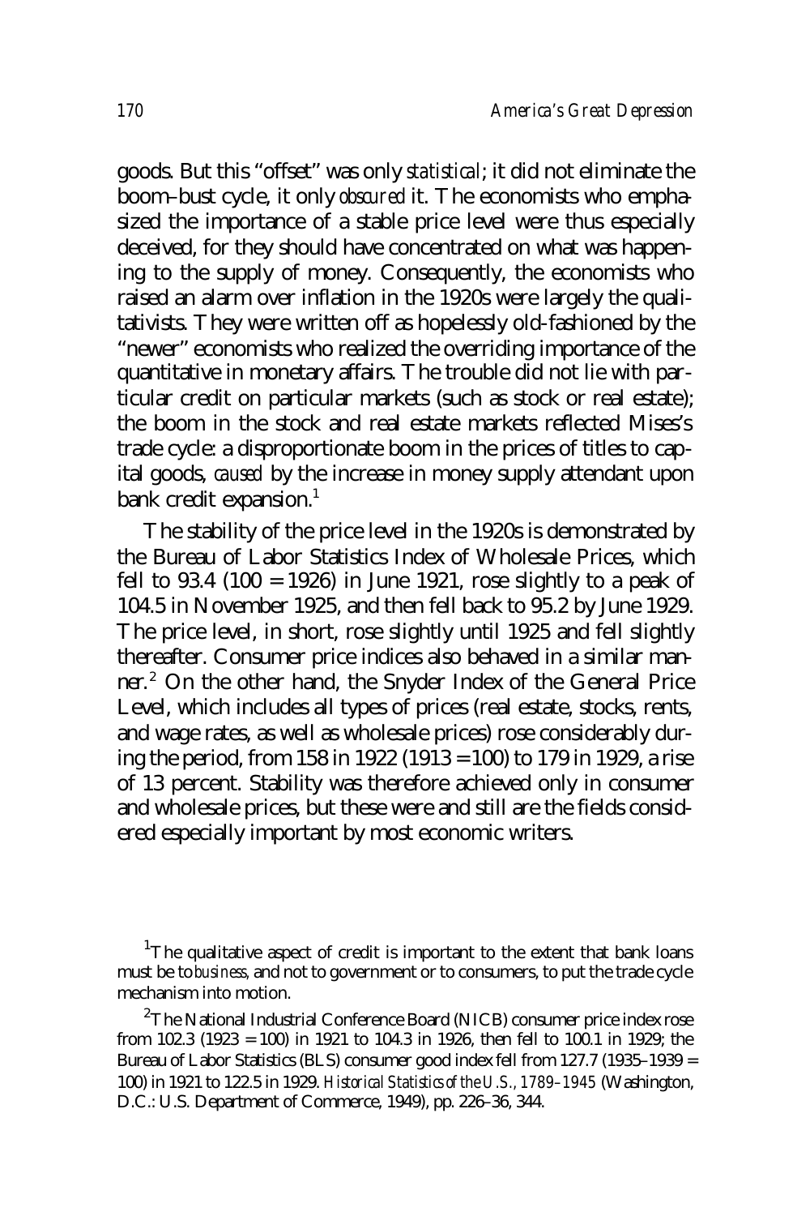goods. But this "offset" was only *statistical*; it did not eliminate the boom–bust cycle, it only *obscured* it. The economists who emphasized the importance of a stable price level were thus especially deceived, for they should have concentrated on what was happening to the supply of money. Consequently, the economists who raised an alarm over inflation in the 1920s were largely the qualitativists. They were written off as hopelessly old-fashioned by the "newer" economists who realized the overriding importance of the quantitative in monetary affairs. The trouble did not lie with particular credit on particular markets (such as stock or real estate); the boom in the stock and real estate markets reflected Mises's trade cycle: a disproportionate boom in the prices of titles to capital goods, *caused* by the increase in money supply attendant upon bank credit expansion.[1]

The stability of the price level in the 1920s is demonstrated by the Bureau of Labor Statistics Index of Wholesale Prices, which fell to 93.4 (100 = 1926) in June 1921, rose slightly to a peak of 104.5 in November 1925, and then fell back to 95.2 by June 1929. The price level, in short, rose slightly until 1925 and fell slightly thereafter. Consumer price indices also behaved in a similar manner.[2] On the other hand, the Snyder Index of the General Price Level, which includes all types of prices (real estate, stocks, rents, and wage rates, as well as wholesale prices) rose considerably during the period, from 158 in 1922 (1913 = 100) to 179 in 1929, a rise of 13 percent. Stability was therefore achieved only in consumer and wholesale prices, but these were and still are the fields considered especially important by most economic writers.

[1]The qualitative aspect of credit is important to the extent that bank loans must be to *business*, and not to government or to consumers, to put the trade cycle mechanism into motion.

[2]The National Industrial Conference Board (NICB) consumer price index rose from 102.3 (1923 = 100) in 1921 to 104.3 in 1926, then fell to 100.1 in 1929; the Bureau of Labor Statistics (BLS) consumer good index fell from 127.7 (1935–1939 = 100) in 1921 to 122.5 in 1929. *Historical Statistics of the U.S., 1789–1945* (Washington, D.C.: U.S. Department of Commerce, 1949), pp. 226–36, 344.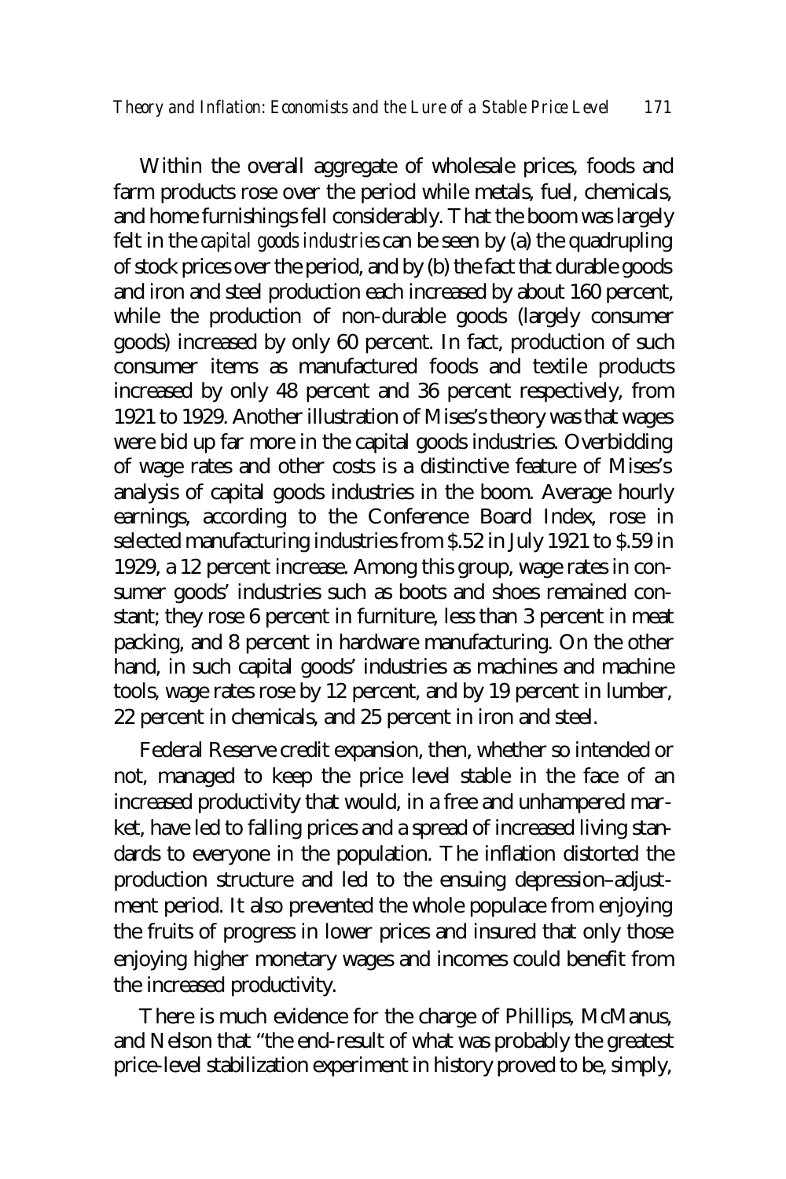Within the overall aggregate of wholesale prices, foods and farm products rose over the period while metals, fuel, chemicals, and home furnishings fell considerably. That the boom was largely felt in the *capital goods industries* can be seen by (a) the quadrupling of stock prices over the period, and by (b) the fact that durable goods and iron and steel production each increased by about 160 percent, while the production of non-durable goods (largely consumer goods) increased by only 60 percent. In fact, production of such consumer items as manufactured foods and textile products increased by only 48 percent and 36 percent respectively, from 1921 to 1929. Another illustration of Mises's theory was that wages were bid up far more in the capital goods industries. Overbidding of wage rates and other costs is a distinctive feature of Mises's analysis of capital goods industries in the boom. Average hourly earnings, according to the Conference Board Index, rose in selected manufacturing industries from $.52 in July 1921 to $.59 in 1929, a 12 percent increase. Among this group, wage rates in consumer goods' industries such as boots and shoes remained constant; they rose 6 percent in furniture, less than 3 percent in meat packing, and 8 percent in hardware manufacturing. On the other hand, in such capital goods' industries as machines and machine tools, wage rates rose by 12 percent, and by 19 percent in lumber, 22 percent in chemicals, and 25 percent in iron and steel.

Federal Reserve credit expansion, then, whether so intended or not, managed to keep the price level stable in the face of an increased productivity that would, in a free and unhampered market, have led to falling prices and a spread of increased living standards to everyone in the population. The inflation distorted the production structure and led to the ensuing depression–adjustment period. It also prevented the whole populace from enjoying the fruits of progress in lower prices and insured that only those enjoying higher monetary wages and incomes could benefit from the increased productivity.

There is much evidence for the charge of Phillips, McManus, and Nelson that "the end-result of what was probably the greatest price-level stabilization experiment in history proved to be, simply,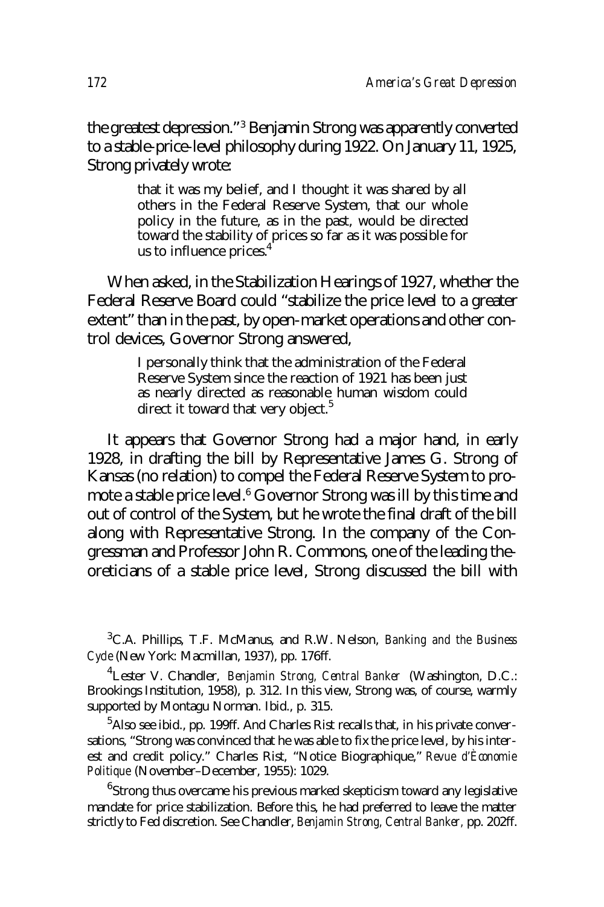the greatest depression."[3] Benjamin Strong was apparently converted to a stable-price-level philosophy during 1922. On January 11, 1925, Strong privately wrote:

> that it was my belief, and I thought it was shared by all others in the Federal Reserve System, that our whole policy in the future, as in the past, would be directed toward the stability of prices so far as it was possible for us to influence prices.[4]

When asked, in the Stabilization Hearings of 1927, whether the Federal Reserve Board could "stabilize the price level to a greater extent" than in the past, by open-market operations and other control devices, Governor Strong answered,

> I personally think that the administration of the Federal Reserve System since the reaction of 1921 has been just as nearly directed as reasonable human wisdom could direct it toward that very object.[5]

It appears that Governor Strong had a major hand, in early 1928, in drafting the bill by Representative James G. Strong of Kansas (no relation) to compel the Federal Reserve System to promote a stable price level.[6] Governor Strong was ill by this time and out of control of the System, but he wrote the final draft of the bill along with Representative Strong. In the company of the Congressman and Professor John R. Commons, one of the leading theoreticians of a stable price level, Strong discussed the bill with

---

[3] C.A. Phillips, T.F. McManus, and R.W. Nelson, *Banking and the Business Cycle* (New York: Macmillan, 1937), pp. 176ff.

[4] Lester V. Chandler, *Benjamin Strong, Central Banker* (Washington, D.C.: Brookings Institution, 1958), p. 312. In this view, Strong was, of course, warmly supported by Montagu Norman. Ibid., p. 315.

[5] Also see ibid., pp. 199ff. And Charles Rist recalls that, in his private conversations, "Strong was convinced that he was able to fix the price level, by his interest and credit policy." Charles Rist, "Notice Biographique," *Revue d'Économie Politique* (November–December, 1955): 1029.

[6] Strong thus overcame his previous marked skepticism toward any legislative mandate for price stabilization. Before this, he had preferred to leave the matter strictly to Fed discretion. See Chandler, *Benjamin Strong, Central Banker*, pp. 202ff.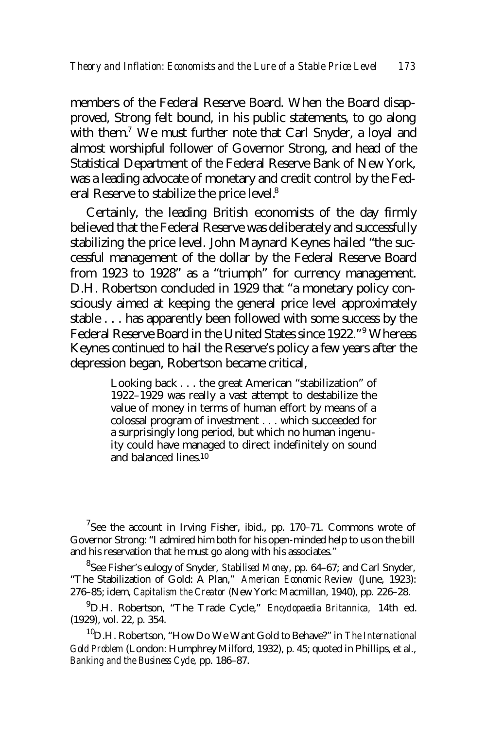members of the Federal Reserve Board. When the Board disapproved, Strong felt bound, in his public statements, to go along with them.[7] We must further note that Carl Snyder, a loyal and almost worshipful follower of Governor Strong, and head of the Statistical Department of the Federal Reserve Bank of New York, was a leading advocate of monetary and credit control by the Federal Reserve to stabilize the price level.[8]

Certainly, the leading British economists of the day firmly believed that the Federal Reserve was deliberately and successfully stabilizing the price level. John Maynard Keynes hailed "the successful management of the dollar by the Federal Reserve Board from 1923 to 1928" as a "triumph" for currency management. D.H. Robertson concluded in 1929 that "a monetary policy consciously aimed at keeping the general price level approximately stable . . . has apparently been followed with some success by the Federal Reserve Board in the United States since 1922."[9] Whereas Keynes continued to hail the Reserve's policy a few years after the depression began, Robertson became critical,

> Looking back . . . the great American "stabilization" of 1922–1929 was really a vast attempt to destabilize the value of money in terms of human effort by means of a colossal program of investment . . . which succeeded for a surprisingly long period, but which no human ingenuity could have managed to direct indefinitely on sound and balanced lines.[10]

---

[7]See the account in Irving Fisher, ibid., pp. 170–71. Commons wrote of Governor Strong: "I admired him both for his open-minded help to us on the bill and his reservation that he must go along with his associates."

[8]See Fisher's eulogy of Snyder, *Stabilised Money*, pp. 64–67; and Carl Snyder, "The Stabilization of Gold: A Plan," *American Economic Review* (June, 1923): 276–85; idem, *Capitalism the Creator* (New York: Macmillan, 1940), pp. 226–28.

[9]D.H. Robertson, "The Trade Cycle," *Encyclopaedia Britannica*, 14th ed. (1929), vol. 22, p. 354.

[10]D.H. Robertson, "How Do We Want Gold to Behave?" in *The International Gold Problem* (London: Humphrey Milford, 1932), p. 45; quoted in Phillips, et al., *Banking and the Business Cycle*, pp. 186–87.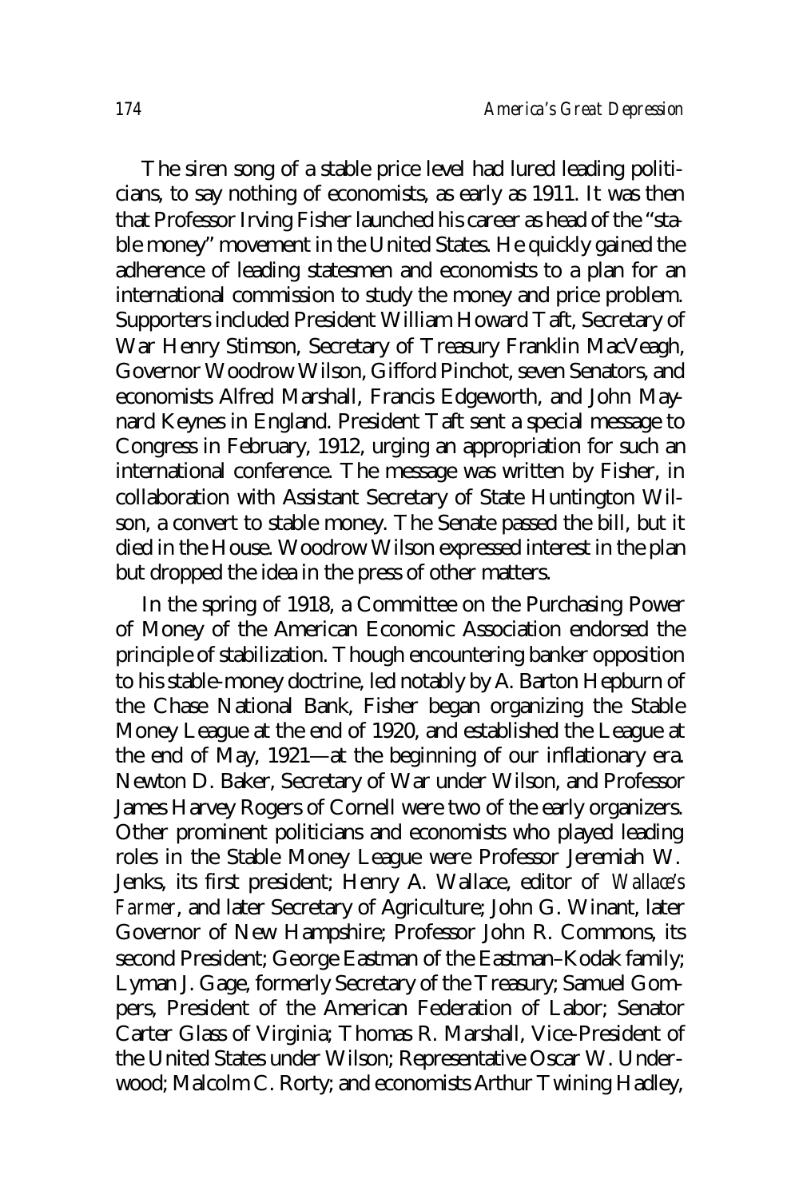The siren song of a stable price level had lured leading politicians, to say nothing of economists, as early as 1911. It was then that Professor Irving Fisher launched his career as head of the "stable money" movement in the United States. He quickly gained the adherence of leading statesmen and economists to a plan for an international commission to study the money and price problem. Supporters included President William Howard Taft, Secretary of War Henry Stimson, Secretary of Treasury Franklin MacVeagh, Governor Woodrow Wilson, Gifford Pinchot, seven Senators, and economists Alfred Marshall, Francis Edgeworth, and John Maynard Keynes in England. President Taft sent a special message to Congress in February, 1912, urging an appropriation for such an international conference. The message was written by Fisher, in collaboration with Assistant Secretary of State Huntington Wilson, a convert to stable money. The Senate passed the bill, but it died in the House. Woodrow Wilson expressed interest in the plan but dropped the idea in the press of other matters.

In the spring of 1918, a Committee on the Purchasing Power of Money of the American Economic Association endorsed the principle of stabilization. Though encountering banker opposition to his stable-money doctrine, led notably by A. Barton Hepburn of the Chase National Bank, Fisher began organizing the Stable Money League at the end of 1920, and established the League at the end of May, 1921—at the beginning of our inflationary era. Newton D. Baker, Secretary of War under Wilson, and Professor James Harvey Rogers of Cornell were two of the early organizers. Other prominent politicians and economists who played leading roles in the Stable Money League were Professor Jeremiah W. Jenks, its first president; Henry A. Wallace, editor of *Wallace's Farmer*, and later Secretary of Agriculture; John G. Winant, later Governor of New Hampshire; Professor John R. Commons, its second President; George Eastman of the Eastman–Kodak family; Lyman J. Gage, formerly Secretary of the Treasury; Samuel Gompers, President of the American Federation of Labor; Senator Carter Glass of Virginia; Thomas R. Marshall, Vice-President of the United States under Wilson; Representative Oscar W. Underwood; Malcolm C. Rorty; and economists Arthur Twining Hadley,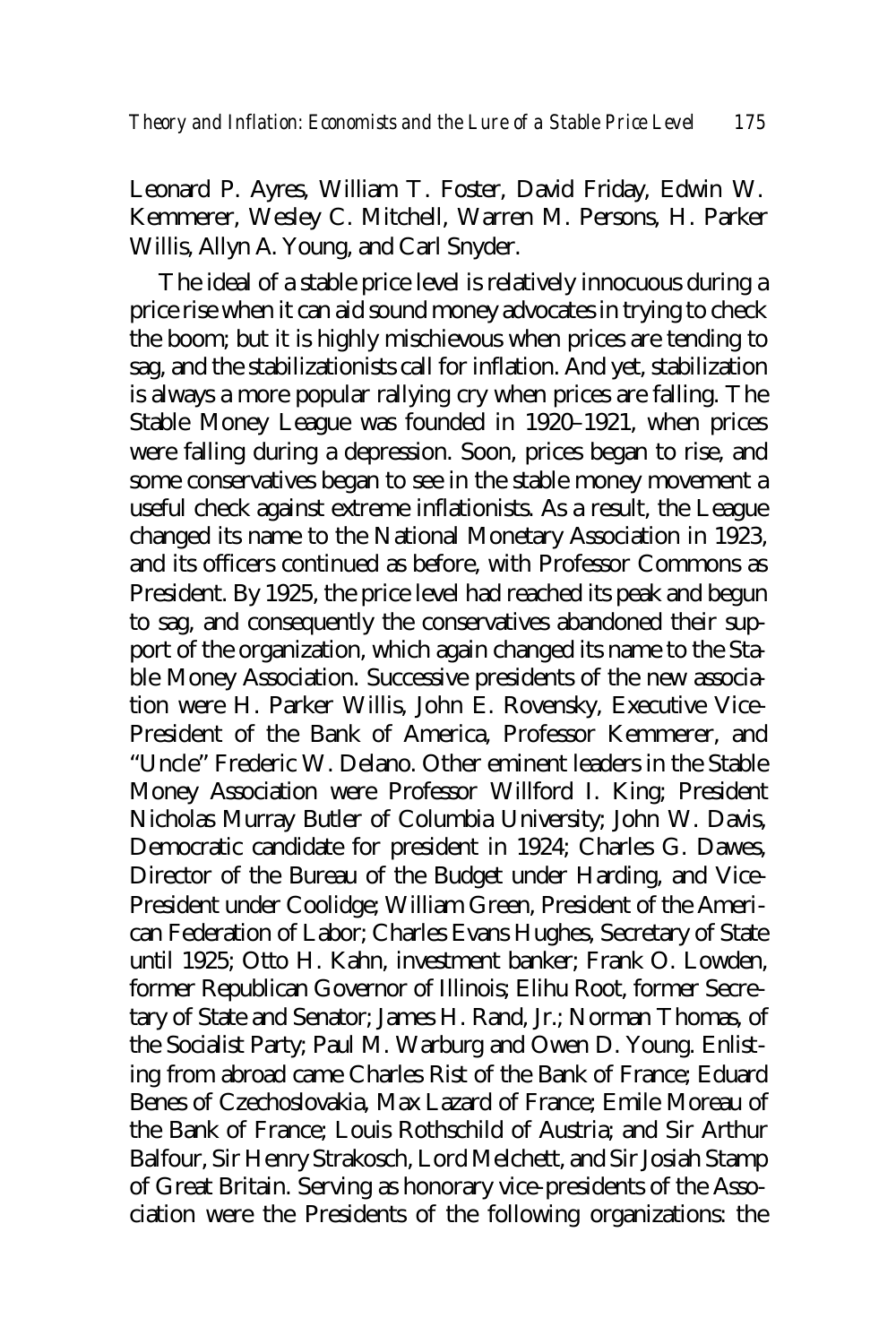Leonard P. Ayres, William T. Foster, David Friday, Edwin W. Kemmerer, Wesley C. Mitchell, Warren M. Persons, H. Parker Willis, Allyn A. Young, and Carl Snyder.

The ideal of a stable price level is relatively innocuous during a price rise when it can aid sound money advocates in trying to check the boom; but it is highly mischievous when prices are tending to sag, and the stabilizationists call for inflation. And yet, stabilization is always a more popular rallying cry when prices are falling. The Stable Money League was founded in 1920–1921, when prices were falling during a depression. Soon, prices began to rise, and some conservatives began to see in the stable money movement a useful check against extreme inflationists. As a result, the League changed its name to the National Monetary Association in 1923, and its officers continued as before, with Professor Commons as President. By 1925, the price level had reached its peak and begun to sag, and consequently the conservatives abandoned their support of the organization, which again changed its name to the Stable Money Association. Successive presidents of the new association were H. Parker Willis, John E. Rovensky, Executive Vice-President of the Bank of America, Professor Kemmerer, and "Uncle" Frederic W. Delano. Other eminent leaders in the Stable Money Association were Professor Willford I. King; President Nicholas Murray Butler of Columbia University; John W. Davis, Democratic candidate for president in 1924; Charles G. Dawes, Director of the Bureau of the Budget under Harding, and Vice-President under Coolidge; William Green, President of the American Federation of Labor; Charles Evans Hughes, Secretary of State until 1925; Otto H. Kahn, investment banker; Frank O. Lowden, former Republican Governor of Illinois; Elihu Root, former Secretary of State and Senator; James H. Rand, Jr.; Norman Thomas, of the Socialist Party; Paul M. Warburg and Owen D. Young. Enlisting from abroad came Charles Rist of the Bank of France; Eduard Benes of Czechoslovakia, Max Lazard of France; Emile Moreau of the Bank of France; Louis Rothschild of Austria; and Sir Arthur Balfour, Sir Henry Strakosch, Lord Melchett, and Sir Josiah Stamp of Great Britain. Serving as honorary vice-presidents of the Association were the Presidents of the following organizations: the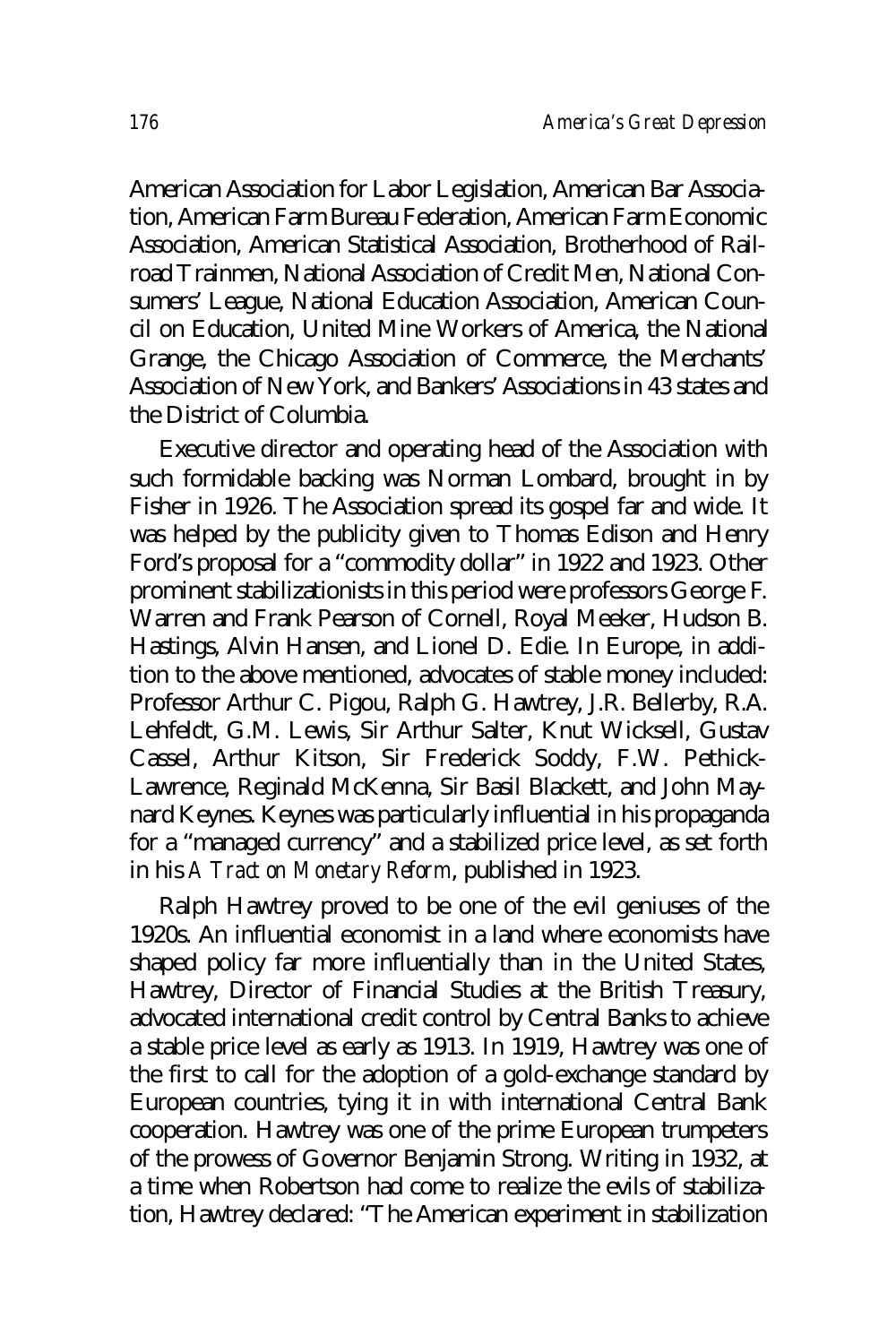American Association for Labor Legislation, American Bar Association, American Farm Bureau Federation, American Farm Economic Association, American Statistical Association, Brotherhood of Railroad Trainmen, National Association of Credit Men, National Consumers' League, National Education Association, American Council on Education, United Mine Workers of America, the National Grange, the Chicago Association of Commerce, the Merchants' Association of New York, and Bankers' Associations in 43 states and the District of Columbia.

Executive director and operating head of the Association with such formidable backing was Norman Lombard, brought in by Fisher in 1926. The Association spread its gospel far and wide. It was helped by the publicity given to Thomas Edison and Henry Ford's proposal for a "commodity dollar" in 1922 and 1923. Other prominent stabilizationists in this period were professors George F. Warren and Frank Pearson of Cornell, Royal Meeker, Hudson B. Hastings, Alvin Hansen, and Lionel D. Edie. In Europe, in addition to the above mentioned, advocates of stable money included: Professor Arthur C. Pigou, Ralph G. Hawtrey, J.R. Bellerby, R.A. Lehfeldt, G.M. Lewis, Sir Arthur Salter, Knut Wicksell, Gustav Cassel, Arthur Kitson, Sir Frederick Soddy, F.W. Pethick-Lawrence, Reginald McKenna, Sir Basil Blackett, and John Maynard Keynes. Keynes was particularly influential in his propaganda for a "managed currency" and a stabilized price level, as set forth in his *A Tract on Monetary Reform*, published in 1923.

Ralph Hawtrey proved to be one of the evil geniuses of the 1920s. An influential economist in a land where economists have shaped policy far more influentially than in the United States, Hawtrey, Director of Financial Studies at the British Treasury, advocated international credit control by Central Banks to achieve a stable price level as early as 1913. In 1919, Hawtrey was one of the first to call for the adoption of a gold-exchange standard by European countries, tying it in with international Central Bank cooperation. Hawtrey was one of the prime European trumpeters of the prowess of Governor Benjamin Strong. Writing in 1932, at a time when Robertson had come to realize the evils of stabilization, Hawtrey declared: "The American experiment in stabilization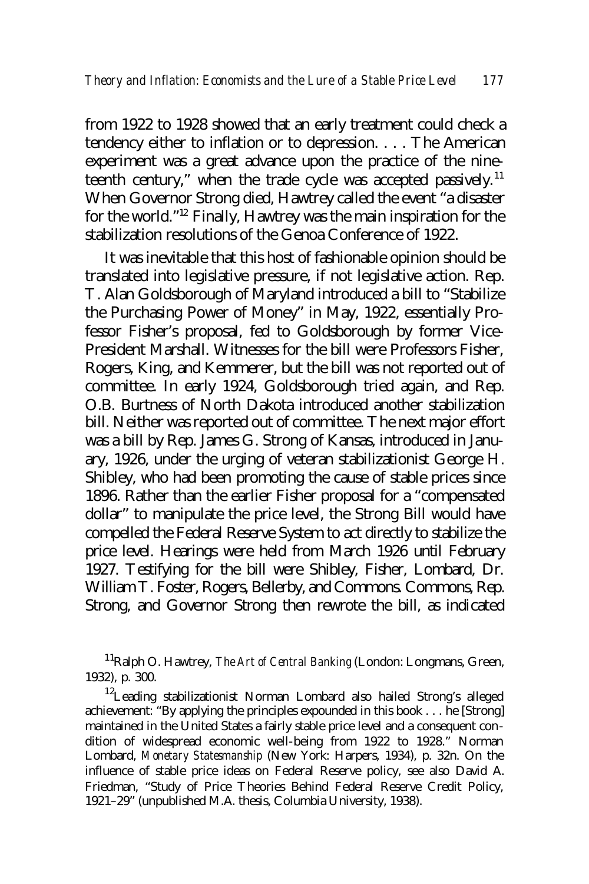from 1922 to 1928 showed that an early treatment could check a tendency either to inflation or to depression. . . . The American experiment was a great advance upon the practice of the nineteenth century," when the trade cycle was accepted passively.[11] When Governor Strong died, Hawtrey called the event "a disaster for the world."[12] Finally, Hawtrey was the main inspiration for the stabilization resolutions of the Genoa Conference of 1922.

It was inevitable that this host of fashionable opinion should be translated into legislative pressure, if not legislative action. Rep. T. Alan Goldsborough of Maryland introduced a bill to "Stabilize the Purchasing Power of Money" in May, 1922, essentially Professor Fisher's proposal, fed to Goldsborough by former Vice-President Marshall. Witnesses for the bill were Professors Fisher, Rogers, King, and Kemmerer, but the bill was not reported out of committee. In early 1924, Goldsborough tried again, and Rep. O.B. Burtness of North Dakota introduced another stabilization bill. Neither was reported out of committee. The next major effort was a bill by Rep. James G. Strong of Kansas, introduced in January, 1926, under the urging of veteran stabilizationist George H. Shibley, who had been promoting the cause of stable prices since 1896. Rather than the earlier Fisher proposal for a "compensated dollar" to manipulate the price level, the Strong Bill would have compelled the Federal Reserve System to act directly to stabilize the price level. Hearings were held from March 1926 until February 1927. Testifying for the bill were Shibley, Fisher, Lombard, Dr. William T. Foster, Rogers, Bellerby, and Commons. Commons, Rep. Strong, and Governor Strong then rewrote the bill, as indicated

[11] Ralph O. Hawtrey, *The Art of Central Banking* (London: Longmans, Green, 1932), p. 300.

[12] Leading stabilizationist Norman Lombard also hailed Strong's alleged achievement: "By applying the principles expounded in this book . . . he [Strong] maintained in the United States a fairly stable price level and a consequent condition of widespread economic well-being from 1922 to 1928." Norman Lombard, *Monetary Statesmanship* (New York: Harpers, 1934), p. 32n. On the influence of stable price ideas on Federal Reserve policy, see also David A. Friedman, "Study of Price Theories Behind Federal Reserve Credit Policy, 1921–29" (unpublished M.A. thesis, Columbia University, 1938).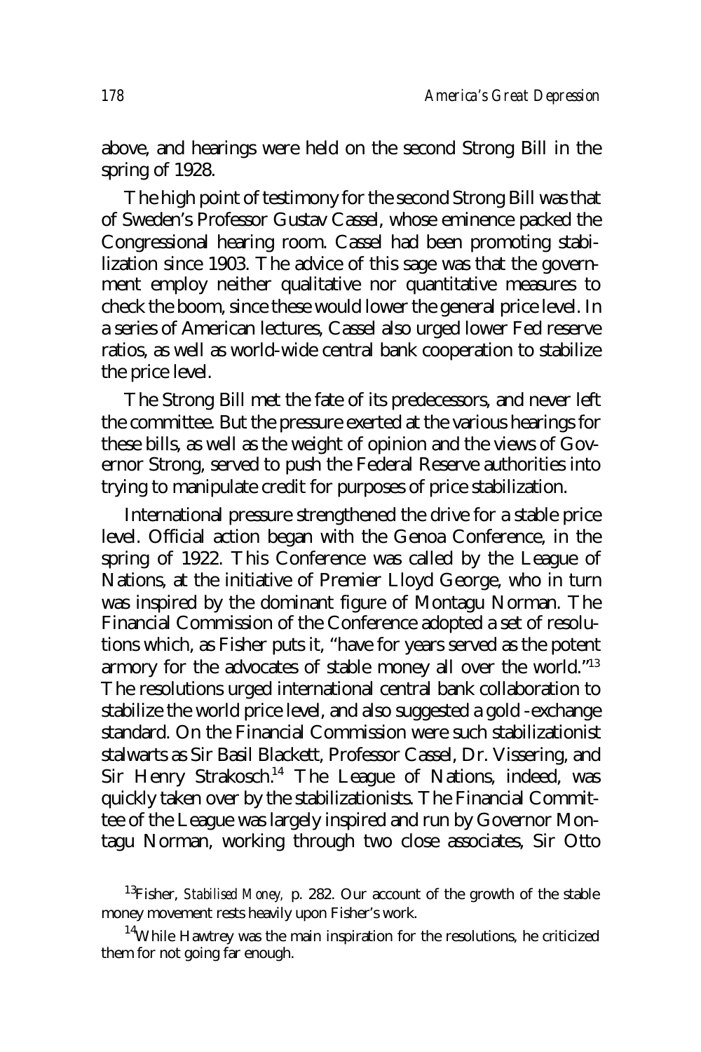above, and hearings were held on the second Strong Bill in the spring of 1928.

The high point of testimony for the second Strong Bill was that of Sweden's Professor Gustav Cassel, whose eminence packed the Congressional hearing room. Cassel had been promoting stabilization since 1903. The advice of this sage was that the government employ neither qualitative nor quantitative measures to check the boom, since these would lower the general price level. In a series of American lectures, Cassel also urged lower Fed reserve ratios, as well as world-wide central bank cooperation to stabilize the price level.

The Strong Bill met the fate of its predecessors, and never left the committee. But the pressure exerted at the various hearings for these bills, as well as the weight of opinion and the views of Governor Strong, served to push the Federal Reserve authorities into trying to manipulate credit for purposes of price stabilization.

International pressure strengthened the drive for a stable price level. Official action began with the Genoa Conference, in the spring of 1922. This Conference was called by the League of Nations, at the initiative of Premier Lloyd George, who in turn was inspired by the dominant figure of Montagu Norman. The Financial Commission of the Conference adopted a set of resolutions which, as Fisher puts it, "have for years served as the potent armory for the advocates of stable money all over the world."[13] The resolutions urged international central bank collaboration to stabilize the world price level, and also suggested a gold-exchange standard. On the Financial Commission were such stabilizationist stalwarts as Sir Basil Blackett, Professor Cassel, Dr. Vissering, and Sir Henry Strakosch.[14] The League of Nations, indeed, was quickly taken over by the stabilizationists. The Financial Committee of the League was largely inspired and run by Governor Montagu Norman, working through two close associates, Sir Otto

[13] Fisher, *Stabilised Money,* p. 282. Our account of the growth of the stable money movement rests heavily upon Fisher's work.

[14] While Hawtrey was the main inspiration for the resolutions, he criticized them for not going far enough.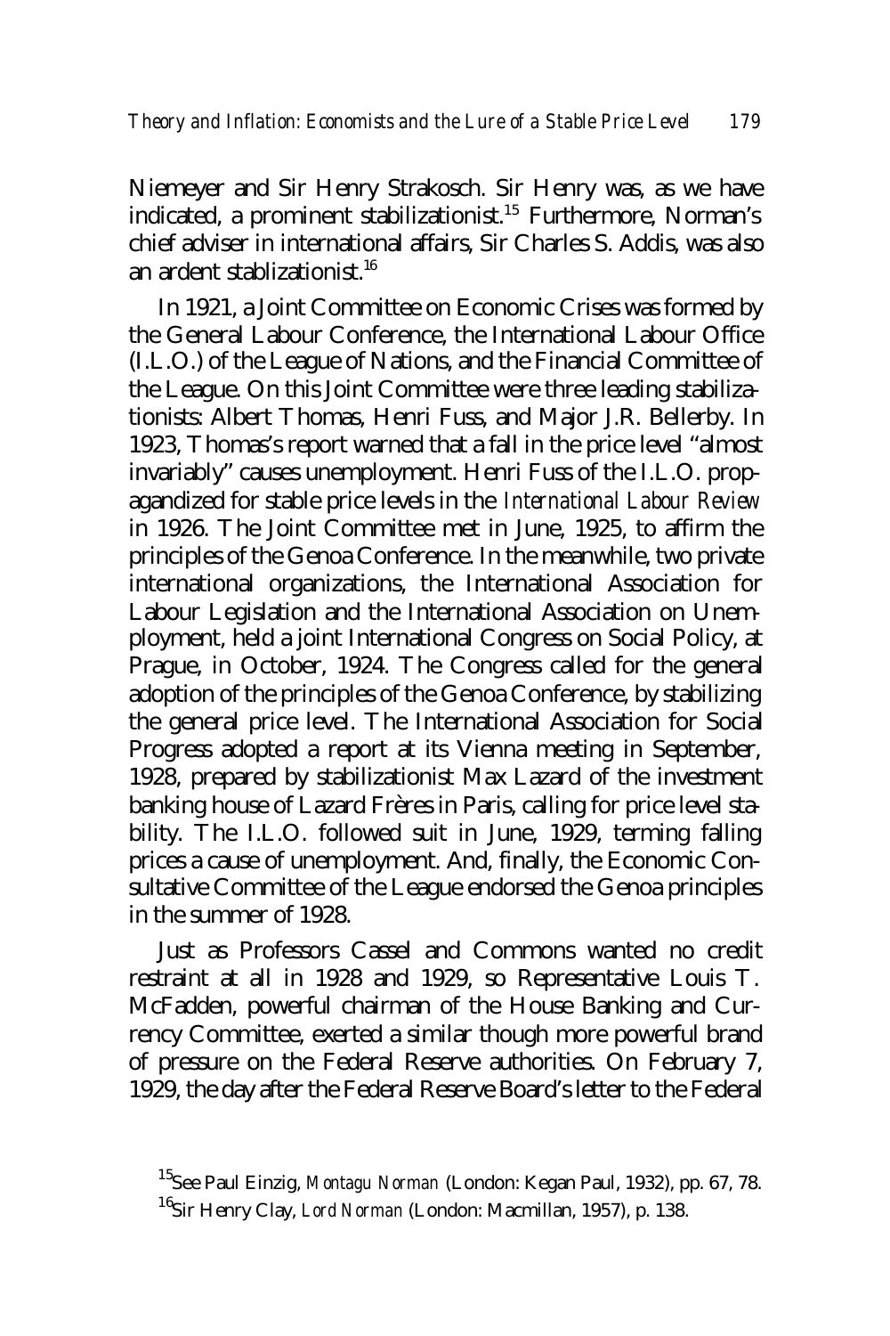Niemeyer and Sir Henry Strakosch. Sir Henry was, as we have indicated, a prominent stabilizationist.[15] Furthermore, Norman's chief adviser in international affairs, Sir Charles S. Addis, was also an ardent stablizationist.[16]

In 1921, a Joint Committee on Economic Crises was formed by the General Labour Conference, the International Labour Office (I.L.O.) of the League of Nations, and the Financial Committee of the League. On this Joint Committee were three leading stabilizationists: Albert Thomas, Henri Fuss, and Major J.R. Bellerby. In 1923, Thomas's report warned that a fall in the price level "almost invariably" causes unemployment. Henri Fuss of the I.L.O. propagandized for stable price levels in the *International Labour Review* in 1926. The Joint Committee met in June, 1925, to affirm the principles of the Genoa Conference. In the meanwhile, two private international organizations, the International Association for Labour Legislation and the International Association on Unemployment, held a joint International Congress on Social Policy, at Prague, in October, 1924. The Congress called for the general adoption of the principles of the Genoa Conference, by stabilizing the general price level. The International Association for Social Progress adopted a report at its Vienna meeting in September, 1928, prepared by stabilizationist Max Lazard of the investment banking house of Lazard Frères in Paris, calling for price level stability. The I.L.O. followed suit in June, 1929, terming falling prices a cause of unemployment. And, finally, the Economic Consultative Committee of the League endorsed the Genoa principles in the summer of 1928.

Just as Professors Cassel and Commons wanted no credit restraint at all in 1928 and 1929, so Representative Louis T. McFadden, powerful chairman of the House Banking and Currency Committee, exerted a similar though more powerful brand of pressure on the Federal Reserve authorities. On February 7, 1929, the day after the Federal Reserve Board's letter to the Federal

[15] See Paul Einzig, *Montagu Norman* (London: Kegan Paul, 1932), pp. 67, 78.

[16] Sir Henry Clay, *Lord Norman* (London: Macmillan, 1957), p. 138.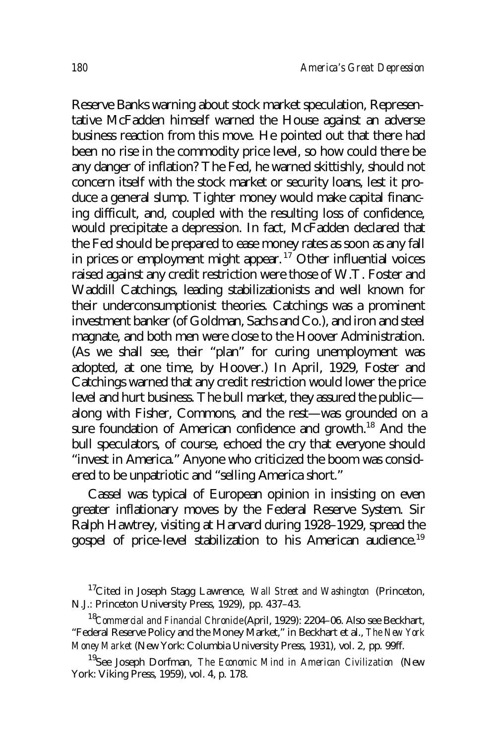Reserve Banks warning about stock market speculation, Representative McFadden himself warned the House against an adverse business reaction from this move. He pointed out that there had been no rise in the commodity price level, so how could there be any danger of inflation? The Fed, he warned skittishly, should not concern itself with the stock market or security loans, lest it produce a general slump. Tighter money would make capital financing difficult, and, coupled with the resulting loss of confidence, would precipitate a depression. In fact, McFadden declared that the Fed should be prepared to ease money rates as soon as any fall in prices or employment might appear.[17] Other influential voices raised against any credit restriction were those of W.T. Foster and Waddill Catchings, leading stabilizationists and well known for their underconsumptionist theories. Catchings was a prominent investment banker (of Goldman, Sachs and Co.), and iron and steel magnate, and both men were close to the Hoover Administration. (As we shall see, their "plan" for curing unemployment was adopted, at one time, by Hoover.) In April, 1929, Foster and Catchings warned that any credit restriction would lower the price level and hurt business. The bull market, they assured the public—along with Fisher, Commons, and the rest—was grounded on a sure foundation of American confidence and growth.[18] And the bull speculators, of course, echoed the cry that everyone should "invest in America." Anyone who criticized the boom was considered to be unpatriotic and "selling America short."

Cassel was typical of European opinion in insisting on even greater inflationary moves by the Federal Reserve System. Sir Ralph Hawtrey, visiting at Harvard during 1928–1929, spread the gospel of price-level stabilization to his American audience.[19]

---

[17]Cited in Joseph Stagg Lawrence, *Wall Street and Washington* (Princeton, N.J.: Princeton University Press, 1929), pp. 437–43.

[18]*Commercial and Financial Chronicle* (April, 1929): 2204–06. Also see Beckhart, "Federal Reserve Policy and the Money Market," in Beckhart et al., *The New York Money Market* (New York: Columbia University Press, 1931), vol. 2, pp. 99ff.

[19]See Joseph Dorfman, *The Economic Mind in American Civilization* (New York: Viking Press, 1959), vol. 4, p. 178.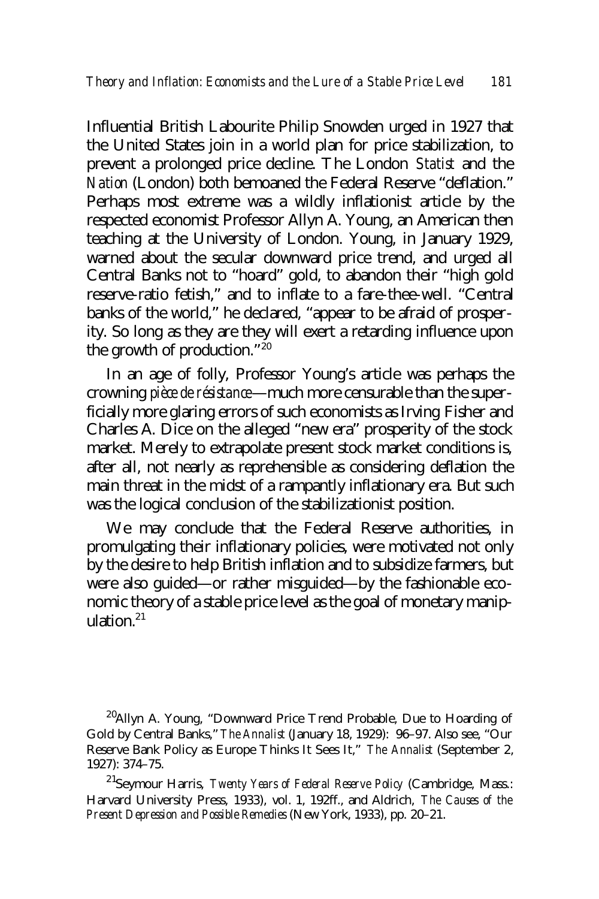Influential British Labourite Philip Snowden urged in 1927 that the United States join in a world plan for price stabilization, to prevent a prolonged price decline. The London *Statist* and the *Nation* (London) both bemoaned the Federal Reserve "deflation." Perhaps most extreme was a wildly inflationist article by the respected economist Professor Allyn A. Young, an American then teaching at the University of London. Young, in January 1929, warned about the secular downward price trend, and urged all Central Banks not to "hoard" gold, to abandon their "high gold reserve-ratio fetish," and to inflate to a fare-thee-well. "Central banks of the world," he declared, "appear to be afraid of prosperity. So long as they are they will exert a retarding influence upon the growth of production."[20]

In an age of folly, Professor Young's article was perhaps the crowning *pièce de résistance*—much more censurable than the superficially more glaring errors of such economists as Irving Fisher and Charles A. Dice on the alleged "new era" prosperity of the stock market. Merely to extrapolate present stock market conditions is, after all, not nearly as reprehensible as considering deflation the main threat in the midst of a rampantly inflationary era. But such was the logical conclusion of the stabilizationist position.

We may conclude that the Federal Reserve authorities, in promulgating their inflationary policies, were motivated not only by the desire to help British inflation and to subsidize farmers, but were also guided—or rather misguided—by the fashionable economic theory of a stable price level as the goal of monetary manipulation.[21]

[20]Allyn A. Young, "Downward Price Trend Probable, Due to Hoarding of Gold by Central Banks," *The Annalist* (January 18, 1929): 96–97. Also see, "Our Reserve Bank Policy as Europe Thinks It Sees It," *The Annalist* (September 2, 1927): 374–75.

[21]Seymour Harris, *Twenty Years of Federal Reserve Policy* (Cambridge, Mass.: Harvard University Press, 1933), vol. 1, 192ff., and Aldrich, *The Causes of the Present Depression and Possible Remedies* (New York, 1933), pp. 20–21.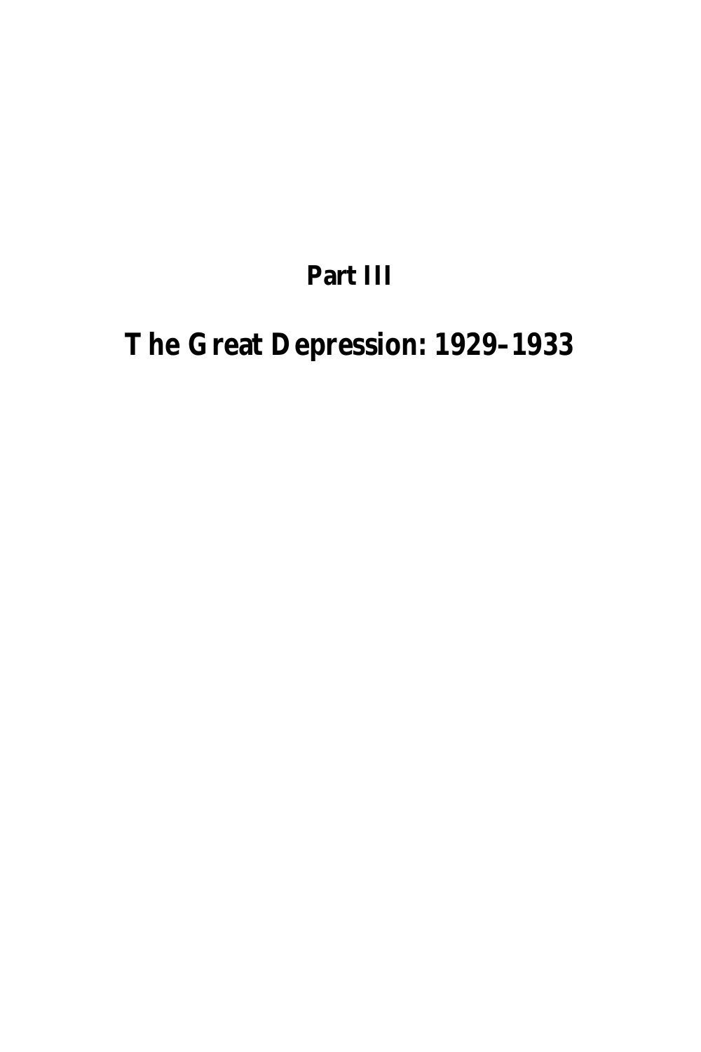# Part III

# The Great Depression: 1929–1933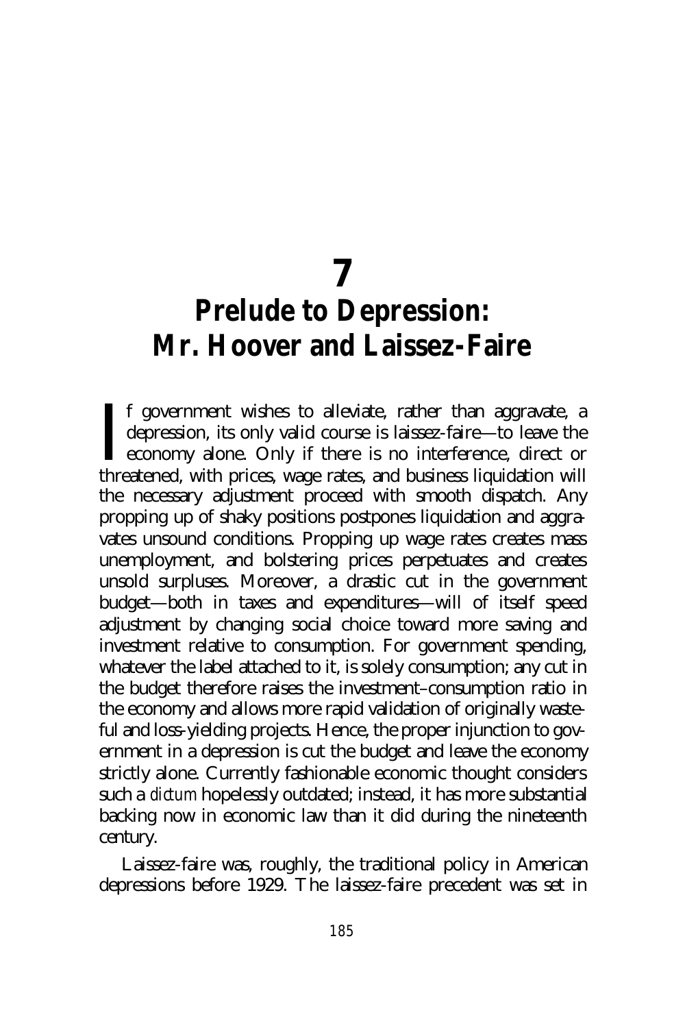# 7

# Prelude to Depression: Mr. Hoover and Laissez-Faire

If government wishes to alleviate, rather than aggravate, a depression, its only valid course is laissez-faire—to leave the economy alone. Only if there is no interference, direct or threatened, with prices, wage rates, and business liquidation will the necessary adjustment proceed with smooth dispatch. Any propping up of shaky positions postpones liquidation and aggravates unsound conditions. Propping up wage rates creates mass unemployment, and bolstering prices perpetuates and creates unsold surpluses. Moreover, a drastic cut in the government budget—both in taxes and expenditures—will of itself speed adjustment by changing social choice toward more saving and investment relative to consumption. For government spending, whatever the label attached to it, is solely consumption; any cut in the budget therefore raises the investment–consumption ratio in the economy and allows more rapid validation of originally wasteful and loss-yielding projects. Hence, the proper injunction to government in a depression is cut the budget and leave the economy strictly alone. Currently fashionable economic thought considers such a *dictum* hopelessly outdated; instead, it has more substantial backing now in economic law than it did during the nineteenth century.

Laissez-faire was, roughly, the traditional policy in American depressions before 1929. The laissez-faire precedent was set in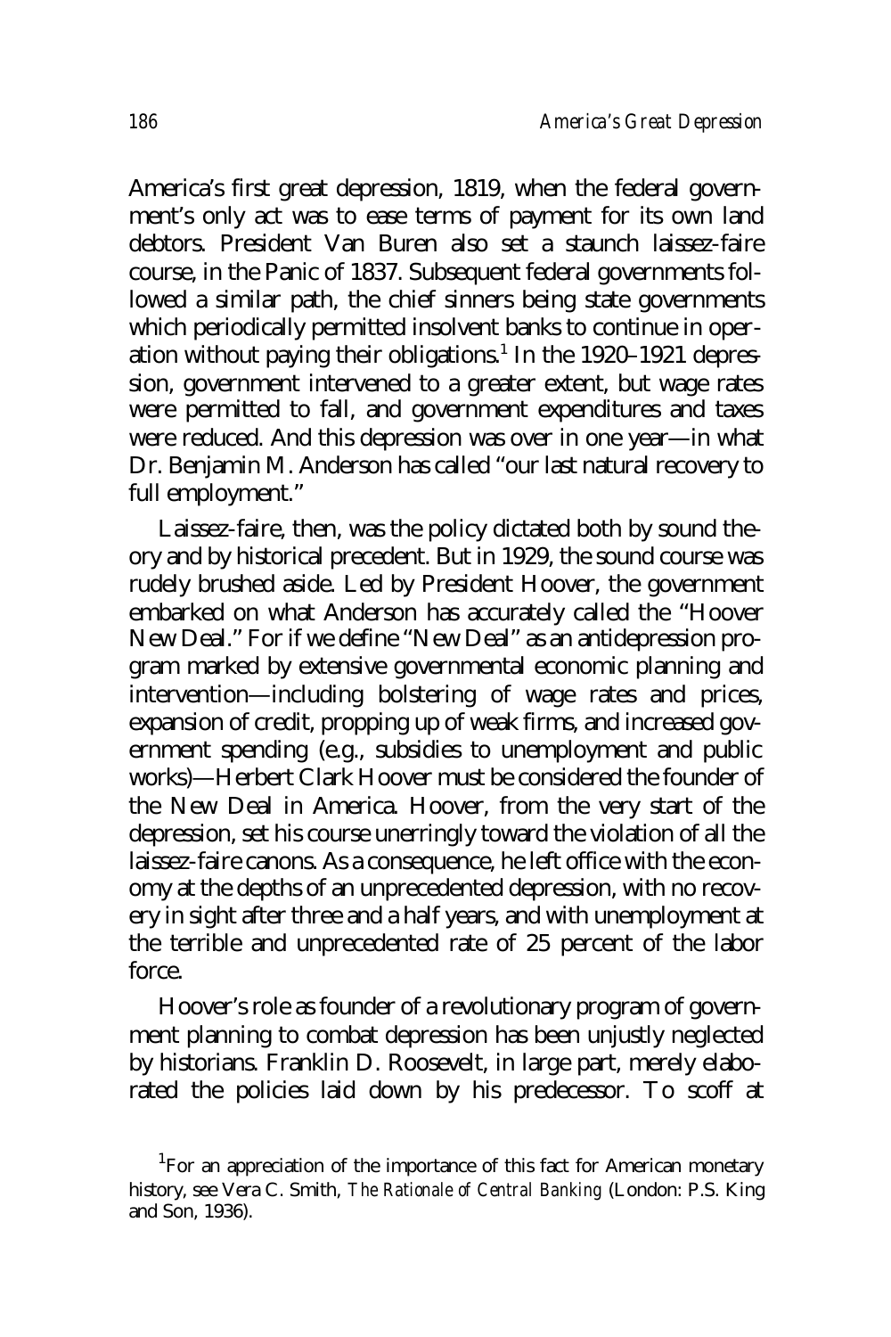America's first great depression, 1819, when the federal government's only act was to ease terms of payment for its own land debtors. President Van Buren also set a staunch laissez-faire course, in the Panic of 1837. Subsequent federal governments followed a similar path, the chief sinners being state governments which periodically permitted insolvent banks to continue in operation without paying their obligations.[1] In the 1920–1921 depression, government intervened to a greater extent, but wage rates were permitted to fall, and government expenditures and taxes were reduced. And this depression was over in one year—in what Dr. Benjamin M. Anderson has called "our last natural recovery to full employment."

Laissez-faire, then, was the policy dictated both by sound theory and by historical precedent. But in 1929, the sound course was rudely brushed aside. Led by President Hoover, the government embarked on what Anderson has accurately called the "Hoover New Deal." For if we define "New Deal" as an antidepression program marked by extensive governmental economic planning and intervention—including bolstering of wage rates and prices, expansion of credit, propping up of weak firms, and increased government spending (e.g., subsidies to unemployment and public works)—Herbert Clark Hoover must be considered the founder of the New Deal in America. Hoover, from the very start of the depression, set his course unerringly toward the violation of all the laissez-faire canons. As a consequence, he left office with the economy at the depths of an unprecedented depression, with no recovery in sight after three and a half years, and with unemployment at the terrible and unprecedented rate of 25 percent of the labor force.

Hoover's role as founder of a revolutionary program of government planning to combat depression has been unjustly neglected by historians. Franklin D. Roosevelt, in large part, merely elaborated the policies laid down by his predecessor. To scoff at

[1] For an appreciation of the importance of this fact for American monetary history, see Vera C. Smith, *The Rationale of Central Banking* (London: P.S. King and Son, 1936).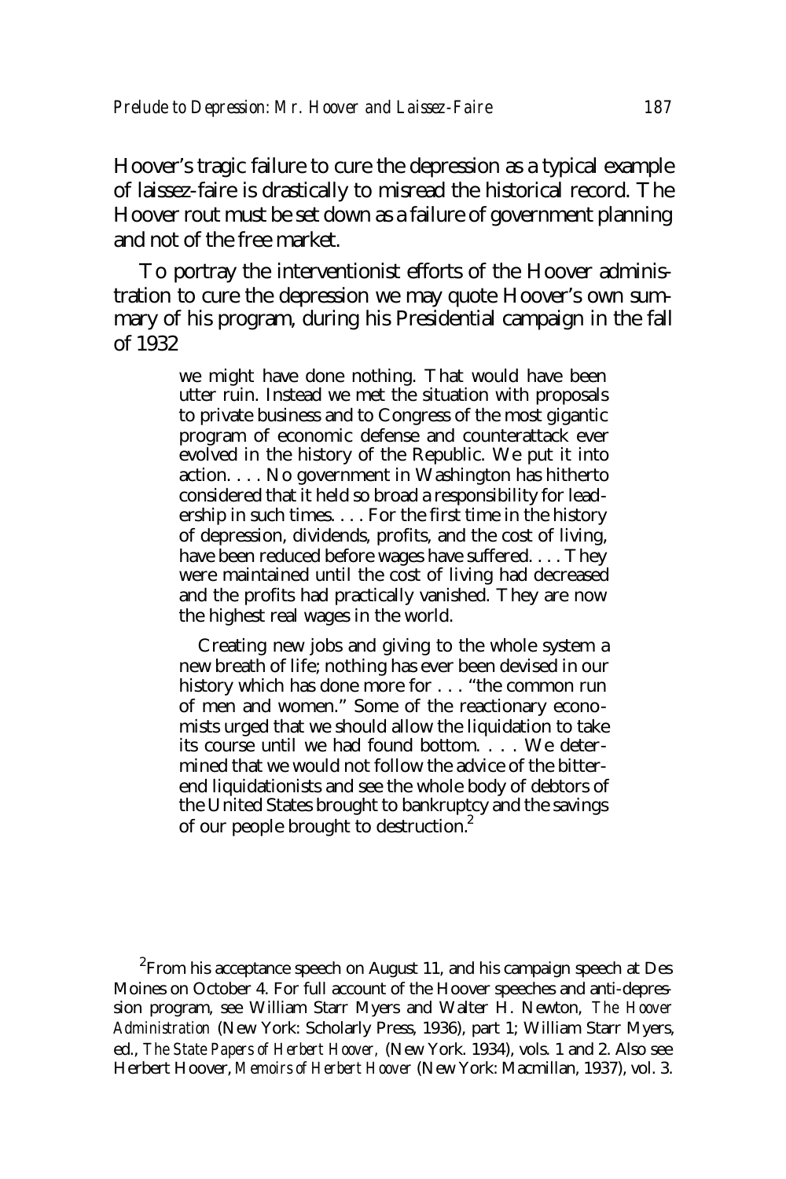Hoover's tragic failure to cure the depression as a typical example of laissez-faire is drastically to misread the historical record. The Hoover rout must be set down as a failure of government planning and not of the free market.

To portray the interventionist efforts of the Hoover administration to cure the depression we may quote Hoover's own summary of his program, during his Presidential campaign in the fall of 1932

> we might have done nothing. That would have been utter ruin. Instead we met the situation with proposals to private business and to Congress of the most gigantic program of economic defense and counterattack ever evolved in the history of the Republic. We put it into action. . . . No government in Washington has hitherto considered that it held so broad a responsibility for leadership in such times. . . . For the first time in the history of depression, dividends, profits, and the cost of living, have been reduced before wages have suffered. . . . They were maintained until the cost of living had decreased and the profits had practically vanished. They are now the highest real wages in the world.
>
> Creating new jobs and giving to the whole system a new breath of life; nothing has ever been devised in our history which has done more for . . . "the common run of men and women." Some of the reactionary economists urged that we should allow the liquidation to take its course until we had found bottom. . . . We determined that we would not follow the advice of the bitter-end liquidationists and see the whole body of debtors of the United States brought to bankruptcy and the savings of our people brought to destruction.[2]

[2] From his acceptance speech on August 11, and his campaign speech at Des Moines on October 4. For full account of the Hoover speeches and anti-depression program, see William Starr Myers and Walter H. Newton, *The Hoover Administration* (New York: Scholarly Press, 1936), part 1; William Starr Myers, ed., *The State Papers of Herbert Hoover,* (New York. 1934), vols. 1 and 2. Also see Herbert Hoover, *Memoirs of Herbert Hoover* (New York: Macmillan, 1937), vol. 3.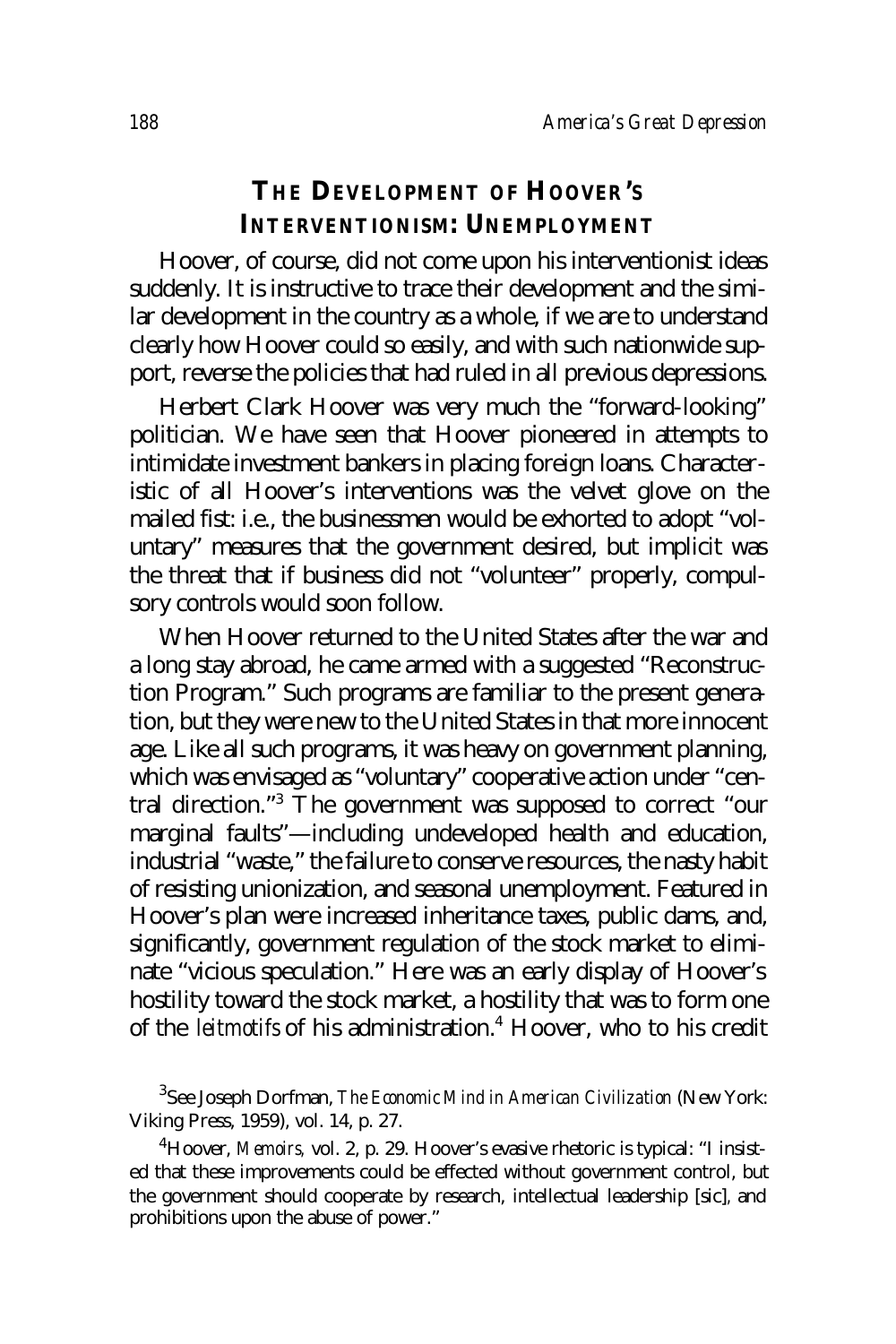## THE DEVELOPMENT OF HOOVER'S INTERVENTIONISM: UNEMPLOYMENT

Hoover, of course, did not come upon his interventionist ideas suddenly. It is instructive to trace their development and the similar development in the country as a whole, if we are to understand clearly how Hoover could so easily, and with such nationwide support, reverse the policies that had ruled in all previous depressions.

Herbert Clark Hoover was very much the "forward-looking" politician. We have seen that Hoover pioneered in attempts to intimidate investment bankers in placing foreign loans. Characteristic of all Hoover's interventions was the velvet glove on the mailed fist: i.e., the businessmen would be exhorted to adopt "voluntary" measures that the government desired, but implicit was the threat that if business did not "volunteer" properly, compulsory controls would soon follow.

When Hoover returned to the United States after the war and a long stay abroad, he came armed with a suggested "Reconstruction Program." Such programs are familiar to the present generation, but they were new to the United States in that more innocent age. Like all such programs, it was heavy on government planning, which was envisaged as "voluntary" cooperative action under "central direction."[3] The government was supposed to correct "our marginal faults"—including undeveloped health and education, industrial "waste," the failure to conserve resources, the nasty habit of resisting unionization, and seasonal unemployment. Featured in Hoover's plan were increased inheritance taxes, public dams, and, significantly, government regulation of the stock market to eliminate "vicious speculation." Here was an early display of Hoover's hostility toward the stock market, a hostility that was to form one of the *leitmotifs* of his administration.[4] Hoover, who to his credit

---

[3] See Joseph Dorfman, *The Economic Mind in American Civilization* (New York: Viking Press, 1959), vol. 14, p. 27.

[4] Hoover, *Memoirs,* vol. 2, p. 29. Hoover's evasive rhetoric is typical: "I insisted that these improvements could be effected without government control, but the government should cooperate by research, intellectual leadership [sic], and prohibitions upon the abuse of power."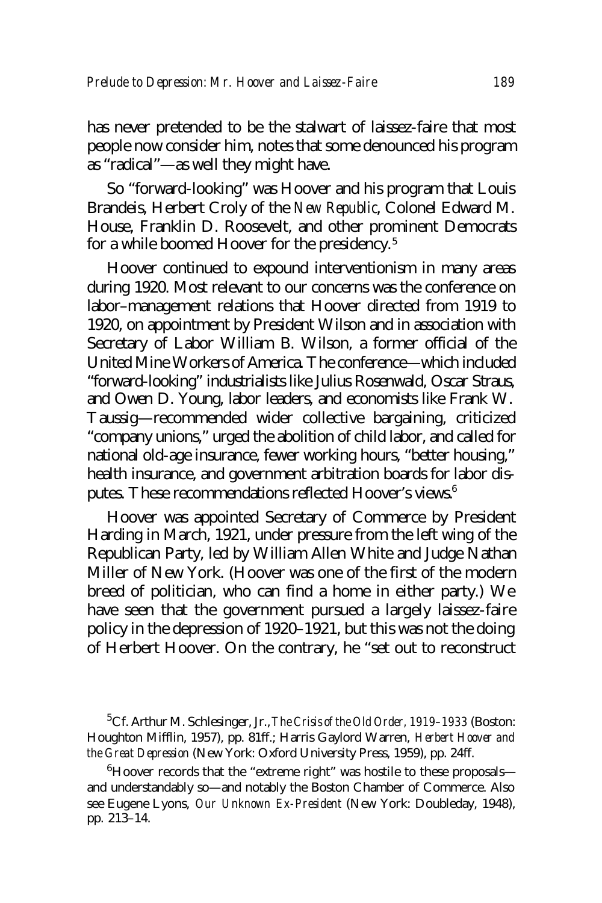has never pretended to be the stalwart of laissez-faire that most people now consider him, notes that some denounced his program as "radical"—as well they might have.

So "forward-looking" was Hoover and his program that Louis Brandeis, Herbert Croly of the *New Republic*, Colonel Edward M. House, Franklin D. Roosevelt, and other prominent Democrats for a while boomed Hoover for the presidency.[5]

Hoover continued to expound interventionism in many areas during 1920. Most relevant to our concerns was the conference on labor–management relations that Hoover directed from 1919 to 1920, on appointment by President Wilson and in association with Secretary of Labor William B. Wilson, a former official of the United Mine Workers of America. The conference—which included "forward-looking" industrialists like Julius Rosenwald, Oscar Straus, and Owen D. Young, labor leaders, and economists like Frank W. Taussig—recommended wider collective bargaining, criticized "company unions," urged the abolition of child labor, and called for national old-age insurance, fewer working hours, "better housing," health insurance, and government arbitration boards for labor disputes. These recommendations reflected Hoover's views.[6]

Hoover was appointed Secretary of Commerce by President Harding in March, 1921, under pressure from the left wing of the Republican Party, led by William Allen White and Judge Nathan Miller of New York. (Hoover was one of the first of the modern breed of politician, who can find a home in either party.) We have seen that the government pursued a largely laissez-faire policy in the depression of 1920–1921, but this was not the doing of Herbert Hoover. On the contrary, he "set out to reconstruct

[5] Cf. Arthur M. Schlesinger, Jr., *The Crisis of the Old Order, 1919–1933* (Boston: Houghton Mifflin, 1957), pp. 81ff.; Harris Gaylord Warren, *Herbert Hoover and the Great Depression* (New York: Oxford University Press, 1959), pp. 24ff.

[6] Hoover records that the "extreme right" was hostile to these proposals—and understandably so—and notably the Boston Chamber of Commerce. Also see Eugene Lyons, *Our Unknown Ex-President* (New York: Doubleday, 1948), pp. 213–14.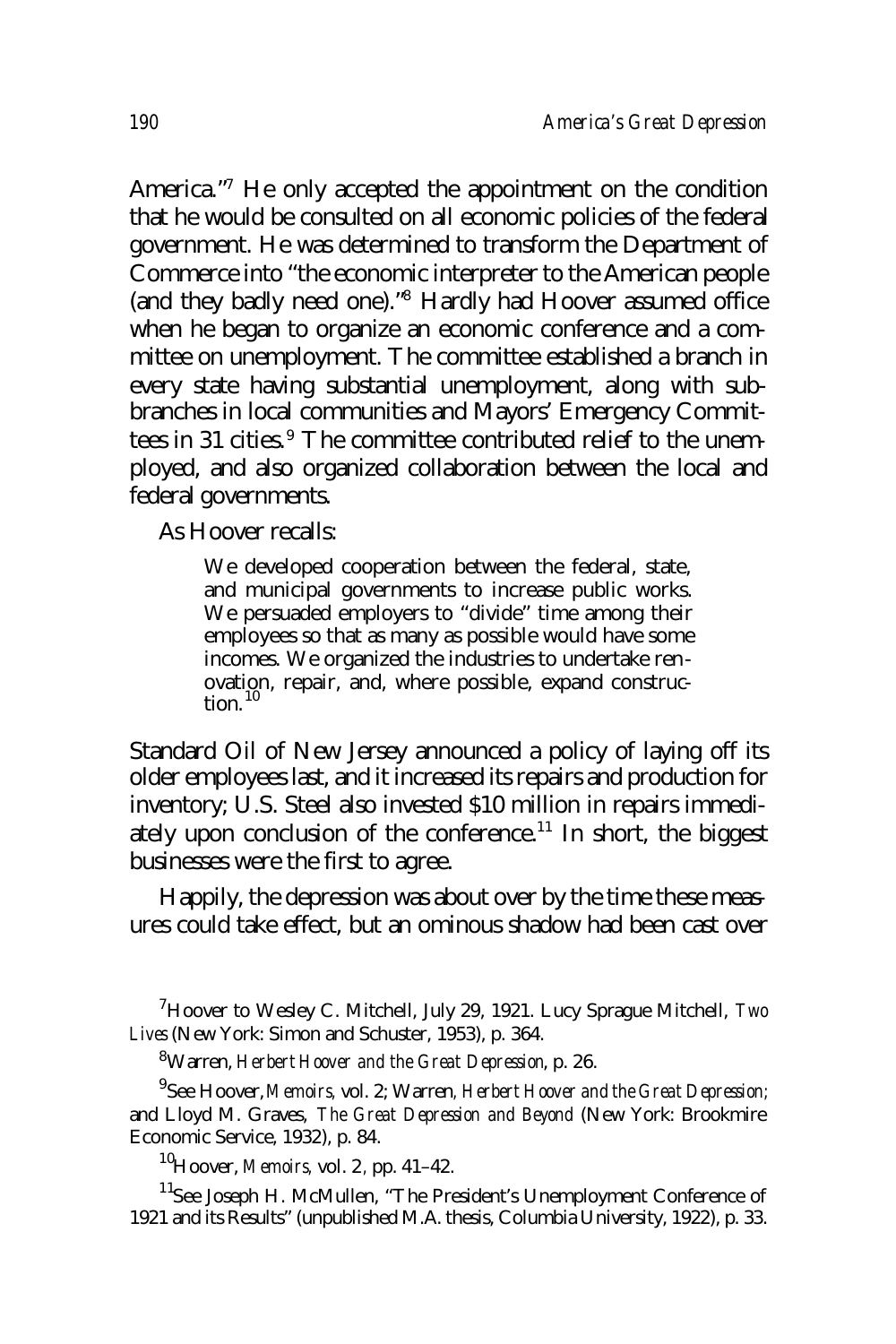America."[7] He only accepted the appointment on the condition that he would be consulted on all economic policies of the federal government. He was determined to transform the Department of Commerce into "the economic interpreter to the American people (and they badly need one)."[8] Hardly had Hoover assumed office when he began to organize an economic conference and a committee on unemployment. The committee established a branch in every state having substantial unemployment, along with subbranches in local communities and Mayors' Emergency Committees in 31 cities.[9] The committee contributed relief to the unemployed, and also organized collaboration between the local and federal governments.

As Hoover recalls:

> We developed cooperation between the federal, state, and municipal governments to increase public works. We persuaded employers to "divide" time among their employees so that as many as possible would have some incomes. We organized the industries to undertake renovation, repair, and, where possible, expand construction.[10]

Standard Oil of New Jersey announced a policy of laying off its older employees last, and it increased its repairs and production for inventory; U.S. Steel also invested $10 million in repairs immediately upon conclusion of the conference.[11] In short, the biggest businesses were the first to agree.

Happily, the depression was about over by the time these measures could take effect, but an ominous shadow had been cast over

---

[7] Hoover to Wesley C. Mitchell, July 29, 1921. Lucy Sprague Mitchell, *Two Lives* (New York: Simon and Schuster, 1953), p. 364.

[8] Warren, *Herbert Hoover and the Great Depression*, p. 26.

[9] See Hoover, *Memoirs*, vol. 2; Warren, *Herbert Hoover and the Great Depression;* and Lloyd M. Graves, *The Great Depression and Beyond* (New York: Brookmire Economic Service, 1932), p. 84.

[10] Hoover, *Memoirs*, vol. 2, pp. 41–42.

[11] See Joseph H. McMullen, "The President's Unemployment Conference of 1921 and its Results" (unpublished M.A. thesis, Columbia University, 1922), p. 33.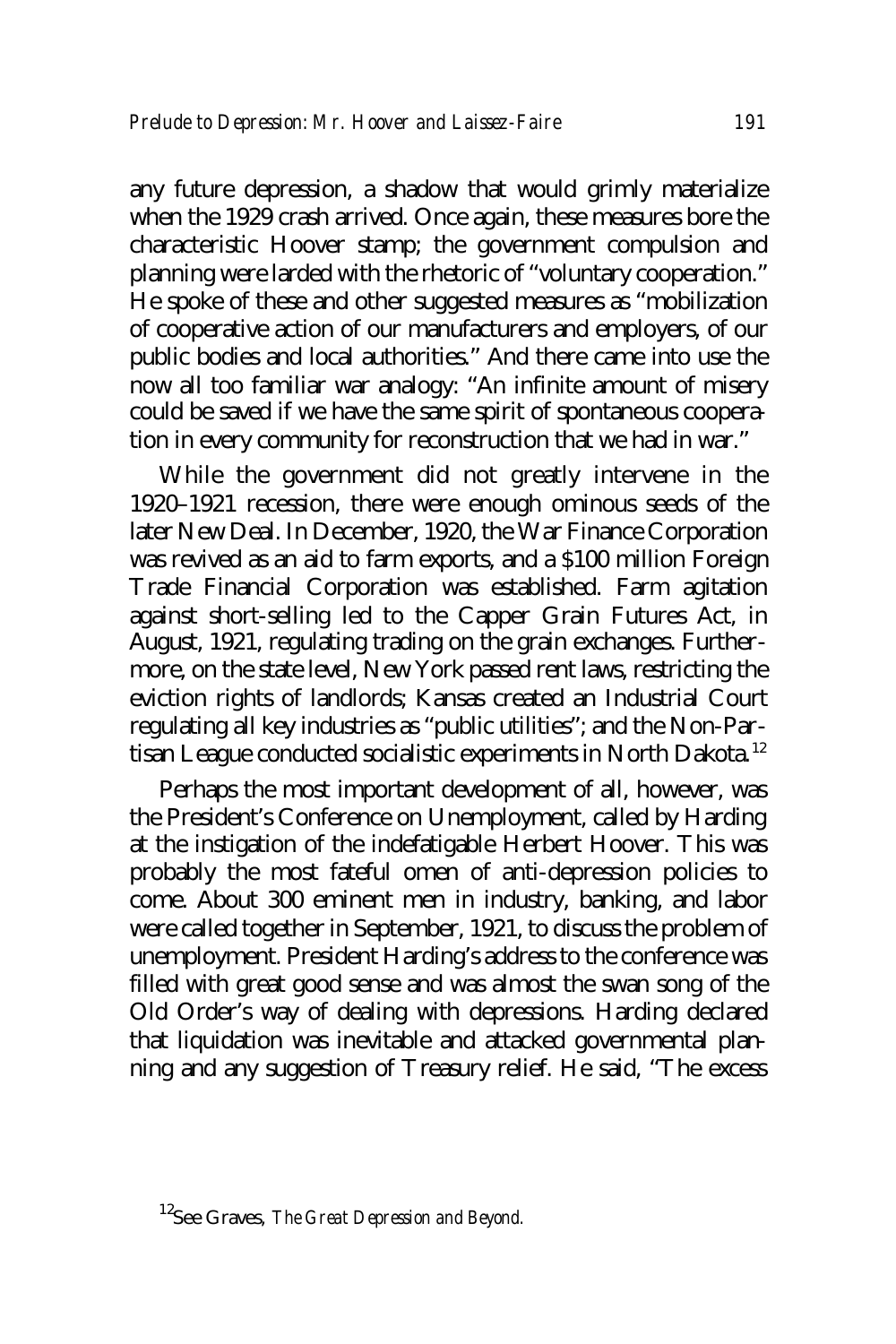any future depression, a shadow that would grimly materialize when the 1929 crash arrived. Once again, these measures bore the characteristic Hoover stamp; the government compulsion and planning were larded with the rhetoric of "voluntary cooperation." He spoke of these and other suggested measures as "mobilization of cooperative action of our manufacturers and employers, of our public bodies and local authorities." And there came into use the now all too familiar war analogy: "An infinite amount of misery could be saved if we have the same spirit of spontaneous cooperation in every community for reconstruction that we had in war."

While the government did not greatly intervene in the 1920–1921 recession, there were enough ominous seeds of the later New Deal. In December, 1920, the War Finance Corporation was revived as an aid to farm exports, and a $100 million Foreign Trade Financial Corporation was established. Farm agitation against short-selling led to the Capper Grain Futures Act, in August, 1921, regulating trading on the grain exchanges. Furthermore, on the state level, New York passed rent laws, restricting the eviction rights of landlords; Kansas created an Industrial Court regulating all key industries as "public utilities"; and the Non-Partisan League conducted socialistic experiments in North Dakota.[12]

Perhaps the most important development of all, however, was the President's Conference on Unemployment, called by Harding at the instigation of the indefatigable Herbert Hoover. This was probably the most fateful omen of anti-depression policies to come. About 300 eminent men in industry, banking, and labor were called together in September, 1921, to discuss the problem of unemployment. President Harding's address to the conference was filled with great good sense and was almost the swan song of the Old Order's way of dealing with depressions. Harding declared that liquidation was inevitable and attacked governmental planning and any suggestion of Treasury relief. He said, "The excess

[12]See Graves, *The Great Depression and Beyond.*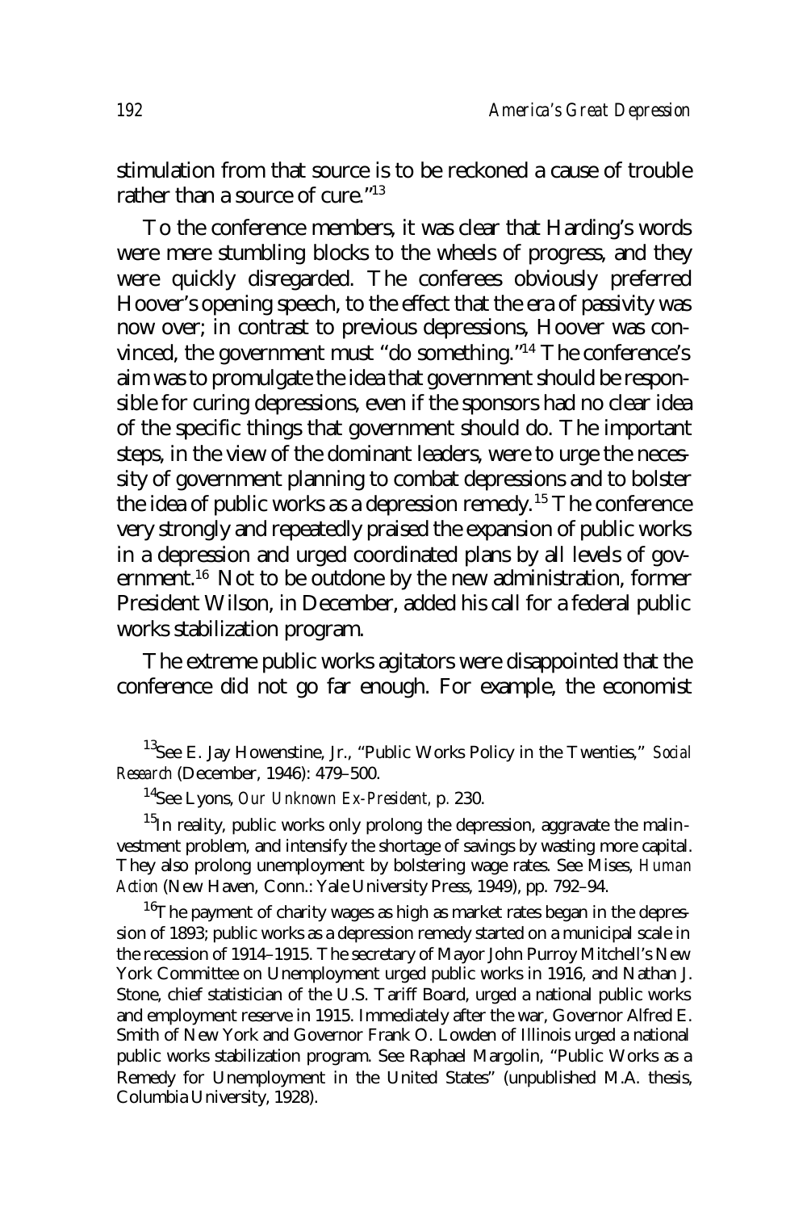stimulation from that source is to be reckoned a cause of trouble rather than a source of cure."[13]

To the conference members, it was clear that Harding's words were mere stumbling blocks to the wheels of progress, and they were quickly disregarded. The conferees obviously preferred Hoover's opening speech, to the effect that the era of passivity was now over; in contrast to previous depressions, Hoover was convinced, the government must "do something."[14] The conference's aim was to promulgate the idea that government should be responsible for curing depressions, even if the sponsors had no clear idea of the specific things that government should do. The important steps, in the view of the dominant leaders, were to urge the necessity of government planning to combat depressions and to bolster the idea of public works as a depression remedy.[15] The conference very strongly and repeatedly praised the expansion of public works in a depression and urged coordinated plans by all levels of government.[16] Not to be outdone by the new administration, former President Wilson, in December, added his call for a federal public works stabilization program.

The extreme public works agitators were disappointed that the conference did not go far enough. For example, the economist

[13] See E. Jay Howenstine, Jr., "Public Works Policy in the Twenties," *Social Research* (December, 1946): 479–500.

[14] See Lyons, *Our Unknown Ex-President*, p. 230.

[15] In reality, public works only prolong the depression, aggravate the malinvestment problem, and intensify the shortage of savings by wasting more capital. They also prolong unemployment by bolstering wage rates. See Mises, *Human Action* (New Haven, Conn.: Yale University Press, 1949), pp. 792–94.

[16] The payment of charity wages as high as market rates began in the depression of 1893; public works as a depression remedy started on a municipal scale in the recession of 1914–1915. The secretary of Mayor John Purroy Mitchell's New York Committee on Unemployment urged public works in 1916, and Nathan J. Stone, chief statistician of the U.S. Tariff Board, urged a national public works and employment reserve in 1915. Immediately after the war, Governor Alfred E. Smith of New York and Governor Frank O. Lowden of Illinois urged a national public works stabilization program. See Raphael Margolin, "Public Works as a Remedy for Unemployment in the United States" (unpublished M.A. thesis, Columbia University, 1928).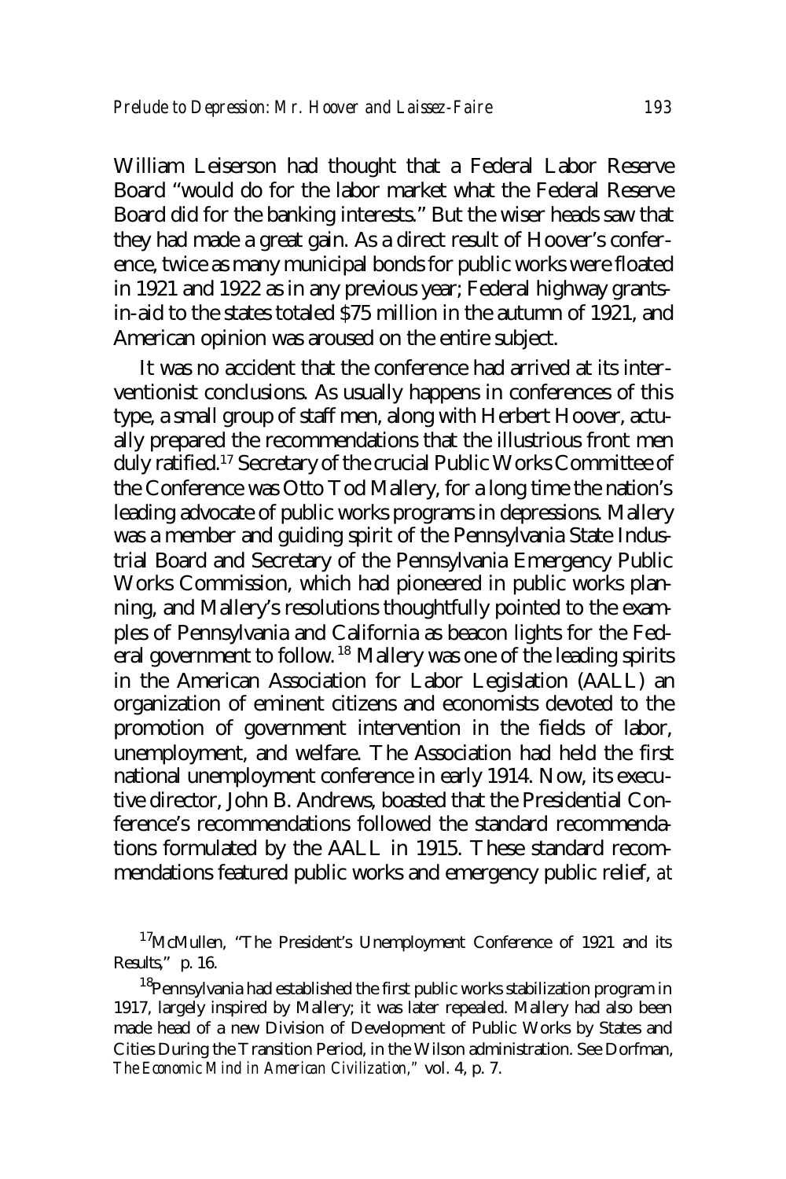William Leiserson had thought that a Federal Labor Reserve Board "would do for the labor market what the Federal Reserve Board did for the banking interests." But the wiser heads saw that they had made a great gain. As a direct result of Hoover's conference, twice as many municipal bonds for public works were floated in 1921 and 1922 as in any previous year; Federal highway grants-in-aid to the states totaled $75 million in the autumn of 1921, and American opinion was aroused on the entire subject.

It was no accident that the conference had arrived at its interventionist conclusions. As usually happens in conferences of this type, a small group of staff men, along with Herbert Hoover, actually prepared the recommendations that the illustrious front men duly ratified.[17] Secretary of the crucial Public Works Committee of the Conference was Otto Tod Mallery, for a long time the nation's leading advocate of public works programs in depressions. Mallery was a member and guiding spirit of the Pennsylvania State Industrial Board and Secretary of the Pennsylvania Emergency Public Works Commission, which had pioneered in public works planning, and Mallery's resolutions thoughtfully pointed to the examples of Pennsylvania and California as beacon lights for the Federal government to follow.[18] Mallery was one of the leading spirits in the American Association for Labor Legislation (AALL) an organization of eminent citizens and economists devoted to the promotion of government intervention in the fields of labor, unemployment, and welfare. The Association had held the first national unemployment conference in early 1914. Now, its executive director, John B. Andrews, boasted that the Presidential Conference's recommendations followed the standard recommendations formulated by the AALL in 1915. These standard recommendations featured public works and emergency public relief, *at*

[17]McMullen, "The President's Unemployment Conference of 1921 and its Results," p. 16.

[18]Pennsylvania had established the first public works stabilization program in 1917, largely inspired by Mallery; it was later repealed. Mallery had also been made head of a new Division of Development of Public Works by States and Cities During the Transition Period, in the Wilson administration. See Dorfman, *The Economic Mind in American Civilization,"* vol. 4, p. 7.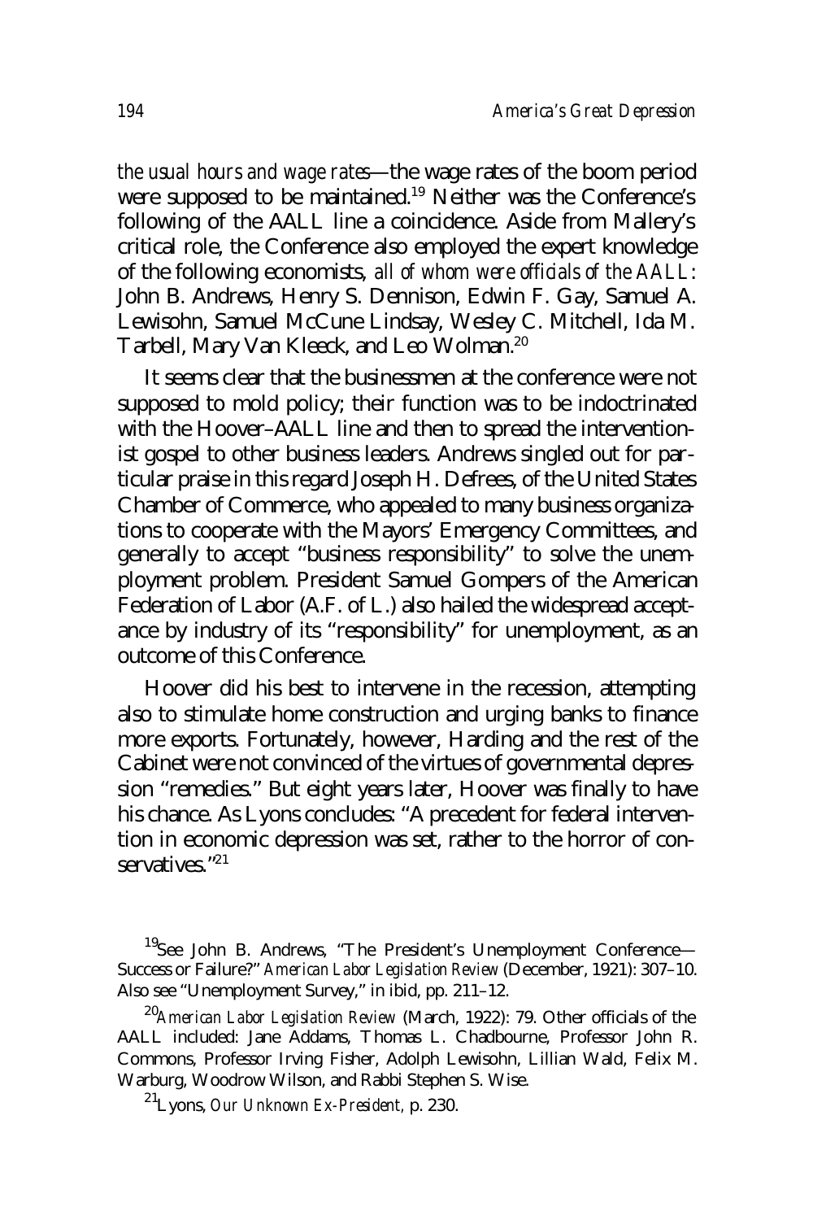*the usual hours and wage rates*—the wage rates of the boom period were supposed to be maintained.[19] Neither was the Conference's following of the AALL line a coincidence. Aside from Mallery's critical role, the Conference also employed the expert knowledge of the following economists, *all of whom were officials of the AALL*: John B. Andrews, Henry S. Dennison, Edwin F. Gay, Samuel A. Lewisohn, Samuel McCune Lindsay, Wesley C. Mitchell, Ida M. Tarbell, Mary Van Kleeck, and Leo Wolman.[20]

It seems clear that the businessmen at the conference were not supposed to mold policy; their function was to be indoctrinated with the Hoover–AALL line and then to spread the interventionist gospel to other business leaders. Andrews singled out for particular praise in this regard Joseph H. Defrees, of the United States Chamber of Commerce, who appealed to many business organizations to cooperate with the Mayors' Emergency Committees, and generally to accept "business responsibility" to solve the unemployment problem. President Samuel Gompers of the American Federation of Labor (A.F. of L.) also hailed the widespread acceptance by industry of its "responsibility" for unemployment, as an outcome of this Conference.

Hoover did his best to intervene in the recession, attempting also to stimulate home construction and urging banks to finance more exports. Fortunately, however, Harding and the rest of the Cabinet were not convinced of the virtues of governmental depression "remedies." But eight years later, Hoover was finally to have his chance. As Lyons concludes: "A precedent for federal intervention in economic depression was set, rather to the horror of conservatives."[21]

---

[19] See John B. Andrews, "The President's Unemployment Conference—Success or Failure?" *American Labor Legislation Review* (December, 1921): 307–10. Also see "Unemployment Survey," in ibid, pp. 211–12.

[20] *American Labor Legislation Review* (March, 1922): 79. Other officials of the AALL included: Jane Addams, Thomas L. Chadbourne, Professor John R. Commons, Professor Irving Fisher, Adolph Lewisohn, Lillian Wald, Felix M. Warburg, Woodrow Wilson, and Rabbi Stephen S. Wise.

[21] Lyons, *Our Unknown Ex-President*, p. 230.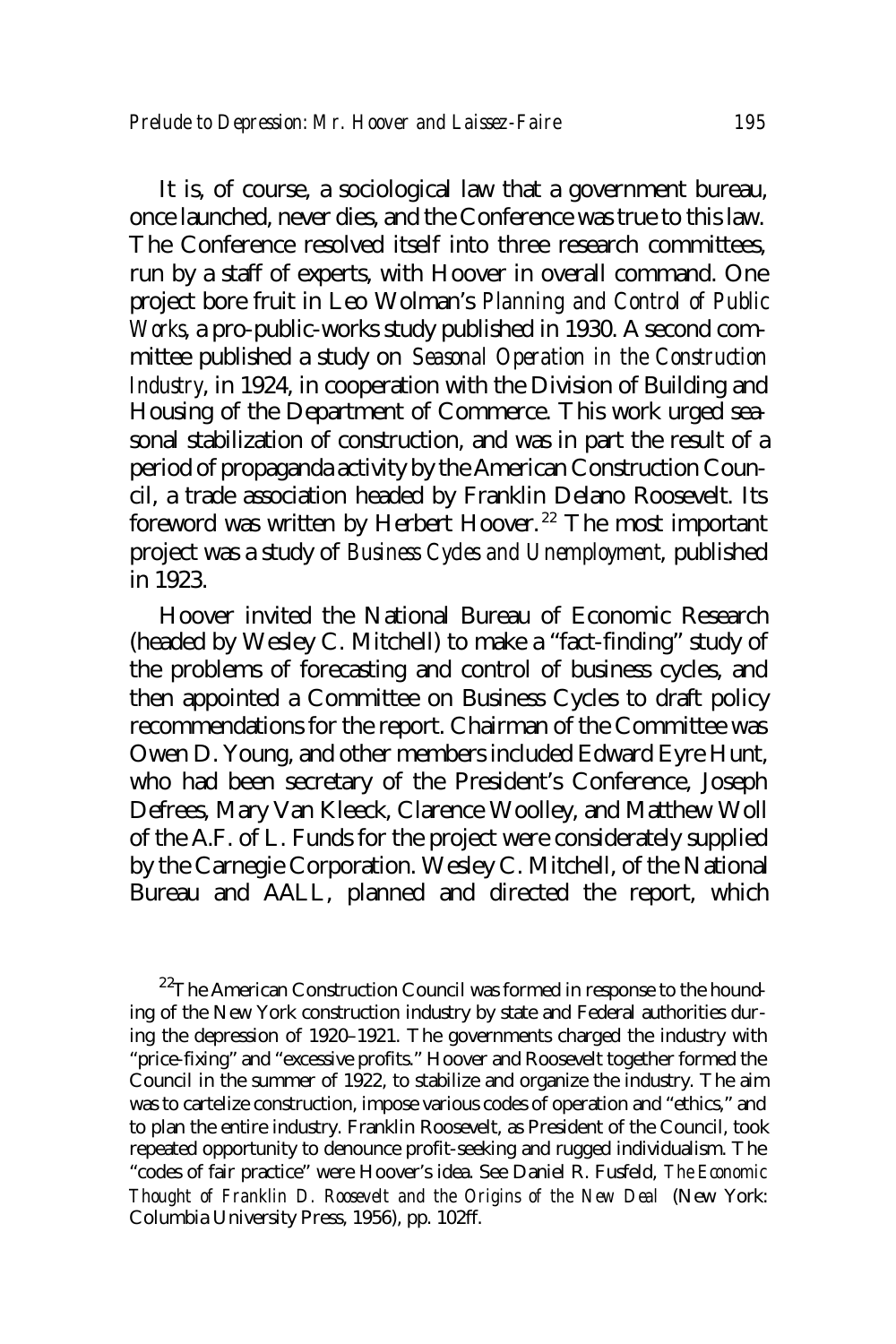It is, of course, a sociological law that a government bureau, once launched, never dies, and the Conference was true to this law. The Conference resolved itself into three research committees, run by a staff of experts, with Hoover in overall command. One project bore fruit in Leo Wolman's *Planning and Control of Public Works*, a pro-public-works study published in 1930. A second committee published a study on *Seasonal Operation in the Construction Industry*, in 1924, in cooperation with the Division of Building and Housing of the Department of Commerce. This work urged seasonal stabilization of construction, and was in part the result of a period of propaganda activity by the American Construction Council, a trade association headed by Franklin Delano Roosevelt. Its foreword was written by Herbert Hoover.[22] The most important project was a study of *Business Cycles and Unemployment*, published in 1923.

Hoover invited the National Bureau of Economic Research (headed by Wesley C. Mitchell) to make a "fact-finding" study of the problems of forecasting and control of business cycles, and then appointed a Committee on Business Cycles to draft policy recommendations for the report. Chairman of the Committee was Owen D. Young, and other members included Edward Eyre Hunt, who had been secretary of the President's Conference, Joseph Defrees, Mary Van Kleeck, Clarence Woolley, and Matthew Woll of the A.F. of L. Funds for the project were considerately supplied by the Carnegie Corporation. Wesley C. Mitchell, of the National Bureau and AALL, planned and directed the report, which

[22] The American Construction Council was formed in response to the hounding of the New York construction industry by state and Federal authorities during the depression of 1920–1921. The governments charged the industry with "price-fixing" and "excessive profits." Hoover and Roosevelt together formed the Council in the summer of 1922, to stabilize and organize the industry. The aim was to cartelize construction, impose various codes of operation and "ethics," and to plan the entire industry. Franklin Roosevelt, as President of the Council, took repeated opportunity to denounce profit-seeking and rugged individualism. The "codes of fair practice" were Hoover's idea. See Daniel R. Fusfeld, *The Economic Thought of Franklin D. Roosevelt and the Origins of the New Deal* (New York: Columbia University Press, 1956), pp. 102ff.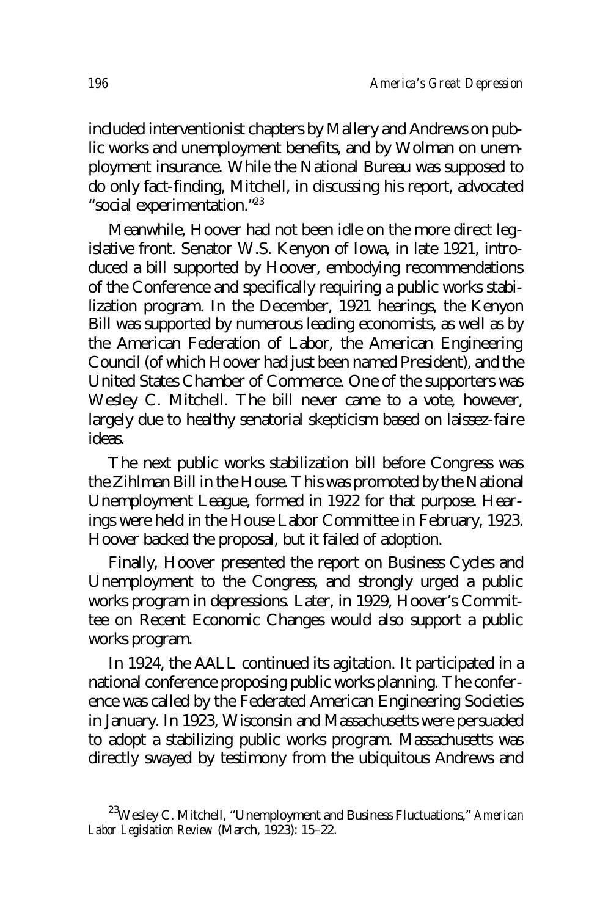included interventionist chapters by Mallery and Andrews on public works and unemployment benefits, and by Wolman on unemployment insurance. While the National Bureau was supposed to do only fact-finding, Mitchell, in discussing his report, advocated "social experimentation."[23]

Meanwhile, Hoover had not been idle on the more direct legislative front. Senator W.S. Kenyon of Iowa, in late 1921, introduced a bill supported by Hoover, embodying recommendations of the Conference and specifically requiring a public works stabilization program. In the December, 1921 hearings, the Kenyon Bill was supported by numerous leading economists, as well as by the American Federation of Labor, the American Engineering Council (of which Hoover had just been named President), and the United States Chamber of Commerce. One of the supporters was Wesley C. Mitchell. The bill never came to a vote, however, largely due to healthy senatorial skepticism based on laissez-faire ideas.

The next public works stabilization bill before Congress was the Zihlman Bill in the House. This was promoted by the National Unemployment League, formed in 1922 for that purpose. Hearings were held in the House Labor Committee in February, 1923. Hoover backed the proposal, but it failed of adoption.

Finally, Hoover presented the report on Business Cycles and Unemployment to the Congress, and strongly urged a public works program in depressions. Later, in 1929, Hoover's Committee on Recent Economic Changes would also support a public works program.

In 1924, the AALL continued its agitation. It participated in a national conference proposing public works planning. The conference was called by the Federated American Engineering Societies in January. In 1923, Wisconsin and Massachusetts were persuaded to adopt a stabilizing public works program. Massachusetts was directly swayed by testimony from the ubiquitous Andrews and

[23] Wesley C. Mitchell, "Unemployment and Business Fluctuations," *American Labor Legislation Review* (March, 1923): 15–22.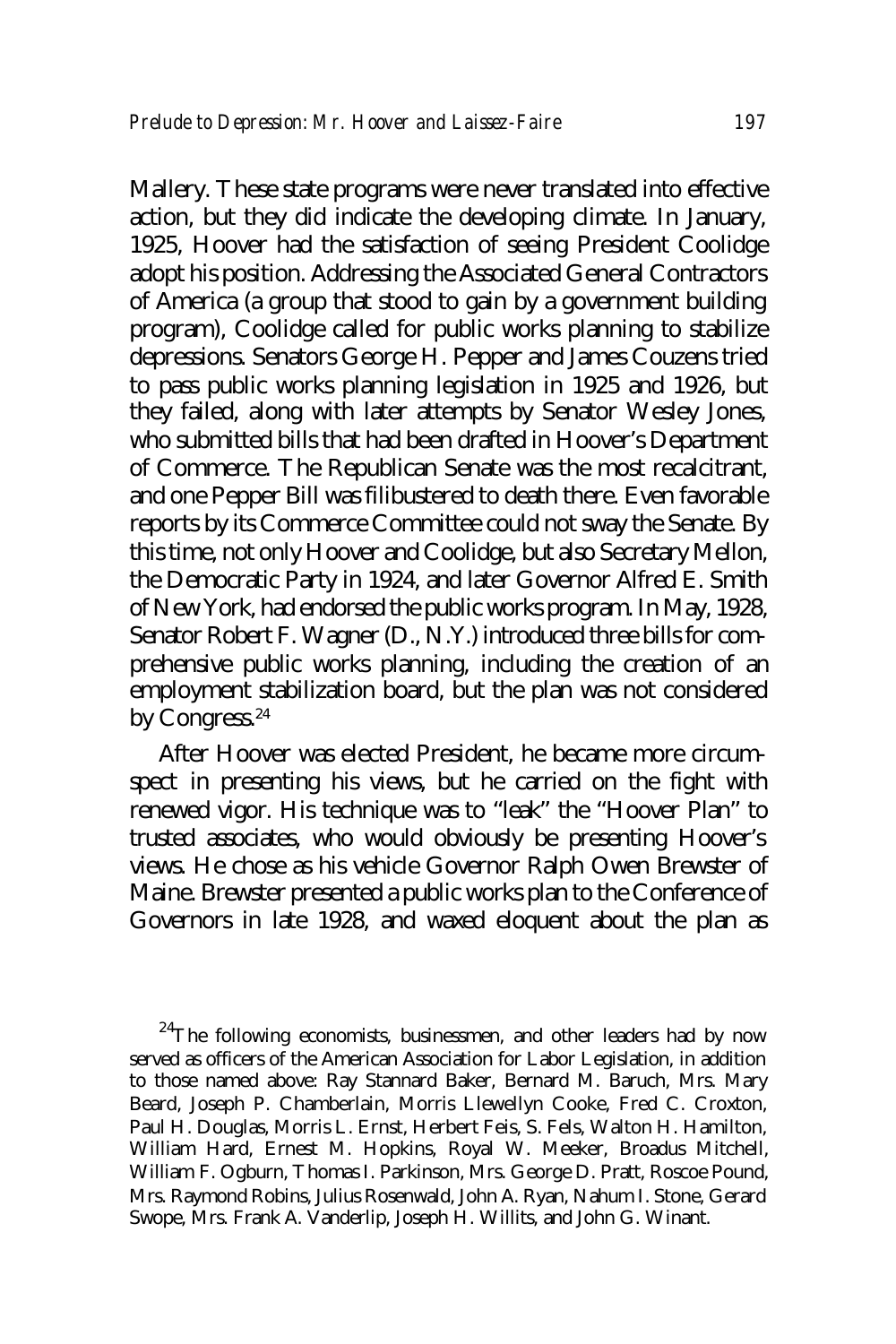Mallery. These state programs were never translated into effective action, but they did indicate the developing climate. In January, 1925, Hoover had the satisfaction of seeing President Coolidge adopt his position. Addressing the Associated General Contractors of America (a group that stood to gain by a government building program), Coolidge called for public works planning to stabilize depressions. Senators George H. Pepper and James Couzens tried to pass public works planning legislation in 1925 and 1926, but they failed, along with later attempts by Senator Wesley Jones, who submitted bills that had been drafted in Hoover's Department of Commerce. The Republican Senate was the most recalcitrant, and one Pepper Bill was filibustered to death there. Even favorable reports by its Commerce Committee could not sway the Senate. By this time, not only Hoover and Coolidge, but also Secretary Mellon, the Democratic Party in 1924, and later Governor Alfred E. Smith of New York, had endorsed the public works program. In May, 1928, Senator Robert F. Wagner (D., N.Y.) introduced three bills for comprehensive public works planning, including the creation of an employment stabilization board, but the plan was not considered by Congress.[24]

After Hoover was elected President, he became more circumspect in presenting his views, but he carried on the fight with renewed vigor. His technique was to "leak" the "Hoover Plan" to trusted associates, who would obviously be presenting Hoover's views. He chose as his vehicle Governor Ralph Owen Brewster of Maine. Brewster presented a public works plan to the Conference of Governors in late 1928, and waxed eloquent about the plan as

[24]The following economists, businessmen, and other leaders had by now served as officers of the American Association for Labor Legislation, in addition to those named above: Ray Stannard Baker, Bernard M. Baruch, Mrs. Mary Beard, Joseph P. Chamberlain, Morris Llewellyn Cooke, Fred C. Croxton, Paul H. Douglas, Morris L. Ernst, Herbert Feis, S. Fels, Walton H. Hamilton, William Hard, Ernest M. Hopkins, Royal W. Meeker, Broadus Mitchell, William F. Ogburn, Thomas I. Parkinson, Mrs. George D. Pratt, Roscoe Pound, Mrs. Raymond Robins, Julius Rosenwald, John A. Ryan, Nahum I. Stone, Gerard Swope, Mrs. Frank A. Vanderlip, Joseph H. Willits, and John G. Winant.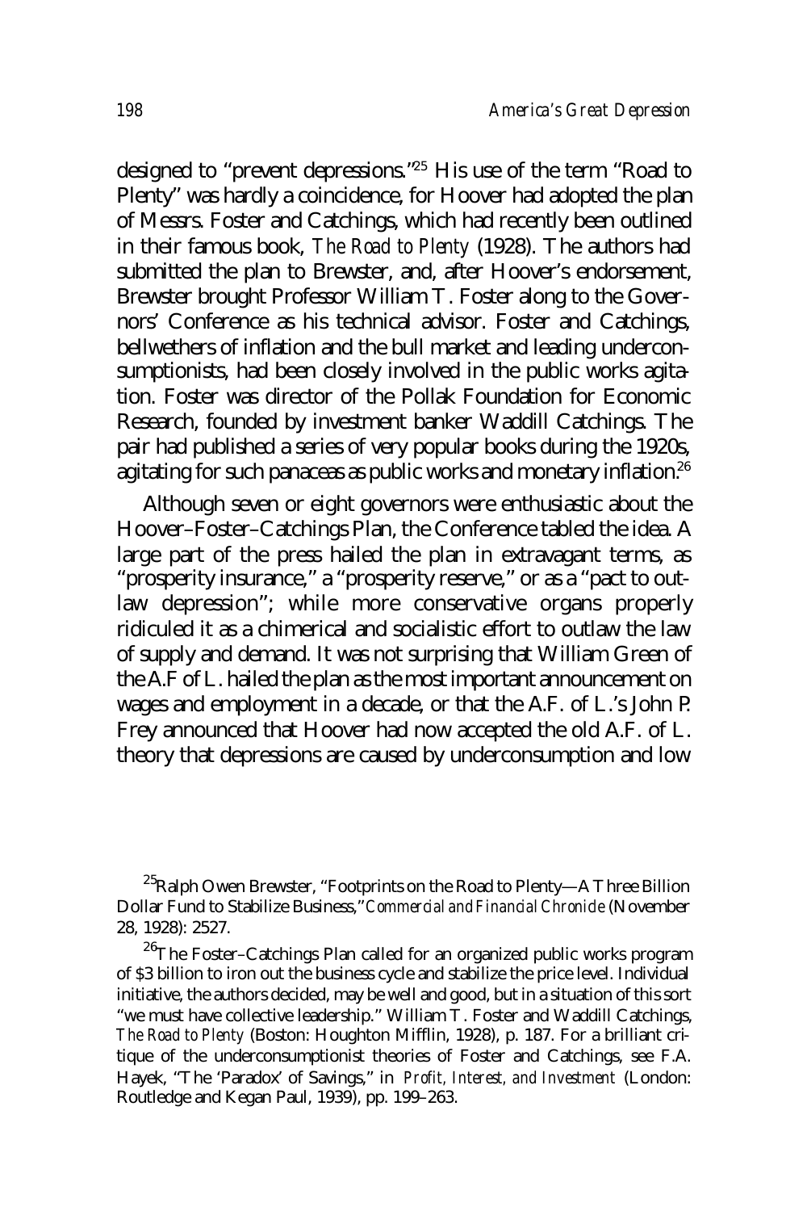designed to "prevent depressions."[25] His use of the term "Road to Plenty" was hardly a coincidence, for Hoover had adopted the plan of Messrs. Foster and Catchings, which had recently been outlined in their famous book, *The Road to Plenty* (1928). The authors had submitted the plan to Brewster, and, after Hoover's endorsement, Brewster brought Professor William T. Foster along to the Governors' Conference as his technical advisor. Foster and Catchings, bellwethers of inflation and the bull market and leading underconsumptionists, had been closely involved in the public works agitation. Foster was director of the Pollak Foundation for Economic Research, founded by investment banker Waddill Catchings. The pair had published a series of very popular books during the 1920s, agitating for such panaceas as public works and monetary inflation.[26]

Although seven or eight governors were enthusiastic about the Hoover–Foster–Catchings Plan, the Conference tabled the idea. A large part of the press hailed the plan in extravagant terms, as "prosperity insurance," a "prosperity reserve," or as a "pact to outlaw depression"; while more conservative organs properly ridiculed it as a chimerical and socialistic effort to outlaw the law of supply and demand. It was not surprising that William Green of the A.F of L. hailed the plan as the most important announcement on wages and employment in a decade, or that the A.F. of L.'s John P. Frey announced that Hoover had now accepted the old A.F. of L. theory that depressions are caused by underconsumption and low

---

[25] Ralph Owen Brewster, "Footprints on the Road to Plenty—A Three Billion Dollar Fund to Stabilize Business," *Commercial and Financial Chronicle* (November 28, 1928): 2527.

[26] The Foster–Catchings Plan called for an organized public works program of $3 billion to iron out the business cycle and stabilize the price level. Individual initiative, the authors decided, may be well and good, but in a situation of this sort "we must have collective leadership." William T. Foster and Waddill Catchings, *The Road to Plenty* (Boston: Houghton Mifflin, 1928), p. 187. For a brilliant critique of the underconsumptionist theories of Foster and Catchings, see F.A. Hayek, "The 'Paradox' of Savings," in *Profit, Interest, and Investment* (London: Routledge and Kegan Paul, 1939), pp. 199–263.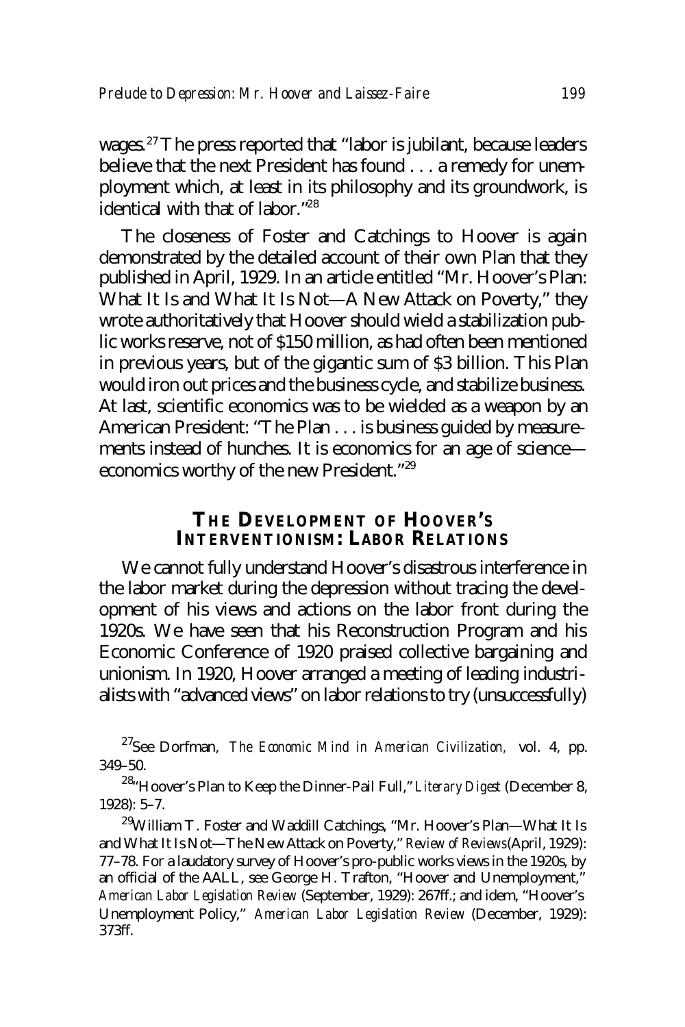wages.[27] The press reported that "labor is jubilant, because leaders believe that the next President has found . . . a remedy for unemployment which, at least in its philosophy and its groundwork, is identical with that of labor."[28]

The closeness of Foster and Catchings to Hoover is again demonstrated by the detailed account of their own Plan that they published in April, 1929. In an article entitled "Mr. Hoover's Plan: What It Is and What It Is Not—A New Attack on Poverty," they wrote authoritatively that Hoover should wield a stabilization public works reserve, not of $150 million, as had often been mentioned in previous years, but of the gigantic sum of $3 billion. This Plan would iron out prices and the business cycle, and stabilize business. At last, scientific economics was to be wielded as a weapon by an American President: "The Plan . . . is business guided by measurements instead of hunches. It is economics for an age of science—economics worthy of the new President."[29]

## The Development of Hoover's Interventionism: Labor Relations

We cannot fully understand Hoover's disastrous interference in the labor market during the depression without tracing the development of his views and actions on the labor front during the 1920s. We have seen that his Reconstruction Program and his Economic Conference of 1920 praised collective bargaining and unionism. In 1920, Hoover arranged a meeting of leading industrialists with "advanced views" on labor relations to try (unsuccessfully)

[27]See Dorfman, *The Economic Mind in American Civilization,* vol. 4, pp. 349–50.

[28]"Hoover's Plan to Keep the Dinner-Pail Full," *Literary Digest* (December 8, 1928): 5–7.

[29]William T. Foster and Waddill Catchings, "Mr. Hoover's Plan—What It Is and What It Is Not—The New Attack on Poverty," *Review of Reviews* (April, 1929): 77–78. For a laudatory survey of Hoover's pro-public works views in the 1920s, by an official of the AALL, see George H. Trafton, "Hoover and Unemployment," *American Labor Legislation Review* (September, 1929): 267ff.; and idem, "Hoover's Unemployment Policy," *American Labor Legislation Review* (December, 1929): 373ff.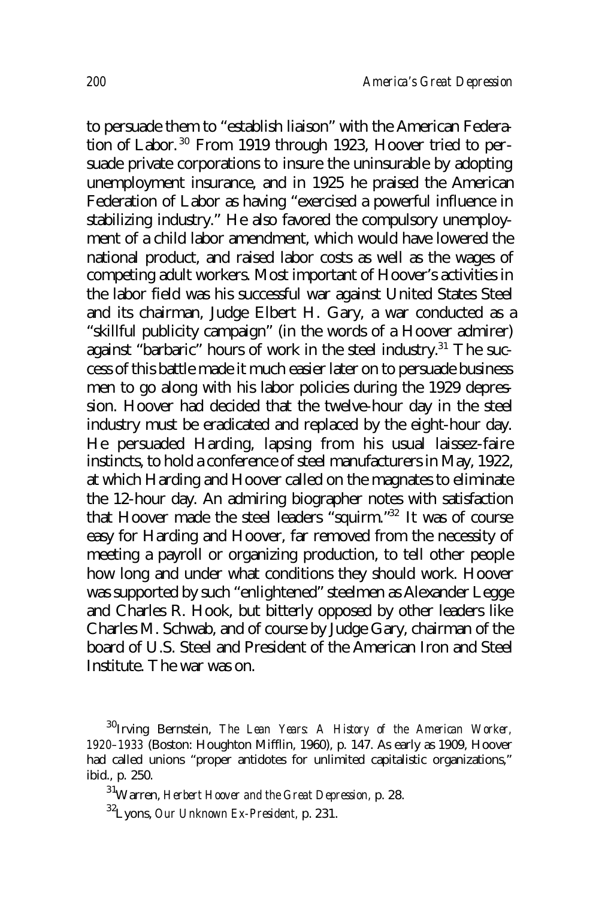to persuade them to "establish liaison" with the American Federation of Labor.[30] From 1919 through 1923, Hoover tried to persuade private corporations to insure the uninsurable by adopting unemployment insurance, and in 1925 he praised the American Federation of Labor as having "exercised a powerful influence in stabilizing industry." He also favored the compulsory unemployment of a child labor amendment, which would have lowered the national product, and raised labor costs as well as the wages of competing adult workers. Most important of Hoover's activities in the labor field was his successful war against United States Steel and its chairman, Judge Elbert H. Gary, a war conducted as a "skillful publicity campaign" (in the words of a Hoover admirer) against "barbaric" hours of work in the steel industry.[31] The success of this battle made it much easier later on to persuade business men to go along with his labor policies during the 1929 depression. Hoover had decided that the twelve-hour day in the steel industry must be eradicated and replaced by the eight-hour day. He persuaded Harding, lapsing from his usual laissez-faire instincts, to hold a conference of steel manufacturers in May, 1922, at which Harding and Hoover called on the magnates to eliminate the 12-hour day. An admiring biographer notes with satisfaction that Hoover made the steel leaders "squirm."[32] It was of course easy for Harding and Hoover, far removed from the necessity of meeting a payroll or organizing production, to tell other people how long and under what conditions they should work. Hoover was supported by such "enlightened" steelmen as Alexander Legge and Charles R. Hook, but bitterly opposed by other leaders like Charles M. Schwab, and of course by Judge Gary, chairman of the board of U.S. Steel and President of the American Iron and Steel Institute. The war was on.

[30]Irving Bernstein, *The Lean Years: A History of the American Worker, 1920–1933* (Boston: Houghton Mifflin, 1960), p. 147. As early as 1909, Hoover had called unions "proper antidotes for unlimited capitalistic organizations," ibid., p. 250.

[31]Warren, *Herbert Hoover and the Great Depression,* p. 28.

[32]Lyons, *Our Unknown Ex-President,* p. 231.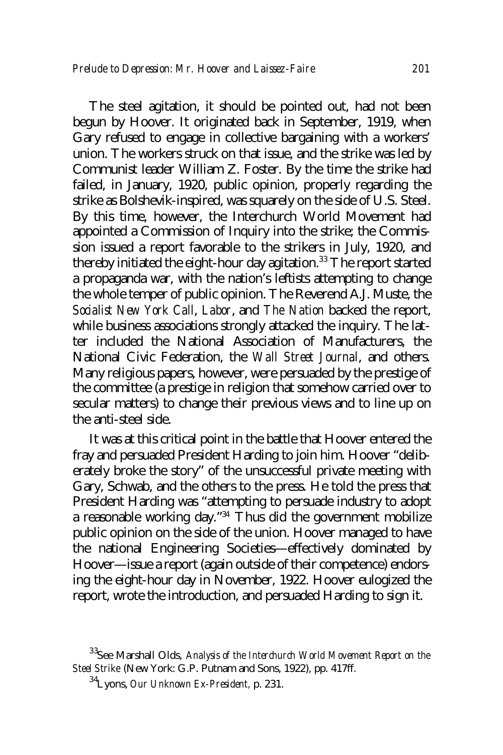The steel agitation, it should be pointed out, had not been begun by Hoover. It originated back in September, 1919, when Gary refused to engage in collective bargaining with a workers' union. The workers struck on that issue, and the strike was led by Communist leader William Z. Foster. By the time the strike had failed, in January, 1920, public opinion, properly regarding the strike as Bolshevik-inspired, was squarely on the side of U.S. Steel. By this time, however, the Interchurch World Movement had appointed a Commission of Inquiry into the strike; the Commission issued a report favorable to the strikers in July, 1920, and thereby initiated the eight-hour day agitation.[33] The report started a propaganda war, with the nation's leftists attempting to change the whole temper of public opinion. The Reverend A.J. Muste, the *Socialist New York Call*, *Labor*, and *The Nation* backed the report, while business associations strongly attacked the inquiry. The latter included the National Association of Manufacturers, the National Civic Federation, the *Wall Street Journal*, and others. Many religious papers, however, were persuaded by the prestige of the committee (a prestige in religion that somehow carried over to secular matters) to change their previous views and to line up on the anti-steel side.

It was at this critical point in the battle that Hoover entered the fray and persuaded President Harding to join him. Hoover "deliberately broke the story" of the unsuccessful private meeting with Gary, Schwab, and the others to the press. He told the press that President Harding was "attempting to persuade industry to adopt a reasonable working day."[34] Thus did the government mobilize public opinion on the side of the union. Hoover managed to have the national Engineering Societies—effectively dominated by Hoover—issue a report (again outside of their competence) endorsing the eight-hour day in November, 1922. Hoover eulogized the report, wrote the introduction, and persuaded Harding to sign it.

---

[33] See Marshall Olds, *Analysis of the Interchurch World Movement Report on the Steel Strike* (New York: G.P. Putnam and Sons, 1922), pp. 417ff.

[34] Lyons, *Our Unknown Ex-President*, p. 231.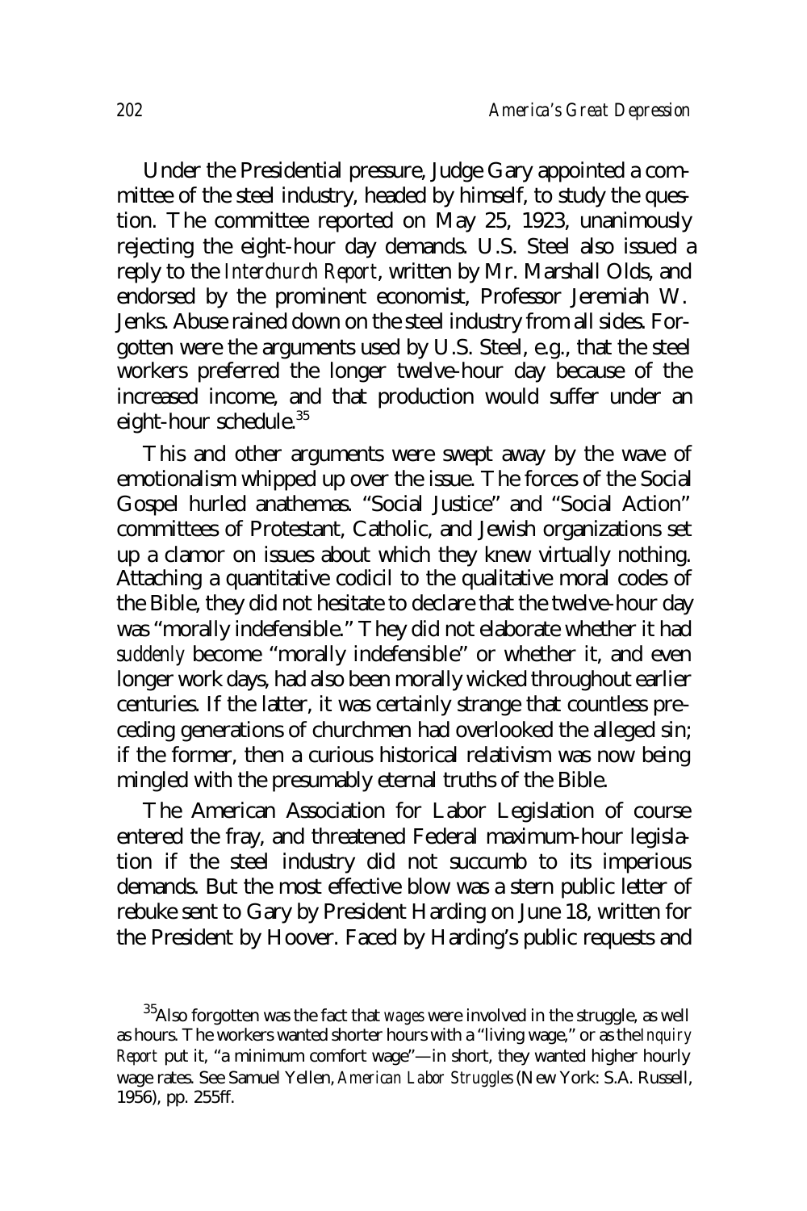Under the Presidential pressure, Judge Gary appointed a committee of the steel industry, headed by himself, to study the question. The committee reported on May 25, 1923, unanimously rejecting the eight-hour day demands. U.S. Steel also issued a reply to the *Interchurch Report*, written by Mr. Marshall Olds, and endorsed by the prominent economist, Professor Jeremiah W. Jenks. Abuse rained down on the steel industry from all sides. Forgotten were the arguments used by U.S. Steel, e.g., that the steel workers preferred the longer twelve-hour day because of the increased income, and that production would suffer under an eight-hour schedule.[35]

This and other arguments were swept away by the wave of emotionalism whipped up over the issue. The forces of the Social Gospel hurled anathemas. "Social Justice" and "Social Action" committees of Protestant, Catholic, and Jewish organizations set up a clamor on issues about which they knew virtually nothing. Attaching a quantitative codicil to the qualitative moral codes of the Bible, they did not hesitate to declare that the twelve-hour day was "morally indefensible." They did not elaborate whether it had *suddenly* become "morally indefensible" or whether it, and even longer work days, had also been morally wicked throughout earlier centuries. If the latter, it was certainly strange that countless preceding generations of churchmen had overlooked the alleged sin; if the former, then a curious historical relativism was now being mingled with the presumably eternal truths of the Bible.

The American Association for Labor Legislation of course entered the fray, and threatened Federal maximum-hour legislation if the steel industry did not succumb to its imperious demands. But the most effective blow was a stern public letter of rebuke sent to Gary by President Harding on June 18, written for the President by Hoover. Faced by Harding's public requests and

[35]Also forgotten was the fact that *wages* were involved in the struggle, as well as hours. The workers wanted shorter hours with a "living wage," or as the *Inquiry Report* put it, "a minimum comfort wage"—in short, they wanted higher hourly wage rates. See Samuel Yellen, *American Labor Struggles* (New York: S.A. Russell, 1956), pp. 255ff.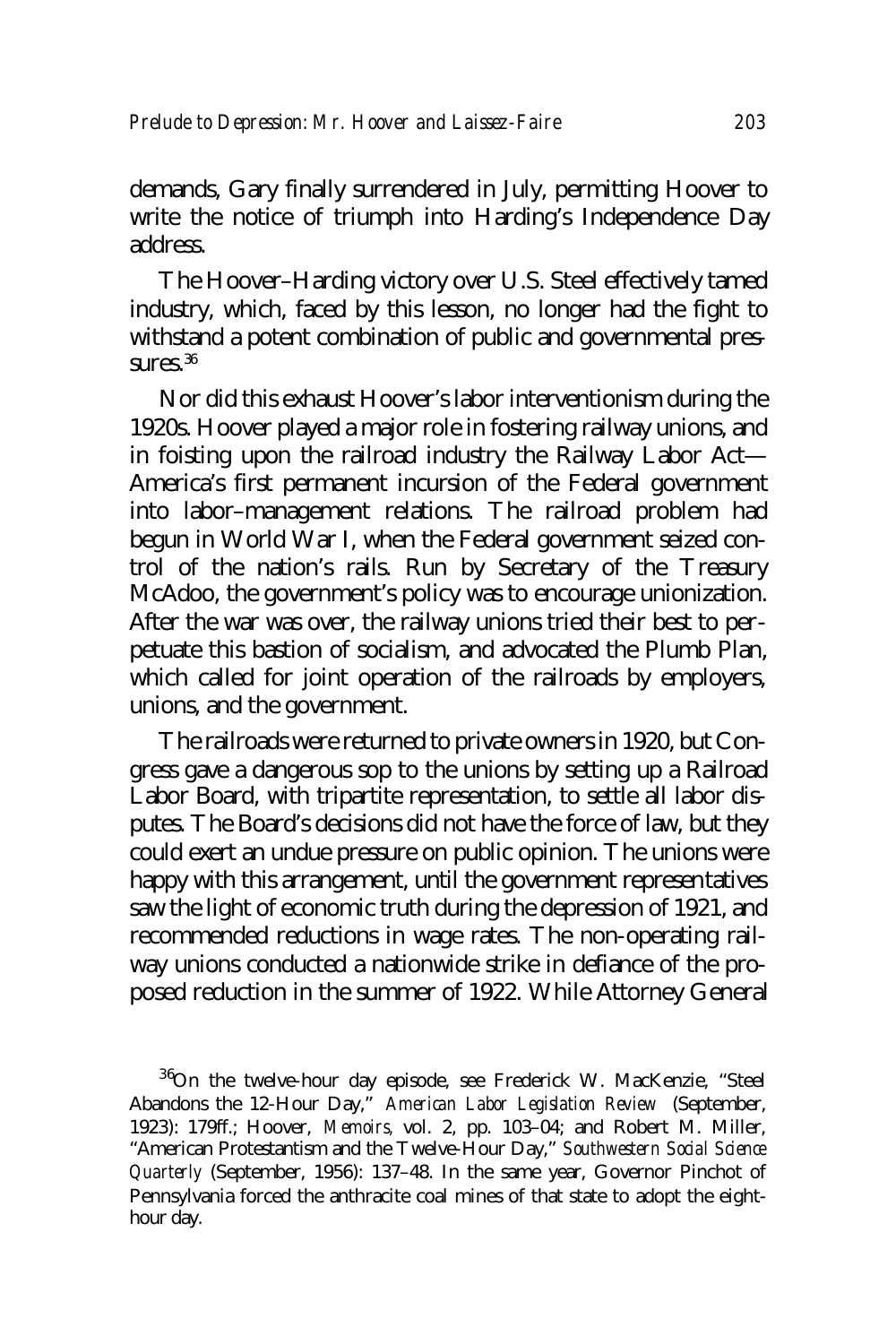demands, Gary finally surrendered in July, permitting Hoover to write the notice of triumph into Harding's Independence Day address.

The Hoover–Harding victory over U.S. Steel effectively tamed industry, which, faced by this lesson, no longer had the fight to withstand a potent combination of public and governmental pressures.[36]

Nor did this exhaust Hoover's labor interventionism during the 1920s. Hoover played a major role in fostering railway unions, and in foisting upon the railroad industry the Railway Labor Act—America's first permanent incursion of the Federal government into labor–management relations. The railroad problem had begun in World War I, when the Federal government seized control of the nation's rails. Run by Secretary of the Treasury McAdoo, the government's policy was to encourage unionization. After the war was over, the railway unions tried their best to perpetuate this bastion of socialism, and advocated the Plumb Plan, which called for joint operation of the railroads by employers, unions, and the government.

The railroads were returned to private owners in 1920, but Congress gave a dangerous sop to the unions by setting up a Railroad Labor Board, with tripartite representation, to settle all labor disputes. The Board's decisions did not have the force of law, but they could exert an undue pressure on public opinion. The unions were happy with this arrangement, until the government representatives saw the light of economic truth during the depression of 1921, and recommended reductions in wage rates. The non-operating railway unions conducted a nationwide strike in defiance of the proposed reduction in the summer of 1922. While Attorney General

[36]On the twelve-hour day episode, see Frederick W. MacKenzie, "Steel Abandons the 12-Hour Day," *American Labor Legislation Review* (September, 1923): 179ff.; Hoover, *Memoirs,* vol. 2, pp. 103–04; and Robert M. Miller, "American Protestantism and the Twelve-Hour Day," *Southwestern Social Science Quarterly* (September, 1956): 137–48. In the same year, Governor Pinchot of Pennsylvania forced the anthracite coal mines of that state to adopt the eight-hour day.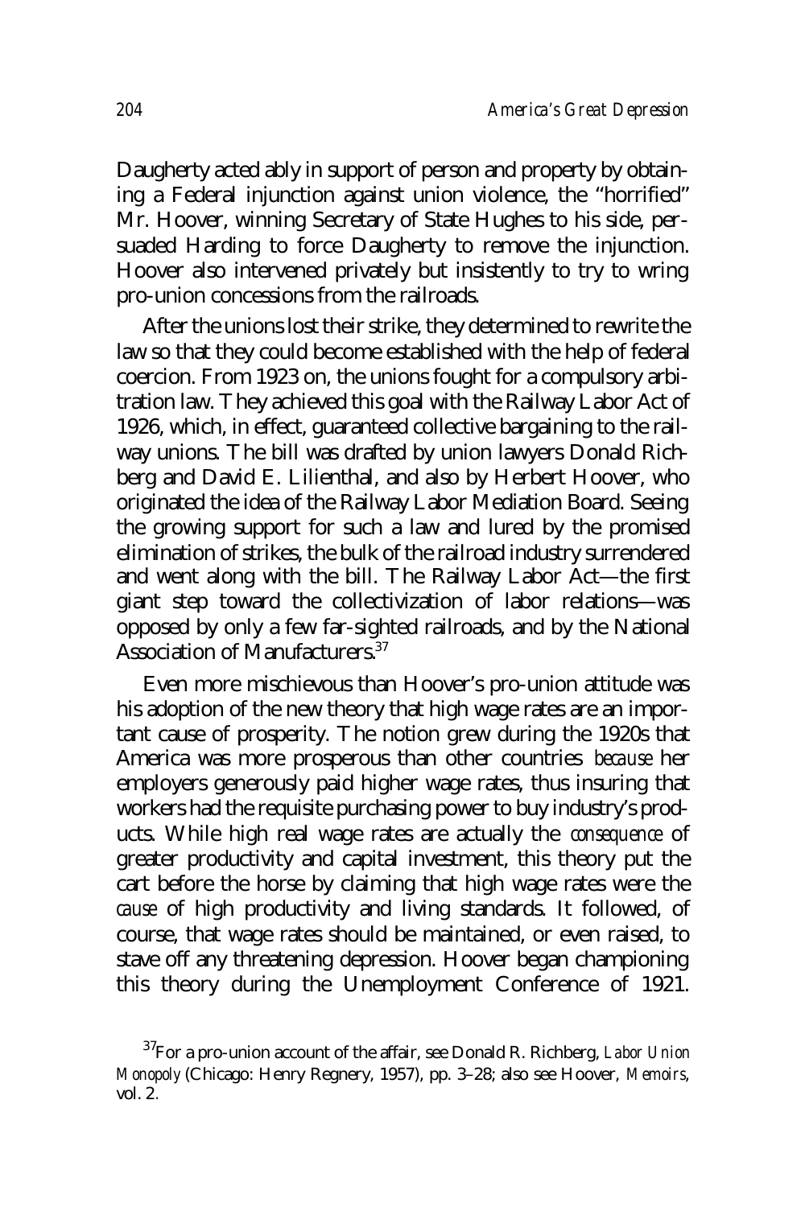Daugherty acted ably in support of person and property by obtaining a Federal injunction against union violence, the "horrified" Mr. Hoover, winning Secretary of State Hughes to his side, persuaded Harding to force Daugherty to remove the injunction. Hoover also intervened privately but insistently to try to wring pro-union concessions from the railroads.

After the unions lost their strike, they determined to rewrite the law so that they could become established with the help of federal coercion. From 1923 on, the unions fought for a compulsory arbitration law. They achieved this goal with the Railway Labor Act of 1926, which, in effect, guaranteed collective bargaining to the railway unions. The bill was drafted by union lawyers Donald Richberg and David E. Lilienthal, and also by Herbert Hoover, who originated the idea of the Railway Labor Mediation Board. Seeing the growing support for such a law and lured by the promised elimination of strikes, the bulk of the railroad industry surrendered and went along with the bill. The Railway Labor Act—the first giant step toward the collectivization of labor relations—was opposed by only a few far-sighted railroads, and by the National Association of Manufacturers.[37]

Even more mischievous than Hoover's pro-union attitude was his adoption of the new theory that high wage rates are an important cause of prosperity. The notion grew during the 1920s that America was more prosperous than other countries *because* her employers generously paid higher wage rates, thus insuring that workers had the requisite purchasing power to buy industry's products. While high real wage rates are actually the *consequence* of greater productivity and capital investment, this theory put the cart before the horse by claiming that high wage rates were the *cause* of high productivity and living standards. It followed, of course, that wage rates should be maintained, or even raised, to stave off any threatening depression. Hoover began championing this theory during the Unemployment Conference of 1921.

[37] For a pro-union account of the affair, see Donald R. Richberg, *Labor Union Monopoly* (Chicago: Henry Regnery, 1957), pp. 3–28; also see Hoover, *Memoirs*, vol. 2.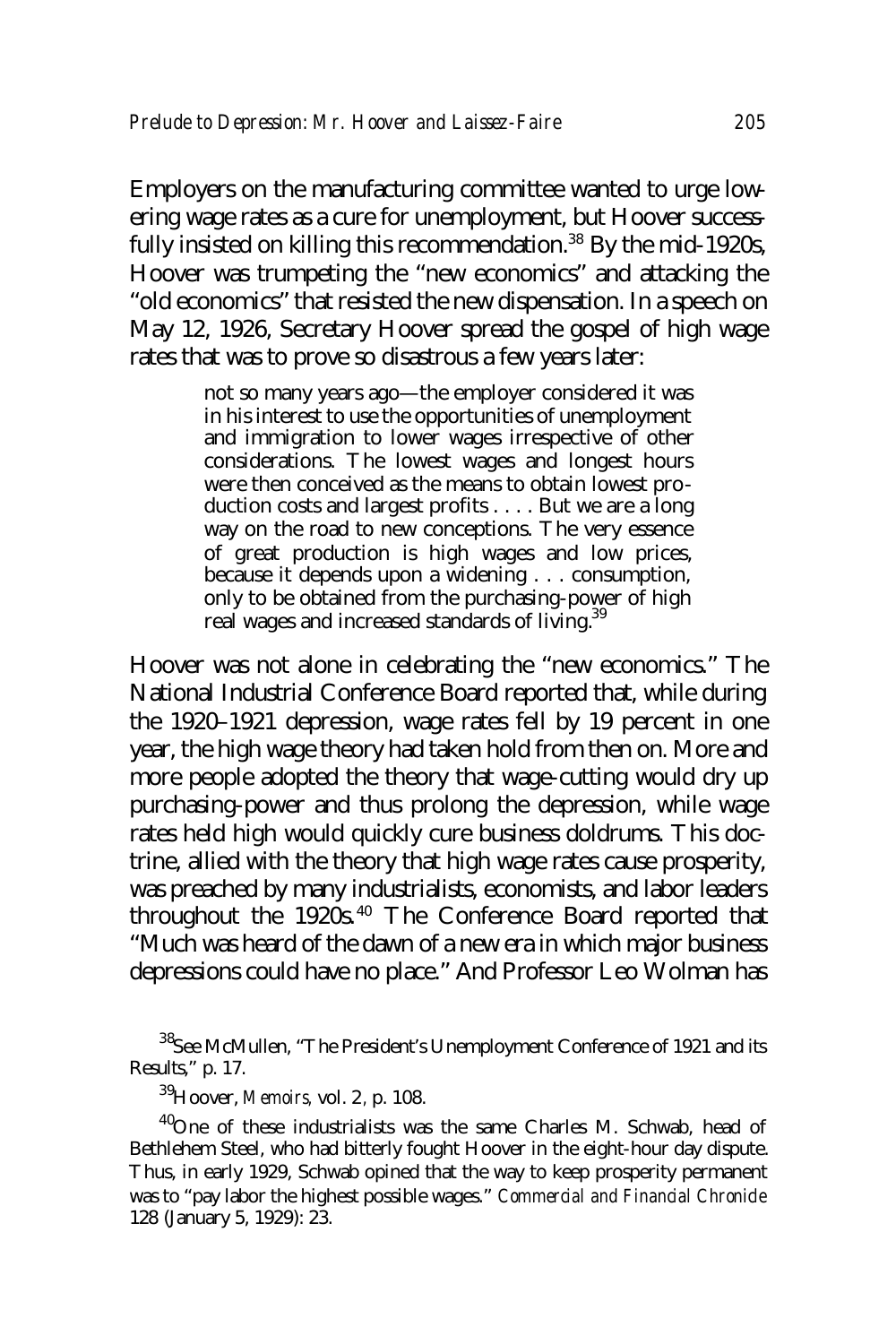Employers on the manufacturing committee wanted to urge lowering wage rates as a cure for unemployment, but Hoover successfully insisted on killing this recommendation.[38] By the mid-1920s, Hoover was trumpeting the "new economics" and attacking the "old economics" that resisted the new dispensation. In a speech on May 12, 1926, Secretary Hoover spread the gospel of high wage rates that was to prove so disastrous a few years later:

> not so many years ago—the employer considered it was in his interest to use the opportunities of unemployment and immigration to lower wages irrespective of other considerations. The lowest wages and longest hours were then conceived as the means to obtain lowest production costs and largest profits . . . . But we are a long way on the road to new conceptions. The very essence of great production is high wages and low prices, because it depends upon a widening . . . consumption, only to be obtained from the purchasing-power of high real wages and increased standards of living.[39]

Hoover was not alone in celebrating the "new economics." The National Industrial Conference Board reported that, while during the 1920–1921 depression, wage rates fell by 19 percent in one year, the high wage theory had taken hold from then on. More and more people adopted the theory that wage-cutting would dry up purchasing-power and thus prolong the depression, while wage rates held high would quickly cure business doldrums. This doctrine, allied with the theory that high wage rates cause prosperity, was preached by many industrialists, economists, and labor leaders throughout the 1920s.[40] The Conference Board reported that "Much was heard of the dawn of a new era in which major business depressions could have no place." And Professor Leo Wolman has

[38]See McMullen, "The President's Unemployment Conference of 1921 and its Results," p. 17.

[39]Hoover, *Memoirs,* vol. 2, p. 108.

[40]One of these industrialists was the same Charles M. Schwab, head of Bethlehem Steel, who had bitterly fought Hoover in the eight-hour day dispute. Thus, in early 1929, Schwab opined that the way to keep prosperity permanent was to "pay labor the highest possible wages." *Commercial and Financial Chronicle* 128 (January 5, 1929): 23.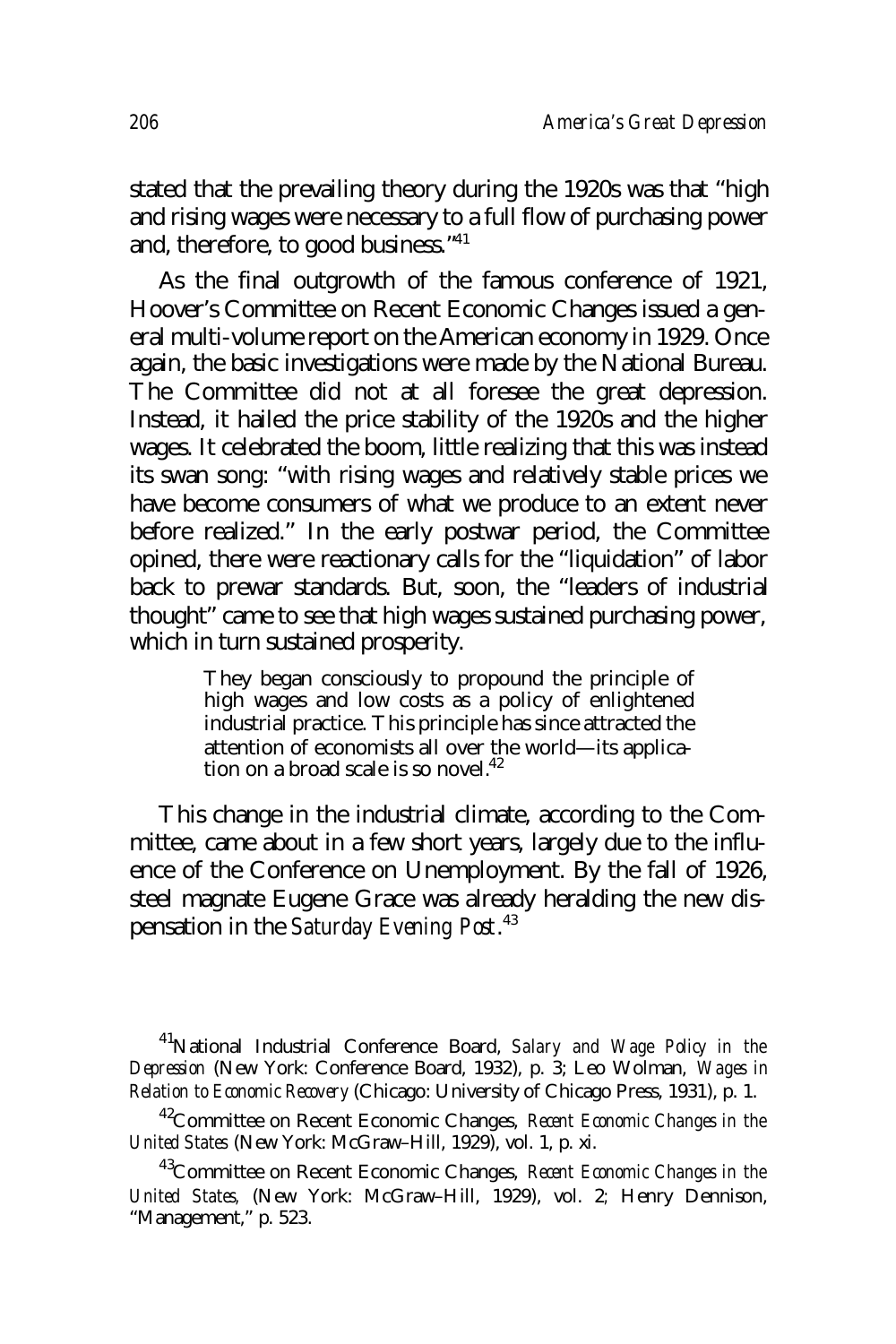stated that the prevailing theory during the 1920s was that "high and rising wages were necessary to a full flow of purchasing power and, therefore, to good business."[41]

As the final outgrowth of the famous conference of 1921, Hoover's Committee on Recent Economic Changes issued a general multi-volume report on the American economy in 1929. Once again, the basic investigations were made by the National Bureau. The Committee did not at all foresee the great depression. Instead, it hailed the price stability of the 1920s and the higher wages. It celebrated the boom, little realizing that this was instead its swan song: "with rising wages and relatively stable prices we have become consumers of what we produce to an extent never before realized." In the early postwar period, the Committee opined, there were reactionary calls for the "liquidation" of labor back to prewar standards. But, soon, the "leaders of industrial thought" came to see that high wages sustained purchasing power, which in turn sustained prosperity.

> They began consciously to propound the principle of high wages and low costs as a policy of enlightened industrial practice. This principle has since attracted the attention of economists all over the world—its application on a broad scale is so novel.[42]

This change in the industrial climate, according to the Committee, came about in a few short years, largely due to the influence of the Conference on Unemployment. By the fall of 1926, steel magnate Eugene Grace was already heralding the new dispensation in the *Saturday Evening Post*.[43]

---

[41] National Industrial Conference Board, *Salary and Wage Policy in the Depression* (New York: Conference Board, 1932), p. 3; Leo Wolman, *Wages in Relation to Economic Recovery* (Chicago: University of Chicago Press, 1931), p. 1.

[42] Committee on Recent Economic Changes, *Recent Economic Changes in the United States* (New York: McGraw–Hill, 1929), vol. 1, p. xi.

[43] Committee on Recent Economic Changes, *Recent Economic Changes in the United States,* (New York: McGraw–Hill, 1929), vol. 2; Henry Dennison, "Management," p. 523.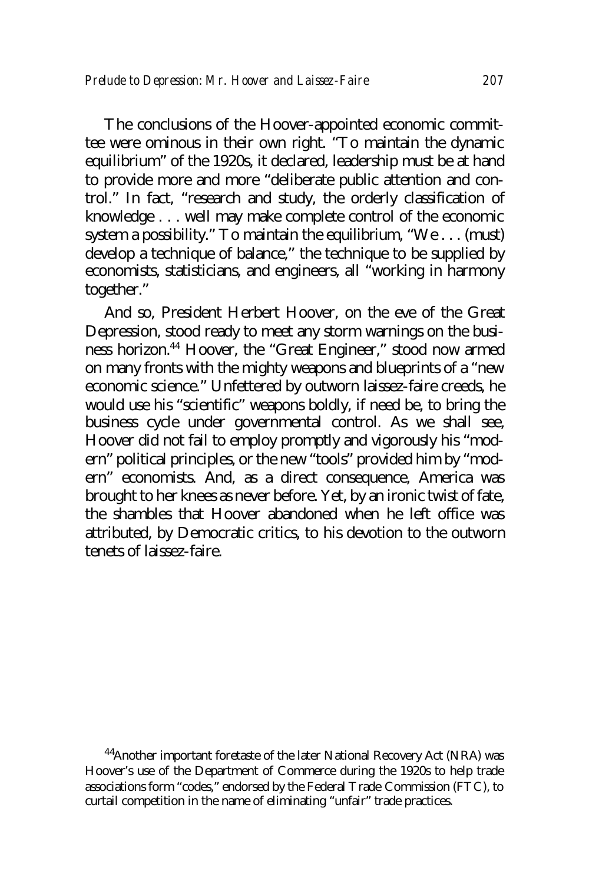The conclusions of the Hoover-appointed economic committee were ominous in their own right. "To maintain the dynamic equilibrium" of the 1920s, it declared, leadership must be at hand to provide more and more "deliberate public attention and control." In fact, "research and study, the orderly classification of knowledge . . . well may make complete control of the economic system a possibility." To maintain the equilibrium, "We . . . (must) develop a technique of balance," the technique to be supplied by economists, statisticians, and engineers, all "working in harmony together."

And so, President Herbert Hoover, on the eve of the Great Depression, stood ready to meet any storm warnings on the business horizon.[44] Hoover, the "Great Engineer," stood now armed on many fronts with the mighty weapons and blueprints of a "new economic science." Unfettered by outworn laissez-faire creeds, he would use his "scientific" weapons boldly, if need be, to bring the business cycle under governmental control. As we shall see, Hoover did not fail to employ promptly and vigorously his "modern" political principles, or the new "tools" provided him by "modern" economists. And, as a direct consequence, America was brought to her knees as never before. Yet, by an ironic twist of fate, the shambles that Hoover abandoned when he left office was attributed, by Democratic critics, to his devotion to the outworn tenets of laissez-faire.

[44]Another important foretaste of the later National Recovery Act (NRA) was Hoover's use of the Department of Commerce during the 1920s to help trade associations form "codes," endorsed by the Federal Trade Commission (FTC), to curtail competition in the name of eliminating "unfair" trade practices.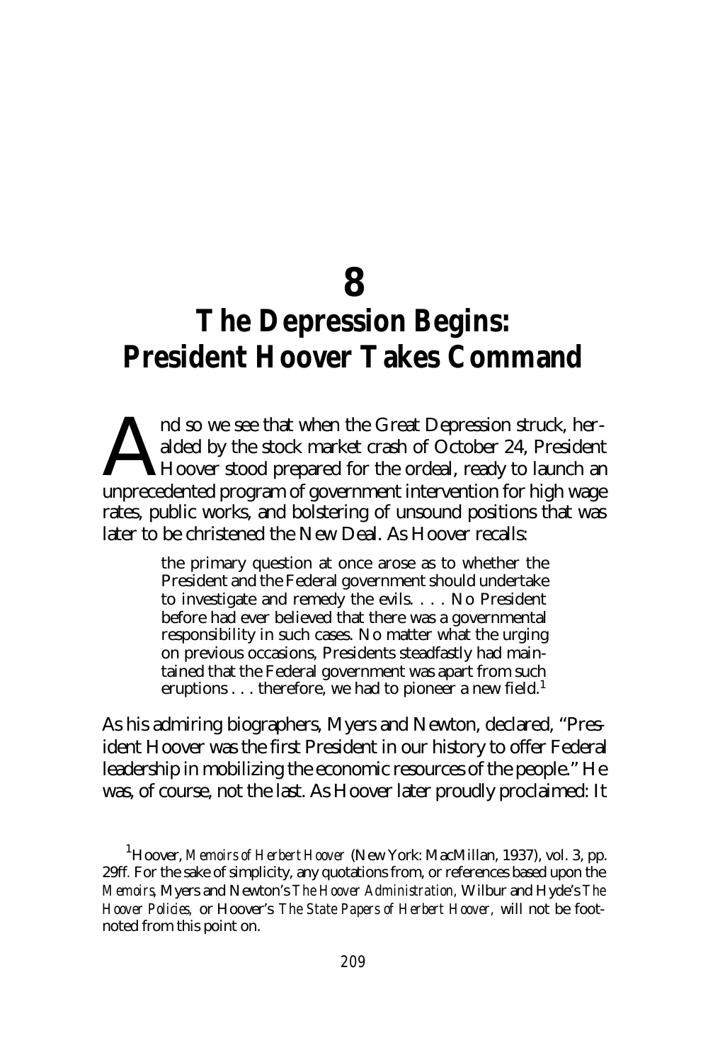# 8

# The Depression Begins: President Hoover Takes Command

And so we see that when the Great Depression struck, heralded by the stock market crash of October 24, President Hoover stood prepared for the ordeal, ready to launch an unprecedented program of government intervention for high wage rates, public works, and bolstering of unsound positions that was later to be christened the New Deal. As Hoover recalls:

> the primary question at once arose as to whether the President and the Federal government should undertake to investigate and remedy the evils. . . . No President before had ever believed that there was a governmental responsibility in such cases. No matter what the urging on previous occasions, Presidents steadfastly had maintained that the Federal government was apart from such eruptions . . . therefore, we had to pioneer a new field.[1]

As his admiring biographers, Myers and Newton, declared, "President Hoover was the first President in our history to offer Federal leadership in mobilizing the economic resources of the people." He was, of course, not the last. As Hoover later proudly proclaimed: It

[1] Hoover, *Memoirs of Herbert Hoover* (New York: MacMillan, 1937), vol. 3, pp. 29ff. For the sake of simplicity, any quotations from, or references based upon the *Memoirs*, Myers and Newton's *The Hoover Administration*, Wilbur and Hyde's *The Hoover Policies*, or Hoover's *The State Papers of Herbert Hoover*, will not be footnoted from this point on.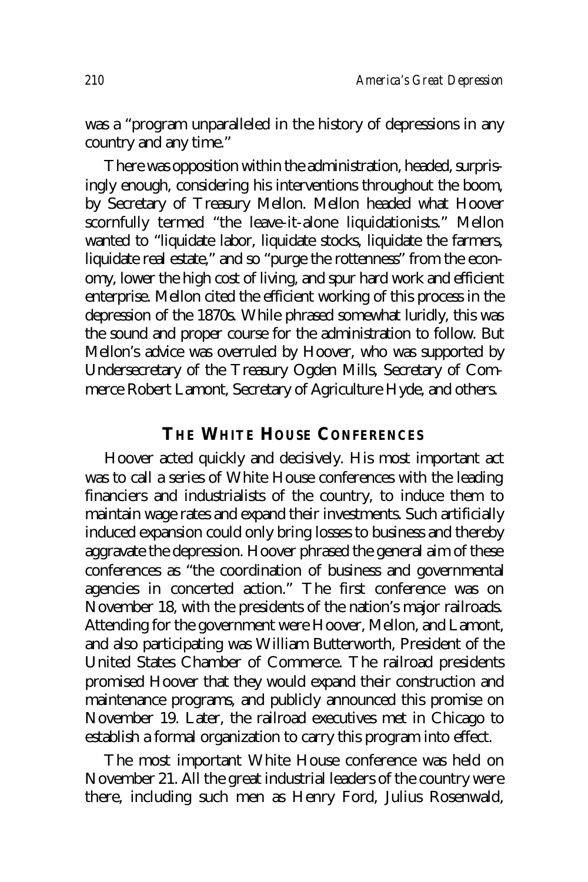was a "program unparalleled in the history of depressions in any country and any time."

There was opposition within the administration, headed, surprisingly enough, considering his interventions throughout the boom, by Secretary of Treasury Mellon. Mellon headed what Hoover scornfully termed "the leave-it-alone liquidationists." Mellon wanted to "liquidate labor, liquidate stocks, liquidate the farmers, liquidate real estate," and so "purge the rottenness" from the economy, lower the high cost of living, and spur hard work and efficient enterprise. Mellon cited the efficient working of this process in the depression of the 1870s. While phrased somewhat luridly, this was the sound and proper course for the administration to follow. But Mellon's advice was overruled by Hoover, who was supported by Undersecretary of the Treasury Ogden Mills, Secretary of Commerce Robert Lamont, Secretary of Agriculture Hyde, and others.

## THE WHITE HOUSE CONFERENCES

Hoover acted quickly and decisively. His most important act was to call a series of White House conferences with the leading financiers and industrialists of the country, to induce them to maintain wage rates and expand their investments. Such artificially induced expansion could only bring losses to business and thereby aggravate the depression. Hoover phrased the general aim of these conferences as "the coordination of business and governmental agencies in concerted action." The first conference was on November 18, with the presidents of the nation's major railroads. Attending for the government were Hoover, Mellon, and Lamont, and also participating was William Butterworth, President of the United States Chamber of Commerce. The railroad presidents promised Hoover that they would expand their construction and maintenance programs, and publicly announced this promise on November 19. Later, the railroad executives met in Chicago to establish a formal organization to carry this program into effect.

The most important White House conference was held on November 21. All the great industrial leaders of the country were there, including such men as Henry Ford, Julius Rosenwald,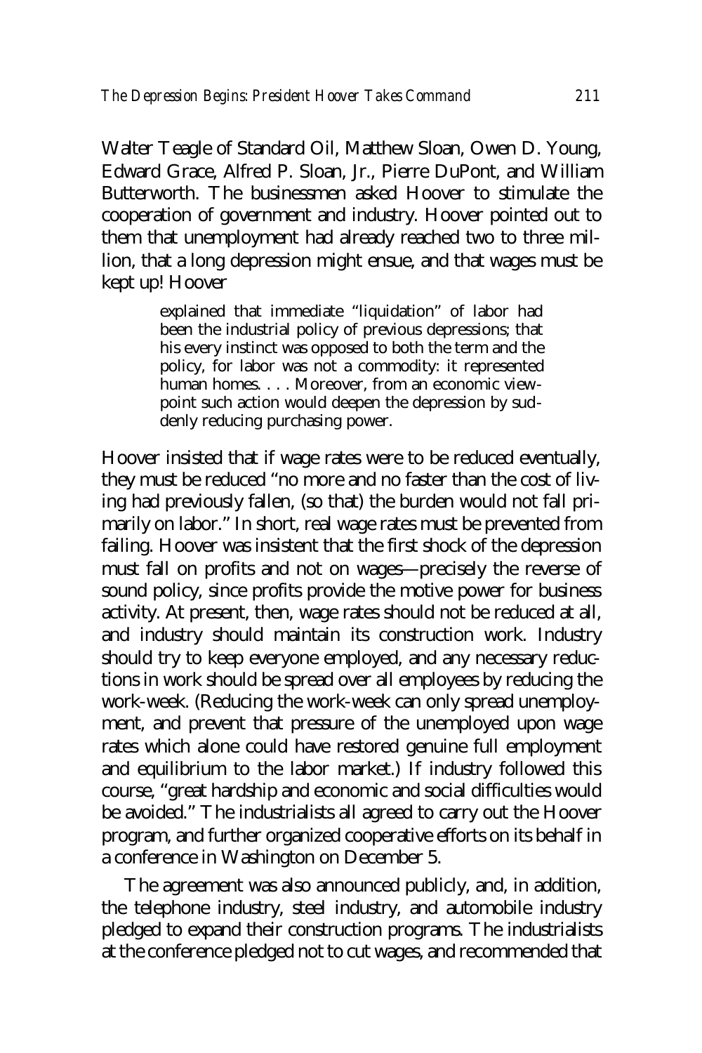Walter Teagle of Standard Oil, Matthew Sloan, Owen D. Young, Edward Grace, Alfred P. Sloan, Jr., Pierre DuPont, and William Butterworth. The businessmen asked Hoover to stimulate the cooperation of government and industry. Hoover pointed out to them that unemployment had already reached two to three million, that a long depression might ensue, and that wages must be kept up! Hoover

> explained that immediate "liquidation" of labor had been the industrial policy of previous depressions; that his every instinct was opposed to both the term and the policy, for labor was not a commodity: it represented human homes. . . . Moreover, from an economic viewpoint such action would deepen the depression by suddenly reducing purchasing power.

Hoover insisted that if wage rates were to be reduced eventually, they must be reduced "no more and no faster than the cost of living had previously fallen, (so that) the burden would not fall primarily on labor." In short, real wage rates must be prevented from failing. Hoover was insistent that the first shock of the depression must fall on profits and not on wages—precisely the reverse of sound policy, since profits provide the motive power for business activity. At present, then, wage rates should not be reduced at all, and industry should maintain its construction work. Industry should try to keep everyone employed, and any necessary reductions in work should be spread over all employees by reducing the work-week. (Reducing the work-week can only spread unemployment, and prevent that pressure of the unemployed upon wage rates which alone could have restored genuine full employment and equilibrium to the labor market.) If industry followed this course, "great hardship and economic and social difficulties would be avoided." The industrialists all agreed to carry out the Hoover program, and further organized cooperative efforts on its behalf in a conference in Washington on December 5.

The agreement was also announced publicly, and, in addition, the telephone industry, steel industry, and automobile industry pledged to expand their construction programs. The industrialists at the conference pledged not to cut wages, and recommended that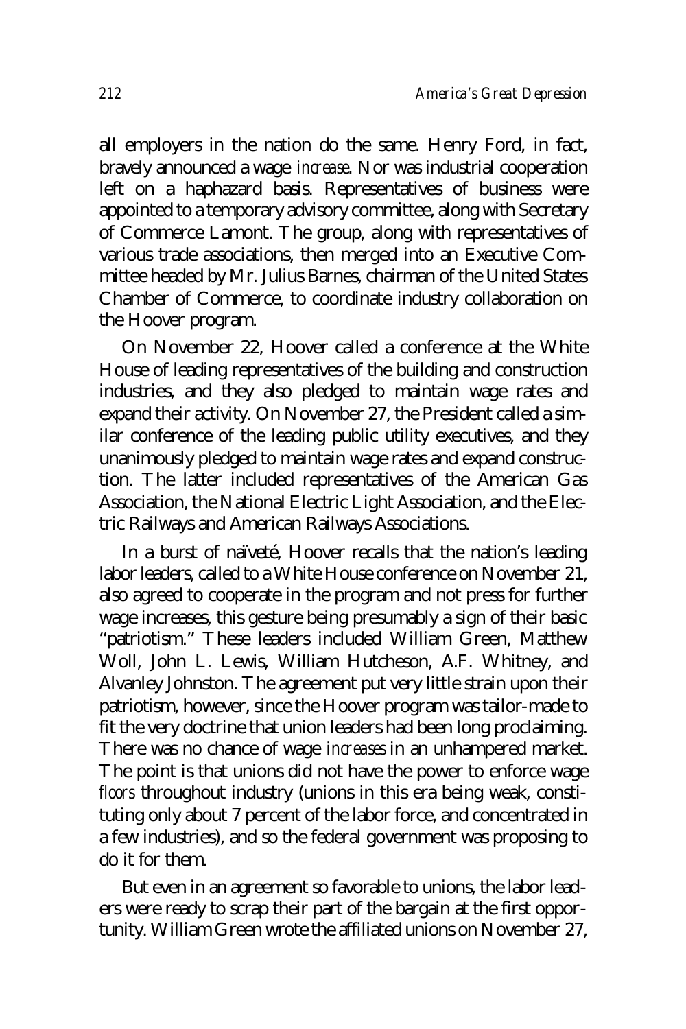all employers in the nation do the same. Henry Ford, in fact, bravely announced a wage *increase*. Nor was industrial cooperation left on a haphazard basis. Representatives of business were appointed to a temporary advisory committee, along with Secretary of Commerce Lamont. The group, along with representatives of various trade associations, then merged into an Executive Committee headed by Mr. Julius Barnes, chairman of the United States Chamber of Commerce, to coordinate industry collaboration on the Hoover program.

On November 22, Hoover called a conference at the White House of leading representatives of the building and construction industries, and they also pledged to maintain wage rates and expand their activity. On November 27, the President called a similar conference of the leading public utility executives, and they unanimously pledged to maintain wage rates and expand construction. The latter included representatives of the American Gas Association, the National Electric Light Association, and the Electric Railways and American Railways Associations.

In a burst of naïveté, Hoover recalls that the nation's leading labor leaders, called to a White House conference on November 21, also agreed to cooperate in the program and not press for further wage increases, this gesture being presumably a sign of their basic "patriotism." These leaders included William Green, Matthew Woll, John L. Lewis, William Hutcheson, A.F. Whitney, and Alvanley Johnston. The agreement put very little strain upon their patriotism, however, since the Hoover program was tailor-made to fit the very doctrine that union leaders had been long proclaiming. There was no chance of wage *increases* in an unhampered market. The point is that unions did not have the power to enforce wage *floors* throughout industry (unions in this era being weak, constituting only about 7 percent of the labor force, and concentrated in a few industries), and so the federal government was proposing to do it for them.

But even in an agreement so favorable to unions, the labor leaders were ready to scrap their part of the bargain at the first opportunity. William Green wrote the affiliated unions on November 27,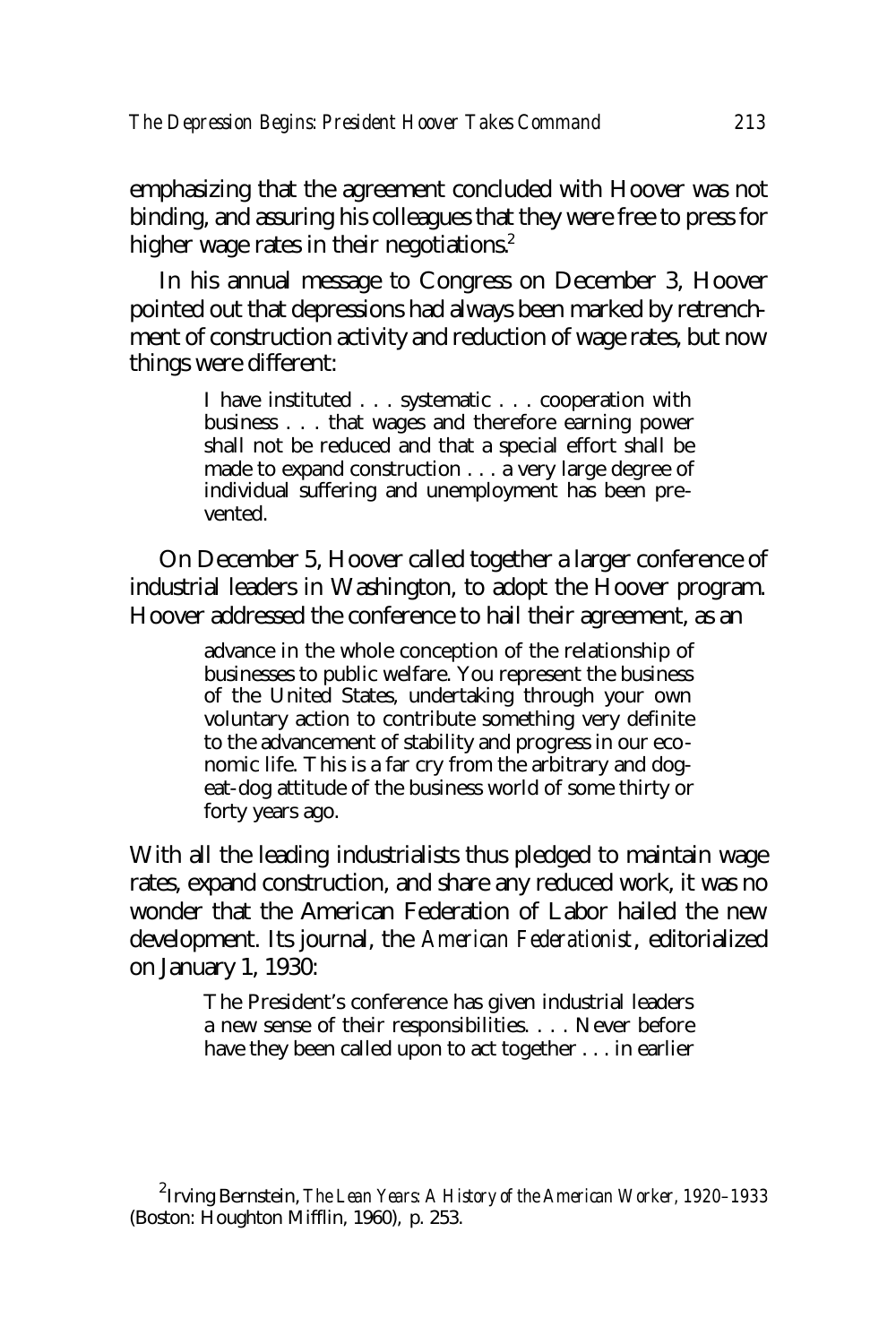emphasizing that the agreement concluded with Hoover was not binding, and assuring his colleagues that they were free to press for higher wage rates in their negotiations.[2]

In his annual message to Congress on December 3, Hoover pointed out that depressions had always been marked by retrenchment of construction activity and reduction of wage rates, but now things were different:

> I have instituted . . . systematic . . . cooperation with business . . . that wages and therefore earning power shall not be reduced and that a special effort shall be made to expand construction . . . a very large degree of individual suffering and unemployment has been prevented.

On December 5, Hoover called together a larger conference of industrial leaders in Washington, to adopt the Hoover program. Hoover addressed the conference to hail their agreement, as an

> advance in the whole conception of the relationship of businesses to public welfare. You represent the business of the United States, undertaking through your own voluntary action to contribute something very definite to the advancement of stability and progress in our economic life. This is a far cry from the arbitrary and dog-eat-dog attitude of the business world of some thirty or forty years ago.

With all the leading industrialists thus pledged to maintain wage rates, expand construction, and share any reduced work, it was no wonder that the American Federation of Labor hailed the new development. Its journal, the *American Federationist*, editorialized on January 1, 1930:

> The President's conference has given industrial leaders a new sense of their responsibilities. . . . Never before have they been called upon to act together . . . in earlier

[2] Irving Bernstein, *The Lean Years: A History of the American Worker, 1920–1933* (Boston: Houghton Mifflin, 1960), p. 253.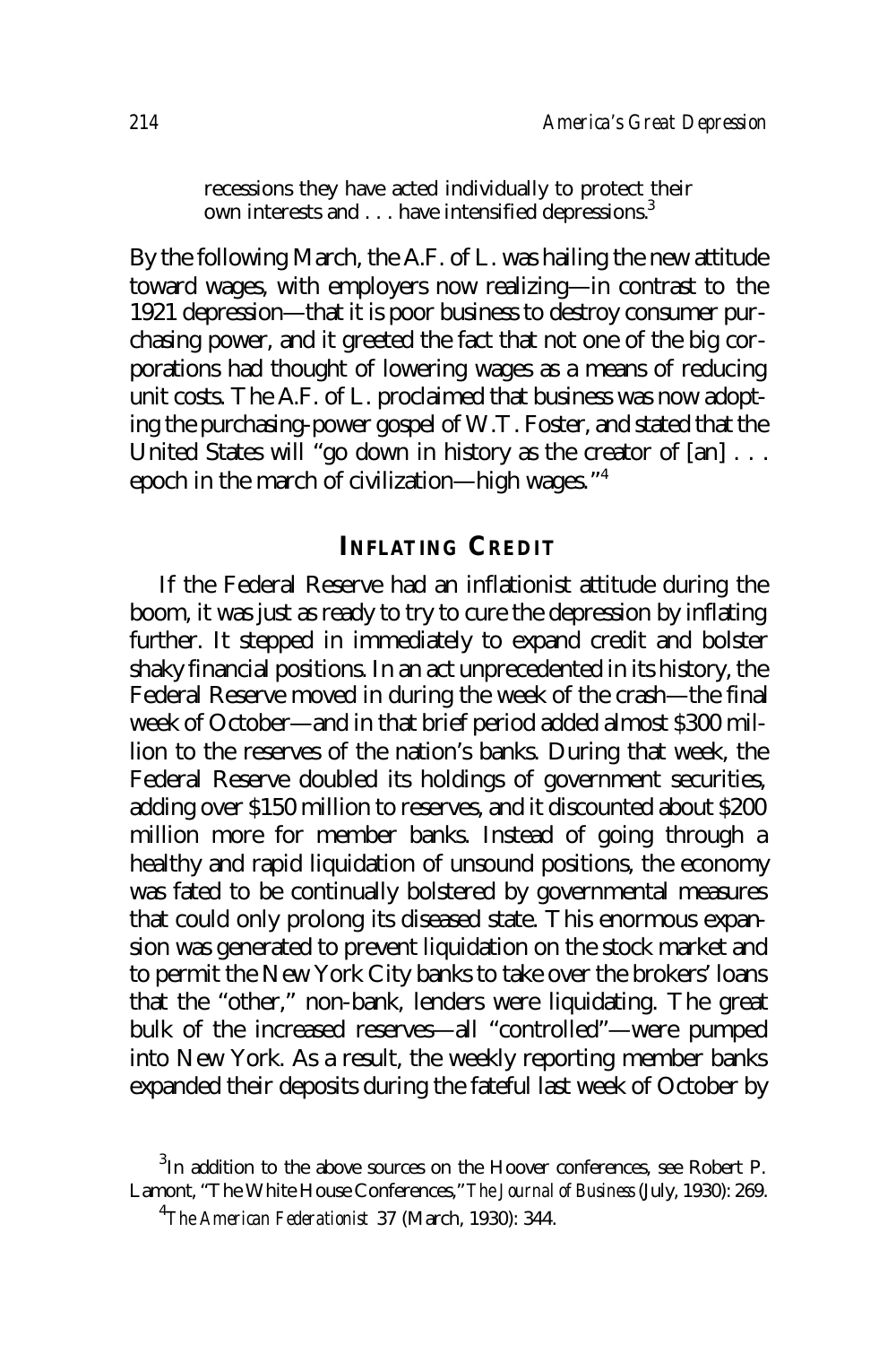> recessions they have acted individually to protect their own interests and . . . have intensified depressions.[3]

By the following March, the A.F. of L. was hailing the new attitude toward wages, with employers now realizing—in contrast to the 1921 depression—that it is poor business to destroy consumer purchasing power, and it greeted the fact that not one of the big corporations had thought of lowering wages as a means of reducing unit costs. The A.F. of L. proclaimed that business was now adopting the purchasing-power gospel of W.T. Foster, and stated that the United States will "go down in history as the creator of [an] . . . epoch in the march of civilization—high wages."[4]

## INFLATING CREDIT

If the Federal Reserve had an inflationist attitude during the boom, it was just as ready to try to cure the depression by inflating further. It stepped in immediately to expand credit and bolster shaky financial positions. In an act unprecedented in its history, the Federal Reserve moved in during the week of the crash—the final week of October—and in that brief period added almost $300 million to the reserves of the nation's banks. During that week, the Federal Reserve doubled its holdings of government securities, adding over $150 million to reserves, and it discounted about $200 million more for member banks. Instead of going through a healthy and rapid liquidation of unsound positions, the economy was fated to be continually bolstered by governmental measures that could only prolong its diseased state. This enormous expansion was generated to prevent liquidation on the stock market and to permit the New York City banks to take over the brokers' loans that the "other," non-bank, lenders were liquidating. The great bulk of the increased reserves—all "controlled"—were pumped into New York. As a result, the weekly reporting member banks expanded their deposits during the fateful last week of October by

---

[3] In addition to the above sources on the Hoover conferences, see Robert P. Lamont, "The White House Conferences," *The Journal of Business* (July, 1930): 269.

[4] *The American Federationist* 37 (March, 1930): 344.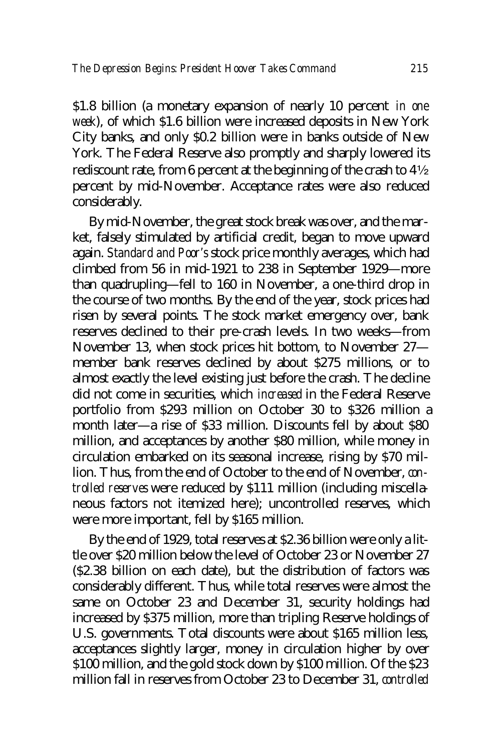$1.8 billion (a monetary expansion of nearly 10 percent *in one week*), of which $1.6 billion were increased deposits in New York City banks, and only $0.2 billion were in banks outside of New York. The Federal Reserve also promptly and sharply lowered its rediscount rate, from 6 percent at the beginning of the crash to 4½ percent by mid-November. Acceptance rates were also reduced considerably.

By mid-November, the great stock break was over, and the market, falsely stimulated by artificial credit, began to move upward again. *Standard and Poor's* stock price monthly averages, which had climbed from 56 in mid-1921 to 238 in September 1929—more than quadrupling—fell to 160 in November, a one-third drop in the course of two months. By the end of the year, stock prices had risen by several points. The stock market emergency over, bank reserves declined to their pre-crash levels. In two weeks—from November 13, when stock prices hit bottom, to November 27—member bank reserves declined by about $275 millions, or to almost exactly the level existing just before the crash. The decline did not come in securities, which *increased* in the Federal Reserve portfolio from $293 million on October 30 to $326 million a month later—a rise of $33 million. Discounts fell by about $80 million, and acceptances by another $80 million, while money in circulation embarked on its seasonal increase, rising by $70 million. Thus, from the end of October to the end of November, *controlled reserves* were reduced by $111 million (including miscellaneous factors not itemized here); uncontrolled reserves, which were more important, fell by $165 million.

By the end of 1929, total reserves at $2.36 billion were only a little over $20 million below the level of October 23 or November 27 ($2.38 billion on each date), but the distribution of factors was considerably different. Thus, while total reserves were almost the same on October 23 and December 31, security holdings had increased by $375 million, more than tripling Reserve holdings of U.S. governments. Total discounts were about $165 million less, acceptances slightly larger, money in circulation higher by over $100 million, and the gold stock down by $100 million. Of the $23 million fall in reserves from October 23 to December 31, *controlled*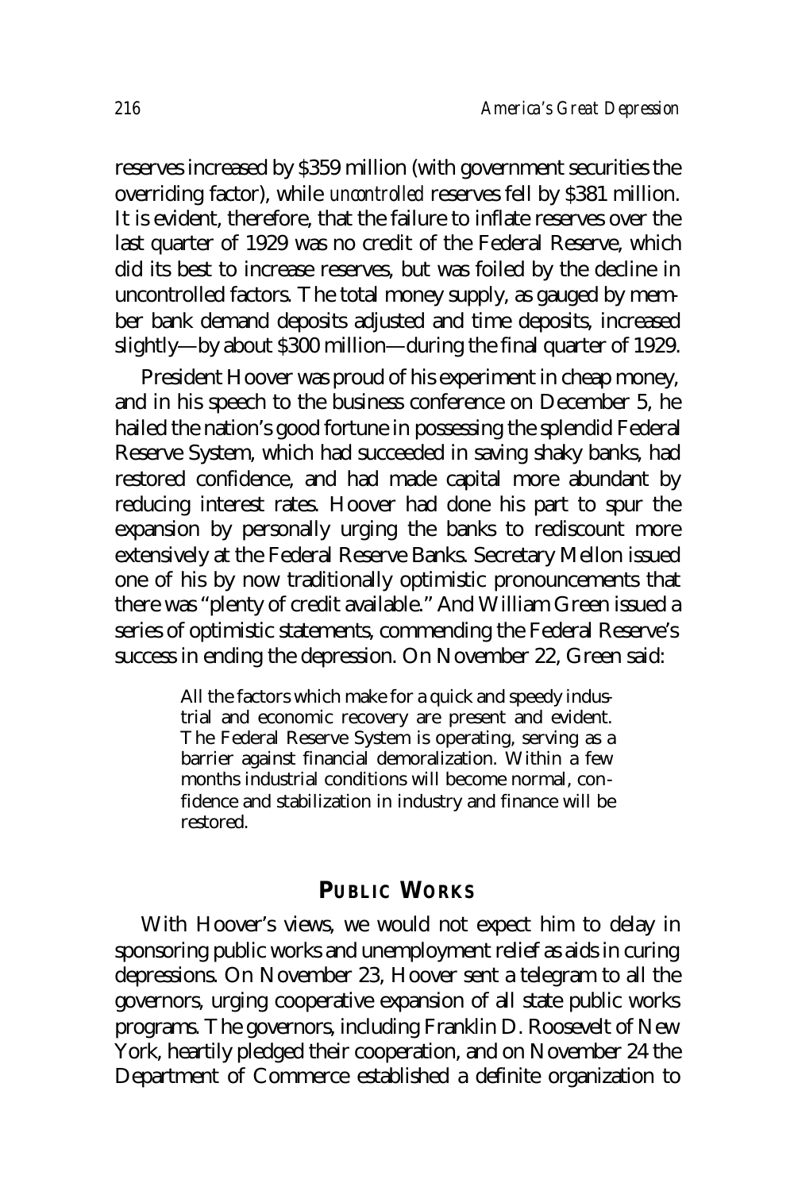reserves increased by $359 million (with government securities the overriding factor), while *uncontrolled* reserves fell by $381 million. It is evident, therefore, that the failure to inflate reserves over the last quarter of 1929 was no credit of the Federal Reserve, which did its best to increase reserves, but was foiled by the decline in uncontrolled factors. The total money supply, as gauged by member bank demand deposits adjusted and time deposits, increased slightly—by about $300 million—during the final quarter of 1929.

President Hoover was proud of his experiment in cheap money, and in his speech to the business conference on December 5, he hailed the nation's good fortune in possessing the splendid Federal Reserve System, which had succeeded in saving shaky banks, had restored confidence, and had made capital more abundant by reducing interest rates. Hoover had done his part to spur the expansion by personally urging the banks to rediscount more extensively at the Federal Reserve Banks. Secretary Mellon issued one of his by now traditionally optimistic pronouncements that there was "plenty of credit available." And William Green issued a series of optimistic statements, commending the Federal Reserve's success in ending the depression. On November 22, Green said:

> All the factors which make for a quick and speedy industrial and economic recovery are present and evident. The Federal Reserve System is operating, serving as a barrier against financial demoralization. Within a few months industrial conditions will become normal, confidence and stabilization in industry and finance will be restored.

## PUBLIC WORKS

With Hoover's views, we would not expect him to delay in sponsoring public works and unemployment relief as aids in curing depressions. On November 23, Hoover sent a telegram to all the governors, urging cooperative expansion of all state public works programs. The governors, including Franklin D. Roosevelt of New York, heartily pledged their cooperation, and on November 24 the Department of Commerce established a definite organization to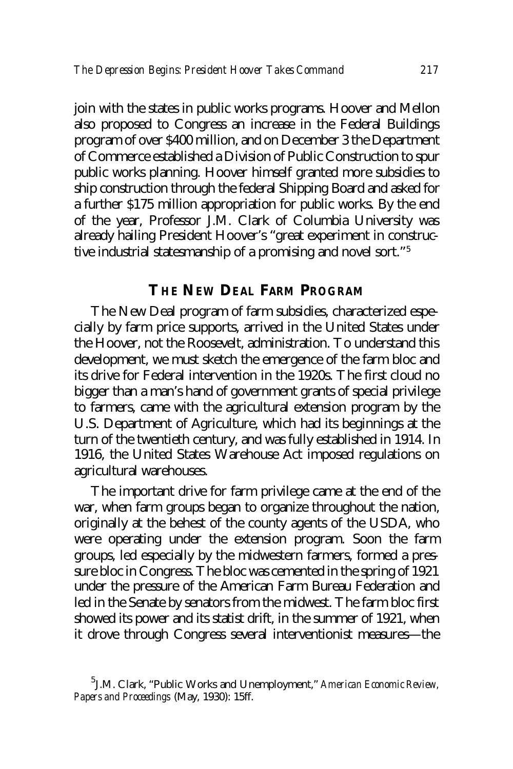join with the states in public works programs. Hoover and Mellon also proposed to Congress an increase in the Federal Buildings program of over $400 million, and on December 3 the Department of Commerce established a Division of Public Construction to spur public works planning. Hoover himself granted more subsidies to ship construction through the federal Shipping Board and asked for a further $175 million appropriation for public works. By the end of the year, Professor J.M. Clark of Columbia University was already hailing President Hoover's "great experiment in constructive industrial statesmanship of a promising and novel sort."[5]

## THE NEW DEAL FARM PROGRAM

The New Deal program of farm subsidies, characterized especially by farm price supports, arrived in the United States under the Hoover, not the Roosevelt, administration. To understand this development, we must sketch the emergence of the farm bloc and its drive for Federal intervention in the 1920s. The first cloud no bigger than a man's hand of government grants of special privilege to farmers, came with the agricultural extension program by the U.S. Department of Agriculture, which had its beginnings at the turn of the twentieth century, and was fully established in 1914. In 1916, the United States Warehouse Act imposed regulations on agricultural warehouses.

The important drive for farm privilege came at the end of the war, when farm groups began to organize throughout the nation, originally at the behest of the county agents of the USDA, who were operating under the extension program. Soon the farm groups, led especially by the midwestern farmers, formed a pressure bloc in Congress. The bloc was cemented in the spring of 1921 under the pressure of the American Farm Bureau Federation and led in the Senate by senators from the midwest. The farm bloc first showed its power and its statist drift, in the summer of 1921, when it drove through Congress several interventionist measures—the

[5] J.M. Clark, "Public Works and Unemployment," *American Economic Review, Papers and Proceedings* (May, 1930): 15ff.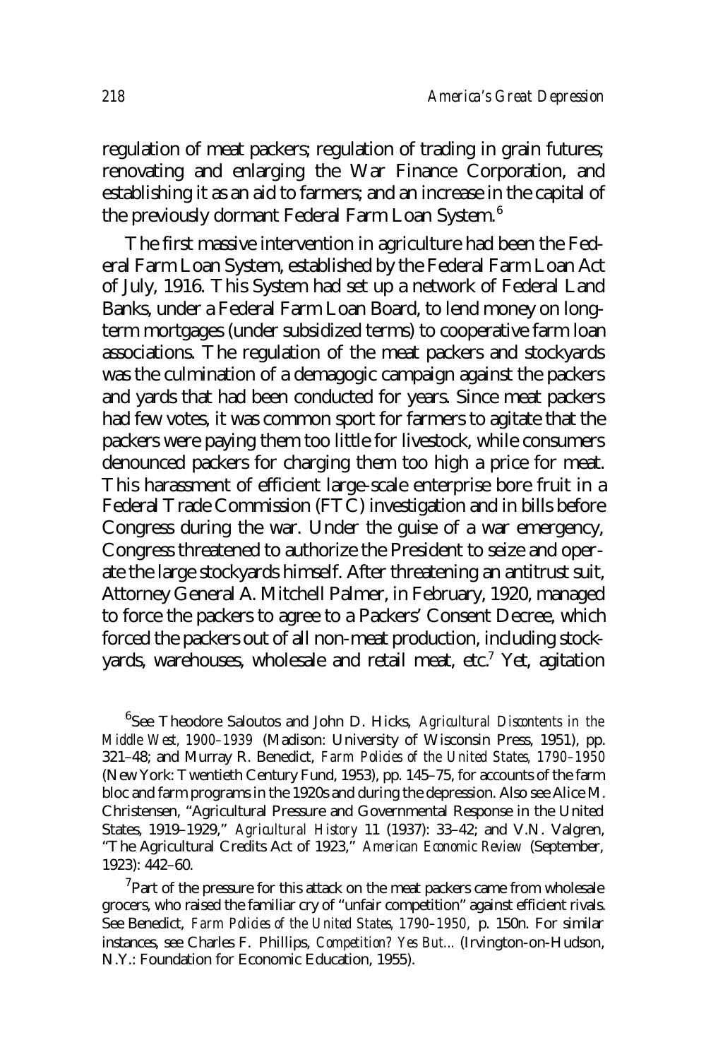regulation of meat packers; regulation of trading in grain futures; renovating and enlarging the War Finance Corporation, and establishing it as an aid to farmers; and an increase in the capital of the previously dormant Federal Farm Loan System.[6]

The first massive intervention in agriculture had been the Federal Farm Loan System, established by the Federal Farm Loan Act of July, 1916. This System had set up a network of Federal Land Banks, under a Federal Farm Loan Board, to lend money on long-term mortgages (under subsidized terms) to cooperative farm loan associations. The regulation of the meat packers and stockyards was the culmination of a demagogic campaign against the packers and yards that had been conducted for years. Since meat packers had few votes, it was common sport for farmers to agitate that the packers were paying them too little for livestock, while consumers denounced packers for charging them too high a price for meat. This harassment of efficient large-scale enterprise bore fruit in a Federal Trade Commission (FTC) investigation and in bills before Congress during the war. Under the guise of a war emergency, Congress threatened to authorize the President to seize and operate the large stockyards himself. After threatening an antitrust suit, Attorney General A. Mitchell Palmer, in February, 1920, managed to force the packers to agree to a Packers' Consent Decree, which forced the packers out of all non-meat production, including stockyards, warehouses, wholesale and retail meat, etc.[7] Yet, agitation

[6]See Theodore Saloutos and John D. Hicks, *Agricultural Discontents in the Middle West, 1900–1939* (Madison: University of Wisconsin Press, 1951), pp. 321–48; and Murray R. Benedict, *Farm Policies of the United States, 1790–1950* (New York: Twentieth Century Fund, 1953), pp. 145–75, for accounts of the farm bloc and farm programs in the 1920s and during the depression. Also see Alice M. Christensen, "Agricultural Pressure and Governmental Response in the United States, 1919–1929," *Agricultural History* 11 (1937): 33–42; and V.N. Valgren, "The Agricultural Credits Act of 1923," *American Economic Review* (September, 1923): 442–60.

[7]Part of the pressure for this attack on the meat packers came from wholesale grocers, who raised the familiar cry of "unfair competition" against efficient rivals. See Benedict, *Farm Policies of the United States, 1790–1950,* p. 150n. For similar instances, see Charles F. Phillips, *Competition? Yes But...* (Irvington-on-Hudson, N.Y.: Foundation for Economic Education, 1955).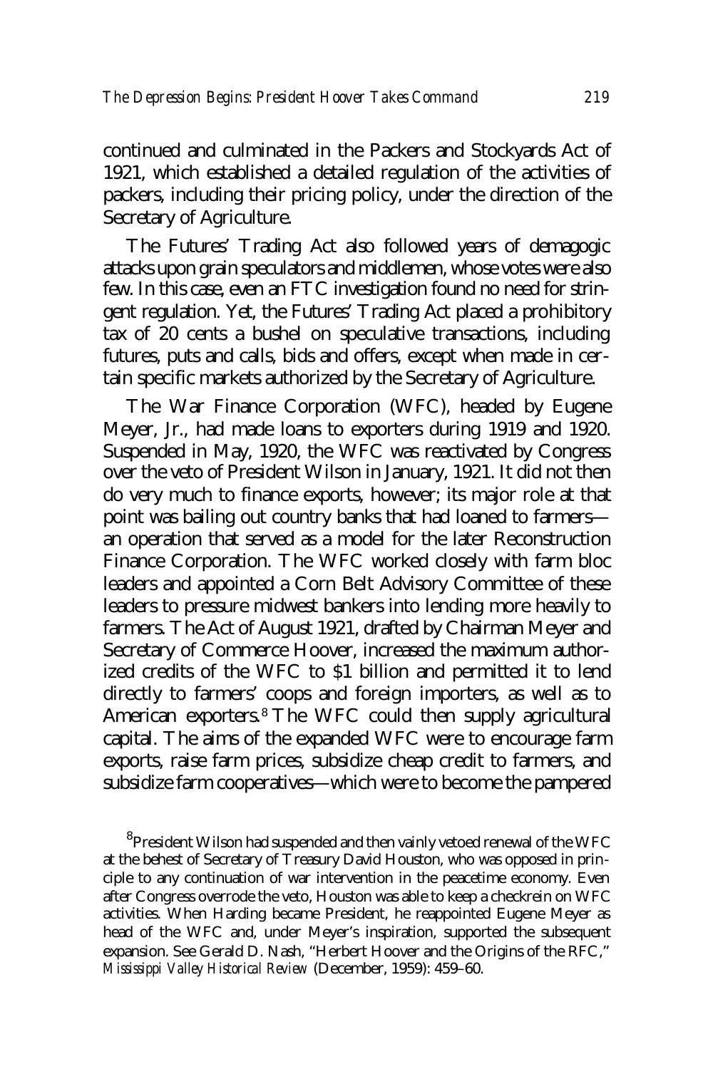continued and culminated in the Packers and Stockyards Act of 1921, which established a detailed regulation of the activities of packers, including their pricing policy, under the direction of the Secretary of Agriculture.

The Futures' Trading Act also followed years of demagogic attacks upon grain speculators and middlemen, whose votes were also few. In this case, even an FTC investigation found no need for stringent regulation. Yet, the Futures' Trading Act placed a prohibitory tax of 20 cents a bushel on speculative transactions, including futures, puts and calls, bids and offers, except when made in certain specific markets authorized by the Secretary of Agriculture.

The War Finance Corporation (WFC), headed by Eugene Meyer, Jr., had made loans to exporters during 1919 and 1920. Suspended in May, 1920, the WFC was reactivated by Congress over the veto of President Wilson in January, 1921. It did not then do very much to finance exports, however; its major role at that point was bailing out country banks that had loaned to farmers—an operation that served as a model for the later Reconstruction Finance Corporation. The WFC worked closely with farm bloc leaders and appointed a Corn Belt Advisory Committee of these leaders to pressure midwest bankers into lending more heavily to farmers. The Act of August 1921, drafted by Chairman Meyer and Secretary of Commerce Hoover, increased the maximum authorized credits of the WFC to $1 billion and permitted it to lend directly to farmers' coops and foreign importers, as well as to American exporters.[8] The WFC could then supply agricultural capital. The aims of the expanded WFC were to encourage farm exports, raise farm prices, subsidize cheap credit to farmers, and subsidize farm cooperatives—which were to become the pampered

[8]President Wilson had suspended and then vainly vetoed renewal of the WFC at the behest of Secretary of Treasury David Houston, who was opposed in principle to any continuation of war intervention in the peacetime economy. Even after Congress overrode the veto, Houston was able to keep a checkrein on WFC activities. When Harding became President, he reappointed Eugene Meyer as head of the WFC and, under Meyer's inspiration, supported the subsequent expansion. See Gerald D. Nash, "Herbert Hoover and the Origins of the RFC," *Mississippi Valley Historical Review* (December, 1959): 459–60.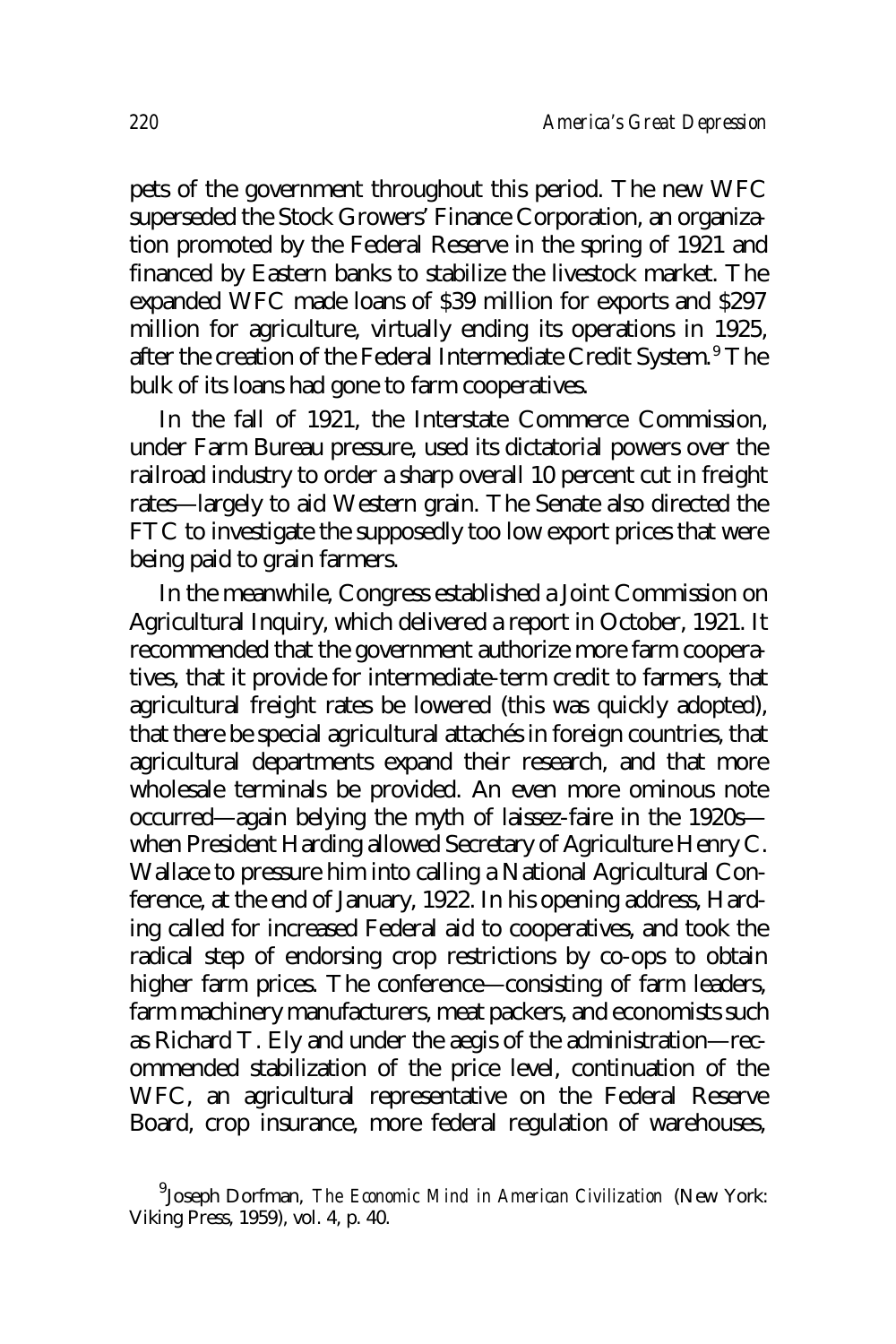pets of the government throughout this period. The new WFC superseded the Stock Growers' Finance Corporation, an organization promoted by the Federal Reserve in the spring of 1921 and financed by Eastern banks to stabilize the livestock market. The expanded WFC made loans of $39 million for exports and $297 million for agriculture, virtually ending its operations in 1925, after the creation of the Federal Intermediate Credit System.[9] The bulk of its loans had gone to farm cooperatives.

In the fall of 1921, the Interstate Commerce Commission, under Farm Bureau pressure, used its dictatorial powers over the railroad industry to order a sharp overall 10 percent cut in freight rates—largely to aid Western grain. The Senate also directed the FTC to investigate the supposedly too low export prices that were being paid to grain farmers.

In the meanwhile, Congress established a Joint Commission on Agricultural Inquiry, which delivered a report in October, 1921. It recommended that the government authorize more farm cooperatives, that it provide for intermediate-term credit to farmers, that agricultural freight rates be lowered (this was quickly adopted), that there be special agricultural attachés in foreign countries, that agricultural departments expand their research, and that more wholesale terminals be provided. An even more ominous note occurred—again belying the myth of laissez-faire in the 1920s—when President Harding allowed Secretary of Agriculture Henry C. Wallace to pressure him into calling a National Agricultural Conference, at the end of January, 1922. In his opening address, Harding called for increased Federal aid to cooperatives, and took the radical step of endorsing crop restrictions by co-ops to obtain higher farm prices. The conference—consisting of farm leaders, farm machinery manufacturers, meat packers, and economists such as Richard T. Ely and under the aegis of the administration—recommended stabilization of the price level, continuation of the WFC, an agricultural representative on the Federal Reserve Board, crop insurance, more federal regulation of warehouses,

[9] Joseph Dorfman, *The Economic Mind in American Civilization* (New York: Viking Press, 1959), vol. 4, p. 40.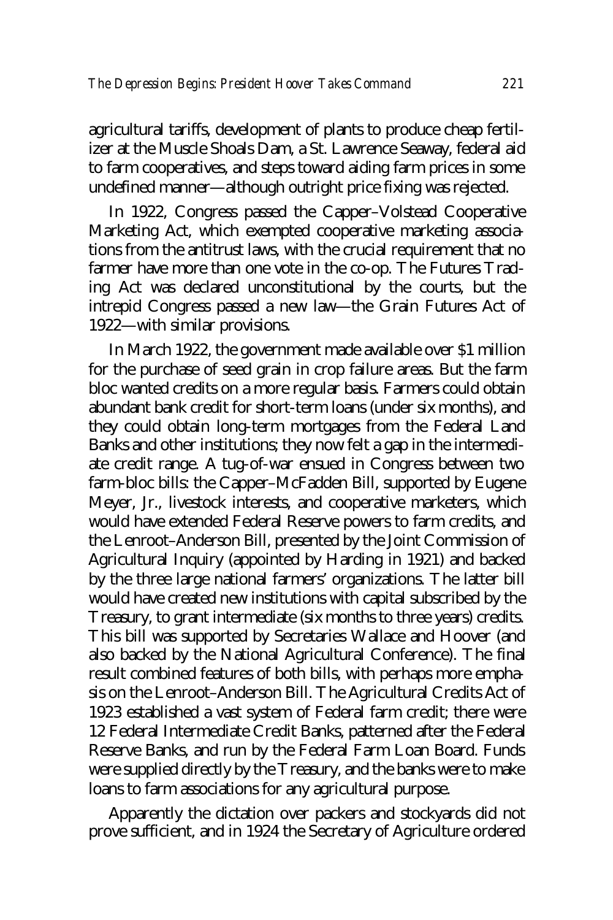agricultural tariffs, development of plants to produce cheap fertilizer at the Muscle Shoals Dam, a St. Lawrence Seaway, federal aid to farm cooperatives, and steps toward aiding farm prices in some undefined manner—although outright price fixing was rejected.

In 1922, Congress passed the Capper–Volstead Cooperative Marketing Act, which exempted cooperative marketing associations from the antitrust laws, with the crucial requirement that no farmer have more than one vote in the co-op. The Futures Trading Act was declared unconstitutional by the courts, but the intrepid Congress passed a new law—the Grain Futures Act of 1922—with similar provisions.

In March 1922, the government made available over $1 million for the purchase of seed grain in crop failure areas. But the farm bloc wanted credits on a more regular basis. Farmers could obtain abundant bank credit for short-term loans (under six months), and they could obtain long-term mortgages from the Federal Land Banks and other institutions; they now felt a gap in the intermediate credit range. A tug-of-war ensued in Congress between two farm-bloc bills: the Capper–McFadden Bill, supported by Eugene Meyer, Jr., livestock interests, and cooperative marketers, which would have extended Federal Reserve powers to farm credits, and the Lenroot–Anderson Bill, presented by the Joint Commission of Agricultural Inquiry (appointed by Harding in 1921) and backed by the three large national farmers' organizations. The latter bill would have created new institutions with capital subscribed by the Treasury, to grant intermediate (six months to three years) credits. This bill was supported by Secretaries Wallace and Hoover (and also backed by the National Agricultural Conference). The final result combined features of both bills, with perhaps more emphasis on the Lenroot–Anderson Bill. The Agricultural Credits Act of 1923 established a vast system of Federal farm credit; there were 12 Federal Intermediate Credit Banks, patterned after the Federal Reserve Banks, and run by the Federal Farm Loan Board. Funds were supplied directly by the Treasury, and the banks were to make loans to farm associations for any agricultural purpose.

Apparently the dictation over packers and stockyards did not prove sufficient, and in 1924 the Secretary of Agriculture ordered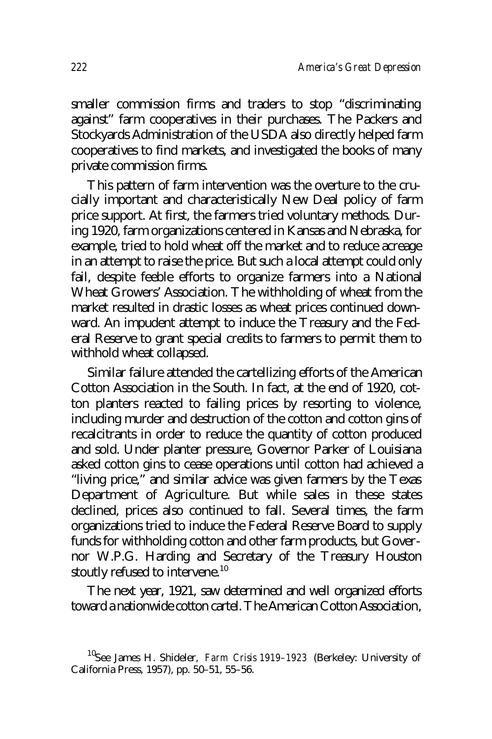smaller commission firms and traders to stop "discriminating against" farm cooperatives in their purchases. The Packers and Stockyards Administration of the USDA also directly helped farm cooperatives to find markets, and investigated the books of many private commission firms.

This pattern of farm intervention was the overture to the crucially important and characteristically New Deal policy of farm price support. At first, the farmers tried voluntary methods. During 1920, farm organizations centered in Kansas and Nebraska, for example, tried to hold wheat off the market and to reduce acreage in an attempt to raise the price. But such a local attempt could only fail, despite feeble efforts to organize farmers into a National Wheat Growers' Association. The withholding of wheat from the market resulted in drastic losses as wheat prices continued downward. An impudent attempt to induce the Treasury and the Federal Reserve to grant special credits to farmers to permit them to withhold wheat collapsed.

Similar failure attended the cartellizing efforts of the American Cotton Association in the South. In fact, at the end of 1920, cotton planters reacted to failing prices by resorting to violence, including murder and destruction of the cotton and cotton gins of recalcitrants in order to reduce the quantity of cotton produced and sold. Under planter pressure, Governor Parker of Louisiana asked cotton gins to cease operations until cotton had achieved a "living price," and similar advice was given farmers by the Texas Department of Agriculture. But while sales in these states declined, prices also continued to fall. Several times, the farm organizations tried to induce the Federal Reserve Board to supply funds for withholding cotton and other farm products, but Governor W.P.G. Harding and Secretary of the Treasury Houston stoutly refused to intervene.[10]

The next year, 1921, saw determined and well organized efforts toward a nationwide cotton cartel. The American Cotton Association,

[10] See James H. Shideler, *Farm Crisis 1919–1923* (Berkeley: University of California Press, 1957), pp. 50–51, 55–56.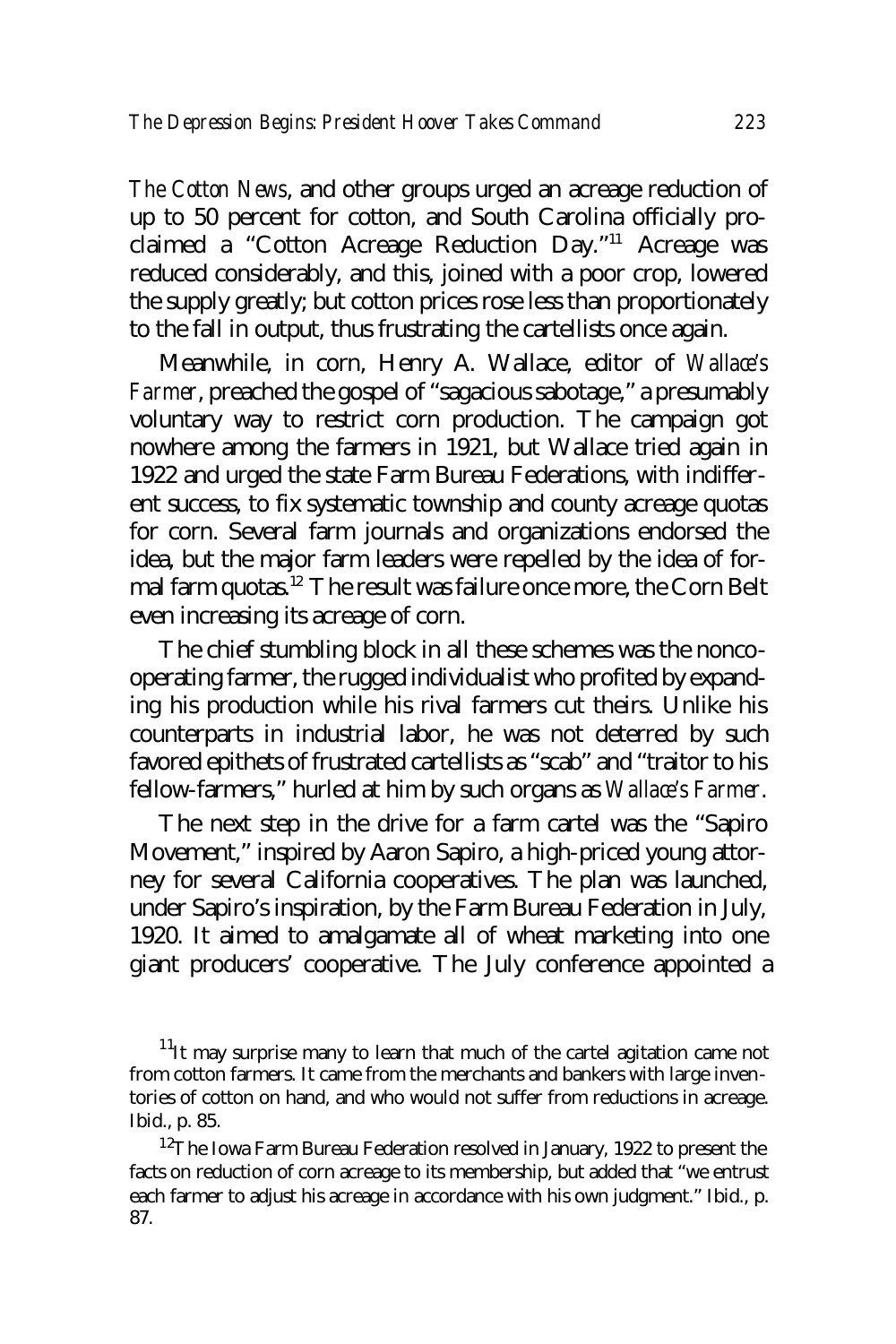*The Cotton News*, and other groups urged an acreage reduction of up to 50 percent for cotton, and South Carolina officially proclaimed a "Cotton Acreage Reduction Day."[11] Acreage was reduced considerably, and this, joined with a poor crop, lowered the supply greatly; but cotton prices rose less than proportionately to the fall in output, thus frustrating the cartellists once again.

Meanwhile, in corn, Henry A. Wallace, editor of *Wallace's Farmer*, preached the gospel of "sagacious sabotage," a presumably voluntary way to restrict corn production. The campaign got nowhere among the farmers in 1921, but Wallace tried again in 1922 and urged the state Farm Bureau Federations, with indifferent success, to fix systematic township and county acreage quotas for corn. Several farm journals and organizations endorsed the idea, but the major farm leaders were repelled by the idea of formal farm quotas.[12] The result was failure once more, the Corn Belt even increasing its acreage of corn.

The chief stumbling block in all these schemes was the noncooperating farmer, the rugged individualist who profited by expanding his production while his rival farmers cut theirs. Unlike his counterparts in industrial labor, he was not deterred by such favored epithets of frustrated cartellists as "scab" and "traitor to his fellow-farmers," hurled at him by such organs as *Wallace's Farmer*.

The next step in the drive for a farm cartel was the "Sapiro Movement," inspired by Aaron Sapiro, a high-priced young attorney for several California cooperatives. The plan was launched, under Sapiro's inspiration, by the Farm Bureau Federation in July, 1920. It aimed to amalgamate all of wheat marketing into one giant producers' cooperative. The July conference appointed a

[11] It may surprise many to learn that much of the cartel agitation came not from cotton farmers. It came from the merchants and bankers with large inventories of cotton on hand, and who would not suffer from reductions in acreage. Ibid., p. 85.

[12] The Iowa Farm Bureau Federation resolved in January, 1922 to present the facts on reduction of corn acreage to its membership, but added that "we entrust each farmer to adjust his acreage in accordance with his own judgment." Ibid., p. 87.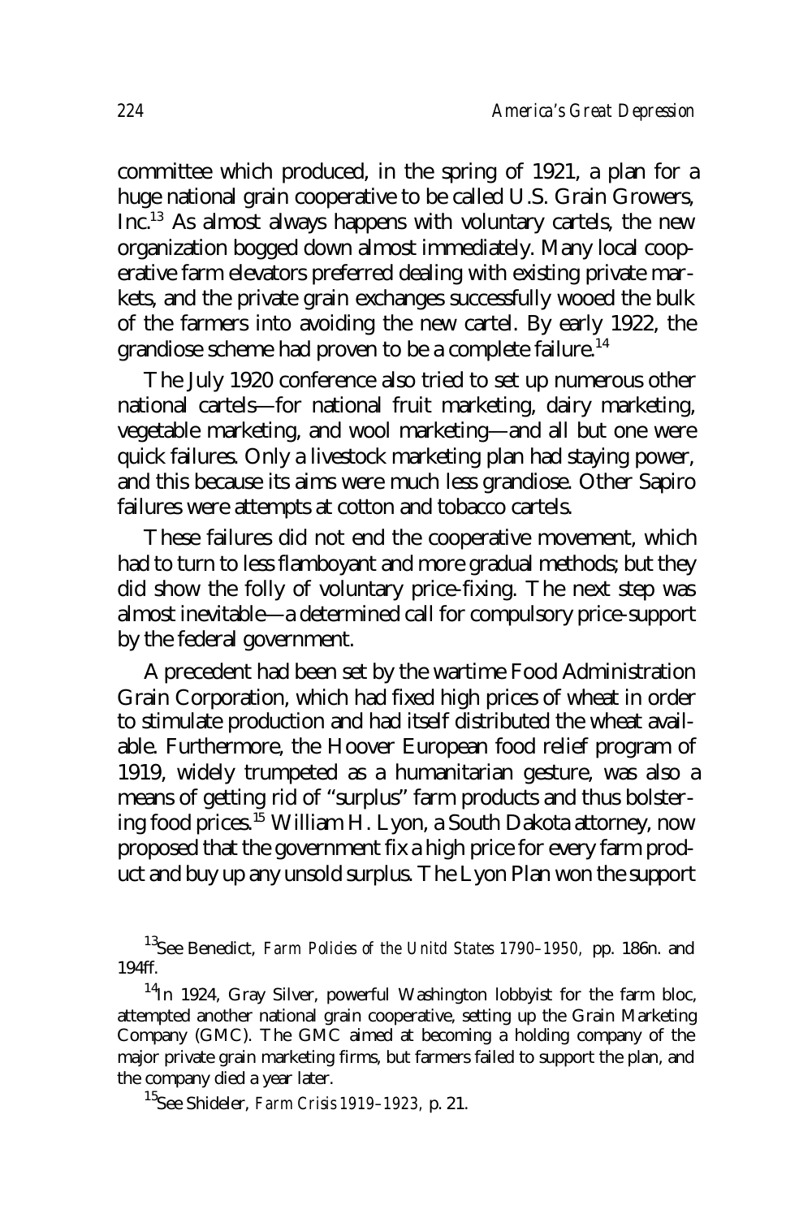committee which produced, in the spring of 1921, a plan for a huge national grain cooperative to be called U.S. Grain Growers, Inc.[13] As almost always happens with voluntary cartels, the new organization bogged down almost immediately. Many local cooperative farm elevators preferred dealing with existing private markets, and the private grain exchanges successfully wooed the bulk of the farmers into avoiding the new cartel. By early 1922, the grandiose scheme had proven to be a complete failure.[14]

The July 1920 conference also tried to set up numerous other national cartels—for national fruit marketing, dairy marketing, vegetable marketing, and wool marketing—and all but one were quick failures. Only a livestock marketing plan had staying power, and this because its aims were much less grandiose. Other Sapiro failures were attempts at cotton and tobacco cartels.

These failures did not end the cooperative movement, which had to turn to less flamboyant and more gradual methods; but they did show the folly of voluntary price-fixing. The next step was almost inevitable—a determined call for compulsory price-support by the federal government.

A precedent had been set by the wartime Food Administration Grain Corporation, which had fixed high prices of wheat in order to stimulate production and had itself distributed the wheat available. Furthermore, the Hoover European food relief program of 1919, widely trumpeted as a humanitarian gesture, was also a means of getting rid of "surplus" farm products and thus bolstering food prices.[15] William H. Lyon, a South Dakota attorney, now proposed that the government fix a high price for every farm product and buy up any unsold surplus. The Lyon Plan won the support

[13] See Benedict, *Farm Policies of the Unitd States 1790–1950,* pp. 186n. and 194ff.

[14] In 1924, Gray Silver, powerful Washington lobbyist for the farm bloc, attempted another national grain cooperative, setting up the Grain Marketing Company (GMC). The GMC aimed at becoming a holding company of the major private grain marketing firms, but farmers failed to support the plan, and the company died a year later.

[15] See Shideler, *Farm Crisis 1919–1923,* p. 21.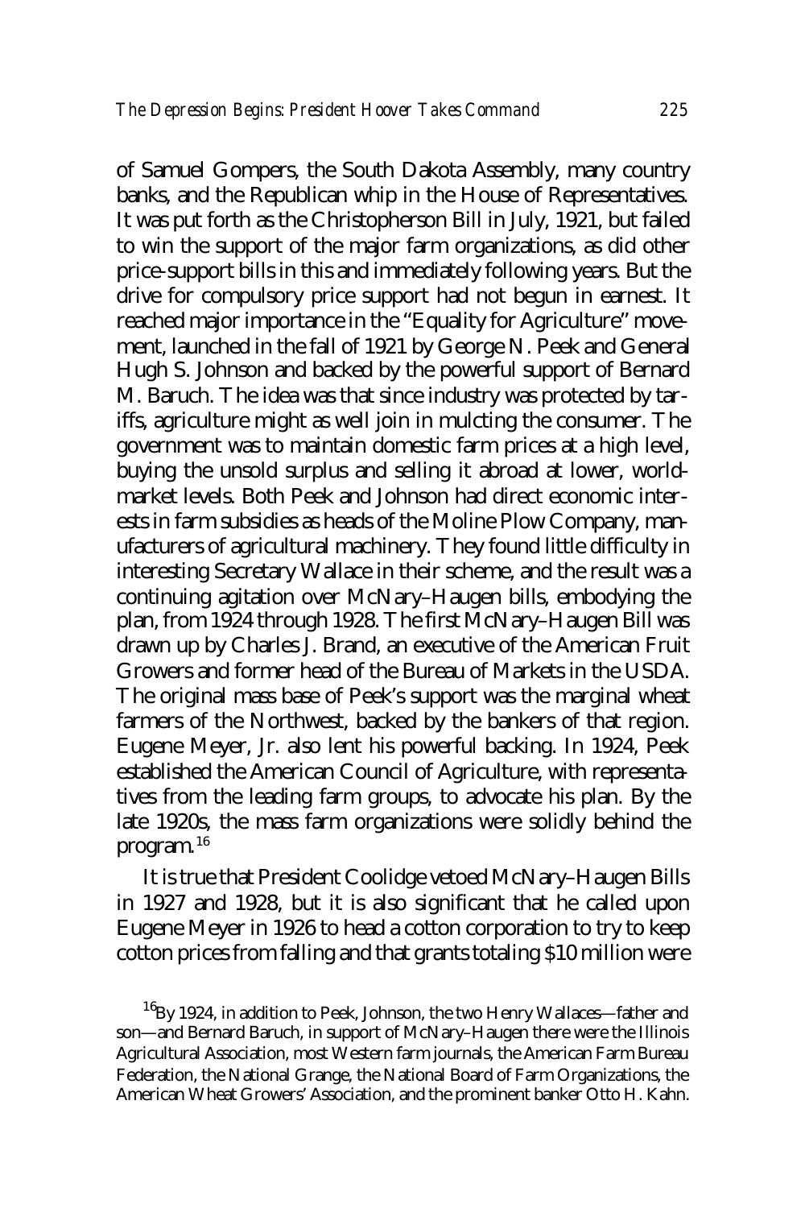of Samuel Gompers, the South Dakota Assembly, many country banks, and the Republican whip in the House of Representatives. It was put forth as the Christopherson Bill in July, 1921, but failed to win the support of the major farm organizations, as did other price-support bills in this and immediately following years. But the drive for compulsory price support had not begun in earnest. It reached major importance in the "Equality for Agriculture" movement, launched in the fall of 1921 by George N. Peek and General Hugh S. Johnson and backed by the powerful support of Bernard M. Baruch. The idea was that since industry was protected by tariffs, agriculture might as well join in mulcting the consumer. The government was to maintain domestic farm prices at a high level, buying the unsold surplus and selling it abroad at lower, world-market levels. Both Peek and Johnson had direct economic interests in farm subsidies as heads of the Moline Plow Company, manufacturers of agricultural machinery. They found little difficulty in interesting Secretary Wallace in their scheme, and the result was a continuing agitation over McNary–Haugen bills, embodying the plan, from 1924 through 1928. The first McNary–Haugen Bill was drawn up by Charles J. Brand, an executive of the American Fruit Growers and former head of the Bureau of Markets in the USDA. The original mass base of Peek's support was the marginal wheat farmers of the Northwest, backed by the bankers of that region. Eugene Meyer, Jr. also lent his powerful backing. In 1924, Peek established the American Council of Agriculture, with representatives from the leading farm groups, to advocate his plan. By the late 1920s, the mass farm organizations were solidly behind the program.[16]

It is true that President Coolidge vetoed McNary–Haugen Bills in 1927 and 1928, but it is also significant that he called upon Eugene Meyer in 1926 to head a cotton corporation to try to keep cotton prices from falling and that grants totaling $10 million were

[16]By 1924, in addition to Peek, Johnson, the two Henry Wallaces—father and son—and Bernard Baruch, in support of McNary–Haugen there were the Illinois Agricultural Association, most Western farm journals, the American Farm Bureau Federation, the National Grange, the National Board of Farm Organizations, the American Wheat Growers' Association, and the prominent banker Otto H. Kahn.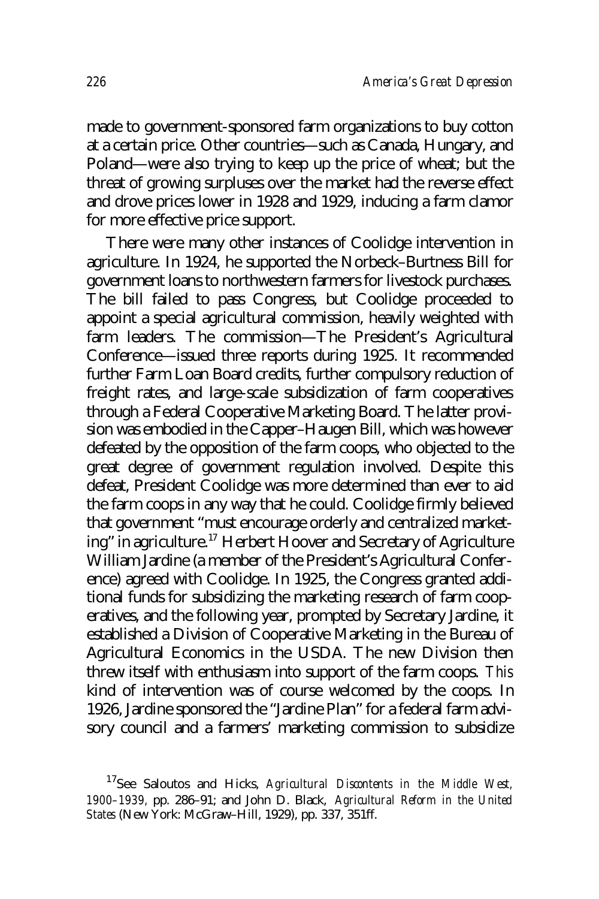made to government-sponsored farm organizations to buy cotton at a certain price. Other countries—such as Canada, Hungary, and Poland—were also trying to keep up the price of wheat; but the threat of growing surpluses over the market had the reverse effect and drove prices lower in 1928 and 1929, inducing a farm clamor for more effective price support.

There were many other instances of Coolidge intervention in agriculture. In 1924, he supported the Norbeck–Burtness Bill for government loans to northwestern farmers for livestock purchases. The bill failed to pass Congress, but Coolidge proceeded to appoint a special agricultural commission, heavily weighted with farm leaders. The commission—The President's Agricultural Conference—issued three reports during 1925. It recommended further Farm Loan Board credits, further compulsory reduction of freight rates, and large-scale subsidization of farm cooperatives through a Federal Cooperative Marketing Board. The latter provision was embodied in the Capper–Haugen Bill, which was however defeated by the opposition of the farm coops, who objected to the great degree of government regulation involved. Despite this defeat, President Coolidge was more determined than ever to aid the farm coops in any way that he could. Coolidge firmly believed that government "must encourage orderly and centralized marketing" in agriculture.[17] Herbert Hoover and Secretary of Agriculture William Jardine (a member of the President's Agricultural Conference) agreed with Coolidge. In 1925, the Congress granted additional funds for subsidizing the marketing research of farm cooperatives, and the following year, prompted by Secretary Jardine, it established a Division of Cooperative Marketing in the Bureau of Agricultural Economics in the USDA. The new Division then threw itself with enthusiasm into support of the farm coops. *This* kind of intervention was of course welcomed by the coops. In 1926, Jardine sponsored the "Jardine Plan" for a federal farm advisory council and a farmers' marketing commission to subsidize

[17]See Saloutos and Hicks, *Agricultural Discontents in the Middle West, 1900–1939*, pp. 286–91; and John D. Black, *Agricultural Reform in the United States* (New York: McGraw–Hill, 1929), pp. 337, 351ff.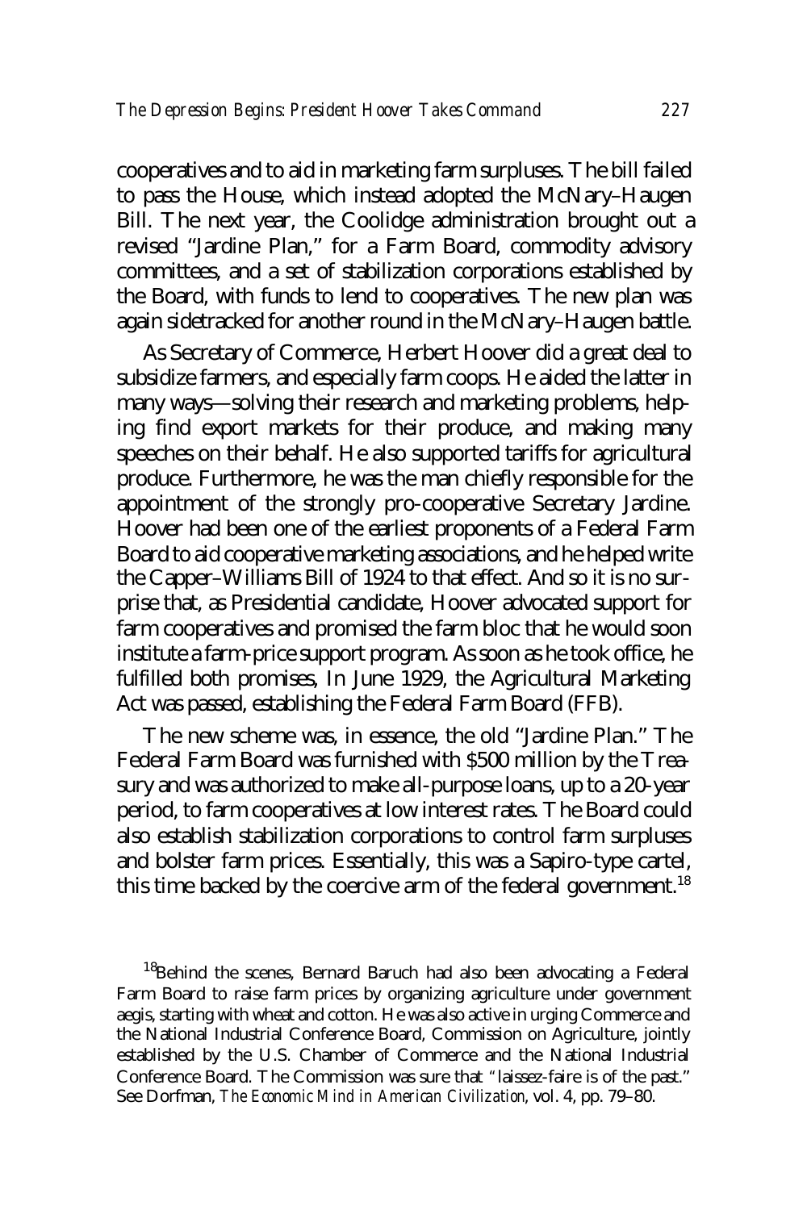cooperatives and to aid in marketing farm surpluses. The bill failed to pass the House, which instead adopted the McNary–Haugen Bill. The next year, the Coolidge administration brought out a revised "Jardine Plan," for a Farm Board, commodity advisory committees, and a set of stabilization corporations established by the Board, with funds to lend to cooperatives. The new plan was again sidetracked for another round in the McNary–Haugen battle.

As Secretary of Commerce, Herbert Hoover did a great deal to subsidize farmers, and especially farm coops. He aided the latter in many ways—solving their research and marketing problems, helping find export markets for their produce, and making many speeches on their behalf. He also supported tariffs for agricultural produce. Furthermore, he was the man chiefly responsible for the appointment of the strongly pro-cooperative Secretary Jardine. Hoover had been one of the earliest proponents of a Federal Farm Board to aid cooperative marketing associations, and he helped write the Capper–Williams Bill of 1924 to that effect. And so it is no surprise that, as Presidential candidate, Hoover advocated support for farm cooperatives and promised the farm bloc that he would soon institute a farm-price support program. As soon as he took office, he fulfilled both promises, In June 1929, the Agricultural Marketing Act was passed, establishing the Federal Farm Board (FFB).

The new scheme was, in essence, the old "Jardine Plan." The Federal Farm Board was furnished with $500 million by the Treasury and was authorized to make all-purpose loans, up to a 20-year period, to farm cooperatives at low interest rates. The Board could also establish stabilization corporations to control farm surpluses and bolster farm prices. Essentially, this was a Sapiro-type cartel, this time backed by the coercive arm of the federal government.[18]

[18]Behind the scenes, Bernard Baruch had also been advocating a Federal Farm Board to raise farm prices by organizing agriculture under government aegis, starting with wheat and cotton. He was also active in urging Commerce and the National Industrial Conference Board, Commission on Agriculture, jointly established by the U.S. Chamber of Commerce and the National Industrial Conference Board. The Commission was sure that "laissez-faire is of the past." See Dorfman, *The Economic Mind in American Civilization*, vol. 4, pp. 79–80.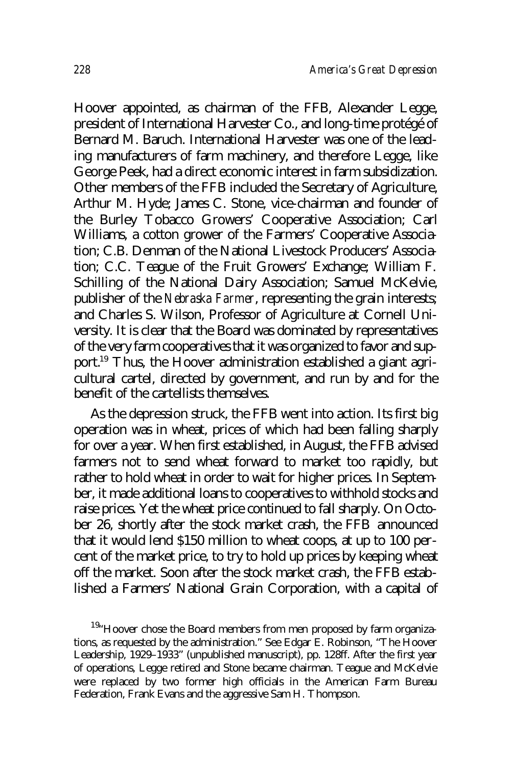Hoover appointed, as chairman of the FFB, Alexander Legge, president of International Harvester Co., and long-time protégé of Bernard M. Baruch. International Harvester was one of the leading manufacturers of farm machinery, and therefore Legge, like George Peek, had a direct economic interest in farm subsidization. Other members of the FFB included the Secretary of Agriculture, Arthur M. Hyde; James C. Stone, vice-chairman and founder of the Burley Tobacco Growers' Cooperative Association; Carl Williams, a cotton grower of the Farmers' Cooperative Association; C.B. Denman of the National Livestock Producers' Association; C.C. Teague of the Fruit Growers' Exchange; William F. Schilling of the National Dairy Association; Samuel McKelvie, publisher of the *Nebraska Farmer*, representing the grain interests; and Charles S. Wilson, Professor of Agriculture at Cornell University. It is clear that the Board was dominated by representatives of the very farm cooperatives that it was organized to favor and support.[19] Thus, the Hoover administration established a giant agricultural cartel, directed by government, and run by and for the benefit of the cartellists themselves.

As the depression struck, the FFB went into action. Its first big operation was in wheat, prices of which had been falling sharply for over a year. When first established, in August, the FFB advised farmers not to send wheat forward to market too rapidly, but rather to hold wheat in order to wait for higher prices. In September, it made additional loans to cooperatives to withhold stocks and raise prices. Yet the wheat price continued to fall sharply. On October 26, shortly after the stock market crash, the FFB announced that it would lend $150 million to wheat coops, at up to 100 percent of the market price, to try to hold up prices by keeping wheat off the market. Soon after the stock market crash, the FFB established a Farmers' National Grain Corporation, with a capital of

[19]"Hoover chose the Board members from men proposed by farm organizations, as requested by the administration." See Edgar E. Robinson, "The Hoover Leadership, 1929–1933" (unpublished manuscript), pp. 128ff. After the first year of operations, Legge retired and Stone became chairman. Teague and McKelvie were replaced by two former high officials in the American Farm Bureau Federation, Frank Evans and the aggressive Sam H. Thompson.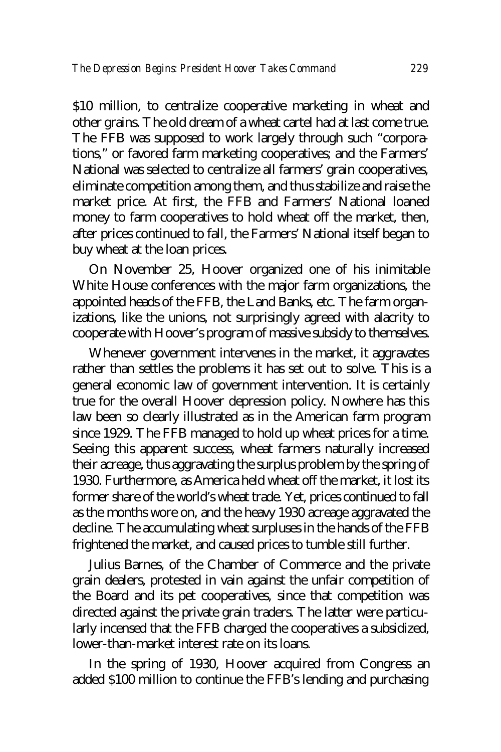$10 million, to centralize cooperative marketing in wheat and other grains. The old dream of a wheat cartel had at last come true. The FFB was supposed to work largely through such "corporations," or favored farm marketing cooperatives; and the Farmers' National was selected to centralize all farmers' grain cooperatives, eliminate competition among them, and thus stabilize and raise the market price. At first, the FFB and Farmers' National loaned money to farm cooperatives to hold wheat off the market, then, after prices continued to fall, the Farmers' National itself began to buy wheat at the loan prices.

On November 25, Hoover organized one of his inimitable White House conferences with the major farm organizations, the appointed heads of the FFB, the Land Banks, etc. The farm organizations, like the unions, not surprisingly agreed with alacrity to cooperate with Hoover's program of massive subsidy to themselves.

Whenever government intervenes in the market, it aggravates rather than settles the problems it has set out to solve. This is a general economic law of government intervention. It is certainly true for the overall Hoover depression policy. Nowhere has this law been so clearly illustrated as in the American farm program since 1929. The FFB managed to hold up wheat prices for a time. Seeing this apparent success, wheat farmers naturally increased their acreage, thus aggravating the surplus problem by the spring of 1930. Furthermore, as America held wheat off the market, it lost its former share of the world's wheat trade. Yet, prices continued to fall as the months wore on, and the heavy 1930 acreage aggravated the decline. The accumulating wheat surpluses in the hands of the FFB frightened the market, and caused prices to tumble still further.

Julius Barnes, of the Chamber of Commerce and the private grain dealers, protested in vain against the unfair competition of the Board and its pet cooperatives, since that competition was directed against the private grain traders. The latter were particularly incensed that the FFB charged the cooperatives a subsidized, lower-than-market interest rate on its loans.

In the spring of 1930, Hoover acquired from Congress an added $100 million to continue the FFB's lending and purchasing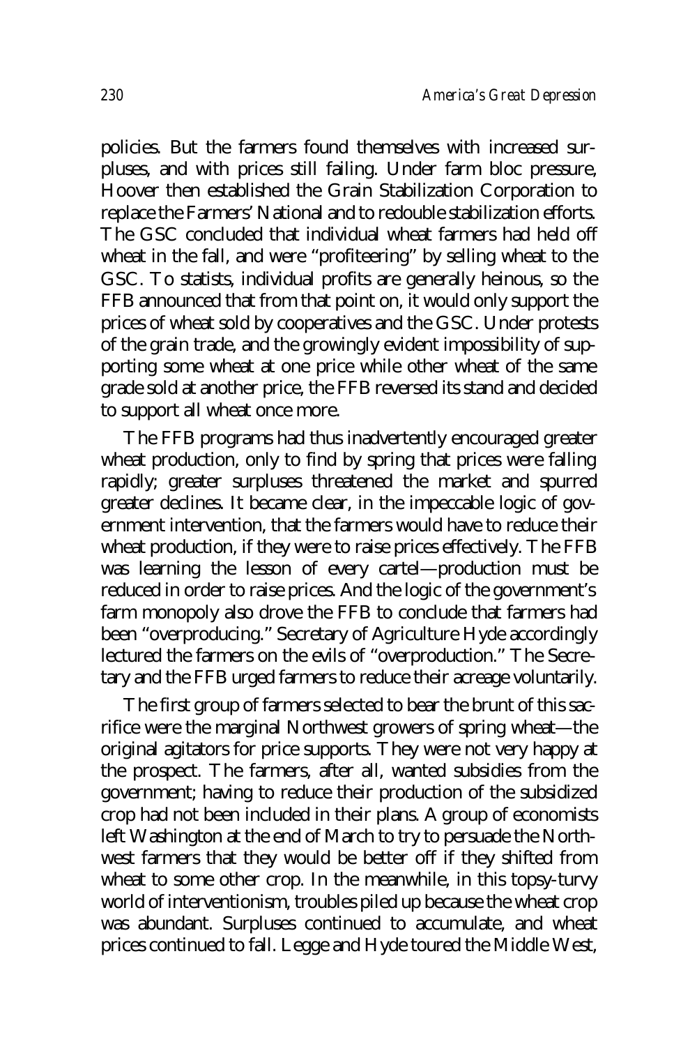policies. But the farmers found themselves with increased surpluses, and with prices still failing. Under farm bloc pressure, Hoover then established the Grain Stabilization Corporation to replace the Farmers' National and to redouble stabilization efforts. The GSC concluded that individual wheat farmers had held off wheat in the fall, and were "profiteering" by selling wheat to the GSC. To statists, individual profits are generally heinous, so the FFB announced that from that point on, it would only support the prices of wheat sold by cooperatives and the GSC. Under protests of the grain trade, and the growingly evident impossibility of supporting some wheat at one price while other wheat of the same grade sold at another price, the FFB reversed its stand and decided to support all wheat once more.

The FFB programs had thus inadvertently encouraged greater wheat production, only to find by spring that prices were falling rapidly; greater surpluses threatened the market and spurred greater declines. It became clear, in the impeccable logic of government intervention, that the farmers would have to reduce their wheat production, if they were to raise prices effectively. The FFB was learning the lesson of every cartel—production must be reduced in order to raise prices. And the logic of the government's farm monopoly also drove the FFB to conclude that farmers had been "overproducing." Secretary of Agriculture Hyde accordingly lectured the farmers on the evils of "overproduction." The Secretary and the FFB urged farmers to reduce their acreage voluntarily.

The first group of farmers selected to bear the brunt of this sacrifice were the marginal Northwest growers of spring wheat—the original agitators for price supports. They were not very happy at the prospect. The farmers, after all, wanted subsidies from the government; having to reduce their production of the subsidized crop had not been included in their plans. A group of economists left Washington at the end of March to try to persuade the Northwest farmers that they would be better off if they shifted from wheat to some other crop. In the meanwhile, in this topsy-turvy world of interventionism, troubles piled up because the wheat crop was abundant. Surpluses continued to accumulate, and wheat prices continued to fall. Legge and Hyde toured the Middle West,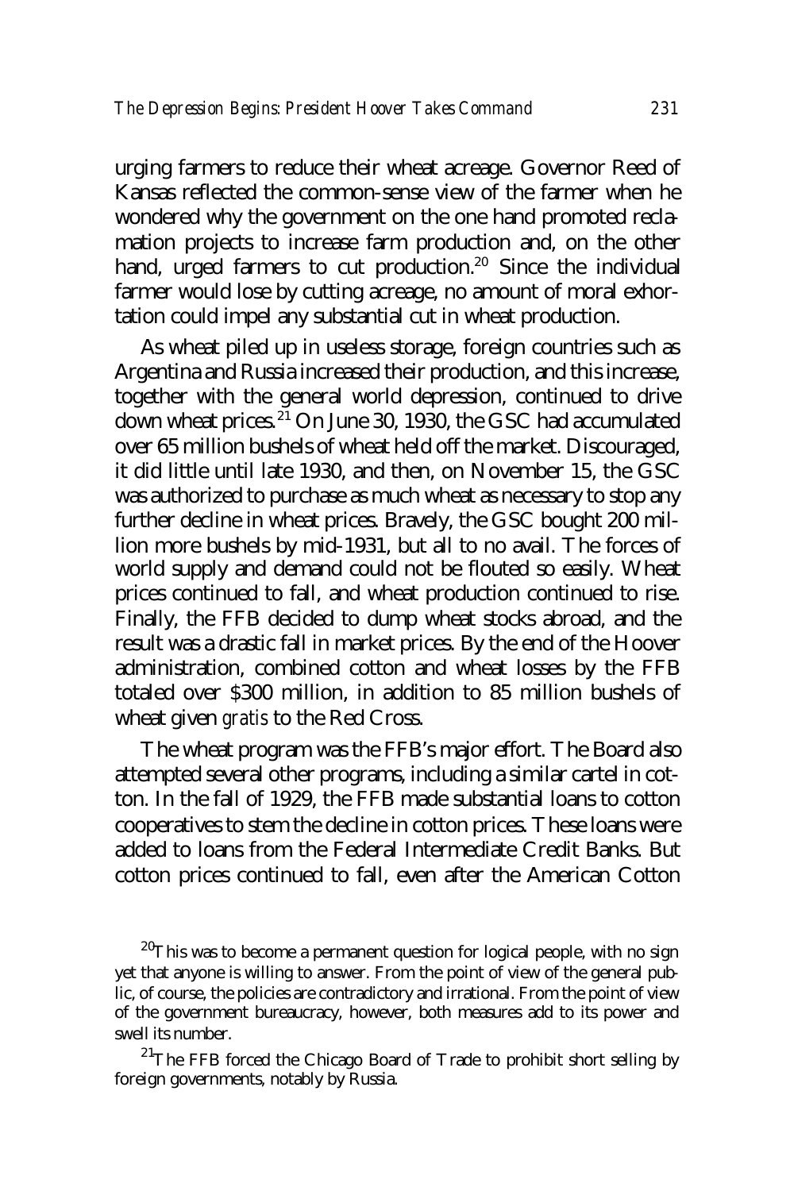urging farmers to reduce their wheat acreage. Governor Reed of Kansas reflected the common-sense view of the farmer when he wondered why the government on the one hand promoted reclamation projects to increase farm production and, on the other hand, urged farmers to cut production.[20] Since the individual farmer would lose by cutting acreage, no amount of moral exhortation could impel any substantial cut in wheat production.

As wheat piled up in useless storage, foreign countries such as Argentina and Russia increased their production, and this increase, together with the general world depression, continued to drive down wheat prices.[21] On June 30, 1930, the GSC had accumulated over 65 million bushels of wheat held off the market. Discouraged, it did little until late 1930, and then, on November 15, the GSC was authorized to purchase as much wheat as necessary to stop any further decline in wheat prices. Bravely, the GSC bought 200 million more bushels by mid-1931, but all to no avail. The forces of world supply and demand could not be flouted so easily. Wheat prices continued to fall, and wheat production continued to rise. Finally, the FFB decided to dump wheat stocks abroad, and the result was a drastic fall in market prices. By the end of the Hoover administration, combined cotton and wheat losses by the FFB totaled over \$300 million, in addition to 85 million bushels of wheat given *gratis* to the Red Cross.

The wheat program was the FFB's major effort. The Board also attempted several other programs, including a similar cartel in cotton. In the fall of 1929, the FFB made substantial loans to cotton cooperatives to stem the decline in cotton prices. These loans were added to loans from the Federal Intermediate Credit Banks. But cotton prices continued to fall, even after the American Cotton

[20]This was to become a permanent question for logical people, with no sign yet that anyone is willing to answer. From the point of view of the general public, of course, the policies are contradictory and irrational. From the point of view of the government bureaucracy, however, both measures add to its power and swell its number.

[21]The FFB forced the Chicago Board of Trade to prohibit short selling by foreign governments, notably by Russia.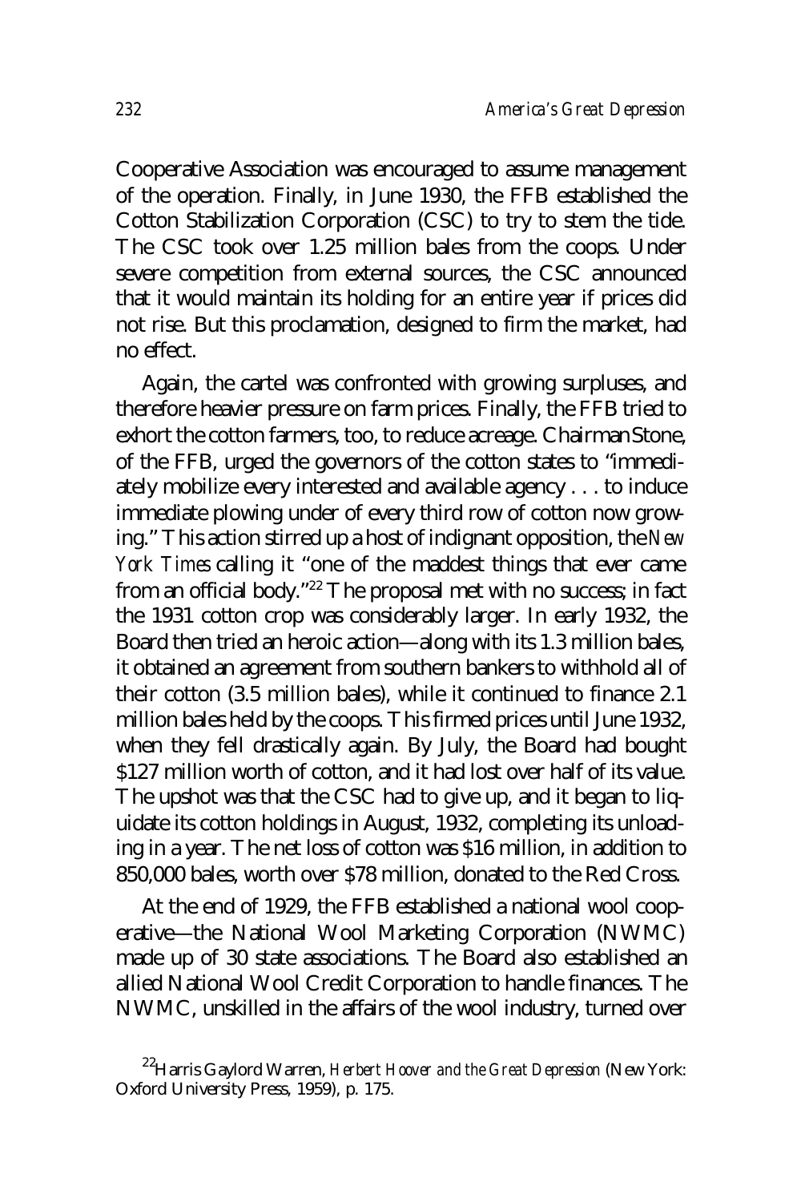Cooperative Association was encouraged to assume management of the operation. Finally, in June 1930, the FFB established the Cotton Stabilization Corporation (CSC) to try to stem the tide. The CSC took over 1.25 million bales from the coops. Under severe competition from external sources, the CSC announced that it would maintain its holding for an entire year if prices did not rise. But this proclamation, designed to firm the market, had no effect.

Again, the cartel was confronted with growing surpluses, and therefore heavier pressure on farm prices. Finally, the FFB tried to exhort the cotton farmers, too, to reduce acreage. Chairman Stone, of the FFB, urged the governors of the cotton states to "immediately mobilize every interested and available agency . . . to induce immediate plowing under of every third row of cotton now growing." This action stirred up a host of indignant opposition, the *New York Times* calling it "one of the maddest things that ever came from an official body."[22] The proposal met with no success; in fact the 1931 cotton crop was considerably larger. In early 1932, the Board then tried an heroic action—along with its 1.3 million bales, it obtained an agreement from southern bankers to withhold all of their cotton (3.5 million bales), while it continued to finance 2.1 million bales held by the coops. This firmed prices until June 1932, when they fell drastically again. By July, the Board had bought $127 million worth of cotton, and it had lost over half of its value. The upshot was that the CSC had to give up, and it began to liquidate its cotton holdings in August, 1932, completing its unloading in a year. The net loss of cotton was $16 million, in addition to 850,000 bales, worth over $78 million, donated to the Red Cross.

At the end of 1929, the FFB established a national wool cooperative—the National Wool Marketing Corporation (NWMC) made up of 30 state associations. The Board also established an allied National Wool Credit Corporation to handle finances. The NWMC, unskilled in the affairs of the wool industry, turned over

[22] Harris Gaylord Warren, *Herbert Hoover and the Great Depression* (New York: Oxford University Press, 1959), p. 175.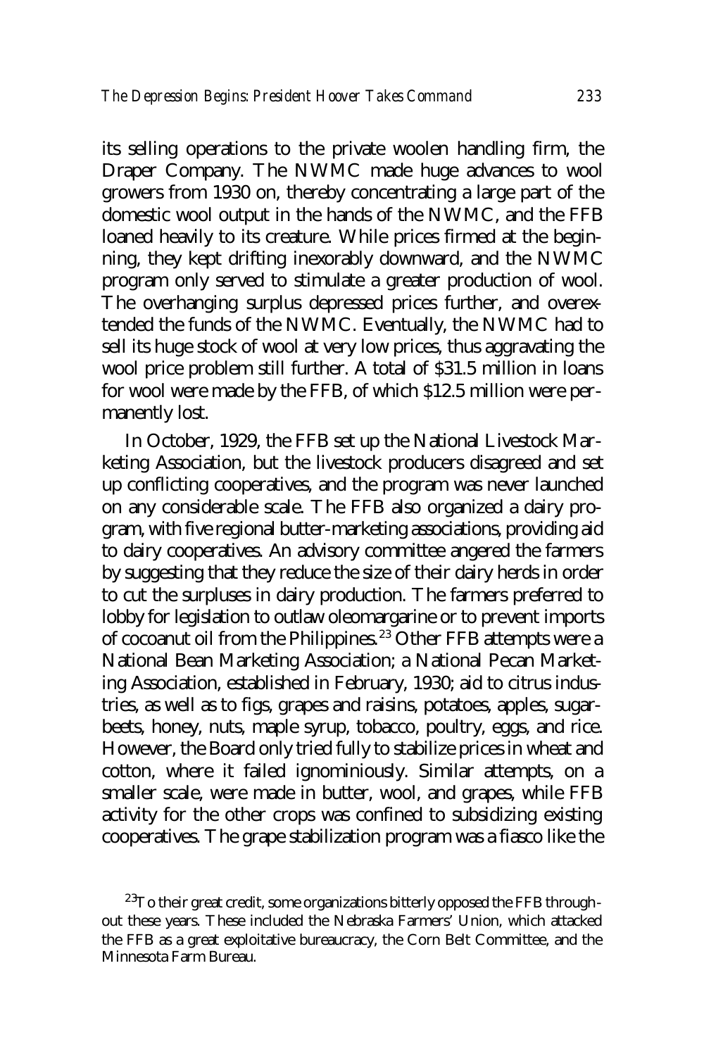its selling operations to the private woolen handling firm, the Draper Company. The NWMC made huge advances to wool growers from 1930 on, thereby concentrating a large part of the domestic wool output in the hands of the NWMC, and the FFB loaned heavily to its creature. While prices firmed at the beginning, they kept drifting inexorably downward, and the NWMC program only served to stimulate a greater production of wool. The overhanging surplus depressed prices further, and overextended the funds of the NWMC. Eventually, the NWMC had to sell its huge stock of wool at very low prices, thus aggravating the wool price problem still further. A total of $31.5 million in loans for wool were made by the FFB, of which $12.5 million were permanently lost.

In October, 1929, the FFB set up the National Livestock Marketing Association, but the livestock producers disagreed and set up conflicting cooperatives, and the program was never launched on any considerable scale. The FFB also organized a dairy program, with five regional butter-marketing associations, providing aid to dairy cooperatives. An advisory committee angered the farmers by suggesting that they reduce the size of their dairy herds in order to cut the surpluses in dairy production. The farmers preferred to lobby for legislation to outlaw oleomargarine or to prevent imports of cocoanut oil from the Philippines.[23] Other FFB attempts were a National Bean Marketing Association; a National Pecan Marketing Association, established in February, 1930; aid to citrus industries, as well as to figs, grapes and raisins, potatoes, apples, sugarbeets, honey, nuts, maple syrup, tobacco, poultry, eggs, and rice. However, the Board only tried fully to stabilize prices in wheat and cotton, where it failed ignominiously. Similar attempts, on a smaller scale, were made in butter, wool, and grapes, while FFB activity for the other crops was confined to subsidizing existing cooperatives. The grape stabilization program was a fiasco like the

[23]To their great credit, some organizations bitterly opposed the FFB throughout these years. These included the Nebraska Farmers' Union, which attacked the FFB as a great exploitative bureaucracy, the Corn Belt Committee, and the Minnesota Farm Bureau.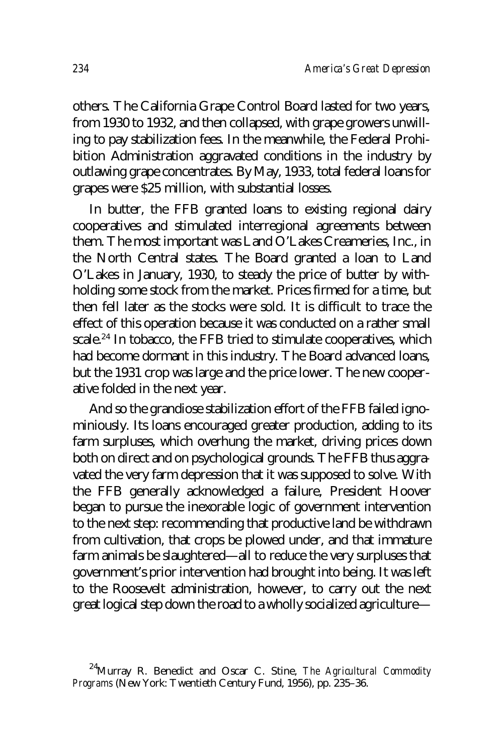others. The California Grape Control Board lasted for two years, from 1930 to 1932, and then collapsed, with grape growers unwilling to pay stabilization fees. In the meanwhile, the Federal Prohibition Administration aggravated conditions in the industry by outlawing grape concentrates. By May, 1933, total federal loans for grapes were $25 million, with substantial losses.

In butter, the FFB granted loans to existing regional dairy cooperatives and stimulated interregional agreements between them. The most important was Land O'Lakes Creameries, Inc., in the North Central states. The Board granted a loan to Land O'Lakes in January, 1930, to steady the price of butter by withholding some stock from the market. Prices firmed for a time, but then fell later as the stocks were sold. It is difficult to trace the effect of this operation because it was conducted on a rather small scale.[24] In tobacco, the FFB tried to stimulate cooperatives, which had become dormant in this industry. The Board advanced loans, but the 1931 crop was large and the price lower. The new cooperative folded in the next year.

And so the grandiose stabilization effort of the FFB failed ignominiously. Its loans encouraged greater production, adding to its farm surpluses, which overhung the market, driving prices down both on direct and on psychological grounds. The FFB thus aggravated the very farm depression that it was supposed to solve. With the FFB generally acknowledged a failure, President Hoover began to pursue the inexorable logic of government intervention to the next step: recommending that productive land be withdrawn from cultivation, that crops be plowed under, and that immature farm animals be slaughtered—all to reduce the very surpluses that government's prior intervention had brought into being. It was left to the Roosevelt administration, however, to carry out the next great logical step down the road to a wholly socialized agriculture—

[24]Murray R. Benedict and Oscar C. Stine, *The Agricultural Commodity Programs* (New York: Twentieth Century Fund, 1956), pp. 235–36.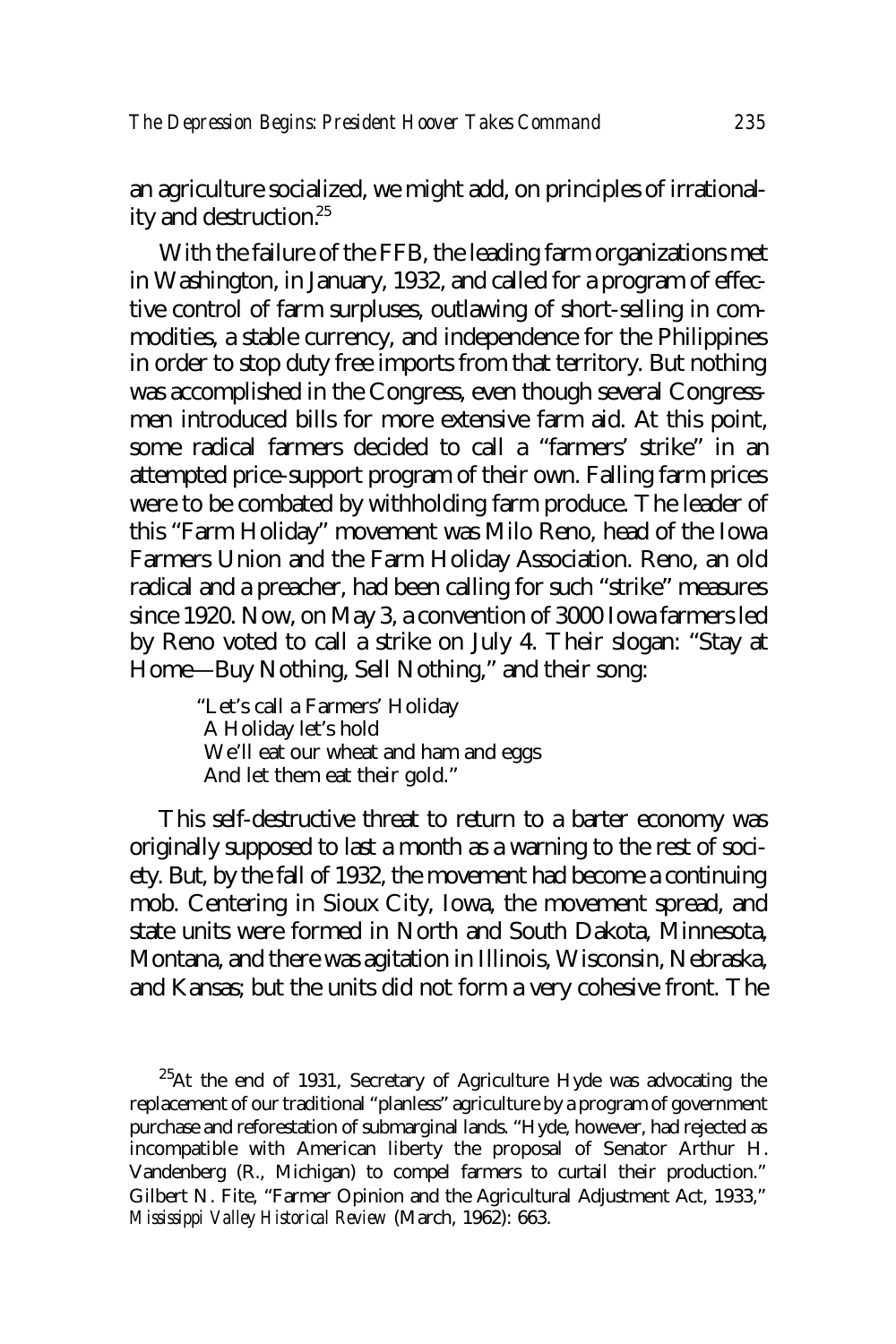an agriculture socialized, we might add, on principles of irrationality and destruction.[25]

With the failure of the FFB, the leading farm organizations met in Washington, in January, 1932, and called for a program of effective control of farm surpluses, outlawing of short-selling in commodities, a stable currency, and independence for the Philippines in order to stop duty free imports from that territory. But nothing was accomplished in the Congress, even though several Congressmen introduced bills for more extensive farm aid. At this point, some radical farmers decided to call a "farmers' strike" in an attempted price-support program of their own. Falling farm prices were to be combated by withholding farm produce. The leader of this "Farm Holiday" movement was Milo Reno, head of the Iowa Farmers Union and the Farm Holiday Association. Reno, an old radical and a preacher, had been calling for such "strike" measures since 1920. Now, on May 3, a convention of 3000 Iowa farmers led by Reno voted to call a strike on July 4. Their slogan: "Stay at Home—Buy Nothing, Sell Nothing," and their song:

> "Let's call a Farmers' Holiday
> A Holiday let's hold
> We'll eat our wheat and ham and eggs
> And let them eat their gold."

This self-destructive threat to return to a barter economy was originally supposed to last a month as a warning to the rest of society. But, by the fall of 1932, the movement had become a continuing mob. Centering in Sioux City, Iowa, the movement spread, and state units were formed in North and South Dakota, Minnesota, Montana, and there was agitation in Illinois, Wisconsin, Nebraska, and Kansas; but the units did not form a very cohesive front. The

[25]At the end of 1931, Secretary of Agriculture Hyde was advocating the replacement of our traditional "planless" agriculture by a program of government purchase and reforestation of submarginal lands. "Hyde, however, had rejected as incompatible with American liberty the proposal of Senator Arthur H. Vandenberg (R., Michigan) to compel farmers to curtail their production." Gilbert N. Fite, "Farmer Opinion and the Agricultural Adjustment Act, 1933," *Mississippi Valley Historical Review* (March, 1962): 663.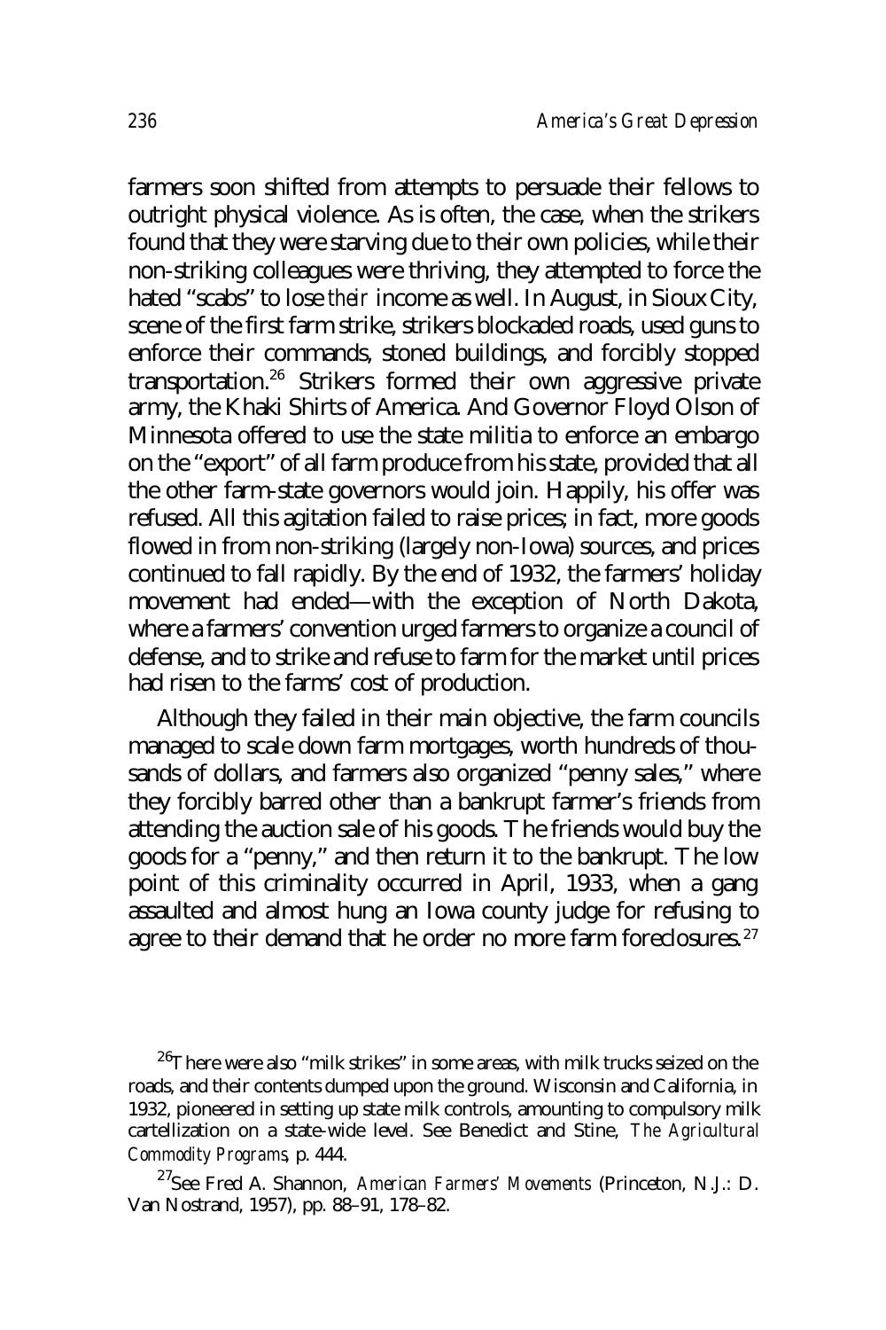farmers soon shifted from attempts to persuade their fellows to outright physical violence. As is often, the case, when the strikers found that they were starving due to their own policies, while their non-striking colleagues were thriving, they attempted to force the hated "scabs" to lose *their* income as well. In August, in Sioux City, scene of the first farm strike, strikers blockaded roads, used guns to enforce their commands, stoned buildings, and forcibly stopped transportation.[26] Strikers formed their own aggressive private army, the Khaki Shirts of America. And Governor Floyd Olson of Minnesota offered to use the state militia to enforce an embargo on the "export" of all farm produce from his state, provided that all the other farm-state governors would join. Happily, his offer was refused. All this agitation failed to raise prices; in fact, more goods flowed in from non-striking (largely non-Iowa) sources, and prices continued to fall rapidly. By the end of 1932, the farmers' holiday movement had ended—with the exception of North Dakota, where a farmers' convention urged farmers to organize a council of defense, and to strike and refuse to farm for the market until prices had risen to the farms' cost of production.

Although they failed in their main objective, the farm councils managed to scale down farm mortgages, worth hundreds of thousands of dollars, and farmers also organized "penny sales," where they forcibly barred other than a bankrupt farmer's friends from attending the auction sale of his goods. The friends would buy the goods for a "penny," and then return it to the bankrupt. The low point of this criminality occurred in April, 1933, when a gang assaulted and almost hung an Iowa county judge for refusing to agree to their demand that he order no more farm foreclosures.[27]

[26] There were also "milk strikes" in some areas, with milk trucks seized on the roads, and their contents dumped upon the ground. Wisconsin and California, in 1932, pioneered in setting up state milk controls, amounting to compulsory milk cartellization on a state-wide level. See Benedict and Stine, *The Agricultural Commodity Programs*, p. 444.

[27] See Fred A. Shannon, *American Farmers' Movements* (Princeton, N.J.: D. Van Nostrand, 1957), pp. 88–91, 178–82.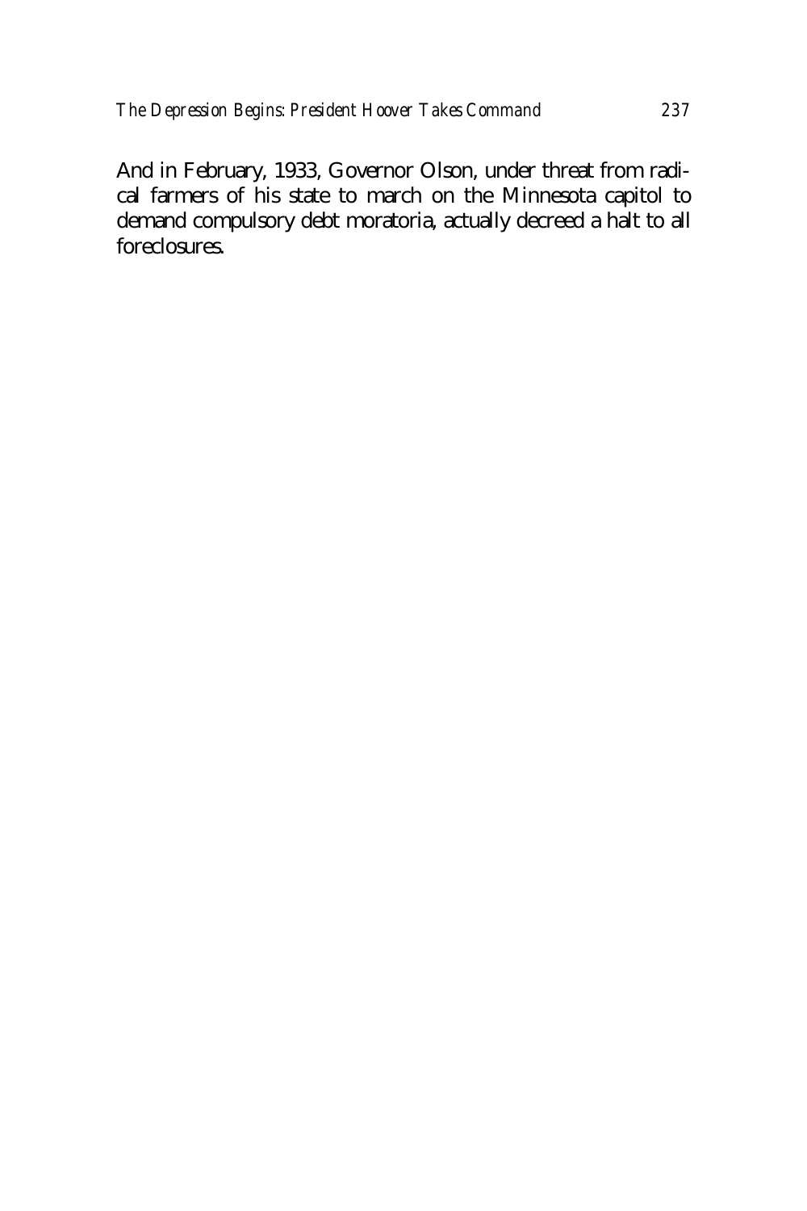And in February, 1933, Governor Olson, under threat from radical farmers of his state to march on the Minnesota capitol to demand compulsory debt moratoria, actually decreed a halt to all foreclosures.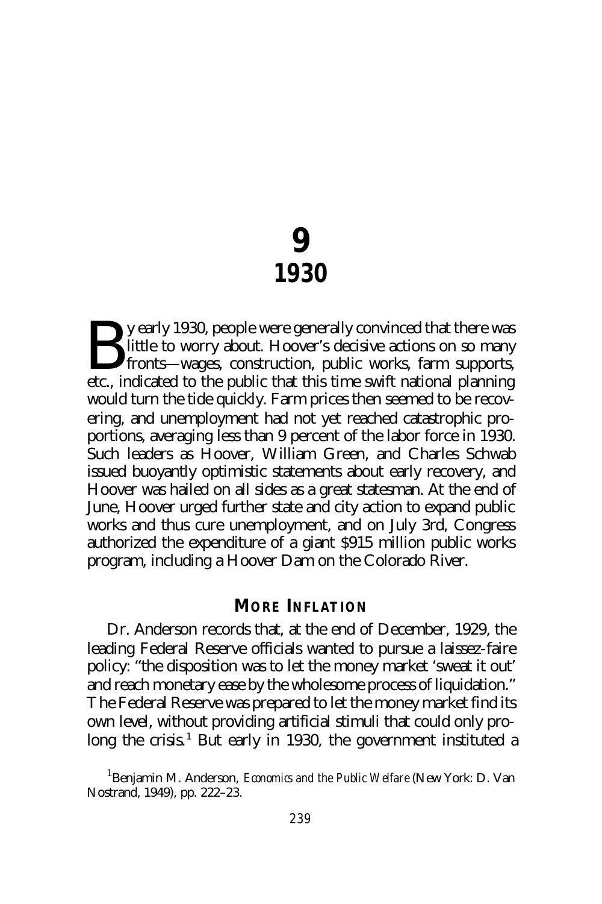# 9
# 1930

By early 1930, people were generally convinced that there was little to worry about. Hoover's decisive actions on so many fronts—wages, construction, public works, farm supports, etc., indicated to the public that this time swift national planning would turn the tide quickly. Farm prices then seemed to be recovering, and unemployment had not yet reached catastrophic proportions, averaging less than 9 percent of the labor force in 1930. Such leaders as Hoover, William Green, and Charles Schwab issued buoyantly optimistic statements about early recovery, and Hoover was hailed on all sides as a great statesman. At the end of June, Hoover urged further state and city action to expand public works and thus cure unemployment, and on July 3rd, Congress authorized the expenditure of a giant $915 million public works program, including a Hoover Dam on the Colorado River.

## MORE INFLATION

Dr. Anderson records that, at the end of December, 1929, the leading Federal Reserve officials wanted to pursue a laissez-faire policy: "the disposition was to let the money market 'sweat it out' and reach monetary ease by the wholesome process of liquidation." The Federal Reserve was prepared to let the money market find its own level, without providing artificial stimuli that could only prolong the crisis.[1] But early in 1930, the government instituted a

[1] Benjamin M. Anderson, *Economics and the Public Welfare* (New York: D. Van Nostrand, 1949), pp. 222–23.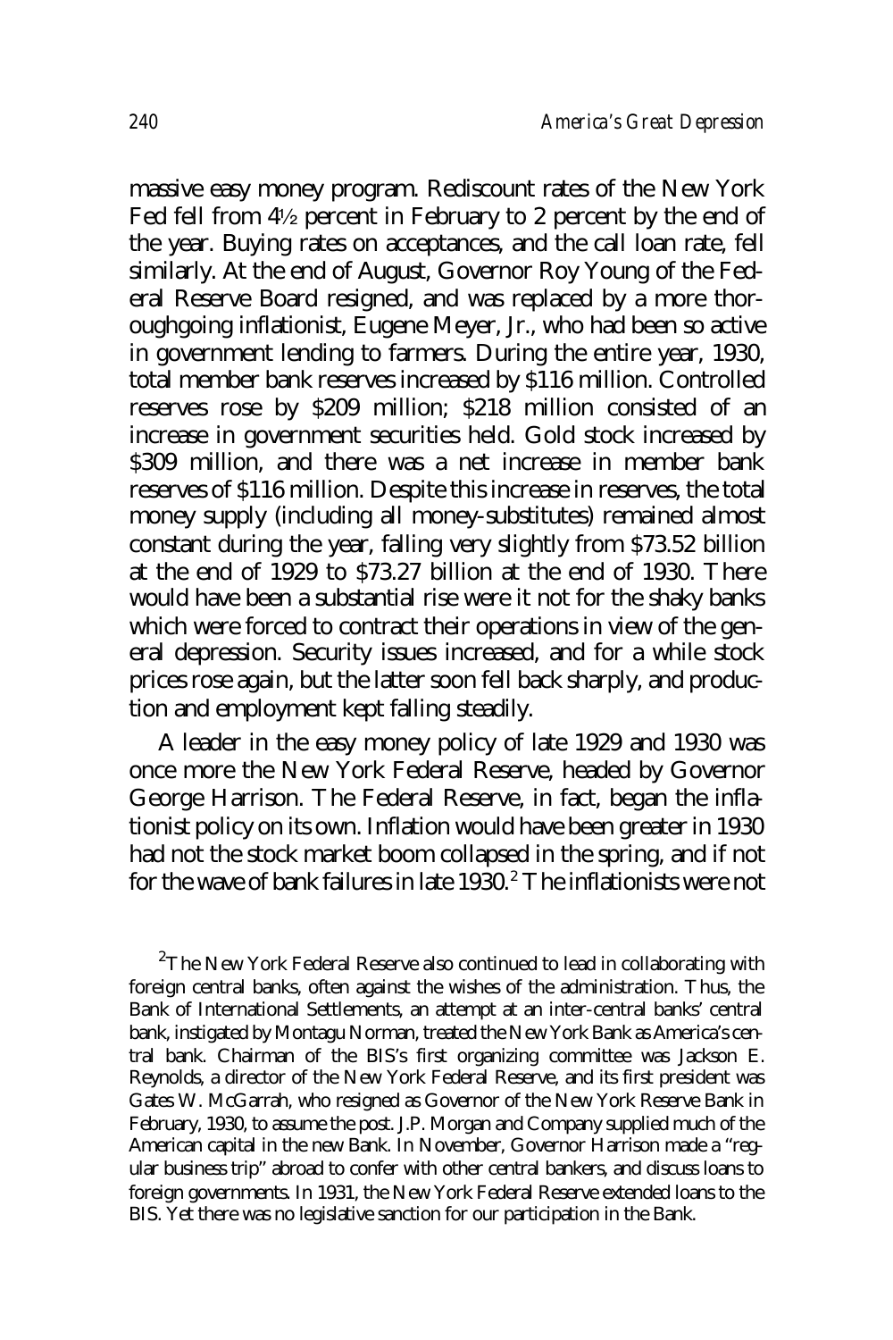massive easy money program. Rediscount rates of the New York Fed fell from 4½ percent in February to 2 percent by the end of the year. Buying rates on acceptances, and the call loan rate, fell similarly. At the end of August, Governor Roy Young of the Federal Reserve Board resigned, and was replaced by a more thoroughgoing inflationist, Eugene Meyer, Jr., who had been so active in government lending to farmers. During the entire year, 1930, total member bank reserves increased by $116 million. Controlled reserves rose by $209 million; $218 million consisted of an increase in government securities held. Gold stock increased by $309 million, and there was a net increase in member bank reserves of $116 million. Despite this increase in reserves, the total money supply (including all money-substitutes) remained almost constant during the year, falling very slightly from $73.52 billion at the end of 1929 to $73.27 billion at the end of 1930. There would have been a substantial rise were it not for the shaky banks which were forced to contract their operations in view of the general depression. Security issues increased, and for a while stock prices rose again, but the latter soon fell back sharply, and production and employment kept falling steadily.

A leader in the easy money policy of late 1929 and 1930 was once more the New York Federal Reserve, headed by Governor George Harrison. The Federal Reserve, in fact, began the inflationist policy on its own. Inflation would have been greater in 1930 had not the stock market boom collapsed in the spring, and if not for the wave of bank failures in late 1930.[2] The inflationists were not

[2] The New York Federal Reserve also continued to lead in collaborating with foreign central banks, often against the wishes of the administration. Thus, the Bank of International Settlements, an attempt at an inter-central banks' central bank, instigated by Montagu Norman, treated the New York Bank as America's central bank. Chairman of the BIS's first organizing committee was Jackson E. Reynolds, a director of the New York Federal Reserve, and its first president was Gates W. McGarrah, who resigned as Governor of the New York Reserve Bank in February, 1930, to assume the post. J.P. Morgan and Company supplied much of the American capital in the new Bank. In November, Governor Harrison made a "regular business trip" abroad to confer with other central bankers, and discuss loans to foreign governments. In 1931, the New York Federal Reserve extended loans to the BIS. Yet there was no legislative sanction for our participation in the Bank.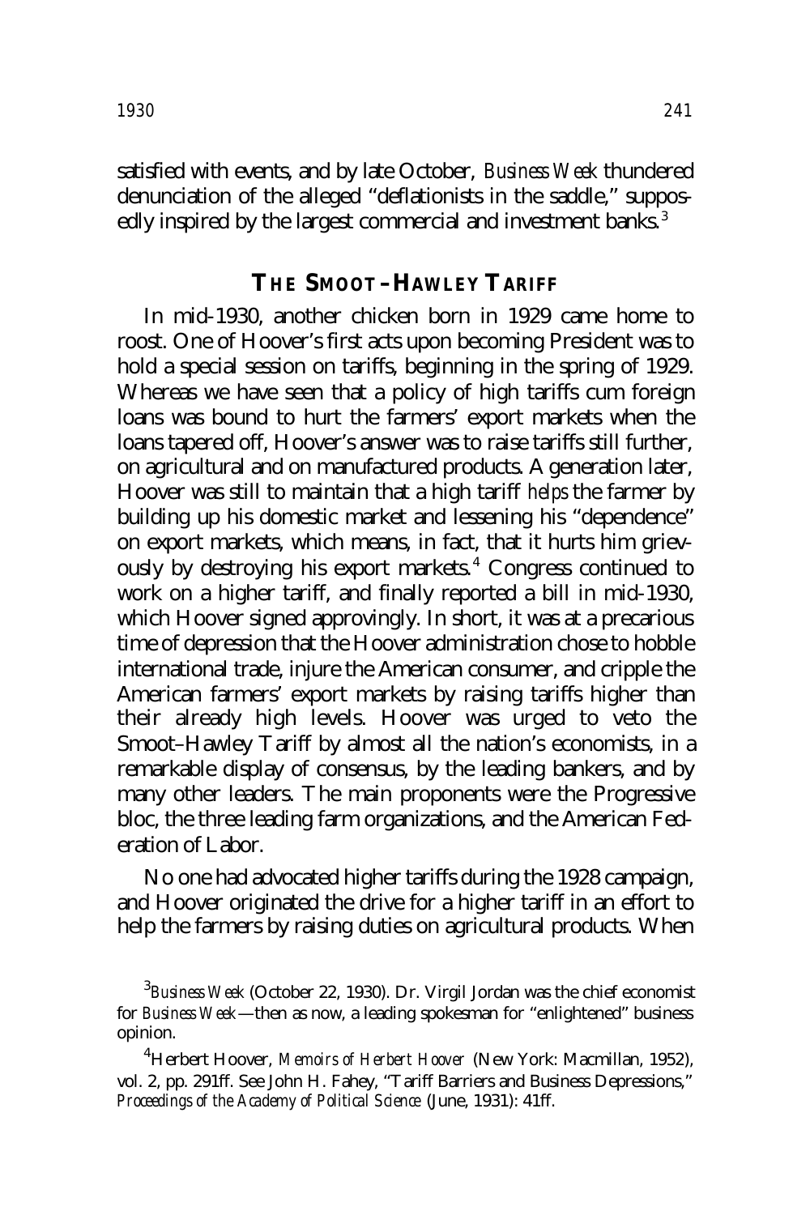satisfied with events, and by late October, *Business Week* thundered denunciation of the alleged "deflationists in the saddle," supposedly inspired by the largest commercial and investment banks.[3]

## THE SMOOT–HAWLEY TARIFF

In mid-1930, another chicken born in 1929 came home to roost. One of Hoover's first acts upon becoming President was to hold a special session on tariffs, beginning in the spring of 1929. Whereas we have seen that a policy of high tariffs cum foreign loans was bound to hurt the farmers' export markets when the loans tapered off, Hoover's answer was to raise tariffs still further, on agricultural and on manufactured products. A generation later, Hoover was still to maintain that a high tariff *helps* the farmer by building up his domestic market and lessening his "dependence" on export markets, which means, in fact, that it hurts him grievously by destroying his export markets.[4] Congress continued to work on a higher tariff, and finally reported a bill in mid-1930, which Hoover signed approvingly. In short, it was at a precarious time of depression that the Hoover administration chose to hobble international trade, injure the American consumer, and cripple the American farmers' export markets by raising tariffs higher than their already high levels. Hoover was urged to veto the Smoot–Hawley Tariff by almost all the nation's economists, in a remarkable display of consensus, by the leading bankers, and by many other leaders. The main proponents were the Progressive bloc, the three leading farm organizations, and the American Federation of Labor.

No one had advocated higher tariffs during the 1928 campaign, and Hoover originated the drive for a higher tariff in an effort to help the farmers by raising duties on agricultural products. When

[3] *Business Week* (October 22, 1930). Dr. Virgil Jordan was the chief economist for *Business Week*—then as now, a leading spokesman for "enlightened" business opinion.

[4] Herbert Hoover, *Memoirs of Herbert Hoover* (New York: Macmillan, 1952), vol. 2, pp. 291ff. See John H. Fahey, "Tariff Barriers and Business Depressions," *Proceedings of the Academy of Political Science* (June, 1931): 41ff.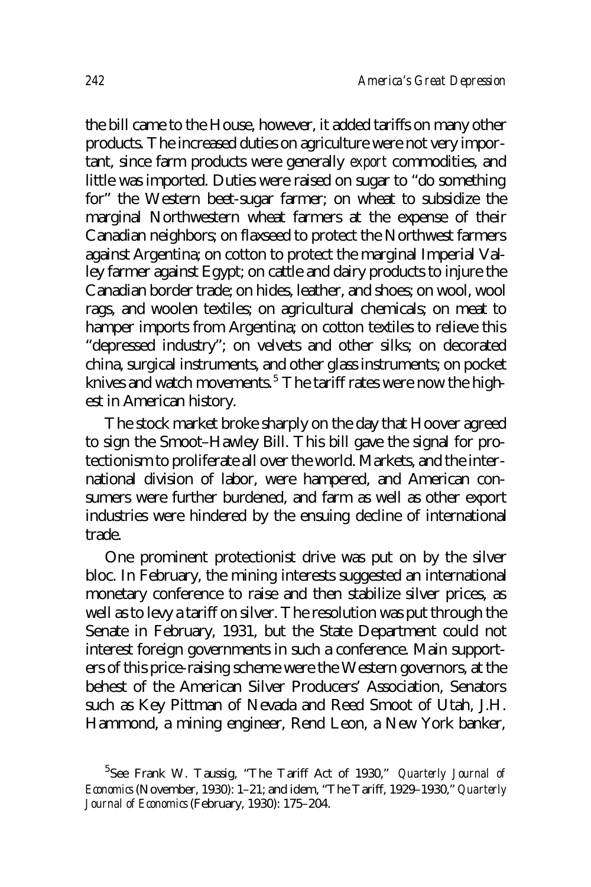the bill came to the House, however, it added tariffs on many other products. The increased duties on agriculture were not very important, since farm products were generally *export* commodities, and little was imported. Duties were raised on sugar to "do something for" the Western beet-sugar farmer; on wheat to subsidize the marginal Northwestern wheat farmers at the expense of their Canadian neighbors; on flaxseed to protect the Northwest farmers against Argentina; on cotton to protect the marginal Imperial Valley farmer against Egypt; on cattle and dairy products to injure the Canadian border trade; on hides, leather, and shoes; on wool, wool rags, and woolen textiles; on agricultural chemicals; on meat to hamper imports from Argentina; on cotton textiles to relieve this "depressed industry"; on velvets and other silks; on decorated china, surgical instruments, and other glass instruments; on pocket knives and watch movements.[5] The tariff rates were now the highest in American history.

The stock market broke sharply on the day that Hoover agreed to sign the Smoot–Hawley Bill. This bill gave the signal for protectionism to proliferate all over the world. Markets, and the international division of labor, were hampered, and American consumers were further burdened, and farm as well as other export industries were hindered by the ensuing decline of international trade.

One prominent protectionist drive was put on by the silver bloc. In February, the mining interests suggested an international monetary conference to raise and then stabilize silver prices, as well as to levy a tariff on silver. The resolution was put through the Senate in February, 1931, but the State Department could not interest foreign governments in such a conference. Main supporters of this price-raising scheme were the Western governors, at the behest of the American Silver Producers' Association, Senators such as Key Pittman of Nevada and Reed Smoot of Utah, J.H. Hammond, a mining engineer, Rend Leon, a New York banker,

[5] See Frank W. Taussig, "The Tariff Act of 1930," *Quarterly Journal of Economics* (November, 1930): 1–21; and idem, "The Tariff, 1929–1930," *Quarterly Journal of Economics* (February, 1930): 175–204.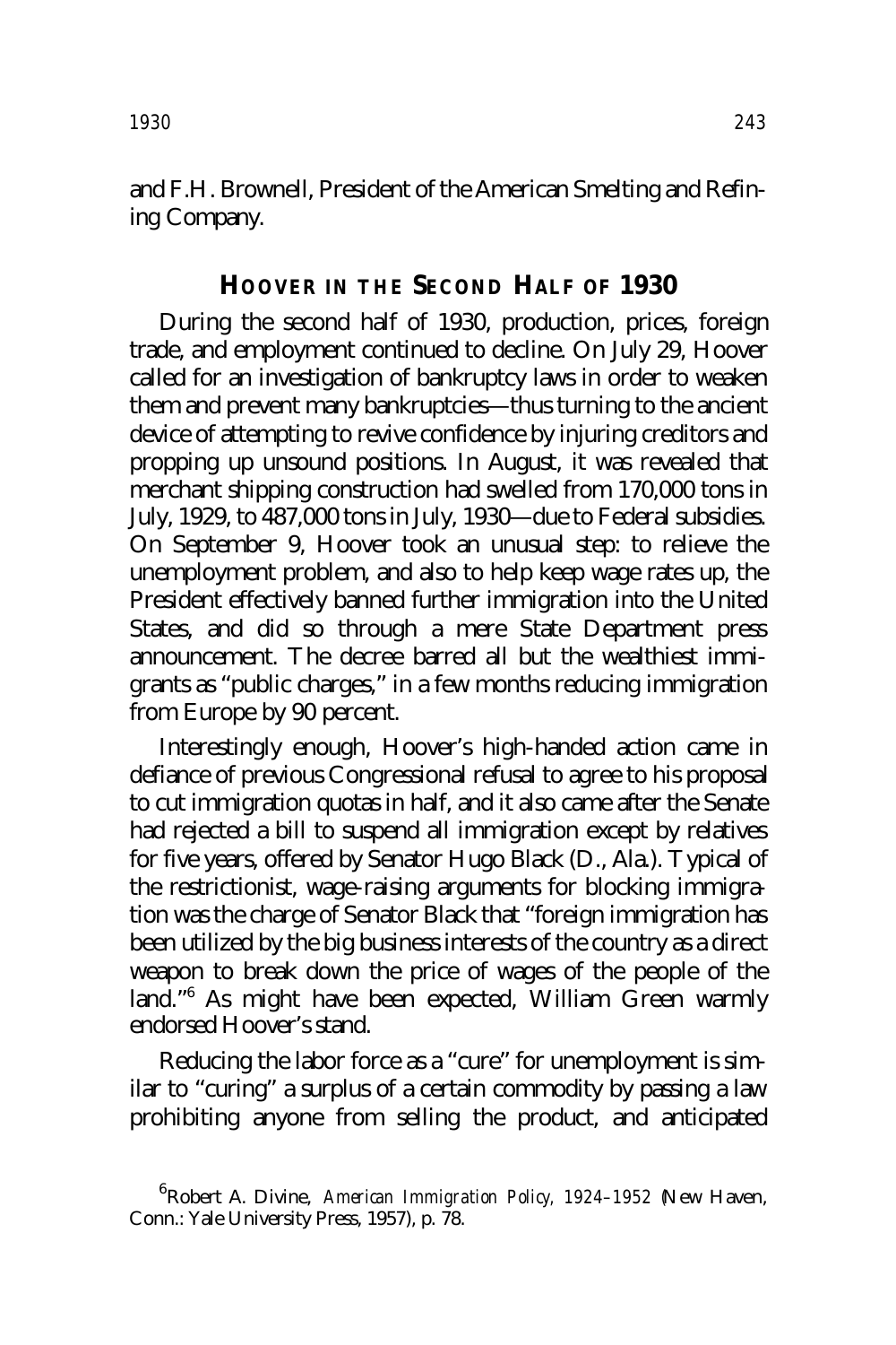and F.H. Brownell, President of the American Smelting and Refining Company.

## HOOVER IN THE SECOND HALF OF 1930

During the second half of 1930, production, prices, foreign trade, and employment continued to decline. On July 29, Hoover called for an investigation of bankruptcy laws in order to weaken them and prevent many bankruptcies—thus turning to the ancient device of attempting to revive confidence by injuring creditors and propping up unsound positions. In August, it was revealed that merchant shipping construction had swelled from 170,000 tons in July, 1929, to 487,000 tons in July, 1930—due to Federal subsidies. On September 9, Hoover took an unusual step: to relieve the unemployment problem, and also to help keep wage rates up, the President effectively banned further immigration into the United States, and did so through a mere State Department press announcement. The decree barred all but the wealthiest immigrants as "public charges," in a few months reducing immigration from Europe by 90 percent.

Interestingly enough, Hoover's high-handed action came in defiance of previous Congressional refusal to agree to his proposal to cut immigration quotas in half, and it also came after the Senate had rejected a bill to suspend all immigration except by relatives for five years, offered by Senator Hugo Black (D., Ala.). Typical of the restrictionist, wage-raising arguments for blocking immigration was the charge of Senator Black that "foreign immigration has been utilized by the big business interests of the country as a direct weapon to break down the price of wages of the people of the land."[6] As might have been expected, William Green warmly endorsed Hoover's stand.

Reducing the labor force as a "cure" for unemployment is similar to "curing" a surplus of a certain commodity by passing a law prohibiting anyone from selling the product, and anticipated

[6] Robert A. Divine, *American Immigration Policy, 1924–1952* (New Haven, Conn.: Yale University Press, 1957), p. 78.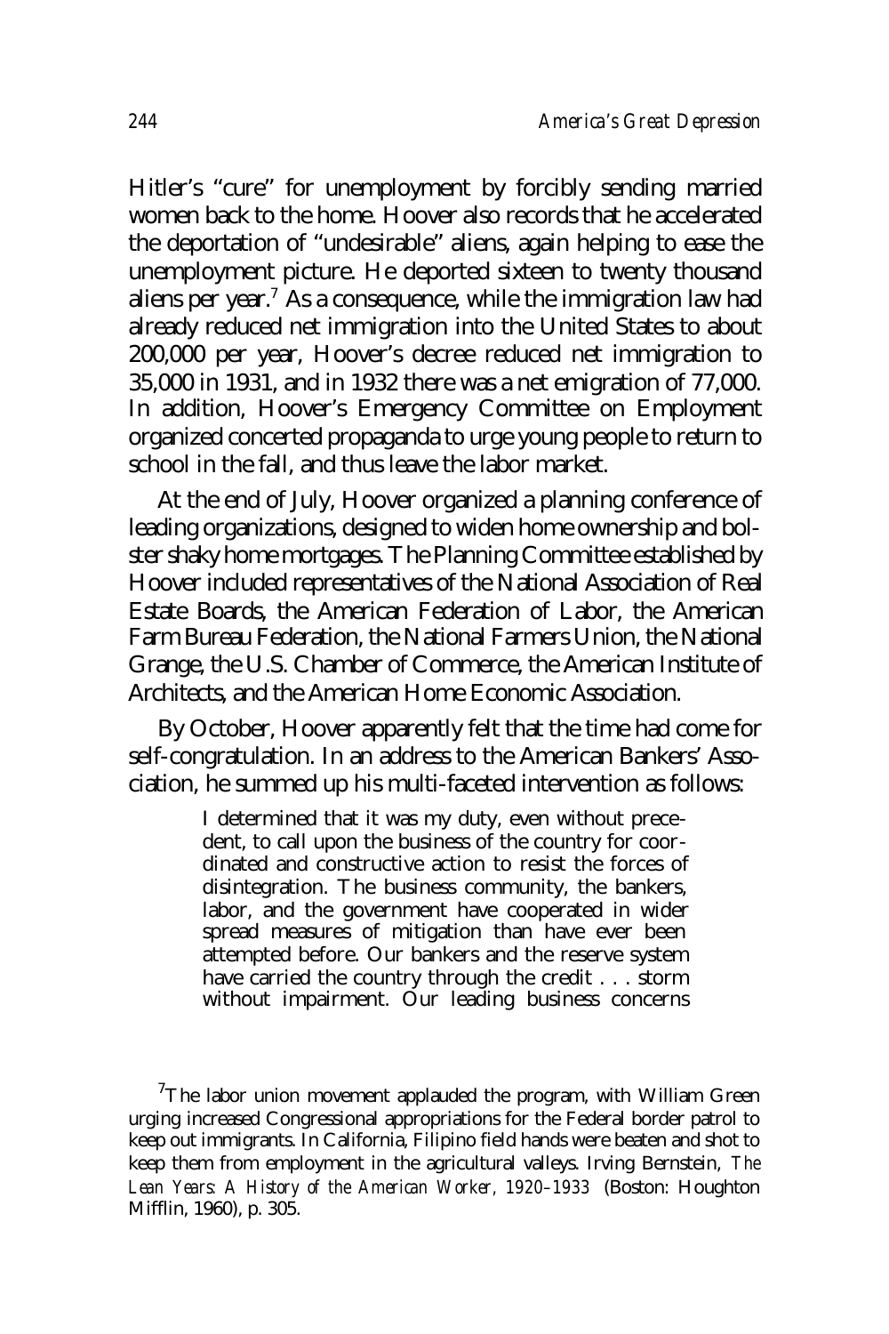Hitler's "cure" for unemployment by forcibly sending married women back to the home. Hoover also records that he accelerated the deportation of "undesirable" aliens, again helping to ease the unemployment picture. He deported sixteen to twenty thousand aliens per year.[7] As a consequence, while the immigration law had already reduced net immigration into the United States to about 200,000 per year, Hoover's decree reduced net immigration to 35,000 in 1931, and in 1932 there was a net emigration of 77,000. In addition, Hoover's Emergency Committee on Employment organized concerted propaganda to urge young people to return to school in the fall, and thus leave the labor market.

At the end of July, Hoover organized a planning conference of leading organizations, designed to widen home ownership and bolster shaky home mortgages. The Planning Committee established by Hoover included representatives of the National Association of Real Estate Boards, the American Federation of Labor, the American Farm Bureau Federation, the National Farmers Union, the National Grange, the U.S. Chamber of Commerce, the American Institute of Architects, and the American Home Economic Association.

By October, Hoover apparently felt that the time had come for self-congratulation. In an address to the American Bankers' Association, he summed up his multi-faceted intervention as follows:

> I determined that it was my duty, even without precedent, to call upon the business of the country for coordinated and constructive action to resist the forces of disintegration. The business community, the bankers, labor, and the government have cooperated in wider spread measures of mitigation than have ever been attempted before. Our bankers and the reserve system have carried the country through the credit . . . storm without impairment. Our leading business concerns

[7] The labor union movement applauded the program, with William Green urging increased Congressional appropriations for the Federal border patrol to keep out immigrants. In California, Filipino field hands were beaten and shot to keep them from employment in the agricultural valleys. Irving Bernstein, *The Lean Years: A History of the American Worker, 1920–1933* (Boston: Houghton Mifflin, 1960), p. 305.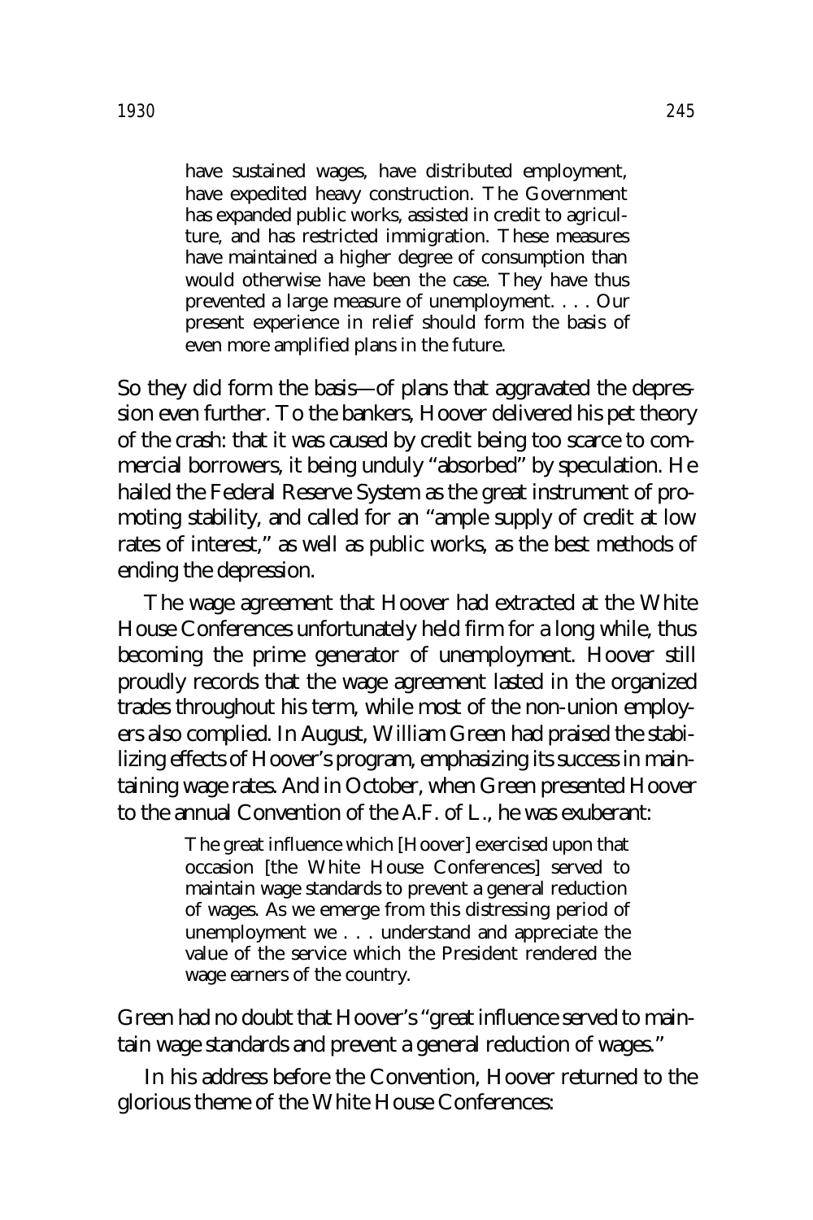> have sustained wages, have distributed employment, have expedited heavy construction. The Government has expanded public works, assisted in credit to agriculture, and has restricted immigration. These measures have maintained a higher degree of consumption than would otherwise have been the case. They have thus prevented a large measure of unemployment. . . . Our present experience in relief should form the basis of even more amplified plans in the future.

So they did form the basis—of plans that aggravated the depression even further. To the bankers, Hoover delivered his pet theory of the crash: that it was caused by credit being too scarce to commercial borrowers, it being unduly "absorbed" by speculation. He hailed the Federal Reserve System as the great instrument of promoting stability, and called for an "ample supply of credit at low rates of interest," as well as public works, as the best methods of ending the depression.

The wage agreement that Hoover had extracted at the White House Conferences unfortunately held firm for a long while, thus becoming the prime generator of unemployment. Hoover still proudly records that the wage agreement lasted in the organized trades throughout his term, while most of the non-union employers also complied. In August, William Green had praised the stabilizing effects of Hoover's program, emphasizing its success in maintaining wage rates. And in October, when Green presented Hoover to the annual Convention of the A.F. of L., he was exuberant:

> The great influence which [Hoover] exercised upon that occasion [the White House Conferences] served to maintain wage standards to prevent a general reduction of wages. As we emerge from this distressing period of unemployment we . . . understand and appreciate the value of the service which the President rendered the wage earners of the country.

Green had no doubt that Hoover's "great influence served to maintain wage standards and prevent a general reduction of wages."

In his address before the Convention, Hoover returned to the glorious theme of the White House Conferences: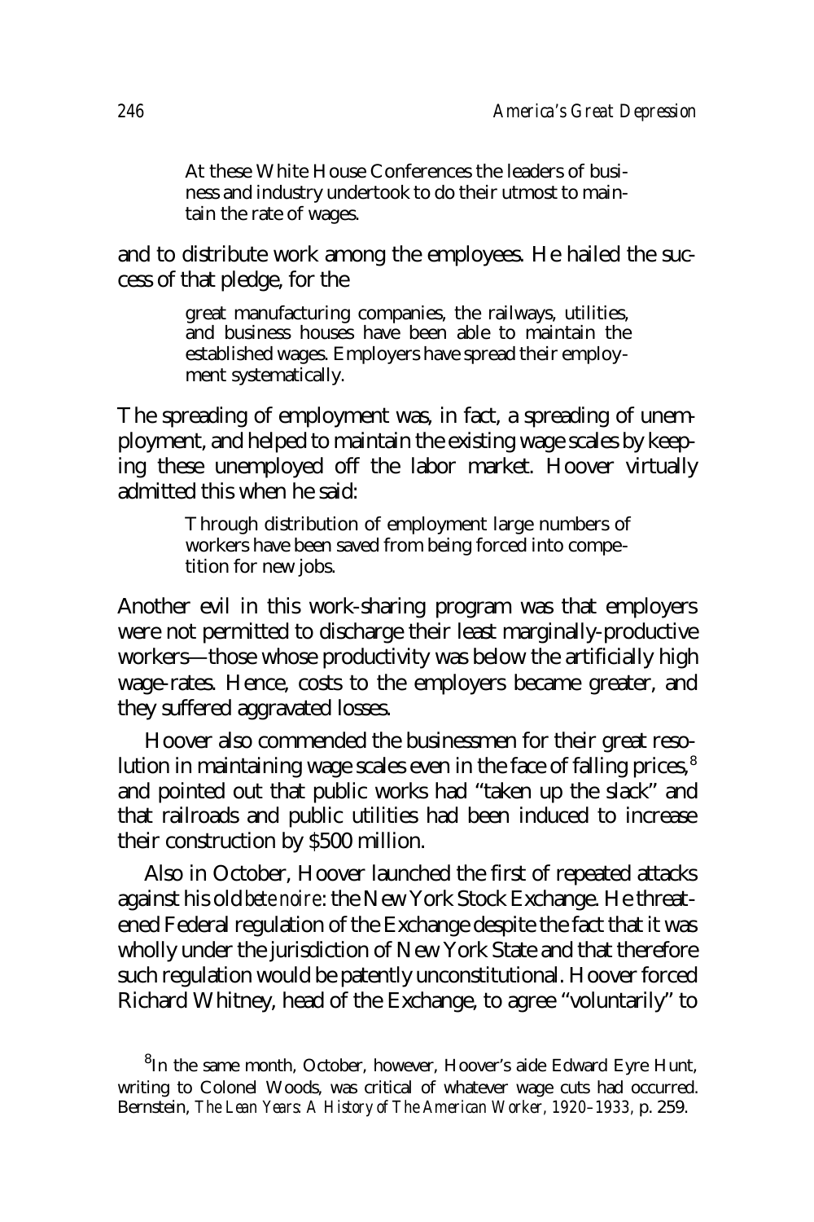> At these White House Conferences the leaders of business and industry undertook to do their utmost to maintain the rate of wages.

and to distribute work among the employees. He hailed the success of that pledge, for the

> great manufacturing companies, the railways, utilities, and business houses have been able to maintain the established wages. Employers have spread their employment systematically.

The spreading of employment was, in fact, a spreading of unemployment, and helped to maintain the existing wage scales by keeping these unemployed off the labor market. Hoover virtually admitted this when he said:

> Through distribution of employment large numbers of workers have been saved from being forced into competition for new jobs.

Another evil in this work-sharing program was that employers were not permitted to discharge their least marginally-productive workers—those whose productivity was below the artificially high wage-rates. Hence, costs to the employers became greater, and they suffered aggravated losses.

Hoover also commended the businessmen for their great resolution in maintaining wage scales even in the face of falling prices,[8] and pointed out that public works had "taken up the slack" and that railroads and public utilities had been induced to increase their construction by $500 million.

Also in October, Hoover launched the first of repeated attacks against his old *bete noire*: the New York Stock Exchange. He threatened Federal regulation of the Exchange despite the fact that it was wholly under the jurisdiction of New York State and that therefore such regulation would be patently unconstitutional. Hoover forced Richard Whitney, head of the Exchange, to agree "voluntarily" to

---

[8] In the same month, October, however, Hoover's aide Edward Eyre Hunt, writing to Colonel Woods, was critical of whatever wage cuts had occurred. Bernstein, *The Lean Years: A History of The American Worker, 1920–1933*, p. 259.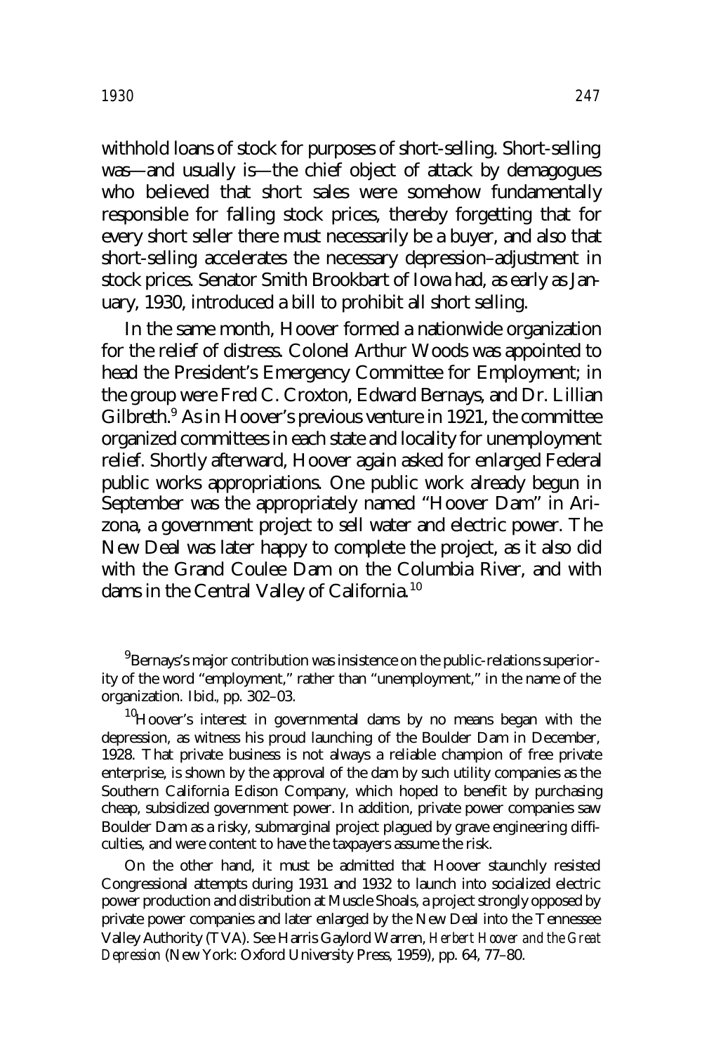withhold loans of stock for purposes of short-selling. Short-selling was—and usually is—the chief object of attack by demagogues who believed that short sales were somehow fundamentally responsible for falling stock prices, thereby forgetting that for every short seller there must necessarily be a buyer, and also that short-selling accelerates the necessary depression–adjustment in stock prices. Senator Smith Brookbart of Iowa had, as early as January, 1930, introduced a bill to prohibit all short selling.

In the same month, Hoover formed a nationwide organization for the relief of distress. Colonel Arthur Woods was appointed to head the President's Emergency Committee for Employment; in the group were Fred C. Croxton, Edward Bernays, and Dr. Lillian Gilbreth.[9] As in Hoover's previous venture in 1921, the committee organized committees in each state and locality for unemployment relief. Shortly afterward, Hoover again asked for enlarged Federal public works appropriations. One public work already begun in September was the appropriately named "Hoover Dam" in Arizona, a government project to sell water and electric power. The New Deal was later happy to complete the project, as it also did with the Grand Coulee Dam on the Columbia River, and with dams in the Central Valley of California.[10]

[9]Bernays's major contribution was insistence on the public-relations superiority of the word "employment," rather than "unemployment," in the name of the organization. Ibid., pp. 302–03.

[10]Hoover's interest in governmental dams by no means began with the depression, as witness his proud launching of the Boulder Dam in December, 1928. That private business is not always a reliable champion of free private enterprise, is shown by the approval of the dam by such utility companies as the Southern California Edison Company, which hoped to benefit by purchasing cheap, subsidized government power. In addition, private power companies saw Boulder Dam as a risky, submarginal project plagued by grave engineering difficulties, and were content to have the taxpayers assume the risk.

On the other hand, it must be admitted that Hoover staunchly resisted Congressional attempts during 1931 and 1932 to launch into socialized electric power production and distribution at Muscle Shoals, a project strongly opposed by private power companies and later enlarged by the New Deal into the Tennessee Valley Authority (TVA). See Harris Gaylord Warren, *Herbert Hoover and the Great Depression* (New York: Oxford University Press, 1959), pp. 64, 77–80.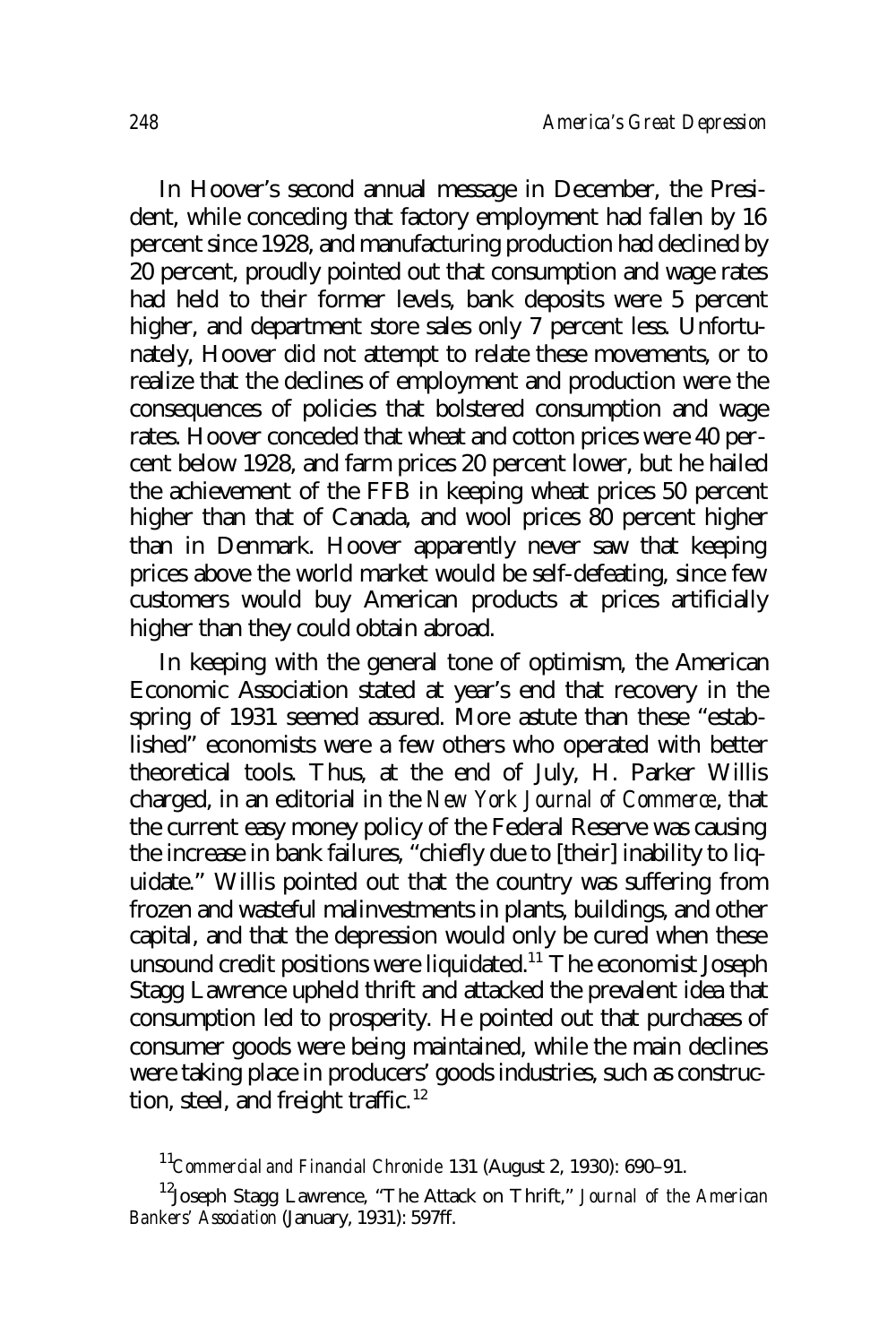In Hoover's second annual message in December, the President, while conceding that factory employment had fallen by 16 percent since 1928, and manufacturing production had declined by 20 percent, proudly pointed out that consumption and wage rates had held to their former levels, bank deposits were 5 percent higher, and department store sales only 7 percent less. Unfortunately, Hoover did not attempt to relate these movements, or to realize that the declines of employment and production were the consequences of policies that bolstered consumption and wage rates. Hoover conceded that wheat and cotton prices were 40 percent below 1928, and farm prices 20 percent lower, but he hailed the achievement of the FFB in keeping wheat prices 50 percent higher than that of Canada, and wool prices 80 percent higher than in Denmark. Hoover apparently never saw that keeping prices above the world market would be self-defeating, since few customers would buy American products at prices artificially higher than they could obtain abroad.

In keeping with the general tone of optimism, the American Economic Association stated at year's end that recovery in the spring of 1931 seemed assured. More astute than these "established" economists were a few others who operated with better theoretical tools. Thus, at the end of July, H. Parker Willis charged, in an editorial in the *New York Journal of Commerce*, that the current easy money policy of the Federal Reserve was causing the increase in bank failures, "chiefly due to [their] inability to liquidate." Willis pointed out that the country was suffering from frozen and wasteful malinvestments in plants, buildings, and other capital, and that the depression would only be cured when these unsound credit positions were liquidated.[11] The economist Joseph Stagg Lawrence upheld thrift and attacked the prevalent idea that consumption led to prosperity. He pointed out that purchases of consumer goods were being maintained, while the main declines were taking place in producers' goods industries, such as construction, steel, and freight traffic.[12]

[11] *Commercial and Financial Chronicle* 131 (August 2, 1930): 690–91.

[12] Joseph Stagg Lawrence, "The Attack on Thrift," *Journal of the American Bankers' Association* (January, 1931): 597ff.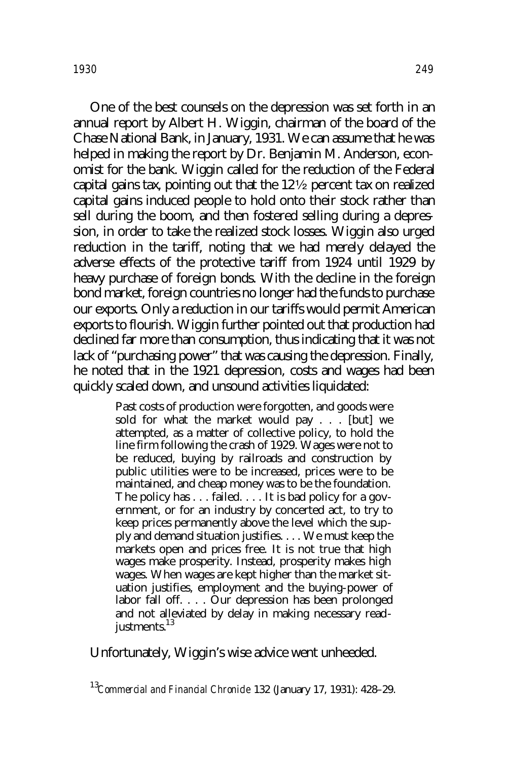One of the best counsels on the depression was set forth in an annual report by Albert H. Wiggin, chairman of the board of the Chase National Bank, in January, 1931. We can assume that he was helped in making the report by Dr. Benjamin M. Anderson, economist for the bank. Wiggin called for the reduction of the Federal capital gains tax, pointing out that the 12½ percent tax on realized capital gains induced people to hold onto their stock rather than sell during the boom, and then fostered selling during a depression, in order to take the realized stock losses. Wiggin also urged reduction in the tariff, noting that we had merely delayed the adverse effects of the protective tariff from 1924 until 1929 by heavy purchase of foreign bonds. With the decline in the foreign bond market, foreign countries no longer had the funds to purchase our exports. Only a reduction in our tariffs would permit American exports to flourish. Wiggin further pointed out that production had declined far more than consumption, thus indicating that it was not lack of "purchasing power" that was causing the depression. Finally, he noted that in the 1921 depression, costs and wages had been quickly scaled down, and unsound activities liquidated:

> Past costs of production were forgotten, and goods were sold for what the market would pay . . . [but] we attempted, as a matter of collective policy, to hold the line firm following the crash of 1929. Wages were not to be reduced, buying by railroads and construction by public utilities were to be increased, prices were to be maintained, and cheap money was to be the foundation. The policy has . . . failed. . . . It is bad policy for a government, or for an industry by concerted act, to try to keep prices permanently above the level which the supply and demand situation justifies. . . . We must keep the markets open and prices free. It is not true that high wages make prosperity. Instead, prosperity makes high wages. When wages are kept higher than the market situation justifies, employment and the buying-power of labor fall off. . . . Our depression has been prolonged and not alleviated by delay in making necessary readjustments.[13]

Unfortunately, Wiggin's wise advice went unheeded.

[13] *Commercial and Financial Chronicle* 132 (January 17, 1931): 428–29.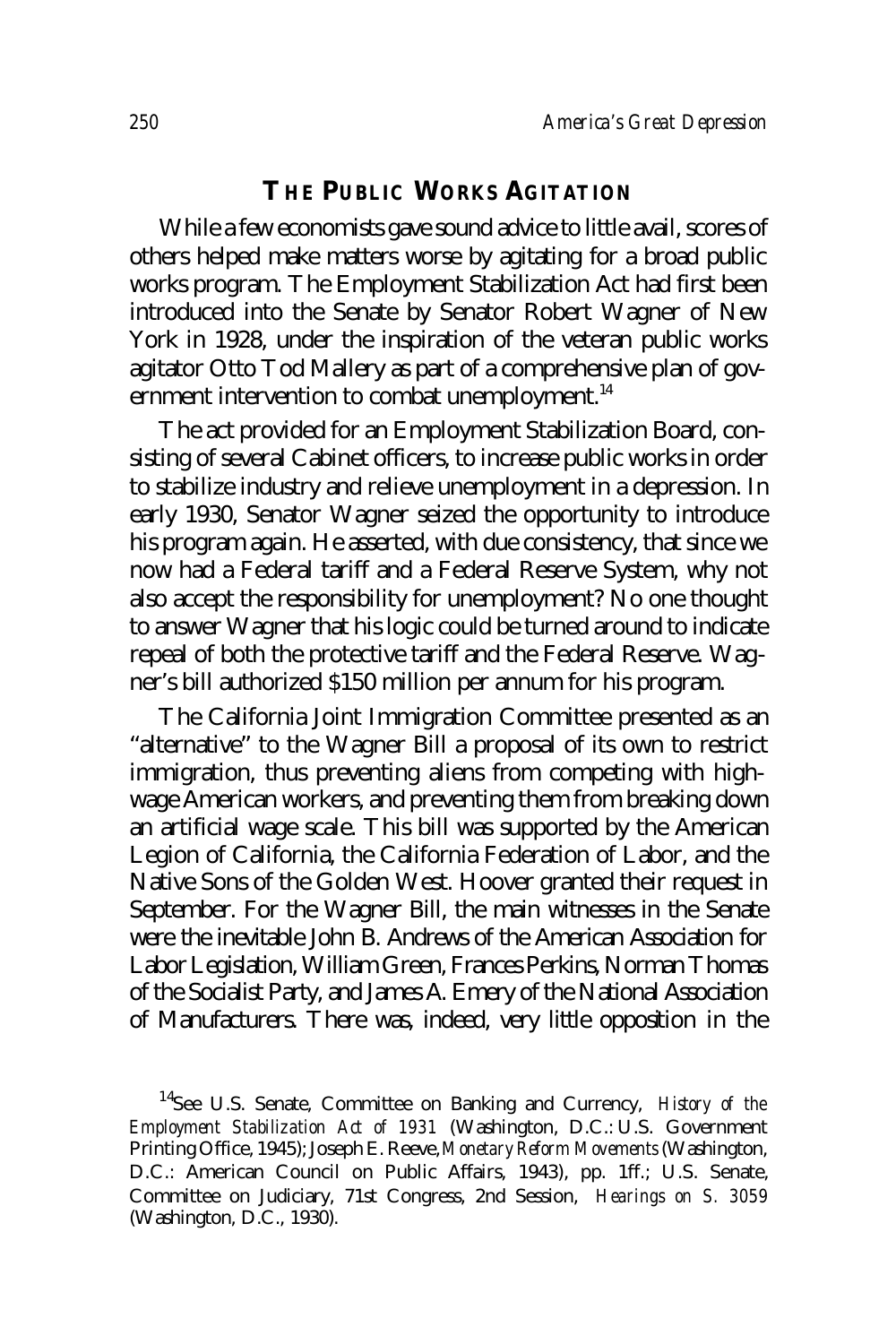## THE PUBLIC WORKS AGITATION

While a few economists gave sound advice to little avail, scores of others helped make matters worse by agitating for a broad public works program. The Employment Stabilization Act had first been introduced into the Senate by Senator Robert Wagner of New York in 1928, under the inspiration of the veteran public works agitator Otto Tod Mallery as part of a comprehensive plan of government intervention to combat unemployment.[14]

The act provided for an Employment Stabilization Board, consisting of several Cabinet officers, to increase public works in order to stabilize industry and relieve unemployment in a depression. In early 1930, Senator Wagner seized the opportunity to introduce his program again. He asserted, with due consistency, that since we now had a Federal tariff and a Federal Reserve System, why not also accept the responsibility for unemployment? No one thought to answer Wagner that his logic could be turned around to indicate repeal of both the protective tariff and the Federal Reserve. Wagner's bill authorized $150 million per annum for his program.

The California Joint Immigration Committee presented as an "alternative" to the Wagner Bill a proposal of its own to restrict immigration, thus preventing aliens from competing with high-wage American workers, and preventing them from breaking down an artificial wage scale. This bill was supported by the American Legion of California, the California Federation of Labor, and the Native Sons of the Golden West. Hoover granted their request in September. For the Wagner Bill, the main witnesses in the Senate were the inevitable John B. Andrews of the American Association for Labor Legislation, William Green, Frances Perkins, Norman Thomas of the Socialist Party, and James A. Emery of the National Association of Manufacturers. There was, indeed, very little opposition in the

[14] See U.S. Senate, Committee on Banking and Currency, *History of the Employment Stabilization Act of 1931* (Washington, D.C.: U.S. Government Printing Office, 1945); Joseph E. Reeve, *Monetary Reform Movements* (Washington, D.C.: American Council on Public Affairs, 1943), pp. 1ff.; U.S. Senate, Committee on Judiciary, 71st Congress, 2nd Session, *Hearings on S. 3059* (Washington, D.C., 1930).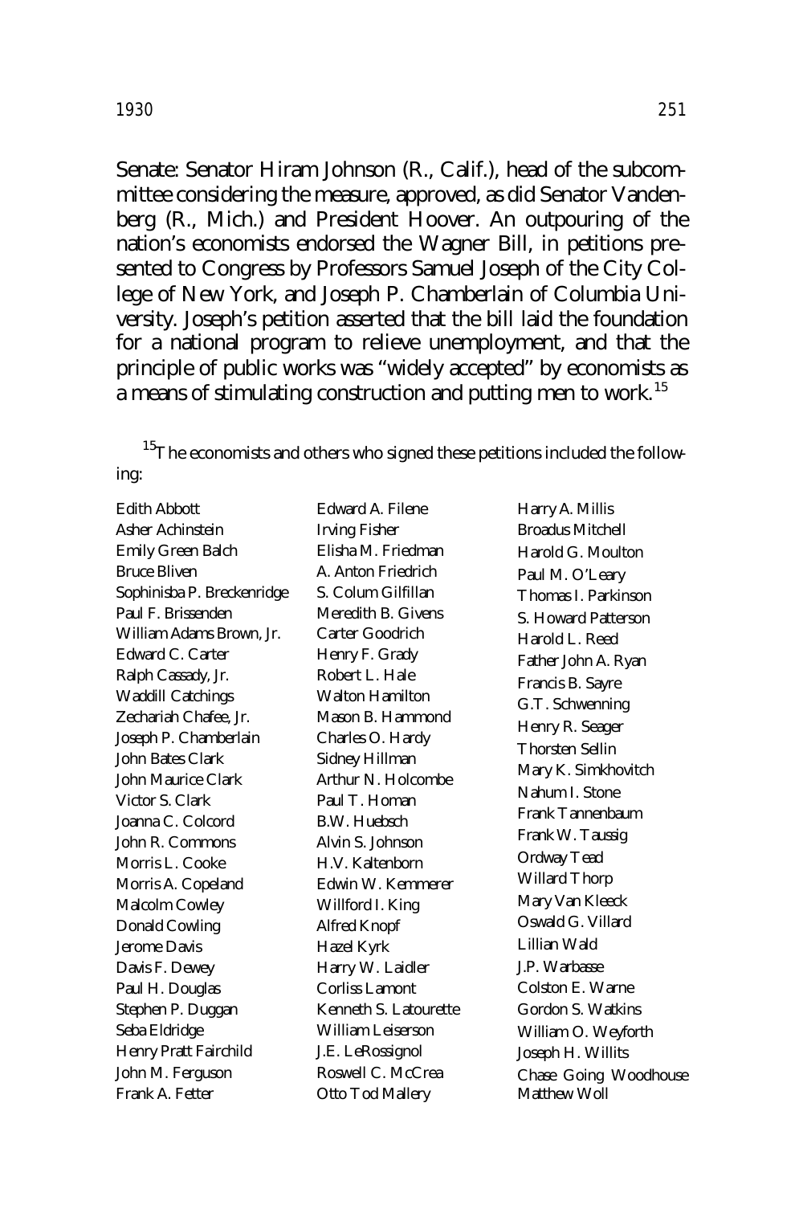Senate: Senator Hiram Johnson (R., Calif.), head of the subcommittee considering the measure, approved, as did Senator Vandenberg (R., Mich.) and President Hoover. An outpouring of the nation's economists endorsed the Wagner Bill, in petitions presented to Congress by Professors Samuel Joseph of the City College of New York, and Joseph P. Chamberlain of Columbia University. Joseph's petition asserted that the bill laid the foundation for a national program to relieve unemployment, and that the principle of public works was "widely accepted" by economists as a means of stimulating construction and putting men to work.[15]

[15]The economists and others who signed these petitions included the following:

Edith Abbott
Asher Achinstein
Emily Green Balch
Bruce Bliven
Sophinisba P. Breckenridge
Paul F. Brissenden
William Adams Brown, Jr.
Edward C. Carter
Ralph Cassady, Jr.
Waddill Catchings
Zechariah Chafee, Jr.
Joseph P. Chamberlain
John Bates Clark
John Maurice Clark
Victor S. Clark
Joanna C. Colcord
John R. Commons
Morris L. Cooke
Morris A. Copeland
Malcolm Cowley
Donald Cowling
Jerome Davis
Davis F. Dewey
Paul H. Douglas
Stephen P. Duggan
Seba Eldridge
Henry Pratt Fairchild
John M. Ferguson
Frank A. Fetter
Edward A. Filene
Irving Fisher
Elisha M. Friedman
A. Anton Friedrich
S. Colum Gilfillan
Meredith B. Givens
Carter Goodrich
Henry F. Grady
Robert L. Hale
Walton Hamilton
Mason B. Hammond
Charles O. Hardy
Sidney Hillman
Arthur N. Holcombe
Paul T. Homan
B.W. Huebsch
Alvin S. Johnson
H.V. Kaltenborn
Edwin W. Kemmerer
Willford I. King
Alfred Knopf
Hazel Kyrk
Harry W. Laidler
Corliss Lamont
Kenneth S. Latourette
William Leiserson
J.E. LeRossignol
Roswell C. McCrea
Otto Tod Mallery
Harry A. Millis
Broadus Mitchell
Harold G. Moulton
Paul M. O'Leary
Thomas I. Parkinson
S. Howard Patterson
Harold L. Reed
Father John A. Ryan
Francis B. Sayre
G.T. Schwenning
Henry R. Seager
Thorsten Sellin
Mary K. Simkhovitch
Nahum I. Stone
Frank Tannenbaum
Frank W. Taussig
Ordway Tead
Willard Thorp
Mary Van Kleeck
Oswald G. Villard
Lillian Wald
J.P. Warbasse
Colston E. Warne
Gordon S. Watkins
William O. Weyforth
Joseph H. Willits
Chase Going Woodhouse
Matthew Woll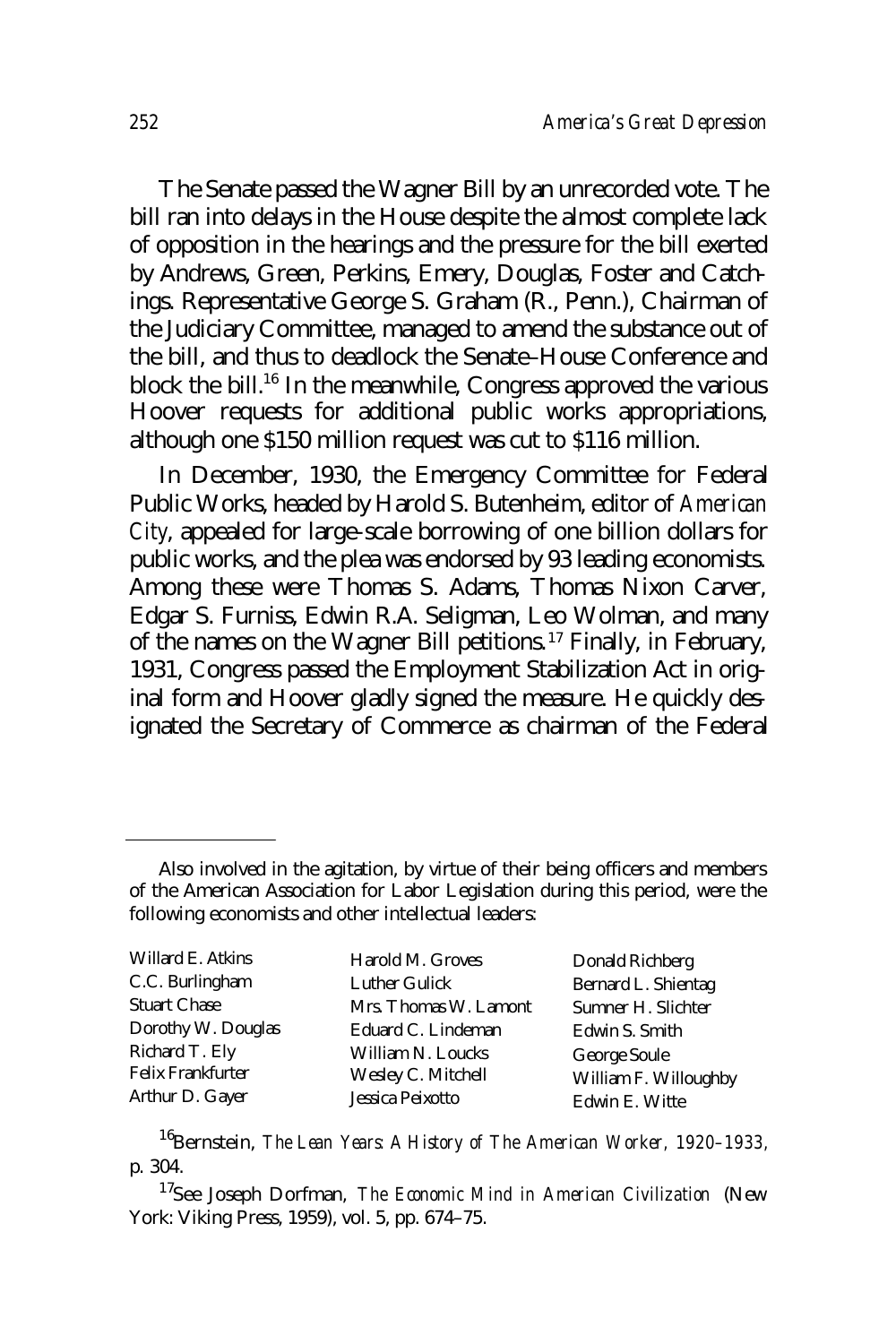The Senate passed the Wagner Bill by an unrecorded vote. The bill ran into delays in the House despite the almost complete lack of opposition in the hearings and the pressure for the bill exerted by Andrews, Green, Perkins, Emery, Douglas, Foster and Catchings. Representative George S. Graham (R., Penn.), Chairman of the Judiciary Committee, managed to amend the substance out of the bill, and thus to deadlock the Senate–House Conference and block the bill.[16] In the meanwhile, Congress approved the various Hoover requests for additional public works appropriations, although one $150 million request was cut to $116 million.

In December, 1930, the Emergency Committee for Federal Public Works, headed by Harold S. Butenheim, editor of *American City*, appealed for large-scale borrowing of one billion dollars for public works, and the plea was endorsed by 93 leading economists. Among these were Thomas S. Adams, Thomas Nixon Carver, Edgar S. Furniss, Edwin R.A. Seligman, Leo Wolman, and many of the names on the Wagner Bill petitions.[17] Finally, in February, 1931, Congress passed the Employment Stabilization Act in original form and Hoover gladly signed the measure. He quickly designated the Secretary of Commerce as chairman of the Federal

---

Also involved in the agitation, by virtue of their being officers and members of the American Association for Labor Legislation during this period, were the following economists and other intellectual leaders:

| | | |
|---|---|---|
| Willard E. Atkins | Harold M. Groves | Donald Richberg |
| C.C. Burlingham | Luther Gulick | Bernard L. Shientag |
| Stuart Chase | Mrs. Thomas W. Lamont | Sumner H. Slichter |
| Dorothy W. Douglas | Eduard C. Lindeman | Edwin S. Smith |
| Richard T. Ely | William N. Loucks | George Soule |
| Felix Frankfurter | Wesley C. Mitchell | William F. Willoughby |
| Arthur D. Gayer | Jessica Peixotto | Edwin E. Witte |

[16] Bernstein, *The Lean Years: A History of The American Worker, 1920–1933*, p. 304.

[17] See Joseph Dorfman, *The Economic Mind in American Civilization* (New York: Viking Press, 1959), vol. 5, pp. 674–75.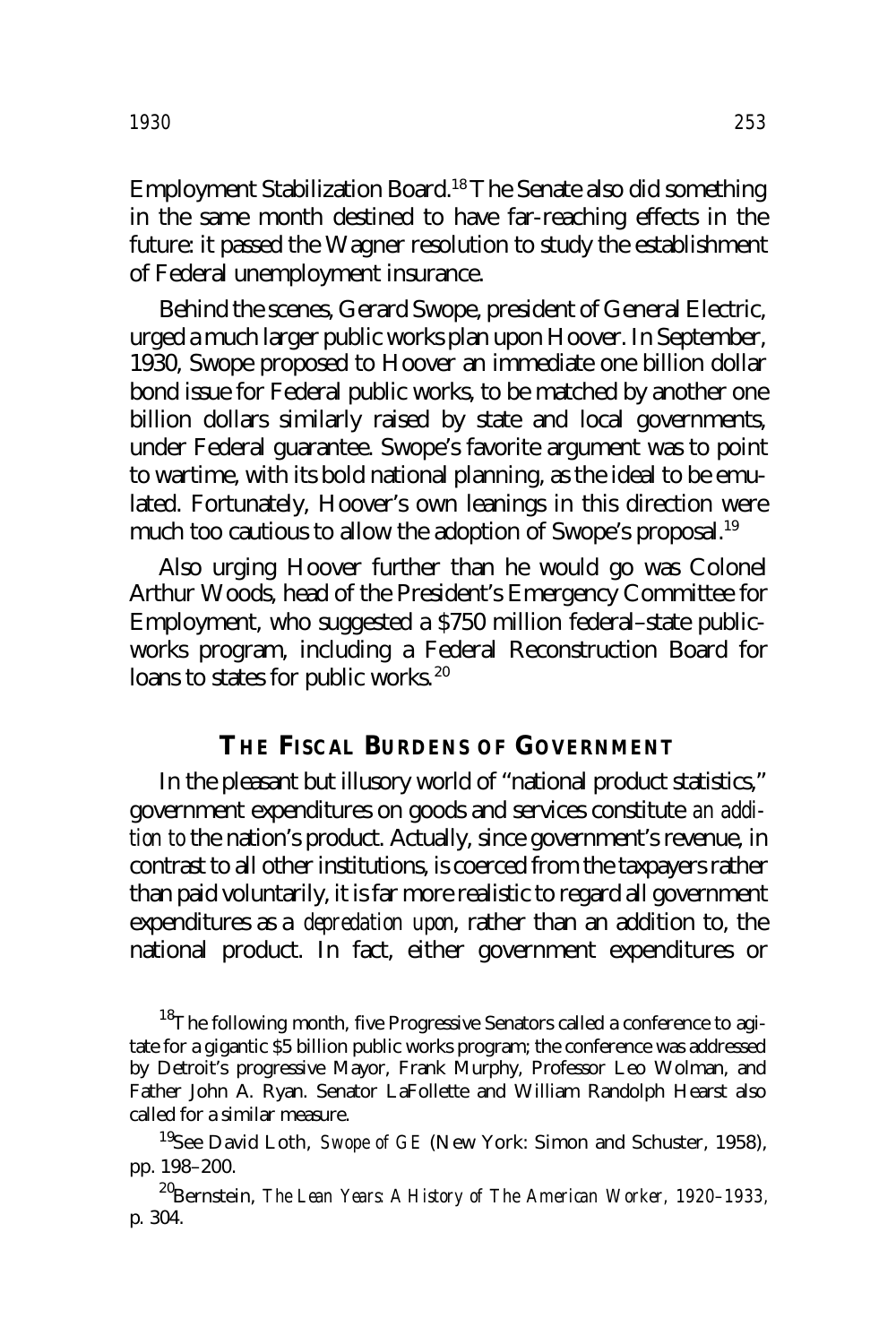Employment Stabilization Board.[18] The Senate also did something in the same month destined to have far-reaching effects in the future: it passed the Wagner resolution to study the establishment of Federal unemployment insurance.

Behind the scenes, Gerard Swope, president of General Electric, urged a much larger public works plan upon Hoover. In September, 1930, Swope proposed to Hoover an immediate one billion dollar bond issue for Federal public works, to be matched by another one billion dollars similarly raised by state and local governments, under Federal guarantee. Swope's favorite argument was to point to wartime, with its bold national planning, as the ideal to be emulated. Fortunately, Hoover's own leanings in this direction were much too cautious to allow the adoption of Swope's proposal.[19]

Also urging Hoover further than he would go was Colonel Arthur Woods, head of the President's Emergency Committee for Employment, who suggested a $750 million federal–state public-works program, including a Federal Reconstruction Board for loans to states for public works.[20]

## THE FISCAL BURDENS OF GOVERNMENT

In the pleasant but illusory world of "national product statistics," government expenditures on goods and services constitute *an addition to* the nation's product. Actually, since government's revenue, in contrast to all other institutions, is coerced from the taxpayers rather than paid voluntarily, it is far more realistic to regard all government expenditures as a *depredation upon*, rather than an addition to, the national product. In fact, either government expenditures or

---

[18] The following month, five Progressive Senators called a conference to agitate for a gigantic $5 billion public works program; the conference was addressed by Detroit's progressive Mayor, Frank Murphy, Professor Leo Wolman, and Father John A. Ryan. Senator LaFollette and William Randolph Hearst also called for a similar measure.

[19] See David Loth, *Swope of GE* (New York: Simon and Schuster, 1958), pp. 198–200.

[20] Bernstein, *The Lean Years: A History of The American Worker, 1920–1933*, p. 304.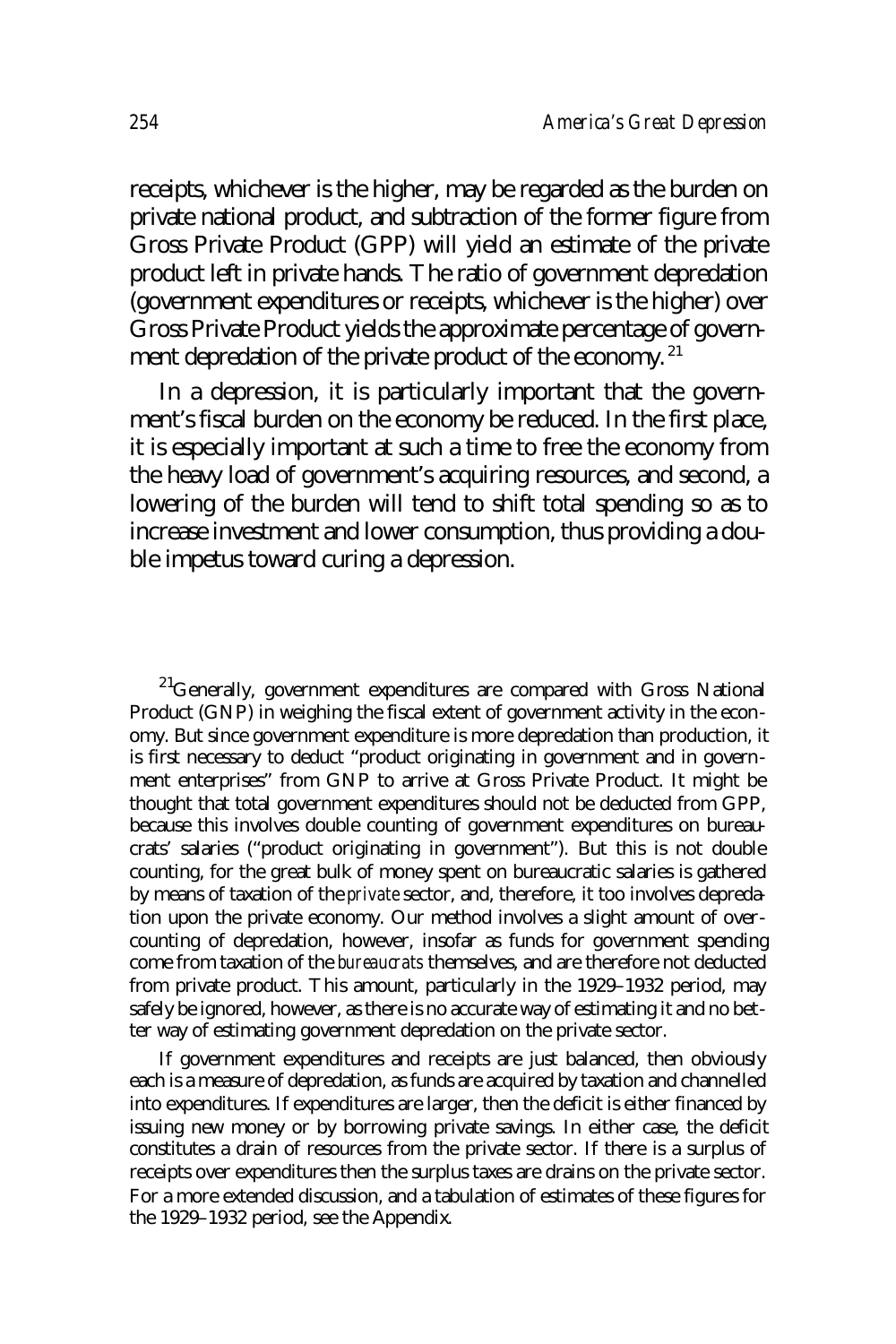receipts, whichever is the higher, may be regarded as the burden on private national product, and subtraction of the former figure from Gross Private Product (GPP) will yield an estimate of the private product left in private hands. The ratio of government depredation (government expenditures or receipts, whichever is the higher) over Gross Private Product yields the approximate percentage of government depredation of the private product of the economy.[21]

In a depression, it is particularly important that the government's fiscal burden on the economy be reduced. In the first place, it is especially important at such a time to free the economy from the heavy load of government's acquiring resources, and second, a lowering of the burden will tend to shift total spending so as to increase investment and lower consumption, thus providing a double impetus toward curing a depression.

[21]Generally, government expenditures are compared with Gross National Product (GNP) in weighing the fiscal extent of government activity in the economy. But since government expenditure is more depredation than production, it is first necessary to deduct "product originating in government and in government enterprises" from GNP to arrive at Gross Private Product. It might be thought that total government expenditures should not be deducted from GPP, because this involves double counting of government expenditures on bureaucrats' salaries ("product originating in government"). But this is not double counting, for the great bulk of money spent on bureaucratic salaries is gathered by means of taxation of the *private* sector, and, therefore, it too involves depredation upon the private economy. Our method involves a slight amount of overcounting of depredation, however, insofar as funds for government spending come from taxation of the *bureaucrats* themselves, and are therefore not deducted from private product. This amount, particularly in the 1929–1932 period, may safely be ignored, however, as there is no accurate way of estimating it and no better way of estimating government depredation on the private sector.

If government expenditures and receipts are just balanced, then obviously each is a measure of depredation, as funds are acquired by taxation and channelled into expenditures. If expenditures are larger, then the deficit is either financed by issuing new money or by borrowing private savings. In either case, the deficit constitutes a drain of resources from the private sector. If there is a surplus of receipts over expenditures then the surplus taxes are drains on the private sector. For a more extended discussion, and a tabulation of estimates of these figures for the 1929–1932 period, see the Appendix.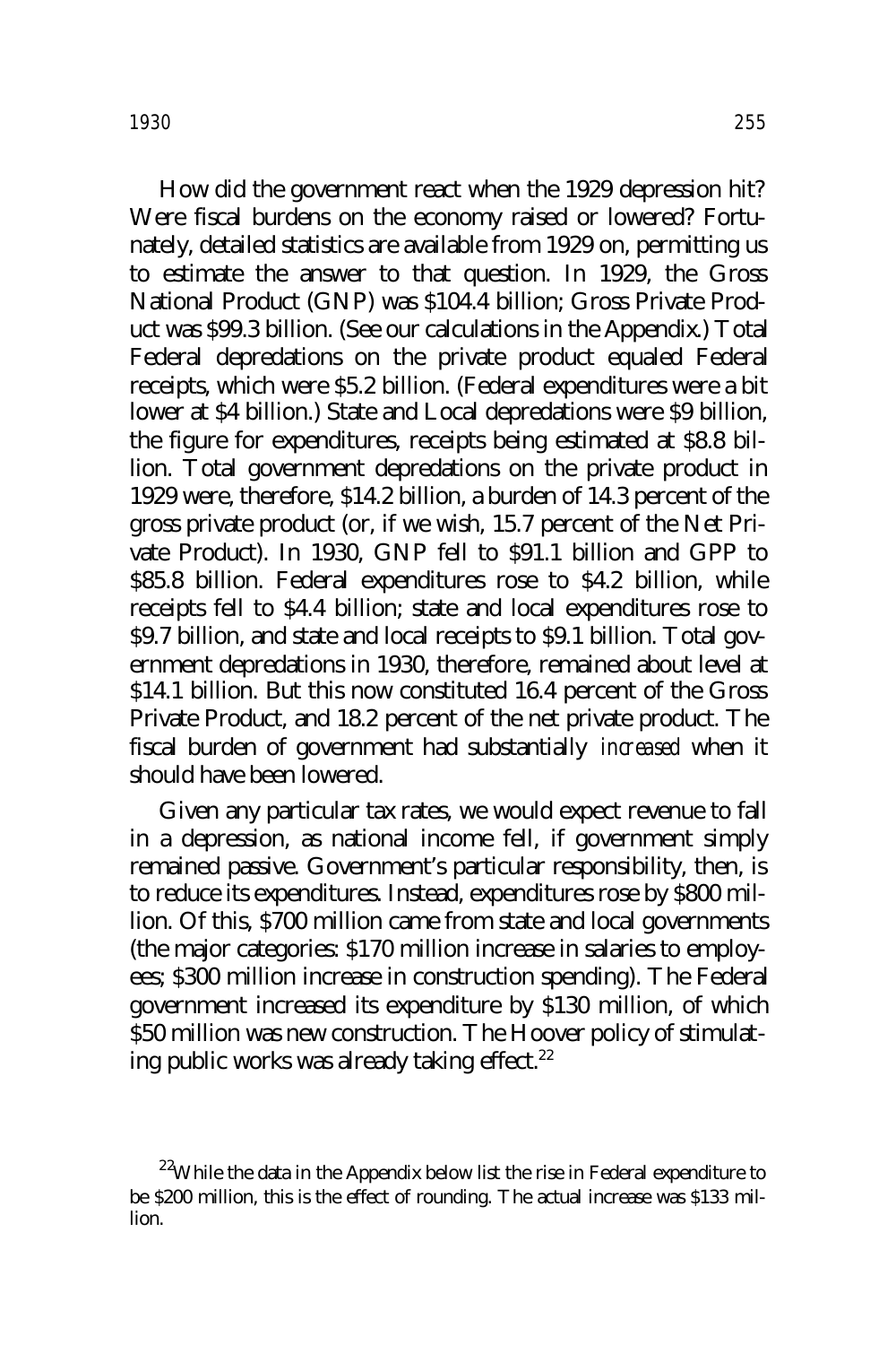How did the government react when the 1929 depression hit? Were fiscal burdens on the economy raised or lowered? Fortunately, detailed statistics are available from 1929 on, permitting us to estimate the answer to that question. In 1929, the Gross National Product (GNP) was $104.4 billion; Gross Private Product was $99.3 billion. (See our calculations in the Appendix.) Total Federal depredations on the private product equaled Federal receipts, which were $5.2 billion. (Federal expenditures were a bit lower at $4 billion.) State and Local depredations were $9 billion, the figure for expenditures, receipts being estimated at $8.8 billion. Total government depredations on the private product in 1929 were, therefore, $14.2 billion, a burden of 14.3 percent of the gross private product (or, if we wish, 15.7 percent of the Net Private Product). In 1930, GNP fell to $91.1 billion and GPP to $85.8 billion. Federal expenditures rose to $4.2 billion, while receipts fell to $4.4 billion; state and local expenditures rose to $9.7 billion, and state and local receipts to $9.1 billion. Total government depredations in 1930, therefore, remained about level at $14.1 billion. But this now constituted 16.4 percent of the Gross Private Product, and 18.2 percent of the net private product. The fiscal burden of government had substantially *increased* when it should have been lowered.

Given any particular tax rates, we would expect revenue to fall in a depression, as national income fell, if government simply remained passive. Government's particular responsibility, then, is to reduce its expenditures. Instead, expenditures rose by $800 million. Of this, $700 million came from state and local governments (the major categories: $170 million increase in salaries to employees; $300 million increase in construction spending). The Federal government increased its expenditure by $130 million, of which $50 million was new construction. The Hoover policy of stimulating public works was already taking effect.[22]

[22] While the data in the Appendix below list the rise in Federal expenditure to be $200 million, this is the effect of rounding. The actual increase was $133 million.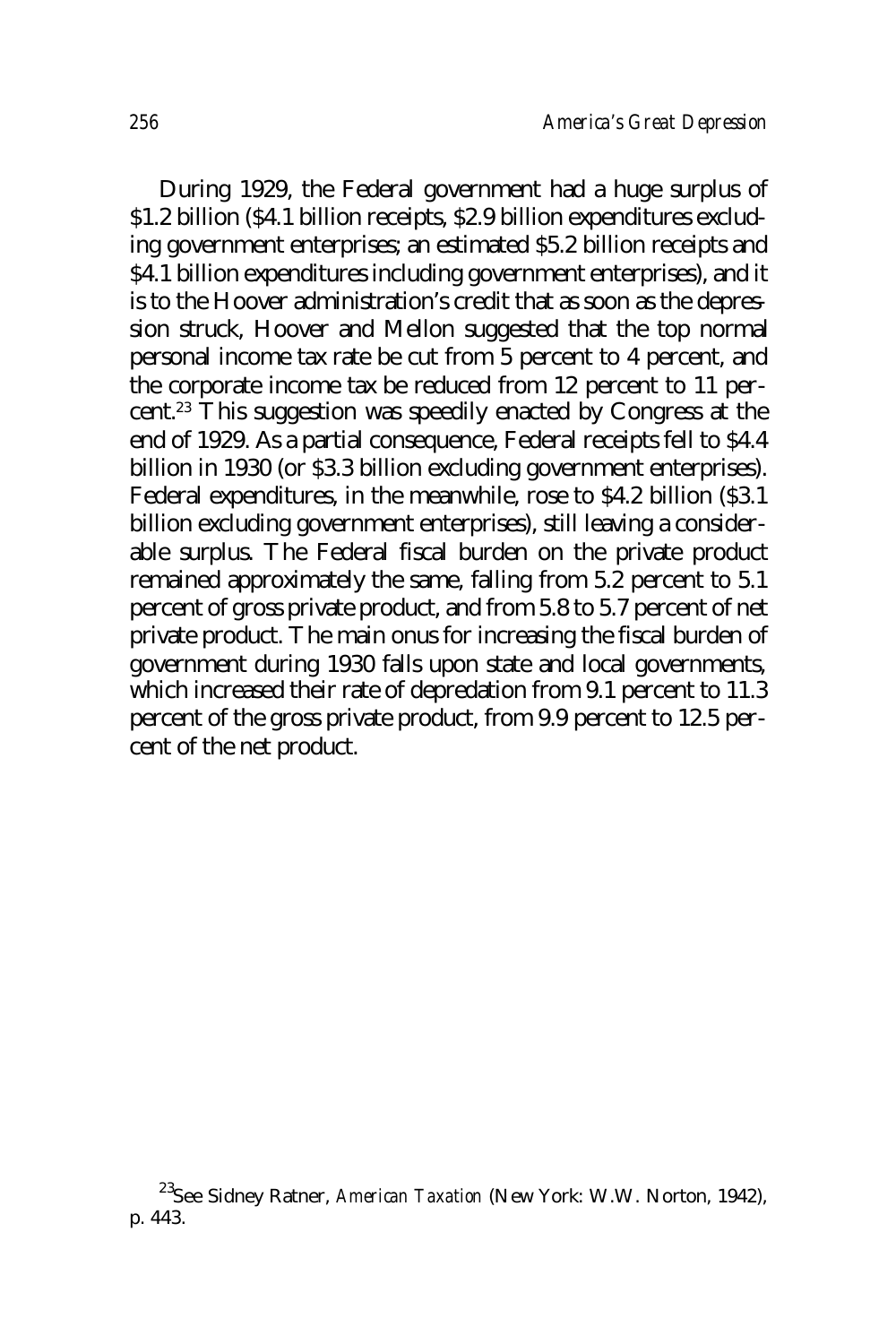During 1929, the Federal government had a huge surplus of $1.2 billion ($4.1 billion receipts, $2.9 billion expenditures excluding government enterprises; an estimated $5.2 billion receipts and $4.1 billion expenditures including government enterprises), and it is to the Hoover administration's credit that as soon as the depression struck, Hoover and Mellon suggested that the top normal personal income tax rate be cut from 5 percent to 4 percent, and the corporate income tax be reduced from 12 percent to 11 percent.[23] This suggestion was speedily enacted by Congress at the end of 1929. As a partial consequence, Federal receipts fell to $4.4 billion in 1930 (or $3.3 billion excluding government enterprises). Federal expenditures, in the meanwhile, rose to $4.2 billion ($3.1 billion excluding government enterprises), still leaving a considerable surplus. The Federal fiscal burden on the private product remained approximately the same, falling from 5.2 percent to 5.1 percent of gross private product, and from 5.8 to 5.7 percent of net private product. The main onus for increasing the fiscal burden of government during 1930 falls upon state and local governments, which increased their rate of depredation from 9.1 percent to 11.3 percent of the gross private product, from 9.9 percent to 12.5 percent of the net product.

[23]See Sidney Ratner, *American Taxation* (New York: W.W. Norton, 1942), p. 443.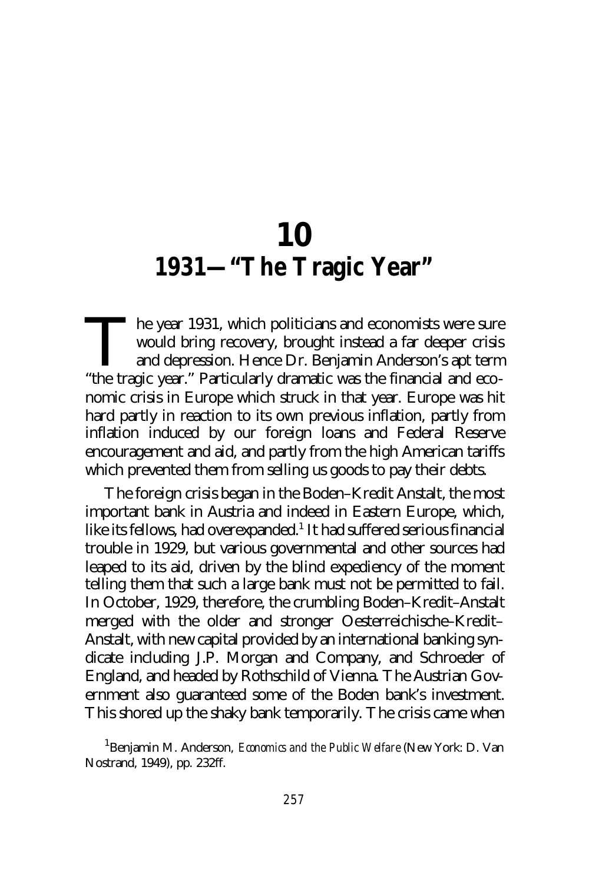# 10
# 1931—"The Tragic Year"

The year 1931, which politicians and economists were sure would bring recovery, brought instead a far deeper crisis and depression. Hence Dr. Benjamin Anderson's apt term "the tragic year." Particularly dramatic was the financial and economic crisis in Europe which struck in that year. Europe was hit hard partly in reaction to its own previous inflation, partly from inflation induced by our foreign loans and Federal Reserve encouragement and aid, and partly from the high American tariffs which prevented them from selling us goods to pay their debts.

The foreign crisis began in the Boden–Kredit Anstalt, the most important bank in Austria and indeed in Eastern Europe, which, like its fellows, had overexpanded.[1] It had suffered serious financial trouble in 1929, but various governmental and other sources had leaped to its aid, driven by the blind expediency of the moment telling them that such a large bank must not be permitted to fail. In October, 1929, therefore, the crumbling Boden–Kredit–Anstalt merged with the older and stronger Oesterreichische–Kredit–Anstalt, with new capital provided by an international banking syndicate including J.P. Morgan and Company, and Schroeder of England, and headed by Rothschild of Vienna. The Austrian Government also guaranteed some of the Boden bank's investment. This shored up the shaky bank temporarily. The crisis came when

[1] Benjamin M. Anderson, *Economics and the Public Welfare* (New York: D. Van Nostrand, 1949), pp. 232ff.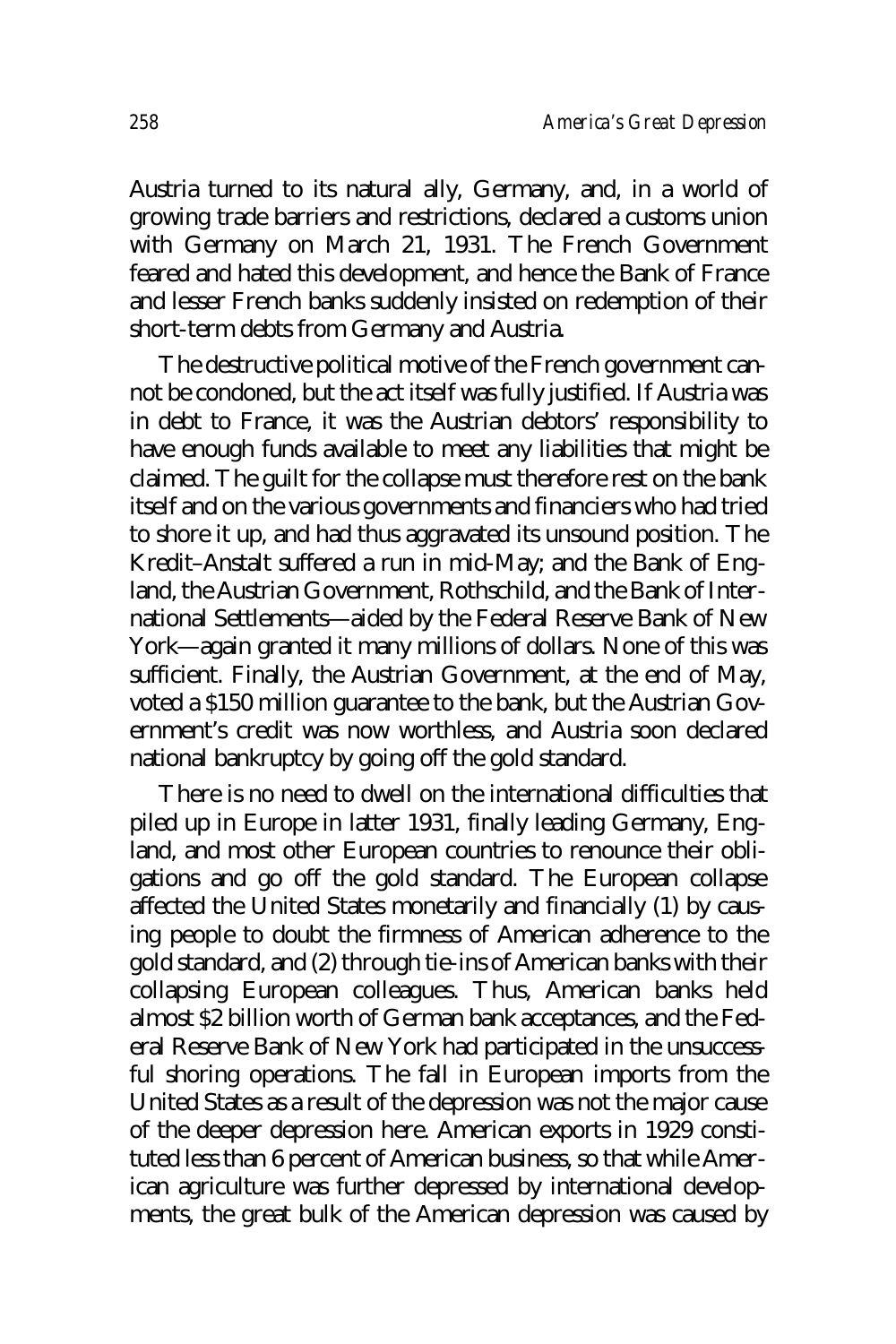Austria turned to its natural ally, Germany, and, in a world of growing trade barriers and restrictions, declared a customs union with Germany on March 21, 1931. The French Government feared and hated this development, and hence the Bank of France and lesser French banks suddenly insisted on redemption of their short-term debts from Germany and Austria.

The destructive political motive of the French government cannot be condoned, but the act itself was fully justified. If Austria was in debt to France, it was the Austrian debtors' responsibility to have enough funds available to meet any liabilities that might be claimed. The guilt for the collapse must therefore rest on the bank itself and on the various governments and financiers who had tried to shore it up, and had thus aggravated its unsound position. The Kredit–Anstalt suffered a run in mid-May; and the Bank of England, the Austrian Government, Rothschild, and the Bank of International Settlements—aided by the Federal Reserve Bank of New York—again granted it many millions of dollars. None of this was sufficient. Finally, the Austrian Government, at the end of May, voted a $150 million guarantee to the bank, but the Austrian Government's credit was now worthless, and Austria soon declared national bankruptcy by going off the gold standard.

There is no need to dwell on the international difficulties that piled up in Europe in latter 1931, finally leading Germany, England, and most other European countries to renounce their obligations and go off the gold standard. The European collapse affected the United States monetarily and financially (1) by causing people to doubt the firmness of American adherence to the gold standard, and (2) through tie-ins of American banks with their collapsing European colleagues. Thus, American banks held almost $2 billion worth of German bank acceptances, and the Federal Reserve Bank of New York had participated in the unsuccessful shoring operations. The fall in European imports from the United States as a result of the depression was not the major cause of the deeper depression here. American exports in 1929 constituted less than 6 percent of American business, so that while American agriculture was further depressed by international developments, the great bulk of the American depression was caused by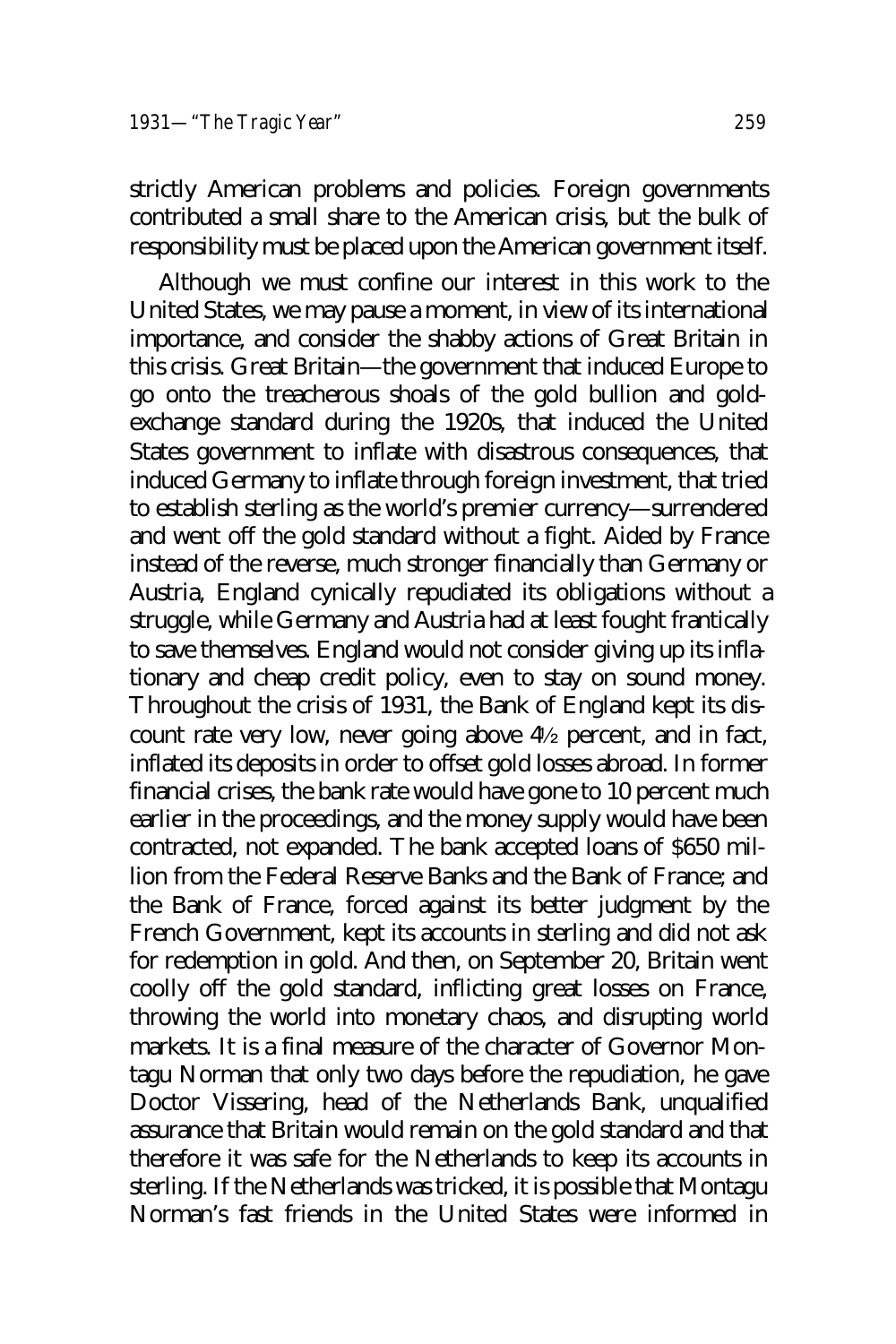strictly American problems and policies. Foreign governments contributed a small share to the American crisis, but the bulk of responsibility must be placed upon the American government itself.

Although we must confine our interest in this work to the United States, we may pause a moment, in view of its international importance, and consider the shabby actions of Great Britain in this crisis. Great Britain—the government that induced Europe to go onto the treacherous shoals of the gold bullion and gold-exchange standard during the 1920s, that induced the United States government to inflate with disastrous consequences, that induced Germany to inflate through foreign investment, that tried to establish sterling as the world's premier currency—surrendered and went off the gold standard without a fight. Aided by France instead of the reverse, much stronger financially than Germany or Austria, England cynically repudiated its obligations without a struggle, while Germany and Austria had at least fought frantically to save themselves. England would not consider giving up its inflationary and cheap credit policy, even to stay on sound money. Throughout the crisis of 1931, the Bank of England kept its discount rate very low, never going above 4½ percent, and in fact, inflated its deposits in order to offset gold losses abroad. In former financial crises, the bank rate would have gone to 10 percent much earlier in the proceedings, and the money supply would have been contracted, not expanded. The bank accepted loans of $650 million from the Federal Reserve Banks and the Bank of France; and the Bank of France, forced against its better judgment by the French Government, kept its accounts in sterling and did not ask for redemption in gold. And then, on September 20, Britain went coolly off the gold standard, inflicting great losses on France, throwing the world into monetary chaos, and disrupting world markets. It is a final measure of the character of Governor Montagu Norman that only two days before the repudiation, he gave Doctor Vissering, head of the Netherlands Bank, unqualified assurance that Britain would remain on the gold standard and that therefore it was safe for the Netherlands to keep its accounts in sterling. If the Netherlands was tricked, it is possible that Montagu Norman's fast friends in the United States were informed in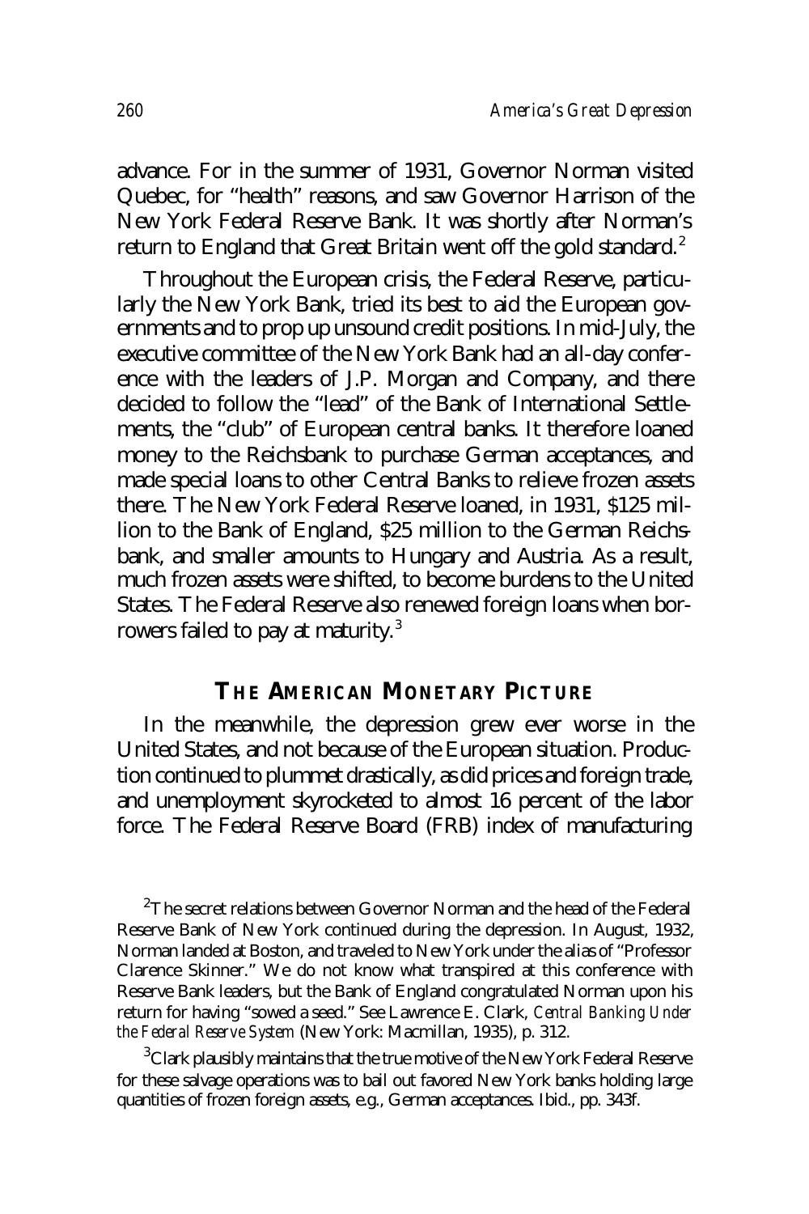advance. For in the summer of 1931, Governor Norman visited Quebec, for "health" reasons, and saw Governor Harrison of the New York Federal Reserve Bank. It was shortly after Norman's return to England that Great Britain went off the gold standard.[2]

Throughout the European crisis, the Federal Reserve, particularly the New York Bank, tried its best to aid the European governments and to prop up unsound credit positions. In mid-July, the executive committee of the New York Bank had an all-day conference with the leaders of J.P. Morgan and Company, and there decided to follow the "lead" of the Bank of International Settlements, the "club" of European central banks. It therefore loaned money to the Reichsbank to purchase German acceptances, and made special loans to other Central Banks to relieve frozen assets there. The New York Federal Reserve loaned, in 1931, $125 million to the Bank of England, $25 million to the German Reichsbank, and smaller amounts to Hungary and Austria. As a result, much frozen assets were shifted, to become burdens to the United States. The Federal Reserve also renewed foreign loans when borrowers failed to pay at maturity.[3]

## THE AMERICAN MONETARY PICTURE

In the meanwhile, the depression grew ever worse in the United States, and not because of the European situation. Production continued to plummet drastically, as did prices and foreign trade, and unemployment skyrocketed to almost 16 percent of the labor force. The Federal Reserve Board (FRB) index of manufacturing

[2]The secret relations between Governor Norman and the head of the Federal Reserve Bank of New York continued during the depression. In August, 1932, Norman landed at Boston, and traveled to New York under the alias of "Professor Clarence Skinner." We do not know what transpired at this conference with Reserve Bank leaders, but the Bank of England congratulated Norman upon his return for having "sowed a seed." See Lawrence E. Clark, *Central Banking Under the Federal Reserve System* (New York: Macmillan, 1935), p. 312.

[3]Clark plausibly maintains that the true motive of the New York Federal Reserve for these salvage operations was to bail out favored New York banks holding large quantities of frozen foreign assets, e.g., German acceptances. Ibid., pp. 343f.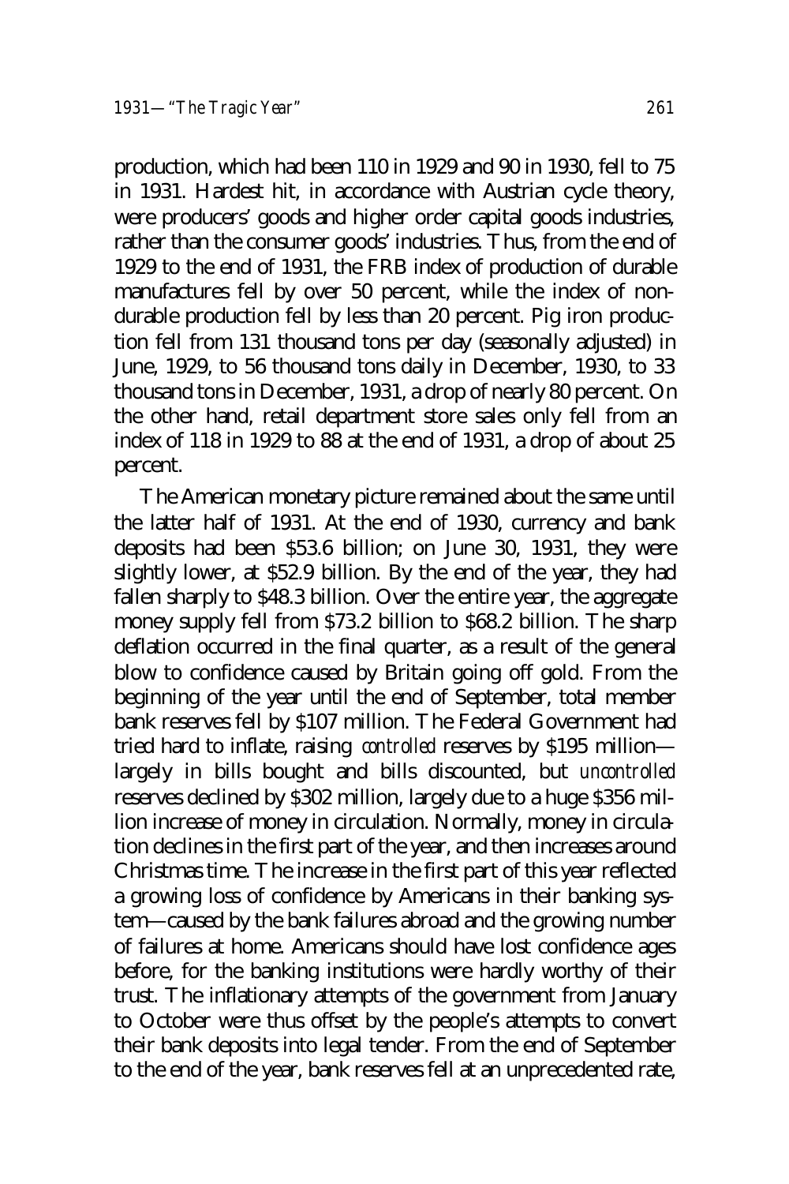production, which had been 110 in 1929 and 90 in 1930, fell to 75 in 1931. Hardest hit, in accordance with Austrian cycle theory, were producers' goods and higher order capital goods industries, rather than the consumer goods' industries. Thus, from the end of 1929 to the end of 1931, the FRB index of production of durable manufactures fell by over 50 percent, while the index of nondurable production fell by less than 20 percent. Pig iron production fell from 131 thousand tons per day (seasonally adjusted) in June, 1929, to 56 thousand tons daily in December, 1930, to 33 thousand tons in December, 1931, a drop of nearly 80 percent. On the other hand, retail department store sales only fell from an index of 118 in 1929 to 88 at the end of 1931, a drop of about 25 percent.

The American monetary picture remained about the same until the latter half of 1931. At the end of 1930, currency and bank deposits had been $53.6 billion; on June 30, 1931, they were slightly lower, at $52.9 billion. By the end of the year, they had fallen sharply to $48.3 billion. Over the entire year, the aggregate money supply fell from $73.2 billion to $68.2 billion. The sharp deflation occurred in the final quarter, as a result of the general blow to confidence caused by Britain going off gold. From the beginning of the year until the end of September, total member bank reserves fell by $107 million. The Federal Government had tried hard to inflate, raising *controlled* reserves by $195 million—largely in bills bought and bills discounted, but *uncontrolled* reserves declined by $302 million, largely due to a huge $356 million increase of money in circulation. Normally, money in circulation declines in the first part of the year, and then increases around Christmas time. The increase in the first part of this year reflected a growing loss of confidence by Americans in their banking system—caused by the bank failures abroad and the growing number of failures at home. Americans should have lost confidence ages before, for the banking institutions were hardly worthy of their trust. The inflationary attempts of the government from January to October were thus offset by the people's attempts to convert their bank deposits into legal tender. From the end of September to the end of the year, bank reserves fell at an unprecedented rate,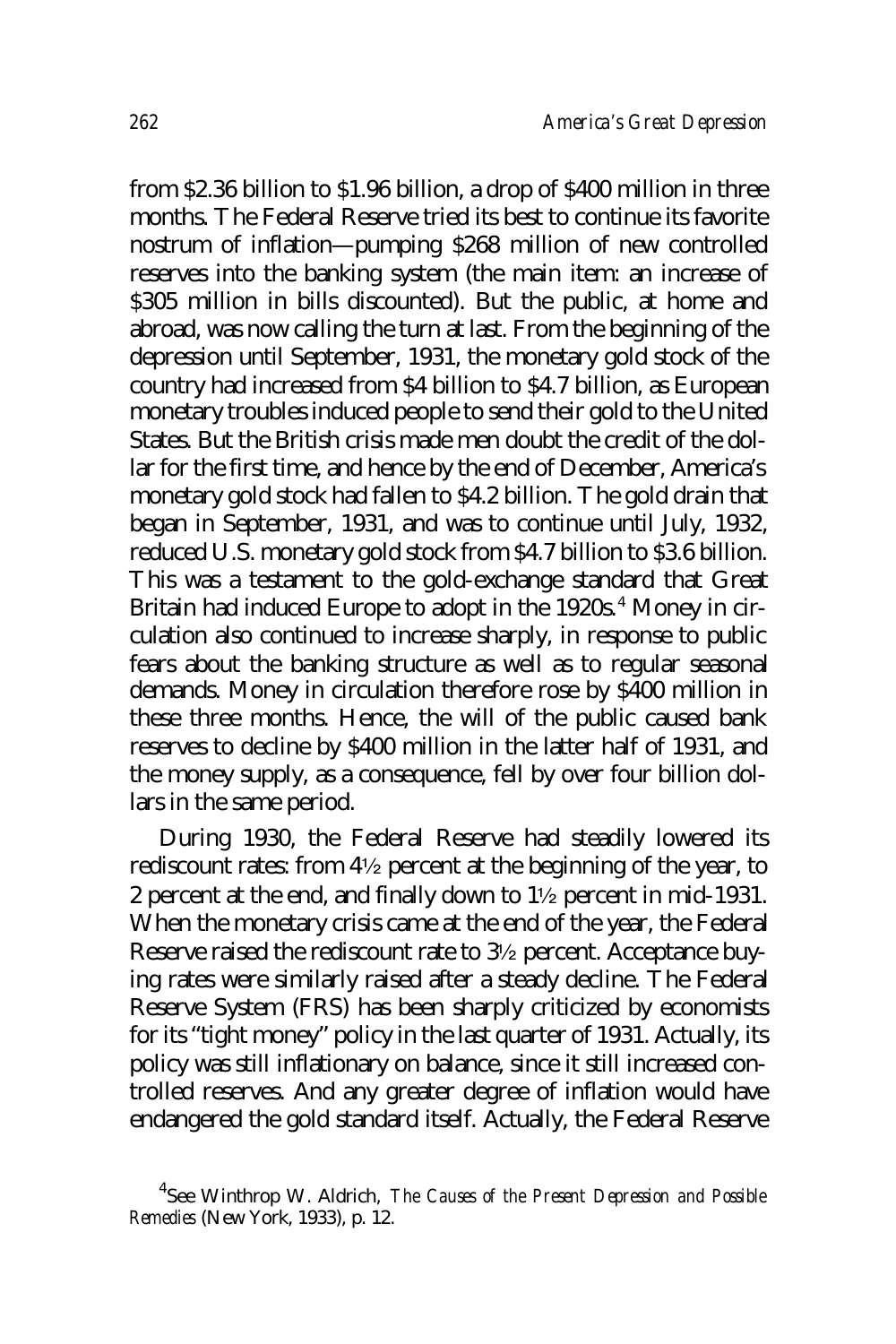from \$2.36 billion to \$1.96 billion, a drop of \$400 million in three months. The Federal Reserve tried its best to continue its favorite nostrum of inflation—pumping \$268 million of new controlled reserves into the banking system (the main item: an increase of \$305 million in bills discounted). But the public, at home and abroad, was now calling the turn at last. From the beginning of the depression until September, 1931, the monetary gold stock of the country had increased from \$4 billion to \$4.7 billion, as European monetary troubles induced people to send their gold to the United States. But the British crisis made men doubt the credit of the dollar for the first time, and hence by the end of December, America's monetary gold stock had fallen to \$4.2 billion. The gold drain that began in September, 1931, and was to continue until July, 1932, reduced U.S. monetary gold stock from \$4.7 billion to \$3.6 billion. This was a testament to the gold-exchange standard that Great Britain had induced Europe to adopt in the 1920s.[4] Money in circulation also continued to increase sharply, in response to public fears about the banking structure as well as to regular seasonal demands. Money in circulation therefore rose by \$400 million in these three months. Hence, the will of the public caused bank reserves to decline by \$400 million in the latter half of 1931, and the money supply, as a consequence, fell by over four billion dollars in the same period.

During 1930, the Federal Reserve had steadily lowered its rediscount rates: from 4½ percent at the beginning of the year, to 2 percent at the end, and finally down to 1½ percent in mid-1931. When the monetary crisis came at the end of the year, the Federal Reserve raised the rediscount rate to 3½ percent. Acceptance buying rates were similarly raised after a steady decline. The Federal Reserve System (FRS) has been sharply criticized by economists for its "tight money" policy in the last quarter of 1931. Actually, its policy was still inflationary on balance, since it still increased controlled reserves. And any greater degree of inflation would have endangered the gold standard itself. Actually, the Federal Reserve

[4] See Winthrop W. Aldrich, *The Causes of the Present Depression and Possible Remedies* (New York, 1933), p. 12.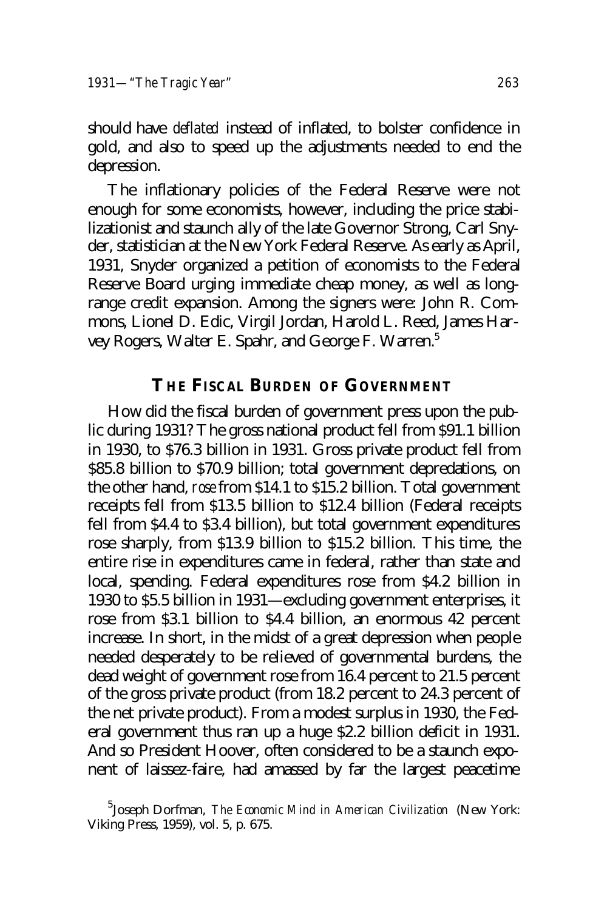should have *deflated* instead of inflated, to bolster confidence in gold, and also to speed up the adjustments needed to end the depression.

The inflationary policies of the Federal Reserve were not enough for some economists, however, including the price stabilizationist and staunch ally of the late Governor Strong, Carl Snyder, statistician at the New York Federal Reserve. As early as April, 1931, Snyder organized a petition of economists to the Federal Reserve Board urging immediate cheap money, as well as long-range credit expansion. Among the signers were: John R. Commons, Lionel D. Edic, Virgil Jordan, Harold L. Reed, James Harvey Rogers, Walter E. Spahr, and George F. Warren.[5]

## THE FISCAL BURDEN OF GOVERNMENT

How did the fiscal burden of government press upon the public during 1931? The gross national product fell from \$91.1 billion in 1930, to \$76.3 billion in 1931. Gross private product fell from \$85.8 billion to \$70.9 billion; total government depredations, on the other hand, *rose* from \$14.1 to \$15.2 billion. Total government receipts fell from \$13.5 billion to \$12.4 billion (Federal receipts fell from \$4.4 to \$3.4 billion), but total government expenditures rose sharply, from \$13.9 billion to \$15.2 billion. This time, the entire rise in expenditures came in federal, rather than state and local, spending. Federal expenditures rose from \$4.2 billion in 1930 to \$5.5 billion in 1931—excluding government enterprises, it rose from \$3.1 billion to \$4.4 billion, an enormous 42 percent increase. In short, in the midst of a great depression when people needed desperately to be relieved of governmental burdens, the dead weight of government rose from 16.4 percent to 21.5 percent of the gross private product (from 18.2 percent to 24.3 percent of the net private product). From a modest surplus in 1930, the Federal government thus ran up a huge \$2.2 billion deficit in 1931. And so President Hoover, often considered to be a staunch exponent of laissez-faire, had amassed by far the largest peacetime

[5] Joseph Dorfman, *The Economic Mind in American Civilization* (New York: Viking Press, 1959), vol. 5, p. 675.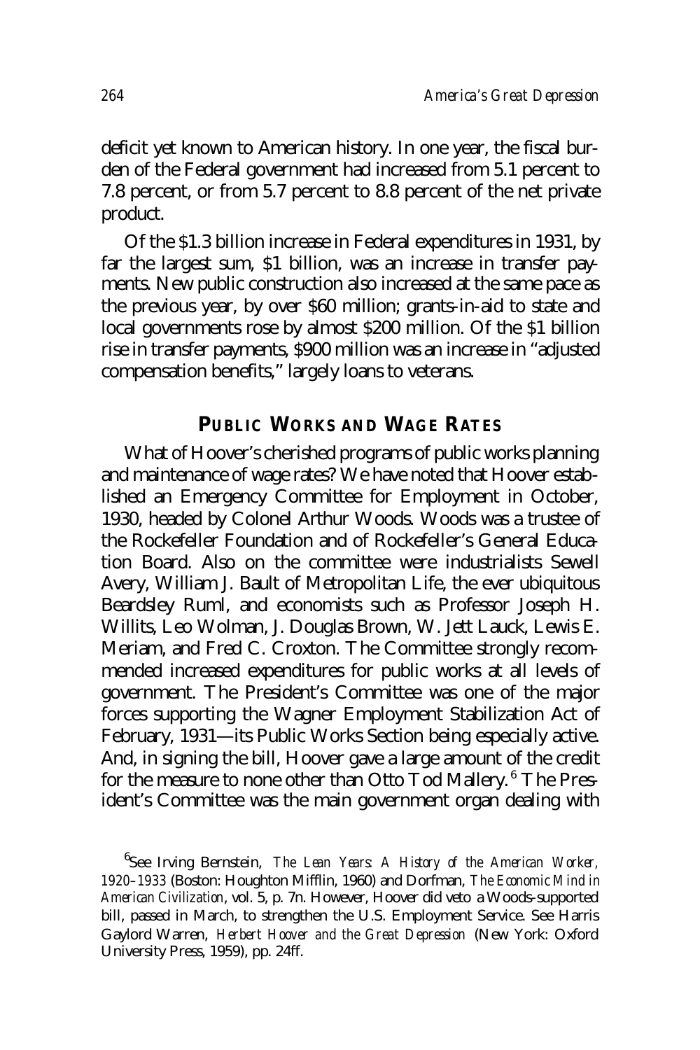deficit yet known to American history. In one year, the fiscal burden of the Federal government had increased from 5.1 percent to 7.8 percent, or from 5.7 percent to 8.8 percent of the net private product.

Of the $1.3 billion increase in Federal expenditures in 1931, by far the largest sum, $1 billion, was an increase in transfer payments. New public construction also increased at the same pace as the previous year, by over $60 million; grants-in-aid to state and local governments rose by almost $200 million. Of the $1 billion rise in transfer payments, $900 million was an increase in "adjusted compensation benefits," largely loans to veterans.

## PUBLIC WORKS AND WAGE RATES

What of Hoover's cherished programs of public works planning and maintenance of wage rates? We have noted that Hoover established an Emergency Committee for Employment in October, 1930, headed by Colonel Arthur Woods. Woods was a trustee of the Rockefeller Foundation and of Rockefeller's General Education Board. Also on the committee were industrialists Sewell Avery, William J. Bault of Metropolitan Life, the ever ubiquitous Beardsley Ruml, and economists such as Professor Joseph H. Willits, Leo Wolman, J. Douglas Brown, W. Jett Lauck, Lewis E. Meriam, and Fred C. Croxton. The Committee strongly recommended increased expenditures for public works at all levels of government. The President's Committee was one of the major forces supporting the Wagner Employment Stabilization Act of February, 1931—its Public Works Section being especially active. And, in signing the bill, Hoover gave a large amount of the credit for the measure to none other than Otto Tod Mallery.[6] The President's Committee was the main government organ dealing with

[6]See Irving Bernstein, *The Lean Years: A History of the American Worker, 1920–1933* (Boston: Houghton Mifflin, 1960) and Dorfman, *The Economic Mind in American Civilization*, vol. 5, p. 7n. However, Hoover did veto a Woods-supported bill, passed in March, to strengthen the U.S. Employment Service. See Harris Gaylord Warren, *Herbert Hoover and the Great Depression* (New York: Oxford University Press, 1959), pp. 24ff.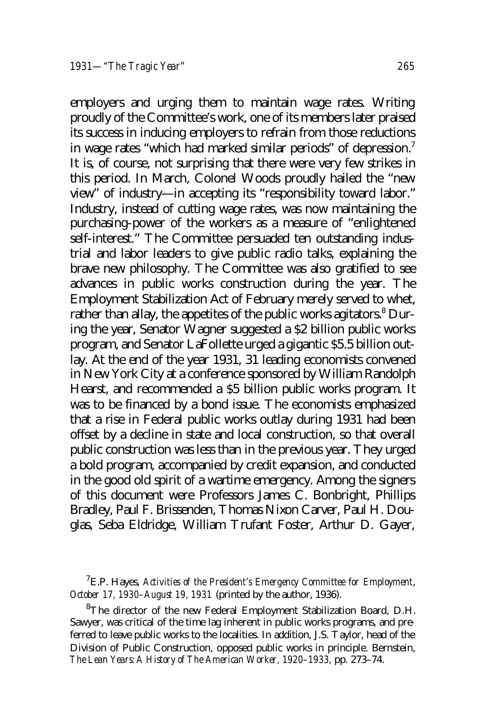employers and urging them to maintain wage rates. Writing proudly of the Committee's work, one of its members later praised its success in inducing employers to refrain from those reductions in wage rates "which had marked similar periods" of depression.[7] It is, of course, not surprising that there were very few strikes in this period. In March, Colonel Woods proudly hailed the "new view" of industry—in accepting its "responsibility toward labor." Industry, instead of cutting wage rates, was now maintaining the purchasing-power of the workers as a measure of "enlightened self-interest." The Committee persuaded ten outstanding industrial and labor leaders to give public radio talks, explaining the brave new philosophy. The Committee was also gratified to see advances in public works construction during the year. The Employment Stabilization Act of February merely served to whet, rather than allay, the appetites of the public works agitators.[8] During the year, Senator Wagner suggested a $2 billion public works program, and Senator LaFollette urged a gigantic $5.5 billion outlay. At the end of the year 1931, 31 leading economists convened in New York City at a conference sponsored by William Randolph Hearst, and recommended a $5 billion public works program. It was to be financed by a bond issue. The economists emphasized that a rise in Federal public works outlay during 1931 had been offset by a decline in state and local construction, so that overall public construction was less than in the previous year. They urged a bold program, accompanied by credit expansion, and conducted in the good old spirit of a wartime emergency. Among the signers of this document were Professors James C. Bonbright, Phillips Bradley, Paul F. Brissenden, Thomas Nixon Carver, Paul H. Douglas, Seba Eldridge, William Trufant Foster, Arthur D. Gayer,

---

[7] E.P. Hayes, *Activities of the President's Emergency Committee for Employment, October 17, 1930–August 19, 1931* (printed by the author, 1936).

[8] The director of the new Federal Employment Stabilization Board, D.H. Sawyer, was critical of the time lag inherent in public works programs, and preferred to leave public works to the localities. In addition, J.S. Taylor, head of the Division of Public Construction, opposed public works in principle. Bernstein, *The Lean Years: A History of The American Worker, 1920–1933,* pp. 273–74.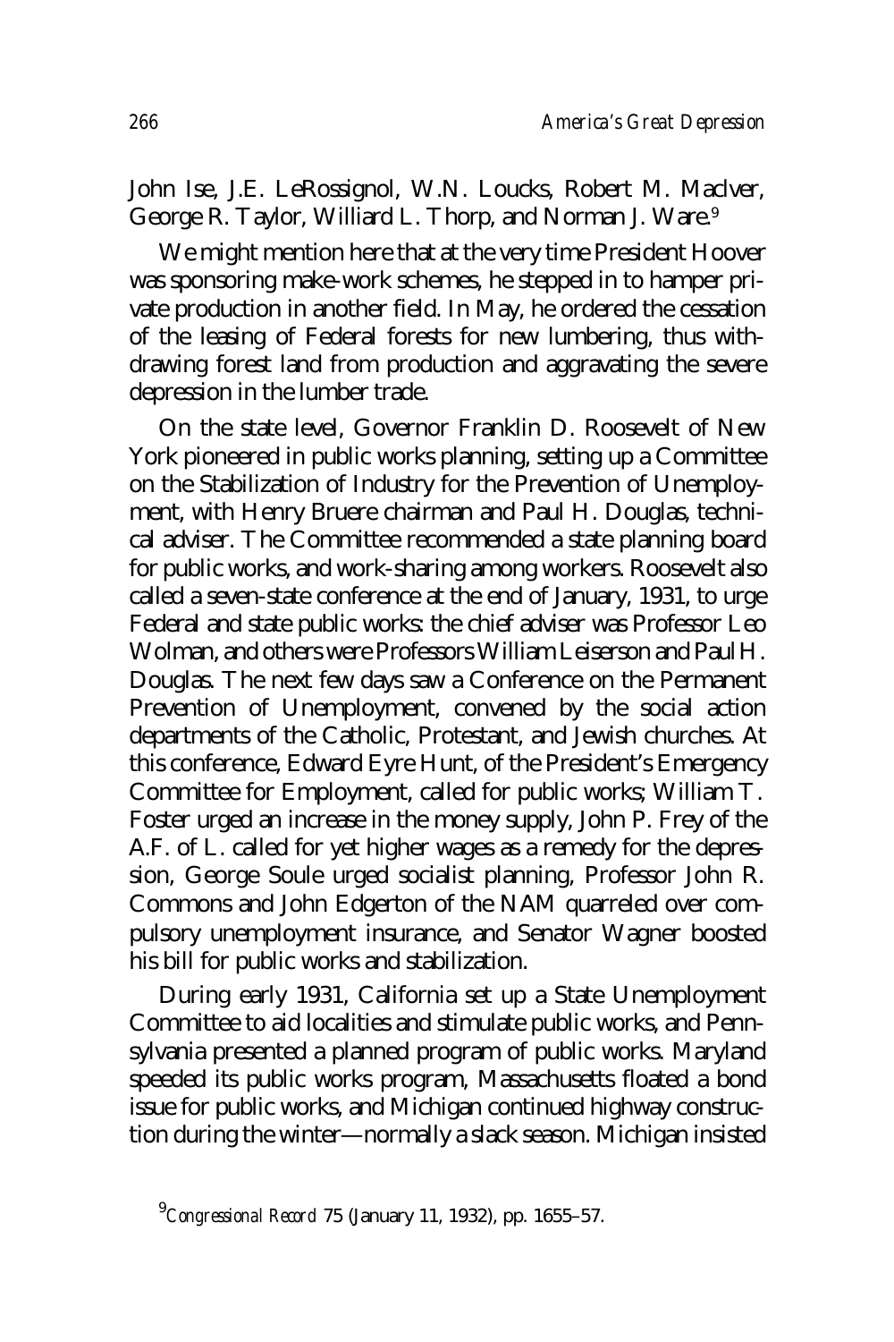John Ise, J.E. LeRossignol, W.N. Loucks, Robert M. MacIver, George R. Taylor, Williard L. Thorp, and Norman J. Ware.[9]

We might mention here that at the very time President Hoover was sponsoring make-work schemes, he stepped in to hamper private production in another field. In May, he ordered the cessation of the leasing of Federal forests for new lumbering, thus withdrawing forest land from production and aggravating the severe depression in the lumber trade.

On the state level, Governor Franklin D. Roosevelt of New York pioneered in public works planning, setting up a Committee on the Stabilization of Industry for the Prevention of Unemployment, with Henry Bruere chairman and Paul H. Douglas, technical adviser. The Committee recommended a state planning board for public works, and work-sharing among workers. Roosevelt also called a seven-state conference at the end of January, 1931, to urge Federal and state public works: the chief adviser was Professor Leo Wolman, and others were Professors William Leiserson and Paul H. Douglas. The next few days saw a Conference on the Permanent Prevention of Unemployment, convened by the social action departments of the Catholic, Protestant, and Jewish churches. At this conference, Edward Eyre Hunt, of the President's Emergency Committee for Employment, called for public works; William T. Foster urged an increase in the money supply, John P. Frey of the A.F. of L. called for yet higher wages as a remedy for the depression, George Soule urged socialist planning, Professor John R. Commons and John Edgerton of the NAM quarreled over compulsory unemployment insurance, and Senator Wagner boosted his bill for public works and stabilization.

During early 1931, California set up a State Unemployment Committee to aid localities and stimulate public works, and Pennsylvania presented a planned program of public works. Maryland speeded its public works program, Massachusetts floated a bond issue for public works, and Michigan continued highway construction during the winter—normally a slack season. Michigan insisted

[9] *Congressional Record* 75 (January 11, 1932), pp. 1655–57.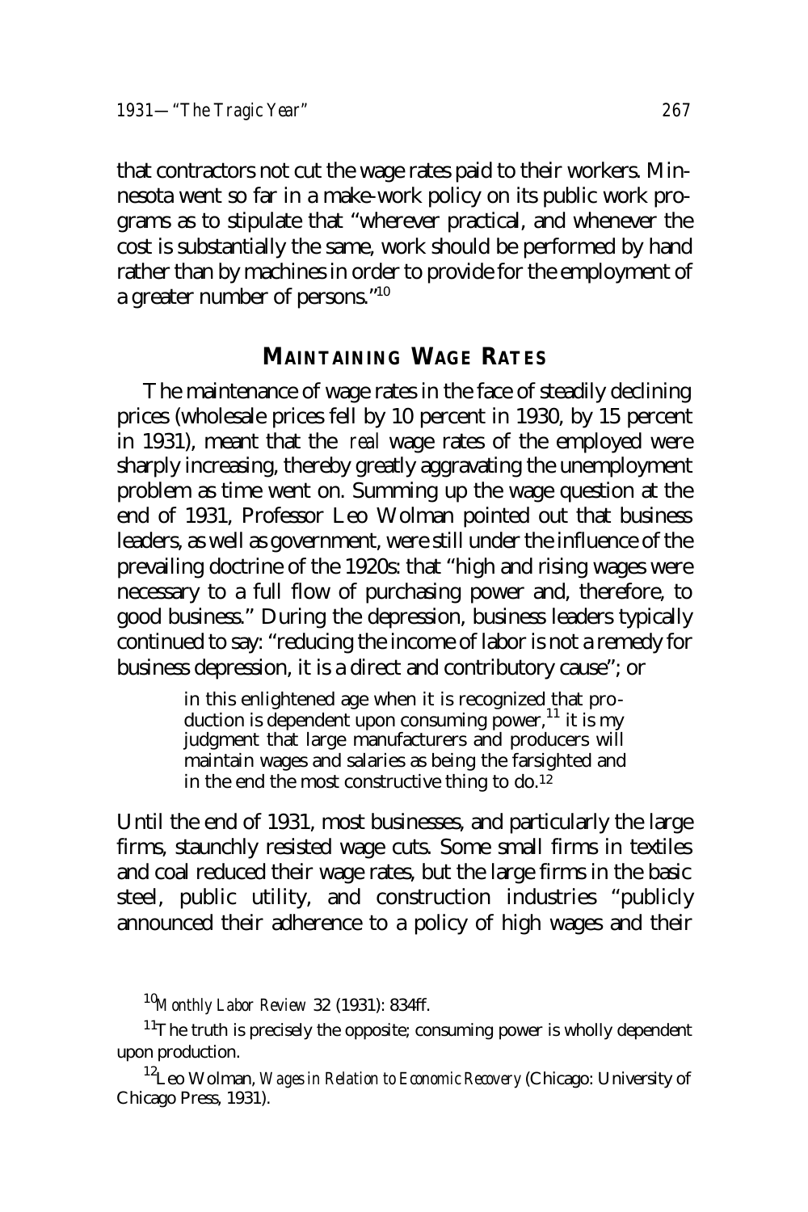that contractors not cut the wage rates paid to their workers. Minnesota went so far in a make-work policy on its public work programs as to stipulate that "wherever practical, and whenever the cost is substantially the same, work should be performed by hand rather than by machines in order to provide for the employment of a greater number of persons."[10]

## MAINTAINING WAGE RATES

The maintenance of wage rates in the face of steadily declining prices (wholesale prices fell by 10 percent in 1930, by 15 percent in 1931), meant that the *real* wage rates of the employed were sharply increasing, thereby greatly aggravating the unemployment problem as time went on. Summing up the wage question at the end of 1931, Professor Leo Wolman pointed out that business leaders, as well as government, were still under the influence of the prevailing doctrine of the 1920s: that "high and rising wages were necessary to a full flow of purchasing power and, therefore, to good business." During the depression, business leaders typically continued to say: "reducing the income of labor is not a remedy for business depression, it is a direct and contributory cause"; or

> in this enlightened age when it is recognized that production is dependent upon consuming power,[11] it is my judgment that large manufacturers and producers will maintain wages and salaries as being the farsighted and in the end the most constructive thing to do.[12]

Until the end of 1931, most businesses, and particularly the large firms, staunchly resisted wage cuts. Some small firms in textiles and coal reduced their wage rates, but the large firms in the basic steel, public utility, and construction industries "publicly announced their adherence to a policy of high wages and their

---

[10] *Monthly Labor Review* 32 (1931): 834ff.

[11] The truth is precisely the opposite; consuming power is wholly dependent upon production.

[12] Leo Wolman, *Wages in Relation to Economic Recovery* (Chicago: University of Chicago Press, 1931).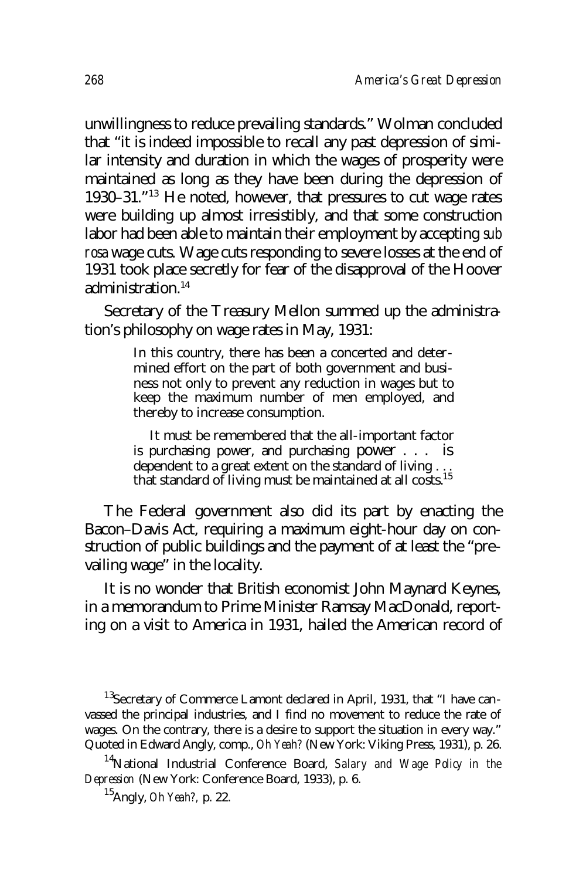unwillingness to reduce prevailing standards." Wolman concluded that "it is indeed impossible to recall any past depression of similar intensity and duration in which the wages of prosperity were maintained as long as they have been during the depression of 1930–31."[13] He noted, however, that pressures to cut wage rates were building up almost irresistibly, and that some construction labor had been able to maintain their employment by accepting *sub rosa* wage cuts. Wage cuts responding to severe losses at the end of 1931 took place secretly for fear of the disapproval of the Hoover administration.[14]

Secretary of the Treasury Mellon summed up the administration's philosophy on wage rates in May, 1931:

> In this country, there has been a concerted and determined effort on the part of both government and business not only to prevent any reduction in wages but to keep the maximum number of men employed, and thereby to increase consumption.
>
> It must be remembered that the all-important factor is purchasing power, and purchasing power . . . is dependent to a great extent on the standard of living . . . that standard of living must be maintained at all costs.[15]

The Federal government also did its part by enacting the Bacon–Davis Act, requiring a maximum eight-hour day on construction of public buildings and the payment of at least the "prevailing wage" in the locality.

It is no wonder that British economist John Maynard Keynes, in a memorandum to Prime Minister Ramsay MacDonald, reporting on a visit to America in 1931, hailed the American record of

---

[13] Secretary of Commerce Lamont declared in April, 1931, that "I have canvassed the principal industries, and I find no movement to reduce the rate of wages. On the contrary, there is a desire to support the situation in every way." Quoted in Edward Angly, comp., *Oh Yeah?* (New York: Viking Press, 1931), p. 26.

[14] National Industrial Conference Board, *Salary and Wage Policy in the Depression* (New York: Conference Board, 1933), p. 6.

[15] Angly, *Oh Yeah?*, p. 22.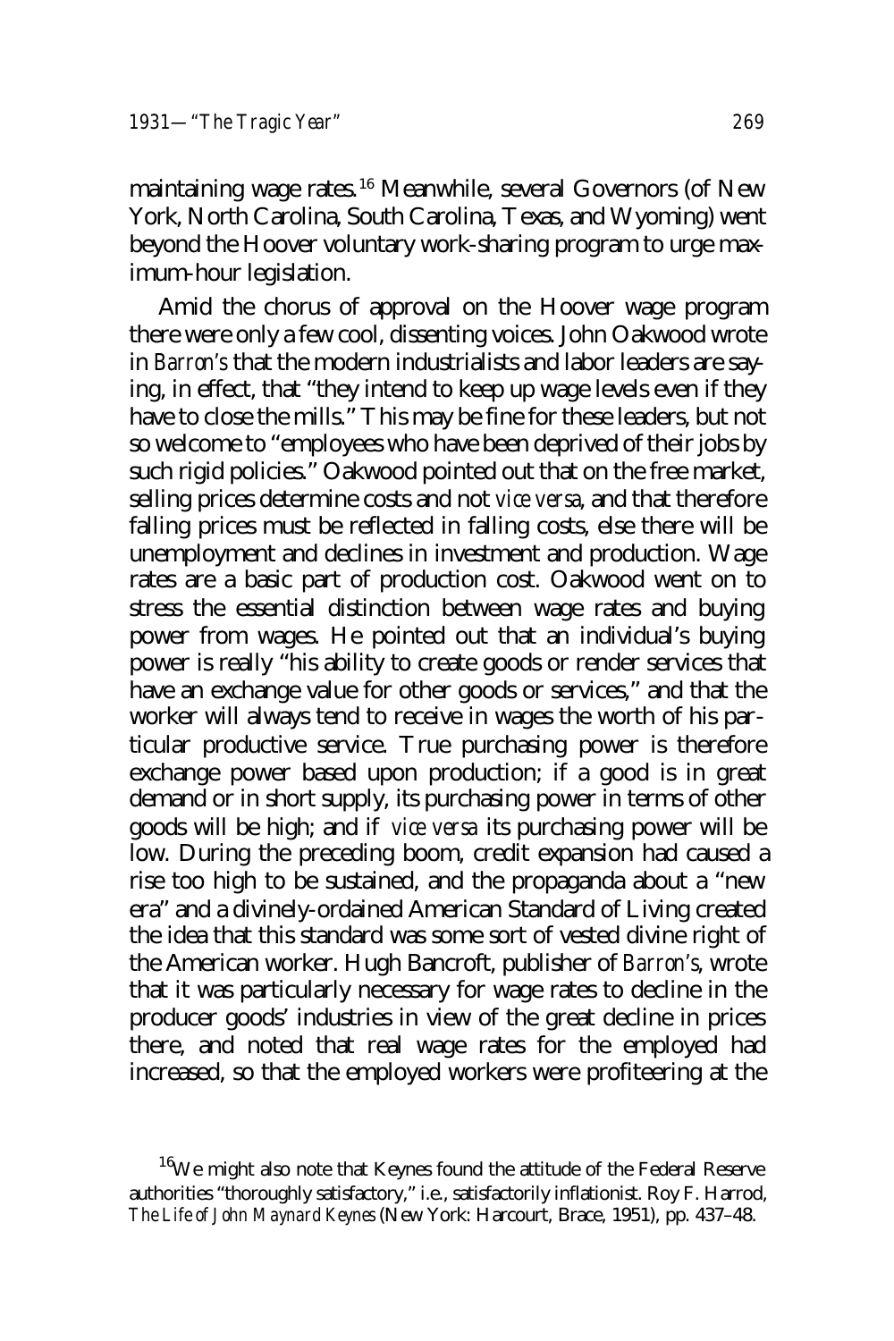maintaining wage rates.[16] Meanwhile, several Governors (of New York, North Carolina, South Carolina, Texas, and Wyoming) went beyond the Hoover voluntary work-sharing program to urge maximum-hour legislation.

Amid the chorus of approval on the Hoover wage program there were only a few cool, dissenting voices. John Oakwood wrote in *Barron's* that the modern industrialists and labor leaders are saying, in effect, that "they intend to keep up wage levels even if they have to close the mills." This may be fine for these leaders, but not so welcome to "employees who have been deprived of their jobs by such rigid policies." Oakwood pointed out that on the free market, selling prices determine costs and not *vice versa*, and that therefore falling prices must be reflected in falling costs, else there will be unemployment and declines in investment and production. Wage rates are a basic part of production cost. Oakwood went on to stress the essential distinction between wage rates and buying power from wages. He pointed out that an individual's buying power is really "his ability to create goods or render services that have an exchange value for other goods or services," and that the worker will always tend to receive in wages the worth of his particular productive service. True purchasing power is therefore exchange power based upon production; if a good is in great demand or in short supply, its purchasing power in terms of other goods will be high; and if *vice versa* its purchasing power will be low. During the preceding boom, credit expansion had caused a rise too high to be sustained, and the propaganda about a "new era" and a divinely-ordained American Standard of Living created the idea that this standard was some sort of vested divine right of the American worker. Hugh Bancroft, publisher of *Barron's*, wrote that it was particularly necessary for wage rates to decline in the producer goods' industries in view of the great decline in prices there, and noted that real wage rates for the employed had increased, so that the employed workers were profiteering at the

[16] We might also note that Keynes found the attitude of the Federal Reserve authorities "thoroughly satisfactory," i.e., satisfactorily inflationist. Roy F. Harrod, *The Life of John Maynard Keynes* (New York: Harcourt, Brace, 1951), pp. 437–48.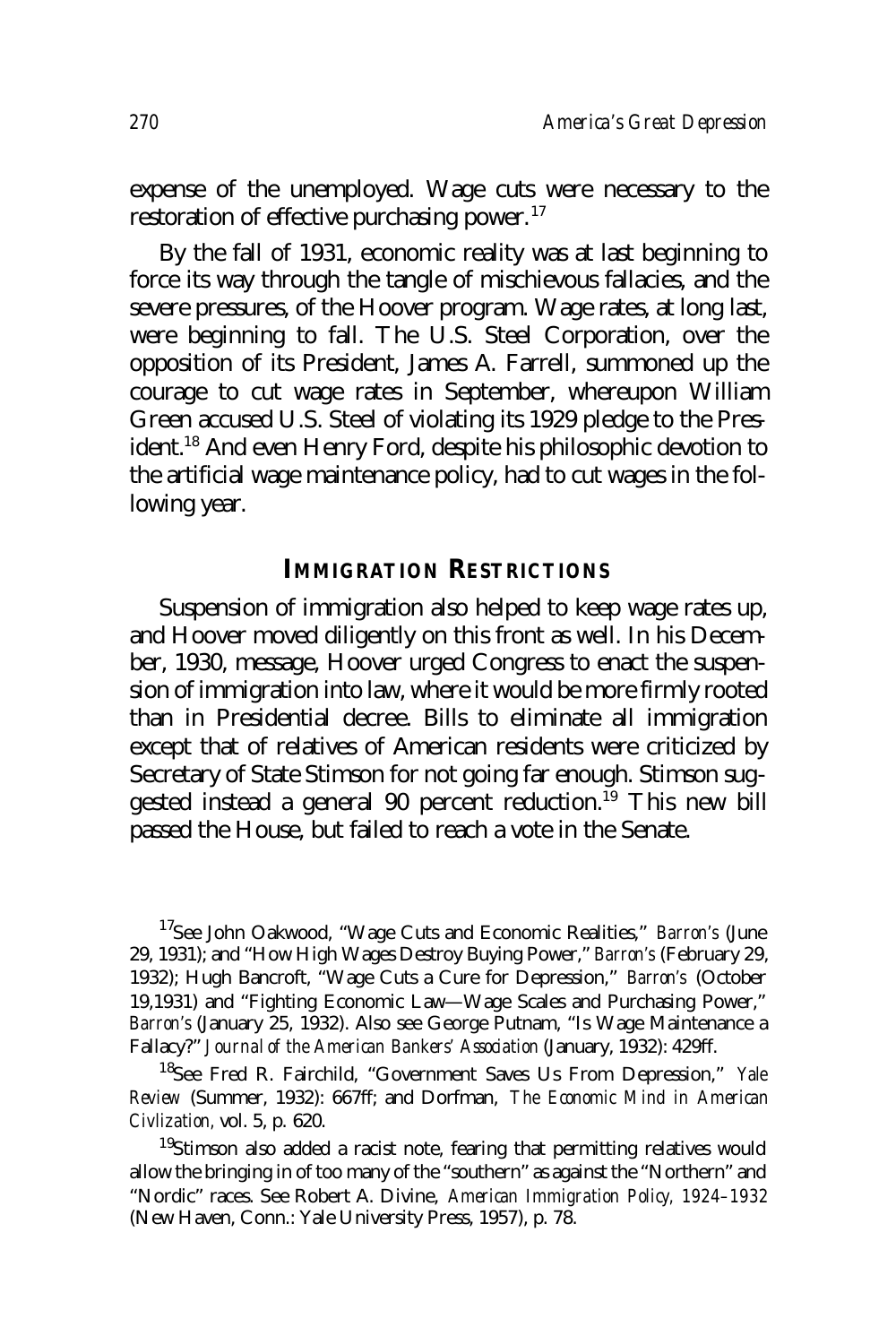expense of the unemployed. Wage cuts were necessary to the restoration of effective purchasing power.[17]

By the fall of 1931, economic reality was at last beginning to force its way through the tangle of mischievous fallacies, and the severe pressures, of the Hoover program. Wage rates, at long last, were beginning to fall. The U.S. Steel Corporation, over the opposition of its President, James A. Farrell, summoned up the courage to cut wage rates in September, whereupon William Green accused U.S. Steel of violating its 1929 pledge to the President.[18] And even Henry Ford, despite his philosophic devotion to the artificial wage maintenance policy, had to cut wages in the following year.

## IMMIGRATION RESTRICTIONS

Suspension of immigration also helped to keep wage rates up, and Hoover moved diligently on this front as well. In his December, 1930, message, Hoover urged Congress to enact the suspension of immigration into law, where it would be more firmly rooted than in Presidential decree. Bills to eliminate all immigration except that of relatives of American residents were criticized by Secretary of State Stimson for not going far enough. Stimson suggested instead a general 90 percent reduction.[19] This new bill passed the House, but failed to reach a vote in the Senate.

---

[17]See John Oakwood, "Wage Cuts and Economic Realities," *Barron's* (June 29, 1931); and "How High Wages Destroy Buying Power," *Barron's* (February 29, 1932); Hugh Bancroft, "Wage Cuts a Cure for Depression," *Barron's* (October 19,1931) and "Fighting Economic Law—Wage Scales and Purchasing Power," *Barron's* (January 25, 1932). Also see George Putnam, "Is Wage Maintenance a Fallacy?" *Journal of the American Bankers' Association* (January, 1932): 429ff.

[18]See Fred R. Fairchild, "Government Saves Us From Depression," *Yale Review* (Summer, 1932): 667ff; and Dorfman, *The Economic Mind in American Civlization*, vol. 5, p. 620.

[19]Stimson also added a racist note, fearing that permitting relatives would allow the bringing in of too many of the "southern" as against the "Northern" and "Nordic" races. See Robert A. Divine, *American Immigration Policy, 1924–1932* (New Haven, Conn.: Yale University Press, 1957), p. 78.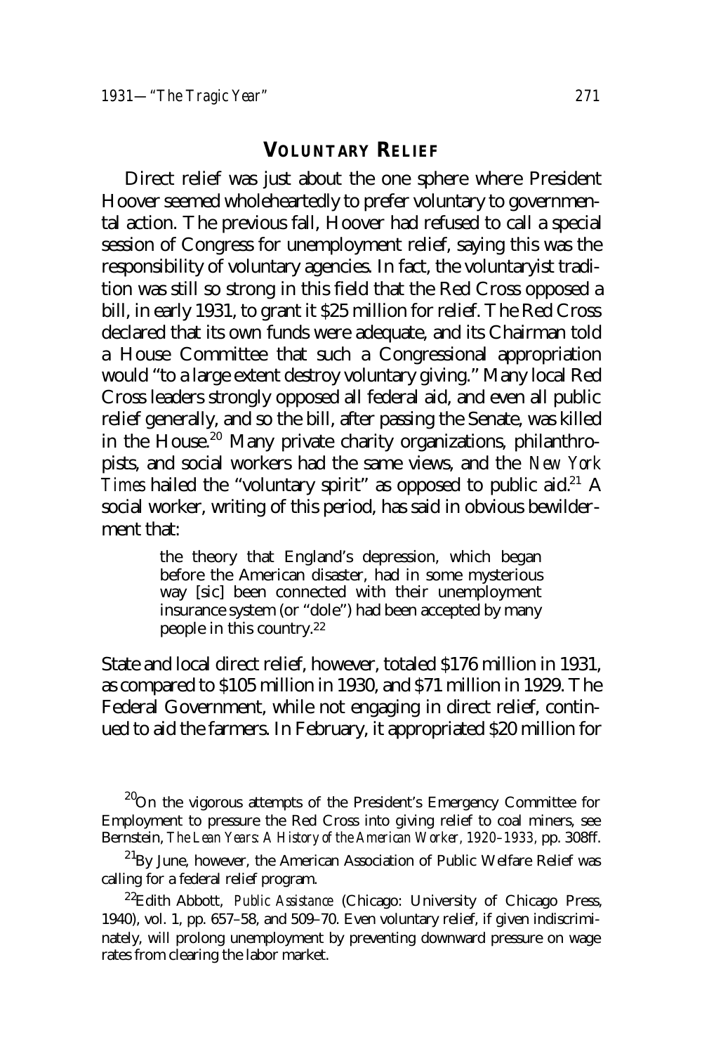## VOLUNTARY RELIEF

Direct relief was just about the one sphere where President Hoover seemed wholeheartedly to prefer voluntary to governmental action. The previous fall, Hoover had refused to call a special session of Congress for unemployment relief, saying this was the responsibility of voluntary agencies. In fact, the voluntaryist tradition was still so strong in this field that the Red Cross opposed a bill, in early 1931, to grant it $25 million for relief. The Red Cross declared that its own funds were adequate, and its Chairman told a House Committee that such a Congressional appropriation would "to a large extent destroy voluntary giving." Many local Red Cross leaders strongly opposed all federal aid, and even all public relief generally, and so the bill, after passing the Senate, was killed in the House.[20] Many private charity organizations, philanthropists, and social workers had the same views, and the *New York Times* hailed the "voluntary spirit" as opposed to public aid.[21] A social worker, writing of this period, has said in obvious bewilderment that:

> the theory that England's depression, which began before the American disaster, had in some mysterious way [sic] been connected with their unemployment insurance system (or "dole") had been accepted by many people in this country.[22]

State and local direct relief, however, totaled $176 million in 1931, as compared to $105 million in 1930, and $71 million in 1929. The Federal Government, while not engaging in direct relief, continued to aid the farmers. In February, it appropriated $20 million for

---

[20] On the vigorous attempts of the President's Emergency Committee for Employment to pressure the Red Cross into giving relief to coal miners, see Bernstein, *The Lean Years: A History of the American Worker, 1920–1933*, pp. 308ff.

[21] By June, however, the American Association of Public Welfare Relief was calling for a federal relief program.

[22] Edith Abbott, *Public Assistance* (Chicago: University of Chicago Press, 1940), vol. 1, pp. 657–58, and 509–70. Even voluntary relief, if given indiscriminately, will prolong unemployment by preventing downward pressure on wage rates from clearing the labor market.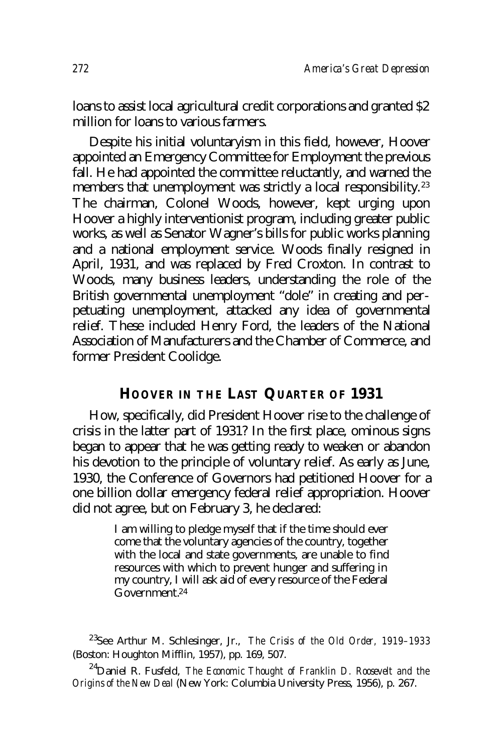loans to assist local agricultural credit corporations and granted $2 million for loans to various farmers.

Despite his initial voluntaryism in this field, however, Hoover appointed an Emergency Committee for Employment the previous fall. He had appointed the committee reluctantly, and warned the members that unemployment was strictly a local responsibility.[23] The chairman, Colonel Woods, however, kept urging upon Hoover a highly interventionist program, including greater public works, as well as Senator Wagner's bills for public works planning and a national employment service. Woods finally resigned in April, 1931, and was replaced by Fred Croxton. In contrast to Woods, many business leaders, understanding the role of the British governmental unemployment "dole" in creating and perpetuating unemployment, attacked any idea of governmental relief. These included Henry Ford, the leaders of the National Association of Manufacturers and the Chamber of Commerce, and former President Coolidge.

## HOOVER IN THE LAST QUARTER OF 1931

How, specifically, did President Hoover rise to the challenge of crisis in the latter part of 1931? In the first place, ominous signs began to appear that he was getting ready to weaken or abandon his devotion to the principle of voluntary relief. As early as June, 1930, the Conference of Governors had petitioned Hoover for a one billion dollar emergency federal relief appropriation. Hoover did not agree, but on February 3, he declared:

> I am willing to pledge myself that if the time should ever come that the voluntary agencies of the country, together with the local and state governments, are unable to find resources with which to prevent hunger and suffering in my country, I will ask aid of every resource of the Federal Government.[24]

---

[23]See Arthur M. Schlesinger, Jr., *The Crisis of the Old Order, 1919–1933* (Boston: Houghton Mifflin, 1957), pp. 169, 507.

[24]Daniel R. Fusfeld, *The Economic Thought of Franklin D. Roosevelt and the Origins of the New Deal* (New York: Columbia University Press, 1956), p. 267.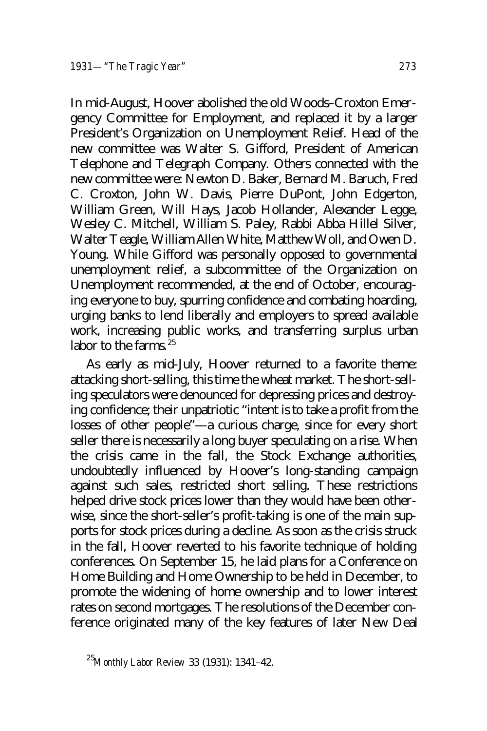In mid-August, Hoover abolished the old Woods–Croxton Emergency Committee for Employment, and replaced it by a larger President's Organization on Unemployment Relief. Head of the new committee was Walter S. Gifford, President of American Telephone and Telegraph Company. Others connected with the new committee were: Newton D. Baker, Bernard M. Baruch, Fred C. Croxton, John W. Davis, Pierre DuPont, John Edgerton, William Green, Will Hays, Jacob Hollander, Alexander Legge, Wesley C. Mitchell, William S. Paley, Rabbi Abba Hillel Silver, Walter Teagle, William Allen White, Matthew Woll, and Owen D. Young. While Gifford was personally opposed to governmental unemployment relief, a subcommittee of the Organization on Unemployment recommended, at the end of October, encouraging everyone to buy, spurring confidence and combating hoarding, urging banks to lend liberally and employers to spread available work, increasing public works, and transferring surplus urban labor to the farms.[25]

As early as mid-July, Hoover returned to a favorite theme: attacking short-selling, this time the wheat market. The short-selling speculators were denounced for depressing prices and destroying confidence; their unpatriotic "intent is to take a profit from the losses of other people"—a curious charge, since for every short seller there is necessarily a long buyer speculating on a rise. When the crisis came in the fall, the Stock Exchange authorities, undoubtedly influenced by Hoover's long-standing campaign against such sales, restricted short selling. These restrictions helped drive stock prices lower than they would have been otherwise, since the short-seller's profit-taking is one of the main supports for stock prices during a decline. As soon as the crisis struck in the fall, Hoover reverted to his favorite technique of holding conferences. On September 15, he laid plans for a Conference on Home Building and Home Ownership to be held in December, to promote the widening of home ownership and to lower interest rates on second mortgages. The resolutions of the December conference originated many of the key features of later New Deal

[25] *Monthly Labor Review* 33 (1931): 1341–42.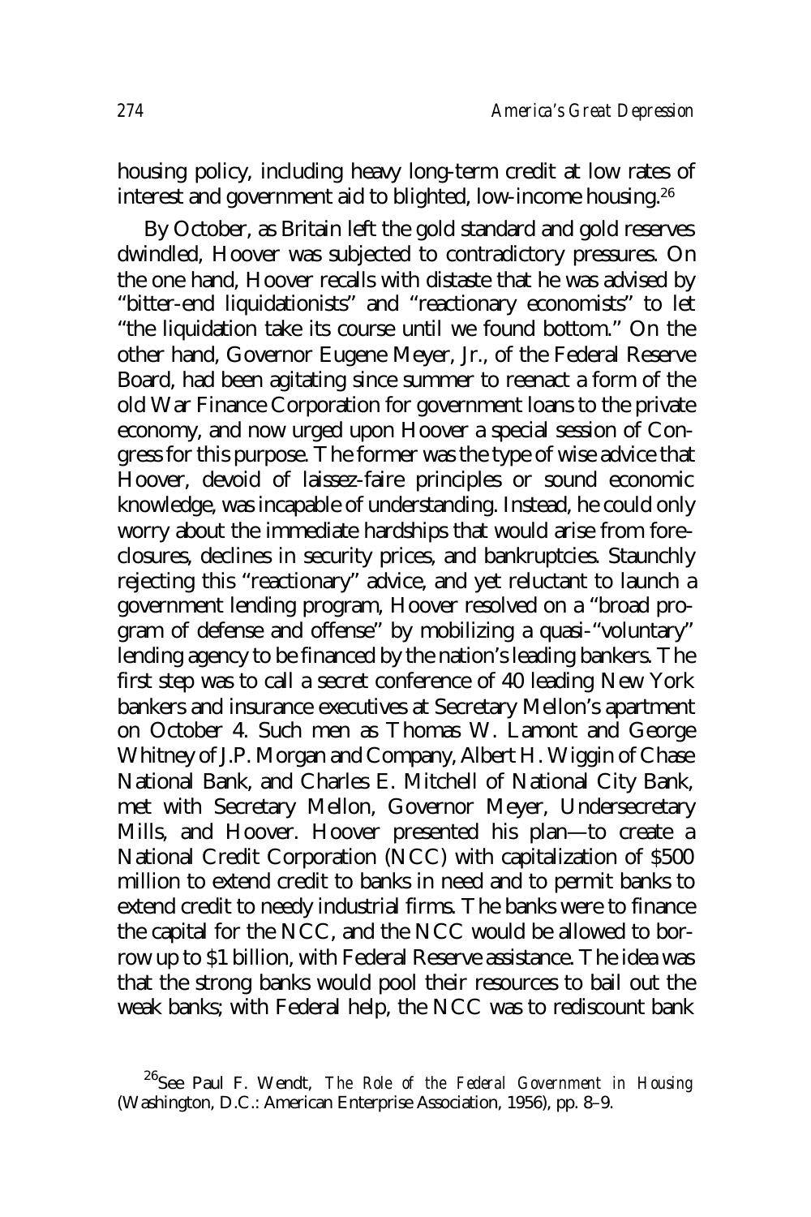housing policy, including heavy long-term credit at low rates of interest and government aid to blighted, low-income housing.[26]

By October, as Britain left the gold standard and gold reserves dwindled, Hoover was subjected to contradictory pressures. On the one hand, Hoover recalls with distaste that he was advised by "bitter-end liquidationists" and "reactionary economists" to let "the liquidation take its course until we found bottom." On the other hand, Governor Eugene Meyer, Jr., of the Federal Reserve Board, had been agitating since summer to reenact a form of the old War Finance Corporation for government loans to the private economy, and now urged upon Hoover a special session of Congress for this purpose. The former was the type of wise advice that Hoover, devoid of laissez-faire principles or sound economic knowledge, was incapable of understanding. Instead, he could only worry about the immediate hardships that would arise from foreclosures, declines in security prices, and bankruptcies. Staunchly rejecting this "reactionary" advice, and yet reluctant to launch a government lending program, Hoover resolved on a "broad program of defense and offense" by mobilizing a quasi-"voluntary" lending agency to be financed by the nation's leading bankers. The first step was to call a secret conference of 40 leading New York bankers and insurance executives at Secretary Mellon's apartment on October 4. Such men as Thomas W. Lamont and George Whitney of J.P. Morgan and Company, Albert H. Wiggin of Chase National Bank, and Charles E. Mitchell of National City Bank, met with Secretary Mellon, Governor Meyer, Undersecretary Mills, and Hoover. Hoover presented his plan—to create a National Credit Corporation (NCC) with capitalization of $500 million to extend credit to banks in need and to permit banks to extend credit to needy industrial firms. The banks were to finance the capital for the NCC, and the NCC would be allowed to borrow up to $1 billion, with Federal Reserve assistance. The idea was that the strong banks would pool their resources to bail out the weak banks; with Federal help, the NCC was to rediscount bank

[26] See Paul F. Wendt, *The Role of the Federal Government in Housing* (Washington, D.C.: American Enterprise Association, 1956), pp. 8–9.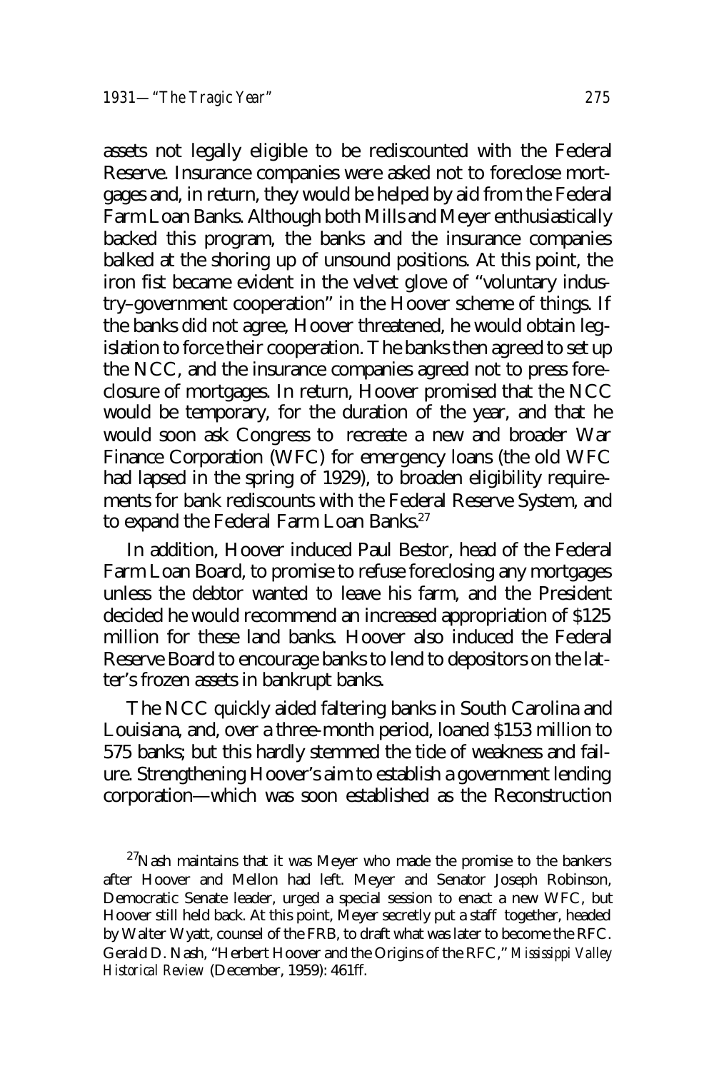assets not legally eligible to be rediscounted with the Federal Reserve. Insurance companies were asked not to foreclose mortgages and, in return, they would be helped by aid from the Federal Farm Loan Banks. Although both Mills and Meyer enthusiastically backed this program, the banks and the insurance companies balked at the shoring up of unsound positions. At this point, the iron fist became evident in the velvet glove of "voluntary industry–government cooperation" in the Hoover scheme of things. If the banks did not agree, Hoover threatened, he would obtain legislation to force their cooperation. The banks then agreed to set up the NCC, and the insurance companies agreed not to press foreclosure of mortgages. In return, Hoover promised that the NCC would be temporary, for the duration of the year, and that he would soon ask Congress to recreate a new and broader War Finance Corporation (WFC) for emergency loans (the old WFC had lapsed in the spring of 1929), to broaden eligibility requirements for bank rediscounts with the Federal Reserve System, and to expand the Federal Farm Loan Banks.[27]

In addition, Hoover induced Paul Bestor, head of the Federal Farm Loan Board, to promise to refuse foreclosing any mortgages unless the debtor wanted to leave his farm, and the President decided he would recommend an increased appropriation of $125 million for these land banks. Hoover also induced the Federal Reserve Board to encourage banks to lend to depositors on the latter's frozen assets in bankrupt banks.

The NCC quickly aided faltering banks in South Carolina and Louisiana, and, over a three-month period, loaned $153 million to 575 banks; but this hardly stemmed the tide of weakness and failure. Strengthening Hoover's aim to establish a government lending corporation—which was soon established as the Reconstruction

[27]Nash maintains that it was Meyer who made the promise to the bankers after Hoover and Mellon had left. Meyer and Senator Joseph Robinson, Democratic Senate leader, urged a special session to enact a new WFC, but Hoover still held back. At this point, Meyer secretly put a staff together, headed by Walter Wyatt, counsel of the FRB, to draft what was later to become the RFC. Gerald D. Nash, "Herbert Hoover and the Origins of the RFC," *Mississippi Valley Historical Review* (December, 1959): 461ff.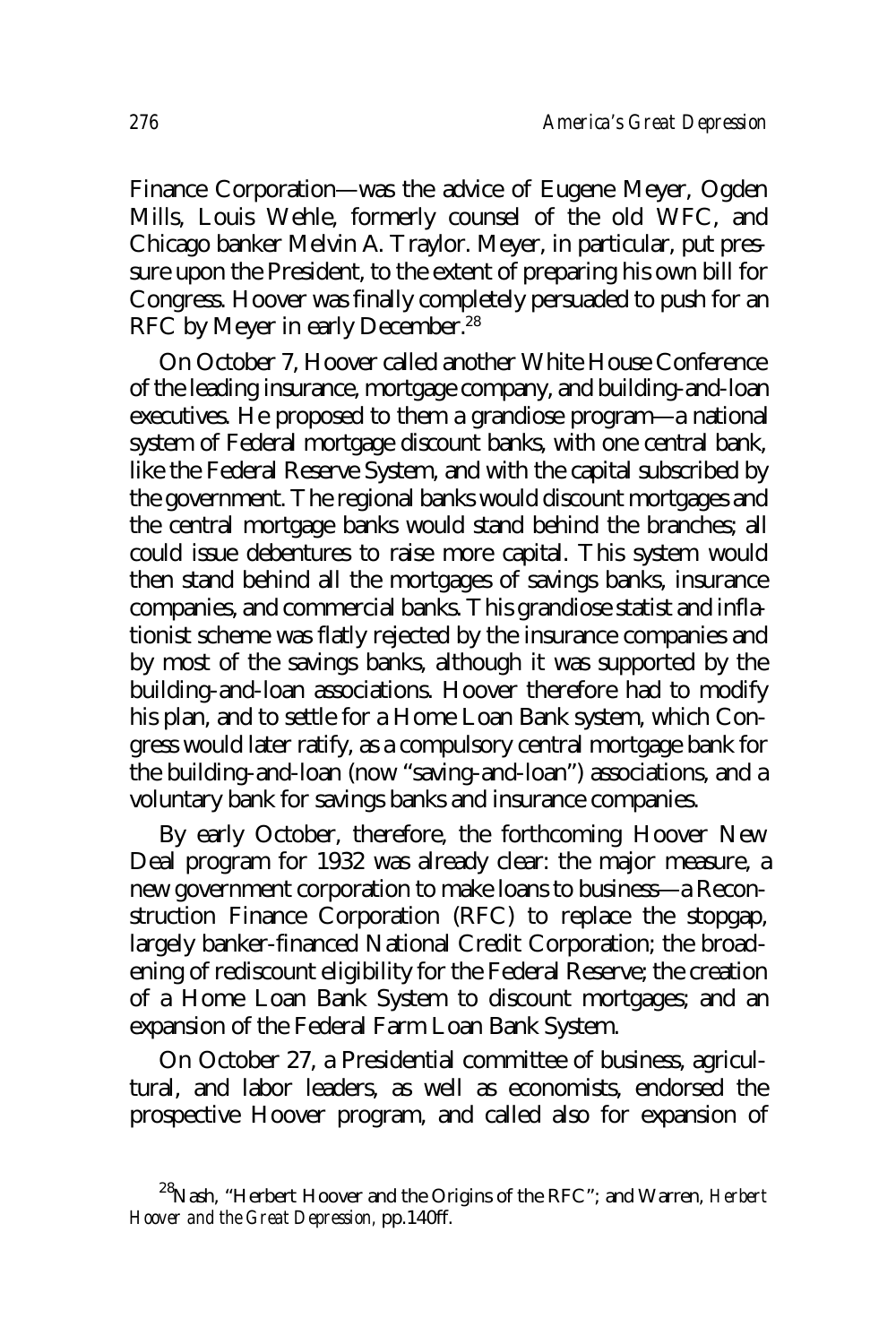Finance Corporation—was the advice of Eugene Meyer, Ogden Mills, Louis Wehle, formerly counsel of the old WFC, and Chicago banker Melvin A. Traylor. Meyer, in particular, put pressure upon the President, to the extent of preparing his own bill for Congress. Hoover was finally completely persuaded to push for an RFC by Meyer in early December.[28]

On October 7, Hoover called another White House Conference of the leading insurance, mortgage company, and building-and-loan executives. He proposed to them a grandiose program—a national system of Federal mortgage discount banks, with one central bank, like the Federal Reserve System, and with the capital subscribed by the government. The regional banks would discount mortgages and the central mortgage banks would stand behind the branches; all could issue debentures to raise more capital. This system would then stand behind all the mortgages of savings banks, insurance companies, and commercial banks. This grandiose statist and inflationist scheme was flatly rejected by the insurance companies and by most of the savings banks, although it was supported by the building-and-loan associations. Hoover therefore had to modify his plan, and to settle for a Home Loan Bank system, which Congress would later ratify, as a compulsory central mortgage bank for the building-and-loan (now "saving-and-loan") associations, and a voluntary bank for savings banks and insurance companies.

By early October, therefore, the forthcoming Hoover New Deal program for 1932 was already clear: the major measure, a new government corporation to make loans to business—a Reconstruction Finance Corporation (RFC) to replace the stopgap, largely banker-financed National Credit Corporation; the broadening of rediscount eligibility for the Federal Reserve; the creation of a Home Loan Bank System to discount mortgages; and an expansion of the Federal Farm Loan Bank System.

On October 27, a Presidential committee of business, agricultural, and labor leaders, as well as economists, endorsed the prospective Hoover program, and called also for expansion of

[28]Nash, "Herbert Hoover and the Origins of the RFC"; and Warren, *Herbert Hoover and the Great Depression*, pp.140ff.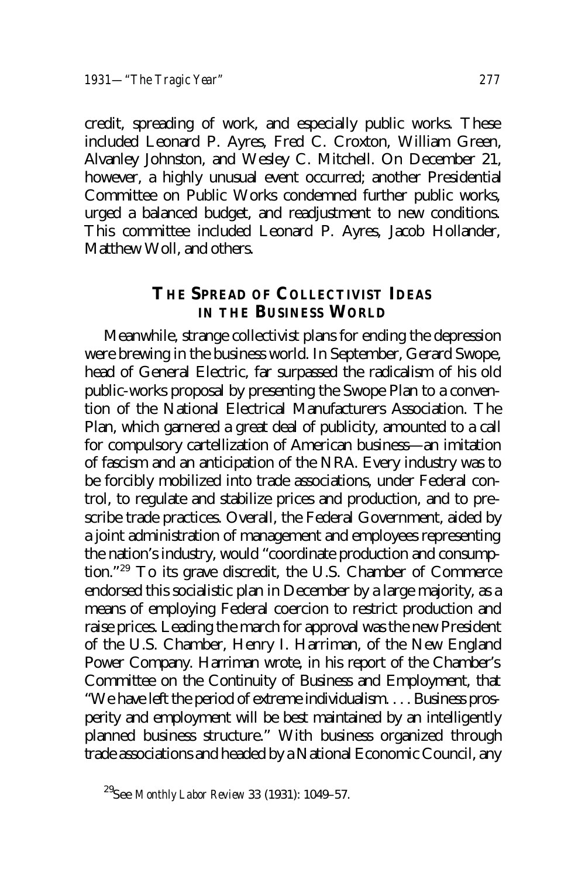credit, spreading of work, and especially public works. These included Leonard P. Ayres, Fred C. Croxton, William Green, Alvanley Johnston, and Wesley C. Mitchell. On December 21, however, a highly unusual event occurred; another Presidential Committee on Public Works condemned further public works, urged a balanced budget, and readjustment to new conditions. This committee included Leonard P. Ayres, Jacob Hollander, Matthew Woll, and others.

## THE SPREAD OF COLLECTIVIST IDEAS IN THE BUSINESS WORLD

Meanwhile, strange collectivist plans for ending the depression were brewing in the business world. In September, Gerard Swope, head of General Electric, far surpassed the radicalism of his old public-works proposal by presenting the Swope Plan to a convention of the National Electrical Manufacturers Association. The Plan, which garnered a great deal of publicity, amounted to a call for compulsory cartellization of American business—an imitation of fascism and an anticipation of the NRA. Every industry was to be forcibly mobilized into trade associations, under Federal control, to regulate and stabilize prices and production, and to prescribe trade practices. Overall, the Federal Government, aided by a joint administration of management and employees representing the nation's industry, would "coordinate production and consumption."[29] To its grave discredit, the U.S. Chamber of Commerce endorsed this socialistic plan in December by a large majority, as a means of employing Federal coercion to restrict production and raise prices. Leading the march for approval was the new President of the U.S. Chamber, Henry I. Harriman, of the New England Power Company. Harriman wrote, in his report of the Chamber's Committee on the Continuity of Business and Employment, that "We have left the period of extreme individualism. . . . Business prosperity and employment will be best maintained by an intelligently planned business structure." With business organized through trade associations and headed by a National Economic Council, any

[29] See *Monthly Labor Review* 33 (1931): 1049–57.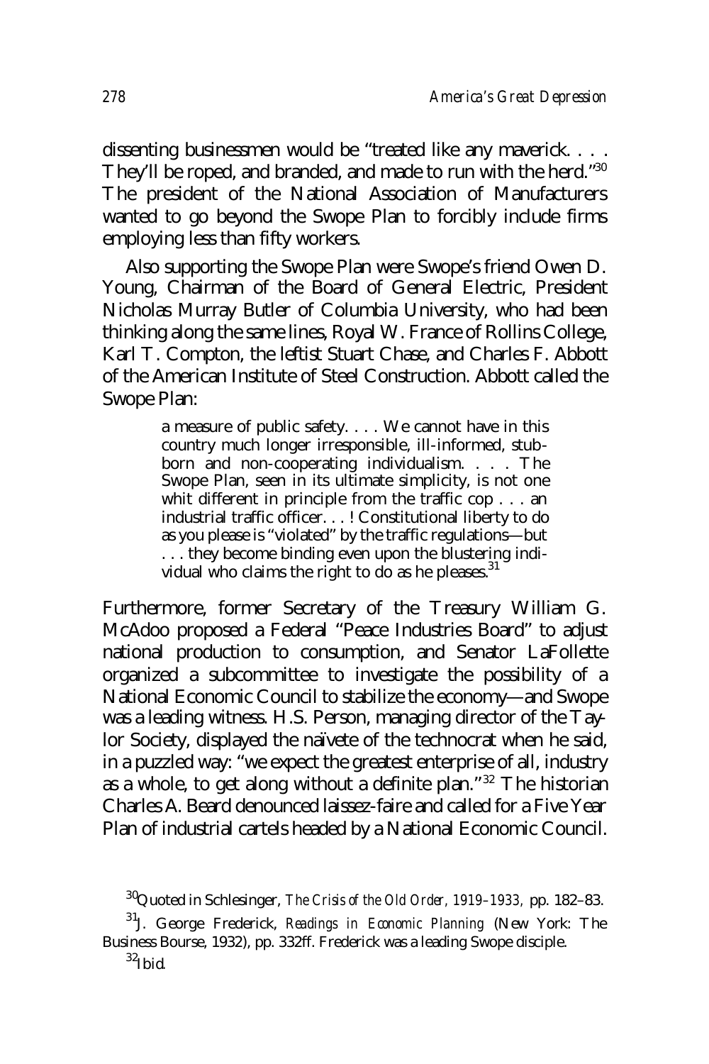dissenting businessmen would be "treated like any maverick. . . . They'll be roped, and branded, and made to run with the herd."[30] The president of the National Association of Manufacturers wanted to go beyond the Swope Plan to forcibly include firms employing less than fifty workers.

Also supporting the Swope Plan were Swope's friend Owen D. Young, Chairman of the Board of General Electric, President Nicholas Murray Butler of Columbia University, who had been thinking along the same lines, Royal W. France of Rollins College, Karl T. Compton, the leftist Stuart Chase, and Charles F. Abbott of the American Institute of Steel Construction. Abbott called the Swope Plan:

> a measure of public safety. . . . We cannot have in this country much longer irresponsible, ill-informed, stubborn and non-cooperating individualism. . . . The Swope Plan, seen in its ultimate simplicity, is not one whit different in principle from the traffic cop . . . an industrial traffic officer. . . ! Constitutional liberty to do as you please is "violated" by the traffic regulations—but . . . they become binding even upon the blustering individual who claims the right to do as he pleases.[31]

Furthermore, former Secretary of the Treasury William G. McAdoo proposed a Federal "Peace Industries Board" to adjust national production to consumption, and Senator LaFollette organized a subcommittee to investigate the possibility of a National Economic Council to stabilize the economy—and Swope was a leading witness. H.S. Person, managing director of the Taylor Society, displayed the näivete of the technocrat when he said, in a puzzled way: "we expect the greatest enterprise of all, industry as a whole, to get along without a definite plan."[32] The historian Charles A. Beard denounced laissez-faire and called for a Five Year Plan of industrial cartels headed by a National Economic Council.

---

[30]Quoted in Schlesinger, *The Crisis of the Old Order, 1919–1933,* pp. 182–83.

[31]J. George Frederick, *Readings in Economic Planning* (New York: The Business Bourse, 1932), pp. 332ff. Frederick was a leading Swope disciple.

[32]*Ibid.*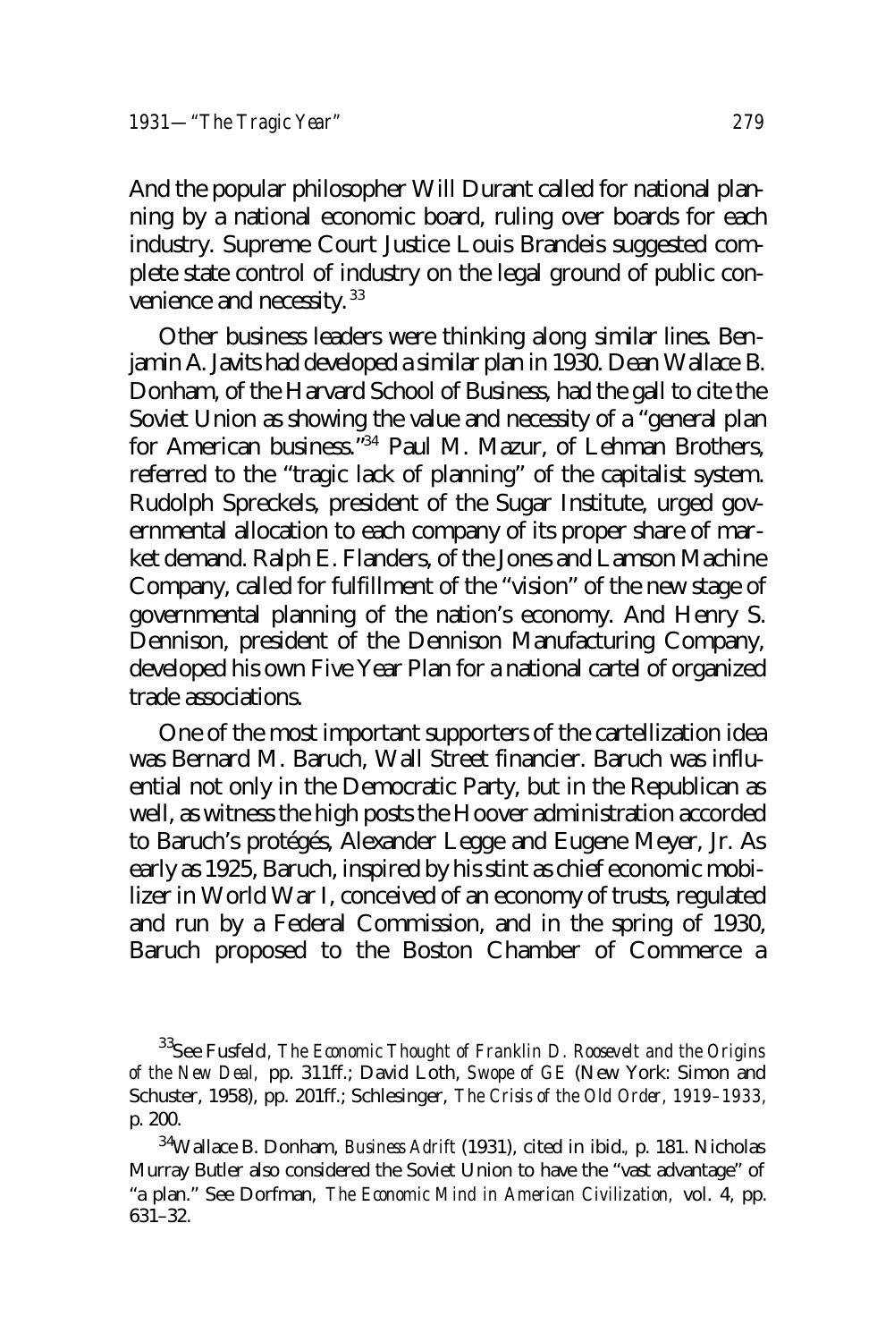And the popular philosopher Will Durant called for national planning by a national economic board, ruling over boards for each industry. Supreme Court Justice Louis Brandeis suggested complete state control of industry on the legal ground of public convenience and necessity.[33]

Other business leaders were thinking along similar lines. Benjamin A. Javits had developed a similar plan in 1930. Dean Wallace B. Donham, of the Harvard School of Business, had the gall to cite the Soviet Union as showing the value and necessity of a "general plan for American business."[34] Paul M. Mazur, of Lehman Brothers, referred to the "tragic lack of planning" of the capitalist system. Rudolph Spreckels, president of the Sugar Institute, urged governmental allocation to each company of its proper share of market demand. Ralph E. Flanders, of the Jones and Lamson Machine Company, called for fulfillment of the "vision" of the new stage of governmental planning of the nation's economy. And Henry S. Dennison, president of the Dennison Manufacturing Company, developed his own Five Year Plan for a national cartel of organized trade associations.

One of the most important supporters of the cartellization idea was Bernard M. Baruch, Wall Street financier. Baruch was influential not only in the Democratic Party, but in the Republican as well, as witness the high posts the Hoover administration accorded to Baruch's protégés, Alexander Legge and Eugene Meyer, Jr. As early as 1925, Baruch, inspired by his stint as chief economic mobilizer in World War I, conceived of an economy of trusts, regulated and run by a Federal Commission, and in the spring of 1930, Baruch proposed to the Boston Chamber of Commerce a

---

[33] See Fusfeld, *The Economic Thought of Franklin D. Roosevelt and the Origins of the New Deal,* pp. 311ff.; David Loth, *Swope of GE* (New York: Simon and Schuster, 1958), pp. 201ff.; Schlesinger, *The Crisis of the Old Order, 1919–1933,* p. 200.

[34] Wallace B. Donham, *Business Adrift* (1931), cited in ibid., p. 181. Nicholas Murray Butler also considered the Soviet Union to have the "vast advantage" of "a plan." See Dorfman, *The Economic Mind in American Civilization,* vol. 4, pp. 631–32.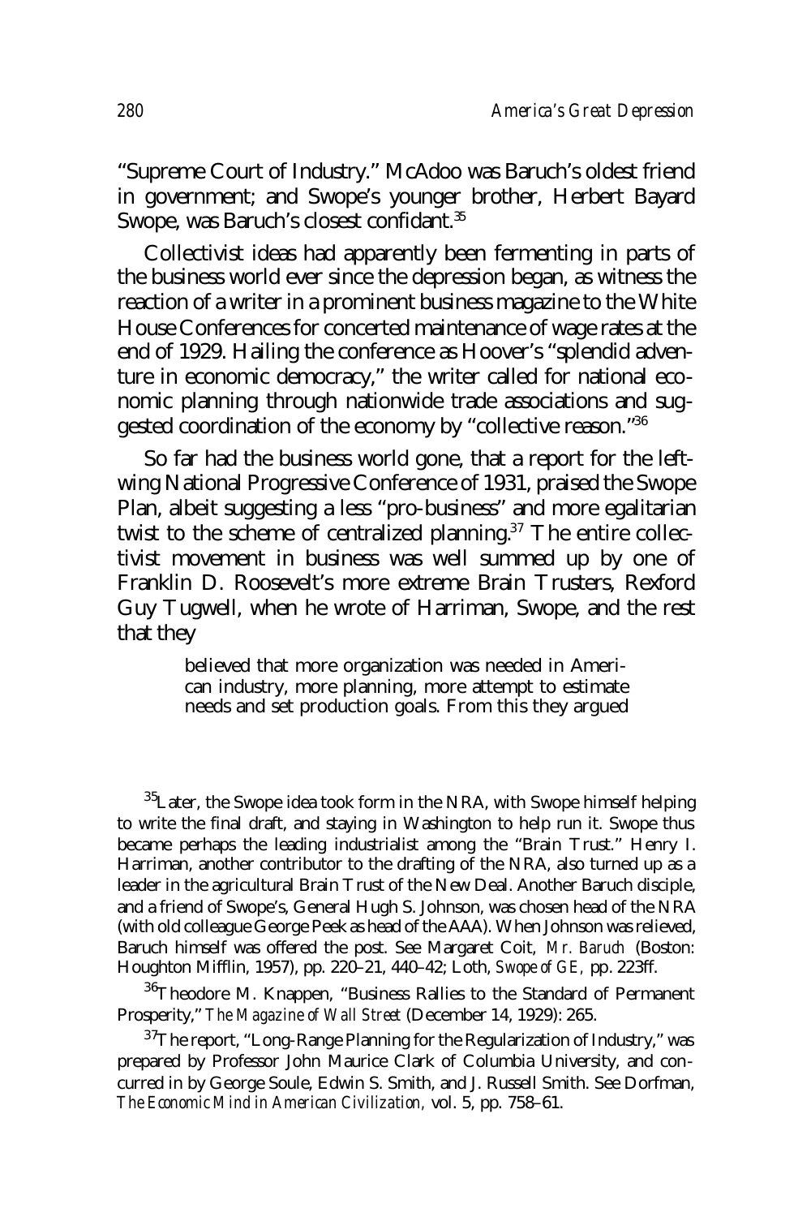"Supreme Court of Industry." McAdoo was Baruch's oldest friend in government; and Swope's younger brother, Herbert Bayard Swope, was Baruch's closest confidant.[35]

Collectivist ideas had apparently been fermenting in parts of the business world ever since the depression began, as witness the reaction of a writer in a prominent business magazine to the White House Conferences for concerted maintenance of wage rates at the end of 1929. Hailing the conference as Hoover's "splendid adventure in economic democracy," the writer called for national economic planning through nationwide trade associations and suggested coordination of the economy by "collective reason."[36]

So far had the business world gone, that a report for the left-wing National Progressive Conference of 1931, praised the Swope Plan, albeit suggesting a less "pro-business" and more egalitarian twist to the scheme of centralized planning.[37] The entire collectivist movement in business was well summed up by one of Franklin D. Roosevelt's more extreme Brain Trusters, Rexford Guy Tugwell, when he wrote of Harriman, Swope, and the rest that they

> believed that more organization was needed in American industry, more planning, more attempt to estimate needs and set production goals. From this they argued

---

[35]Later, the Swope idea took form in the NRA, with Swope himself helping to write the final draft, and staying in Washington to help run it. Swope thus became perhaps the leading industrialist among the "Brain Trust." Henry I. Harriman, another contributor to the drafting of the NRA, also turned up as a leader in the agricultural Brain Trust of the New Deal. Another Baruch disciple, and a friend of Swope's, General Hugh S. Johnson, was chosen head of the NRA (with old colleague George Peek as head of the AAA). When Johnson was relieved, Baruch himself was offered the post. See Margaret Coit, *Mr. Baruch* (Boston: Houghton Mifflin, 1957), pp. 220–21, 440–42; Loth, *Swope of GE*, pp. 223ff.

[36]Theodore M. Knappen, "Business Rallies to the Standard of Permanent Prosperity," *The Magazine of Wall Street* (December 14, 1929): 265.

[37]The report, "Long-Range Planning for the Regularization of Industry," was prepared by Professor John Maurice Clark of Columbia University, and concurred in by George Soule, Edwin S. Smith, and J. Russell Smith. See Dorfman, *The Economic Mind in American Civilization*, vol. 5, pp. 758–61.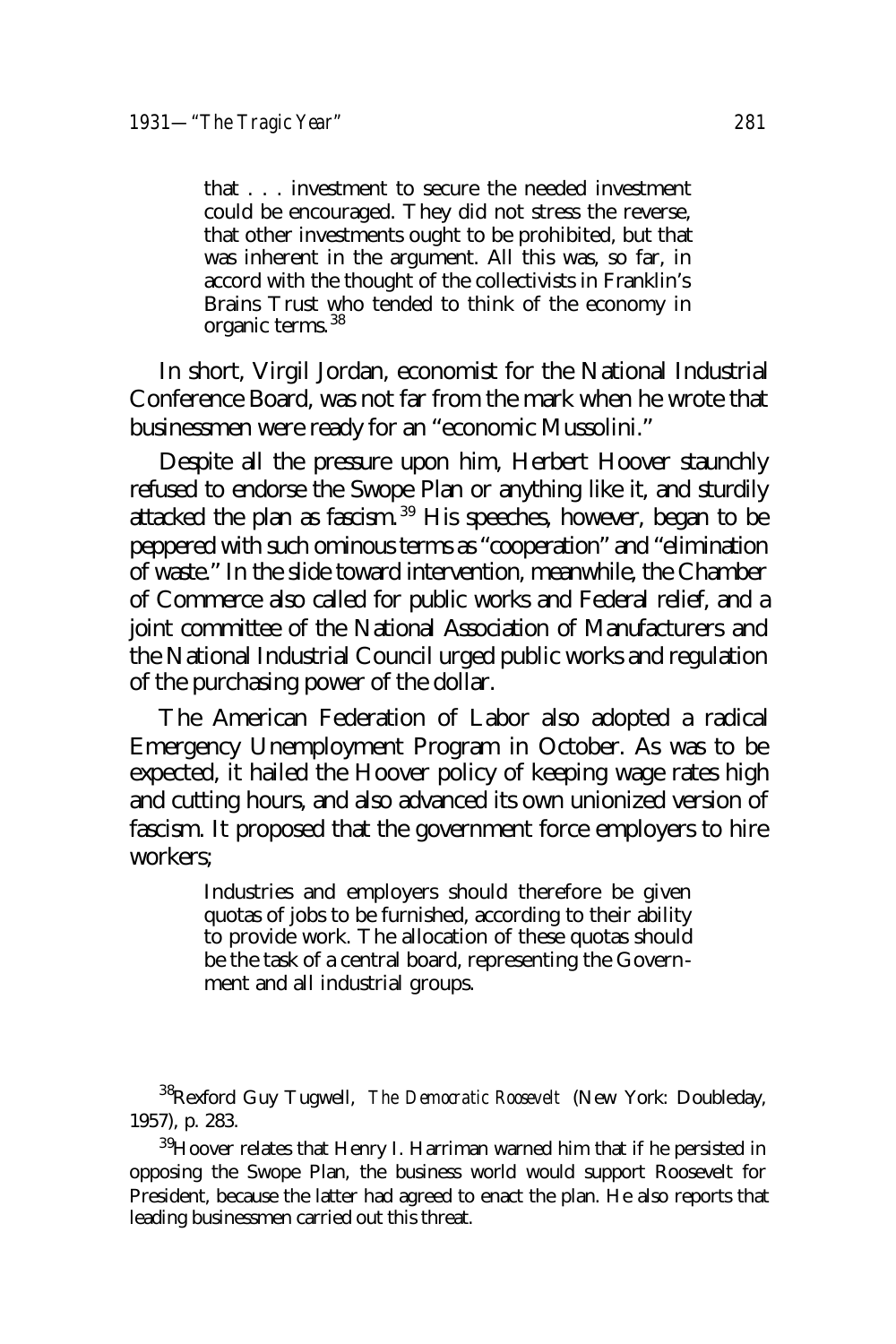> that . . . investment to secure the needed investment could be encouraged. They did not stress the reverse, that other investments ought to be prohibited, but that was inherent in the argument. All this was, so far, in accord with the thought of the collectivists in Franklin's Brains Trust who tended to think of the economy in organic terms.[38]

In short, Virgil Jordan, economist for the National Industrial Conference Board, was not far from the mark when he wrote that businessmen were ready for an "economic Mussolini."

Despite all the pressure upon him, Herbert Hoover staunchly refused to endorse the Swope Plan or anything like it, and sturdily attacked the plan as fascism.[39] His speeches, however, began to be peppered with such ominous terms as "cooperation" and "elimination of waste." In the slide toward intervention, meanwhile, the Chamber of Commerce also called for public works and Federal relief, and a joint committee of the National Association of Manufacturers and the National Industrial Council urged public works and regulation of the purchasing power of the dollar.

The American Federation of Labor also adopted a radical Emergency Unemployment Program in October. As was to be expected, it hailed the Hoover policy of keeping wage rates high and cutting hours, and also advanced its own unionized version of fascism. It proposed that the government force employers to hire workers;

> Industries and employers should therefore be given quotas of jobs to be furnished, according to their ability to provide work. The allocation of these quotas should be the task of a central board, representing the Government and all industrial groups.

[38]Rexford Guy Tugwell, *The Democratic Roosevelt* (New York: Doubleday, 1957), p. 283.

[39]Hoover relates that Henry I. Harriman warned him that if he persisted in opposing the Swope Plan, the business world would support Roosevelt for President, because the latter had agreed to enact the plan. He also reports that leading businessmen carried out this threat.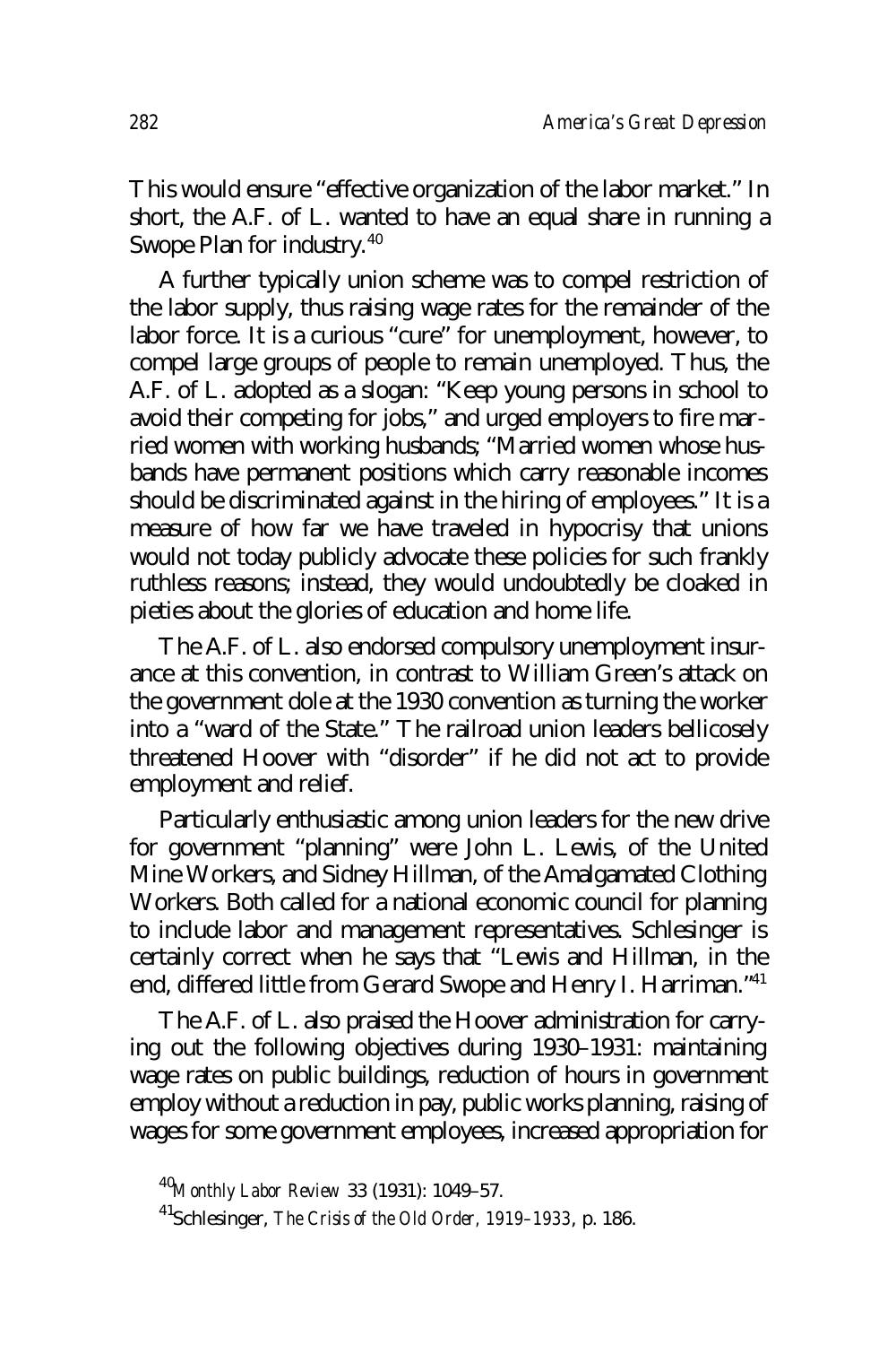This would ensure "effective organization of the labor market." In short, the A.F. of L. wanted to have an equal share in running a Swope Plan for industry.[40]

A further typically union scheme was to compel restriction of the labor supply, thus raising wage rates for the remainder of the labor force. It is a curious "cure" for unemployment, however, to compel large groups of people to remain unemployed. Thus, the A.F. of L. adopted as a slogan: "Keep young persons in school to avoid their competing for jobs," and urged employers to fire married women with working husbands; "Married women whose husbands have permanent positions which carry reasonable incomes should be discriminated against in the hiring of employees." It is a measure of how far we have traveled in hypocrisy that unions would not today publicly advocate these policies for such frankly ruthless reasons; instead, they would undoubtedly be cloaked in pieties about the glories of education and home life.

The A.F. of L. also endorsed compulsory unemployment insurance at this convention, in contrast to William Green's attack on the government dole at the 1930 convention as turning the worker into a "ward of the State." The railroad union leaders bellicosely threatened Hoover with "disorder" if he did not act to provide employment and relief.

Particularly enthusiastic among union leaders for the new drive for government "planning" were John L. Lewis, of the United Mine Workers, and Sidney Hillman, of the Amalgamated Clothing Workers. Both called for a national economic council for planning to include labor and management representatives. Schlesinger is certainly correct when he says that "Lewis and Hillman, in the end, differed little from Gerard Swope and Henry I. Harriman."[41]

The A.F. of L. also praised the Hoover administration for carrying out the following objectives during 1930–1931: maintaining wage rates on public buildings, reduction of hours in government employ without a reduction in pay, public works planning, raising of wages for some government employees, increased appropriation for

[40] *Monthly Labor Review* 33 (1931): 1049–57.

[41] Schlesinger, *The Crisis of the Old Order, 1919–1933*, p. 186.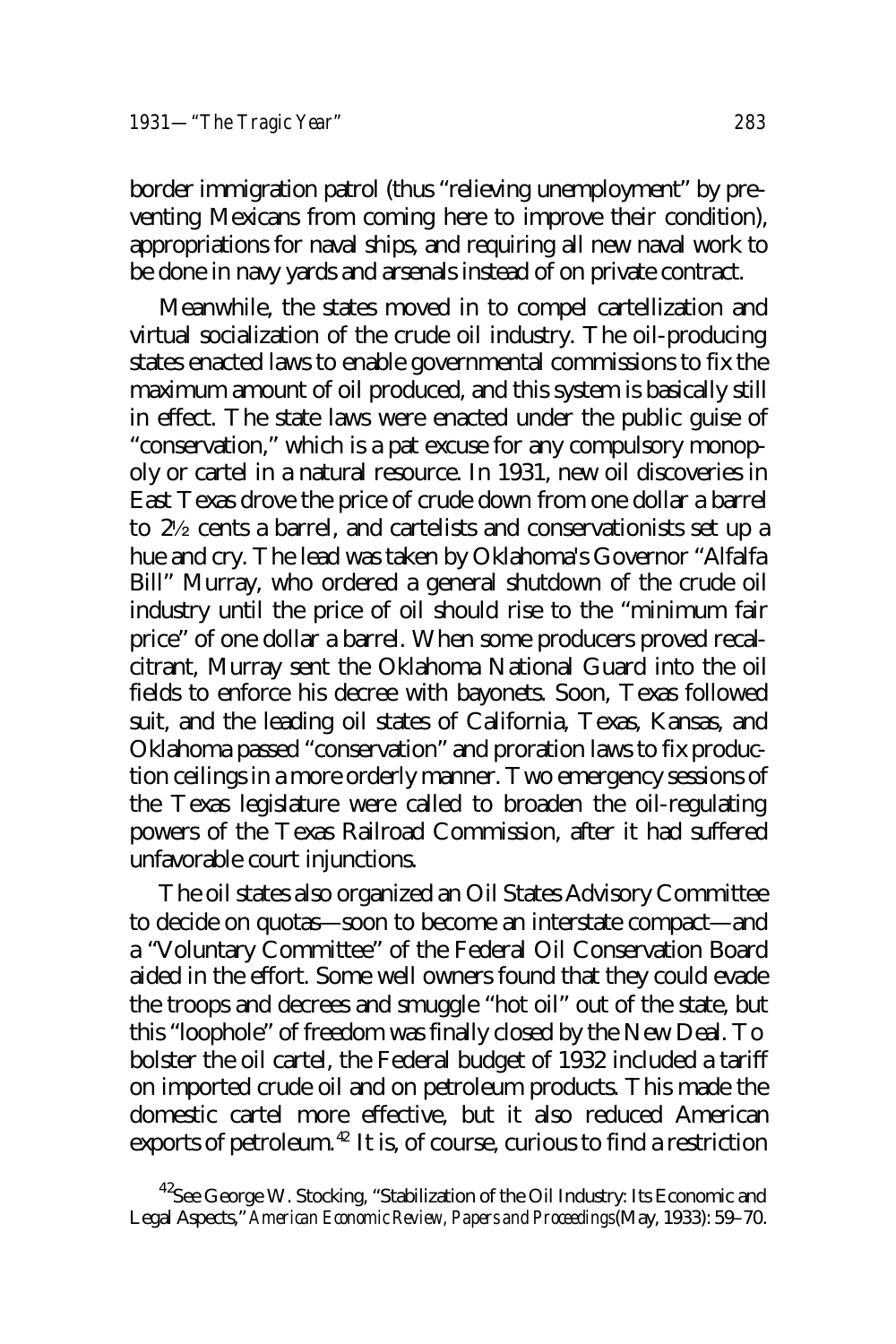border immigration patrol (thus "relieving unemployment" by preventing Mexicans from coming here to improve their condition), appropriations for naval ships, and requiring all new naval work to be done in navy yards and arsenals instead of on private contract.

Meanwhile, the states moved in to compel cartellization and virtual socialization of the crude oil industry. The oil-producing states enacted laws to enable governmental commissions to fix the maximum amount of oil produced, and this system is basically still in effect. The state laws were enacted under the public guise of "conservation," which is a pat excuse for any compulsory monopoly or cartel in a natural resource. In 1931, new oil discoveries in East Texas drove the price of crude down from one dollar a barrel to 2½ cents a barrel, and cartelists and conservationists set up a hue and cry. The lead was taken by Oklahoma's Governor "Alfalfa Bill" Murray, who ordered a general shutdown of the crude oil industry until the price of oil should rise to the "minimum fair price" of one dollar a barrel. When some producers proved recalcitrant, Murray sent the Oklahoma National Guard into the oil fields to enforce his decree with bayonets. Soon, Texas followed suit, and the leading oil states of California, Texas, Kansas, and Oklahoma passed "conservation" and proration laws to fix production ceilings in a more orderly manner. Two emergency sessions of the Texas legislature were called to broaden the oil-regulating powers of the Texas Railroad Commission, after it had suffered unfavorable court injunctions.

The oil states also organized an Oil States Advisory Committee to decide on quotas—soon to become an interstate compact—and a "Voluntary Committee" of the Federal Oil Conservation Board aided in the effort. Some well owners found that they could evade the troops and decrees and smuggle "hot oil" out of the state, but this "loophole" of freedom was finally closed by the New Deal. To bolster the oil cartel, the Federal budget of 1932 included a tariff on imported crude oil and on petroleum products. This made the domestic cartel more effective, but it also reduced American exports of petroleum.[42] It is, of course, curious to find a restriction

[42]See George W. Stocking, "Stabilization of the Oil Industry: Its Economic and Legal Aspects," *American Economic Review, Papers and Proceedings* (May, 1933): 59–70.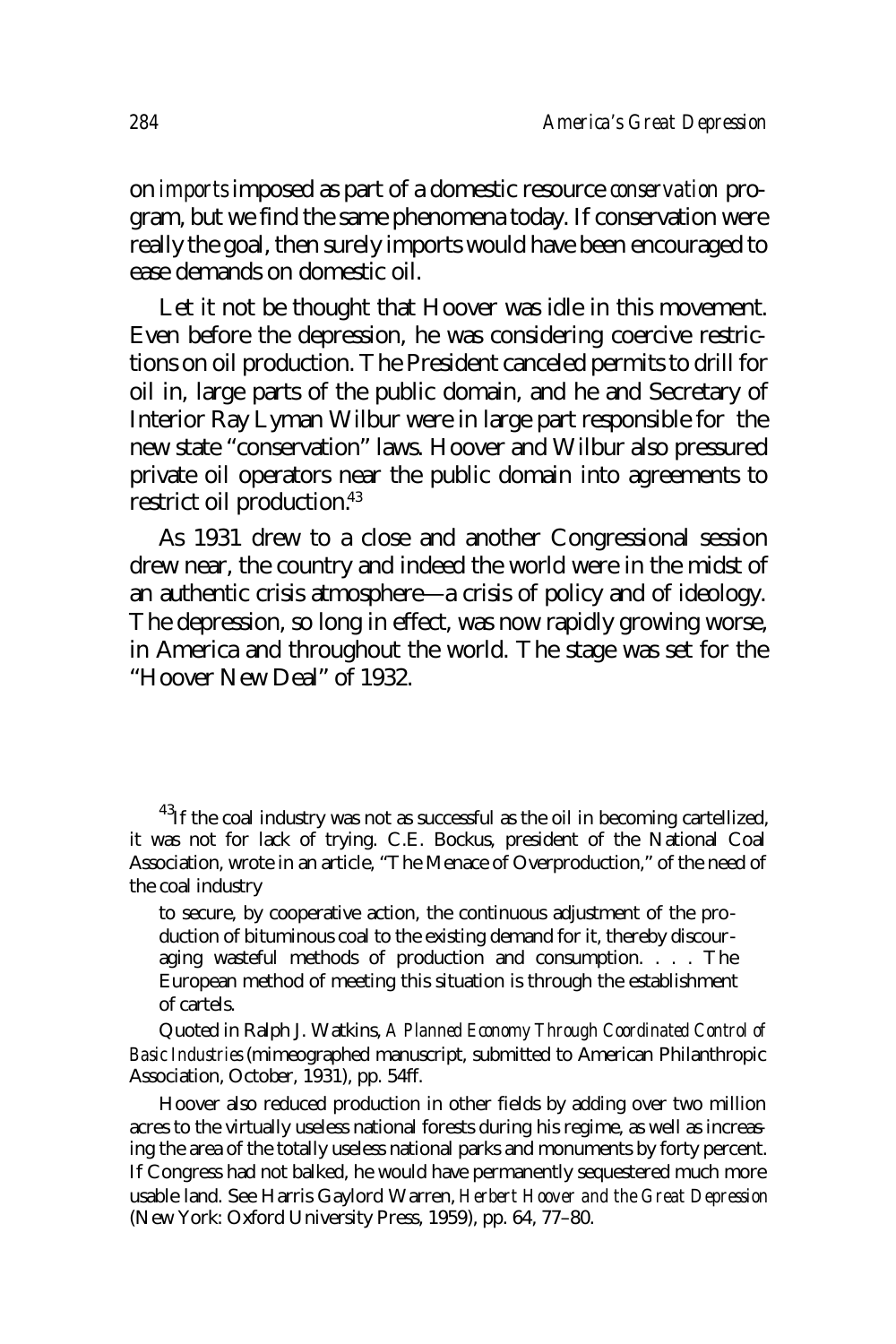on *imports* imposed as part of a domestic resource *conservation* program, but we find the same phenomena today. If conservation were really the goal, then surely imports would have been encouraged to ease demands on domestic oil.

Let it not be thought that Hoover was idle in this movement. Even before the depression, he was considering coercive restrictions on oil production. The President canceled permits to drill for oil in, large parts of the public domain, and he and Secretary of Interior Ray Lyman Wilbur were in large part responsible for the new state "conservation" laws. Hoover and Wilbur also pressured private oil operators near the public domain into agreements to restrict oil production.[43]

As 1931 drew to a close and another Congressional session drew near, the country and indeed the world were in the midst of an authentic crisis atmosphere—a crisis of policy and of ideology. The depression, so long in effect, was now rapidly growing worse, in America and throughout the world. The stage was set for the "Hoover New Deal" of 1932.

---

[43]If the coal industry was not as successful as the oil in becoming cartellized, it was not for lack of trying. C.E. Bockus, president of the National Coal Association, wrote in an article, "The Menace of Overproduction," of the need of the coal industry

> to secure, by cooperative action, the continuous adjustment of the production of bituminous coal to the existing demand for it, thereby discouraging wasteful methods of production and consumption. . . . The European method of meeting this situation is through the establishment of cartels.

Quoted in Ralph J. Watkins, *A Planned Economy Through Coordinated Control of Basic Industries* (mimeographed manuscript, submitted to American Philanthropic Association, October, 1931), pp. 54ff.

Hoover also reduced production in other fields by adding over two million acres to the virtually useless national forests during his regime, as well as increasing the area of the totally useless national parks and monuments by forty percent. If Congress had not balked, he would have permanently sequestered much more usable land. See Harris Gaylord Warren, *Herbert Hoover and the Great Depression* (New York: Oxford University Press, 1959), pp. 64, 77–80.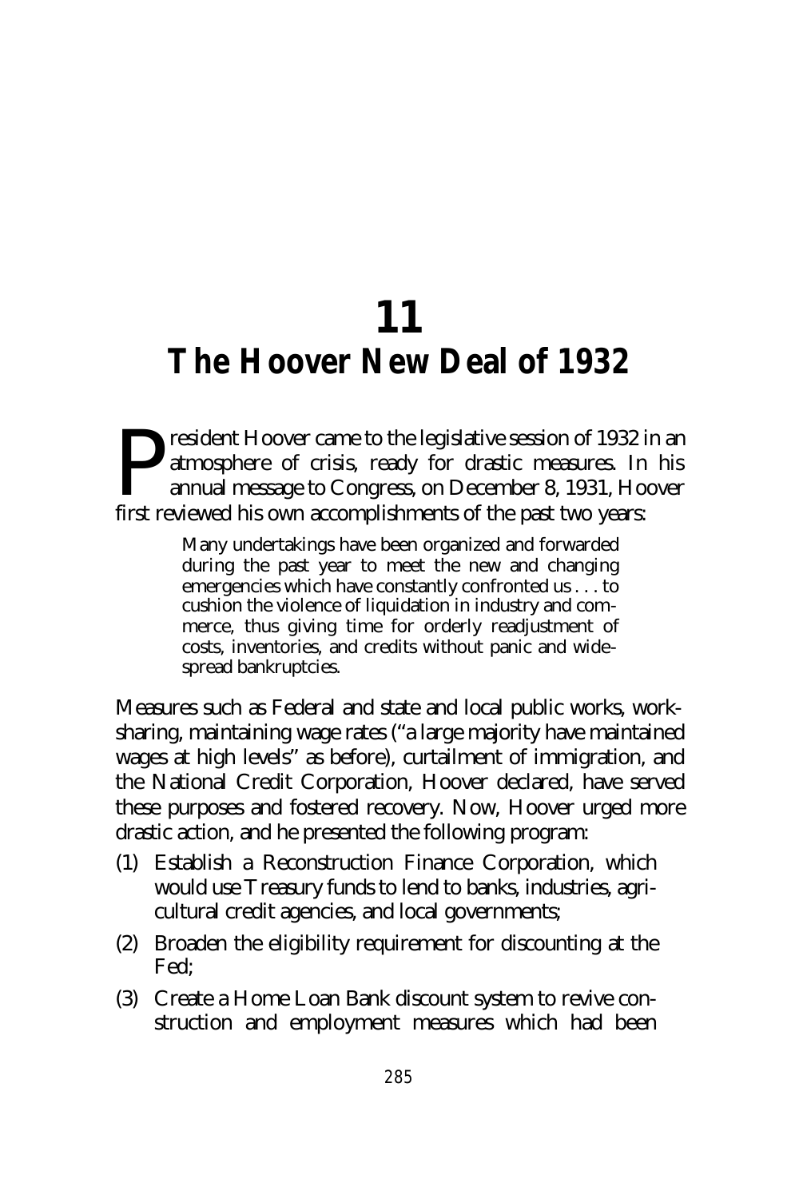# 11
# The Hoover New Deal of 1932

President Hoover came to the legislative session of 1932 in an atmosphere of crisis, ready for drastic measures. In his annual message to Congress, on December 8, 1931, Hoover first reviewed his own accomplishments of the past two years:

> Many undertakings have been organized and forwarded during the past year to meet the new and changing emergencies which have constantly confronted us . . . to cushion the violence of liquidation in industry and commerce, thus giving time for orderly readjustment of costs, inventories, and credits without panic and widespread bankruptcies.

Measures such as Federal and state and local public works, work-sharing, maintaining wage rates ("a large majority have maintained wages at high levels" as before), curtailment of immigration, and the National Credit Corporation, Hoover declared, have served these purposes and fostered recovery. Now, Hoover urged more drastic action, and he presented the following program:

(1) Establish a Reconstruction Finance Corporation, which would use Treasury funds to lend to banks, industries, agricultural credit agencies, and local governments;

(2) Broaden the eligibility requirement for discounting at the Fed;

(3) Create a Home Loan Bank discount system to revive construction and employment measures which had been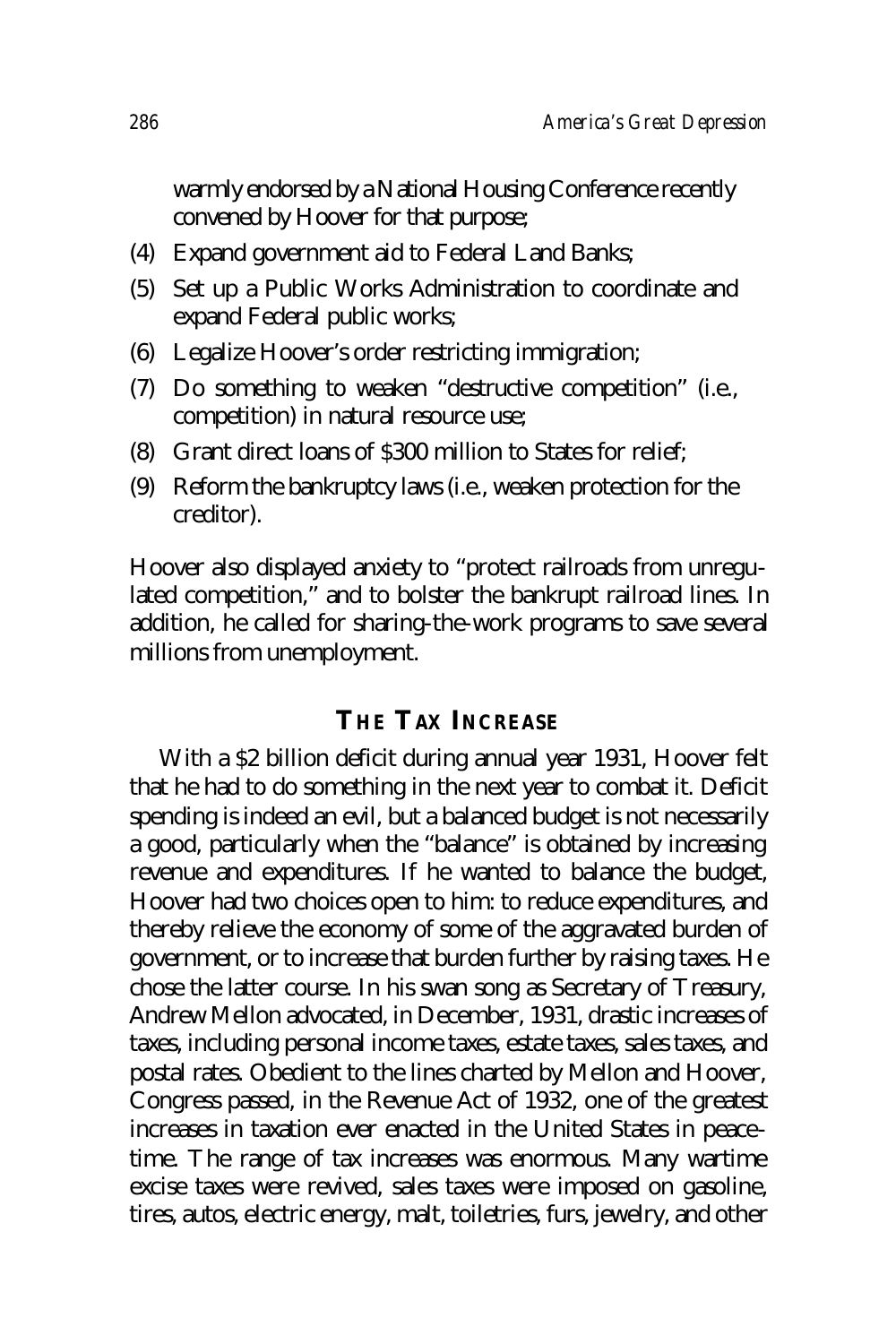warmly endorsed by a National Housing Conference recently convened by Hoover for that purpose;

(4) Expand government aid to Federal Land Banks;

(5) Set up a Public Works Administration to coordinate and expand Federal public works;

(6) Legalize Hoover's order restricting immigration;

(7) Do something to weaken "destructive competition" (i.e., competition) in natural resource use;

(8) Grant direct loans of $300 million to States for relief;

(9) Reform the bankruptcy laws (i.e., weaken protection for the creditor).

Hoover also displayed anxiety to "protect railroads from unregulated competition," and to bolster the bankrupt railroad lines. In addition, he called for sharing-the-work programs to save several millions from unemployment.

## THE TAX INCREASE

With a $2 billion deficit during annual year 1931, Hoover felt that he had to do something in the next year to combat it. Deficit spending is indeed an evil, but a balanced budget is not necessarily a good, particularly when the "balance" is obtained by increasing revenue and expenditures. If he wanted to balance the budget, Hoover had two choices open to him: to reduce expenditures, and thereby relieve the economy of some of the aggravated burden of government, or to increase that burden further by raising taxes. He chose the latter course. In his swan song as Secretary of Treasury, Andrew Mellon advocated, in December, 1931, drastic increases of taxes, including personal income taxes, estate taxes, sales taxes, and postal rates. Obedient to the lines charted by Mellon and Hoover, Congress passed, in the Revenue Act of 1932, one of the greatest increases in taxation ever enacted in the United States in peacetime. The range of tax increases was enormous. Many wartime excise taxes were revived, sales taxes were imposed on gasoline, tires, autos, electric energy, malt, toiletries, furs, jewelry, and other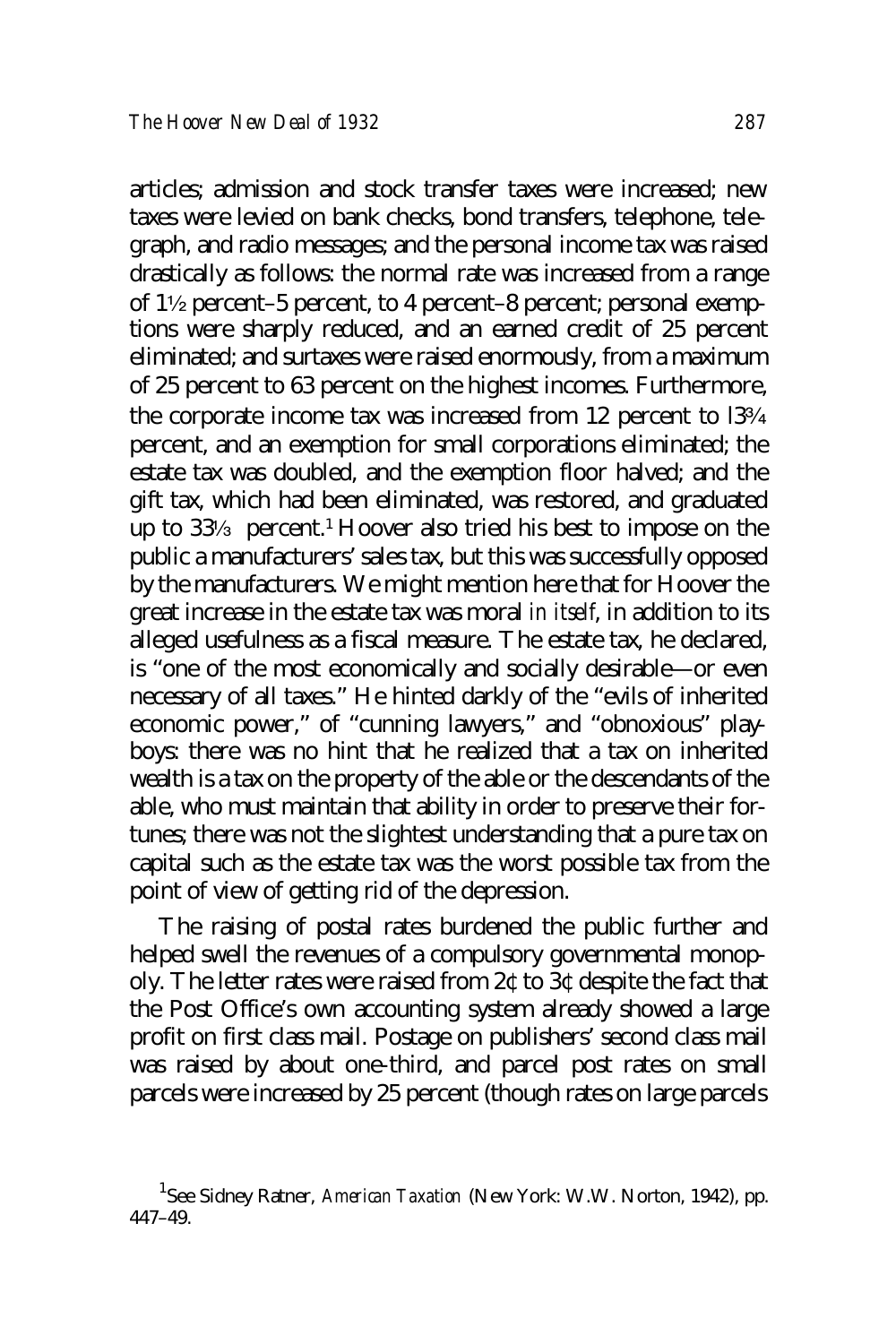articles; admission and stock transfer taxes were increased; new taxes were levied on bank checks, bond transfers, telephone, telegraph, and radio messages; and the personal income tax was raised drastically as follows: the normal rate was increased from a range of 1½ percent–5 percent, to 4 percent–8 percent; personal exemptions were sharply reduced, and an earned credit of 25 percent eliminated; and surtaxes were raised enormously, from a maximum of 25 percent to 63 percent on the highest incomes. Furthermore, the corporate income tax was increased from 12 percent to 13¾ percent, and an exemption for small corporations eliminated; the estate tax was doubled, and the exemption floor halved; and the gift tax, which had been eliminated, was restored, and graduated up to 33⅓ percent.[1] Hoover also tried his best to impose on the public a manufacturers' sales tax, but this was successfully opposed by the manufacturers. We might mention here that for Hoover the great increase in the estate tax was moral *in itself*, in addition to its alleged usefulness as a fiscal measure. The estate tax, he declared, is "one of the most economically and socially desirable—or even necessary of all taxes." He hinted darkly of the "evils of inherited economic power," of "cunning lawyers," and "obnoxious" playboys: there was no hint that he realized that a tax on inherited wealth is a tax on the property of the able or the descendants of the able, who must maintain that ability in order to preserve their fortunes; there was not the slightest understanding that a pure tax on capital such as the estate tax was the worst possible tax from the point of view of getting rid of the depression.

The raising of postal rates burdened the public further and helped swell the revenues of a compulsory governmental monopoly. The letter rates were raised from 2¢ to 3¢ despite the fact that the Post Office's own accounting system already showed a large profit on first class mail. Postage on publishers' second class mail was raised by about one-third, and parcel post rates on small parcels were increased by 25 percent (though rates on large parcels

[1] See Sidney Ratner, *American Taxation* (New York: W.W. Norton, 1942), pp. 447–49.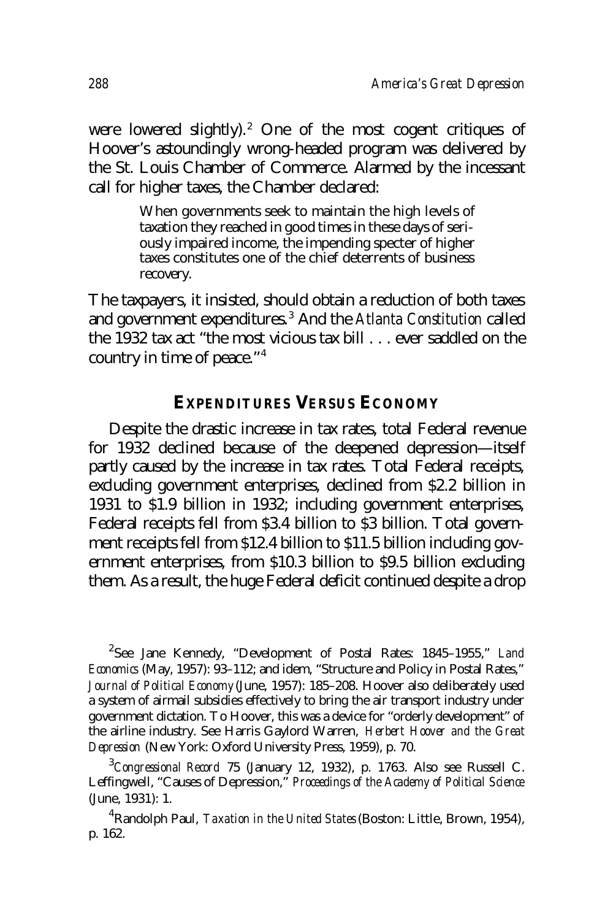were lowered slightly).[2] One of the most cogent critiques of Hoover's astoundingly wrong-headed program was delivered by the St. Louis Chamber of Commerce. Alarmed by the incessant call for higher taxes, the Chamber declared:

> When governments seek to maintain the high levels of taxation they reached in good times in these days of seriously impaired income, the impending specter of higher taxes constitutes one of the chief deterrents of business recovery.

The taxpayers, it insisted, should obtain a reduction of both taxes and government expenditures.[3] And the *Atlanta Constitution* called the 1932 tax act "the most vicious tax bill . . . ever saddled on the country in time of peace."[4]

## EXPENDITURES VERSUS ECONOMY

Despite the drastic increase in tax rates, total Federal revenue for 1932 declined because of the deepened depression—itself partly caused by the increase in tax rates. Total Federal receipts, excluding government enterprises, declined from $2.2 billion in 1931 to $1.9 billion in 1932; including government enterprises, Federal receipts fell from $3.4 billion to $3 billion. Total government receipts fell from $12.4 billion to $11.5 billion including government enterprises, from $10.3 billion to $9.5 billion excluding them. As a result, the huge Federal deficit continued despite a drop

---

[2]See Jane Kennedy, "Development of Postal Rates: 1845–1955," *Land Economics* (May, 1957): 93–112; and idem, "Structure and Policy in Postal Rates," *Journal of Political Economy* (June, 1957): 185–208. Hoover also deliberately used a system of airmail subsidies effectively to bring the air transport industry under government dictation. To Hoover, this was a device for "orderly development" of the airline industry. See Harris Gaylord Warren, *Herbert Hoover and the Great Depression* (New York: Oxford University Press, 1959), p. 70.

[3]*Congressional Record* 75 (January 12, 1932), p. 1763. Also see Russell C. Leffingwell, "Causes of Depression," *Proceedings of the Academy of Political Science* (June, 1931): 1.

[4]Randolph Paul, *Taxation in the United States* (Boston: Little, Brown, 1954), p. 162.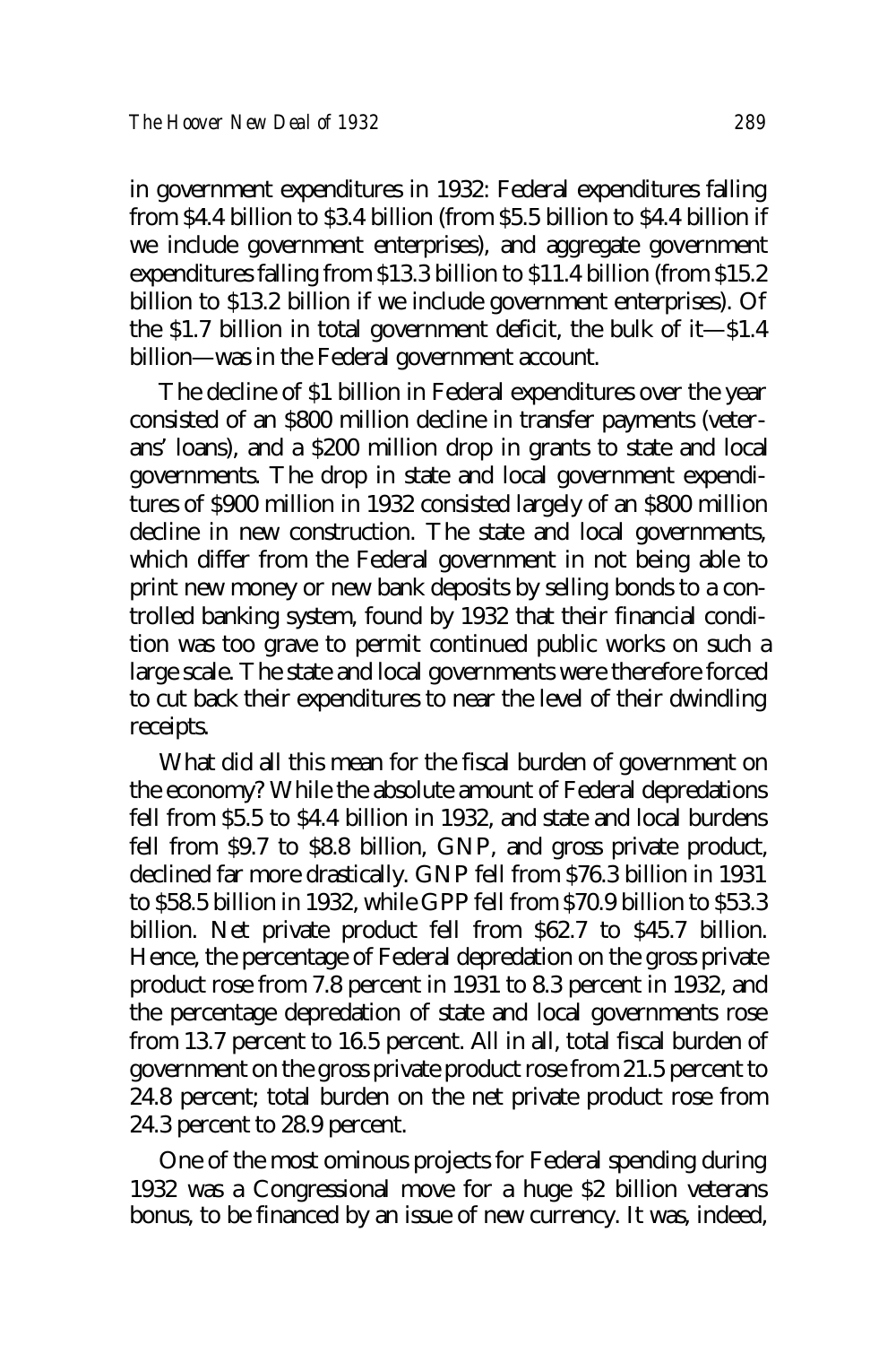in government expenditures in 1932: Federal expenditures falling from $4.4 billion to $3.4 billion (from $5.5 billion to $4.4 billion if we include government enterprises), and aggregate government expenditures falling from $13.3 billion to $11.4 billion (from $15.2 billion to $13.2 billion if we include government enterprises). Of the $1.7 billion in total government deficit, the bulk of it—$1.4 billion—was in the Federal government account.

The decline of $1 billion in Federal expenditures over the year consisted of an $800 million decline in transfer payments (veterans' loans), and a $200 million drop in grants to state and local governments. The drop in state and local government expenditures of $900 million in 1932 consisted largely of an $800 million decline in new construction. The state and local governments, which differ from the Federal government in not being able to print new money or new bank deposits by selling bonds to a controlled banking system, found by 1932 that their financial condition was too grave to permit continued public works on such a large scale. The state and local governments were therefore forced to cut back their expenditures to near the level of their dwindling receipts.

What did all this mean for the fiscal burden of government on the economy? While the absolute amount of Federal depredations fell from $5.5 to $4.4 billion in 1932, and state and local burdens fell from $9.7 to $8.8 billion, GNP, and gross private product, declined far more drastically. GNP fell from $76.3 billion in 1931 to $58.5 billion in 1932, while GPP fell from $70.9 billion to $53.3 billion. Net private product fell from $62.7 to $45.7 billion. Hence, the percentage of Federal depredation on the gross private product rose from 7.8 percent in 1931 to 8.3 percent in 1932, and the percentage depredation of state and local governments rose from 13.7 percent to 16.5 percent. All in all, total fiscal burden of government on the gross private product rose from 21.5 percent to 24.8 percent; total burden on the net private product rose from 24.3 percent to 28.9 percent.

One of the most ominous projects for Federal spending during 1932 was a Congressional move for a huge $2 billion veterans bonus, to be financed by an issue of new currency. It was, indeed,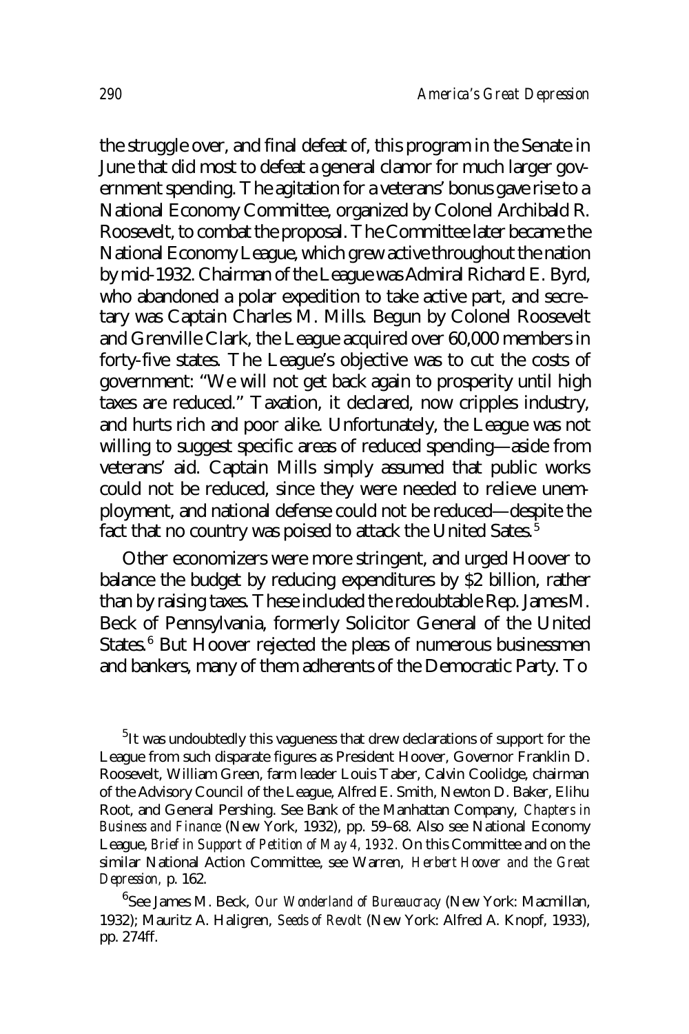the struggle over, and final defeat of, this program in the Senate in June that did most to defeat a general clamor for much larger government spending. The agitation for a veterans' bonus gave rise to a National Economy Committee, organized by Colonel Archibald R. Roosevelt, to combat the proposal. The Committee later became the National Economy League, which grew active throughout the nation by mid-1932. Chairman of the League was Admiral Richard E. Byrd, who abandoned a polar expedition to take active part, and secretary was Captain Charles M. Mills. Begun by Colonel Roosevelt and Grenville Clark, the League acquired over 60,000 members in forty-five states. The League's objective was to cut the costs of government: "We will not get back again to prosperity until high taxes are reduced." Taxation, it declared, now cripples industry, and hurts rich and poor alike. Unfortunately, the League was not willing to suggest specific areas of reduced spending—aside from veterans' aid. Captain Mills simply assumed that public works could not be reduced, since they were needed to relieve unemployment, and national defense could not be reduced—despite the fact that no country was poised to attack the United Sates.[5]

Other economizers were more stringent, and urged Hoover to balance the budget by reducing expenditures by $2 billion, rather than by raising taxes. These included the redoubtable Rep. James M. Beck of Pennsylvania, formerly Solicitor General of the United States.[6] But Hoover rejected the pleas of numerous businessmen and bankers, many of them adherents of the Democratic Party. To

[5]It was undoubtedly this vagueness that drew declarations of support for the League from such disparate figures as President Hoover, Governor Franklin D. Roosevelt, William Green, farm leader Louis Taber, Calvin Coolidge, chairman of the Advisory Council of the League, Alfred E. Smith, Newton D. Baker, Elihu Root, and General Pershing. See Bank of the Manhattan Company, *Chapters in Business and Finance* (New York, 1932), pp. 59–68. Also see National Economy League, *Brief in Support of Petition of May 4, 1932.* On this Committee and on the similar National Action Committee, see Warren, *Herbert Hoover and the Great Depression,* p. 162.

[6]See James M. Beck, *Our Wonderland of Bureaucracy* (New York: Macmillan, 1932); Mauritz A. Haligren, *Seeds of Revolt* (New York: Alfred A. Knopf, 1933), pp. 274ff.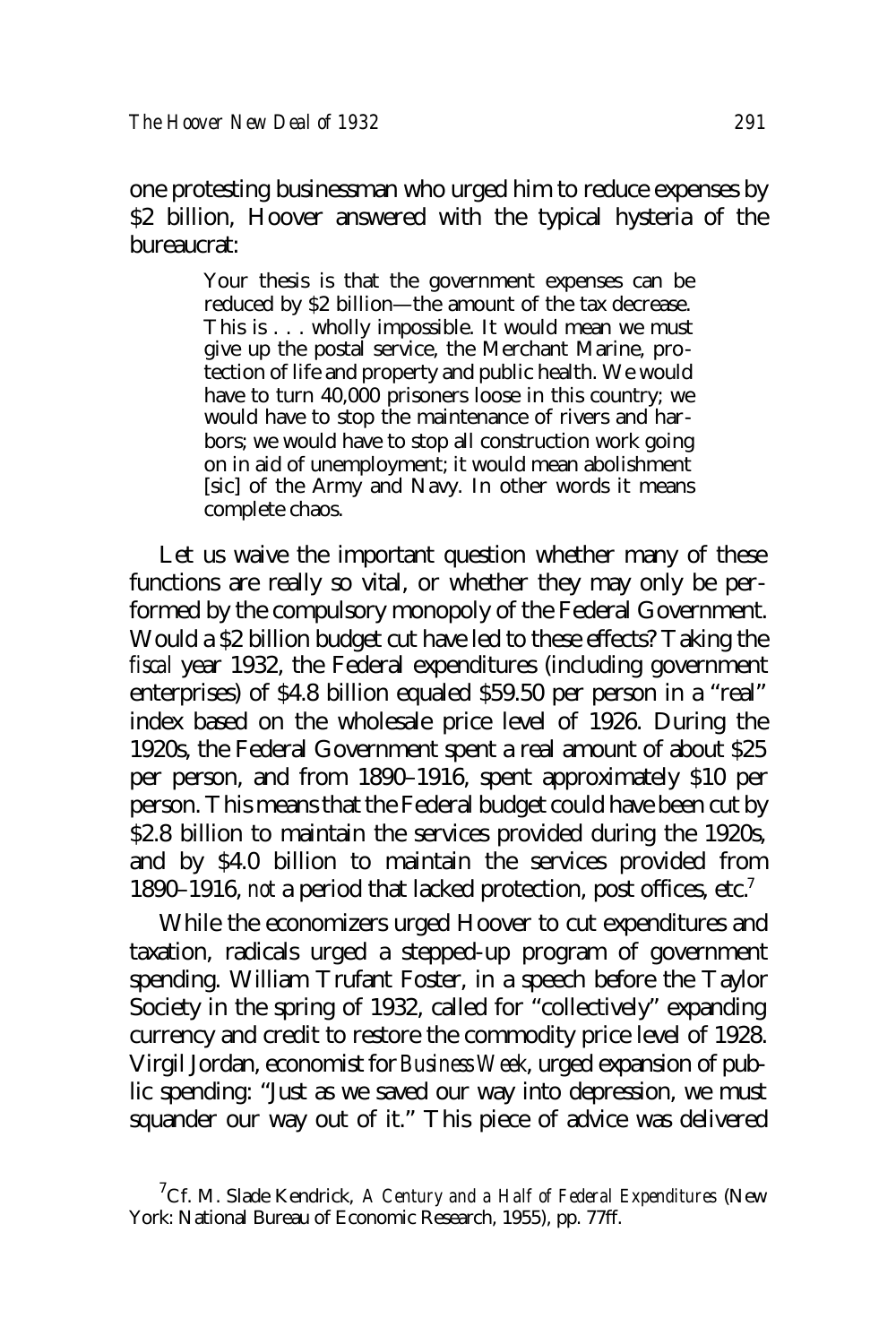one protesting businessman who urged him to reduce expenses by $2 billion, Hoover answered with the typical hysteria of the bureaucrat:

> Your thesis is that the government expenses can be reduced by $2 billion—the amount of the tax decrease. This is . . . wholly impossible. It would mean we must give up the postal service, the Merchant Marine, protection of life and property and public health. We would have to turn 40,000 prisoners loose in this country; we would have to stop the maintenance of rivers and harbors; we would have to stop all construction work going on in aid of unemployment; it would mean abolishment [sic] of the Army and Navy. In other words it means complete chaos.

Let us waive the important question whether many of these functions are really so vital, or whether they may only be performed by the compulsory monopoly of the Federal Government. Would a $2 billion budget cut have led to these effects? Taking the *fiscal* year 1932, the Federal expenditures (including government enterprises) of $4.8 billion equaled $59.50 per person in a "real" index based on the wholesale price level of 1926. During the 1920s, the Federal Government spent a real amount of about $25 per person, and from 1890–1916, spent approximately $10 per person. This means that the Federal budget could have been cut by $2.8 billion to maintain the services provided during the 1920s, and by $4.0 billion to maintain the services provided from 1890–1916, *not* a period that lacked protection, post offices, etc.[7]

While the economizers urged Hoover to cut expenditures and taxation, radicals urged a stepped-up program of government spending. William Trufant Foster, in a speech before the Taylor Society in the spring of 1932, called for "collectively" expanding currency and credit to restore the commodity price level of 1928. Virgil Jordan, economist for *Business Week*, urged expansion of public spending: "Just as we saved our way into depression, we must squander our way out of it." This piece of advice was delivered

[7] Cf. M. Slade Kendrick, *A Century and a Half of Federal Expenditures* (New York: National Bureau of Economic Research, 1955), pp. 77ff.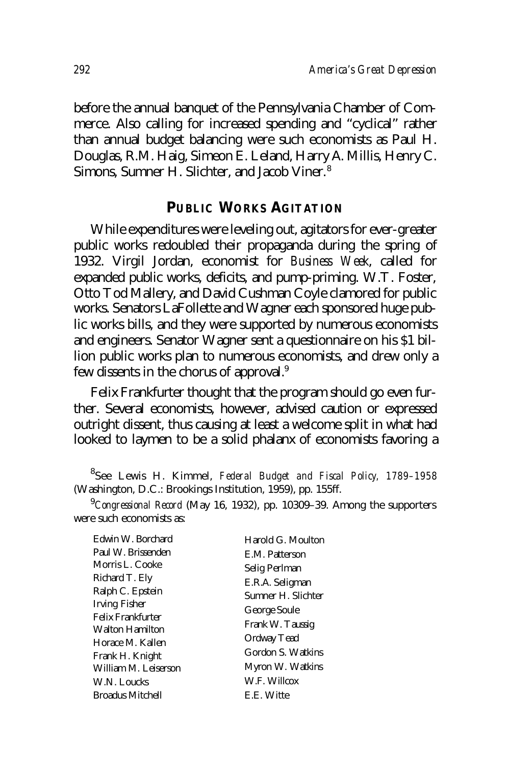before the annual banquet of the Pennsylvania Chamber of Commerce. Also calling for increased spending and "cyclical" rather than annual budget balancing were such economists as Paul H. Douglas, R.M. Haig, Simeon E. Leland, Harry A. Millis, Henry C. Simons, Sumner H. Slichter, and Jacob Viner.[8]

## PUBLIC WORKS AGITATION

While expenditures were leveling out, agitators for ever-greater public works redoubled their propaganda during the spring of 1932. Virgil Jordan, economist for *Business Week*, called for expanded public works, deficits, and pump-priming. W.T. Foster, Otto Tod Mallery, and David Cushman Coyle clamored for public works. Senators LaFollette and Wagner each sponsored huge public works bills, and they were supported by numerous economists and engineers. Senator Wagner sent a questionnaire on his $1 billion public works plan to numerous economists, and drew only a few dissents in the chorus of approval.[9]

Felix Frankfurter thought that the program should go even further. Several economists, however, advised caution or expressed outright dissent, thus causing at least a welcome split in what had looked to laymen to be a solid phalanx of economists favoring a

---

[8]See Lewis H. Kimmel, *Federal Budget and Fiscal Policy, 1789–1958* (Washington, D.C.: Brookings Institution, 1959), pp. 155ff.

[9]*Congressional Record* (May 16, 1932), pp. 10309–39. Among the supporters were such economists as:

| | |
|---|---|
| Edwin W. Borchard | Harold G. Moulton |
| Paul W. Brissenden | E.M. Patterson |
| Morris L. Cooke | Selig Perlman |
| Richard T. Ely | E.R.A. Seligman |
| Ralph C. Epstein | Sumner H. Slichter |
| Irving Fisher | George Soule |
| Felix Frankfurter | Frank W. Taussig |
| Walton Hamilton | Ordway Tead |
| Horace M. Kallen | Gordon S. Watkins |
| Frank H. Knight | Myron W. Watkins |
| William M. Leiserson | W.F. Willcox |
| W.N. Loucks | E.E. Witte |
| Broadus Mitchell | |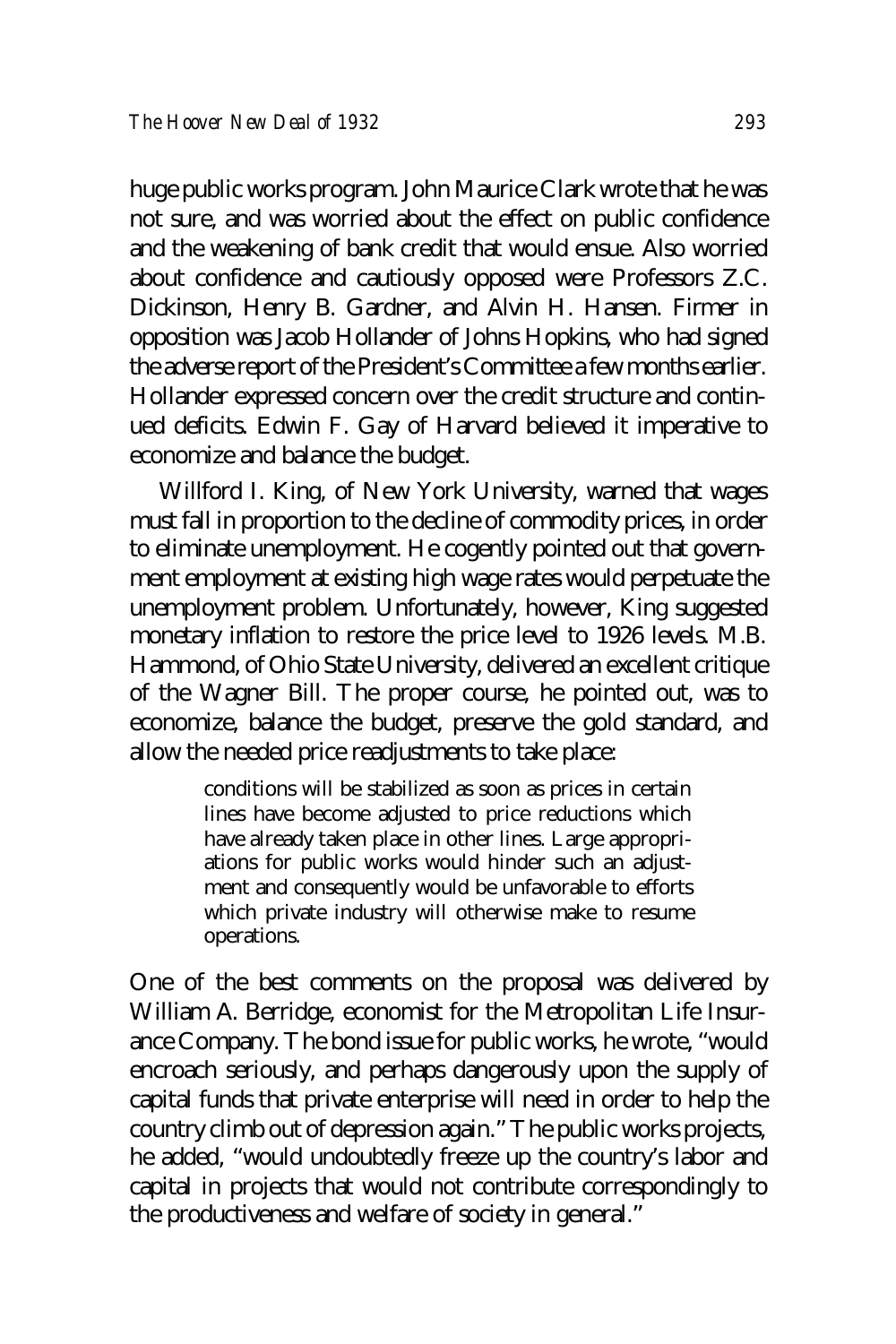huge public works program. John Maurice Clark wrote that he was not sure, and was worried about the effect on public confidence and the weakening of bank credit that would ensue. Also worried about confidence and cautiously opposed were Professors Z.C. Dickinson, Henry B. Gardner, and Alvin H. Hansen. Firmer in opposition was Jacob Hollander of Johns Hopkins, who had signed the adverse report of the President's Committee a few months earlier. Hollander expressed concern over the credit structure and continued deficits. Edwin F. Gay of Harvard believed it imperative to economize and balance the budget.

Willford I. King, of New York University, warned that wages must fall in proportion to the decline of commodity prices, in order to eliminate unemployment. He cogently pointed out that government employment at existing high wage rates would perpetuate the unemployment problem. Unfortunately, however, King suggested monetary inflation to restore the price level to 1926 levels. M.B. Hammond, of Ohio State University, delivered an excellent critique of the Wagner Bill. The proper course, he pointed out, was to economize, balance the budget, preserve the gold standard, and allow the needed price readjustments to take place:

> conditions will be stabilized as soon as prices in certain lines have become adjusted to price reductions which have already taken place in other lines. Large appropriations for public works would hinder such an adjustment and consequently would be unfavorable to efforts which private industry will otherwise make to resume operations.

One of the best comments on the proposal was delivered by William A. Berridge, economist for the Metropolitan Life Insurance Company. The bond issue for public works, he wrote, "would encroach seriously, and perhaps dangerously upon the supply of capital funds that private enterprise will need in order to help the country climb out of depression again." The public works projects, he added, "would undoubtedly freeze up the country's labor and capital in projects that would not contribute correspondingly to the productiveness and welfare of society in general."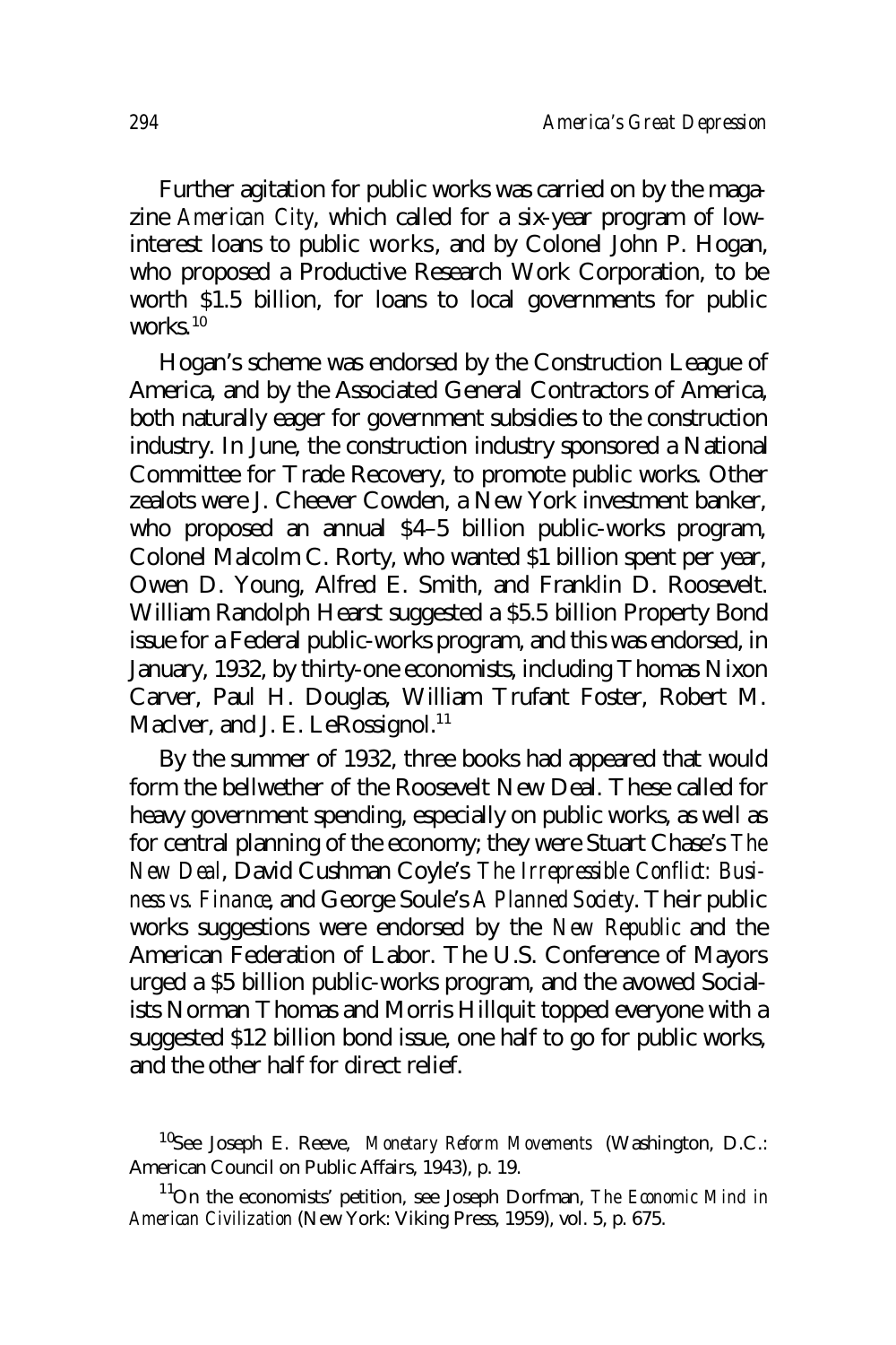Further agitation for public works was carried on by the magazine *American City*, which called for a six-year program of low-interest loans to public works, and by Colonel John P. Hogan, who proposed a Productive Research Work Corporation, to be worth $1.5 billion, for loans to local governments for public works.[10]

Hogan's scheme was endorsed by the Construction League of America, and by the Associated General Contractors of America, both naturally eager for government subsidies to the construction industry. In June, the construction industry sponsored a National Committee for Trade Recovery, to promote public works. Other zealots were J. Cheever Cowden, a New York investment banker, who proposed an annual $4–5 billion public-works program, Colonel Malcolm C. Rorty, who wanted $1 billion spent per year, Owen D. Young, Alfred E. Smith, and Franklin D. Roosevelt. William Randolph Hearst suggested a $5.5 billion Property Bond issue for a Federal public-works program, and this was endorsed, in January, 1932, by thirty-one economists, including Thomas Nixon Carver, Paul H. Douglas, William Trufant Foster, Robert M. MacIver, and J. E. LeRossignol.[11]

By the summer of 1932, three books had appeared that would form the bellwether of the Roosevelt New Deal. These called for heavy government spending, especially on public works, as well as for central planning of the economy; they were Stuart Chase's *The New Deal*, David Cushman Coyle's *The Irrepressible Conflict: Business vs. Finance*, and George Soule's *A Planned Society*. Their public works suggestions were endorsed by the *New Republic* and the American Federation of Labor. The U.S. Conference of Mayors urged a $5 billion public-works program, and the avowed Socialists Norman Thomas and Morris Hillquit topped everyone with a suggested $12 billion bond issue, one half to go for public works, and the other half for direct relief.

[10]See Joseph E. Reeve, *Monetary Reform Movements* (Washington, D.C.: American Council on Public Affairs, 1943), p. 19.

[11]On the economists' petition, see Joseph Dorfman, *The Economic Mind in American Civilization* (New York: Viking Press, 1959), vol. 5, p. 675.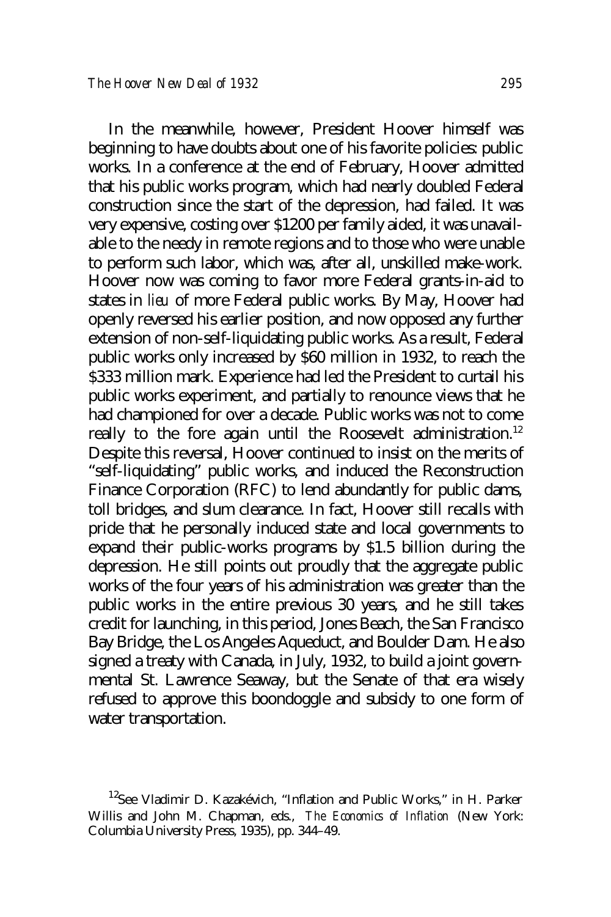In the meanwhile, however, President Hoover himself was beginning to have doubts about one of his favorite policies: public works. In a conference at the end of February, Hoover admitted that his public works program, which had nearly doubled Federal construction since the start of the depression, had failed. It was very expensive, costing over $1200 per family aided, it was unavailable to the needy in remote regions and to those who were unable to perform such labor, which was, after all, unskilled make-work. Hoover now was coming to favor more Federal grants-in-aid to states in *lieu* of more Federal public works. By May, Hoover had openly reversed his earlier position, and now opposed any further extension of non-self-liquidating public works. As a result, Federal public works only increased by $60 million in 1932, to reach the $333 million mark. Experience had led the President to curtail his public works experiment, and partially to renounce views that he had championed for over a decade. Public works was not to come really to the fore again until the Roosevelt administration.[12] Despite this reversal, Hoover continued to insist on the merits of "self-liquidating" public works, and induced the Reconstruction Finance Corporation (RFC) to lend abundantly for public dams, toll bridges, and slum clearance. In fact, Hoover still recalls with pride that he personally induced state and local governments to expand their public-works programs by $1.5 billion during the depression. He still points out proudly that the aggregate public works of the four years of his administration was greater than the public works in the entire previous 30 years, and he still takes credit for launching, in this period, Jones Beach, the San Francisco Bay Bridge, the Los Angeles Aqueduct, and Boulder Dam. He also signed a treaty with Canada, in July, 1932, to build a joint governmental St. Lawrence Seaway, but the Senate of that era wisely refused to approve this boondoggle and subsidy to one form of water transportation.

[12] See Vladimir D. Kazakévich, "Inflation and Public Works," in H. Parker Willis and John M. Chapman, eds., *The Economics of Inflation* (New York: Columbia University Press, 1935), pp. 344–49.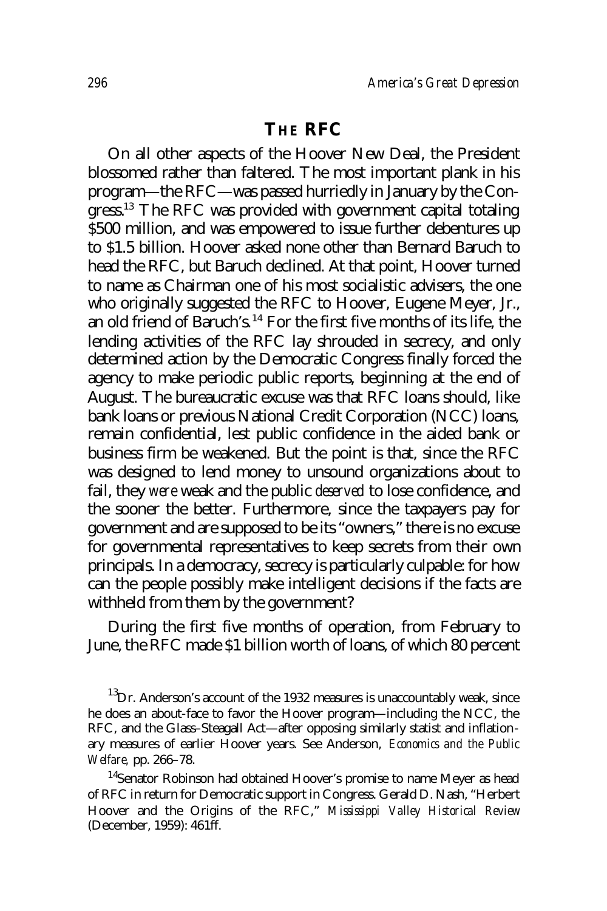## THE RFC

On all other aspects of the Hoover New Deal, the President blossomed rather than faltered. The most important plank in his program—the RFC—was passed hurriedly in January by the Congress.[13] The RFC was provided with government capital totaling $500 million, and was empowered to issue further debentures up to $1.5 billion. Hoover asked none other than Bernard Baruch to head the RFC, but Baruch declined. At that point, Hoover turned to name as Chairman one of his most socialistic advisers, the one who originally suggested the RFC to Hoover, Eugene Meyer, Jr., an old friend of Baruch's.[14] For the first five months of its life, the lending activities of the RFC lay shrouded in secrecy, and only determined action by the Democratic Congress finally forced the agency to make periodic public reports, beginning at the end of August. The bureaucratic excuse was that RFC loans should, like bank loans or previous National Credit Corporation (NCC) loans, remain confidential, lest public confidence in the aided bank or business firm be weakened. But the point is that, since the RFC was designed to lend money to unsound organizations about to fail, they *were* weak and the public *deserved* to lose confidence, and the sooner the better. Furthermore, since the taxpayers pay for government and are supposed to be its "owners," there is no excuse for governmental representatives to keep secrets from their own principals. In a democracy, secrecy is particularly culpable: for how can the people possibly make intelligent decisions if the facts are withheld from them by the government?

During the first five months of operation, from February to June, the RFC made $1 billion worth of loans, of which 80 percent

[13]Dr. Anderson's account of the 1932 measures is unaccountably weak, since he does an about-face to favor the Hoover program—including the NCC, the RFC, and the Glass–Steagall Act—after opposing similarly statist and inflationary measures of earlier Hoover years. See Anderson, *Economics and the Public Welfare,* pp. 266–78.

[14]Senator Robinson had obtained Hoover's promise to name Meyer as head of RFC in return for Democratic support in Congress. Gerald D. Nash, "Herbert Hoover and the Origins of the RFC," *Mississippi Valley Historical Review* (December, 1959): 461ff.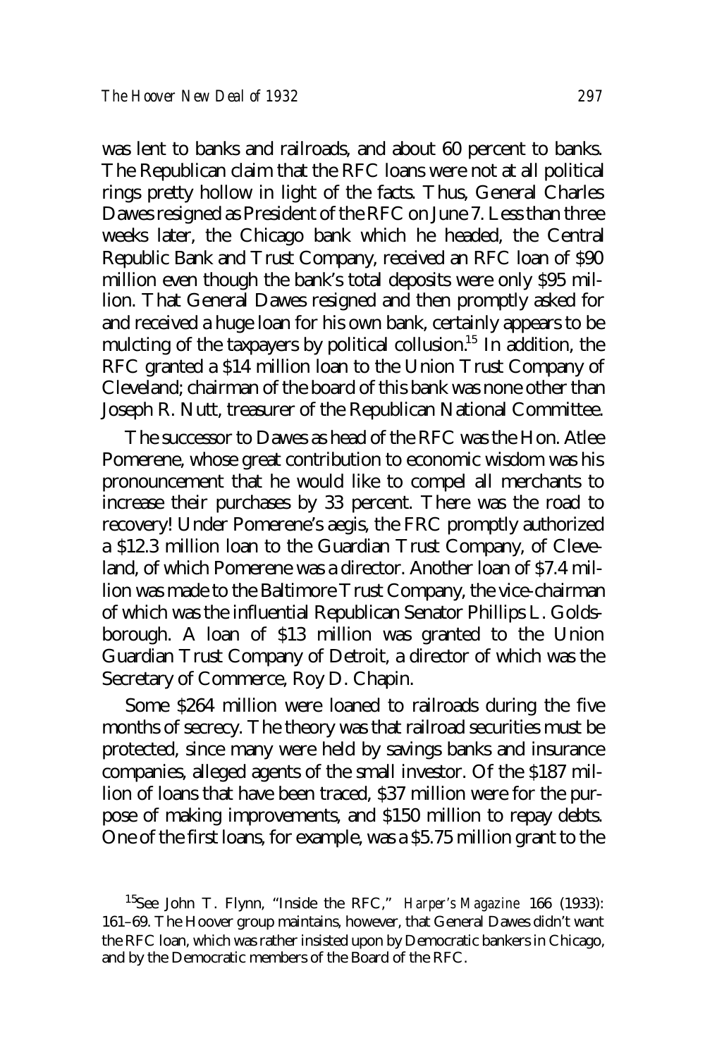was lent to banks and railroads, and about 60 percent to banks. The Republican claim that the RFC loans were not at all political rings pretty hollow in light of the facts. Thus, General Charles Dawes resigned as President of the RFC on June 7. Less than three weeks later, the Chicago bank which he headed, the Central Republic Bank and Trust Company, received an RFC loan of $90 million even though the bank's total deposits were only $95 million. That General Dawes resigned and then promptly asked for and received a huge loan for his own bank, certainly appears to be mulcting of the taxpayers by political collusion.[15] In addition, the RFC granted a $14 million loan to the Union Trust Company of Cleveland; chairman of the board of this bank was none other than Joseph R. Nutt, treasurer of the Republican National Committee.

The successor to Dawes as head of the RFC was the Hon. Atlee Pomerene, whose great contribution to economic wisdom was his pronouncement that he would like to compel all merchants to increase their purchases by 33 percent. There was the road to recovery! Under Pomerene's aegis, the FRC promptly authorized a $12.3 million loan to the Guardian Trust Company, of Cleveland, of which Pomerene was a director. Another loan of $7.4 million was made to the Baltimore Trust Company, the vice-chairman of which was the influential Republican Senator Phillips L. Goldsborough. A loan of $13 million was granted to the Union Guardian Trust Company of Detroit, a director of which was the Secretary of Commerce, Roy D. Chapin.

Some $264 million were loaned to railroads during the five months of secrecy. The theory was that railroad securities must be protected, since many were held by savings banks and insurance companies, alleged agents of the small investor. Of the $187 million of loans that have been traced, $37 million were for the purpose of making improvements, and $150 million to repay debts. One of the first loans, for example, was a $5.75 million grant to the

[15] See John T. Flynn, "Inside the RFC," *Harper's Magazine* 166 (1933): 161–69. The Hoover group maintains, however, that General Dawes didn't want the RFC loan, which was rather insisted upon by Democratic bankers in Chicago, and by the Democratic members of the Board of the RFC.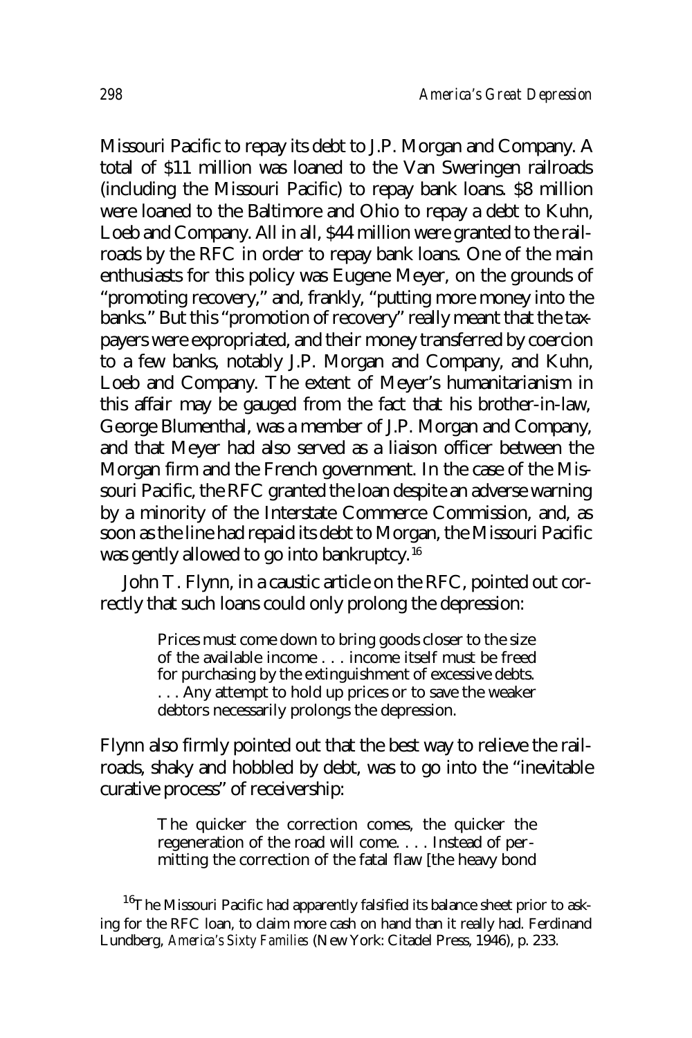Missouri Pacific to repay its debt to J.P. Morgan and Company. A total of $11 million was loaned to the Van Sweringen railroads (including the Missouri Pacific) to repay bank loans. $8 million were loaned to the Baltimore and Ohio to repay a debt to Kuhn, Loeb and Company. All in all, $44 million were granted to the railroads by the RFC in order to repay bank loans. One of the main enthusiasts for this policy was Eugene Meyer, on the grounds of "promoting recovery," and, frankly, "putting more money into the banks." But this "promotion of recovery" really meant that the taxpayers were expropriated, and their money transferred by coercion to a few banks, notably J.P. Morgan and Company, and Kuhn, Loeb and Company. The extent of Meyer's humanitarianism in this affair may be gauged from the fact that his brother-in-law, George Blumenthal, was a member of J.P. Morgan and Company, and that Meyer had also served as a liaison officer between the Morgan firm and the French government. In the case of the Missouri Pacific, the RFC granted the loan despite an adverse warning by a minority of the Interstate Commerce Commission, and, as soon as the line had repaid its debt to Morgan, the Missouri Pacific was gently allowed to go into bankruptcy.[16]

John T. Flynn, in a caustic article on the RFC, pointed out correctly that such loans could only prolong the depression:

> Prices must come down to bring goods closer to the size of the available income . . . income itself must be freed for purchasing by the extinguishment of excessive debts. . . . Any attempt to hold up prices or to save the weaker debtors necessarily prolongs the depression.

Flynn also firmly pointed out that the best way to relieve the railroads, shaky and hobbled by debt, was to go into the "inevitable curative process" of receivership:

> The quicker the correction comes, the quicker the regeneration of the road will come. . . . Instead of permitting the correction of the fatal flaw [the heavy bond

[16]The Missouri Pacific had apparently falsified its balance sheet prior to asking for the RFC loan, to claim more cash on hand than it really had. Ferdinand Lundberg, *America's Sixty Families* (New York: Citadel Press, 1946), p. 233.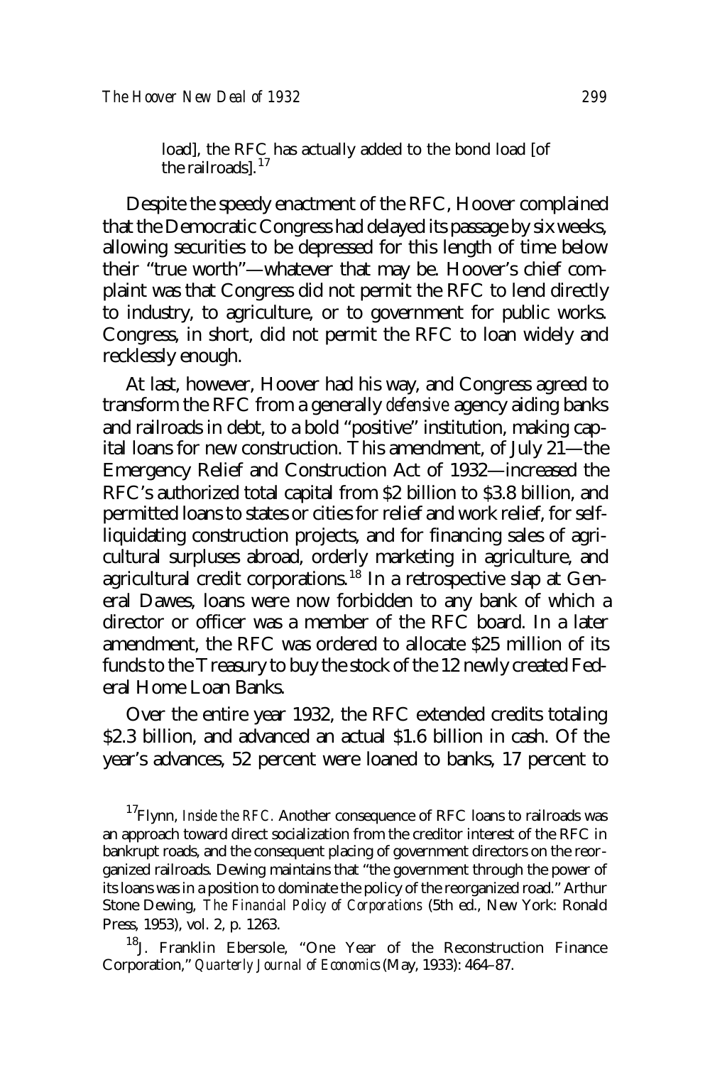> load], the RFC has actually added to the bond load [of the railroads].[17]

Despite the speedy enactment of the RFC, Hoover complained that the Democratic Congress had delayed its passage by six weeks, allowing securities to be depressed for this length of time below their "true worth"—whatever that may be. Hoover's chief complaint was that Congress did not permit the RFC to lend directly to industry, to agriculture, or to government for public works. Congress, in short, did not permit the RFC to loan widely and recklessly enough.

At last, however, Hoover had his way, and Congress agreed to transform the RFC from a generally *defensive* agency aiding banks and railroads in debt, to a bold "positive" institution, making capital loans for new construction. This amendment, of July 21—the Emergency Relief and Construction Act of 1932—increased the RFC's authorized total capital from $2 billion to $3.8 billion, and permitted loans to states or cities for relief and work relief, for self-liquidating construction projects, and for financing sales of agricultural surpluses abroad, orderly marketing in agriculture, and agricultural credit corporations.[18] In a retrospective slap at General Dawes, loans were now forbidden to any bank of which a director or officer was a member of the RFC board. In a later amendment, the RFC was ordered to allocate $25 million of its funds to the Treasury to buy the stock of the 12 newly created Federal Home Loan Banks.

Over the entire year 1932, the RFC extended credits totaling $2.3 billion, and advanced an actual $1.6 billion in cash. Of the year's advances, 52 percent were loaned to banks, 17 percent to

[17] Flynn, *Inside the RFC*. Another consequence of RFC loans to railroads was an approach toward direct socialization from the creditor interest of the RFC in bankrupt roads, and the consequent placing of government directors on the reorganized railroads. Dewing maintains that "the government through the power of its loans was in a position to dominate the policy of the reorganized road." Arthur Stone Dewing, *The Financial Policy of Corporations* (5th ed., New York: Ronald Press, 1953), vol. 2, p. 1263.

[18] J. Franklin Ebersole, "One Year of the Reconstruction Finance Corporation," *Quarterly Journal of Economics* (May, 1933): 464–87.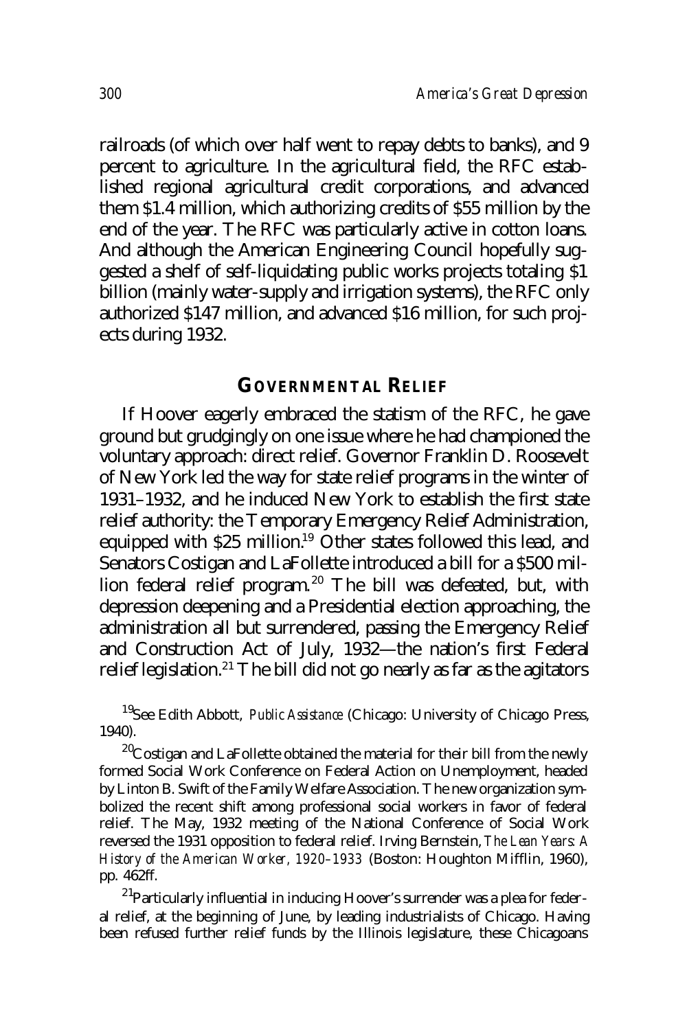railroads (of which over half went to repay debts to banks), and 9 percent to agriculture. In the agricultural field, the RFC established regional agricultural credit corporations, and advanced them $1.4 million, which authorizing credits of $55 million by the end of the year. The RFC was particularly active in cotton loans. And although the American Engineering Council hopefully suggested a shelf of self-liquidating public works projects totaling $1 billion (mainly water-supply and irrigation systems), the RFC only authorized $147 million, and advanced $16 million, for such projects during 1932.

## GOVERNMENTAL RELIEF

If Hoover eagerly embraced the statism of the RFC, he gave ground but grudgingly on one issue where he had championed the voluntary approach: direct relief. Governor Franklin D. Roosevelt of New York led the way for state relief programs in the winter of 1931–1932, and he induced New York to establish the first state relief authority: the Temporary Emergency Relief Administration, equipped with $25 million.[19] Other states followed this lead, and Senators Costigan and LaFollette introduced a bill for a $500 million federal relief program.[20] The bill was defeated, but, with depression deepening and a Presidential election approaching, the administration all but surrendered, passing the Emergency Relief and Construction Act of July, 1932—the nation's first Federal relief legislation.[21] The bill did not go nearly as far as the agitators

[19]See Edith Abbott, *Public Assistance* (Chicago: University of Chicago Press, 1940).

[20]Costigan and LaFollette obtained the material for their bill from the newly formed Social Work Conference on Federal Action on Unemployment, headed by Linton B. Swift of the Family Welfare Association. The new organization symbolized the recent shift among professional social workers in favor of federal relief. The May, 1932 meeting of the National Conference of Social Work reversed the 1931 opposition to federal relief. Irving Bernstein, *The Lean Years: A History of the American Worker, 1920–1933* (Boston: Houghton Mifflin, 1960), pp. 462ff.

[21]Particularly influential in inducing Hoover's surrender was a plea for federal relief, at the beginning of June, by leading industrialists of Chicago. Having been refused further relief funds by the Illinois legislature, these Chicagoans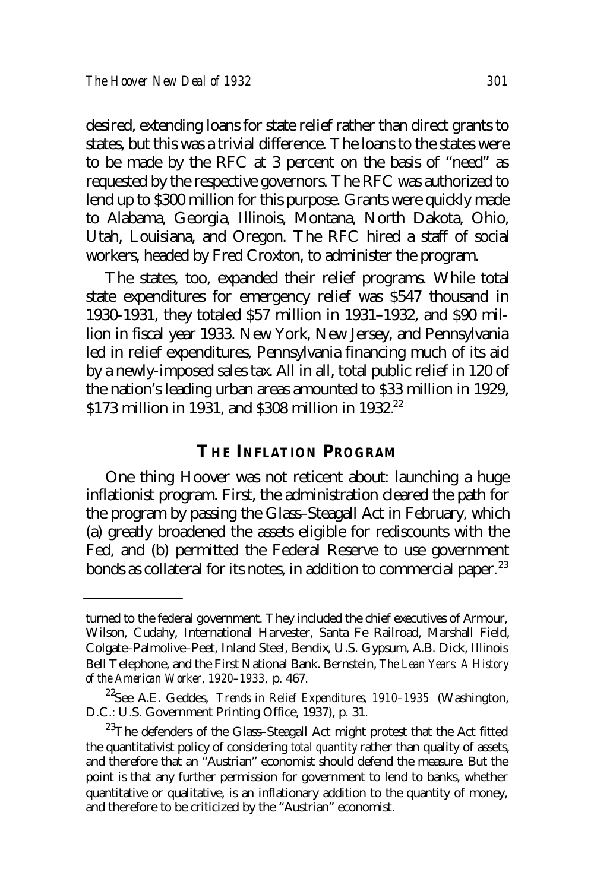desired, extending loans for state relief rather than direct grants to states, but this was a trivial difference. The loans to the states were to be made by the RFC at 3 percent on the basis of "need" as requested by the respective governors. The RFC was authorized to lend up to $300 million for this purpose. Grants were quickly made to Alabama, Georgia, Illinois, Montana, North Dakota, Ohio, Utah, Louisiana, and Oregon. The RFC hired a staff of social workers, headed by Fred Croxton, to administer the program.

The states, too, expanded their relief programs. While total state expenditures for emergency relief was $547 thousand in 1930-1931, they totaled $57 million in 1931–1932, and $90 million in fiscal year 1933. New York, New Jersey, and Pennsylvania led in relief expenditures, Pennsylvania financing much of its aid by a newly-imposed sales tax. All in all, total public relief in 120 of the nation's leading urban areas amounted to $33 million in 1929, $173 million in 1931, and $308 million in 1932.[22]

## THE INFLATION PROGRAM

One thing Hoover was not reticent about: launching a huge inflationist program. First, the administration cleared the path for the program by passing the Glass–Steagall Act in February, which (a) greatly broadened the assets eligible for rediscounts with the Fed, and (b) permitted the Federal Reserve to use government bonds as collateral for its notes, in addition to commercial paper.[23]

---

turned to the federal government. They included the chief executives of Armour, Wilson, Cudahy, International Harvester, Santa Fe Railroad, Marshall Field, Colgate–Palmolive–Peet, Inland Steel, Bendix, U.S. Gypsum, A.B. Dick, Illinois Bell Telephone, and the First National Bank. Bernstein, *The Lean Years: A History of the American Worker, 1920–1933,* p. 467.

[22]See A.E. Geddes, *Trends in Relief Expenditures, 1910–1935* (Washington, D.C.: U.S. Government Printing Office, 1937), p. 31.

[23]The defenders of the Glass–Steagall Act might protest that the Act fitted the quantitativist policy of considering *total quantity* rather than quality of assets, and therefore that an "Austrian" economist should defend the measure. But the point is that any further permission for government to lend to banks, whether quantitative or qualitative, is an inflationary addition to the quantity of money, and therefore to be criticized by the "Austrian" economist.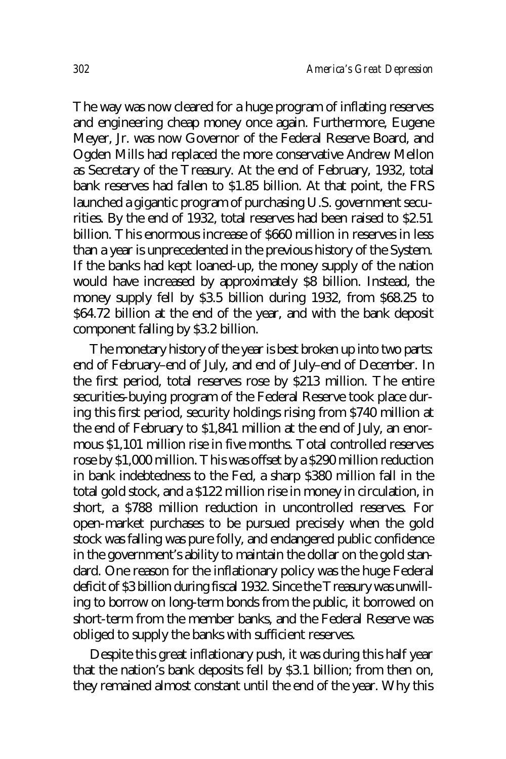The way was now cleared for a huge program of inflating reserves and engineering cheap money once again. Furthermore, Eugene Meyer, Jr. was now Governor of the Federal Reserve Board, and Ogden Mills had replaced the more conservative Andrew Mellon as Secretary of the Treasury. At the end of February, 1932, total bank reserves had fallen to $1.85 billion. At that point, the FRS launched a gigantic program of purchasing U.S. government securities. By the end of 1932, total reserves had been raised to $2.51 billion. This enormous increase of $660 million in reserves in less than a year is unprecedented in the previous history of the System. If the banks had kept loaned-up, the money supply of the nation would have increased by approximately $8 billion. Instead, the money supply fell by $3.5 billion during 1932, from $68.25 to $64.72 billion at the end of the year, and with the bank deposit component falling by $3.2 billion.

The monetary history of the year is best broken up into two parts: end of February–end of July, and end of July–end of December. In the first period, total reserves rose by $213 million. The entire securities-buying program of the Federal Reserve took place during this first period, security holdings rising from $740 million at the end of February to $1,841 million at the end of July, an enormous $1,101 million rise in five months. Total controlled reserves rose by $1,000 million. This was offset by a $290 million reduction in bank indebtedness to the Fed, a sharp $380 million fall in the total gold stock, and a $122 million rise in money in circulation, in short, a $788 million reduction in uncontrolled reserves. For open-market purchases to be pursued precisely when the gold stock was falling was pure folly, and endangered public confidence in the government's ability to maintain the dollar on the gold standard. One reason for the inflationary policy was the huge Federal deficit of $3 billion during fiscal 1932. Since the Treasury was unwilling to borrow on long-term bonds from the public, it borrowed on short-term from the member banks, and the Federal Reserve was obliged to supply the banks with sufficient reserves.

Despite this great inflationary push, it was during this half year that the nation's bank deposits fell by $3.1 billion; from then on, they remained almost constant until the end of the year. Why this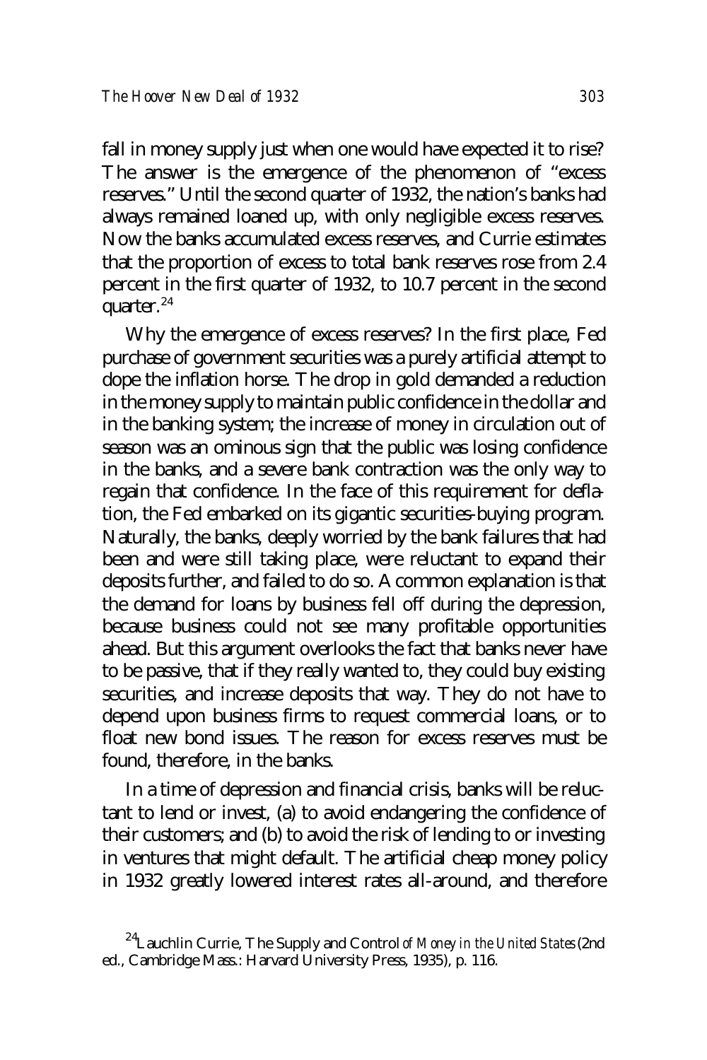fall in money supply just when one would have expected it to rise? The answer is the emergence of the phenomenon of "excess reserves." Until the second quarter of 1932, the nation's banks had always remained loaned up, with only negligible excess reserves. Now the banks accumulated excess reserves, and Currie estimates that the proportion of excess to total bank reserves rose from 2.4 percent in the first quarter of 1932, to 10.7 percent in the second quarter.[24]

Why the emergence of excess reserves? In the first place, Fed purchase of government securities was a purely artificial attempt to dope the inflation horse. The drop in gold demanded a reduction in the money supply to maintain public confidence in the dollar and in the banking system; the increase of money in circulation out of season was an ominous sign that the public was losing confidence in the banks, and a severe bank contraction was the only way to regain that confidence. In the face of this requirement for deflation, the Fed embarked on its gigantic securities-buying program. Naturally, the banks, deeply worried by the bank failures that had been and were still taking place, were reluctant to expand their deposits further, and failed to do so. A common explanation is that the demand for loans by business fell off during the depression, because business could not see many profitable opportunities ahead. But this argument overlooks the fact that banks never have to be passive, that if they really wanted to, they could buy existing securities, and increase deposits that way. They do not have to depend upon business firms to request commercial loans, or to float new bond issues. The reason for excess reserves must be found, therefore, in the banks.

In a time of depression and financial crisis, banks will be reluctant to lend or invest, (a) to avoid endangering the confidence of their customers; and (b) to avoid the risk of lending to or investing in ventures that might default. The artificial cheap money policy in 1932 greatly lowered interest rates all-around, and therefore

[24] Lauchlin Currie, The Supply and Control *of Money in the United States* (2nd ed., Cambridge Mass.: Harvard University Press, 1935), p. 116.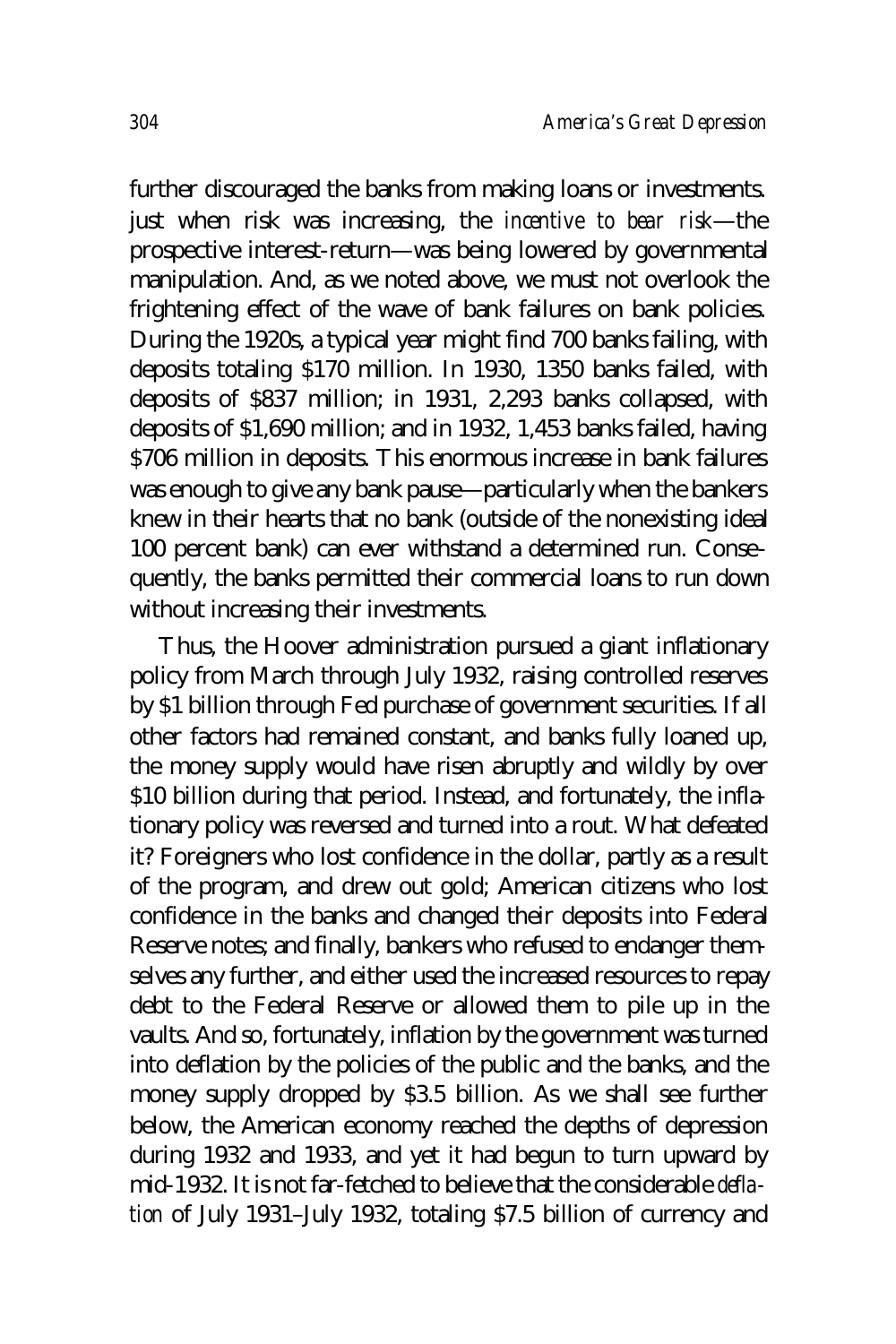further discouraged the banks from making loans or investments. just when risk was increasing, the *incentive to bear risk*—the prospective interest-return—was being lowered by governmental manipulation. And, as we noted above, we must not overlook the frightening effect of the wave of bank failures on bank policies. During the 1920s, a typical year might find 700 banks failing, with deposits totaling $170 million. In 1930, 1350 banks failed, with deposits of $837 million; in 1931, 2,293 banks collapsed, with deposits of $1,690 million; and in 1932, 1,453 banks failed, having $706 million in deposits. This enormous increase in bank failures was enough to give any bank pause—particularly when the bankers knew in their hearts that no bank (outside of the nonexisting ideal 100 percent bank) can ever withstand a determined run. Consequently, the banks permitted their commercial loans to run down without increasing their investments.

Thus, the Hoover administration pursued a giant inflationary policy from March through July 1932, raising controlled reserves by $1 billion through Fed purchase of government securities. If all other factors had remained constant, and banks fully loaned up, the money supply would have risen abruptly and wildly by over $10 billion during that period. Instead, and fortunately, the inflationary policy was reversed and turned into a rout. What defeated it? Foreigners who lost confidence in the dollar, partly as a result of the program, and drew out gold; American citizens who lost confidence in the banks and changed their deposits into Federal Reserve notes; and finally, bankers who refused to endanger themselves any further, and either used the increased resources to repay debt to the Federal Reserve or allowed them to pile up in the vaults. And so, fortunately, inflation by the government was turned into deflation by the policies of the public and the banks, and the money supply dropped by $3.5 billion. As we shall see further below, the American economy reached the depths of depression during 1932 and 1933, and yet it had begun to turn upward by mid-1932. It is not far-fetched to believe that the considerable *deflation* of July 1931–July 1932, totaling $7.5 billion of currency and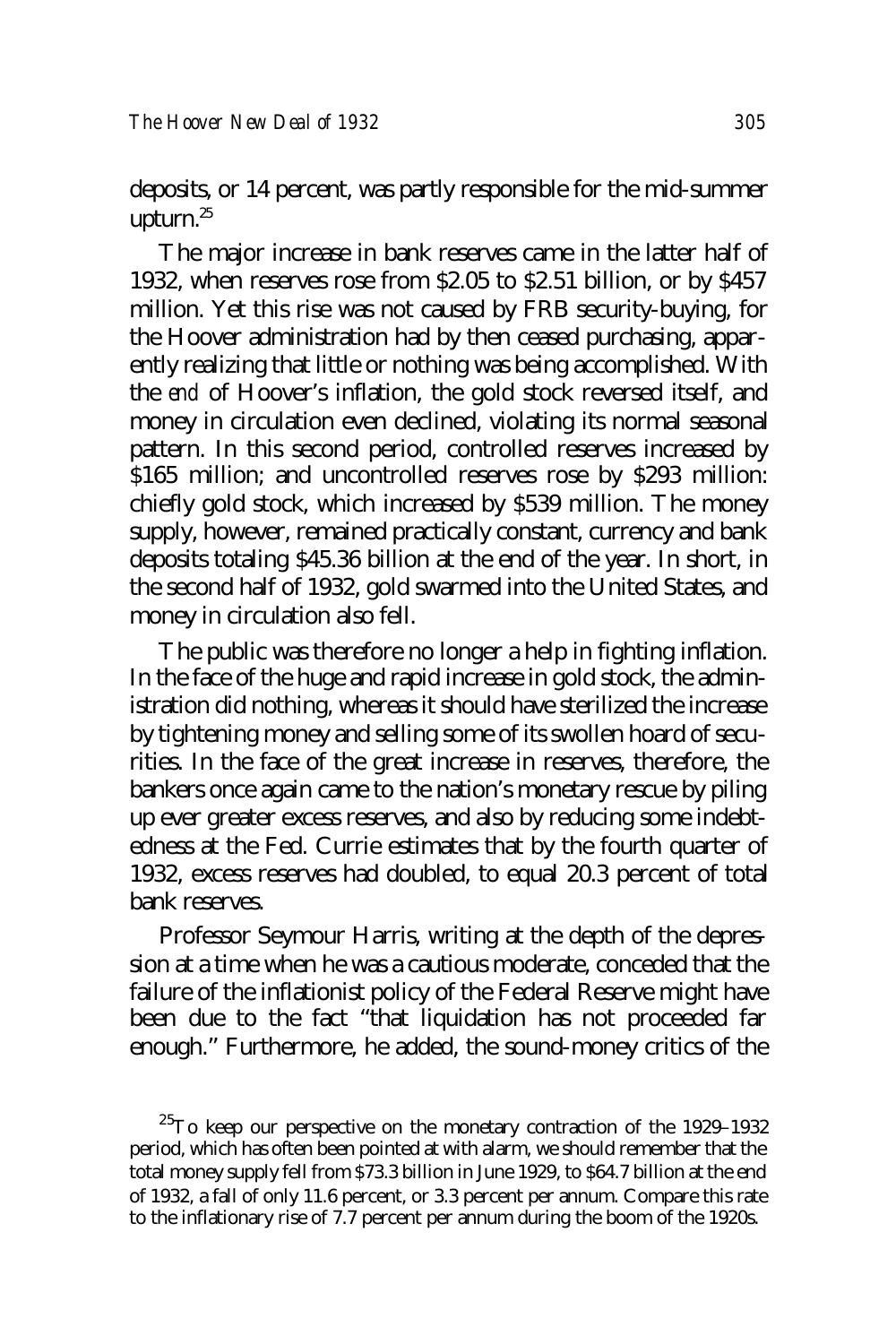deposits, or 14 percent, was partly responsible for the mid-summer upturn.[25]

The major increase in bank reserves came in the latter half of 1932, when reserves rose from $2.05 to $2.51 billion, or by $457 million. Yet this rise was not caused by FRB security-buying, for the Hoover administration had by then ceased purchasing, apparently realizing that little or nothing was being accomplished. With the *end* of Hoover's inflation, the gold stock reversed itself, and money in circulation even declined, violating its normal seasonal pattern. In this second period, controlled reserves increased by $165 million; and uncontrolled reserves rose by $293 million: chiefly gold stock, which increased by $539 million. The money supply, however, remained practically constant, currency and bank deposits totaling $45.36 billion at the end of the year. In short, in the second half of 1932, gold swarmed into the United States, and money in circulation also fell.

The public was therefore no longer a help in fighting inflation. In the face of the huge and rapid increase in gold stock, the administration did nothing, whereas it should have sterilized the increase by tightening money and selling some of its swollen hoard of securities. In the face of the great increase in reserves, therefore, the bankers once again came to the nation's monetary rescue by piling up ever greater excess reserves, and also by reducing some indebtedness at the Fed. Currie estimates that by the fourth quarter of 1932, excess reserves had doubled, to equal 20.3 percent of total bank reserves.

Professor Seymour Harris, writing at the depth of the depression at a time when he was a cautious moderate, conceded that the failure of the inflationist policy of the Federal Reserve might have been due to the fact "that liquidation has not proceeded far enough." Furthermore, he added, the sound-money critics of the

[25]To keep our perspective on the monetary contraction of the 1929–1932 period, which has often been pointed at with alarm, we should remember that the total money supply fell from $73.3 billion in June 1929, to $64.7 billion at the end of 1932, a fall of only 11.6 percent, or 3.3 percent per annum. Compare this rate to the inflationary rise of 7.7 percent per annum during the boom of the 1920s.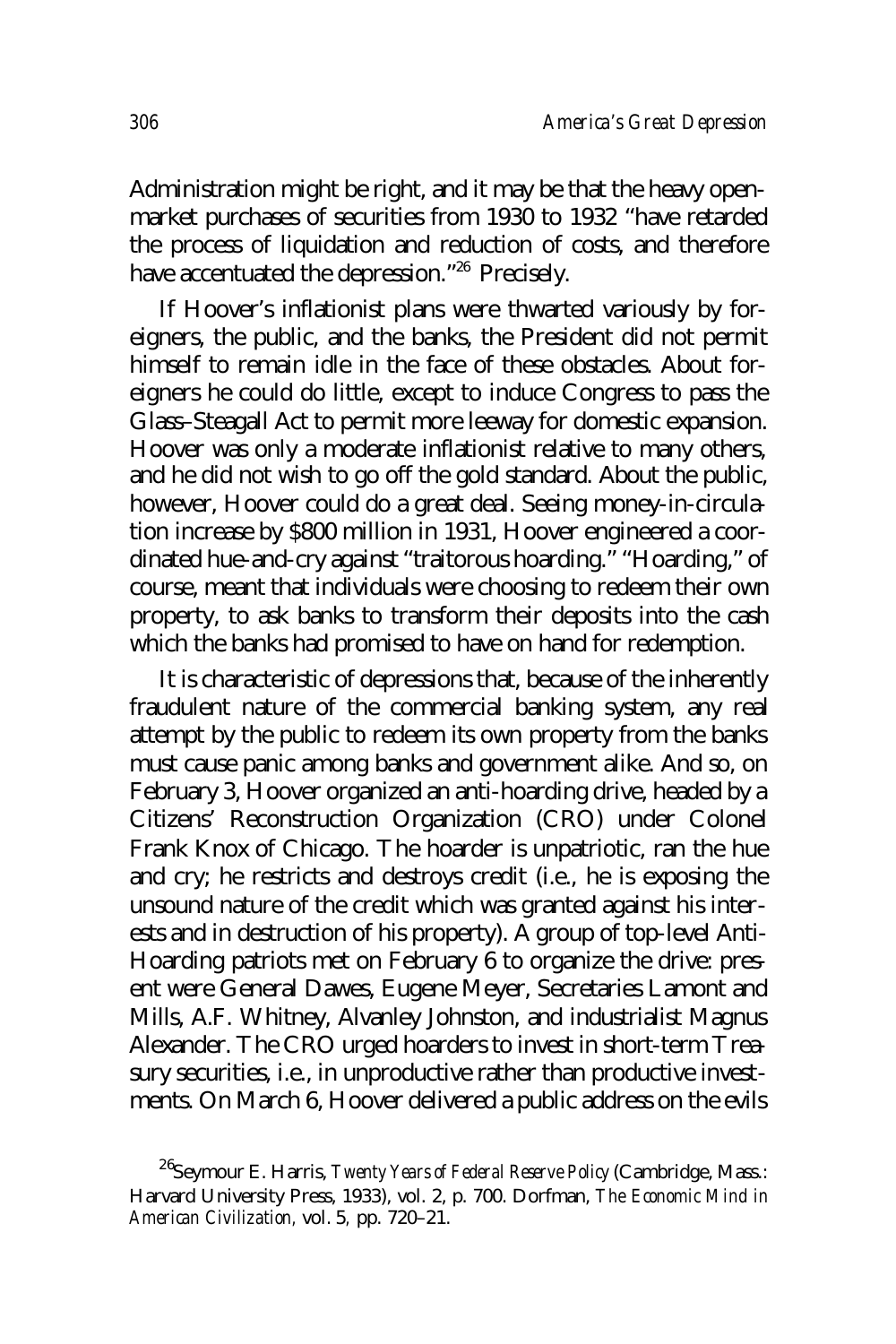Administration might be right, and it may be that the heavy open-market purchases of securities from 1930 to 1932 "have retarded the process of liquidation and reduction of costs, and therefore have accentuated the depression."[26] Precisely.

If Hoover's inflationist plans were thwarted variously by foreigners, the public, and the banks, the President did not permit himself to remain idle in the face of these obstacles. About foreigners he could do little, except to induce Congress to pass the Glass–Steagall Act to permit more leeway for domestic expansion. Hoover was only a moderate inflationist relative to many others, and he did not wish to go off the gold standard. About the public, however, Hoover could do a great deal. Seeing money-in-circulation increase by $800 million in 1931, Hoover engineered a coordinated hue-and-cry against "traitorous hoarding." "Hoarding," of course, meant that individuals were choosing to redeem their own property, to ask banks to transform their deposits into the cash which the banks had promised to have on hand for redemption.

It is characteristic of depressions that, because of the inherently fraudulent nature of the commercial banking system, any real attempt by the public to redeem its own property from the banks must cause panic among banks and government alike. And so, on February 3, Hoover organized an anti-hoarding drive, headed by a Citizens' Reconstruction Organization (CRO) under Colonel Frank Knox of Chicago. The hoarder is unpatriotic, ran the hue and cry; he restricts and destroys credit (i.e., he is exposing the unsound nature of the credit which was granted against his interests and in destruction of his property). A group of top-level Anti-Hoarding patriots met on February 6 to organize the drive: present were General Dawes, Eugene Meyer, Secretaries Lamont and Mills, A.F. Whitney, Alvanley Johnston, and industrialist Magnus Alexander. The CRO urged hoarders to invest in short-term Treasury securities, i.e., in unproductive rather than productive investments. On March 6, Hoover delivered a public address on the evils

[26] Seymour E. Harris, *Twenty Years of Federal Reserve Policy* (Cambridge, Mass.: Harvard University Press, 1933), vol. 2, p. 700. Dorfman, *The Economic Mind in American Civilization*, vol. 5, pp. 720–21.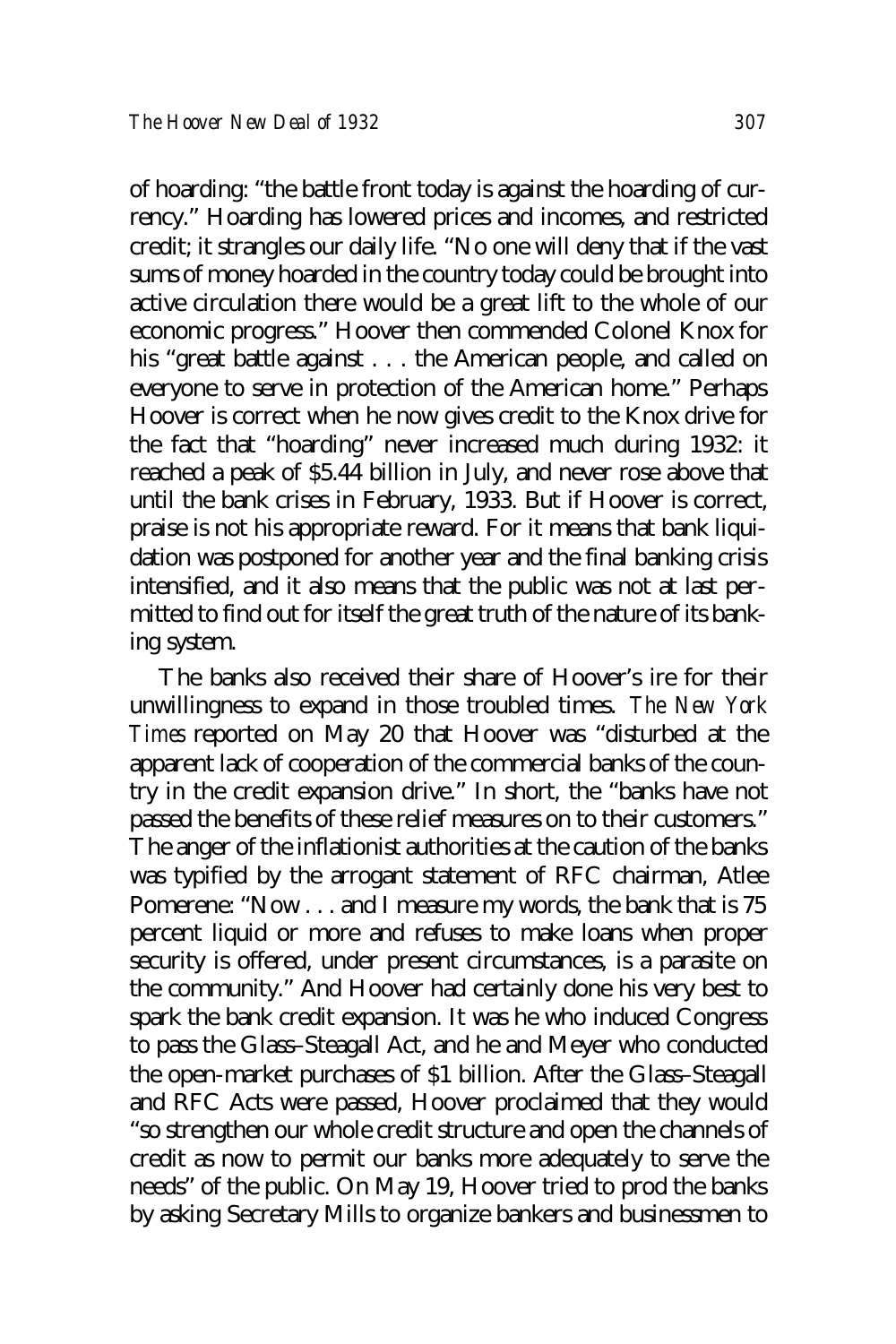of hoarding: "the battle front today is against the hoarding of currency." Hoarding has lowered prices and incomes, and restricted credit; it strangles our daily life. "No one will deny that if the vast sums of money hoarded in the country today could be brought into active circulation there would be a great lift to the whole of our economic progress." Hoover then commended Colonel Knox for his "great battle against . . . the American people, and called on everyone to serve in protection of the American home." Perhaps Hoover is correct when he now gives credit to the Knox drive for the fact that "hoarding" never increased much during 1932: it reached a peak of $5.44 billion in July, and never rose above that until the bank crises in February, 1933. But if Hoover is correct, praise is not his appropriate reward. For it means that bank liquidation was postponed for another year and the final banking crisis intensified, and it also means that the public was not at last permitted to find out for itself the great truth of the nature of its banking system.

The banks also received their share of Hoover's ire for their unwillingness to expand in those troubled times. *The New York Times* reported on May 20 that Hoover was "disturbed at the apparent lack of cooperation of the commercial banks of the country in the credit expansion drive." In short, the "banks have not passed the benefits of these relief measures on to their customers." The anger of the inflationist authorities at the caution of the banks was typified by the arrogant statement of RFC chairman, Atlee Pomerene: "Now . . . and I measure my words, the bank that is 75 percent liquid or more and refuses to make loans when proper security is offered, under present circumstances, is a parasite on the community." And Hoover had certainly done his very best to spark the bank credit expansion. It was he who induced Congress to pass the Glass–Steagall Act, and he and Meyer who conducted the open-market purchases of $1 billion. After the Glass–Steagall and RFC Acts were passed, Hoover proclaimed that they would "so strengthen our whole credit structure and open the channels of credit as now to permit our banks more adequately to serve the needs" of the public. On May 19, Hoover tried to prod the banks by asking Secretary Mills to organize bankers and businessmen to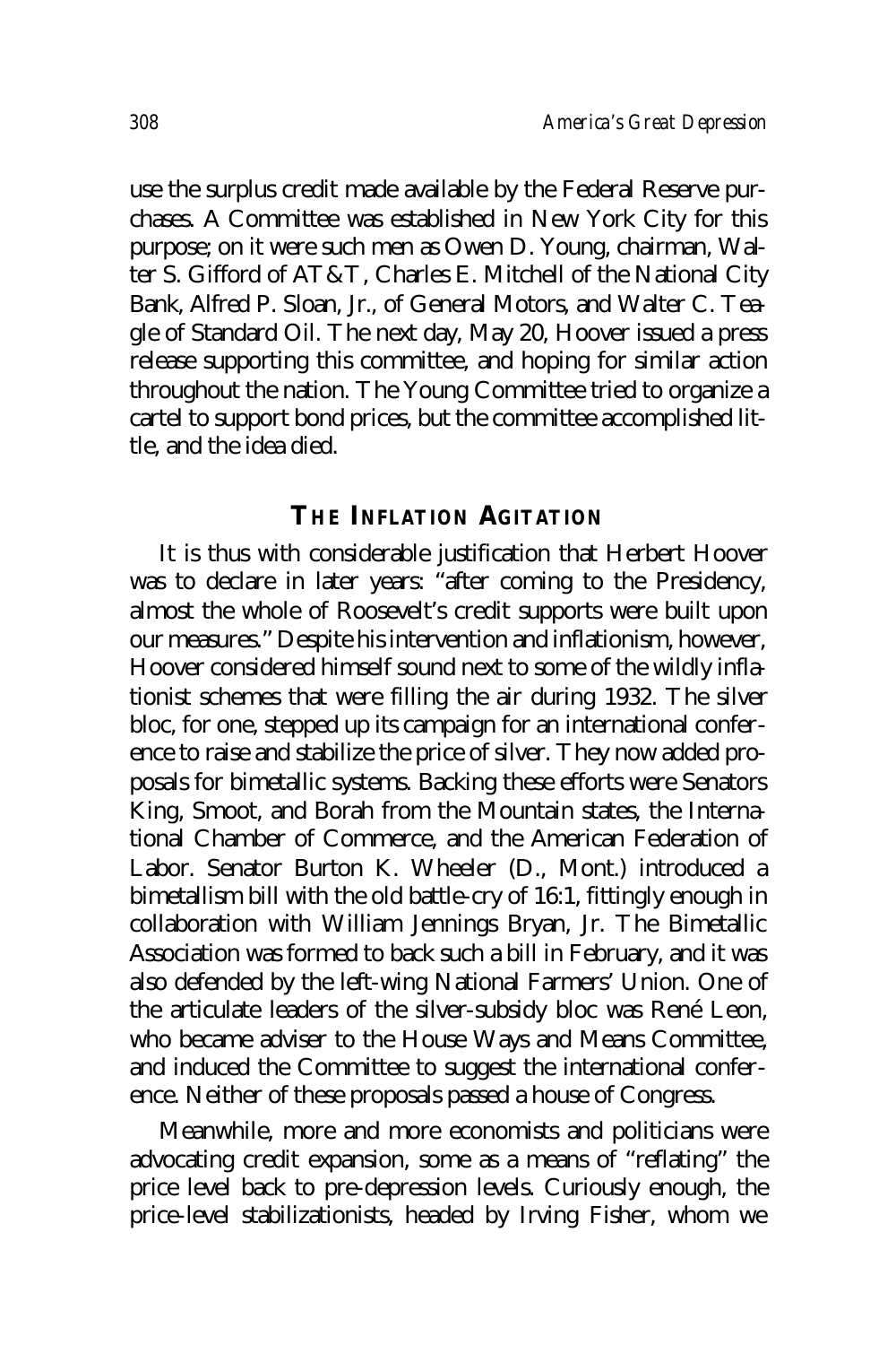use the surplus credit made available by the Federal Reserve purchases. A Committee was established in New York City for this purpose; on it were such men as Owen D. Young, chairman, Walter S. Gifford of AT&T, Charles E. Mitchell of the National City Bank, Alfred P. Sloan, Jr., of General Motors, and Walter C. Teagle of Standard Oil. The next day, May 20, Hoover issued a press release supporting this committee, and hoping for similar action throughout the nation. The Young Committee tried to organize a cartel to support bond prices, but the committee accomplished little, and the idea died.

## THE INFLATION AGITATION

It is thus with considerable justification that Herbert Hoover was to declare in later years: "after coming to the Presidency, almost the whole of Roosevelt's credit supports were built upon our measures." Despite his intervention and inflationism, however, Hoover considered himself sound next to some of the wildly inflationist schemes that were filling the air during 1932. The silver bloc, for one, stepped up its campaign for an international conference to raise and stabilize the price of silver. They now added proposals for bimetallic systems. Backing these efforts were Senators King, Smoot, and Borah from the Mountain states, the International Chamber of Commerce, and the American Federation of Labor. Senator Burton K. Wheeler (D., Mont.) introduced a bimetallism bill with the old battle-cry of 16:1, fittingly enough in collaboration with William Jennings Bryan, Jr. The Bimetallic Association was formed to back such a bill in February, and it was also defended by the left-wing National Farmers' Union. One of the articulate leaders of the silver-subsidy bloc was René Leon, who became adviser to the House Ways and Means Committee, and induced the Committee to suggest the international conference. Neither of these proposals passed a house of Congress.

Meanwhile, more and more economists and politicians were advocating credit expansion, some as a means of "reflating" the price level back to pre-depression levels. Curiously enough, the price-level stabilizationists, headed by Irving Fisher, whom we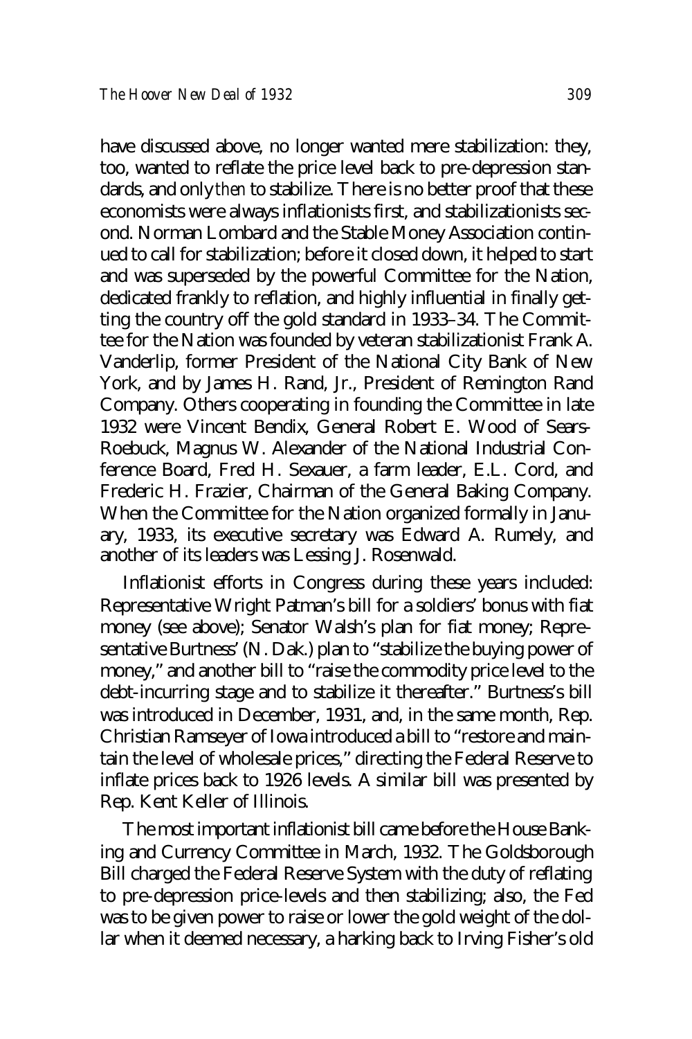have discussed above, no longer wanted mere stabilization: they, too, wanted to reflate the price level back to pre-depression standards, and only *then* to stabilize. There is no better proof that these economists were always inflationists first, and stabilizationists second. Norman Lombard and the Stable Money Association continued to call for stabilization; before it closed down, it helped to start and was superseded by the powerful Committee for the Nation, dedicated frankly to reflation, and highly influential in finally getting the country off the gold standard in 1933–34. The Committee for the Nation was founded by veteran stabilizationist Frank A. Vanderlip, former President of the National City Bank of New York, and by James H. Rand, Jr., President of Remington Rand Company. Others cooperating in founding the Committee in late 1932 were Vincent Bendix, General Robert E. Wood of Sears-Roebuck, Magnus W. Alexander of the National Industrial Conference Board, Fred H. Sexauer, a farm leader, E.L. Cord, and Frederic H. Frazier, Chairman of the General Baking Company. When the Committee for the Nation organized formally in January, 1933, its executive secretary was Edward A. Rumely, and another of its leaders was Lessing J. Rosenwald.

Inflationist efforts in Congress during these years included: Representative Wright Patman's bill for a soldiers' bonus with fiat money (see above); Senator Walsh's plan for fiat money; Representative Burtness' (N. Dak.) plan to "stabilize the buying power of money," and another bill to "raise the commodity price level to the debt-incurring stage and to stabilize it thereafter." Burtness's bill was introduced in December, 1931, and, in the same month, Rep. Christian Ramseyer of Iowa introduced a bill to "restore and maintain the level of wholesale prices," directing the Federal Reserve to inflate prices back to 1926 levels. A similar bill was presented by Rep. Kent Keller of Illinois.

The most important inflationist bill came before the House Banking and Currency Committee in March, 1932. The Goldsborough Bill charged the Federal Reserve System with the duty of reflating to pre-depression price-levels and then stabilizing; also, the Fed was to be given power to raise or lower the gold weight of the dollar when it deemed necessary, a harking back to Irving Fisher's old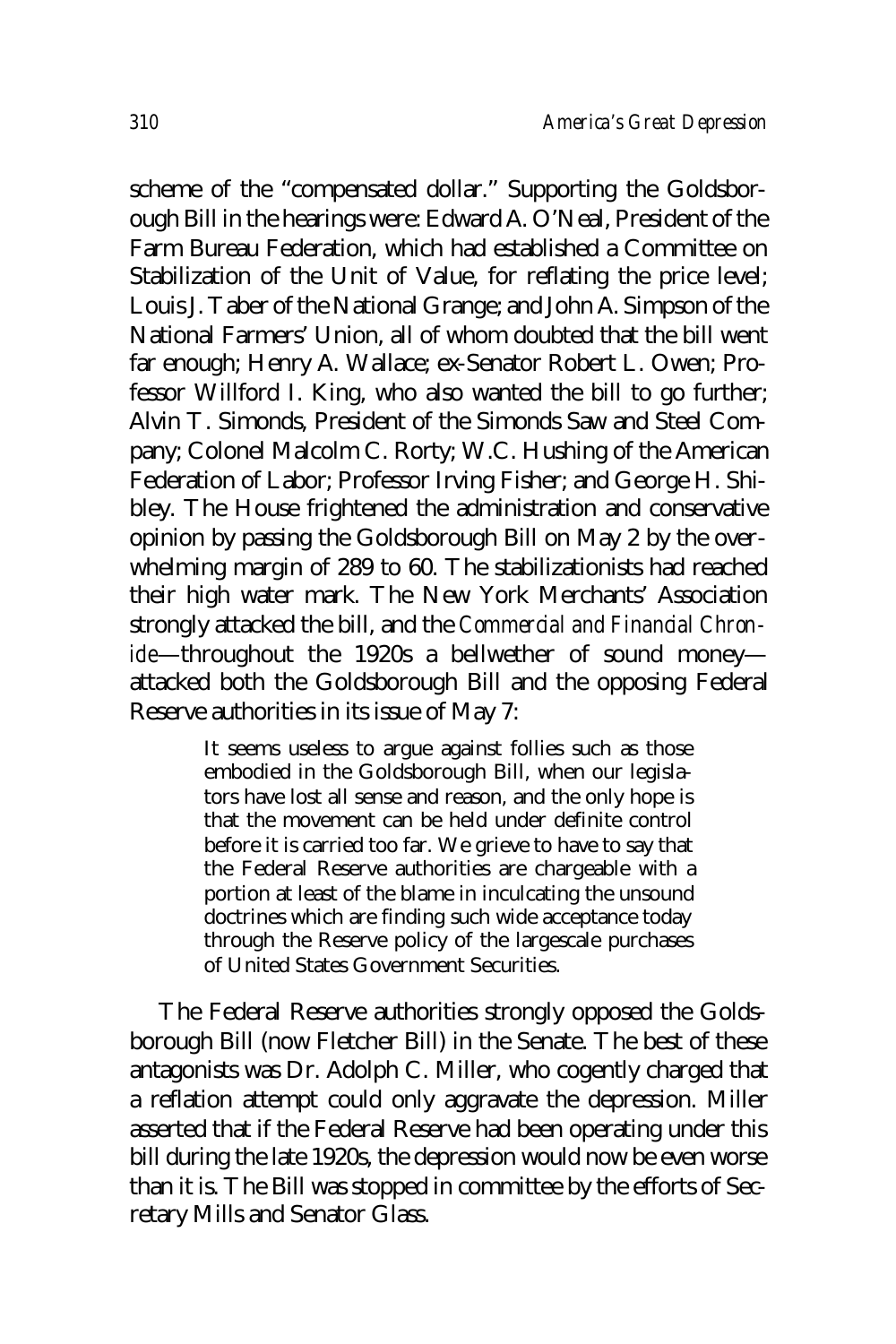scheme of the "compensated dollar." Supporting the Goldsborough Bill in the hearings were: Edward A. O'Neal, President of the Farm Bureau Federation, which had established a Committee on Stabilization of the Unit of Value, for reflating the price level; Louis J. Taber of the National Grange; and John A. Simpson of the National Farmers' Union, all of whom doubted that the bill went far enough; Henry A. Wallace; ex-Senator Robert L. Owen; Professor Willford I. King, who also wanted the bill to go further; Alvin T. Simonds, President of the Simonds Saw and Steel Company; Colonel Malcolm C. Rorty; W.C. Hushing of the American Federation of Labor; Professor Irving Fisher; and George H. Shibley. The House frightened the administration and conservative opinion by passing the Goldsborough Bill on May 2 by the overwhelming margin of 289 to 60. The stabilizationists had reached their high water mark. The New York Merchants' Association strongly attacked the bill, and the *Commercial and Financial Chronicle*—throughout the 1920s a bellwether of sound money—attacked both the Goldsborough Bill and the opposing Federal Reserve authorities in its issue of May 7:

> It seems useless to argue against follies such as those embodied in the Goldsborough Bill, when our legislators have lost all sense and reason, and the only hope is that the movement can be held under definite control before it is carried too far. We grieve to have to say that the Federal Reserve authorities are chargeable with a portion at least of the blame in inculcating the unsound doctrines which are finding such wide acceptance today through the Reserve policy of the largescale purchases of United States Government Securities.

The Federal Reserve authorities strongly opposed the Goldsborough Bill (now Fletcher Bill) in the Senate. The best of these antagonists was Dr. Adolph C. Miller, who cogently charged that a reflation attempt could only aggravate the depression. Miller asserted that if the Federal Reserve had been operating under this bill during the late 1920s, the depression would now be even worse than it is. The Bill was stopped in committee by the efforts of Secretary Mills and Senator Glass.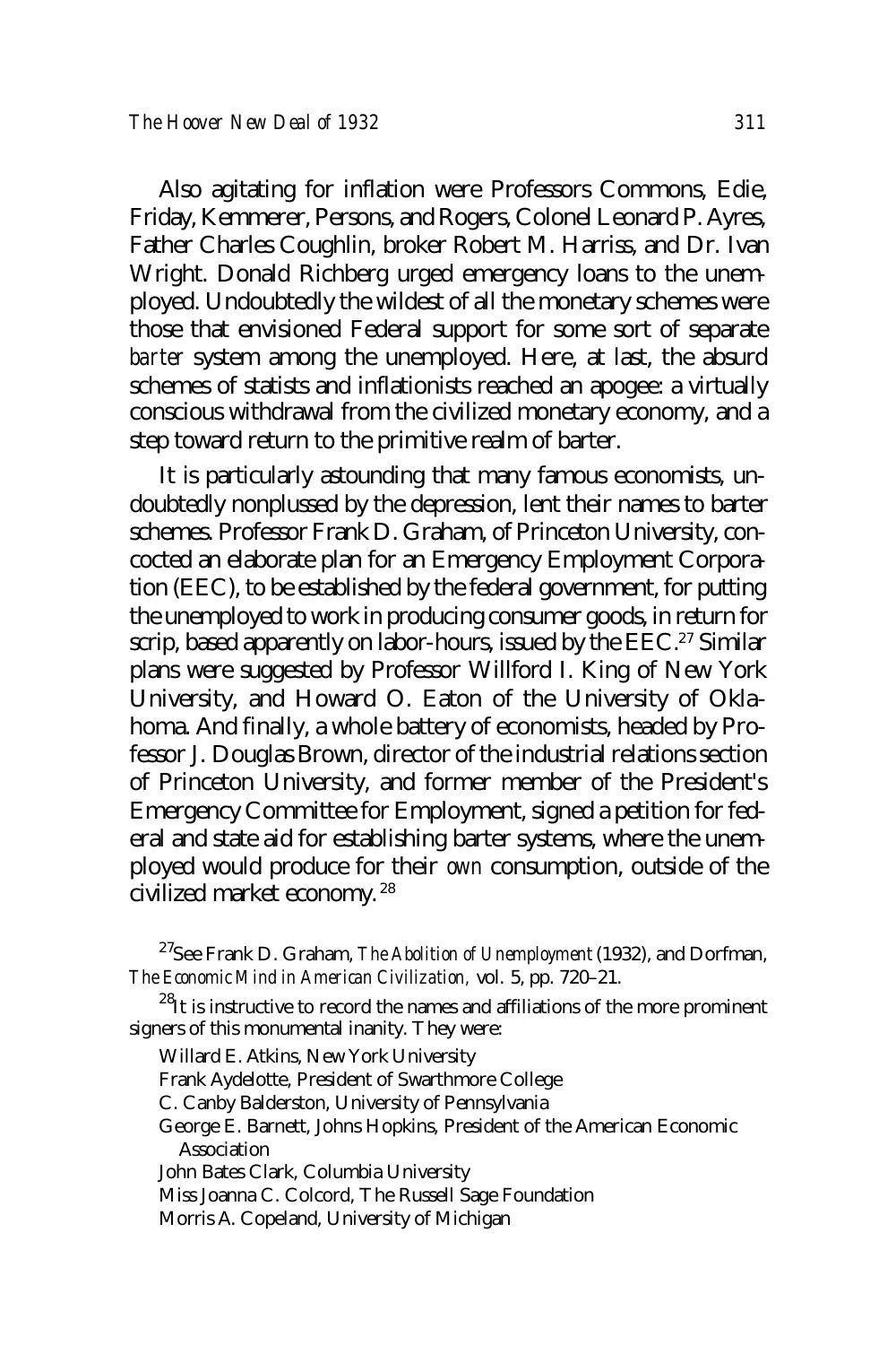Also agitating for inflation were Professors Commons, Edie, Friday, Kemmerer, Persons, and Rogers, Colonel Leonard P. Ayres, Father Charles Coughlin, broker Robert M. Harriss, and Dr. Ivan Wright. Donald Richberg urged emergency loans to the unemployed. Undoubtedly the wildest of all the monetary schemes were those that envisioned Federal support for some sort of separate *barter* system among the unemployed. Here, at last, the absurd schemes of statists and inflationists reached an apogee: a virtually conscious withdrawal from the civilized monetary economy, and a step toward return to the primitive realm of barter.

It is particularly astounding that many famous economists, undoubtedly nonplussed by the depression, lent their names to barter schemes. Professor Frank D. Graham, of Princeton University, concocted an elaborate plan for an Emergency Employment Corporation (EEC), to be established by the federal government, for putting the unemployed to work in producing consumer goods, in return for scrip, based apparently on labor-hours, issued by the EEC.[27] Similar plans were suggested by Professor Willford I. King of New York University, and Howard O. Eaton of the University of Oklahoma. And finally, a whole battery of economists, headed by Professor J. Douglas Brown, director of the industrial relations section of Princeton University, and former member of the President's Emergency Committee for Employment, signed a petition for federal and state aid for establishing barter systems, where the unemployed would produce for their *own* consumption, outside of the civilized market economy.[28]

[27]See Frank D. Graham, *The Abolition of Unemployment* (1932), and Dorfman, *The Economic Mind in American Civilization*, vol. 5, pp. 720–21.

[28]It is instructive to record the names and affiliations of the more prominent signers of this monumental inanity. They were:

Willard E. Atkins, New York University
Frank Aydelotte, President of Swarthmore College
C. Canby Balderston, University of Pennsylvania
George E. Barnett, Johns Hopkins, President of the American Economic Association
John Bates Clark, Columbia University
Miss Joanna C. Colcord, The Russell Sage Foundation
Morris A. Copeland, University of Michigan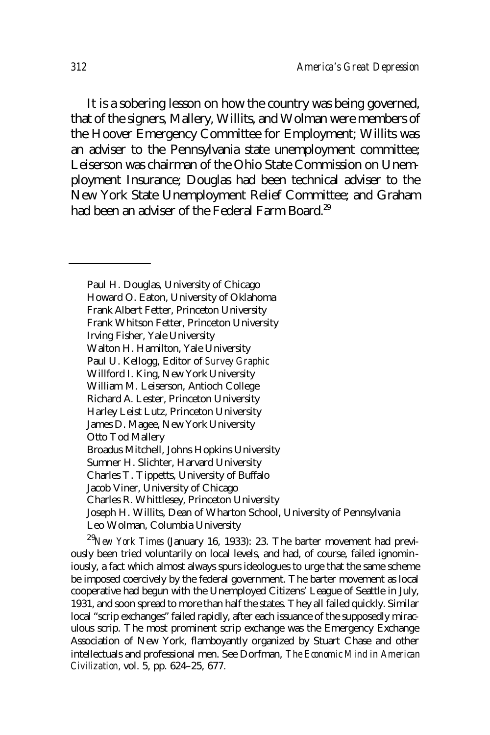It is a sobering lesson on how the country was being governed, that of the signers, Mallery, Willits, and Wolman were members of the Hoover Emergency Committee for Employment; Willits was an adviser to the Pennsylvania state unemployment committee; Leiserson was chairman of the Ohio State Commission on Unemployment Insurance; Douglas had been technical adviser to the New York State Unemployment Relief Committee; and Graham had been an adviser of the Federal Farm Board.[29]

---

Paul H. Douglas, University of Chicago
Howard O. Eaton, University of Oklahoma
Frank Albert Fetter, Princeton University
Frank Whitson Fetter, Princeton University
Irving Fisher, Yale University
Walton H. Hamilton, Yale University
Paul U. Kellogg, Editor of *Survey Graphic*
Willford I. King, New York University
William M. Leiserson, Antioch College
Richard A. Lester, Princeton University
Harley Leist Lutz, Princeton University
James D. Magee, New York University
Otto Tod Mallery
Broadus Mitchell, Johns Hopkins University
Sumner H. Slichter, Harvard University
Charles T. Tippetts, University of Buffalo
Jacob Viner, University of Chicago
Charles R. Whittlesey, Princeton University
Joseph H. Willits, Dean of Wharton School, University of Pennsylvania
Leo Wolman, Columbia University

[29]*New York Times* (January 16, 1933): 23. The barter movement had previously been tried voluntarily on local levels, and had, of course, failed ignominiously, a fact which almost always spurs ideologues to urge that the same scheme be imposed coercively by the federal government. The barter movement as local cooperative had begun with the Unemployed Citizens' League of Seattle in July, 1931, and soon spread to more than half the states. They all failed quickly. Similar local "scrip exchanges" failed rapidly, after each issuance of the supposedly miraculous scrip. The most prominent scrip exchange was the Emergency Exchange Association of New York, flamboyantly organized by Stuart Chase and other intellectuals and professional men. See Dorfman, *The Economic Mind in American Civilization*, vol. 5, pp. 624–25, 677.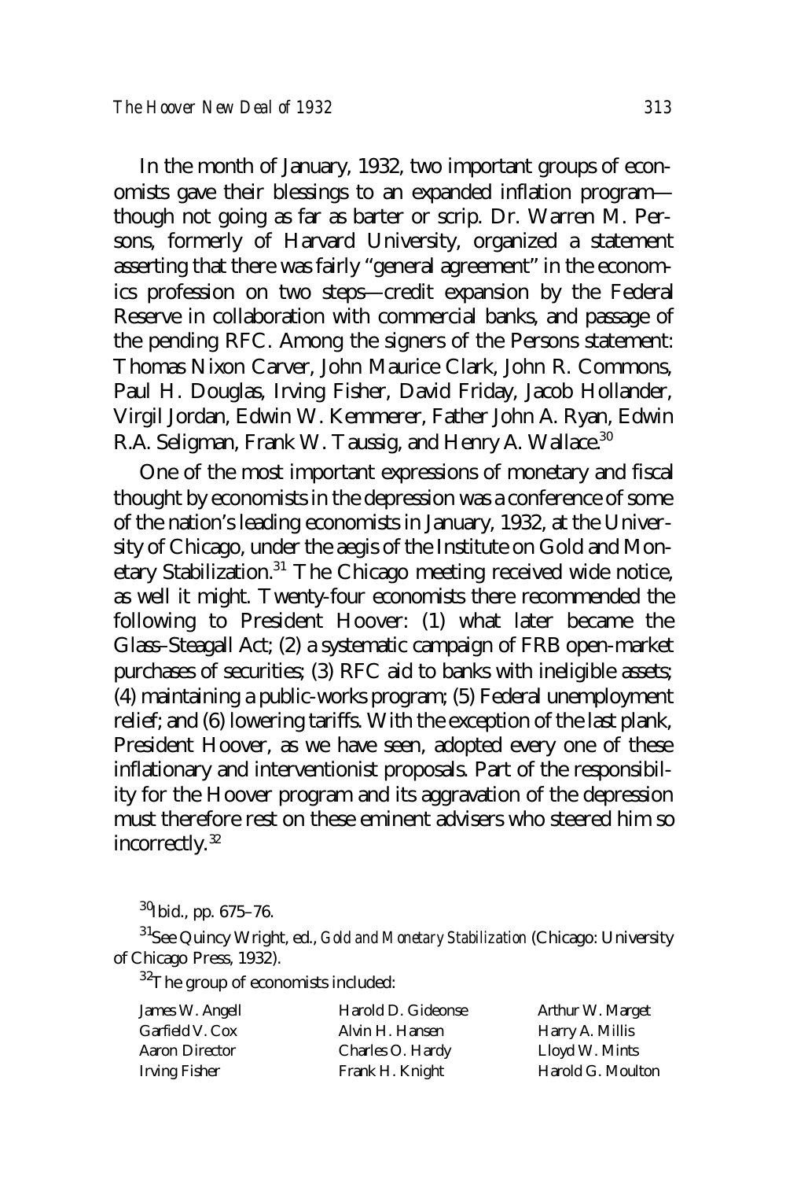In the month of January, 1932, two important groups of economists gave their blessings to an expanded inflation program—though not going as far as barter or scrip. Dr. Warren M. Persons, formerly of Harvard University, organized a statement asserting that there was fairly "general agreement" in the economics profession on two steps—credit expansion by the Federal Reserve in collaboration with commercial banks, and passage of the pending RFC. Among the signers of the Persons statement: Thomas Nixon Carver, John Maurice Clark, John R. Commons, Paul H. Douglas, Irving Fisher, David Friday, Jacob Hollander, Virgil Jordan, Edwin W. Kemmerer, Father John A. Ryan, Edwin R.A. Seligman, Frank W. Taussig, and Henry A. Wallace.[30]

One of the most important expressions of monetary and fiscal thought by economists in the depression was a conference of some of the nation's leading economists in January, 1932, at the University of Chicago, under the aegis of the Institute on Gold and Monetary Stabilization.[31] The Chicago meeting received wide notice, as well it might. Twenty-four economists there recommended the following to President Hoover: (1) what later became the Glass–Steagall Act; (2) a systematic campaign of FRB open-market purchases of securities; (3) RFC aid to banks with ineligible assets; (4) maintaining a public-works program; (5) Federal unemployment relief; and (6) lowering tariffs. With the exception of the last plank, President Hoover, as we have seen, adopted every one of these inflationary and interventionist proposals. Part of the responsibility for the Hoover program and its aggravation of the depression must therefore rest on these eminent advisers who steered him so incorrectly.[32]

[30] Ibid., pp. 675–76.

[31] See Quincy Wright, ed., *Gold and Monetary Stabilization* (Chicago: University of Chicago Press, 1932).

[32] The group of economists included:

| | | |
|---|---|---|
| James W. Angell | Harold D. Gideonse | Arthur W. Marget |
| Garfield V. Cox | Alvin H. Hansen | Harry A. Millis |
| Aaron Director | Charles O. Hardy | Lloyd W. Mints |
| Irving Fisher | Frank H. Knight | Harold G. Moulton |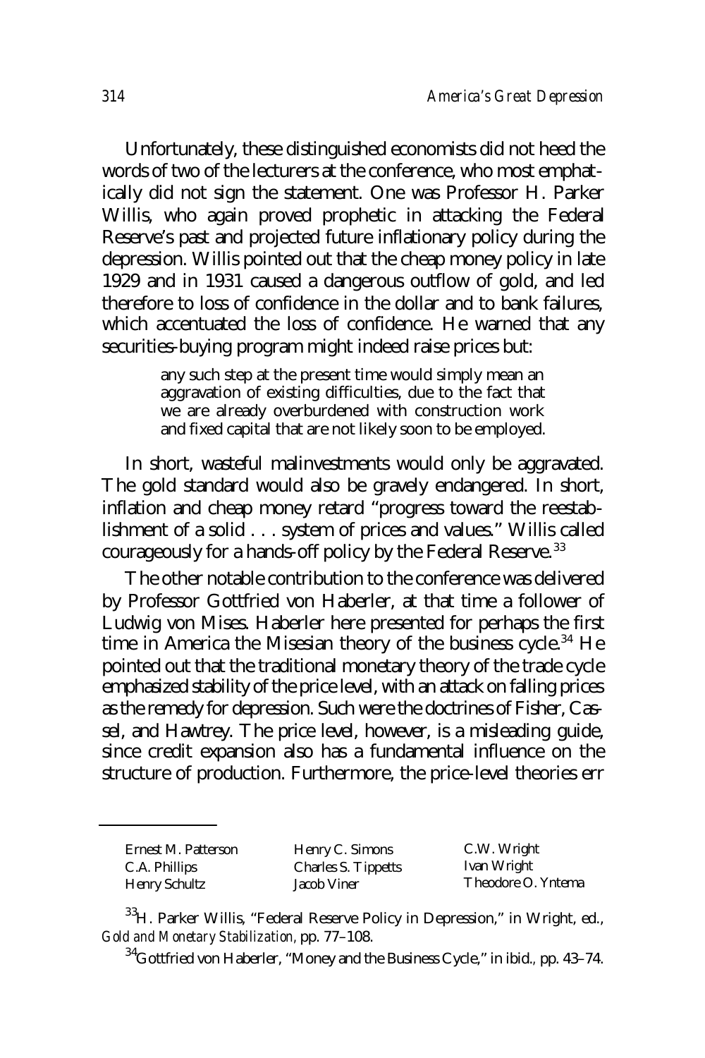Unfortunately, these distinguished economists did not heed the words of two of the lecturers at the conference, who most emphatically did not sign the statement. One was Professor H. Parker Willis, who again proved prophetic in attacking the Federal Reserve's past and projected future inflationary policy during the depression. Willis pointed out that the cheap money policy in late 1929 and in 1931 caused a dangerous outflow of gold, and led therefore to loss of confidence in the dollar and to bank failures, which accentuated the loss of confidence. He warned that any securities-buying program might indeed raise prices but:

> any such step at the present time would simply mean an aggravation of existing difficulties, due to the fact that we are already overburdened with construction work and fixed capital that are not likely soon to be employed.

In short, wasteful malinvestments would only be aggravated. The gold standard would also be gravely endangered. In short, inflation and cheap money retard "progress toward the reestablishment of a solid . . . system of prices and values." Willis called courageously for a hands-off policy by the Federal Reserve.[33]

The other notable contribution to the conference was delivered by Professor Gottfried von Haberler, at that time a follower of Ludwig von Mises. Haberler here presented for perhaps the first time in America the Misesian theory of the business cycle.[34] He pointed out that the traditional monetary theory of the trade cycle emphasized stability of the price level, with an attack on falling prices as the remedy for depression. Such were the doctrines of Fisher, Cassel, and Hawtrey. The price level, however, is a misleading guide, since credit expansion also has a fundamental influence on the structure of production. Furthermore, the price-level theories err

---

| | | |
|---|---|---|
| Ernest M. Patterson | Henry C. Simons | C.W. Wright |
| C.A. Phillips | Charles S. Tippetts | Ivan Wright |
| Henry Schultz | Jacob Viner | Theodore O. Yntema |

[33]H. Parker Willis, "Federal Reserve Policy in Depression," in Wright, ed., *Gold and Monetary Stabilization*, pp. 77–108.

[34]Gottfried von Haberler, "Money and the Business Cycle," in ibid., pp. 43–74.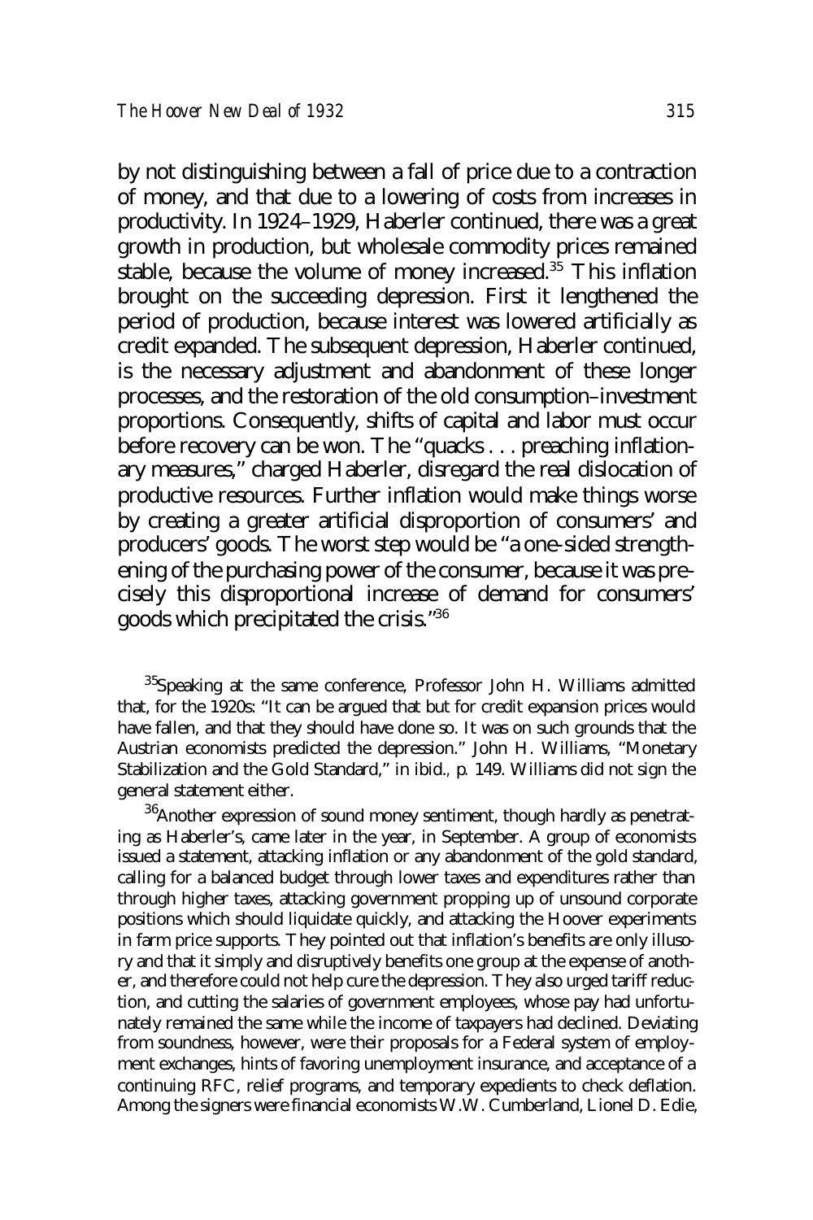by not distinguishing between a fall of price due to a contraction of money, and that due to a lowering of costs from increases in productivity. In 1924–1929, Haberler continued, there was a great growth in production, but wholesale commodity prices remained stable, because the volume of money increased.[35] This inflation brought on the succeeding depression. First it lengthened the period of production, because interest was lowered artificially as credit expanded. The subsequent depression, Haberler continued, is the necessary adjustment and abandonment of these longer processes, and the restoration of the old consumption–investment proportions. Consequently, shifts of capital and labor must occur before recovery can be won. The "quacks . . . preaching inflationary measures," charged Haberler, disregard the real dislocation of productive resources. Further inflation would make things worse by creating a greater artificial disproportion of consumers' and producers' goods. The worst step would be "a one-sided strengthening of the purchasing power of the consumer, because it was precisely this disproportional increase of demand for consumers' goods which precipitated the crisis."[36]

[35]Speaking at the same conference, Professor John H. Williams admitted that, for the 1920s: "It can be argued that but for credit expansion prices would have fallen, and that they should have done so. It was on such grounds that the Austrian economists predicted the depression." John H. Williams, "Monetary Stabilization and the Gold Standard," in ibid., p. 149. Williams did not sign the general statement either.

[36]Another expression of sound money sentiment, though hardly as penetrating as Haberler's, came later in the year, in September. A group of economists issued a statement, attacking inflation or any abandonment of the gold standard, calling for a balanced budget through lower taxes and expenditures rather than through higher taxes, attacking government propping up of unsound corporate positions which should liquidate quickly, and attacking the Hoover experiments in farm price supports. They pointed out that inflation's benefits are only illusory and that it simply and disruptively benefits one group at the expense of another, and therefore could not help cure the depression. They also urged tariff reduction, and cutting the salaries of government employees, whose pay had unfortunately remained the same while the income of taxpayers had declined. Deviating from soundness, however, were their proposals for a Federal system of employment exchanges, hints of favoring unemployment insurance, and acceptance of a continuing RFC, relief programs, and temporary expedients to check deflation. Among the signers were financial economists W.W. Cumberland, Lionel D. Edie,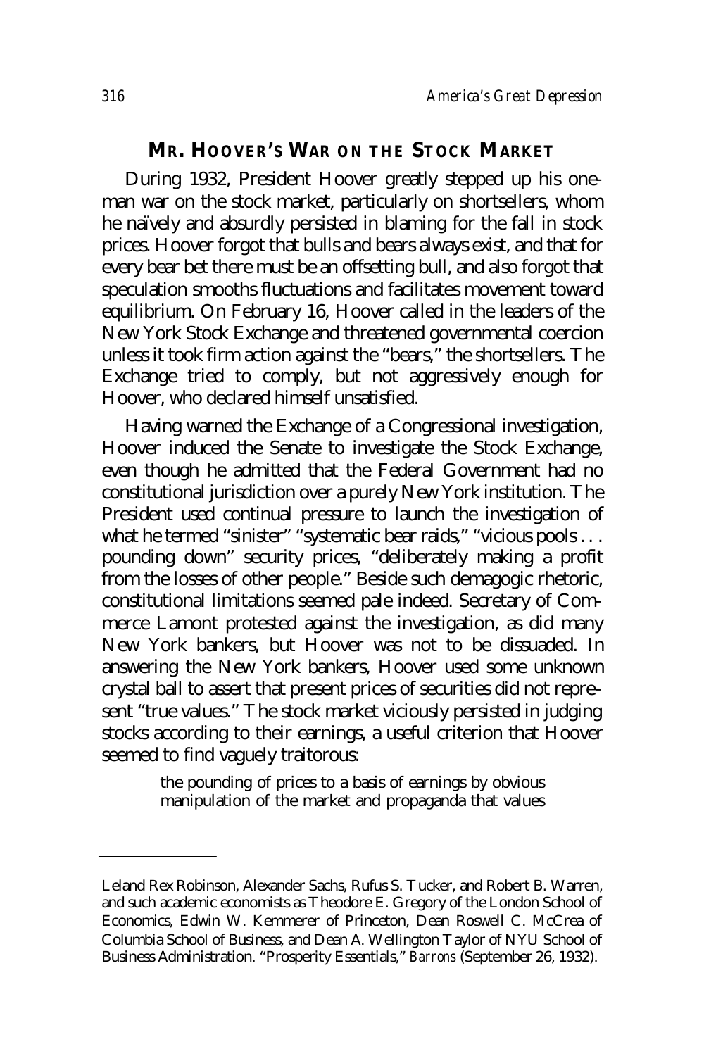## MR. HOOVER'S WAR ON THE STOCK MARKET

During 1932, President Hoover greatly stepped up his one-man war on the stock market, particularly on shortsellers, whom he naïvely and absurdly persisted in blaming for the fall in stock prices. Hoover forgot that bulls and bears always exist, and that for every bear bet there must be an offsetting bull, and also forgot that speculation smooths fluctuations and facilitates movement toward equilibrium. On February 16, Hoover called in the leaders of the New York Stock Exchange and threatened governmental coercion unless it took firm action against the "bears," the shortsellers. The Exchange tried to comply, but not aggressively enough for Hoover, who declared himself unsatisfied.

Having warned the Exchange of a Congressional investigation, Hoover induced the Senate to investigate the Stock Exchange, even though he admitted that the Federal Government had no constitutional jurisdiction over a purely New York institution. The President used continual pressure to launch the investigation of what he termed "sinister" "systematic bear raids," "vicious pools . . . pounding down" security prices, "deliberately making a profit from the losses of other people." Beside such demagogic rhetoric, constitutional limitations seemed pale indeed. Secretary of Commerce Lamont protested against the investigation, as did many New York bankers, but Hoover was not to be dissuaded. In answering the New York bankers, Hoover used some unknown crystal ball to assert that present prices of securities did not represent "true values." The stock market viciously persisted in judging stocks according to their earnings, a useful criterion that Hoover seemed to find vaguely traitorous:

> the pounding of prices to a basis of earnings by obvious manipulation of the market and propaganda that values

---

Leland Rex Robinson, Alexander Sachs, Rufus S. Tucker, and Robert B. Warren, and such academic economists as Theodore E. Gregory of the London School of Economics, Edwin W. Kemmerer of Princeton, Dean Roswell C. McCrea of Columbia School of Business, and Dean A. Wellington Taylor of NYU School of Business Administration. "Prosperity Essentials," *Barrons* (September 26, 1932).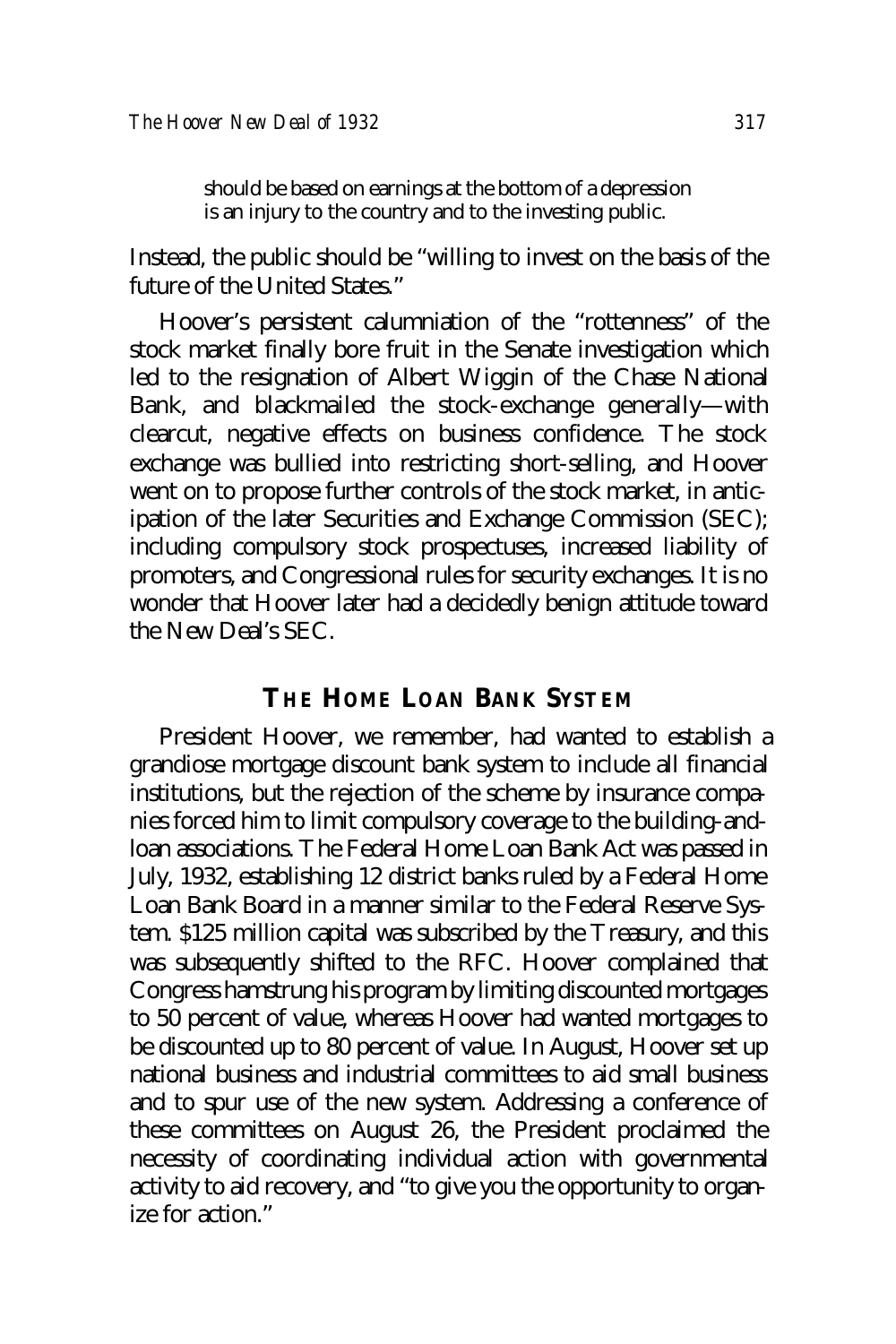> should be based on earnings at the bottom of a depression is an injury to the country and to the investing public.

Instead, the public should be "willing to invest on the basis of the future of the United States."

Hoover's persistent calumniation of the "rottenness" of the stock market finally bore fruit in the Senate investigation which led to the resignation of Albert Wiggin of the Chase National Bank, and blackmailed the stock-exchange generally—with clearcut, negative effects on business confidence. The stock exchange was bullied into restricting short-selling, and Hoover went on to propose further controls of the stock market, in anticipation of the later Securities and Exchange Commission (SEC); including compulsory stock prospectuses, increased liability of promoters, and Congressional rules for security exchanges. It is no wonder that Hoover later had a decidedly benign attitude toward the New Deal's SEC.

## THE HOME LOAN BANK SYSTEM

President Hoover, we remember, had wanted to establish a grandiose mortgage discount bank system to include all financial institutions, but the rejection of the scheme by insurance companies forced him to limit compulsory coverage to the building-and-loan associations. The Federal Home Loan Bank Act was passed in July, 1932, establishing 12 district banks ruled by a Federal Home Loan Bank Board in a manner similar to the Federal Reserve System. $125 million capital was subscribed by the Treasury, and this was subsequently shifted to the RFC. Hoover complained that Congress hamstrung his program by limiting discounted mortgages to 50 percent of value, whereas Hoover had wanted mortgages to be discounted up to 80 percent of value. In August, Hoover set up national business and industrial committees to aid small business and to spur use of the new system. Addressing a conference of these committees on August 26, the President proclaimed the necessity of coordinating individual action with governmental activity to aid recovery, and "to give you the opportunity to organize for action."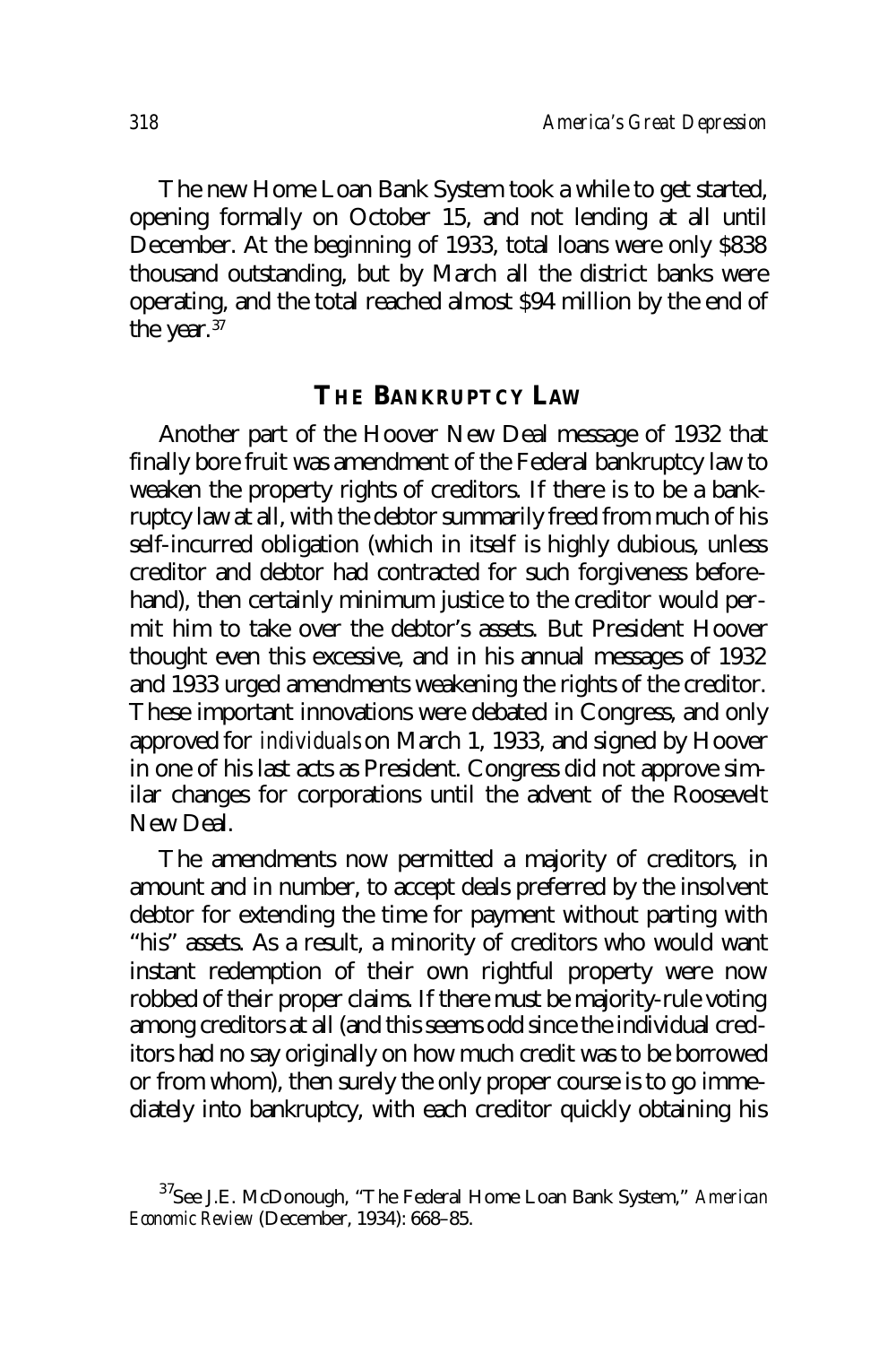The new Home Loan Bank System took a while to get started, opening formally on October 15, and not lending at all until December. At the beginning of 1933, total loans were only $838 thousand outstanding, but by March all the district banks were operating, and the total reached almost $94 million by the end of the year.[37]

## The Bankruptcy Law

Another part of the Hoover New Deal message of 1932 that finally bore fruit was amendment of the Federal bankruptcy law to weaken the property rights of creditors. If there is to be a bankruptcy law at all, with the debtor summarily freed from much of his self-incurred obligation (which in itself is highly dubious, unless creditor and debtor had contracted for such forgiveness beforehand), then certainly minimum justice to the creditor would permit him to take over the debtor's assets. But President Hoover thought even this excessive, and in his annual messages of 1932 and 1933 urged amendments weakening the rights of the creditor. These important innovations were debated in Congress, and only approved for *individuals* on March 1, 1933, and signed by Hoover in one of his last acts as President. Congress did not approve similar changes for corporations until the advent of the Roosevelt New Deal.

The amendments now permitted a majority of creditors, in amount and in number, to accept deals preferred by the insolvent debtor for extending the time for payment without parting with "his" assets. As a result, a minority of creditors who would want instant redemption of their own rightful property were now robbed of their proper claims. If there must be majority-rule voting among creditors at all (and this seems odd since the individual creditors had no say originally on how much credit was to be borrowed or from whom), then surely the only proper course is to go immediately into bankruptcy, with each creditor quickly obtaining his

[37]See J.E. McDonough, "The Federal Home Loan Bank System," *American Economic Review* (December, 1934): 668–85.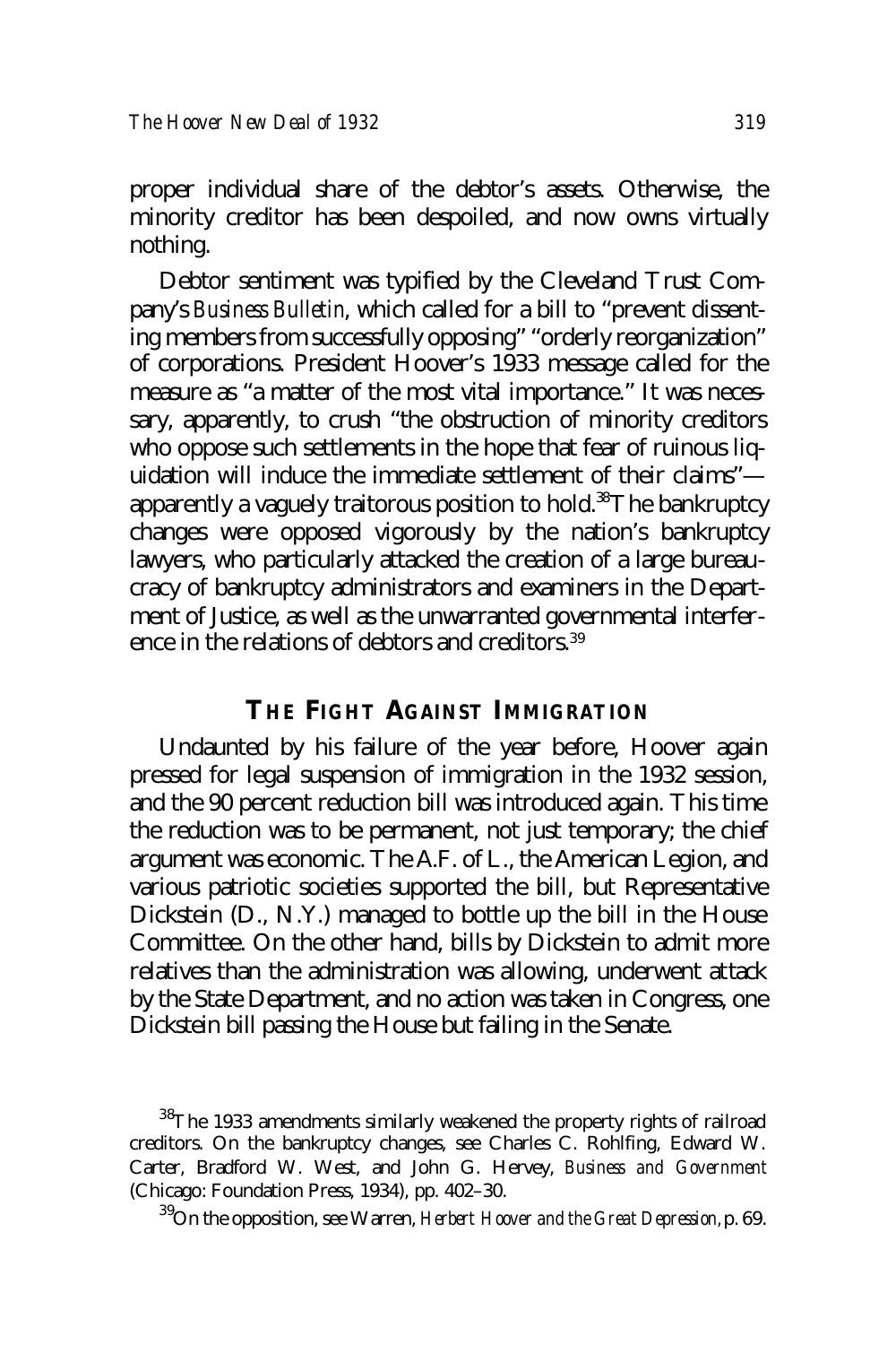proper individual share of the debtor's assets. Otherwise, the minority creditor has been despoiled, and now owns virtually nothing.

Debtor sentiment was typified by the Cleveland Trust Company's *Business Bulletin*, which called for a bill to "prevent dissenting members from successfully opposing" "orderly reorganization" of corporations. President Hoover's 1933 message called for the measure as "a matter of the most vital importance." It was necessary, apparently, to crush "the obstruction of minority creditors who oppose such settlements in the hope that fear of ruinous liquidation will induce the immediate settlement of their claims"—apparently a vaguely traitorous position to hold.[38] The bankruptcy changes were opposed vigorously by the nation's bankruptcy lawyers, who particularly attacked the creation of a large bureaucracy of bankruptcy administrators and examiners in the Department of Justice, as well as the unwarranted governmental interference in the relations of debtors and creditors.[39]

## The Fight Against Immigration

Undaunted by his failure of the year before, Hoover again pressed for legal suspension of immigration in the 1932 session, and the 90 percent reduction bill was introduced again. This time the reduction was to be permanent, not just temporary; the chief argument was economic. The A.F. of L., the American Legion, and various patriotic societies supported the bill, but Representative Dickstein (D., N.Y.) managed to bottle up the bill in the House Committee. On the other hand, bills by Dickstein to admit more relatives than the administration was allowing, underwent attack by the State Department, and no action was taken in Congress, one Dickstein bill passing the House but failing in the Senate.

---

[38] The 1933 amendments similarly weakened the property rights of railroad creditors. On the bankruptcy changes, see Charles C. Rohlfing, Edward W. Carter, Bradford W. West, and John G. Hervey, *Business and Government* (Chicago: Foundation Press, 1934), pp. 402–30.

[39] On the opposition, see Warren, *Herbert Hoover and the Great Depression*, p. 69.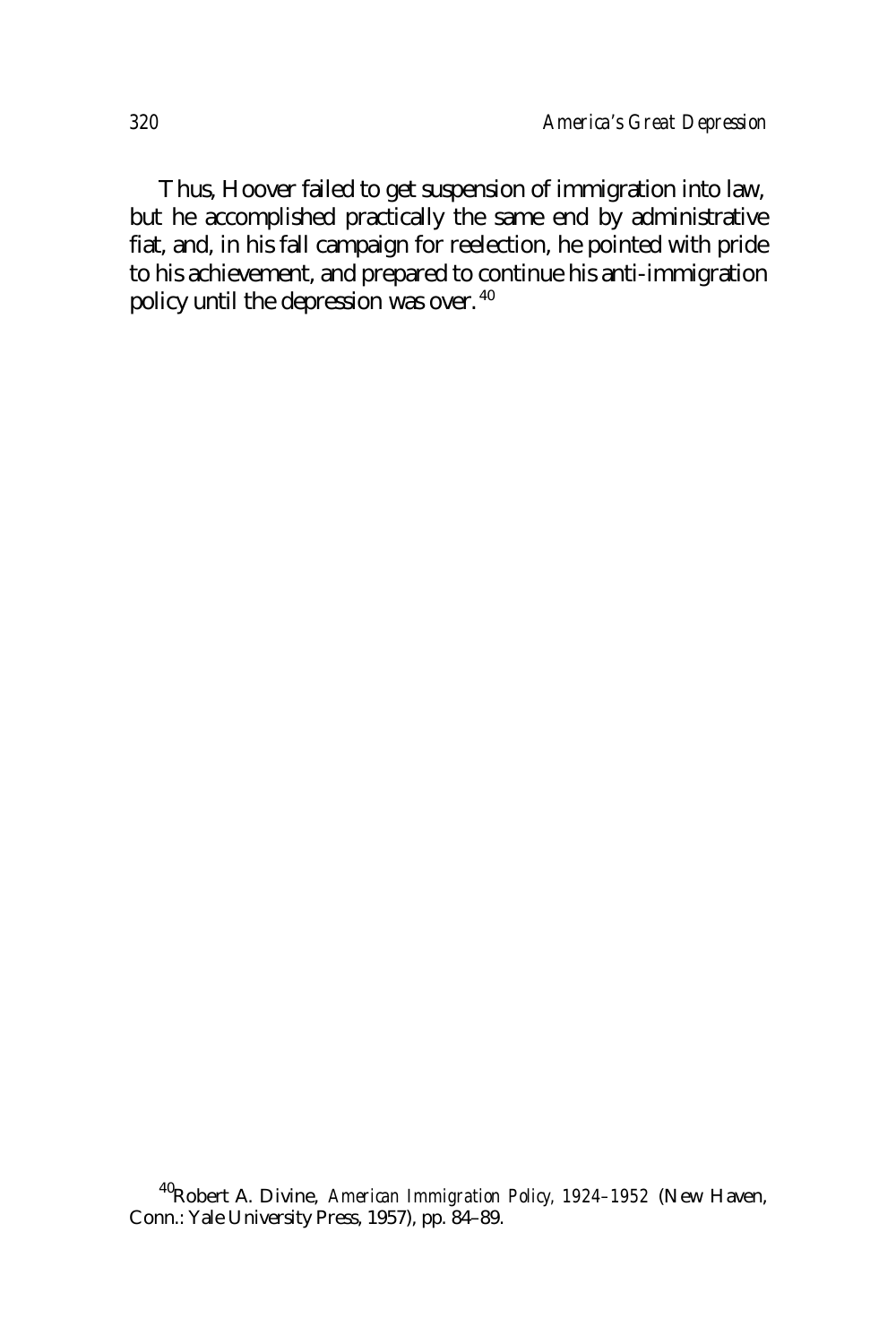Thus, Hoover failed to get suspension of immigration into law, but he accomplished practically the same end by administrative fiat, and, in his fall campaign for reelection, he pointed with pride to his achievement, and prepared to continue his anti-immigration policy until the depression was over.[40]

[40]Robert A. Divine, *American Immigration Policy, 1924–1952* (New Haven, Conn.: Yale University Press, 1957), pp. 84–89.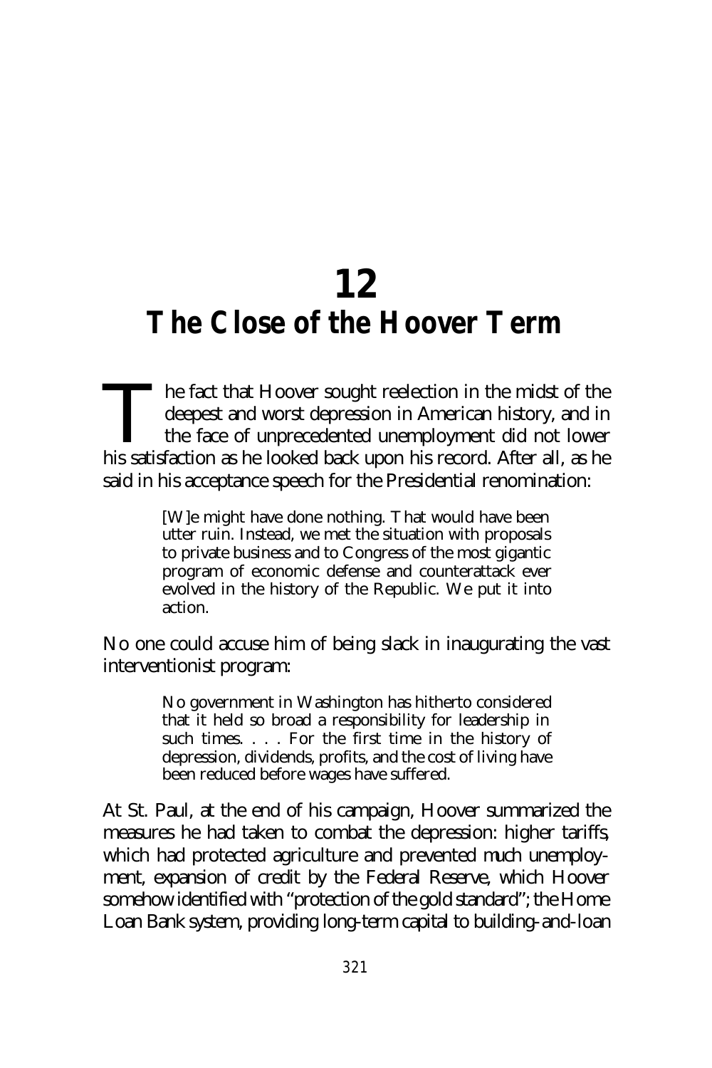# 12
# The Close of the Hoover Term

The fact that Hoover sought reelection in the midst of the deepest and worst depression in American history, and in the face of unprecedented unemployment did not lower his satisfaction as he looked back upon his record. After all, as he said in his acceptance speech for the Presidential renomination:

> [W]e might have done nothing. That would have been utter ruin. Instead, we met the situation with proposals to private business and to Congress of the most gigantic program of economic defense and counterattack ever evolved in the history of the Republic. We put it into action.

No one could accuse him of being slack in inaugurating the vast interventionist program:

> No government in Washington has hitherto considered that it held so broad a responsibility for leadership in such times. . . . For the first time in the history of depression, dividends, profits, and the cost of living have been reduced before wages have suffered.

At St. Paul, at the end of his campaign, Hoover summarized the measures he had taken to combat the depression: higher tariffs, which had protected agriculture and prevented much unemployment, expansion of credit by the Federal Reserve, which Hoover somehow identified with "protection of the gold standard"; the Home Loan Bank system, providing long-term capital to building-and-loan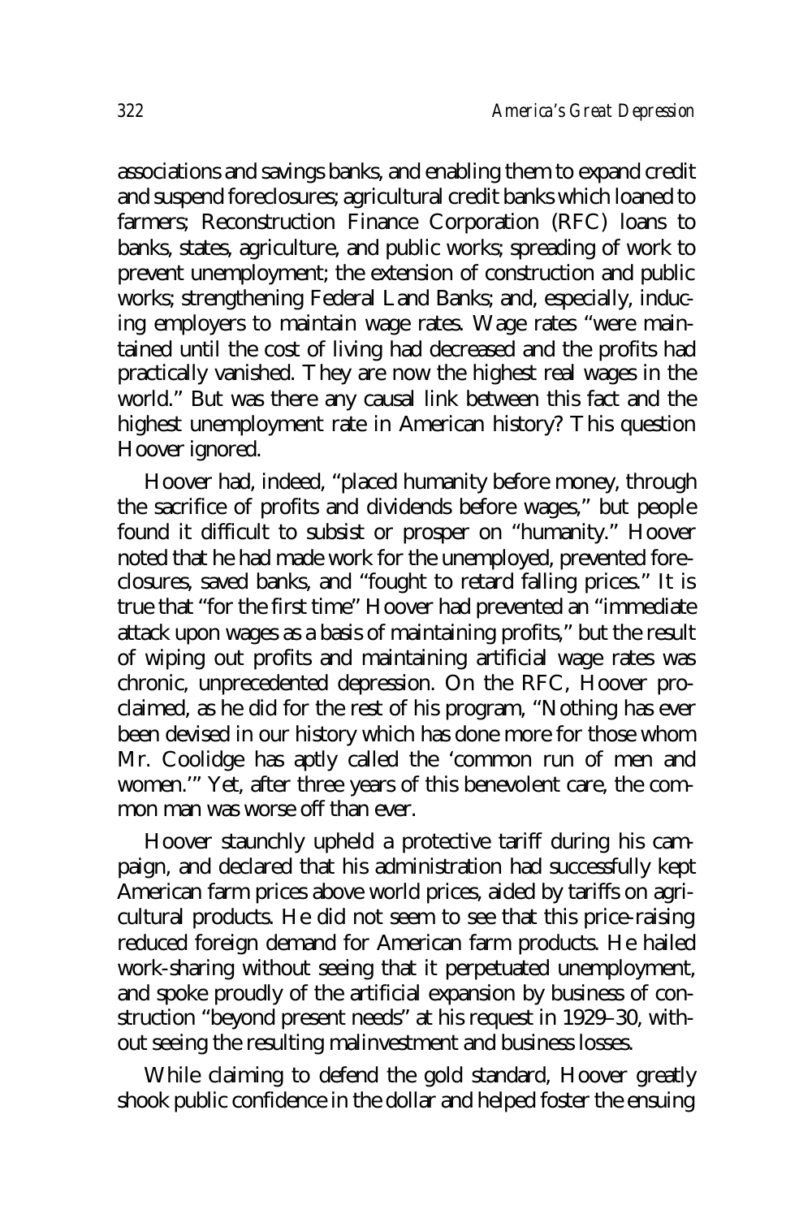associations and savings banks, and enabling them to expand credit and suspend foreclosures; agricultural credit banks which loaned to farmers; Reconstruction Finance Corporation (RFC) loans to banks, states, agriculture, and public works; spreading of work to prevent unemployment; the extension of construction and public works; strengthening Federal Land Banks; and, especially, inducing employers to maintain wage rates. Wage rates "were maintained until the cost of living had decreased and the profits had practically vanished. They are now the highest real wages in the world." But was there any causal link between this fact and the highest unemployment rate in American history? This question Hoover ignored.

Hoover had, indeed, "placed humanity before money, through the sacrifice of profits and dividends before wages," but people found it difficult to subsist or prosper on "humanity." Hoover noted that he had made work for the unemployed, prevented foreclosures, saved banks, and "fought to retard falling prices." It is true that "for the first time" Hoover had prevented an "immediate attack upon wages as a basis of maintaining profits," but the result of wiping out profits and maintaining artificial wage rates was chronic, unprecedented depression. On the RFC, Hoover proclaimed, as he did for the rest of his program, "Nothing has ever been devised in our history which has done more for those whom Mr. Coolidge has aptly called the 'common run of men and women.'" Yet, after three years of this benevolent care, the common man was worse off than ever.

Hoover staunchly upheld a protective tariff during his campaign, and declared that his administration had successfully kept American farm prices above world prices, aided by tariffs on agricultural products. He did not seem to see that this price-raising reduced foreign demand for American farm products. He hailed work-sharing without seeing that it perpetuated unemployment, and spoke proudly of the artificial expansion by business of construction "beyond present needs" at his request in 1929–30, without seeing the resulting malinvestment and business losses.

While claiming to defend the gold standard, Hoover greatly shook public confidence in the dollar and helped foster the ensuing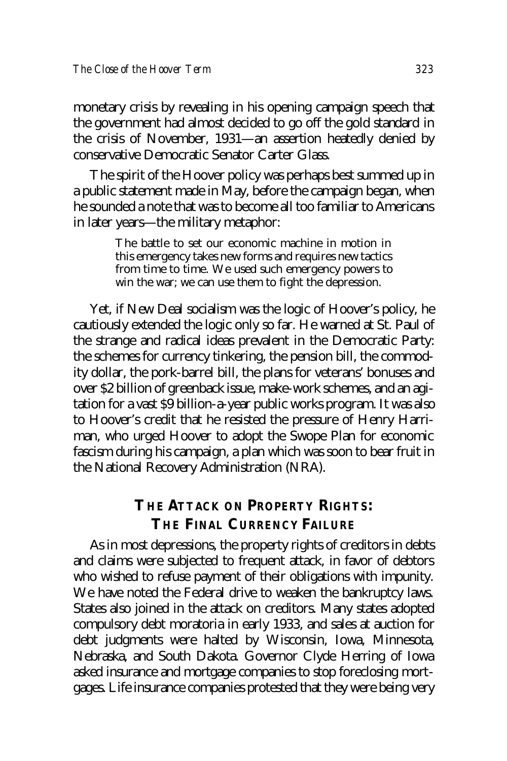monetary crisis by revealing in his opening campaign speech that the government had almost decided to go off the gold standard in the crisis of November, 1931—an assertion heatedly denied by conservative Democratic Senator Carter Glass.

The spirit of the Hoover policy was perhaps best summed up in a public statement made in May, before the campaign began, when he sounded a note that was to become all too familiar to Americans in later years—the military metaphor:

> The battle to set our economic machine in motion in this emergency takes new forms and requires new tactics from time to time. We used such emergency powers to win the war; we can use them to fight the depression.

Yet, if New Deal socialism was the logic of Hoover's policy, he cautiously extended the logic only so far. He warned at St. Paul of the strange and radical ideas prevalent in the Democratic Party: the schemes for currency tinkering, the pension bill, the commodity dollar, the pork-barrel bill, the plans for veterans' bonuses and over $2 billion of greenback issue, make-work schemes, and an agitation for a vast $9 billion-a-year public works program. It was also to Hoover's credit that he resisted the pressure of Henry Harriman, who urged Hoover to adopt the Swope Plan for economic fascism during his campaign, a plan which was soon to bear fruit in the National Recovery Administration (NRA).

## THE ATTACK ON PROPERTY RIGHTS: THE FINAL CURRENCY FAILURE

As in most depressions, the property rights of creditors in debts and claims were subjected to frequent attack, in favor of debtors who wished to refuse payment of their obligations with impunity. We have noted the Federal drive to weaken the bankruptcy laws. States also joined in the attack on creditors. Many states adopted compulsory debt moratoria in early 1933, and sales at auction for debt judgments were halted by Wisconsin, Iowa, Minnesota, Nebraska, and South Dakota. Governor Clyde Herring of Iowa asked insurance and mortgage companies to stop foreclosing mortgages. Life insurance companies protested that they were being very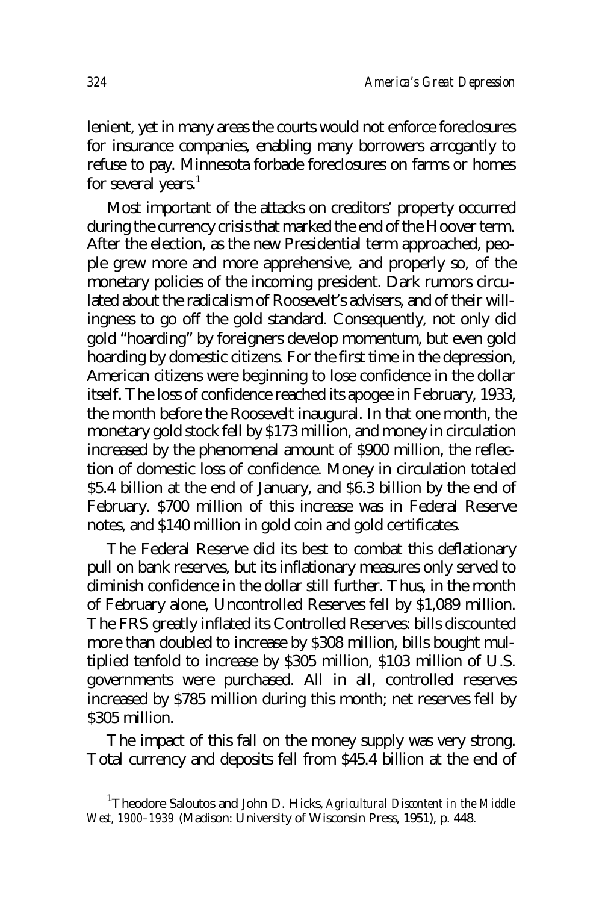lenient, yet in many areas the courts would not enforce foreclosures for insurance companies, enabling many borrowers arrogantly to refuse to pay. Minnesota forbade foreclosures on farms or homes for several years.[1]

Most important of the attacks on creditors' property occurred during the currency crisis that marked the end of the Hoover term. After the election, as the new Presidential term approached, people grew more and more apprehensive, and properly so, of the monetary policies of the incoming president. Dark rumors circulated about the radicalism of Roosevelt's advisers, and of their willingness to go off the gold standard. Consequently, not only did gold "hoarding" by foreigners develop momentum, but even gold hoarding by domestic citizens. For the first time in the depression, American citizens were beginning to lose confidence in the dollar itself. The loss of confidence reached its apogee in February, 1933, the month before the Roosevelt inaugural. In that one month, the monetary gold stock fell by $173 million, and money in circulation increased by the phenomenal amount of $900 million, the reflection of domestic loss of confidence. Money in circulation totaled $5.4 billion at the end of January, and $6.3 billion by the end of February. $700 million of this increase was in Federal Reserve notes, and $140 million in gold coin and gold certificates.

The Federal Reserve did its best to combat this deflationary pull on bank reserves, but its inflationary measures only served to diminish confidence in the dollar still further. Thus, in the month of February alone, Uncontrolled Reserves fell by $1,089 million. The FRS greatly inflated its Controlled Reserves: bills discounted more than doubled to increase by $308 million, bills bought multiplied tenfold to increase by $305 million, $103 million of U.S. governments were purchased. All in all, controlled reserves increased by $785 million during this month; net reserves fell by $305 million.

The impact of this fall on the money supply was very strong. Total currency and deposits fell from $45.4 billion at the end of

[1] Theodore Saloutos and John D. Hicks, *Agricultural Discontent in the Middle West, 1900–1939* (Madison: University of Wisconsin Press, 1951), p. 448.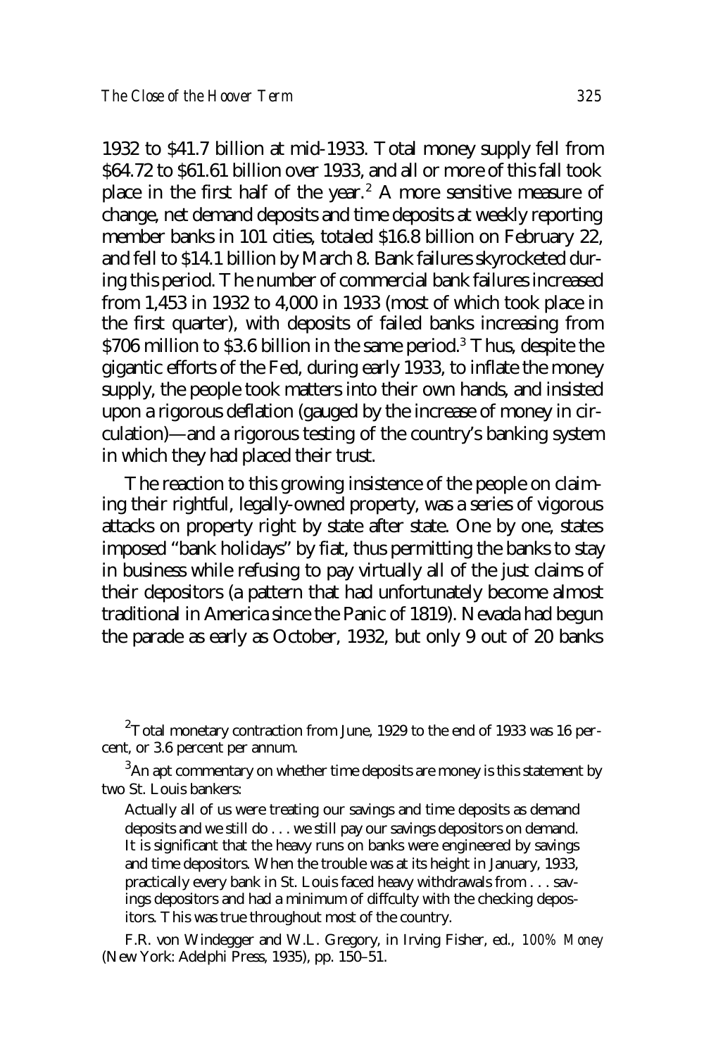1932 to $41.7 billion at mid-1933. Total money supply fell from $64.72 to $61.61 billion over 1933, and all or more of this fall took place in the first half of the year.[2] A more sensitive measure of change, net demand deposits and time deposits at weekly reporting member banks in 101 cities, totaled $16.8 billion on February 22, and fell to $14.1 billion by March 8. Bank failures skyrocketed during this period. The number of commercial bank failures increased from 1,453 in 1932 to 4,000 in 1933 (most of which took place in the first quarter), with deposits of failed banks increasing from $706 million to $3.6 billion in the same period.[3] Thus, despite the gigantic efforts of the Fed, during early 1933, to inflate the money supply, the people took matters into their own hands, and insisted upon a rigorous deflation (gauged by the increase of money in circulation)—and a rigorous testing of the country's banking system in which they had placed their trust.

The reaction to this growing insistence of the people on claiming their rightful, legally-owned property, was a series of vigorous attacks on property right by state after state. One by one, states imposed "bank holidays" by fiat, thus permitting the banks to stay in business while refusing to pay virtually all of the just claims of their depositors (a pattern that had unfortunately become almost traditional in America since the Panic of 1819). Nevada had begun the parade as early as October, 1932, but only 9 out of 20 banks

---

[2] Total monetary contraction from June, 1929 to the end of 1933 was 16 percent, or 3.6 percent per annum.

[3] An apt commentary on whether time deposits are money is this statement by two St. Louis bankers:

> Actually all of us were treating our savings and time deposits as demand deposits and we still do . . . we still pay our savings depositors on demand. It is significant that the heavy runs on banks were engineered by savings and time depositors. When the trouble was at its height in January, 1933, practically every bank in St. Louis faced heavy withdrawals from . . . savings depositors and had a minimum of diffculty with the checking depositors. This was true throughout most of the country.

F.R. von Windegger and W.L. Gregory, in Irving Fisher, ed., *100% Money* (New York: Adelphi Press, 1935), pp. 150–51.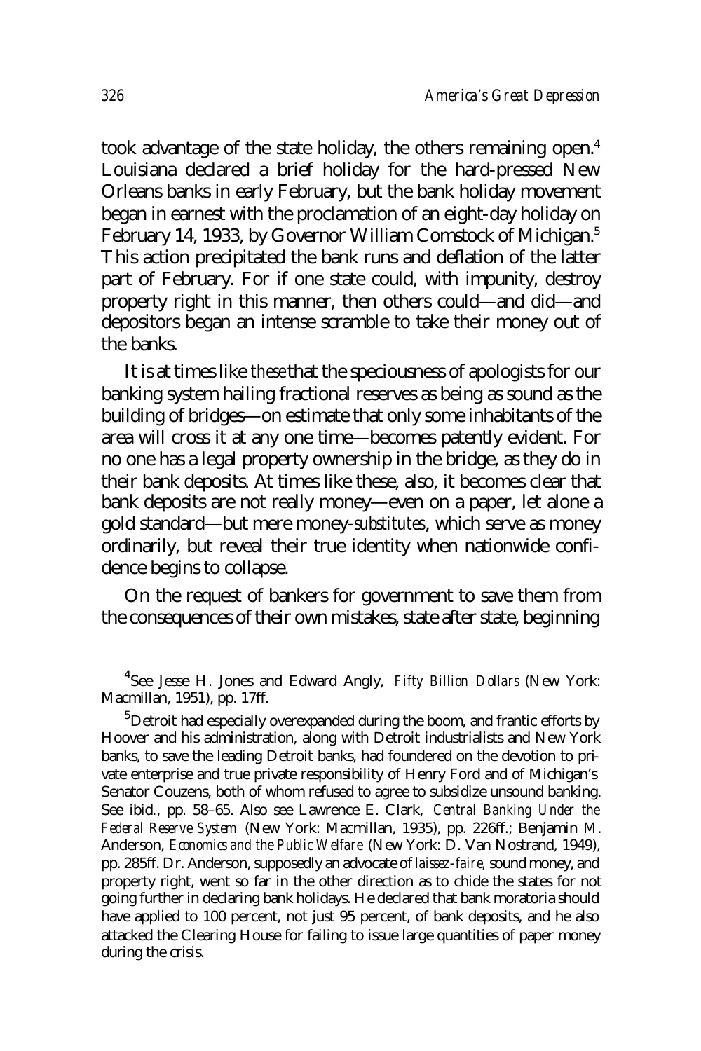took advantage of the state holiday, the others remaining open.[4] Louisiana declared a brief holiday for the hard-pressed New Orleans banks in early February, but the bank holiday movement began in earnest with the proclamation of an eight-day holiday on February 14, 1933, by Governor William Comstock of Michigan.[5] This action precipitated the bank runs and deflation of the latter part of February. For if one state could, with impunity, destroy property right in this manner, then others could—and did—and depositors began an intense scramble to take their money out of the banks.

It is at times like *these* that the speciousness of apologists for our banking system hailing fractional reserves as being as sound as the building of bridges—on estimate that only some inhabitants of the area will cross it at any one time—becomes patently evident. For no one has a legal property ownership in the bridge, as they do in their bank deposits. At times like these, also, it becomes clear that bank deposits are not really money—even on a paper, let alone a gold standard—but mere money-*substitutes*, which serve as money ordinarily, but reveal their true identity when nationwide confidence begins to collapse.

On the request of bankers for government to save them from the consequences of their own mistakes, state after state, beginning

---

[4]See Jesse H. Jones and Edward Angly, *Fifty Billion Dollars* (New York: Macmillan, 1951), pp. 17ff.

[5]Detroit had especially overexpanded during the boom, and frantic efforts by Hoover and his administration, along with Detroit industrialists and New York banks, to save the leading Detroit banks, had foundered on the devotion to private enterprise and true private responsibility of Henry Ford and of Michigan's Senator Couzens, both of whom refused to agree to subsidize unsound banking. See ibid., pp. 58–65. Also see Lawrence E. Clark, *Central Banking Under the Federal Reserve System* (New York: Macmillan, 1935), pp. 226ff.; Benjamin M. Anderson, *Economics and the Public Welfare* (New York: D. Van Nostrand, 1949), pp. 285ff. Dr. Anderson, supposedly an advocate of *laissez-faire*, sound money, and property right, went so far in the other direction as to chide the states for not going further in declaring bank holidays. He declared that bank moratoria should have applied to 100 percent, not just 95 percent, of bank deposits, and he also attacked the Clearing House for failing to issue large quantities of paper money during the crisis.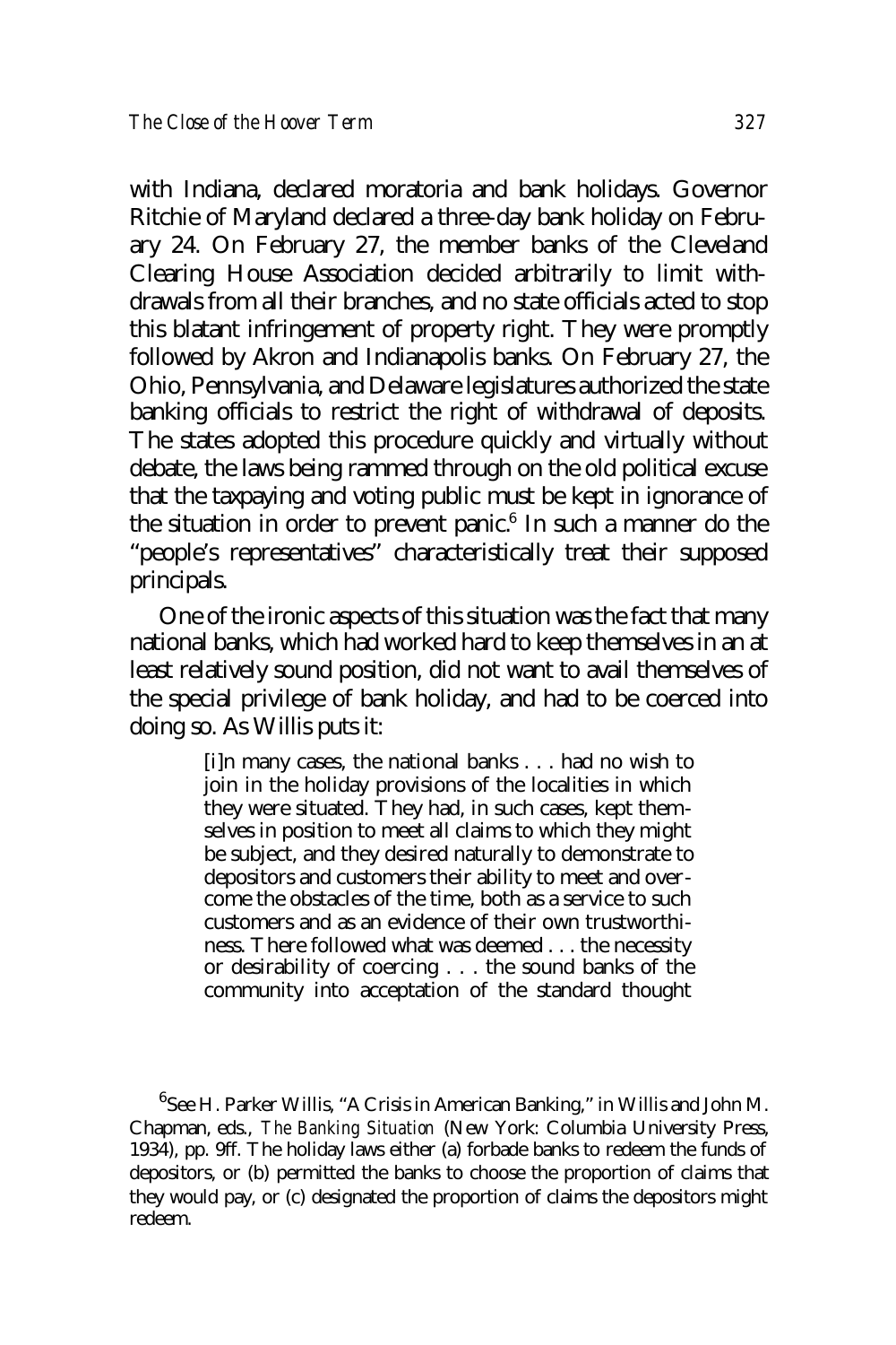with Indiana, declared moratoria and bank holidays. Governor Ritchie of Maryland declared a three-day bank holiday on February 24. On February 27, the member banks of the Cleveland Clearing House Association decided arbitrarily to limit withdrawals from all their branches, and no state officials acted to stop this blatant infringement of property right. They were promptly followed by Akron and Indianapolis banks. On February 27, the Ohio, Pennsylvania, and Delaware legislatures authorized the state banking officials to restrict the right of withdrawal of deposits. The states adopted this procedure quickly and virtually without debate, the laws being rammed through on the old political excuse that the taxpaying and voting public must be kept in ignorance of the situation in order to prevent panic.[6] In such a manner do the "people's representatives" characteristically treat their supposed principals.

One of the ironic aspects of this situation was the fact that many national banks, which had worked hard to keep themselves in an at least relatively sound position, did not want to avail themselves of the special privilege of bank holiday, and had to be coerced into doing so. As Willis puts it:

> [i]n many cases, the national banks . . . had no wish to join in the holiday provisions of the localities in which they were situated. They had, in such cases, kept themselves in position to meet all claims to which they might be subject, and they desired naturally to demonstrate to depositors and customers their ability to meet and overcome the obstacles of the time, both as a service to such customers and as an evidence of their own trustworthiness. There followed what was deemed . . . the necessity or desirability of coercing . . . the sound banks of the community into acceptation of the standard thought

[6] See H. Parker Willis, "A Crisis in American Banking," in Willis and John M. Chapman, eds., *The Banking Situation* (New York: Columbia University Press, 1934), pp. 9ff. The holiday laws either (a) forbade banks to redeem the funds of depositors, or (b) permitted the banks to choose the proportion of claims that they would pay, or (c) designated the proportion of claims the depositors might redeem.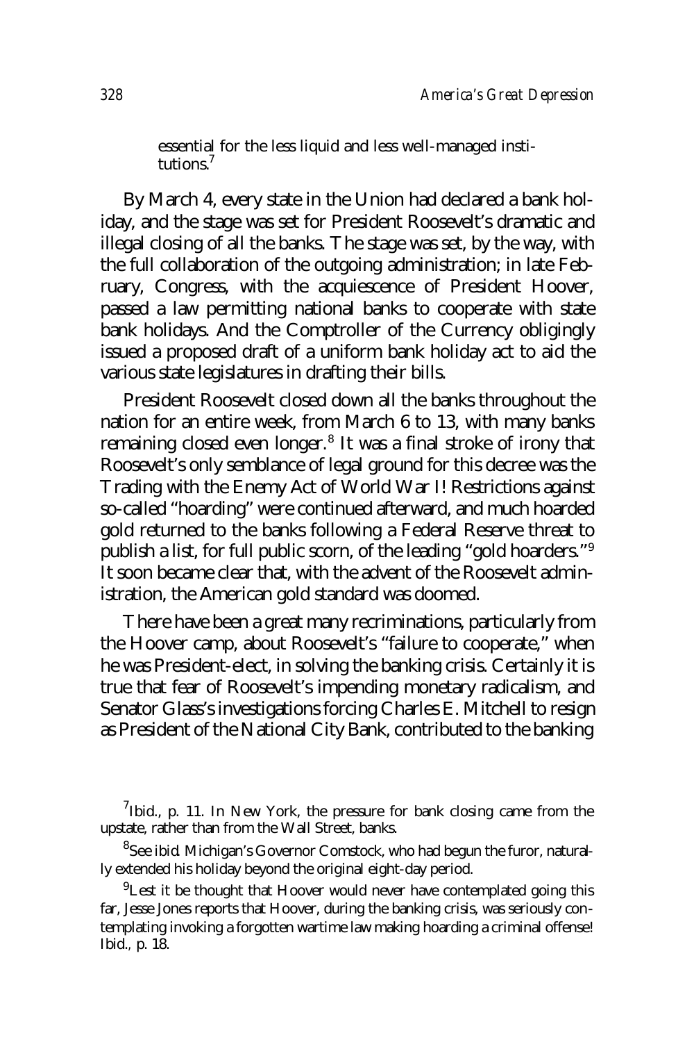> essential for the less liquid and less well-managed institutions.[7]

By March 4, every state in the Union had declared a bank holiday, and the stage was set for President Roosevelt's dramatic and illegal closing of all the banks. The stage was set, by the way, with the full collaboration of the outgoing administration; in late February, Congress, with the acquiescence of President Hoover, passed a law permitting national banks to cooperate with state bank holidays. And the Comptroller of the Currency obligingly issued a proposed draft of a uniform bank holiday act to aid the various state legislatures in drafting their bills.

President Roosevelt closed down all the banks throughout the nation for an entire week, from March 6 to 13, with many banks remaining closed even longer.[8] It was a final stroke of irony that Roosevelt's only semblance of legal ground for this decree was the Trading with the Enemy Act of World War I! Restrictions against so-called "hoarding" were continued afterward, and much hoarded gold returned to the banks following a Federal Reserve threat to publish a list, for full public scorn, of the leading "gold hoarders."[9] It soon became clear that, with the advent of the Roosevelt administration, the American gold standard was doomed.

There have been a great many recriminations, particularly from the Hoover camp, about Roosevelt's "failure to cooperate," when he was President-elect, in solving the banking crisis. Certainly it is true that fear of Roosevelt's impending monetary radicalism, and Senator Glass's investigations forcing Charles E. Mitchell to resign as President of the National City Bank, contributed to the banking

---

[7] Ibid., p. 11. In New York, the pressure for bank closing came from the upstate, rather than from the Wall Street, banks.

[8] See ibid. Michigan's Governor Comstock, who had begun the furor, naturally extended his holiday beyond the original eight-day period.

[9] Lest it be thought that Hoover would never have contemplated going this far, Jesse Jones reports that Hoover, during the banking crisis, was seriously contemplating invoking a forgotten wartime law making hoarding a criminal offense! Ibid., p. 18.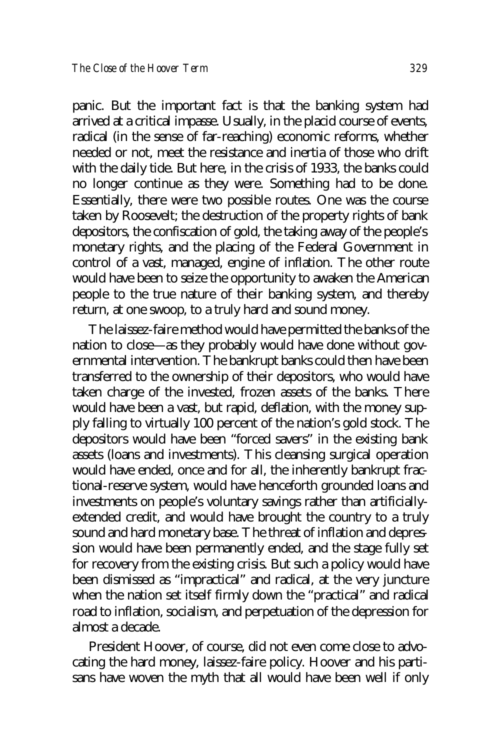panic. But the important fact is that the banking system had arrived at a critical impasse. Usually, in the placid course of events, radical (in the sense of far-reaching) economic reforms, whether needed or not, meet the resistance and inertia of those who drift with the daily tide. But here, in the crisis of 1933, the banks could no longer continue as they were. Something had to be done. Essentially, there were two possible routes. One was the course taken by Roosevelt; the destruction of the property rights of bank depositors, the confiscation of gold, the taking away of the people's monetary rights, and the placing of the Federal Government in control of a vast, managed, engine of inflation. The other route would have been to seize the opportunity to awaken the American people to the true nature of their banking system, and thereby return, at one swoop, to a truly hard and sound money.

The laissez-faire method would have permitted the banks of the nation to close—as they probably would have done without governmental intervention. The bankrupt banks could then have been transferred to the ownership of their depositors, who would have taken charge of the invested, frozen assets of the banks. There would have been a vast, but rapid, deflation, with the money supply falling to virtually 100 percent of the nation's gold stock. The depositors would have been "forced savers" in the existing bank assets (loans and investments). This cleansing surgical operation would have ended, once and for all, the inherently bankrupt fractional-reserve system, would have henceforth grounded loans and investments on people's voluntary savings rather than artificially-extended credit, and would have brought the country to a truly sound and hard monetary base. The threat of inflation and depression would have been permanently ended, and the stage fully set for recovery from the existing crisis. But such a policy would have been dismissed as "impractical" and radical, at the very juncture when the nation set itself firmly down the "practical" and radical road to inflation, socialism, and perpetuation of the depression for almost a decade.

President Hoover, of course, did not even come close to advocating the hard money, laissez-faire policy. Hoover and his partisans have woven the myth that all would have been well if only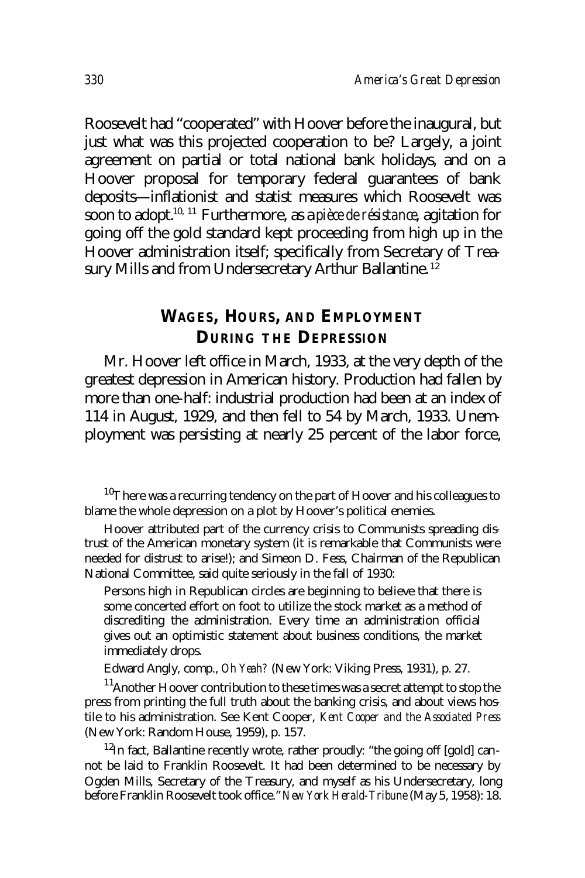Roosevelt had "cooperated" with Hoover before the inaugural, but just what was this projected cooperation to be? Largely, a joint agreement on partial or total national bank holidays, and on a Hoover proposal for temporary federal guarantees of bank deposits—inflationist and statist measures which Roosevelt was soon to adopt.[10, 11] Furthermore, as a *pièce de résistance*, agitation for going off the gold standard kept proceeding from high up in the Hoover administration itself; specifically from Secretary of Treasury Mills and from Undersecretary Arthur Ballantine.[12]

## WAGES, HOURS, AND EMPLOYMENT DURING THE DEPRESSION

Mr. Hoover left office in March, 1933, at the very depth of the greatest depression in American history. Production had fallen by more than one-half: industrial production had been at an index of 114 in August, 1929, and then fell to 54 by March, 1933. Unemployment was persisting at nearly 25 percent of the labor force,

[10] There was a recurring tendency on the part of Hoover and his colleagues to blame the whole depression on a plot by Hoover's political enemies.

Hoover attributed part of the currency crisis to Communists spreading distrust of the American monetary system (it is remarkable that Communists were needed for distrust to arise!); and Simeon D. Fess, Chairman of the Republican National Committee, said quite seriously in the fall of 1930:

> Persons high in Republican circles are beginning to believe that there is some concerted effort on foot to utilize the stock market as a method of discrediting the administration. Every time an administration official gives out an optimistic statement about business conditions, the market immediately drops.

Edward Angly, comp., *Oh Yeah?* (New York: Viking Press, 1931), p. 27.

[11] Another Hoover contribution to these times was a secret attempt to stop the press from printing the full truth about the banking crisis, and about views hostile to his administration. See Kent Cooper, *Kent Cooper and the Associated Press* (New York: Random House, 1959), p. 157.

[12] In fact, Ballantine recently wrote, rather proudly: "the going off [gold] cannot be laid to Franklin Roosevelt. It had been determined to be necessary by Ogden Mills, Secretary of the Treasury, and myself as his Undersecretary, long before Franklin Roosevelt took office." *New York Herald-Tribune* (May 5, 1958): 18.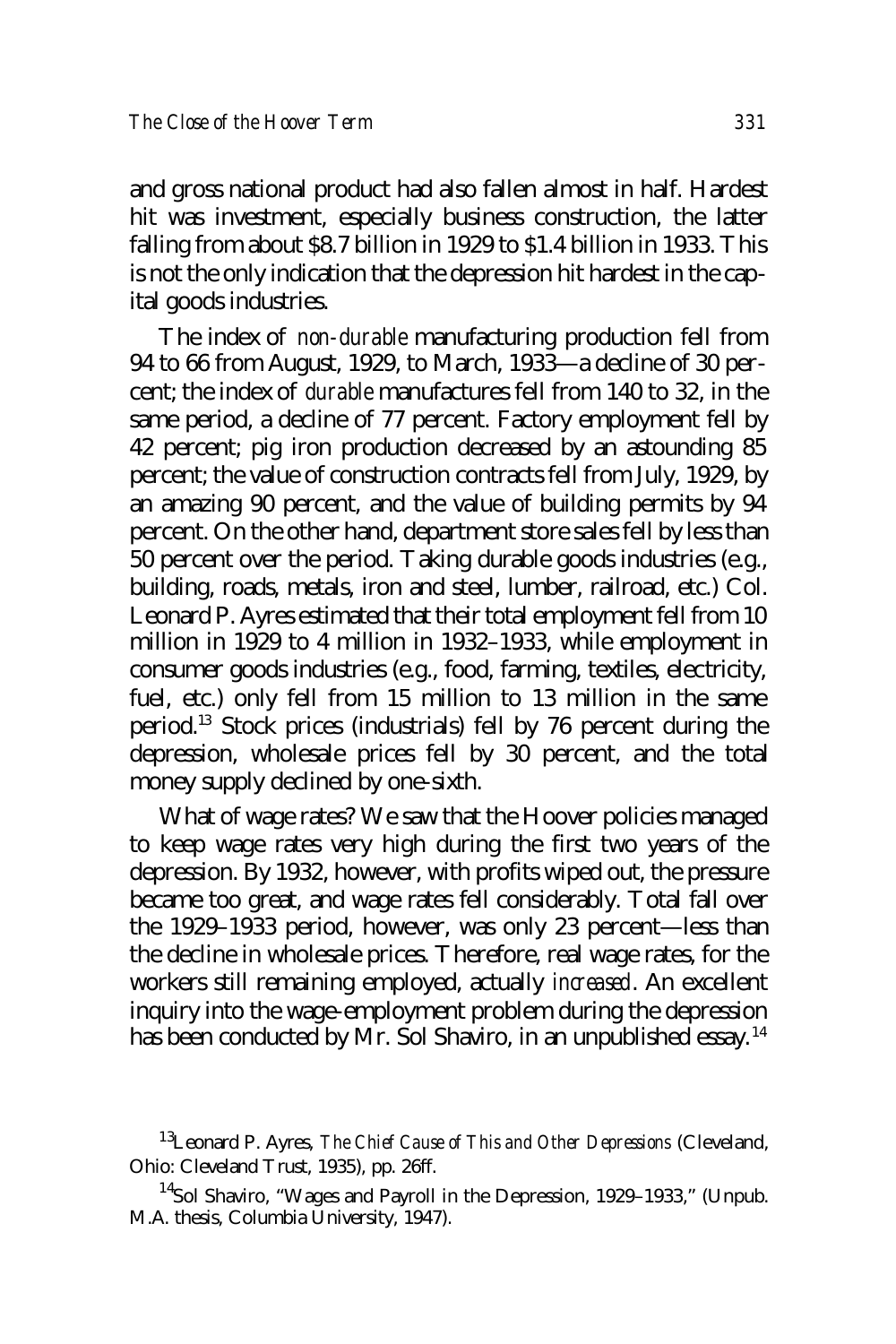and gross national product had also fallen almost in half. Hardest hit was investment, especially business construction, the latter falling from about \$8.7 billion in 1929 to \$1.4 billion in 1933. This is not the only indication that the depression hit hardest in the capital goods industries.

The index of *non-durable* manufacturing production fell from 94 to 66 from August, 1929, to March, 1933—a decline of 30 percent; the index of *durable* manufactures fell from 140 to 32, in the same period, a decline of 77 percent. Factory employment fell by 42 percent; pig iron production decreased by an astounding 85 percent; the value of construction contracts fell from July, 1929, by an amazing 90 percent, and the value of building permits by 94 percent. On the other hand, department store sales fell by less than 50 percent over the period. Taking durable goods industries (e.g., building, roads, metals, iron and steel, lumber, railroad, etc.) Col. Leonard P. Ayres estimated that their total employment fell from 10 million in 1929 to 4 million in 1932–1933, while employment in consumer goods industries (e.g., food, farming, textiles, electricity, fuel, etc.) only fell from 15 million to 13 million in the same period.[13] Stock prices (industrials) fell by 76 percent during the depression, wholesale prices fell by 30 percent, and the total money supply declined by one-sixth.

What of wage rates? We saw that the Hoover policies managed to keep wage rates very high during the first two years of the depression. By 1932, however, with profits wiped out, the pressure became too great, and wage rates fell considerably. Total fall over the 1929–1933 period, however, was only 23 percent—less than the decline in wholesale prices. Therefore, real wage rates, for the workers still remaining employed, actually *increased*. An excellent inquiry into the wage-employment problem during the depression has been conducted by Mr. Sol Shaviro, in an unpublished essay.[14]

[13] Leonard P. Ayres, *The Chief Cause of This and Other Depressions* (Cleveland, Ohio: Cleveland Trust, 1935), pp. 26ff.

[14] Sol Shaviro, "Wages and Payroll in the Depression, 1929–1933," (Unpub. M.A. thesis, Columbia University, 1947).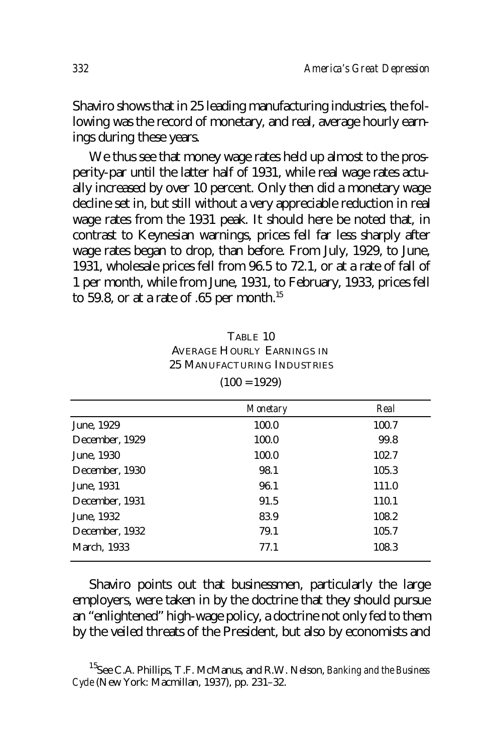Shaviro shows that in 25 leading manufacturing industries, the following was the record of monetary, and real, average hourly earnings during these years.

We thus see that money wage rates held up almost to the prosperity-par until the latter half of 1931, while real wage rates actually increased by over 10 percent. Only then did a monetary wage decline set in, but still without a very appreciable reduction in real wage rates from the 1931 peak. It should here be noted that, in contrast to Keynesian warnings, prices fell far less sharply after wage rates began to drop, than before. From July, 1929, to June, 1931, wholesale prices fell from 96.5 to 72.1, or at a rate of fall of 1 per month, while from June, 1931, to February, 1933, prices fell to 59.8, or at a rate of .65 per month.[15]

TABLE 10
AVERAGE HOURLY EARNINGS IN
25 MANUFACTURING INDUSTRIES
(100 = 1929)

| | *Monetary* | *Real* |
|---|---|---|
| June, 1929 | 100.0 | 100.7 |
| December, 1929 | 100.0 | 99.8 |
| June, 1930 | 100.0 | 102.7 |
| December, 1930 | 98.1 | 105.3 |
| June, 1931 | 96.1 | 111.0 |
| December, 1931 | 91.5 | 110.1 |
| June, 1932 | 83.9 | 108.2 |
| December, 1932 | 79.1 | 105.7 |
| March, 1933 | 77.1 | 108.3 |

Shaviro points out that businessmen, particularly the large employers, were taken in by the doctrine that they should pursue an "enlightened" high-wage policy, a doctrine not only fed to them by the veiled threats of the President, but also by economists and

[15]See C.A. Phillips, T.F. McManus, and R.W. Nelson, *Banking and the Business Cycle* (New York: Macmillan, 1937), pp. 231–32.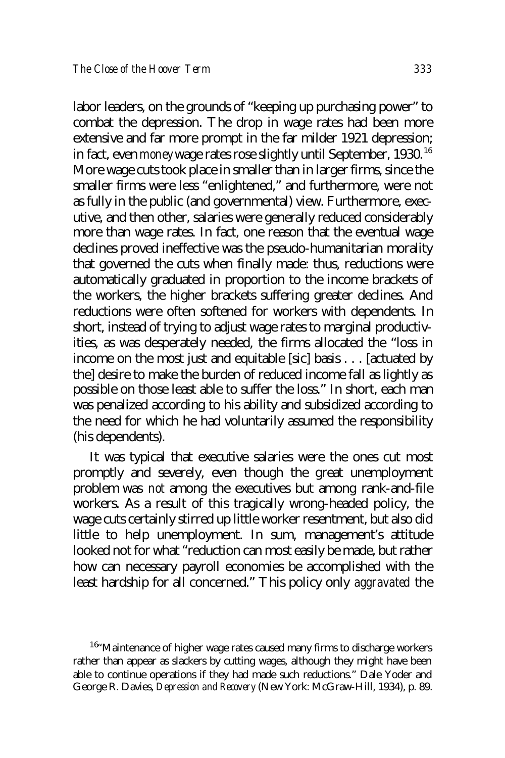labor leaders, on the grounds of "keeping up purchasing power" to combat the depression. The drop in wage rates had been more extensive and far more prompt in the far milder 1921 depression; in fact, even *money* wage rates rose slightly until September, 1930.[16] More wage cuts took place in smaller than in larger firms, since the smaller firms were less "enlightened," and furthermore, were not as fully in the public (and governmental) view. Furthermore, executive, and then other, salaries were generally reduced considerably more than wage rates. In fact, one reason that the eventual wage declines proved ineffective was the pseudo-humanitarian morality that governed the cuts when finally made: thus, reductions were automatically graduated in proportion to the income brackets of the workers, the higher brackets suffering greater declines. And reductions were often softened for workers with dependents. In short, instead of trying to adjust wage rates to marginal productivities, as was desperately needed, the firms allocated the "loss in income on the most just and equitable [sic] basis . . . [actuated by the] desire to make the burden of reduced income fall as lightly as possible on those least able to suffer the loss." In short, each man was penalized according to his ability and subsidized according to the need for which he had voluntarily assumed the responsibility (his dependents).

It was typical that executive salaries were the ones cut most promptly and severely, even though the great unemployment problem was *not* among the executives but among rank-and-file workers. As a result of this tragically wrong-headed policy, the wage cuts certainly stirred up little worker resentment, but also did little to help unemployment. In sum, management's attitude looked not for what "reduction can most easily be made, but rather how can necessary payroll economies be accomplished with the least hardship for all concerned." This policy only *aggravated* the

[16]"Maintenance of higher wage rates caused many firms to discharge workers rather than appear as slackers by cutting wages, although they might have been able to continue operations if they had made such reductions." Dale Yoder and George R. Davies, *Depression and Recovery* (New York: McGraw-Hill, 1934), p. 89.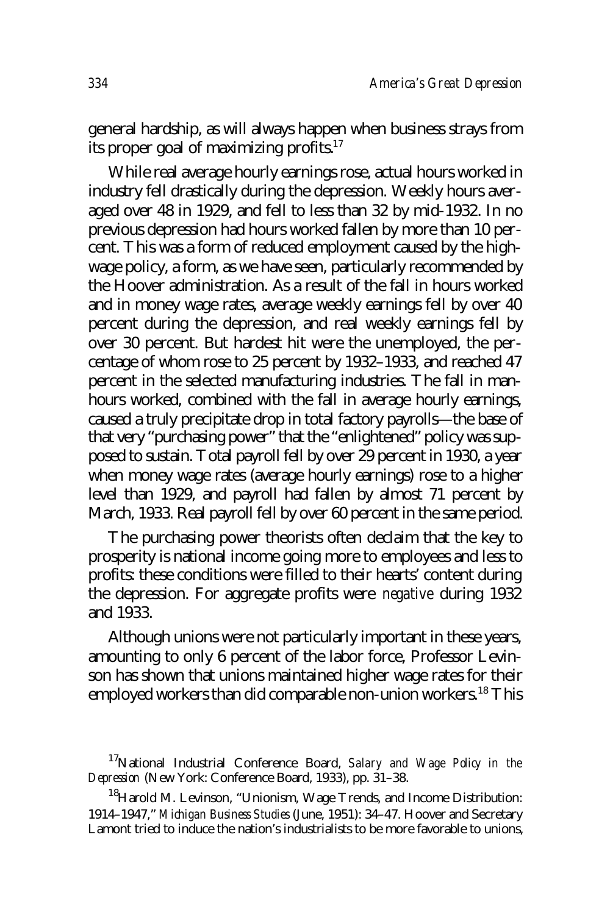general hardship, as will always happen when business strays from its proper goal of maximizing profits.[17]

While real average hourly earnings rose, actual hours worked in industry fell drastically during the depression. Weekly hours averaged over 48 in 1929, and fell to less than 32 by mid-1932. In no previous depression had hours worked fallen by more than 10 percent. This was a form of reduced employment caused by the high-wage policy, a form, as we have seen, particularly recommended by the Hoover administration. As a result of the fall in hours worked and in money wage rates, average weekly earnings fell by over 40 percent during the depression, and real weekly earnings fell by over 30 percent. But hardest hit were the unemployed, the percentage of whom rose to 25 percent by 1932–1933, and reached 47 percent in the selected manufacturing industries. The fall in man-hours worked, combined with the fall in average hourly earnings, caused a truly precipitate drop in total factory payrolls—the base of that very "purchasing power" that the "enlightened" policy was supposed to sustain. Total payroll fell by over 29 percent in 1930, a year when money wage rates (average hourly earnings) rose to a higher level than 1929, and payroll had fallen by almost 71 percent by March, 1933. Real payroll fell by over 60 percent in the same period.

The purchasing power theorists often declaim that the key to prosperity is national income going more to employees and less to profits: these conditions were filled to their hearts' content during the depression. For aggregate profits were *negative* during 1932 and 1933.

Although unions were not particularly important in these years, amounting to only 6 percent of the labor force, Professor Levinson has shown that unions maintained higher wage rates for their employed workers than did comparable non-union workers.[18] This

[17] National Industrial Conference Board, *Salary and Wage Policy in the Depression* (New York: Conference Board, 1933), pp. 31–38.

[18] Harold M. Levinson, "Unionism, Wage Trends, and Income Distribution: 1914–1947," *Michigan Business Studies* (June, 1951): 34–47. Hoover and Secretary Lamont tried to induce the nation's industrialists to be more favorable to unions,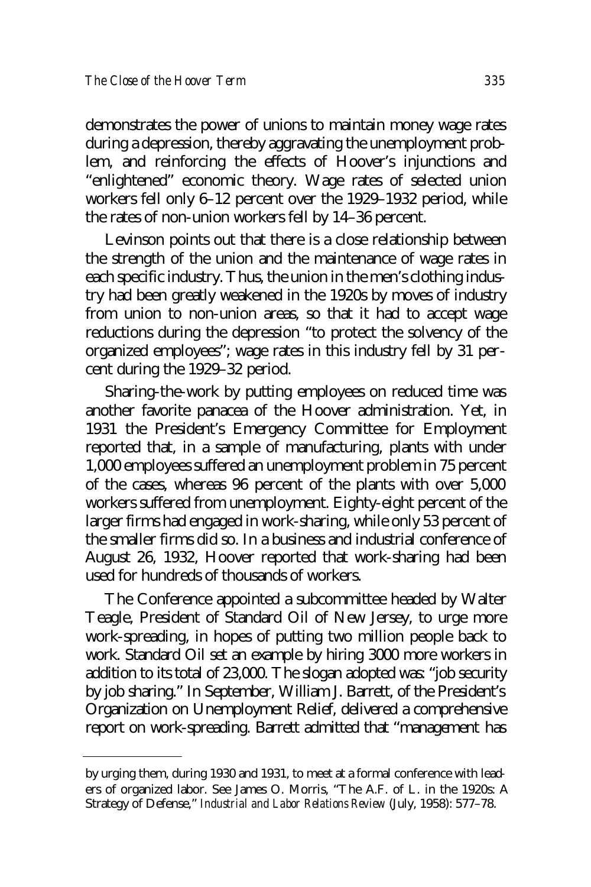demonstrates the power of unions to maintain money wage rates during a depression, thereby aggravating the unemployment problem, and reinforcing the effects of Hoover's injunctions and "enlightened" economic theory. Wage rates of selected union workers fell only 6–12 percent over the 1929–1932 period, while the rates of non-union workers fell by 14–36 percent.

Levinson points out that there is a close relationship between the strength of the union and the maintenance of wage rates in each specific industry. Thus, the union in the men's clothing industry had been greatly weakened in the 1920s by moves of industry from union to non-union areas, so that it had to accept wage reductions during the depression "to protect the solvency of the organized employees"; wage rates in this industry fell by 31 percent during the 1929–32 period.

Sharing-the-work by putting employees on reduced time was another favorite panacea of the Hoover administration. Yet, in 1931 the President's Emergency Committee for Employment reported that, in a sample of manufacturing, plants with under 1,000 employees suffered an unemployment problem in 75 percent of the cases, whereas 96 percent of the plants with over 5,000 workers suffered from unemployment. Eighty-eight percent of the larger firms had engaged in work-sharing, while only 53 percent of the smaller firms did so. In a business and industrial conference of August 26, 1932, Hoover reported that work-sharing had been used for hundreds of thousands of workers.

The Conference appointed a subcommittee headed by Walter Teagle, President of Standard Oil of New Jersey, to urge more work-spreading, in hopes of putting two million people back to work. Standard Oil set an example by hiring 3000 more workers in addition to its total of 23,000. The slogan adopted was: "job security by job sharing." In September, William J. Barrett, of the President's Organization on Unemployment Relief, delivered a comprehensive report on work-spreading. Barrett admitted that "management has

---

by urging them, during 1930 and 1931, to meet at a formal conference with leaders of organized labor. See James O. Morris, "The A.F. of L. in the 1920s: A Strategy of Defense," *Industrial and Labor Relations Review* (July, 1958): 577–78.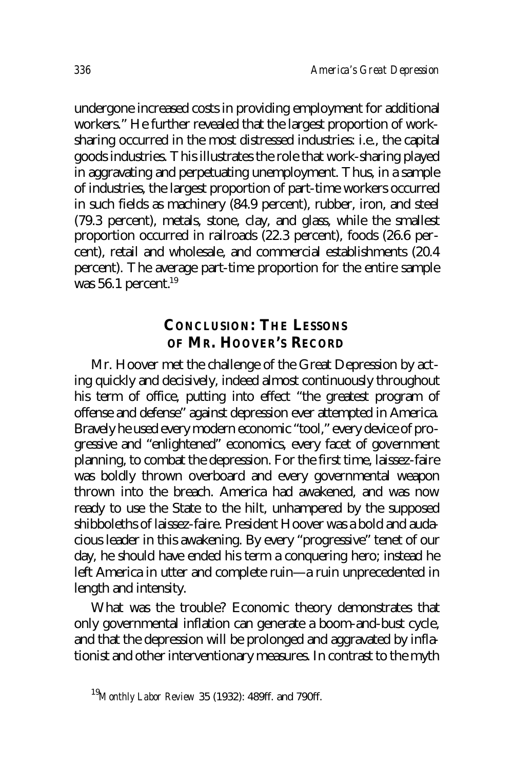undergone increased costs in providing employment for additional workers." He further revealed that the largest proportion of work-sharing occurred in the most distressed industries: i.e., the capital goods industries. This illustrates the role that work-sharing played in aggravating and perpetuating unemployment. Thus, in a sample of industries, the largest proportion of part-time workers occurred in such fields as machinery (84.9 percent), rubber, iron, and steel (79.3 percent), metals, stone, clay, and glass, while the smallest proportion occurred in railroads (22.3 percent), foods (26.6 percent), retail and wholesale, and commercial establishments (20.4 percent). The average part-time proportion for the entire sample was 56.1 percent.[19]

## CONCLUSION: THE LESSONS OF MR. HOOVER'S RECORD

Mr. Hoover met the challenge of the Great Depression by acting quickly and decisively, indeed almost continuously throughout his term of office, putting into effect "the greatest program of offense and defense" against depression ever attempted in America. Bravely he used every modern economic "tool," every device of progressive and "enlightened" economics, every facet of government planning, to combat the depression. For the first time, laissez-faire was boldly thrown overboard and every governmental weapon thrown into the breach. America had awakened, and was now ready to use the State to the hilt, unhampered by the supposed shibboleths of laissez-faire. President Hoover was a bold and audacious leader in this awakening. By every "progressive" tenet of our day, he should have ended his term a conquering hero; instead he left America in utter and complete ruin—a ruin unprecedented in length and intensity.

What was the trouble? Economic theory demonstrates that only governmental inflation can generate a boom-and-bust cycle, and that the depression will be prolonged and aggravated by inflationist and other interventionary measures. In contrast to the myth

[19] *Monthly Labor Review* 35 (1932): 489ff. and 790ff.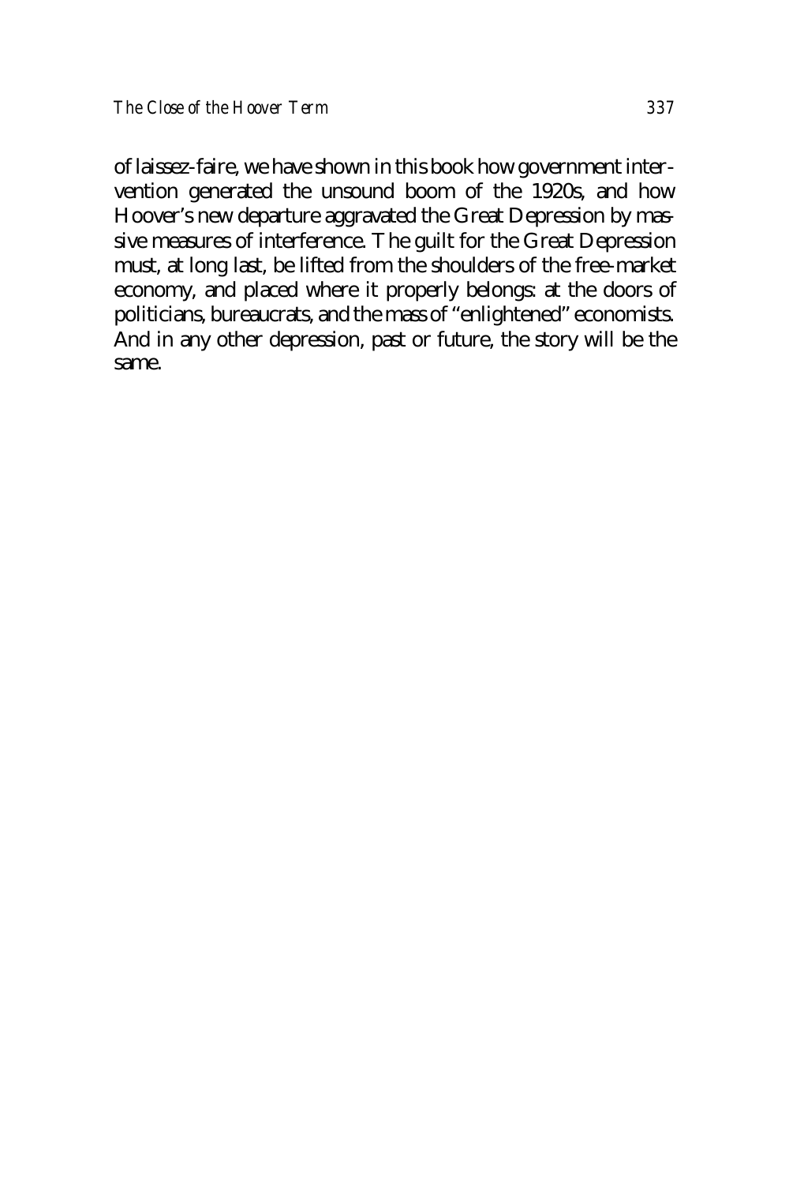of laissez-faire, we have shown in this book how government intervention generated the unsound boom of the 1920s, and how Hoover's new departure aggravated the Great Depression by massive measures of interference. The guilt for the Great Depression must, at long last, be lifted from the shoulders of the free-market economy, and placed where it properly belongs: at the doors of politicians, bureaucrats, and the mass of "enlightened" economists. And in any other depression, past or future, the story will be the same.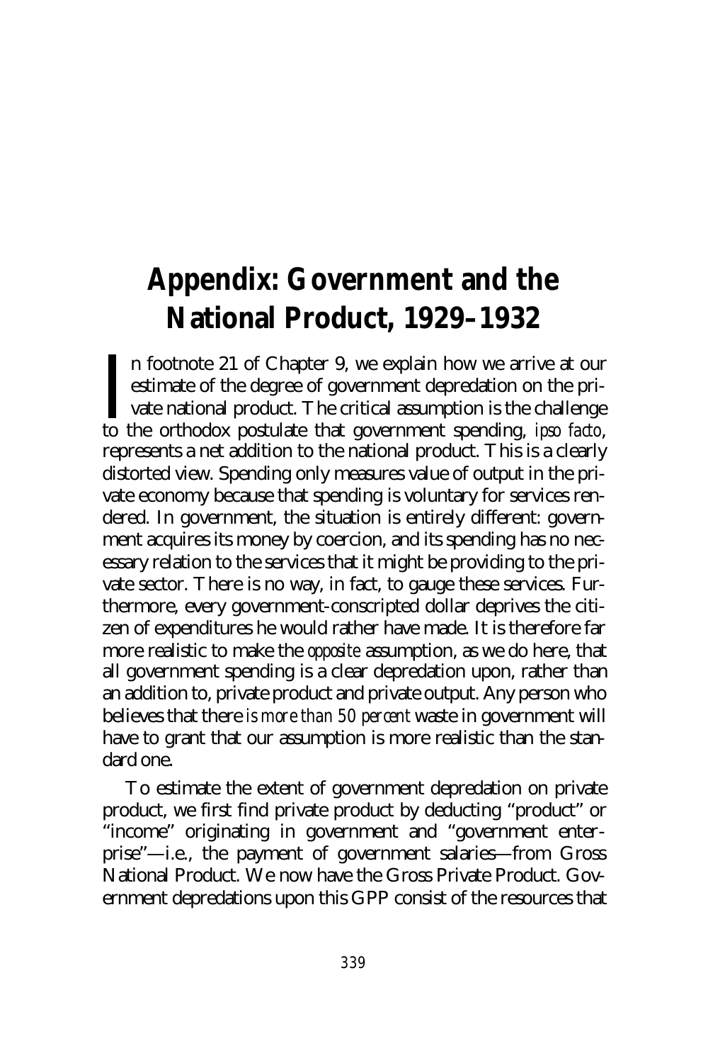# Appendix: Government and the National Product, 1929–1932

In footnote 21 of Chapter 9, we explain how we arrive at our estimate of the degree of government depredation on the private national product. The critical assumption is the challenge to the orthodox postulate that government spending, *ipso facto*, represents a net addition to the national product. This is a clearly distorted view. Spending only measures value of output in the private economy because that spending is voluntary for services rendered. In government, the situation is entirely different: government acquires its money by coercion, and its spending has no necessary relation to the services that it might be providing to the private sector. There is no way, in fact, to gauge these services. Furthermore, every government-conscripted dollar deprives the citizen of expenditures he would rather have made. It is therefore far more realistic to make the *opposite* assumption, as we do here, that all government spending is a clear depredation upon, rather than an addition to, private product and private output. Any person who believes that there *is more than 50 percent* waste in government will have to grant that our assumption is more realistic than the standard one.

To estimate the extent of government depredation on private product, we first find private product by deducting "product" or "income" originating in government and "government enterprise"—i.e., the payment of government salaries—from Gross National Product. We now have the Gross Private Product. Government depredations upon this GPP consist of the resources that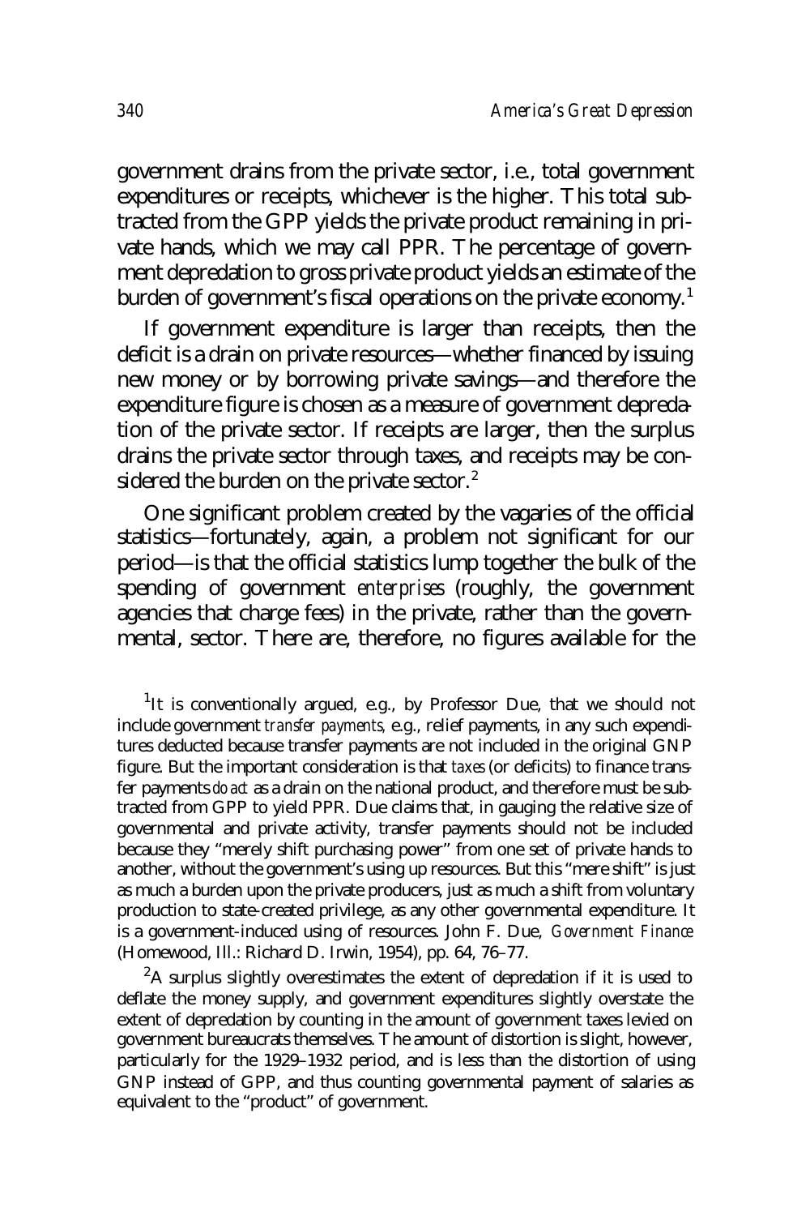government drains from the private sector, i.e., total government expenditures or receipts, whichever is the higher. This total subtracted from the GPP yields the private product remaining in private hands, which we may call PPR. The percentage of government depredation to gross private product yields an estimate of the burden of government's fiscal operations on the private economy.[1]

If government expenditure is larger than receipts, then the deficit is a drain on private resources—whether financed by issuing new money or by borrowing private savings—and therefore the expenditure figure is chosen as a measure of government depredation of the private sector. If receipts are larger, then the surplus drains the private sector through taxes, and receipts may be considered the burden on the private sector.[2]

One significant problem created by the vagaries of the official statistics—fortunately, again, a problem not significant for our period—is that the official statistics lump together the bulk of the spending of government *enterprises* (roughly, the government agencies that charge fees) in the private, rather than the governmental, sector. There are, therefore, no figures available for the

[1]It is conventionally argued, e.g., by Professor Due, that we should not include government *transfer payments,* e.g., relief payments, in any such expenditures deducted because transfer payments are not included in the original GNP figure. But the important consideration is that *taxes* (or deficits) to finance transfer payments *do act* as a drain on the national product, and therefore must be subtracted from GPP to yield PPR. Due claims that, in gauging the relative size of governmental and private activity, transfer payments should not be included because they "merely shift purchasing power" from one set of private hands to another, without the government's using up resources. But this "mere shift" is just as much a burden upon the private producers, just as much a shift from voluntary production to state-created privilege, as any other governmental expenditure. It is a government-induced using of resources. John F. Due, *Government Finance* (Homewood, Ill.: Richard D. Irwin, 1954), pp. 64, 76–77.

[2]A surplus slightly overestimates the extent of depredation if it is used to deflate the money supply, and government expenditures slightly overstate the extent of depredation by counting in the amount of government taxes levied on government bureaucrats themselves. The amount of distortion is slight, however, particularly for the 1929–1932 period, and is less than the distortion of using GNP instead of GPP, and thus counting governmental payment of salaries as equivalent to the "product" of government.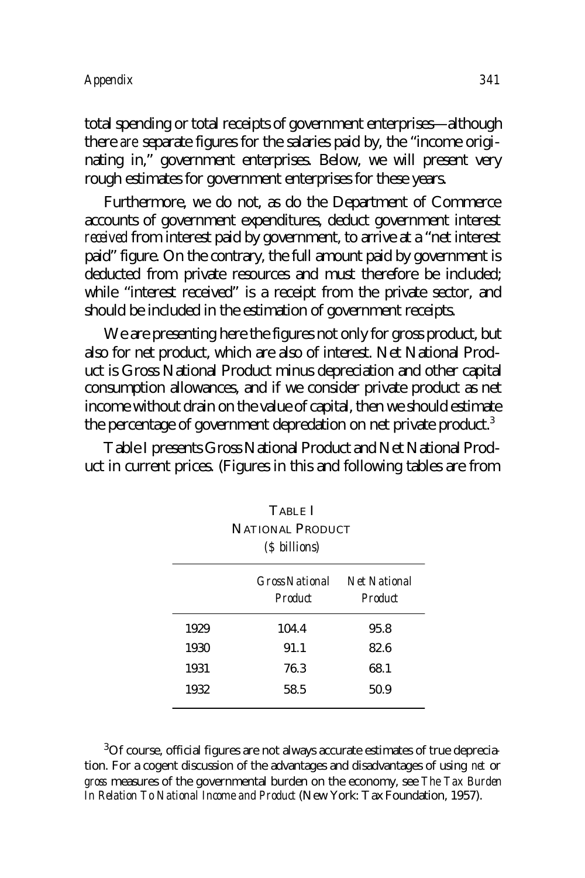total spending or total receipts of government enterprises—although there *are* separate figures for the salaries paid by, the "income originating in," government enterprises. Below, we will present very rough estimates for government enterprises for these years.

Furthermore, we do not, as do the Department of Commerce accounts of government expenditures, deduct government interest *received* from interest paid by government, to arrive at a "net interest paid" figure. On the contrary, the full amount paid by government is deducted from private resources and must therefore be included; while "interest received" is a receipt from the private sector, and should be included in the estimation of government receipts.

We are presenting here the figures not only for gross product, but also for net product, which are also of interest. Net National Product is Gross National Product minus depreciation and other capital consumption allowances, and if we consider private product as net income without drain on the value of capital, then we should estimate the percentage of government depredation on net private product.[3]

Table I presents Gross National Product and Net National Product in current prices. (Figures in this and following tables are from

TABLE I
NATIONAL PRODUCT
*($ billions)*

| | *Gross National Product* | *Net National Product* |
|---|---|---|
| 1929 | 104.4 | 95.8 |
| 1930 | 91.1 | 82.6 |
| 1931 | 76.3 | 68.1 |
| 1932 | 58.5 | 50.9 |

[3]Of course, official figures are not always accurate estimates of true depreciation. For a cogent discussion of the advantages and disadvantages of using *net* or *gross* measures of the governmental burden on the economy, see *The Tax Burden In Relation To National Income and Product* (New York: Tax Foundation, 1957).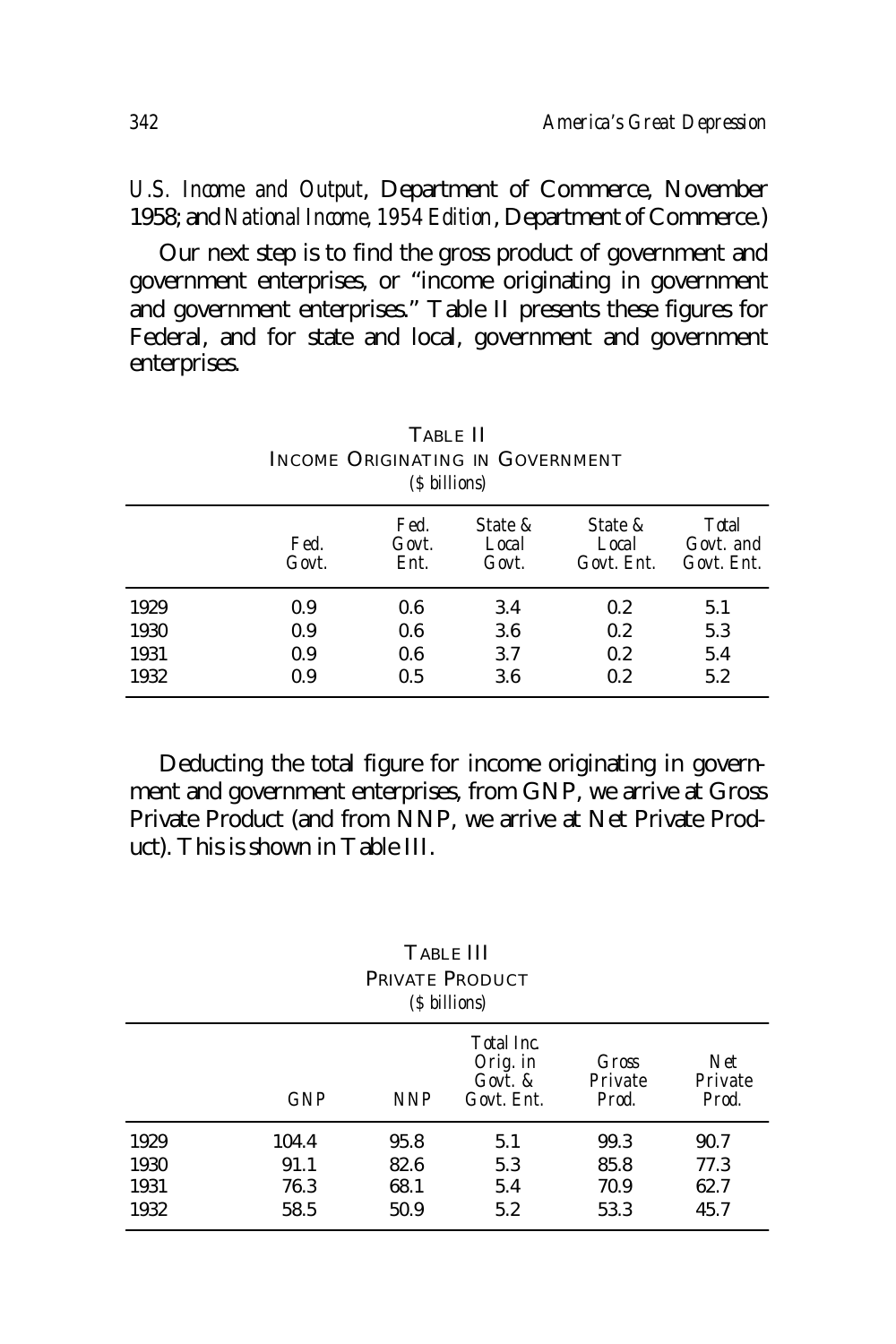*U.S. Income and Output*, Department of Commerce, November 1958; and *National Income, 1954 Edition*, Department of Commerce.)

Our next step is to find the gross product of government and government enterprises, or "income originating in government and government enterprises." Table II presents these figures for Federal, and for state and local, government and government enterprises.

TABLE II
INCOME ORIGINATING IN GOVERNMENT
*($ billions)*

| | *Fed. Govt.* | *Fed. Govt. Ent.* | *State & Local Govt.* | *State & Local Govt. Ent.* | *Total Govt. and Govt. Ent.* |
|---|---|---|---|---|---|
| 1929 | 0.9 | 0.6 | 3.4 | 0.2 | 5.1 |
| 1930 | 0.9 | 0.6 | 3.6 | 0.2 | 5.3 |
| 1931 | 0.9 | 0.6 | 3.7 | 0.2 | 5.4 |
| 1932 | 0.9 | 0.5 | 3.6 | 0.2 | 5.2 |

Deducting the total figure for income originating in government and government enterprises, from GNP, we arrive at Gross Private Product (and from NNP, we arrive at Net Private Product). This is shown in Table III.

TABLE III
PRIVATE PRODUCT
*($ billions)*

| | *GNP* | *NNP* | *Total Inc. Orig. in Govt. & Govt. Ent.* | *Gross Private Prod.* | *Net Private Prod.* |
|---|---|---|---|---|---|
| 1929 | 104.4 | 95.8 | 5.1 | 99.3 | 90.7 |
| 1930 | 91.1 | 82.6 | 5.3 | 85.8 | 77.3 |
| 1931 | 76.3 | 68.1 | 5.4 | 70.9 | 62.7 |
| 1932 | 58.5 | 50.9 | 5.2 | 53.3 | 45.7 |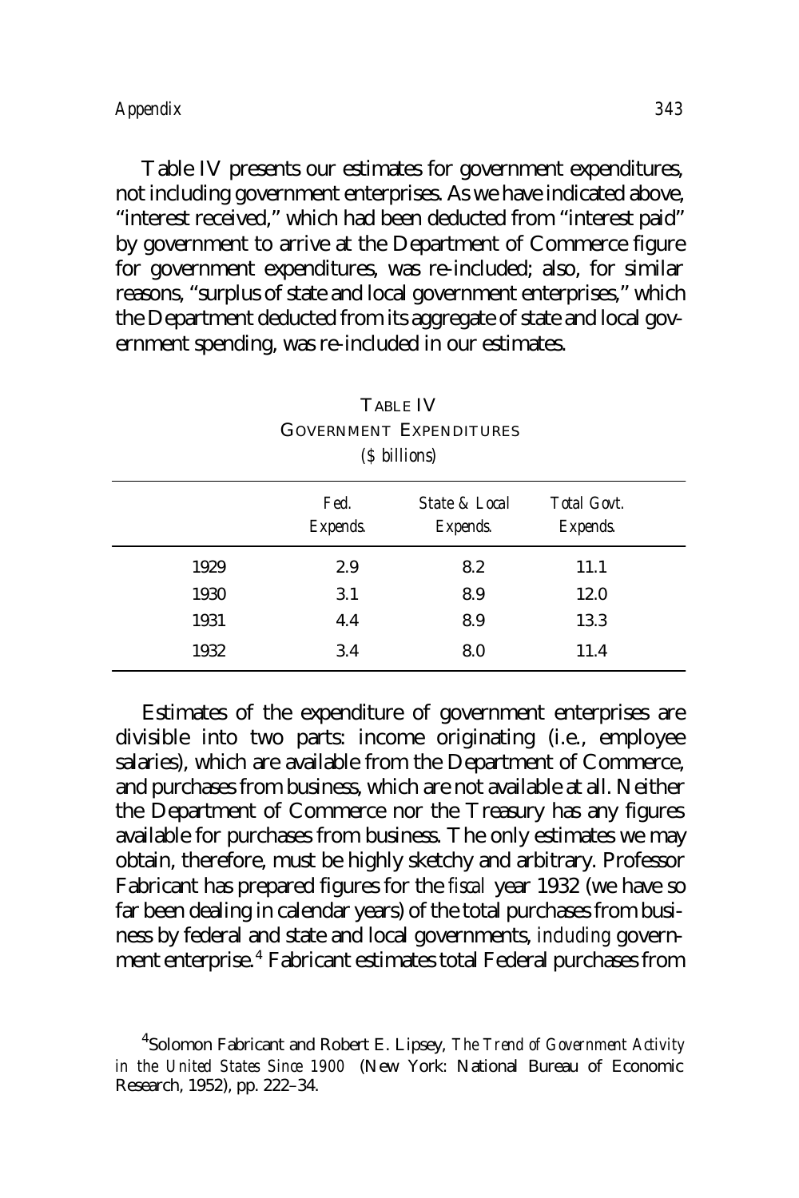Table IV presents our estimates for government expenditures, not including government enterprises. As we have indicated above, "interest received," which had been deducted from "interest paid" by government to arrive at the Department of Commerce figure for government expenditures, was re-included; also, for similar reasons, "surplus of state and local government enterprises," which the Department deducted from its aggregate of state and local government spending, was re-included in our estimates.

TABLE IV
GOVERNMENT EXPENDITURES
*($ billions)*

| | *Fed. Expends.* | *State & Local Expends.* | *Total Govt. Expends.* |
|---|---|---|---|
| 1929 | 2.9 | 8.2 | 11.1 |
| 1930 | 3.1 | 8.9 | 12.0 |
| 1931 | 4.4 | 8.9 | 13.3 |
| 1932 | 3.4 | 8.0 | 11.4 |

Estimates of the expenditure of government enterprises are divisible into two parts: income originating (i.e., employee salaries), which are available from the Department of Commerce, and purchases from business, which are not available at all. Neither the Department of Commerce nor the Treasury has any figures available for purchases from business. The only estimates we may obtain, therefore, must be highly sketchy and arbitrary. Professor Fabricant has prepared figures for the *fiscal* year 1932 (we have so far been dealing in calendar years) of the total purchases from business by federal and state and local governments, *including* government enterprise.[4] Fabricant estimates total Federal purchases from

[4]Solomon Fabricant and Robert E. Lipsey, *The Trend of Government Activity in the United States Since 1900* (New York: National Bureau of Economic Research, 1952), pp. 222–34.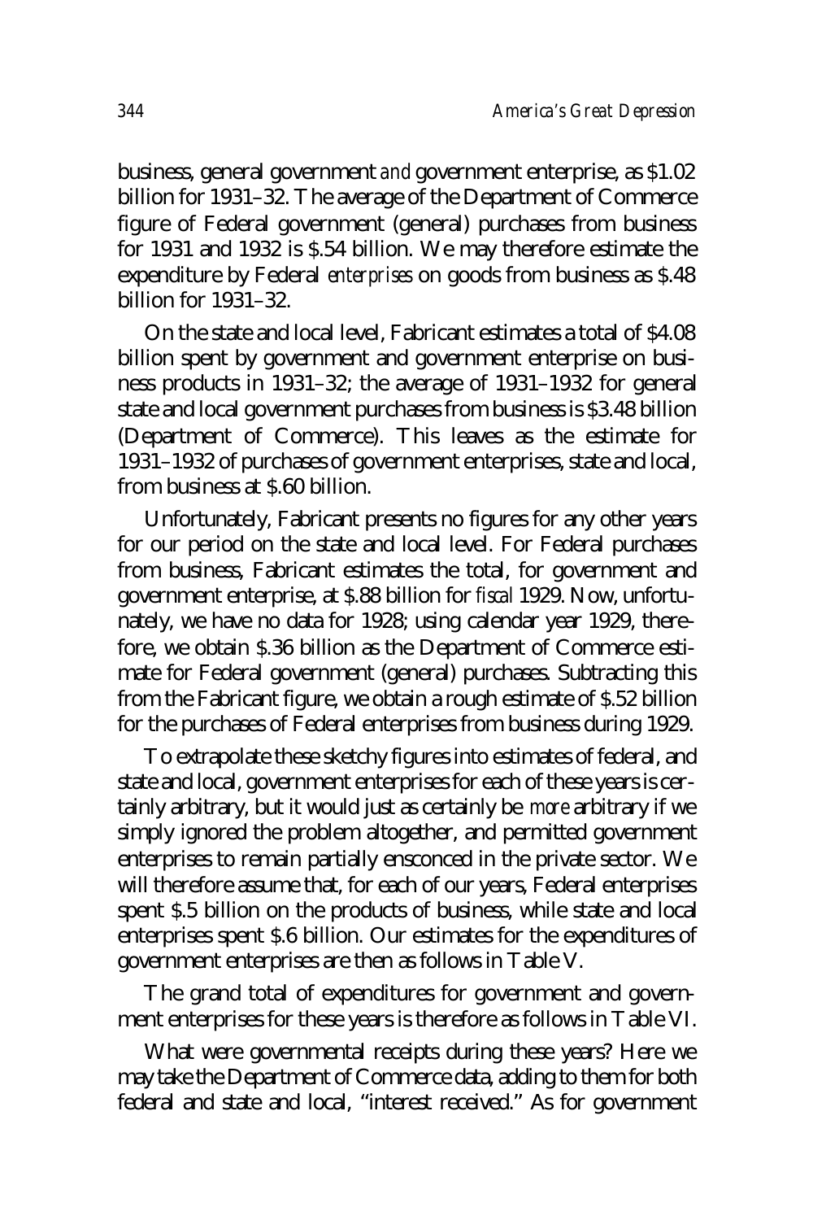business, general government *and* government enterprise, as $1.02 billion for 1931–32. The average of the Department of Commerce figure of Federal government (general) purchases from business for 1931 and 1932 is $.54 billion. We may therefore estimate the expenditure by Federal *enterprises* on goods from business as $.48 billion for 1931–32.

On the state and local level, Fabricant estimates a total of $4.08 billion spent by government and government enterprise on business products in 1931–32; the average of 1931–1932 for general state and local government purchases from business is $3.48 billion (Department of Commerce). This leaves as the estimate for 1931–1932 of purchases of government enterprises, state and local, from business at $.60 billion.

Unfortunately, Fabricant presents no figures for any other years for our period on the state and local level. For Federal purchases from business, Fabricant estimates the total, for government and government enterprise, at $.88 billion for *fiscal* 1929. Now, unfortunately, we have no data for 1928; using calendar year 1929, therefore, we obtain $.36 billion as the Department of Commerce estimate for Federal government (general) purchases. Subtracting this from the Fabricant figure, we obtain a rough estimate of $.52 billion for the purchases of Federal enterprises from business during 1929.

To extrapolate these sketchy figures into estimates of federal, and state and local, government enterprises for each of these years is certainly arbitrary, but it would just as certainly be *more* arbitrary if we simply ignored the problem altogether, and permitted government enterprises to remain partially ensconced in the private sector. We will therefore assume that, for each of our years, Federal enterprises spent $.5 billion on the products of business, while state and local enterprises spent $.6 billion. Our estimates for the expenditures of government enterprises are then as follows in Table V.

The grand total of expenditures for government and government enterprises for these years is therefore as follows in Table VI.

What were governmental receipts during these years? Here we may take the Department of Commerce data, adding to them for both federal and state and local, "interest received." As for government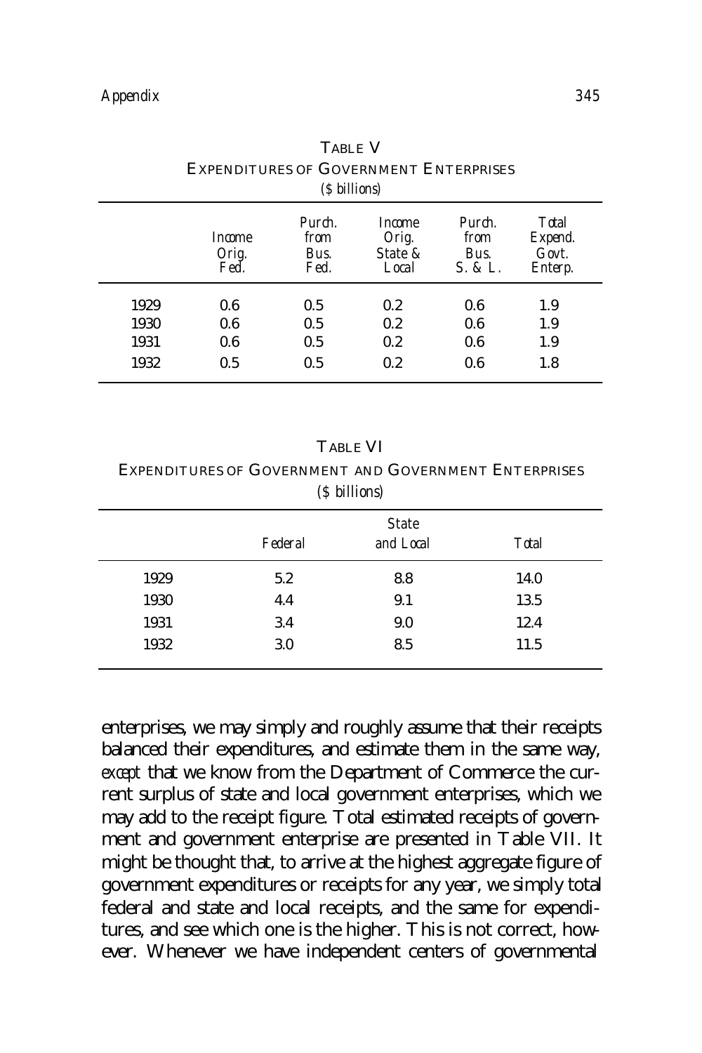TABLE V

EXPENDITURES OF GOVERNMENT ENTERPRISES

*($ billions)*

| | *Income Orig. Fed.* | *Purch. from Bus. Fed.* | *Income Orig. State & Local* | *Purch. from Bus. S. & L.* | *Total Expend. Govt. Enterp.* |
|---|---|---|---|---|---|
| 1929 | 0.6 | 0.5 | 0.2 | 0.6 | 1.9 |
| 1930 | 0.6 | 0.5 | 0.2 | 0.6 | 1.9 |
| 1931 | 0.6 | 0.5 | 0.2 | 0.6 | 1.9 |
| 1932 | 0.5 | 0.5 | 0.2 | 0.6 | 1.8 |

TABLE VI

EXPENDITURES OF GOVERNMENT AND GOVERNMENT ENTERPRISES

*($ billions)*

| | *Federal* | *State and Local* | *Total* |
|---|---|---|---|
| 1929 | 5.2 | 8.8 | 14.0 |
| 1930 | 4.4 | 9.1 | 13.5 |
| 1931 | 3.4 | 9.0 | 12.4 |
| 1932 | 3.0 | 8.5 | 11.5 |

enterprises, we may simply and roughly assume that their receipts balanced their expenditures, and estimate them in the same way, *except* that we know from the Department of Commerce the current surplus of state and local government enterprises, which we may add to the receipt figure. Total estimated receipts of government and government enterprise are presented in Table VII. It might be thought that, to arrive at the highest aggregate figure of government expenditures or receipts for any year, we simply total federal and state and local receipts, and the same for expenditures, and see which one is the higher. This is not correct, however. Whenever we have independent centers of governmental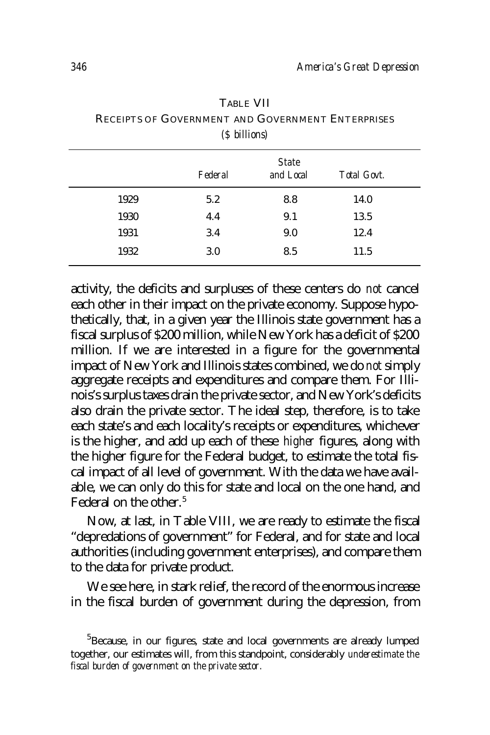TABLE VII
RECEIPTS OF GOVERNMENT AND GOVERNMENT ENTERPRISES
*($ billions)*

| | *Federal* | *State and Local* | *Total Govt.* |
|---|---|---|---|
| 1929 | 5.2 | 8.8 | 14.0 |
| 1930 | 4.4 | 9.1 | 13.5 |
| 1931 | 3.4 | 9.0 | 12.4 |
| 1932 | 3.0 | 8.5 | 11.5 |

activity, the deficits and surpluses of these centers do *not* cancel each other in their impact on the private economy. Suppose hypothetically, that, in a given year the Illinois state government has a fiscal surplus of $200 million, while New York has a deficit of $200 million. If we are interested in a figure for the governmental impact of New York and Illinois states combined, we do *not* simply aggregate receipts and expenditures and compare them. For Illinois's surplus taxes drain the private sector, and New York's deficits also drain the private sector. The ideal step, therefore, is to take each state's and each locality's receipts or expenditures, whichever is the higher, and add up each of these *higher* figures, along with the higher figure for the Federal budget, to estimate the total fiscal impact of all level of government. With the data we have available, we can only do this for state and local on the one hand, and Federal on the other.[5]

Now, at last, in Table VIII, we are ready to estimate the fiscal "depredations of government" for Federal, and for state and local authorities (including government enterprises), and compare them to the data for private product.

We see here, in stark relief, the record of the enormous increase in the fiscal burden of government during the depression, from

[5]Because, in our figures, state and local governments are already lumped together, our estimates will, from this standpoint, considerably *underestimate the fiscal burden of government on the private sector.*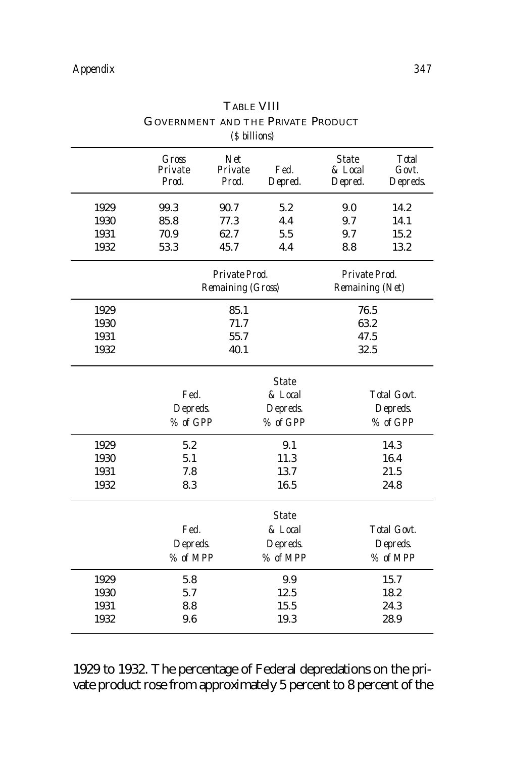## TABLE VIII
## GOVERNMENT AND THE PRIVATE PRODUCT

*($ billions)*

| | Gross Private Prod. | Net Private Prod. | Fed. Depred. | State & Local Depred. | Total Govt. Depreds. |
|---|---|---|---|---|---|
| 1929 | 99.3 | 90.7 | 5.2 | 9.0 | 14.2 |
| 1930 | 85.8 | 77.3 | 4.4 | 9.7 | 14.1 |
| 1931 | 70.9 | 62.7 | 5.5 | 9.7 | 15.2 |
| 1932 | 53.3 | 45.7 | 4.4 | 8.8 | 13.2 |

| | Private Prod. Remaining (Gross) | Private Prod. Remaining (Net) |
|---|---|---|
| 1929 | 85.1 | 76.5 |
| 1930 | 71.7 | 63.2 |
| 1931 | 55.7 | 47.5 |
| 1932 | 40.1 | 32.5 |

| | Fed. Depreds. % of GPP | State & Local Depreds. % of GPP | Total Govt. Depreds. % of GPP |
|---|---|---|---|
| 1929 | 5.2 | 9.1 | 14.3 |
| 1930 | 5.1 | 11.3 | 16.4 |
| 1931 | 7.8 | 13.7 | 21.5 |
| 1932 | 8.3 | 16.5 | 24.8 |

| | Fed. Depreds. % of MPP | State & Local Depreds. % of MPP | Total Govt. Depreds. % of MPP |
|---|---|---|---|
| 1929 | 5.8 | 9.9 | 15.7 |
| 1930 | 5.7 | 12.5 | 18.2 |
| 1931 | 8.8 | 15.5 | 24.3 |
| 1932 | 9.6 | 19.3 | 28.9 |

1929 to 1932. The percentage of Federal depredations on the private product rose from approximately 5 percent to 8 percent of the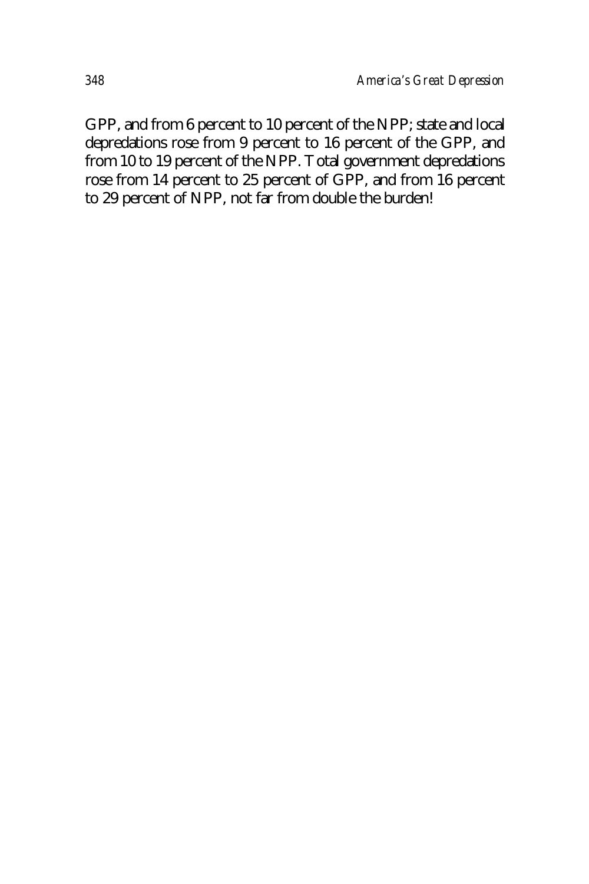GPP, and from 6 percent to 10 percent of the NPP; state and local depredations rose from 9 percent to 16 percent of the GPP, and from 10 to 19 percent of the NPP. Total government depredations rose from 14 percent to 25 percent of GPP, and from 16 percent to 29 percent of NPP, not far from double the burden!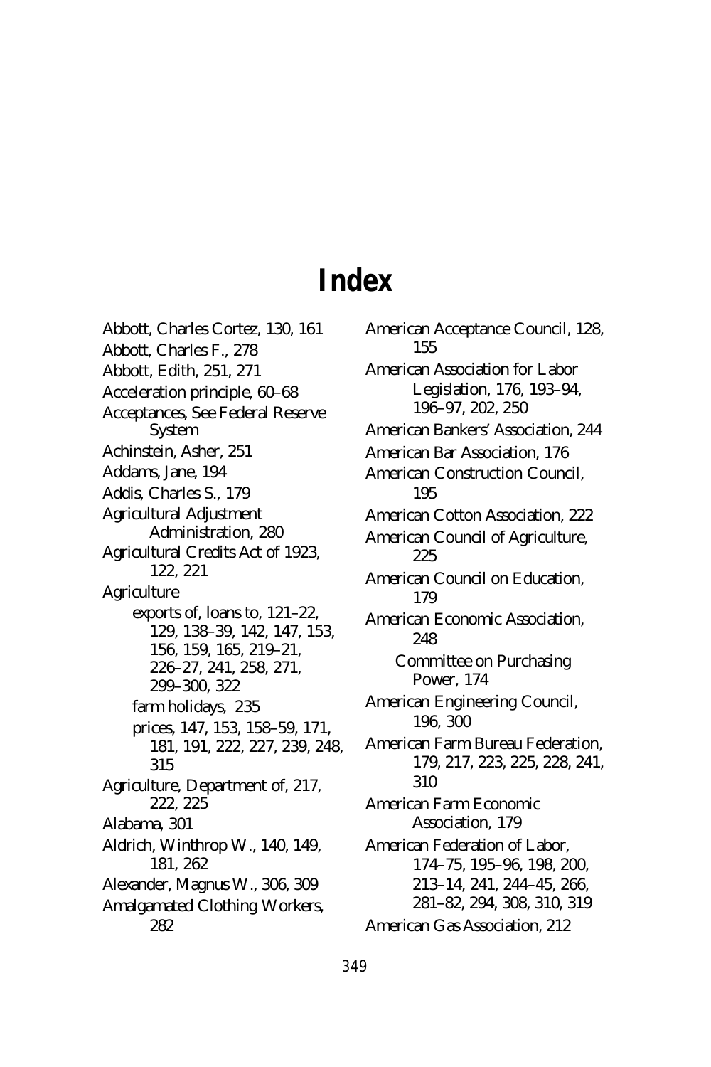# Index

Abbott, Charles Cortez, 130, 161
Abbott, Charles F., 278
Abbott, Edith, 251, 271
Acceleration principle, 60–68
Acceptances, See Federal Reserve System
Achinstein, Asher, 251
Addams, Jane, 194
Addis, Charles S., 179
Agricultural Adjustment Administration, 280
Agricultural Credits Act of 1923, 122, 221
Agriculture
- exports of, loans to, 121–22, 129, 138–39, 142, 147, 153, 156, 159, 165, 219–21, 226–27, 241, 258, 271, 299–300, 322
- farm holidays, 235
- prices, 147, 153, 158–59, 171, 181, 191, 222, 227, 239, 248, 315

Agriculture, Department of, 217, 222, 225
Alabama, 301
Aldrich, Winthrop W., 140, 149, 181, 262
Alexander, Magnus W., 306, 309
Amalgamated Clothing Workers, 282
American Acceptance Council, 128, 155
American Association for Labor Legislation, 176, 193–94, 196–97, 202, 250
American Bankers' Association, 244
American Bar Association, 176
American Construction Council, 195
American Cotton Association, 222
American Council of Agriculture, 225
American Council on Education, 179
American Economic Association, 248
- Committee on Purchasing Power, 174

American Engineering Council, 196, 300
American Farm Bureau Federation, 179, 217, 223, 225, 228, 241, 310
American Farm Economic Association, 179
American Federation of Labor, 174–75, 195–96, 198, 200, 213–14, 241, 244–45, 266, 281–82, 294, 308, 310, 319
American Gas Association, 212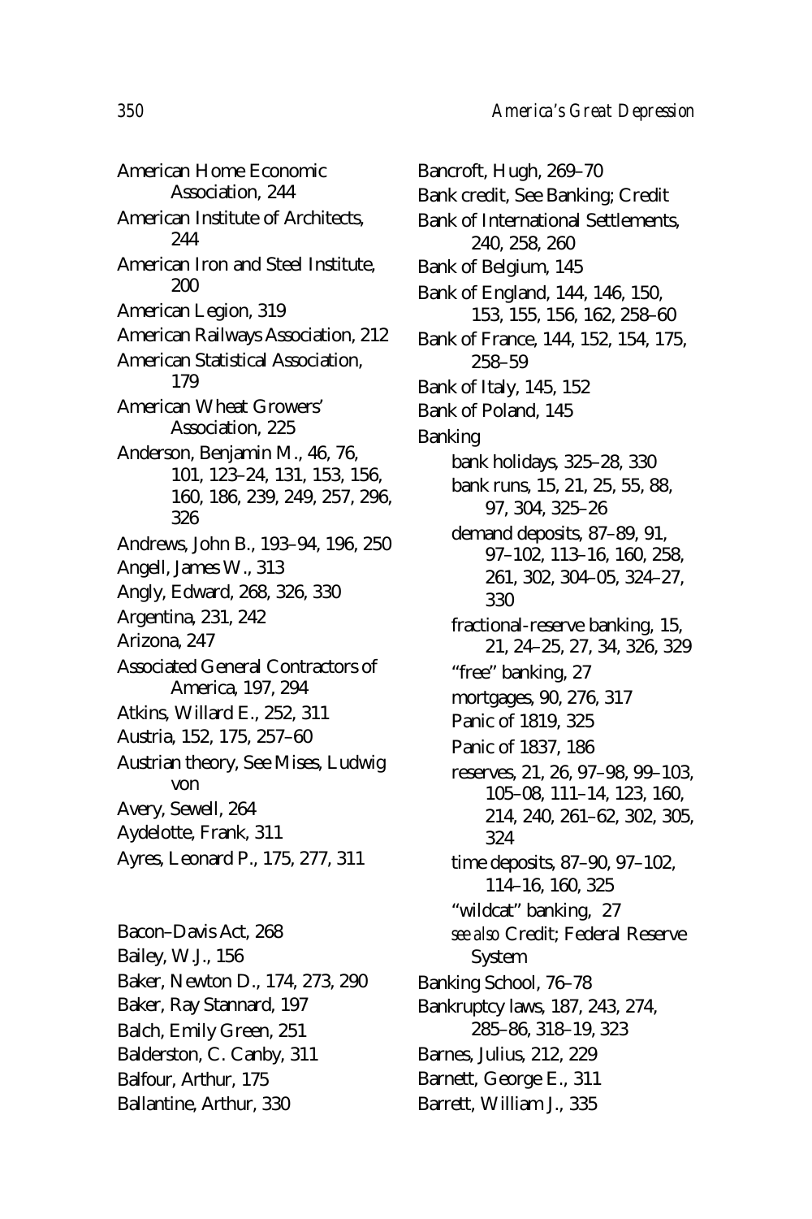American Home Economic Association, 244
American Institute of Architects, 244
American Iron and Steel Institute, 200
American Legion, 319
American Railways Association, 212
American Statistical Association, 179
American Wheat Growers' Association, 225
Anderson, Benjamin M., 46, 76, 101, 123–24, 131, 153, 156, 160, 186, 239, 249, 257, 296, 326
Andrews, John B., 193–94, 196, 250
Angell, James W., 313
Angly, Edward, 268, 326, 330
Argentina, 231, 242
Arizona, 247
Associated General Contractors of America, 197, 294
Atkins, Willard E., 252, 311
Austria, 152, 175, 257–60
Austrian theory, See Mises, Ludwig von
Avery, Sewell, 264
Aydelotte, Frank, 311
Ayres, Leonard P., 175, 277, 311

Bacon–Davis Act, 268
Bailey, W.J., 156
Baker, Newton D., 174, 273, 290
Baker, Ray Stannard, 197
Balch, Emily Green, 251
Balderston, C. Canby, 311
Balfour, Arthur, 175
Ballantine, Arthur, 330
Bancroft, Hugh, 269–70
Bank credit, See Banking; Credit
Bank of International Settlements, 240, 258, 260
Bank of Belgium, 145
Bank of England, 144, 146, 150, 153, 155, 156, 162, 258–60
Bank of France, 144, 152, 154, 175, 258–59
Bank of Italy, 145, 152
Bank of Poland, 145
Banking
- bank holidays, 325–28, 330
- bank runs, 15, 21, 25, 55, 88, 97, 304, 325–26
- demand deposits, 87–89, 91, 97–102, 113–16, 160, 258, 261, 302, 304–05, 324–27, 330
- fractional-reserve banking, 15, 21, 24–25, 27, 34, 326, 329
- "free" banking, 27
- mortgages, 90, 276, 317
- Panic of 1819, 325
- Panic of 1837, 186
- reserves, 21, 26, 97–98, 99–103, 105–08, 111–14, 123, 160, 214, 240, 261–62, 302, 305, 324
- time deposits, 87–90, 97–102, 114–16, 160, 325
- "wildcat" banking, 27
- *see also* Credit; Federal Reserve System

Banking School, 76–78
Bankruptcy laws, 187, 243, 274, 285–86, 318–19, 323
Barnes, Julius, 212, 229
Barnett, George E., 311
Barrett, William J., 335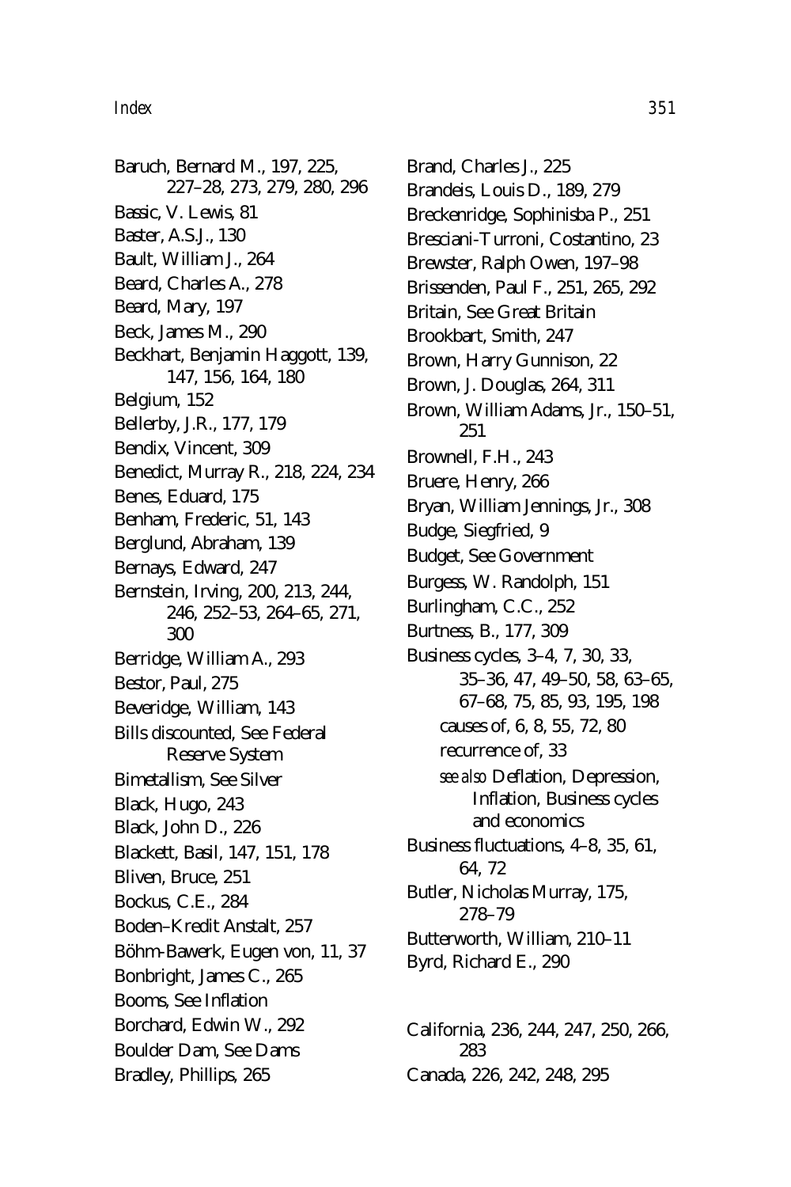Baruch, Bernard M., 197, 225, 227–28, 273, 279, 280, 296

Bassic, V. Lewis, 81

Baster, A.S.J., 130

Bault, William J., 264

Beard, Charles A., 278

Beard, Mary, 197

Beck, James M., 290

Beckhart, Benjamin Haggott, 139, 147, 156, 164, 180

Belgium, 152

Bellerby, J.R., 177, 179

Bendix, Vincent, 309

Benedict, Murray R., 218, 224, 234

Benes, Eduard, 175

Benham, Frederic, 51, 143

Berglund, Abraham, 139

Bernays, Edward, 247

Bernstein, Irving, 200, 213, 244, 246, 252–53, 264–65, 271, 300

Berridge, William A., 293

Bestor, Paul, 275

Beveridge, William, 143

Bills discounted, See Federal Reserve System

Bimetallism, See Silver

Black, Hugo, 243

Black, John D., 226

Blackett, Basil, 147, 151, 178

Bliven, Bruce, 251

Bockus, C.E., 284

Boden–Kredit Anstalt, 257

Böhm-Bawerk, Eugen von, 11, 37

Bonbright, James C., 265

Booms, See Inflation

Borchard, Edwin W., 292

Boulder Dam, See Dams

Bradley, Phillips, 265

Brand, Charles J., 225

Brandeis, Louis D., 189, 279

Breckenridge, Sophinisba P., 251

Bresciani-Turroni, Costantino, 23

Brewster, Ralph Owen, 197–98

Brissenden, Paul F., 251, 265, 292

Britain, See Great Britain

Brookbart, Smith, 247

Brown, Harry Gunnison, 22

Brown, J. Douglas, 264, 311

Brown, William Adams, Jr., 150–51, 251

Brownell, F.H., 243

Bruere, Henry, 266

Bryan, William Jennings, Jr., 308

Budge, Siegfried, 9

Budget, See Government

Burgess, W. Randolph, 151

Burlingham, C.C., 252

Burtness, B., 177, 309

Business cycles, 3–4, 7, 30, 33, 35–36, 47, 49–50, 58, 63–65, 67–68, 75, 85, 93, 195, 198
- causes of, 6, 8, 55, 72, 80
- recurrence of, 33
- *see also* Deflation, Depression, Inflation, Business cycles and economics

Business fluctuations, 4–8, 35, 61, 64, 72

Butler, Nicholas Murray, 175, 278–79

Butterworth, William, 210–11

Byrd, Richard E., 290

California, 236, 244, 247, 250, 266, 283

Canada, 226, 242, 248, 295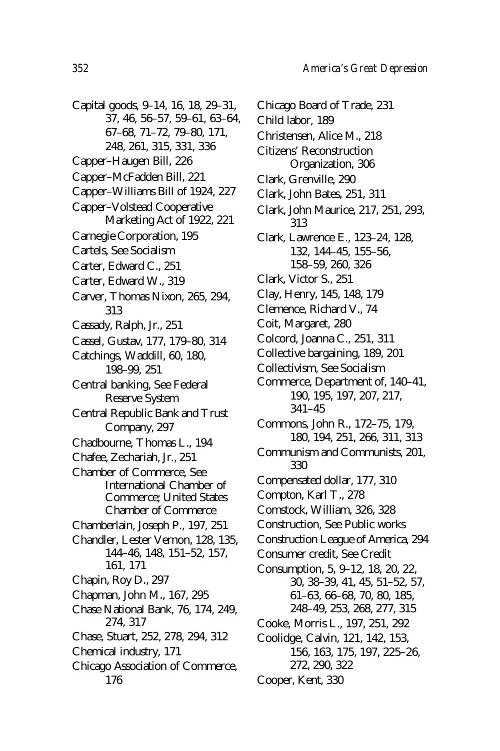Capital goods, 9–14, 16, 18, 29–31, 37, 46, 56–57, 59–61, 63–64, 67–68, 71–72, 79–80, 171, 248, 261, 315, 331, 336
Capper–Haugen Bill, 226
Capper–McFadden Bill, 221
Capper–Williams Bill of 1924, 227
Capper–Volstead Cooperative Marketing Act of 1922, 221
Carnegie Corporation, 195
Cartels, *See* Socialism
Carter, Edward C., 251
Carter, Edward W., 319
Carver, Thomas Nixon, 265, 294, 313
Cassady, Ralph, Jr., 251
Cassel, Gustav, 177, 179–80, 314
Catchings, Waddill, 60, 180, 198–99, 251
Central banking, *See* Federal Reserve System
Central Republic Bank and Trust Company, 297
Chadbourne, Thomas L., 194
Chafee, Zechariah, Jr., 251
Chamber of Commerce, *See* International Chamber of Commerce; United States Chamber of Commerce
Chamberlain, Joseph P., 197, 251
Chandler, Lester Vernon, 128, 135, 144–46, 148, 151–52, 157, 161, 171
Chapin, Roy D., 297
Chapman, John M., 167, 295
Chase National Bank, 76, 174, 249, 274, 317
Chase, Stuart, 252, 278, 294, 312
Chemical industry, 171
Chicago Association of Commerce, 176
Chicago Board of Trade, 231
Child labor, 189
Christensen, Alice M., 218
Citizens' Reconstruction Organization, 306
Clark, Grenville, 290
Clark, John Bates, 251, 311
Clark, John Maurice, 217, 251, 293, 313
Clark, Lawrence E., 123–24, 128, 132, 144–45, 155–56, 158–59, 260, 326
Clark, Victor S., 251
Clay, Henry, 145, 148, 179
Clemence, Richard V., 74
Coit, Margaret, 280
Colcord, Joanna C., 251, 311
Collective bargaining, 189, 201
Collectivism, *See* Socialism
Commerce, Department of, 140–41, 190, 195, 197, 207, 217, 341–45
Commons, John R., 172–75, 179, 180, 194, 251, 266, 311, 313
Communism and Communists, 201, 330
Compensated dollar, 177, 310
Compton, Karl T., 278
Comstock, William, 326, 328
Construction, *See* Public works
Construction League of America, 294
Consumer credit, *See* Credit
Consumption, 5, 9–12, 18, 20, 22, 30, 38–39, 41, 45, 51–52, 57, 61–63, 66–68, 70, 80, 185, 248–49, 253, 268, 277, 315
Cooke, Morris L., 197, 251, 292
Coolidge, Calvin, 121, 142, 153, 156, 163, 175, 197, 225–26, 272, 290, 322
Cooper, Kent, 330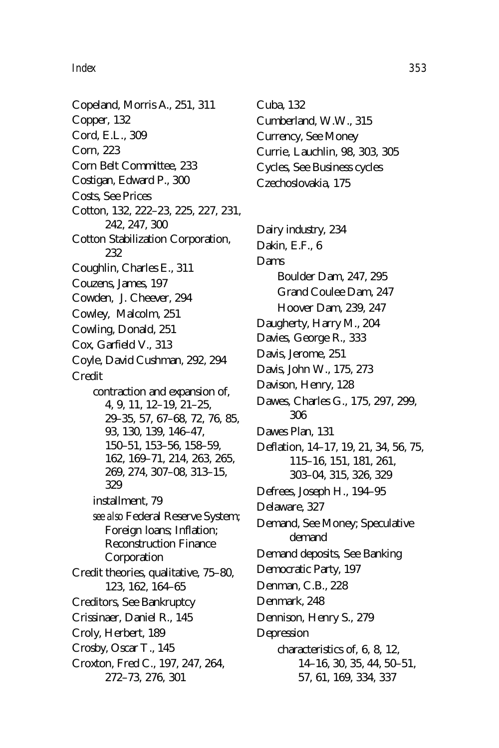Copeland, Morris A., 251, 311
Copper, 132
Cord, E.L., 309
Corn, 223
Corn Belt Committee, 233
Costigan, Edward P., 300
Costs, See Prices
Cotton, 132, 222–23, 225, 227, 231, 242, 247, 300
Cotton Stabilization Corporation, 232
Coughlin, Charles E., 311
Couzens, James, 197
Cowden, J. Cheever, 294
Cowley, Malcolm, 251
Cowling, Donald, 251
Cox, Garfield V., 313
Coyle, David Cushman, 292, 294
Credit
- contraction and expansion of, 4, 9, 11, 12–19, 21–25, 29–35, 57, 67–68, 72, 76, 85, 93, 130, 139, 146–47, 150–51, 153–56, 158–59, 162, 169–71, 214, 263, 265, 269, 274, 307–08, 313–15, 329
- installment, 79
- *see also* Federal Reserve System; Foreign loans; Inflation; Reconstruction Finance Corporation

Credit theories, qualitative, 75–80, 123, 162, 164–65
Creditors, See Bankruptcy
Crissinaer, Daniel R., 145
Croly, Herbert, 189
Crosby, Oscar T., 145
Croxton, Fred C., 197, 247, 264, 272–73, 276, 301
Cuba, 132
Cumberland, W.W., 315
Currency, See Money
Currie, Lauchlin, 98, 303, 305
Cycles, See Business cycles
Czechoslovakia, 175

Dairy industry, 234
Dakin, E.F., 6
Dams
- Boulder Dam, 247, 295
- Grand Coulee Dam, 247
- Hoover Dam, 239, 247

Daugherty, Harry M., 204
Davies, George R., 333
Davis, Jerome, 251
Davis, John W., 175, 273
Davison, Henry, 128
Dawes, Charles G., 175, 297, 299, 306
Dawes Plan, 131
Deflation, 14–17, 19, 21, 34, 56, 75, 115–16, 151, 181, 261, 303–04, 315, 326, 329
Defrees, Joseph H., 194–95
Delaware, 327
Demand, See Money; Speculative demand
Demand deposits, See Banking
Democratic Party, 197
Denman, C.B., 228
Denmark, 248
Dennison, Henry S., 279
Depression
- characteristics of, 6, 8, 12, 14–16, 30, 35, 44, 50–51, 57, 61, 169, 334, 337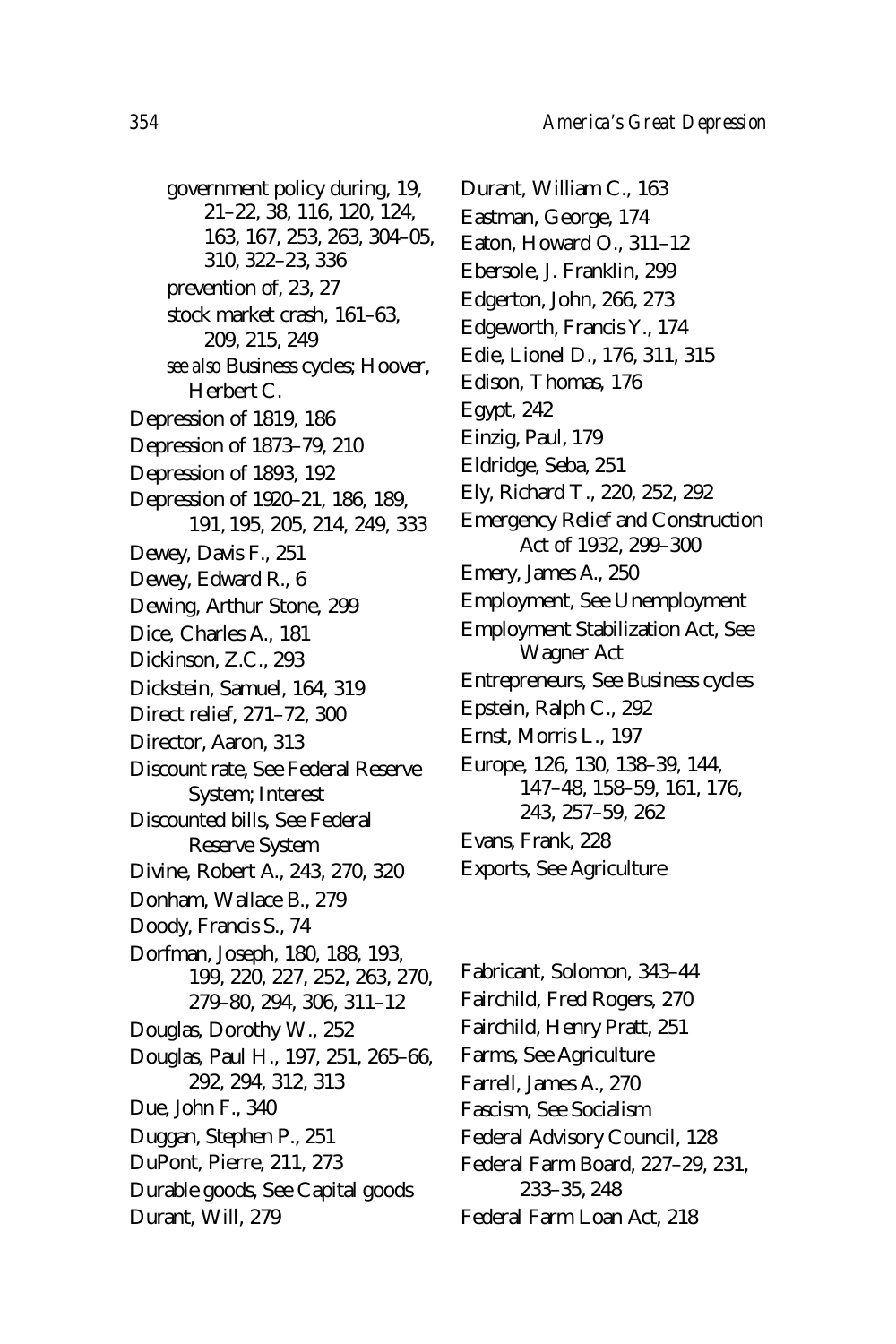government policy during, 19, 21–22, 38, 116, 120, 124, 163, 167, 253, 263, 304–05, 310, 322–23, 336
prevention of, 23, 27
stock market crash, 161–63, 209, 215, 249
*see also* Business cycles; Hoover, Herbert C.

Depression of 1819, 186
Depression of 1873–79, 210
Depression of 1893, 192
Depression of 1920–21, 186, 189, 191, 195, 205, 214, 249, 333
Dewey, Davis F., 251
Dewey, Edward R., 6
Dewing, Arthur Stone, 299
Dice, Charles A., 181
Dickinson, Z.C., 293
Dickstein, Samuel, 164, 319
Direct relief, 271–72, 300
Director, Aaron, 313
Discount rate, See Federal Reserve System; Interest
Discounted bills, See Federal Reserve System
Divine, Robert A., 243, 270, 320
Donham, Wallace B., 279
Doody, Francis S., 74
Dorfman, Joseph, 180, 188, 193, 199, 220, 227, 252, 263, 270, 279–80, 294, 306, 311–12
Douglas, Dorothy W., 252
Douglas, Paul H., 197, 251, 265–66, 292, 294, 312, 313
Due, John F., 340
Duggan, Stephen P., 251
DuPont, Pierre, 211, 273
Durable goods, See Capital goods
Durant, Will, 279
Durant, William C., 163
Eastman, George, 174
Eaton, Howard O., 311–12
Ebersole, J. Franklin, 299
Edgerton, John, 266, 273
Edgeworth, Francis Y., 174
Edie, Lionel D., 176, 311, 315
Edison, Thomas, 176
Egypt, 242
Einzig, Paul, 179
Eldridge, Seba, 251
Ely, Richard T., 220, 252, 292
Emergency Relief and Construction Act of 1932, 299–300
Emery, James A., 250
Employment, See Unemployment
Employment Stabilization Act, See Wagner Act
Entrepreneurs, See Business cycles
Epstein, Ralph C., 292
Ernst, Morris L., 197
Europe, 126, 130, 138–39, 144, 147–48, 158–59, 161, 176, 243, 257–59, 262
Evans, Frank, 228
Exports, See Agriculture

Fabricant, Solomon, 343–44
Fairchild, Fred Rogers, 270
Fairchild, Henry Pratt, 251
Farms, See Agriculture
Farrell, James A., 270
Fascism, See Socialism
Federal Advisory Council, 128
Federal Farm Board, 227–29, 231, 233–35, 248
Federal Farm Loan Act, 218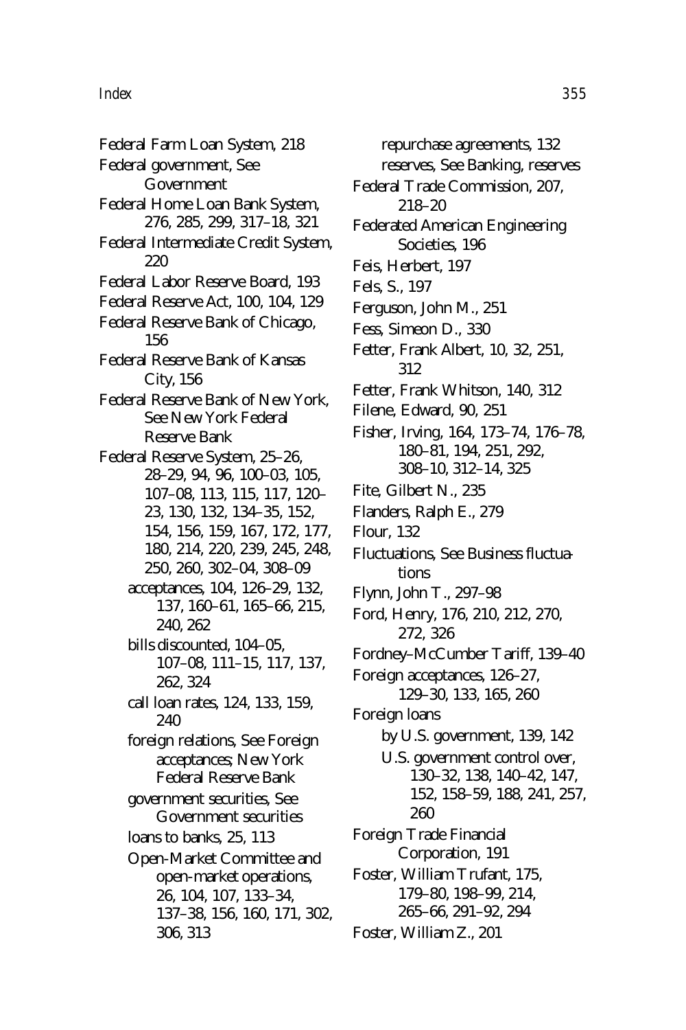Federal Farm Loan System, 218
Federal government, See Government
Federal Home Loan Bank System, 276, 285, 299, 317–18, 321
Federal Intermediate Credit System, 220
Federal Labor Reserve Board, 193
Federal Reserve Act, 100, 104, 129
Federal Reserve Bank of Chicago, 156
Federal Reserve Bank of Kansas City, 156
Federal Reserve Bank of New York, See New York Federal Reserve Bank
Federal Reserve System, 25–26, 28–29, 94, 96, 100–03, 105, 107–08, 113, 115, 117, 120–23, 130, 132, 134–35, 152, 154, 156, 159, 167, 172, 177, 180, 214, 220, 239, 245, 248, 250, 260, 302–04, 308–09
- acceptances, 104, 126–29, 132, 137, 160–61, 165–66, 215, 240, 262
- bills discounted, 104–05, 107–08, 111–15, 117, 137, 262, 324
- call loan rates, 124, 133, 159, 240
- foreign relations, See Foreign acceptances; New York Federal Reserve Bank
- government securities, See Government securities
- loans to banks, 25, 113
- Open-Market Committee and open-market operations, 26, 104, 107, 133–34, 137–38, 156, 160, 171, 302, 306, 313
- repurchase agreements, 132
- reserves, See Banking, reserves

Federal Trade Commission, 207, 218–20
Federated American Engineering Societies, 196
Feis, Herbert, 197
Fels, S., 197
Ferguson, John M., 251
Fess, Simeon D., 330
Fetter, Frank Albert, 10, 32, 251, 312
Fetter, Frank Whitson, 140, 312
Filene, Edward, 90, 251
Fisher, Irving, 164, 173–74, 176–78, 180–81, 194, 251, 292, 308–10, 312–14, 325
Fite, Gilbert N., 235
Flanders, Ralph E., 279
Flour, 132
Fluctuations, See Business fluctuations
Flynn, John T., 297–98
Ford, Henry, 176, 210, 212, 270, 272, 326
Fordney–McCumber Tariff, 139–40
Foreign acceptances, 126–27, 129–30, 133, 165, 260
Foreign loans
- by U.S. government, 139, 142
- U.S. government control over, 130–32, 138, 140–42, 147, 152, 158–59, 188, 241, 257, 260

Foreign Trade Financial Corporation, 191
Foster, William Trufant, 175, 179–80, 198–99, 214, 265–66, 291–92, 294
Foster, William Z., 201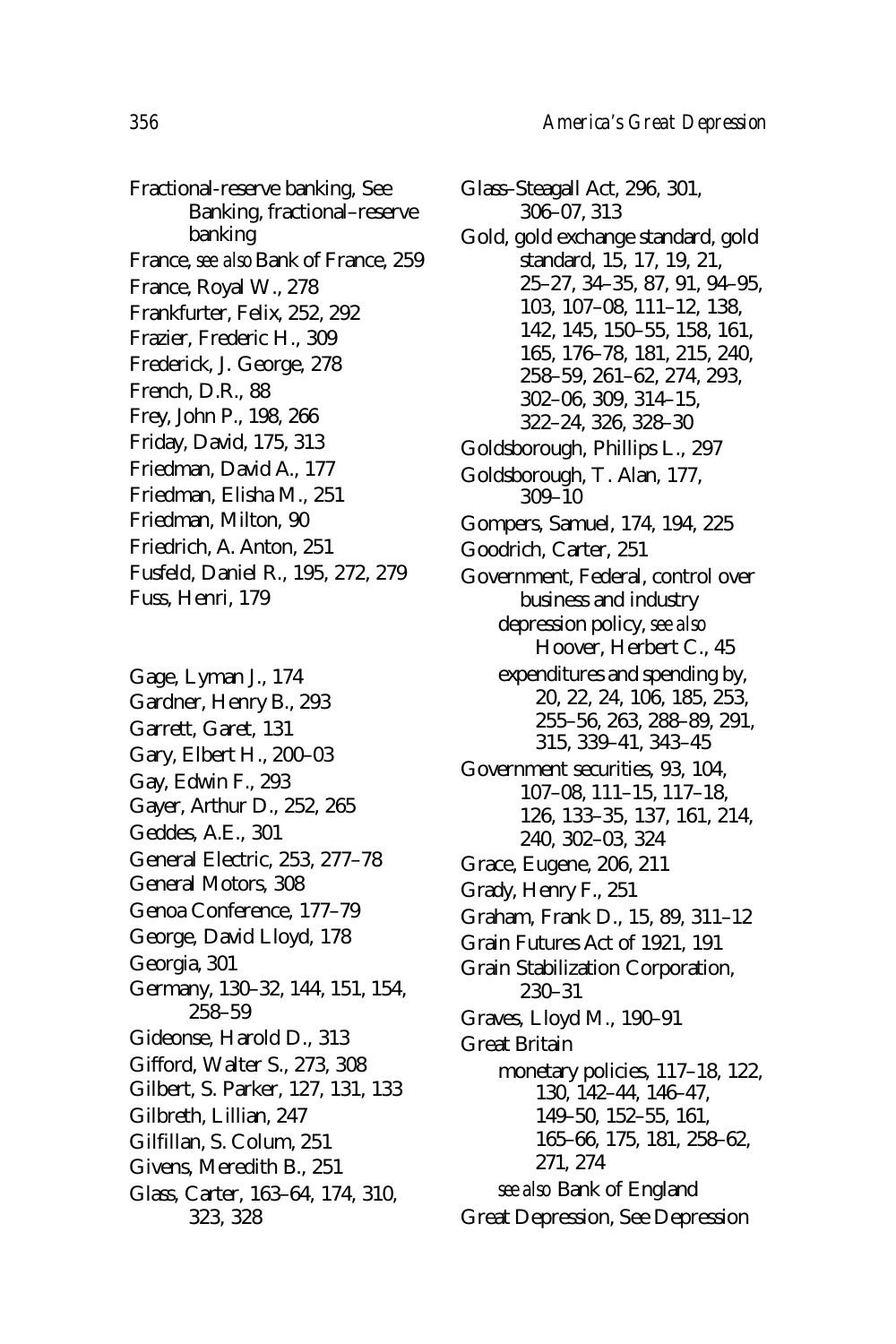Fractional-reserve banking, See Banking, fractional–reserve banking
France, *see also* Bank of France, 259
France, Royal W., 278
Frankfurter, Felix, 252, 292
Frazier, Frederic H., 309
Frederick, J. George, 278
French, D.R., 88
Frey, John P., 198, 266
Friday, David, 175, 313
Friedman, David A., 177
Friedman, Elisha M., 251
Friedman, Milton, 90
Friedrich, A. Anton, 251
Fusfeld, Daniel R., 195, 272, 279
Fuss, Henri, 179

Gage, Lyman J., 174
Gardner, Henry B., 293
Garrett, Garet, 131
Gary, Elbert H., 200–03
Gay, Edwin F., 293
Gayer, Arthur D., 252, 265
Geddes, A.E., 301
General Electric, 253, 277–78
General Motors, 308
Genoa Conference, 177–79
George, David Lloyd, 178
Georgia, 301
Germany, 130–32, 144, 151, 154, 258–59
Gideonse, Harold D., 313
Gifford, Walter S., 273, 308
Gilbert, S. Parker, 127, 131, 133
Gilbreth, Lillian, 247
Gilfillan, S. Colum, 251
Givens, Meredith B., 251
Glass, Carter, 163–64, 174, 310, 323, 328
Glass–Steagall Act, 296, 301, 306–07, 313
Gold, gold exchange standard, gold standard, 15, 17, 19, 21, 25–27, 34–35, 87, 91, 94–95, 103, 107–08, 111–12, 138, 142, 145, 150–55, 158, 161, 165, 176–78, 181, 215, 240, 258–59, 261–62, 274, 293, 302–06, 309, 314–15, 322–24, 326, 328–30
Goldsborough, Phillips L., 297
Goldsborough, T. Alan, 177, 309–10
Gompers, Samuel, 174, 194, 225
Goodrich, Carter, 251
Government, Federal, control over business and industry
  depression policy, *see also* Hoover, Herbert C., 45
  expenditures and spending by, 20, 22, 24, 106, 185, 253, 255–56, 263, 288–89, 291, 315, 339–41, 343–45
Government securities, 93, 104, 107–08, 111–15, 117–18, 126, 133–35, 137, 161, 214, 240, 302–03, 324
Grace, Eugene, 206, 211
Grady, Henry F., 251
Graham, Frank D., 15, 89, 311–12
Grain Futures Act of 1921, 191
Grain Stabilization Corporation, 230–31
Graves, Lloyd M., 190–91
Great Britain
  monetary policies, 117–18, 122, 130, 142–44, 146–47, 149–50, 152–55, 161, 165–66, 175, 181, 258–62, 271, 274
  *see also* Bank of England
Great Depression, See Depression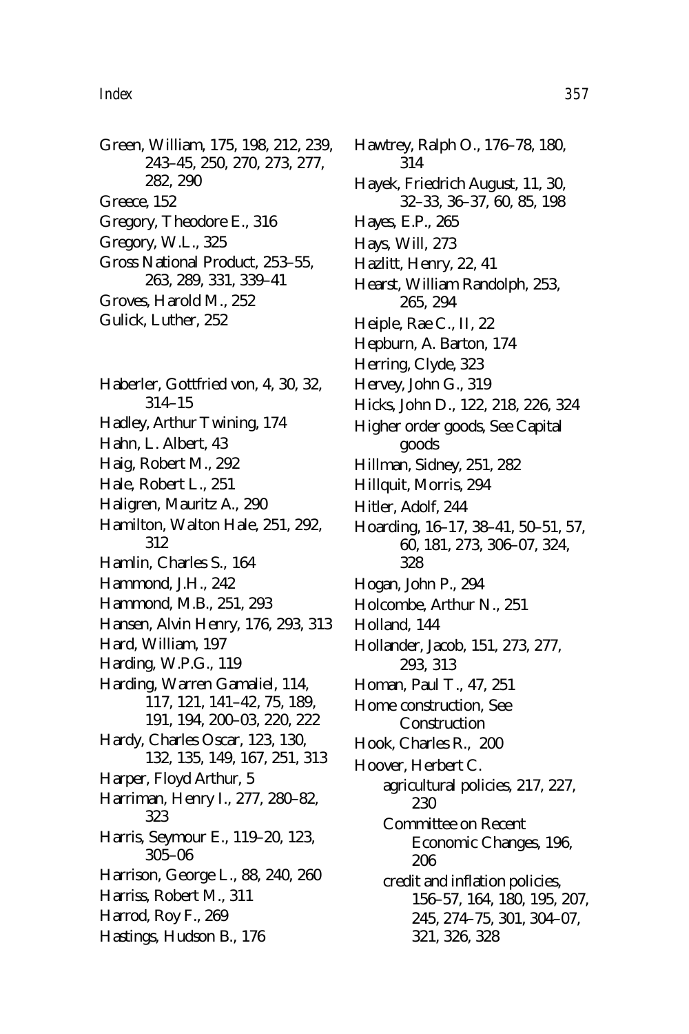Green, William, 175, 198, 212, 239, 243–45, 250, 270, 273, 277, 282, 290
Greece, 152
Gregory, Theodore E., 316
Gregory, W.L., 325
Gross National Product, 253–55, 263, 289, 331, 339–41
Groves, Harold M., 252
Gulick, Luther, 252

Haberler, Gottfried von, 4, 30, 32, 314–15
Hadley, Arthur Twining, 174
Hahn, L. Albert, 43
Haig, Robert M., 292
Hale, Robert L., 251
Haligren, Mauritz A., 290
Hamilton, Walton Hale, 251, 292, 312
Hamlin, Charles S., 164
Hammond, J.H., 242
Hammond, M.B., 251, 293
Hansen, Alvin Henry, 176, 293, 313
Hard, William, 197
Harding, W.P.G., 119
Harding, Warren Gamaliel, 114, 117, 121, 141–42, 75, 189, 191, 194, 200–03, 220, 222
Hardy, Charles Oscar, 123, 130, 132, 135, 149, 167, 251, 313
Harper, Floyd Arthur, 5
Harriman, Henry I., 277, 280–82, 323
Harris, Seymour E., 119–20, 123, 305–06
Harrison, George L., 88, 240, 260
Harriss, Robert M., 311
Harrod, Roy F., 269
Hastings, Hudson B., 176
Hawtrey, Ralph O., 176–78, 180, 314
Hayek, Friedrich August, 11, 30, 32–33, 36–37, 60, 85, 198
Hayes, E.P., 265
Hays, Will, 273
Hazlitt, Henry, 22, 41
Hearst, William Randolph, 253, 265, 294
Heiple, Rae C., II, 22
Hepburn, A. Barton, 174
Herring, Clyde, 323
Hervey, John G., 319
Hicks, John D., 122, 218, 226, 324
Higher order goods, See Capital goods
Hillman, Sidney, 251, 282
Hillquit, Morris, 294
Hitler, Adolf, 244
Hoarding, 16–17, 38–41, 50–51, 57, 60, 181, 273, 306–07, 324, 328
Hogan, John P., 294
Holcombe, Arthur N., 251
Holland, 144
Hollander, Jacob, 151, 273, 277, 293, 313
Homan, Paul T., 47, 251
Home construction, See Construction
Hook, Charles R., 200
Hoover, Herbert C.
- agricultural policies, 217, 227, 230
- Committee on Recent Economic Changes, 196, 206
- credit and inflation policies, 156–57, 164, 180, 195, 207, 245, 274–75, 301, 304–07, 321, 326, 328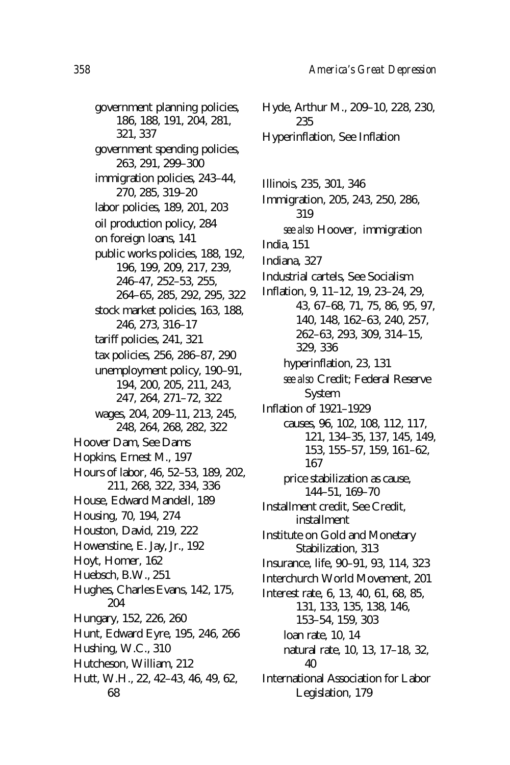- government planning policies, 186, 188, 191, 204, 281, 321, 337
- government spending policies, 263, 291, 299–300
- immigration policies, 243–44, 270, 285, 319–20
- labor policies, 189, 201, 203
- oil production policy, 284
- on foreign loans, 141
- public works policies, 188, 192, 196, 199, 209, 217, 239, 246–47, 252–53, 255, 264–65, 285, 292, 295, 322
- stock market policies, 163, 188, 246, 273, 316–17
- tariff policies, 241, 321
- tax policies, 256, 286–87, 290
- unemployment policy, 190–91, 194, 200, 205, 211, 243, 247, 264, 271–72, 322
- wages, 204, 209–11, 213, 245, 248, 264, 268, 282, 322

Hoover Dam, See Dams
Hopkins, Ernest M., 197
Hours of labor, 46, 52–53, 189, 202, 211, 268, 322, 334, 336
House, Edward Mandell, 189
Housing, 70, 194, 274
Houston, David, 219, 222
Howenstine, E. Jay, Jr., 192
Hoyt, Homer, 162
Huebsch, B.W., 251
Hughes, Charles Evans, 142, 175, 204
Hungary, 152, 226, 260
Hunt, Edward Eyre, 195, 246, 266
Hushing, W.C., 310
Hutcheson, William, 212
Hutt, W.H., 22, 42–43, 46, 49, 62, 68
Hyde, Arthur M., 209–10, 228, 230, 235
Hyperinflation, See Inflation

Illinois, 235, 301, 346
Immigration, 205, 243, 250, 286, 319
- *see also* Hoover, immigration

India, 151
Indiana, 327
Industrial cartels, See Socialism
Inflation, 9, 11–12, 19, 23–24, 29, 43, 67–68, 71, 75, 86, 95, 97, 140, 148, 162–63, 240, 257, 262–63, 293, 309, 314–15, 329, 336
- hyperinflation, 23, 131
- *see also* Credit; Federal Reserve System

Inflation of 1921–1929
- causes, 96, 102, 108, 112, 117, 121, 134–35, 137, 145, 149, 153, 155–57, 159, 161–62, 167
- price stabilization as cause, 144–51, 169–70

Installment credit, See Credit, installment
Institute on Gold and Monetary Stabilization, 313
Insurance, life, 90–91, 93, 114, 323
Interchurch World Movement, 201
Interest rate, 6, 13, 40, 61, 68, 85, 131, 133, 135, 138, 146, 153–54, 159, 303
- loan rate, 10, 14
- natural rate, 10, 13, 17–18, 32, 40

International Association for Labor Legislation, 179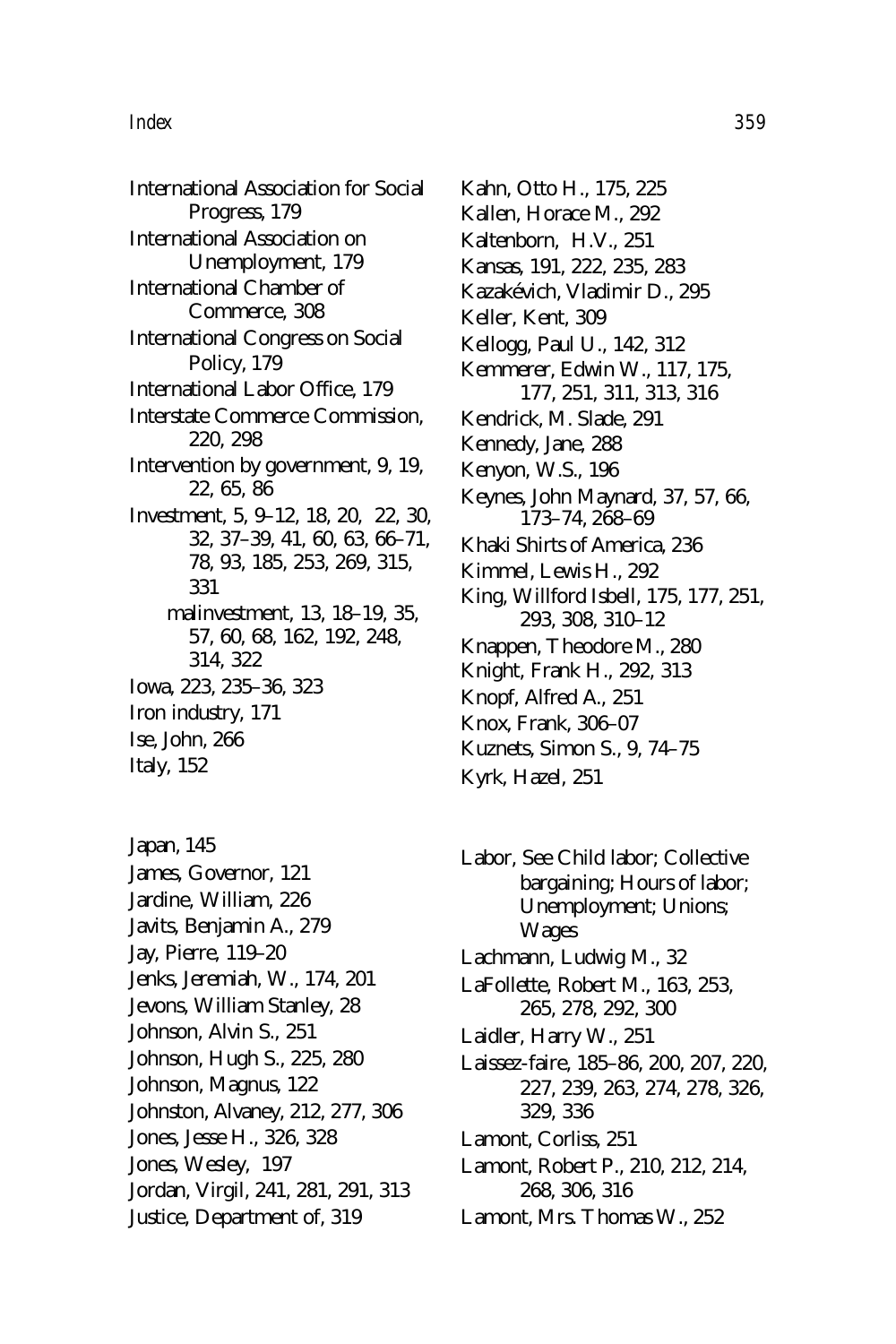International Association for Social Progress, 179
International Association on Unemployment, 179
International Chamber of Commerce, 308
International Congress on Social Policy, 179
International Labor Office, 179
Interstate Commerce Commission, 220, 298
Intervention by government, 9, 19, 22, 65, 86
Investment, 5, 9–12, 18, 20, 22, 30, 32, 37–39, 41, 60, 63, 66–71, 78, 93, 185, 253, 269, 315, 331
 malinvestment, 13, 18–19, 35, 57, 60, 68, 162, 192, 248, 314, 322
Iowa, 223, 235–36, 323
Iron industry, 171
Ise, John, 266
Italy, 152

Japan, 145
James, Governor, 121
Jardine, William, 226
Javits, Benjamin A., 279
Jay, Pierre, 119–20
Jenks, Jeremiah, W., 174, 201
Jevons, William Stanley, 28
Johnson, Alvin S., 251
Johnson, Hugh S., 225, 280
Johnson, Magnus, 122
Johnston, Alvaney, 212, 277, 306
Jones, Jesse H., 326, 328
Jones, Wesley, 197
Jordan, Virgil, 241, 281, 291, 313
Justice, Department of, 319

Kahn, Otto H., 175, 225
Kallen, Horace M., 292
Kaltenborn, H.V., 251
Kansas, 191, 222, 235, 283
Kazakévich, Vladimir D., 295
Keller, Kent, 309
Kellogg, Paul U., 142, 312
Kemmerer, Edwin W., 117, 175, 177, 251, 311, 313, 316
Kendrick, M. Slade, 291
Kennedy, Jane, 288
Kenyon, W.S., 196
Keynes, John Maynard, 37, 57, 66, 173–74, 268–69
Khaki Shirts of America, 236
Kimmel, Lewis H., 292
King, Willford Isbell, 175, 177, 251, 293, 308, 310–12
Knappen, Theodore M., 280
Knight, Frank H., 292, 313
Knopf, Alfred A., 251
Knox, Frank, 306–07
Kuznets, Simon S., 9, 74–75
Kyrk, Hazel, 251

Labor, See Child labor; Collective bargaining; Hours of labor; Unemployment; Unions; Wages
Lachmann, Ludwig M., 32
LaFollette, Robert M., 163, 253, 265, 278, 292, 300
Laidler, Harry W., 251
Laissez-faire, 185–86, 200, 207, 220, 227, 239, 263, 274, 278, 326, 329, 336
Lamont, Corliss, 251
Lamont, Robert P., 210, 212, 214, 268, 306, 316
Lamont, Mrs. Thomas W., 252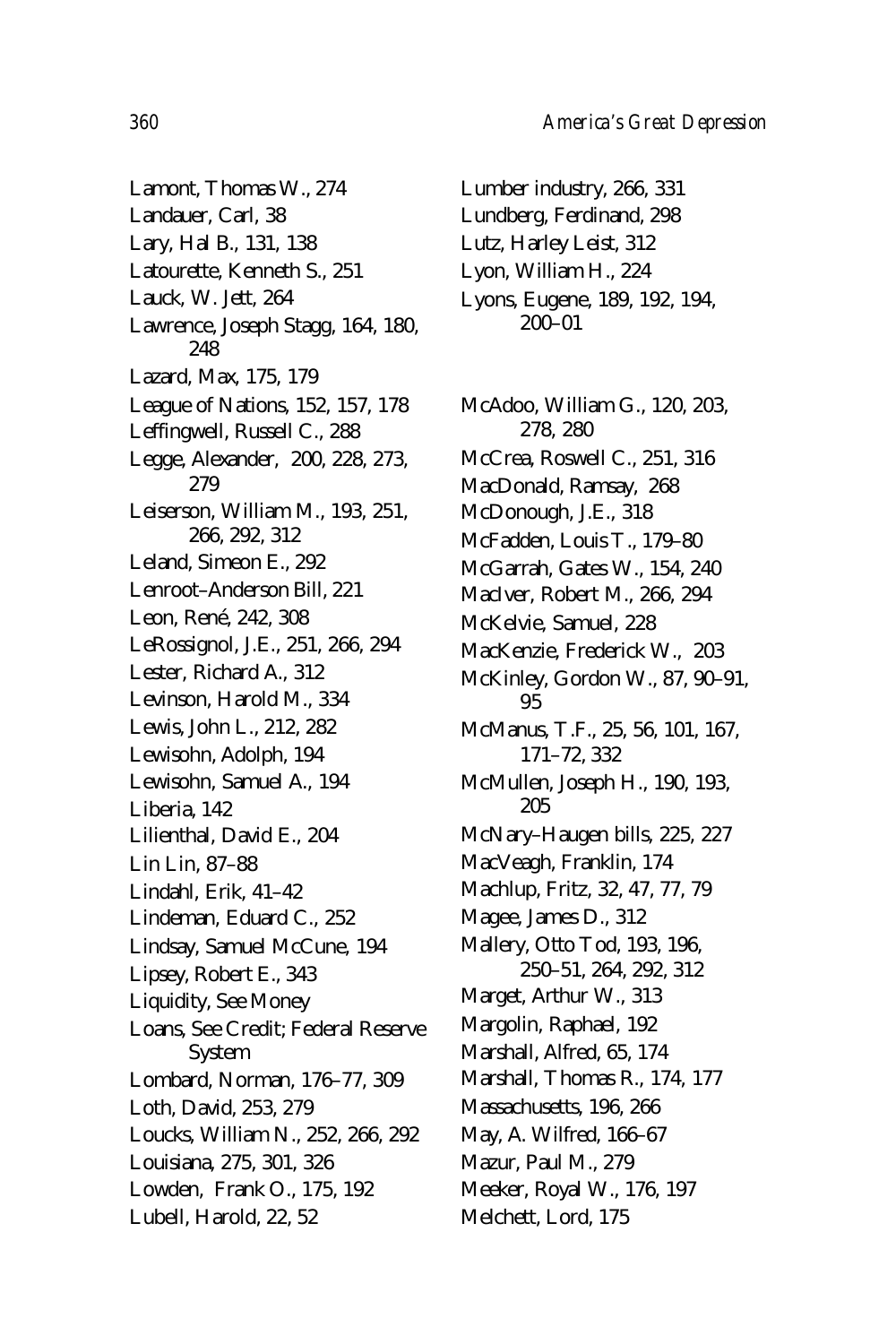Lamont, Thomas W., 274
Landauer, Carl, 38
Lary, Hal B., 131, 138
Latourette, Kenneth S., 251
Lauck, W. Jett, 264
Lawrence, Joseph Stagg, 164, 180, 248
Lazard, Max, 175, 179
League of Nations, 152, 157, 178
Leffingwell, Russell C., 288
Legge, Alexander, 200, 228, 273, 279
Leiserson, William M., 193, 251, 266, 292, 312
Leland, Simeon E., 292
Lenroot–Anderson Bill, 221
Leon, René, 242, 308
LeRossignol, J.E., 251, 266, 294
Lester, Richard A., 312
Levinson, Harold M., 334
Lewis, John L., 212, 282
Lewisohn, Adolph, 194
Lewisohn, Samuel A., 194
Liberia, 142
Lilienthal, David E., 204
Lin Lin, 87–88
Lindahl, Erik, 41–42
Lindeman, Eduard C., 252
Lindsay, Samuel McCune, 194
Lipsey, Robert E., 343
Liquidity, See Money
Loans, See Credit; Federal Reserve System
Lombard, Norman, 176–77, 309
Loth, David, 253, 279
Loucks, William N., 252, 266, 292
Louisiana, 275, 301, 326
Lowden, Frank O., 175, 192
Lubell, Harold, 22, 52
Lumber industry, 266, 331
Lundberg, Ferdinand, 298
Lutz, Harley Leist, 312
Lyon, William H., 224
Lyons, Eugene, 189, 192, 194, 200–01

McAdoo, William G., 120, 203, 278, 280
McCrea, Roswell C., 251, 316
MacDonald, Ramsay, 268
McDonough, J.E., 318
McFadden, Louis T., 179–80
McGarrah, Gates W., 154, 240
MacIver, Robert M., 266, 294
McKelvie, Samuel, 228
MacKenzie, Frederick W., 203
McKinley, Gordon W., 87, 90–91, 95
McManus, T.F., 25, 56, 101, 167, 171–72, 332
McMullen, Joseph H., 190, 193, 205
McNary–Haugen bills, 225, 227
MacVeagh, Franklin, 174
Machlup, Fritz, 32, 47, 77, 79
Magee, James D., 312
Mallery, Otto Tod, 193, 196, 250–51, 264, 292, 312
Marget, Arthur W., 313
Margolin, Raphael, 192
Marshall, Alfred, 65, 174
Marshall, Thomas R., 174, 177
Massachusetts, 196, 266
May, A. Wilfred, 166–67
Mazur, Paul M., 279
Meeker, Royal W., 176, 197
Melchett, Lord, 175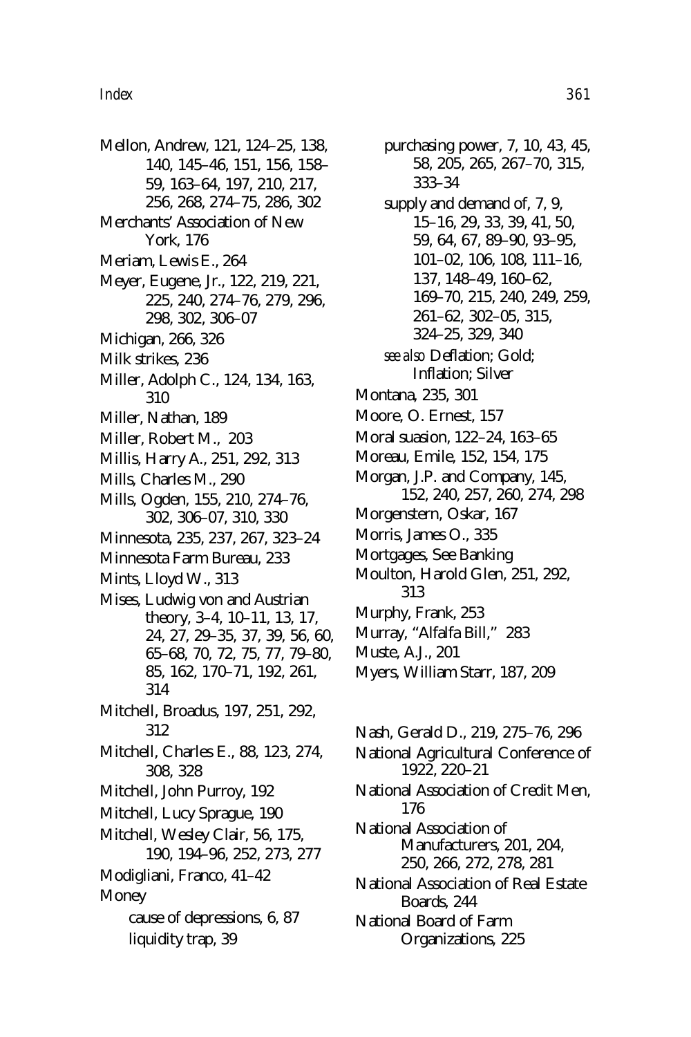Mellon, Andrew, 121, 124–25, 138, 140, 145–46, 151, 156, 158–59, 163–64, 197, 210, 217, 256, 268, 274–75, 286, 302

Merchants' Association of New York, 176

Meriam, Lewis E., 264

Meyer, Eugene, Jr., 122, 219, 221, 225, 240, 274–76, 279, 296, 298, 302, 306–07

Michigan, 266, 326

Milk strikes, 236

Miller, Adolph C., 124, 134, 163, 310

Miller, Nathan, 189

Miller, Robert M., 203

Millis, Harry A., 251, 292, 313

Mills, Charles M., 290

Mills, Ogden, 155, 210, 274–76, 302, 306–07, 310, 330

Minnesota, 235, 237, 267, 323–24

Minnesota Farm Bureau, 233

Mints, Lloyd W., 313

Mises, Ludwig von and Austrian theory, 3–4, 10–11, 13, 17, 24, 27, 29–35, 37, 39, 56, 60, 65–68, 70, 72, 75, 77, 79–80, 85, 162, 170–71, 192, 261, 314

Mitchell, Broadus, 197, 251, 292, 312

Mitchell, Charles E., 88, 123, 274, 308, 328

Mitchell, John Purroy, 192

Mitchell, Lucy Sprague, 190

Mitchell, Wesley Clair, 56, 175, 190, 194–96, 252, 273, 277

Modigliani, Franco, 41–42

Money
- cause of depressions, 6, 87
- liquidity trap, 39
- purchasing power, 7, 10, 43, 45, 58, 205, 265, 267–70, 315, 333–34
- supply and demand of, 7, 9, 15–16, 29, 33, 39, 41, 50, 59, 64, 67, 89–90, 93–95, 101–02, 106, 108, 111–16, 137, 148–49, 160–62, 169–70, 215, 240, 249, 259, 261–62, 302–05, 315, 324–25, 329, 340
- *see also* Deflation; Gold; Inflation; Silver

Montana, 235, 301

Moore, O. Ernest, 157

Moral suasion, 122–24, 163–65

Moreau, Emile, 152, 154, 175

Morgan, J.P. and Company, 145, 152, 240, 257, 260, 274, 298

Morgenstern, Oskar, 167

Morris, James O., 335

Mortgages, See Banking

Moulton, Harold Glen, 251, 292, 313

Murphy, Frank, 253

Murray, "Alfalfa Bill," 283

Muste, A.J., 201

Myers, William Starr, 187, 209

Nash, Gerald D., 219, 275–76, 296

National Agricultural Conference of 1922, 220–21

National Association of Credit Men, 176

National Association of Manufacturers, 201, 204, 250, 266, 272, 278, 281

National Association of Real Estate Boards, 244

National Board of Farm Organizations, 225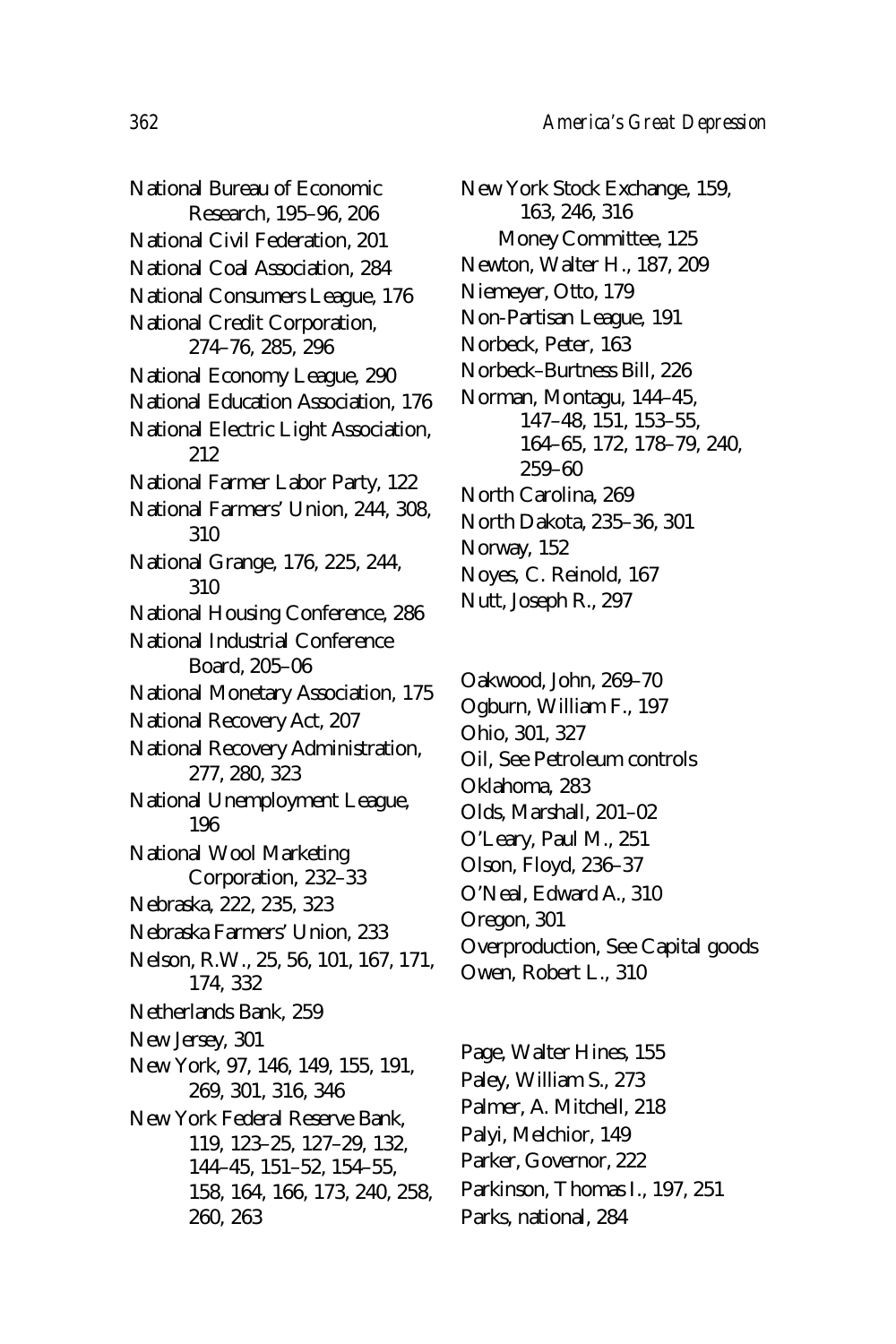National Bureau of Economic Research, 195–96, 206
National Civil Federation, 201
National Coal Association, 284
National Consumers League, 176
National Credit Corporation, 274–76, 285, 296
National Economy League, 290
National Education Association, 176
National Electric Light Association, 212
National Farmer Labor Party, 122
National Farmers' Union, 244, 308, 310
National Grange, 176, 225, 244, 310
National Housing Conference, 286
National Industrial Conference Board, 205–06
National Monetary Association, 175
National Recovery Act, 207
National Recovery Administration, 277, 280, 323
National Unemployment League, 196
National Wool Marketing Corporation, 232–33
Nebraska, 222, 235, 323
Nebraska Farmers' Union, 233
Nelson, R.W., 25, 56, 101, 167, 171, 174, 332
Netherlands Bank, 259
New Jersey, 301
New York, 97, 146, 149, 155, 191, 269, 301, 316, 346
New York Federal Reserve Bank, 119, 123–25, 127–29, 132, 144–45, 151–52, 154–55, 158, 164, 166, 173, 240, 258, 260, 263
New York Stock Exchange, 159, 163, 246, 316
  Money Committee, 125
Newton, Walter H., 187, 209
Niemeyer, Otto, 179
Non-Partisan League, 191
Norbeck, Peter, 163
Norbeck–Burtness Bill, 226
Norman, Montagu, 144–45, 147–48, 151, 153–55, 164–65, 172, 178–79, 240, 259–60
North Carolina, 269
North Dakota, 235–36, 301
Norway, 152
Noyes, C. Reinold, 167
Nutt, Joseph R., 297

Oakwood, John, 269–70
Ogburn, William F., 197
Ohio, 301, 327
Oil, See Petroleum controls
Oklahoma, 283
Olds, Marshall, 201–02
O'Leary, Paul M., 251
Olson, Floyd, 236–37
O'Neal, Edward A., 310
Oregon, 301
Overproduction, See Capital goods
Owen, Robert L., 310

Page, Walter Hines, 155
Paley, William S., 273
Palmer, A. Mitchell, 218
Palyi, Melchior, 149
Parker, Governor, 222
Parkinson, Thomas I., 197, 251
Parks, national, 284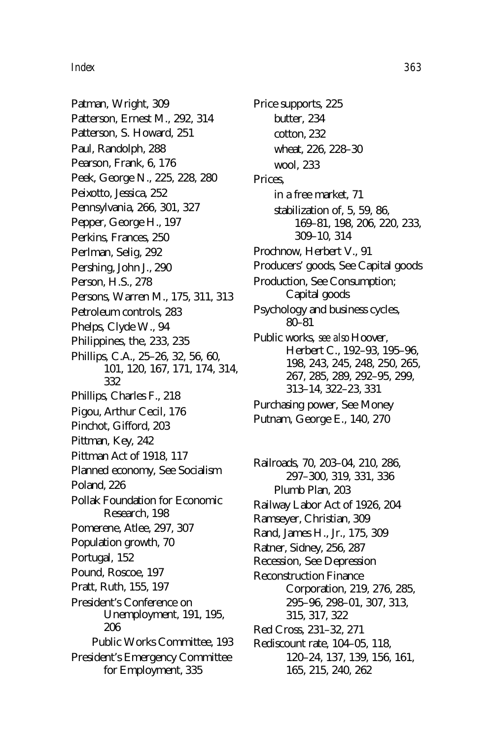Patman, Wright, 309
Patterson, Ernest M., 292, 314
Patterson, S. Howard, 251
Paul, Randolph, 288
Pearson, Frank, 6, 176
Peek, George N., 225, 228, 280
Peixotto, Jessica, 252
Pennsylvania, 266, 301, 327
Pepper, George H., 197
Perkins, Frances, 250
Perlman, Selig, 292
Pershing, John J., 290
Person, H.S., 278
Persons, Warren M., 175, 311, 313
Petroleum controls, 283
Phelps, Clyde W., 94
Philippines, the, 233, 235
Phillips, C.A., 25–26, 32, 56, 60, 101, 120, 167, 171, 174, 314, 332
Phillips, Charles F., 218
Pigou, Arthur Cecil, 176
Pinchot, Gifford, 203
Pittman, Key, 242
Pittman Act of 1918, 117
Planned economy, See Socialism
Poland, 226
Pollak Foundation for Economic Research, 198
Pomerene, Atlee, 297, 307
Population growth, 70
Portugal, 152
Pound, Roscoe, 197
Pratt, Ruth, 155, 197
President's Conference on Unemployment, 191, 195, 206
  Public Works Committee, 193
President's Emergency Committee for Employment, 335
Price supports, 225
  butter, 234
  cotton, 232
  wheat, 226, 228–30
  wool, 233
Prices,
  in a free market, 71
  stabilization of, 5, 59, 86, 169–81, 198, 206, 220, 233, 309–10, 314
Prochnow, Herbert V., 91
Producers' goods, See Capital goods
Production, See Consumption; Capital goods
Psychology and business cycles, 80–81
Public works, *see also* Hoover, Herbert C., 192–93, 195–96, 198, 243, 245, 248, 250, 265, 267, 285, 289, 292–95, 299, 313–14, 322–23, 331
Purchasing power, See Money
Putnam, George E., 140, 270

Railroads, 70, 203–04, 210, 286, 297–300, 319, 331, 336
  Plumb Plan, 203
Railway Labor Act of 1926, 204
Ramseyer, Christian, 309
Rand, James H., Jr., 175, 309
Ratner, Sidney, 256, 287
Recession, See Depression
Reconstruction Finance Corporation, 219, 276, 285, 295–96, 298–01, 307, 313, 315, 317, 322
Red Cross, 231–32, 271
Rediscount rate, 104–05, 118, 120–24, 137, 139, 156, 161, 165, 215, 240, 262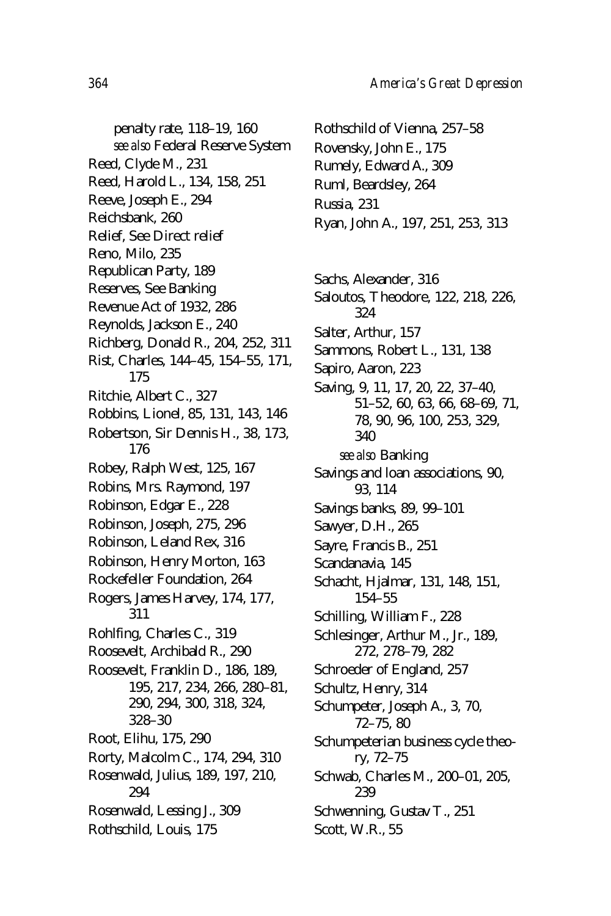penalty rate, 118–19, 160
*see also* Federal Reserve System
Reed, Clyde M., 231
Reed, Harold L., 134, 158, 251
Reeve, Joseph E., 294
Reichsbank, 260
Relief, See Direct relief
Reno, Milo, 235
Republican Party, 189
Reserves, See Banking
Revenue Act of 1932, 286
Reynolds, Jackson E., 240
Richberg, Donald R., 204, 252, 311
Rist, Charles, 144–45, 154–55, 171, 175
Ritchie, Albert C., 327
Robbins, Lionel, 85, 131, 143, 146
Robertson, Sir Dennis H., 38, 173, 176
Robey, Ralph West, 125, 167
Robins, Mrs. Raymond, 197
Robinson, Edgar E., 228
Robinson, Joseph, 275, 296
Robinson, Leland Rex, 316
Robinson, Henry Morton, 163
Rockefeller Foundation, 264
Rogers, James Harvey, 174, 177, 311
Rohlfing, Charles C., 319
Roosevelt, Archibald R., 290
Roosevelt, Franklin D., 186, 189, 195, 217, 234, 266, 280–81, 290, 294, 300, 318, 324, 328–30
Root, Elihu, 175, 290
Rorty, Malcolm C., 174, 294, 310
Rosenwald, Julius, 189, 197, 210, 294
Rosenwald, Lessing J., 309
Rothschild, Louis, 175
Rothschild of Vienna, 257–58
Rovensky, John E., 175
Rumely, Edward A., 309
Ruml, Beardsley, 264
Russia, 231
Ryan, John A., 197, 251, 253, 313

Sachs, Alexander, 316
Saloutos, Theodore, 122, 218, 226, 324
Salter, Arthur, 157
Sammons, Robert L., 131, 138
Sapiro, Aaron, 223
Saving, 9, 11, 17, 20, 22, 37–40, 51–52, 60, 63, 66, 68–69, 71, 78, 90, 96, 100, 253, 329, 340
*see also* Banking
Savings and loan associations, 90, 93, 114
Savings banks, 89, 99–101
Sawyer, D.H., 265
Sayre, Francis B., 251
Scandanavia, 145
Schacht, Hjalmar, 131, 148, 151, 154–55
Schilling, William F., 228
Schlesinger, Arthur M., Jr., 189, 272, 278–79, 282
Schroeder of England, 257
Schultz, Henry, 314
Schumpeter, Joseph A., 3, 70, 72–75, 80
Schumpeterian business cycle theory, 72–75
Schwab, Charles M., 200–01, 205, 239
Schwenning, Gustav T., 251
Scott, W.R., 55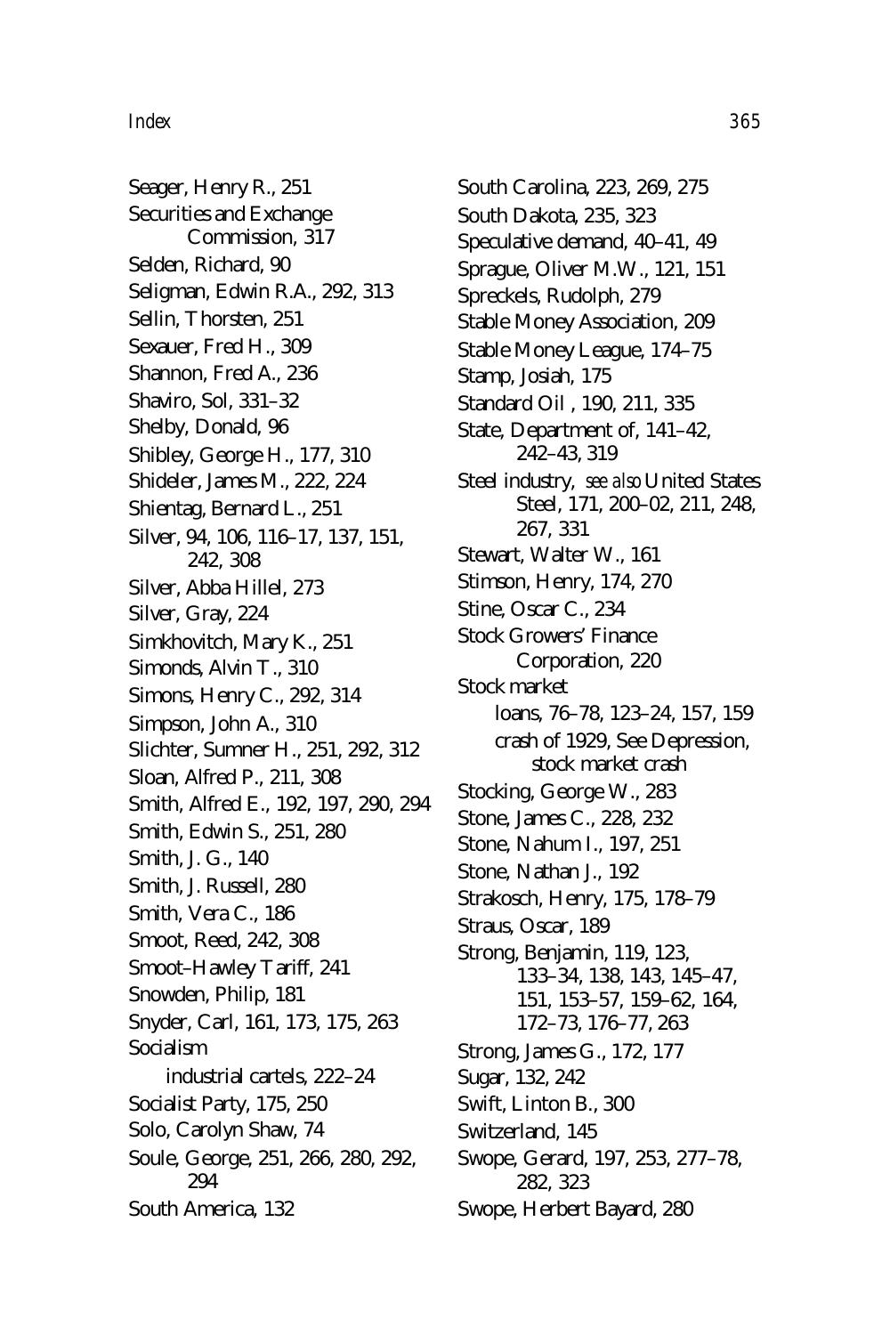Seager, Henry R., 251
Securities and Exchange Commission, 317
Selden, Richard, 90
Seligman, Edwin R.A., 292, 313
Sellin, Thorsten, 251
Sexauer, Fred H., 309
Shannon, Fred A., 236
Shaviro, Sol, 331–32
Shelby, Donald, 96
Shibley, George H., 177, 310
Shideler, James M., 222, 224
Shientag, Bernard L., 251
Silver, 94, 106, 116–17, 137, 151, 242, 308
Silver, Abba Hillel, 273
Silver, Gray, 224
Simkhovitch, Mary K., 251
Simonds, Alvin T., 310
Simons, Henry C., 292, 314
Simpson, John A., 310
Slichter, Sumner H., 251, 292, 312
Sloan, Alfred P., 211, 308
Smith, Alfred E., 192, 197, 290, 294
Smith, Edwin S., 251, 280
Smith, J. G., 140
Smith, J. Russell, 280
Smith, Vera C., 186
Smoot, Reed, 242, 308
Smoot–Hawley Tariff, 241
Snowden, Philip, 181
Snyder, Carl, 161, 173, 175, 263
Socialism
- industrial cartels, 222–24

Socialist Party, 175, 250
Solo, Carolyn Shaw, 74
Soule, George, 251, 266, 280, 292, 294
South America, 132
South Carolina, 223, 269, 275
South Dakota, 235, 323
Speculative demand, 40–41, 49
Sprague, Oliver M.W., 121, 151
Spreckels, Rudolph, 279
Stable Money Association, 209
Stable Money League, 174–75
Stamp, Josiah, 175
Standard Oil , 190, 211, 335
State, Department of, 141–42, 242–43, 319
Steel industry, *see also* United States Steel, 171, 200–02, 211, 248, 267, 331
Stewart, Walter W., 161
Stimson, Henry, 174, 270
Stine, Oscar C., 234
Stock Growers' Finance Corporation, 220
Stock market
- loans, 76–78, 123–24, 157, 159
- crash of 1929, See Depression, stock market crash

Stocking, George W., 283
Stone, James C., 228, 232
Stone, Nahum I., 197, 251
Stone, Nathan J., 192
Strakosch, Henry, 175, 178–79
Straus, Oscar, 189
Strong, Benjamin, 119, 123, 133–34, 138, 143, 145–47, 151, 153–57, 159–62, 164, 172–73, 176–77, 263
Strong, James G., 172, 177
Sugar, 132, 242
Swift, Linton B., 300
Switzerland, 145
Swope, Gerard, 197, 253, 277–78, 282, 323
Swope, Herbert Bayard, 280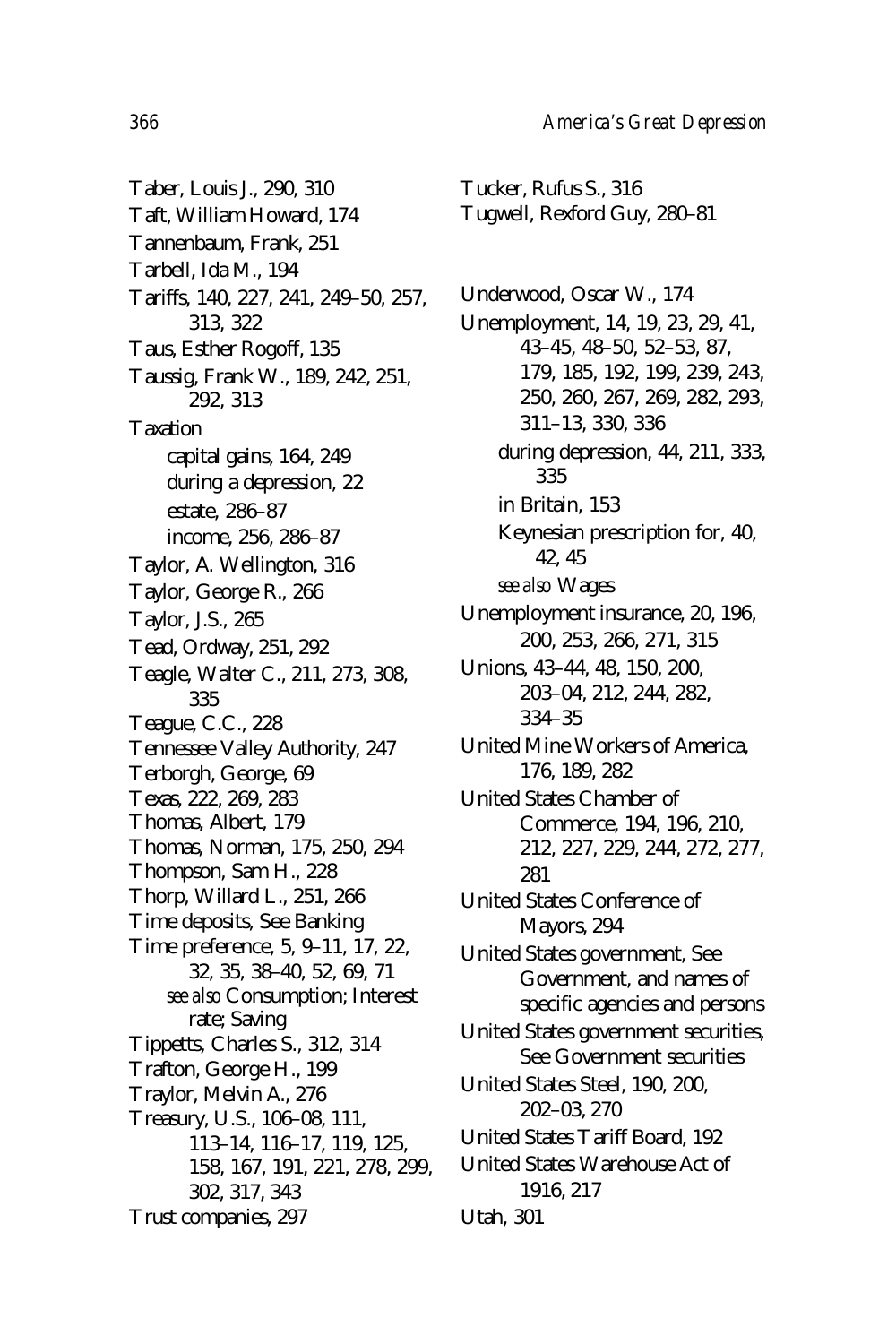Taber, Louis J., 290, 310
Taft, William Howard, 174
Tannenbaum, Frank, 251
Tarbell, Ida M., 194
Tariffs, 140, 227, 241, 249–50, 257, 313, 322
Taus, Esther Rogoff, 135
Taussig, Frank W., 189, 242, 251, 292, 313
Taxation
    capital gains, 164, 249
    during a depression, 22
    estate, 286–87
    income, 256, 286–87
Taylor, A. Wellington, 316
Taylor, George R., 266
Taylor, J.S., 265
Tead, Ordway, 251, 292
Teagle, Walter C., 211, 273, 308, 335
Teague, C.C., 228
Tennessee Valley Authority, 247
Terborgh, George, 69
Texas, 222, 269, 283
Thomas, Albert, 179
Thomas, Norman, 175, 250, 294
Thompson, Sam H., 228
Thorp, Willard L., 251, 266
Time deposits, See Banking
Time preference, 5, 9–11, 17, 22, 32, 35, 38–40, 52, 69, 71
    *see also* Consumption; Interest rate; Saving
Tippetts, Charles S., 312, 314
Trafton, George H., 199
Traylor, Melvin A., 276
Treasury, U.S., 106–08, 111, 113–14, 116–17, 119, 125, 158, 167, 191, 221, 278, 299, 302, 317, 343
Trust companies, 297
Tucker, Rufus S., 316
Tugwell, Rexford Guy, 280–81

Underwood, Oscar W., 174
Unemployment, 14, 19, 23, 29, 41, 43–45, 48–50, 52–53, 87, 179, 185, 192, 199, 239, 243, 250, 260, 267, 269, 282, 293, 311–13, 330, 336
    during depression, 44, 211, 333, 335
    in Britain, 153
    Keynesian prescription for, 40, 42, 45
    *see also* Wages
Unemployment insurance, 20, 196, 200, 253, 266, 271, 315
Unions, 43–44, 48, 150, 200, 203–04, 212, 244, 282, 334–35
United Mine Workers of America, 176, 189, 282
United States Chamber of Commerce, 194, 196, 210, 212, 227, 229, 244, 272, 277, 281
United States Conference of Mayors, 294
United States government, See Government, and names of specific agencies and persons
United States government securities, See Government securities
United States Steel, 190, 200, 202–03, 270
United States Tariff Board, 192
United States Warehouse Act of 1916, 217
Utah, 301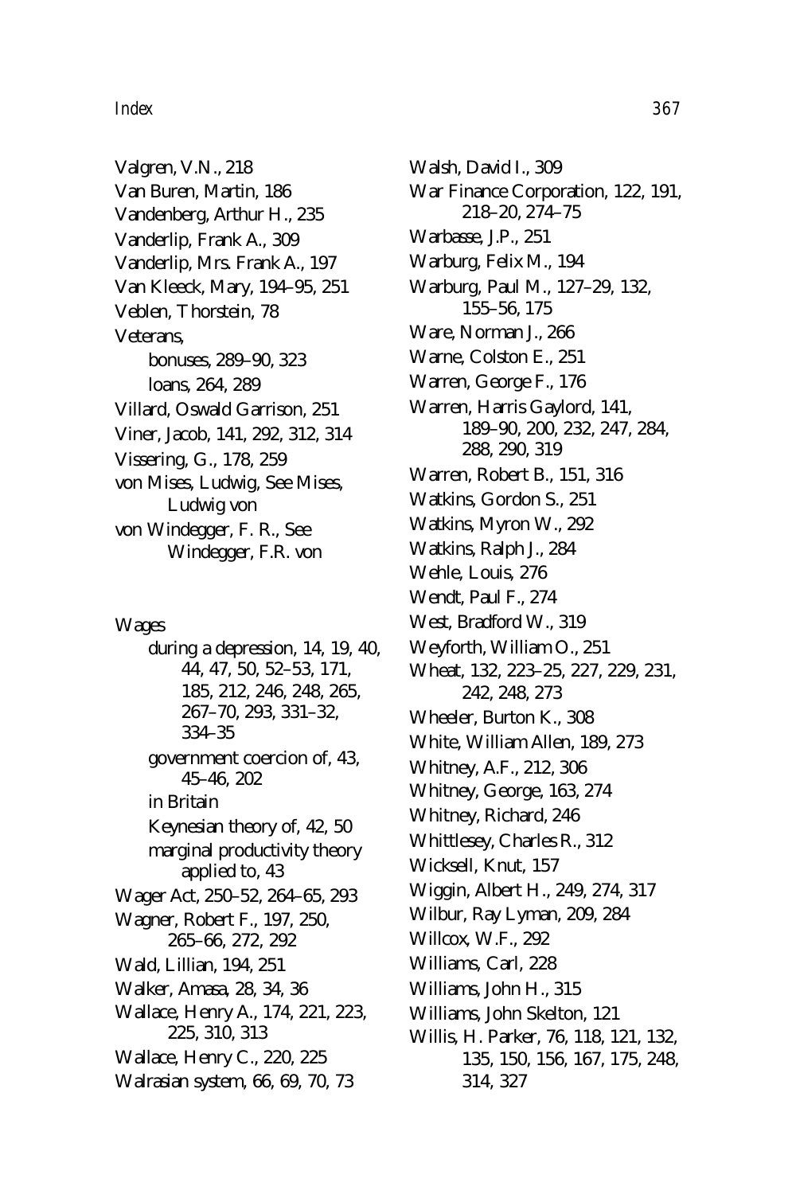Valgren, V.N., 218
Van Buren, Martin, 186
Vandenberg, Arthur H., 235
Vanderlip, Frank A., 309
Vanderlip, Mrs. Frank A., 197
Van Kleeck, Mary, 194–95, 251
Veblen, Thorstein, 78
Veterans,
- bonuses, 289–90, 323
- loans, 264, 289

Villard, Oswald Garrison, 251
Viner, Jacob, 141, 292, 312, 314
Vissering, G., 178, 259
von Mises, Ludwig, See Mises, Ludwig von
von Windegger, F. R., See Windegger, F.R. von

Wages
- during a depression, 14, 19, 40, 44, 47, 50, 52–53, 171, 185, 212, 246, 248, 265, 267–70, 293, 331–32, 334–35
- government coercion of, 43, 45–46, 202
- in Britain
- Keynesian theory of, 42, 50
- marginal productivity theory applied to, 43

Wager Act, 250–52, 264–65, 293
Wagner, Robert F., 197, 250, 265–66, 272, 292
Wald, Lillian, 194, 251
Walker, Amasa, 28, 34, 36
Wallace, Henry A., 174, 221, 223, 225, 310, 313
Wallace, Henry C., 220, 225
Walrasian system, 66, 69, 70, 73
Walsh, David I., 309
War Finance Corporation, 122, 191, 218–20, 274–75
Warbasse, J.P., 251
Warburg, Felix M., 194
Warburg, Paul M., 127–29, 132, 155–56, 175
Ware, Norman J., 266
Warne, Colston E., 251
Warren, George F., 176
Warren, Harris Gaylord, 141, 189–90, 200, 232, 247, 284, 288, 290, 319
Warren, Robert B., 151, 316
Watkins, Gordon S., 251
Watkins, Myron W., 292
Watkins, Ralph J., 284
Wehle, Louis, 276
Wendt, Paul F., 274
West, Bradford W., 319
Weyforth, William O., 251
Wheat, 132, 223–25, 227, 229, 231, 242, 248, 273
Wheeler, Burton K., 308
White, William Allen, 189, 273
Whitney, A.F., 212, 306
Whitney, George, 163, 274
Whitney, Richard, 246
Whittlesey, Charles R., 312
Wicksell, Knut, 157
Wiggin, Albert H., 249, 274, 317
Wilbur, Ray Lyman, 209, 284
Willcox, W.F., 292
Williams, Carl, 228
Williams, John H., 315
Williams, John Skelton, 121
Willis, H. Parker, 76, 118, 121, 132, 135, 150, 156, 167, 175, 248, 314, 327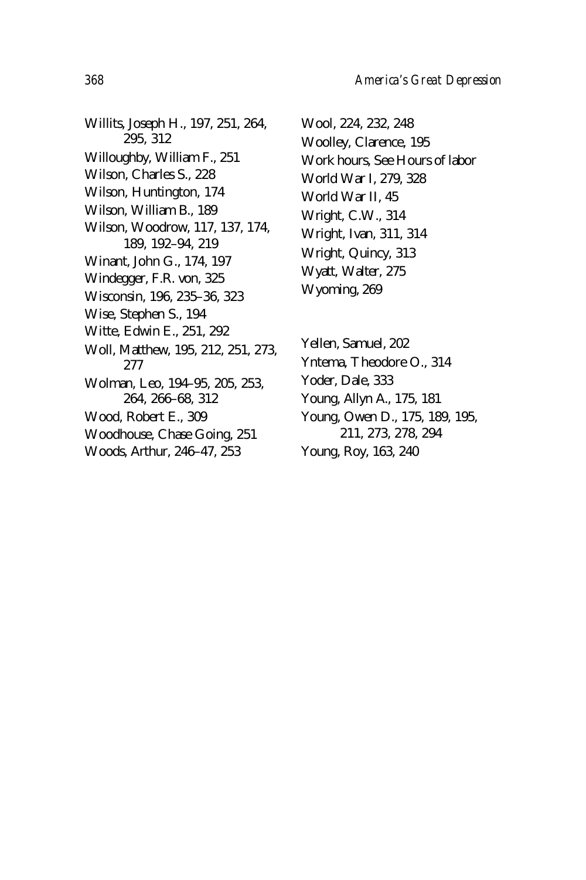Willits, Joseph H., 197, 251, 264, 295, 312
Willoughby, William F., 251
Wilson, Charles S., 228
Wilson, Huntington, 174
Wilson, William B., 189
Wilson, Woodrow, 117, 137, 174, 189, 192–94, 219
Winant, John G., 174, 197
Windegger, F.R. von, 325
Wisconsin, 196, 235–36, 323
Wise, Stephen S., 194
Witte, Edwin E., 251, 292
Woll, Matthew, 195, 212, 251, 273, 277
Wolman, Leo, 194–95, 205, 253, 264, 266–68, 312
Wood, Robert E., 309
Woodhouse, Chase Going, 251
Woods, Arthur, 246–47, 253
Wool, 224, 232, 248
Woolley, Clarence, 195
Work hours, See Hours of labor
World War I, 279, 328
World War II, 45
Wright, C.W., 314
Wright, Ivan, 311, 314
Wright, Quincy, 313
Wyatt, Walter, 275
Wyoming, 269

Yellen, Samuel, 202
Yntema, Theodore O., 314
Yoder, Dale, 333
Young, Allyn A., 175, 181
Young, Owen D., 175, 189, 195, 211, 273, 278, 294
Young, Roy, 163, 240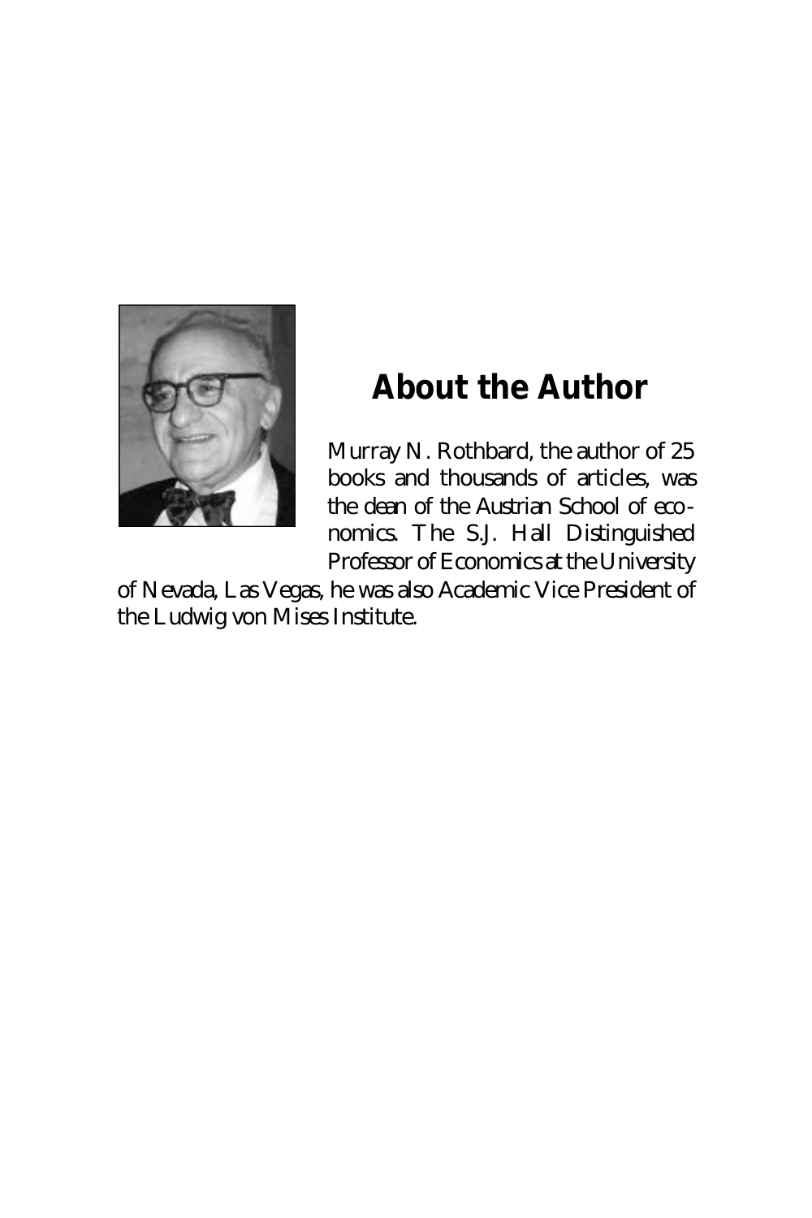## About the Author

Murray N. Rothbard, the author of 25 books and thousands of articles, was the dean of the Austrian School of economics. The S.J. Hall Distinguished Professor of Economics at the University of Nevada, Las Vegas, he was also Academic Vice President of the Ludwig von Mises Institute.